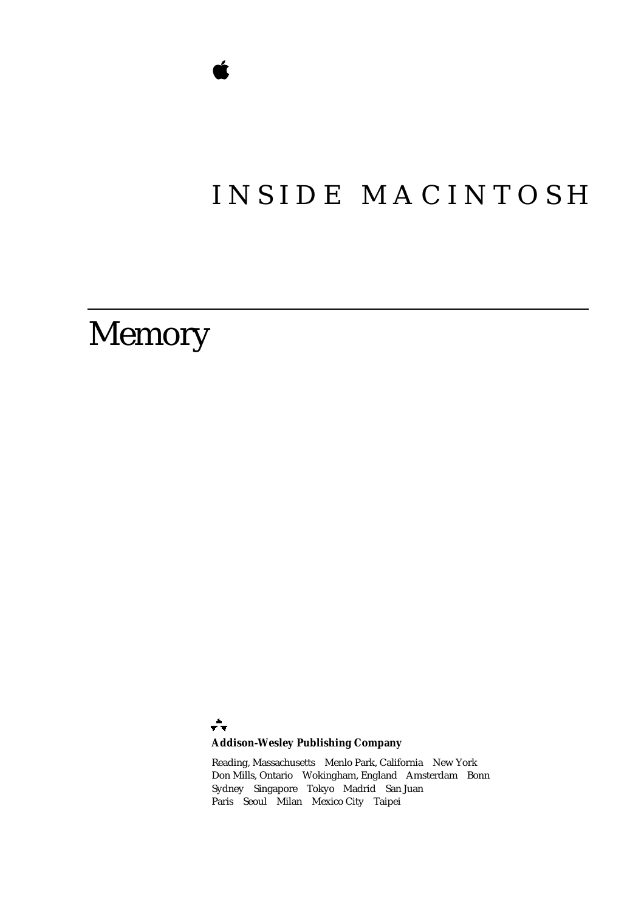# INSIDE MACINTOSH

# Memory

**Addison-Wesley Publishing Company**

Reading, Massachusetts Menlo Park, California New York
Don Mills, Ontario Wokingham, England Amsterdam Bonn
Sydney Singapore Tokyo Madrid San Juan
Paris Seoul Milan Mexico City Taipei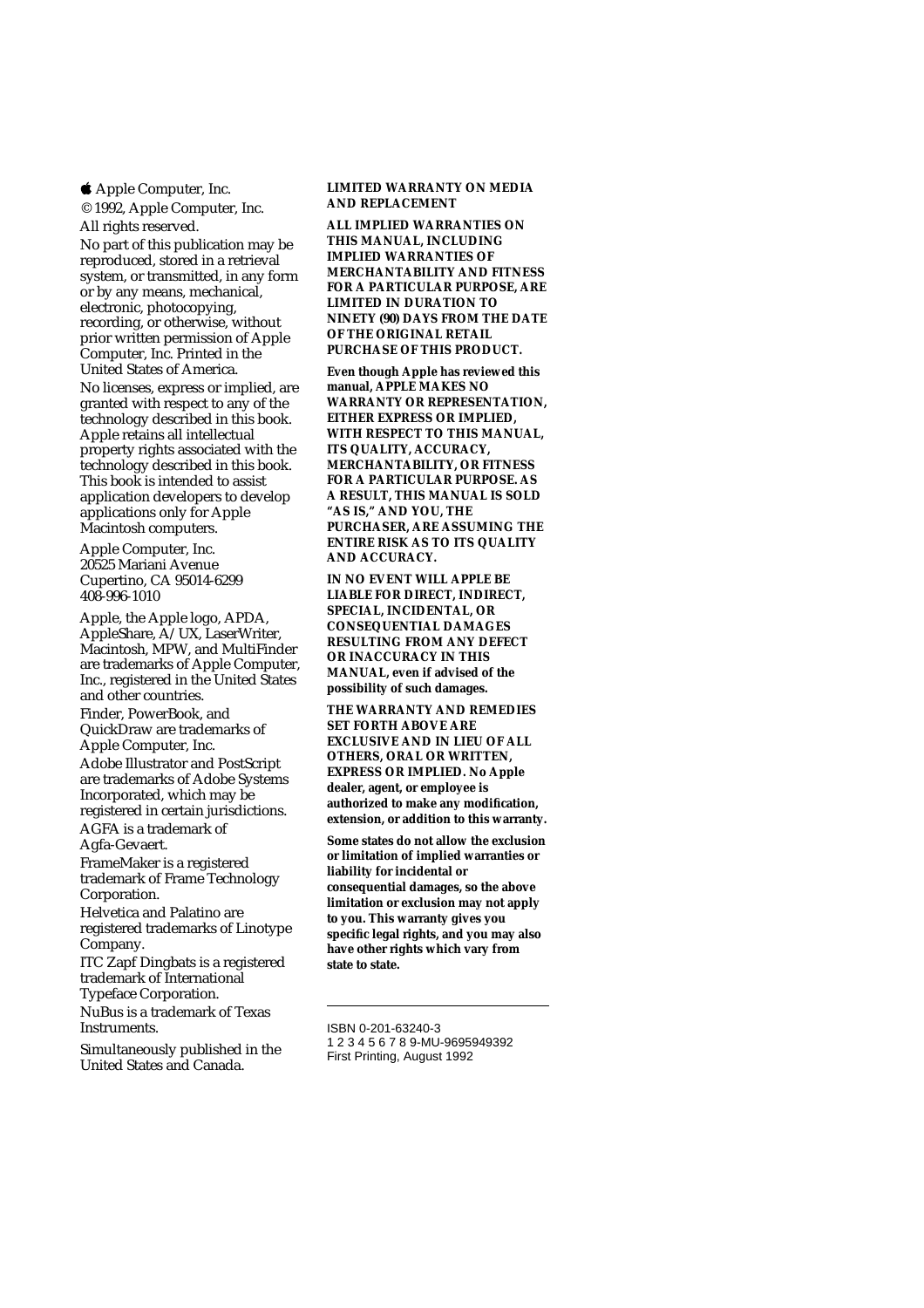Apple Computer, Inc.

© 1992, Apple Computer, Inc.

All rights reserved.

No part of this publication may be reproduced, stored in a retrieval system, or transmitted, in any form or by any means, mechanical, electronic, photocopying, recording, or otherwise, without prior written permission of Apple Computer, Inc. Printed in the United States of America.

No licenses, express or implied, are granted with respect to any of the technology described in this book. Apple retains all intellectual property rights associated with the technology described in this book. This book is intended to assist application developers to develop applications only for Apple Macintosh computers.

Apple Computer, Inc.
20525 Mariani Avenue
Cupertino, CA 95014-6299
408-996-1010

Apple, the Apple logo, APDA, AppleShare, A/UX, LaserWriter, Macintosh, MPW, and MultiFinder are trademarks of Apple Computer, Inc., registered in the United States and other countries.

Finder, PowerBook, and QuickDraw are trademarks of Apple Computer, Inc.

Adobe Illustrator and PostScript are trademarks of Adobe Systems Incorporated, which may be registered in certain jurisdictions.

AGFA is a trademark of Agfa-Gevaert.

FrameMaker is a registered trademark of Frame Technology Corporation.

Helvetica and Palatino are registered trademarks of Linotype Company.

ITC Zapf Dingbats is a registered trademark of International Typeface Corporation.

NuBus is a trademark of Texas Instruments.

Simultaneously published in the United States and Canada.

**LIMITED WARRANTY ON MEDIA AND REPLACEMENT**

**ALL IMPLIED WARRANTIES ON THIS MANUAL, INCLUDING IMPLIED WARRANTIES OF MERCHANTABILITY AND FITNESS FOR A PARTICULAR PURPOSE, ARE LIMITED IN DURATION TO NINETY (90) DAYS FROM THE DATE OF THE ORIGINAL RETAIL PURCHASE OF THIS PRODUCT.**

**Even though Apple has reviewed this manual, APPLE MAKES NO WARRANTY OR REPRESENTATION, EITHER EXPRESS OR IMPLIED, WITH RESPECT TO THIS MANUAL, ITS QUALITY, ACCURACY, MERCHANTABILITY, OR FITNESS FOR A PARTICULAR PURPOSE. AS A RESULT, THIS MANUAL IS SOLD "AS IS," AND YOU, THE PURCHASER, ARE ASSUMING THE ENTIRE RISK AS TO ITS QUALITY AND ACCURACY.**

**IN NO EVENT WILL APPLE BE LIABLE FOR DIRECT, INDIRECT, SPECIAL, INCIDENTAL, OR CONSEQUENTIAL DAMAGES RESULTING FROM ANY DEFECT OR INACCURACY IN THIS MANUAL, even if advised of the possibility of such damages.**

**THE WARRANTY AND REMEDIES SET FORTH ABOVE ARE EXCLUSIVE AND IN LIEU OF ALL OTHERS, ORAL OR WRITTEN, EXPRESS OR IMPLIED. No Apple dealer, agent, or employee is authorized to make any modification, extension, or addition to this warranty.**

**Some states do not allow the exclusion or limitation of implied warranties or liability for incidental or consequential damages, so the above limitation or exclusion may not apply to you. This warranty gives you specific legal rights, and you may also have other rights which vary from state to state.**

---

ISBN 0-201-63240-3
1 2 3 4 5 6 7 8 9-MU-9695949392
First Printing, August 1992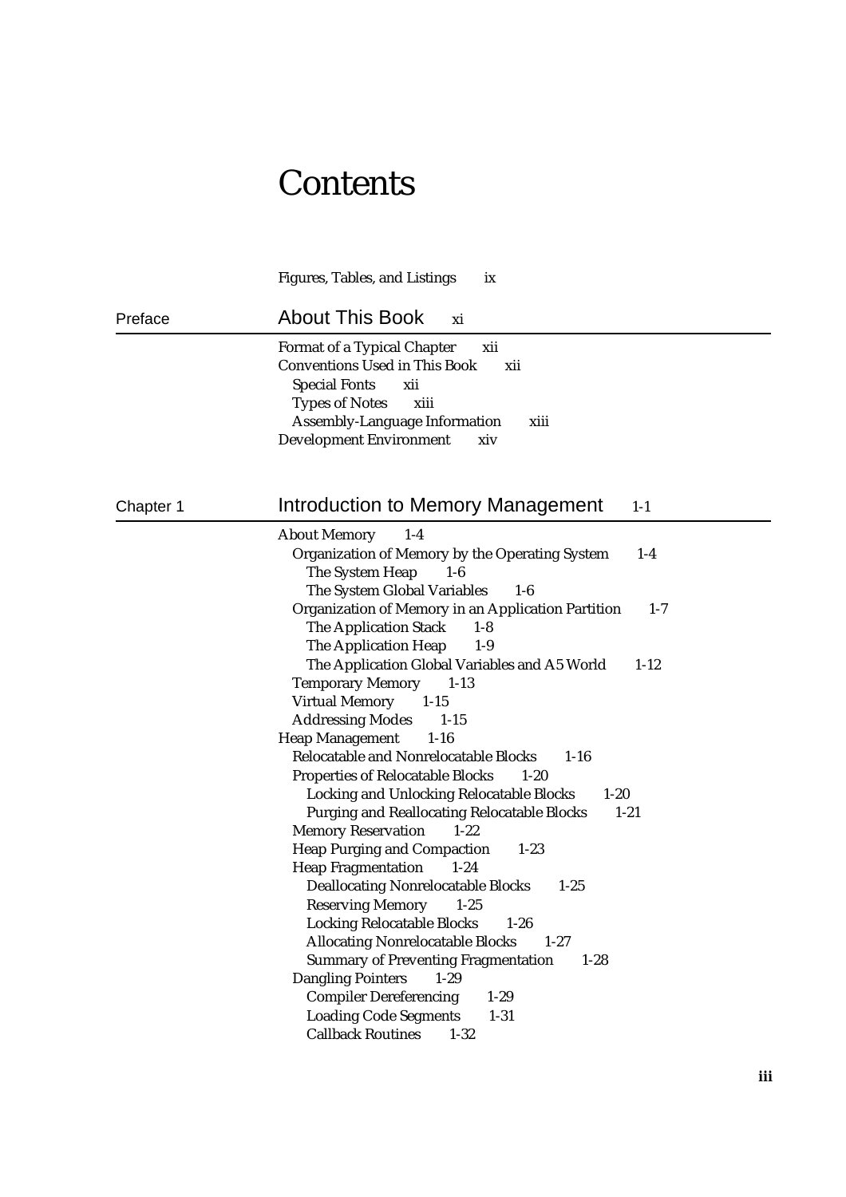# Contents

Figures, Tables, and Listings ix

## Preface — About This Book xi

Format of a Typical Chapter xii
Conventions Used in This Book xii
- Special Fonts xii
- Types of Notes xiii
- Assembly-Language Information xiii

Development Environment xiv

## Chapter 1 — Introduction to Memory Management 1-1

About Memory 1-4
- Organization of Memory by the Operating System 1-4
  - The System Heap 1-6
  - The System Global Variables 1-6
- Organization of Memory in an Application Partition 1-7
  - The Application Stack 1-8
  - The Application Heap 1-9
  - The Application Global Variables and A5 World 1-12
- Temporary Memory 1-13
- Virtual Memory 1-15
- Addressing Modes 1-15

Heap Management 1-16
- Relocatable and Nonrelocatable Blocks 1-16
- Properties of Relocatable Blocks 1-20
  - Locking and Unlocking Relocatable Blocks 1-20
  - Purging and Reallocating Relocatable Blocks 1-21
- Memory Reservation 1-22
- Heap Purging and Compaction 1-23
- Heap Fragmentation 1-24
  - Deallocating Nonrelocatable Blocks 1-25
  - Reserving Memory 1-25
  - Locking Relocatable Blocks 1-26
  - Allocating Nonrelocatable Blocks 1-27
  - Summary of Preventing Fragmentation 1-28
- Dangling Pointers 1-29
  - Compiler Dereferencing 1-29
  - Loading Code Segments 1-31
  - Callback Routines 1-32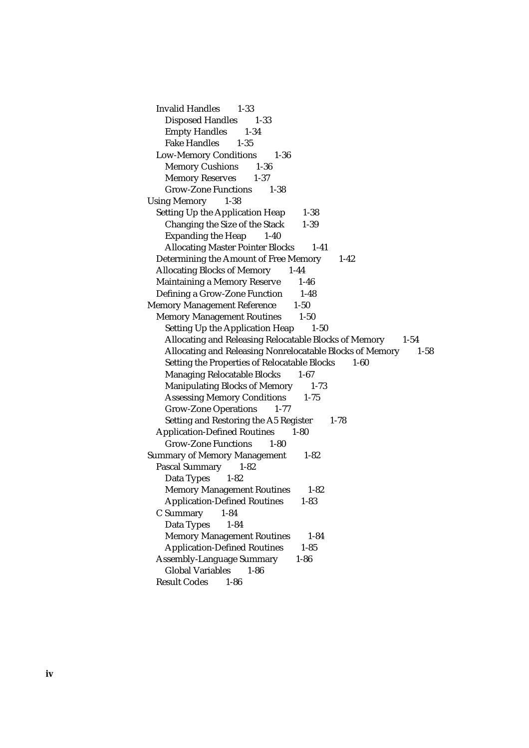- Invalid Handles 1-33
  - Disposed Handles 1-33
  - Empty Handles 1-34
  - Fake Handles 1-35
- Low-Memory Conditions 1-36
  - Memory Cushions 1-36
  - Memory Reserves 1-37
  - Grow-Zone Functions 1-38

Using Memory 1-38

- Setting Up the Application Heap 1-38
  - Changing the Size of the Stack 1-39
  - Expanding the Heap 1-40
  - Allocating Master Pointer Blocks 1-41
- Determining the Amount of Free Memory 1-42
- Allocating Blocks of Memory 1-44
- Maintaining a Memory Reserve 1-46
- Defining a Grow-Zone Function 1-48

Memory Management Reference 1-50

- Memory Management Routines 1-50
  - Setting Up the Application Heap 1-50
  - Allocating and Releasing Relocatable Blocks of Memory 1-54
  - Allocating and Releasing Nonrelocatable Blocks of Memory 1-58
  - Setting the Properties of Relocatable Blocks 1-60
  - Managing Relocatable Blocks 1-67
  - Manipulating Blocks of Memory 1-73
  - Assessing Memory Conditions 1-75
  - Grow-Zone Operations 1-77
  - Setting and Restoring the A5 Register 1-78
- Application-Defined Routines 1-80
  - Grow-Zone Functions 1-80

Summary of Memory Management 1-82

- Pascal Summary 1-82
  - Data Types 1-82
  - Memory Management Routines 1-82
  - Application-Defined Routines 1-83
- C Summary 1-84
  - Data Types 1-84
  - Memory Management Routines 1-84
  - Application-Defined Routines 1-85
- Assembly-Language Summary 1-86
  - Global Variables 1-86
- Result Codes 1-86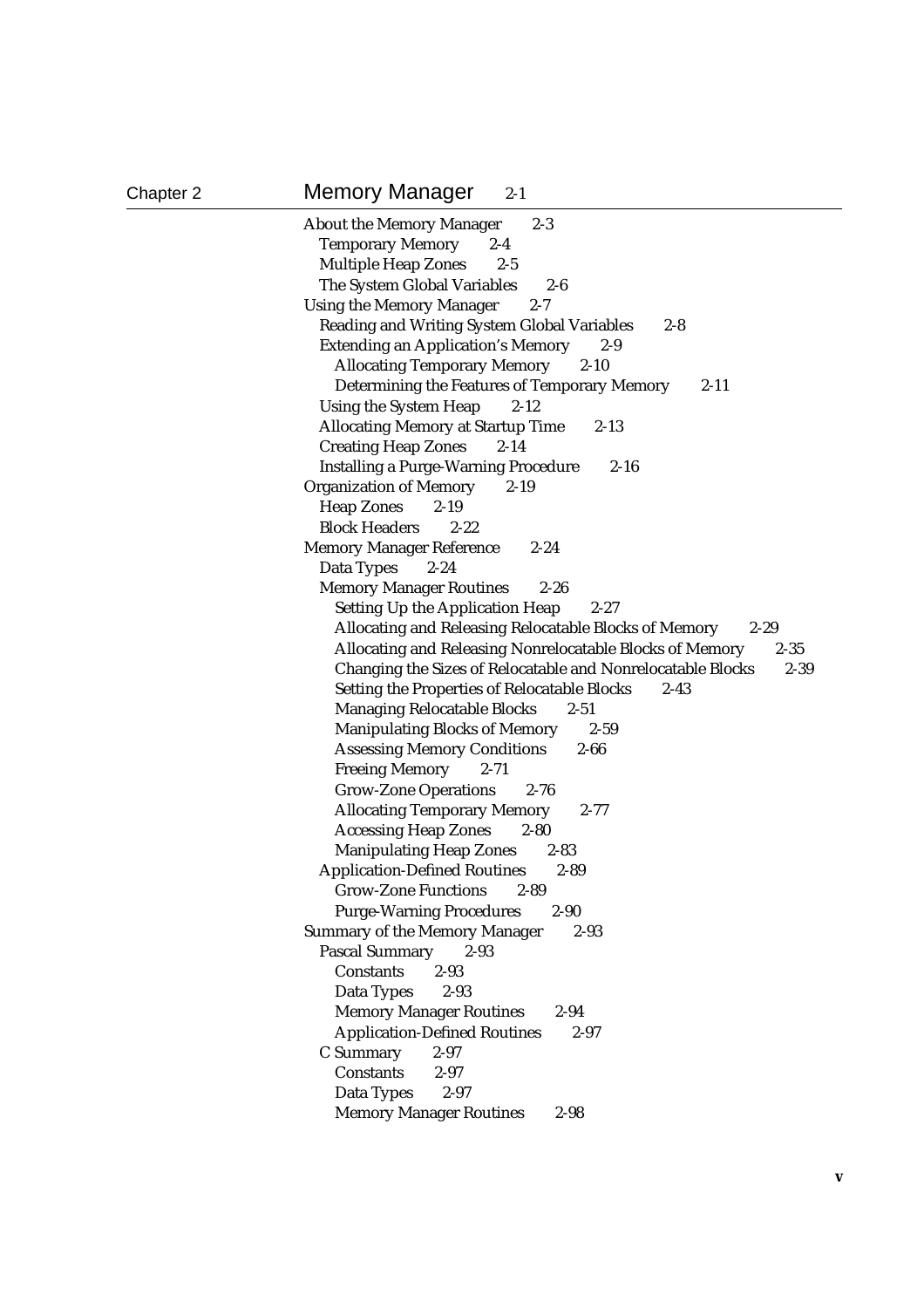Chapter 2 **Memory Manager** 2-1

- About the Memory Manager 2-3
  - Temporary Memory 2-4
  - Multiple Heap Zones 2-5
  - The System Global Variables 2-6
- Using the Memory Manager 2-7
  - Reading and Writing System Global Variables 2-8
  - Extending an Application's Memory 2-9
    - Allocating Temporary Memory 2-10
    - Determining the Features of Temporary Memory 2-11
  - Using the System Heap 2-12
  - Allocating Memory at Startup Time 2-13
  - Creating Heap Zones 2-14
  - Installing a Purge-Warning Procedure 2-16
- Organization of Memory 2-19
  - Heap Zones 2-19
  - Block Headers 2-22
- Memory Manager Reference 2-24
  - Data Types 2-24
  - Memory Manager Routines 2-26
    - Setting Up the Application Heap 2-27
    - Allocating and Releasing Relocatable Blocks of Memory 2-29
    - Allocating and Releasing Nonrelocatable Blocks of Memory 2-35
    - Changing the Sizes of Relocatable and Nonrelocatable Blocks 2-39
    - Setting the Properties of Relocatable Blocks 2-43
    - Managing Relocatable Blocks 2-51
    - Manipulating Blocks of Memory 2-59
    - Assessing Memory Conditions 2-66
    - Freeing Memory 2-71
    - Grow-Zone Operations 2-76
    - Allocating Temporary Memory 2-77
    - Accessing Heap Zones 2-80
    - Manipulating Heap Zones 2-83
  - Application-Defined Routines 2-89
    - Grow-Zone Functions 2-89
    - Purge-Warning Procedures 2-90
- Summary of the Memory Manager 2-93
  - Pascal Summary 2-93
    - Constants 2-93
    - Data Types 2-93
    - Memory Manager Routines 2-94
    - Application-Defined Routines 2-97
  - C Summary 2-97
    - Constants 2-97
    - Data Types 2-97
    - Memory Manager Routines 2-98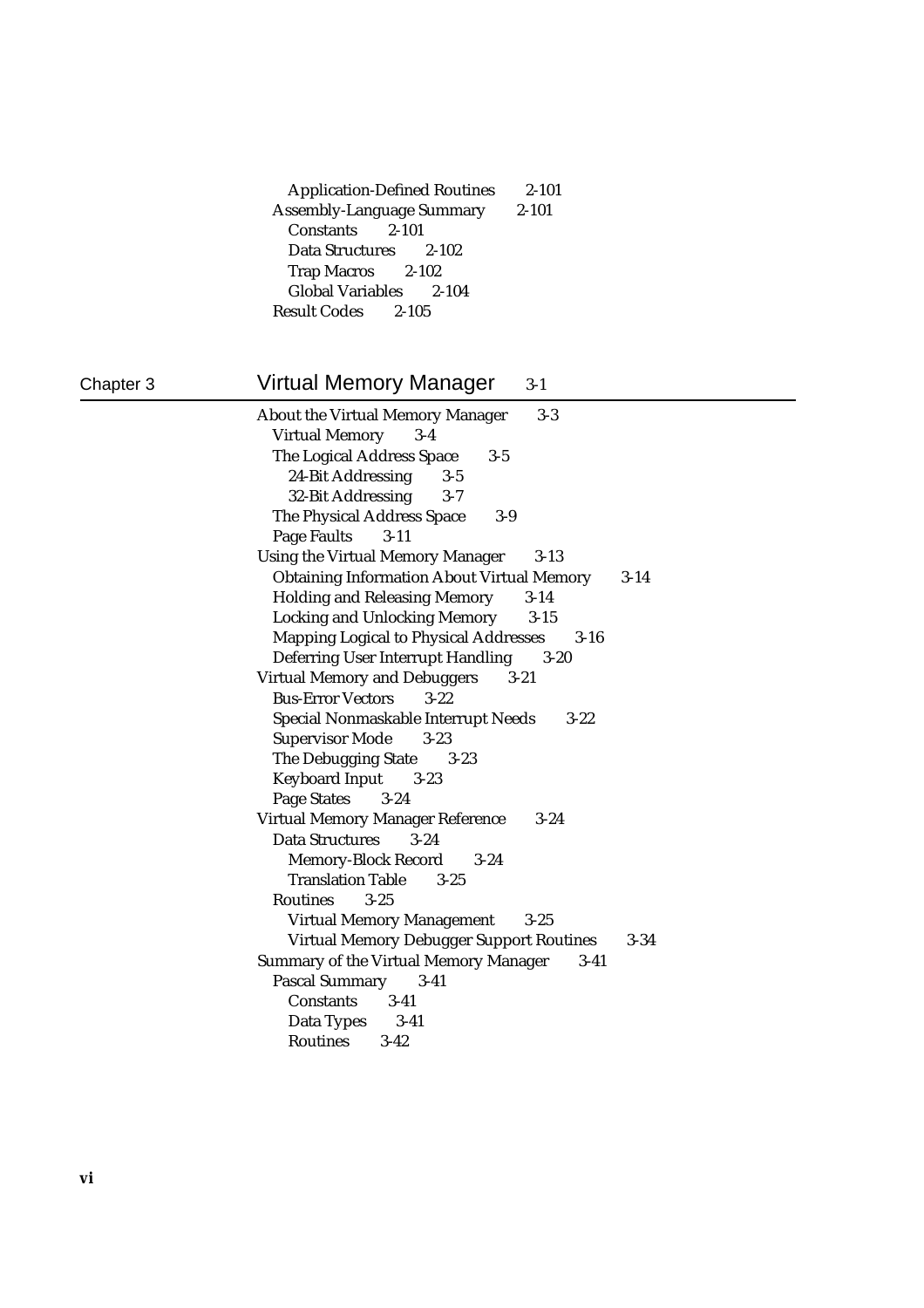Application-Defined Routines 2-101
Assembly-Language Summary 2-101
Constants 2-101
Data Structures 2-102
Trap Macros 2-102
Global Variables 2-104
Result Codes 2-105

## Chapter 3 Virtual Memory Manager 3-1

About the Virtual Memory Manager 3-3
- Virtual Memory 3-4
- The Logical Address Space 3-5
  - 24-Bit Addressing 3-5
  - 32-Bit Addressing 3-7
- The Physical Address Space 3-9
- Page Faults 3-11

Using the Virtual Memory Manager 3-13
- Obtaining Information About Virtual Memory 3-14
- Holding and Releasing Memory 3-14
- Locking and Unlocking Memory 3-15
- Mapping Logical to Physical Addresses 3-16
- Deferring User Interrupt Handling 3-20

Virtual Memory and Debuggers 3-21
- Bus-Error Vectors 3-22
- Special Nonmaskable Interrupt Needs 3-22
- Supervisor Mode 3-23
- The Debugging State 3-23
- Keyboard Input 3-23
- Page States 3-24

Virtual Memory Manager Reference 3-24
- Data Structures 3-24
  - Memory-Block Record 3-24
  - Translation Table 3-25
- Routines 3-25
  - Virtual Memory Management 3-25
  - Virtual Memory Debugger Support Routines 3-34

Summary of the Virtual Memory Manager 3-41
- Pascal Summary 3-41
  - Constants 3-41
  - Data Types 3-41
  - Routines 3-42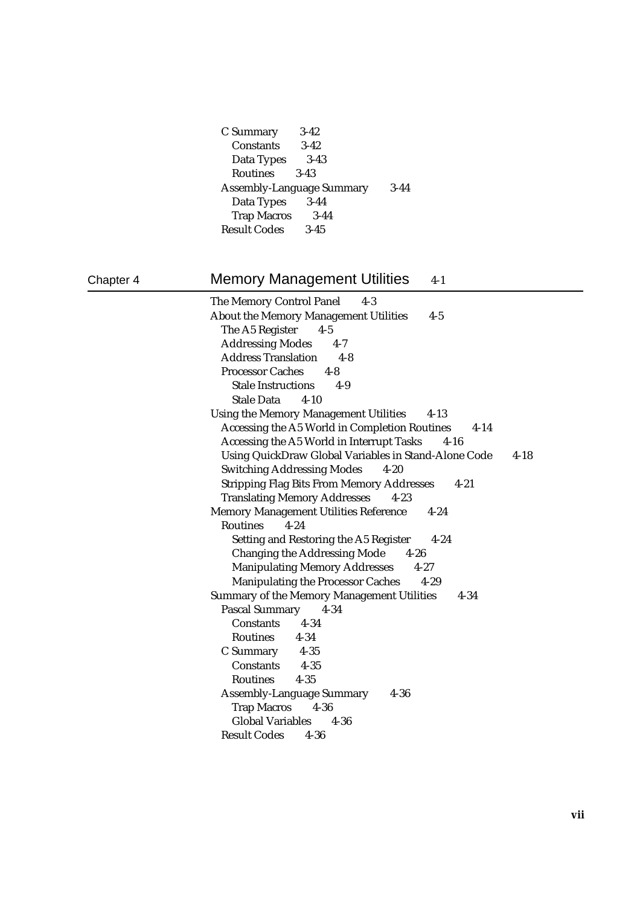C Summary 3-42
  Constants 3-42
  Data Types 3-43
  Routines 3-43
Assembly-Language Summary 3-44
  Data Types 3-44
  Trap Macros 3-44
Result Codes 3-45

## Chapter 4 Memory Management Utilities 4-1

The Memory Control Panel 4-3
About the Memory Management Utilities 4-5
  The A5 Register 4-5
  Addressing Modes 4-7
  Address Translation 4-8
  Processor Caches 4-8
    Stale Instructions 4-9
    Stale Data 4-10
Using the Memory Management Utilities 4-13
  Accessing the A5 World in Completion Routines 4-14
  Accessing the A5 World in Interrupt Tasks 4-16
  Using QuickDraw Global Variables in Stand-Alone Code 4-18
  Switching Addressing Modes 4-20
  Stripping Flag Bits From Memory Addresses 4-21
  Translating Memory Addresses 4-23
Memory Management Utilities Reference 4-24
  Routines 4-24
    Setting and Restoring the A5 Register 4-24
    Changing the Addressing Mode 4-26
    Manipulating Memory Addresses 4-27
    Manipulating the Processor Caches 4-29
Summary of the Memory Management Utilities 4-34
  Pascal Summary 4-34
    Constants 4-34
    Routines 4-34
  C Summary 4-35
    Constants 4-35
    Routines 4-35
  Assembly-Language Summary 4-36
    Trap Macros 4-36
    Global Variables 4-36
  Result Codes 4-36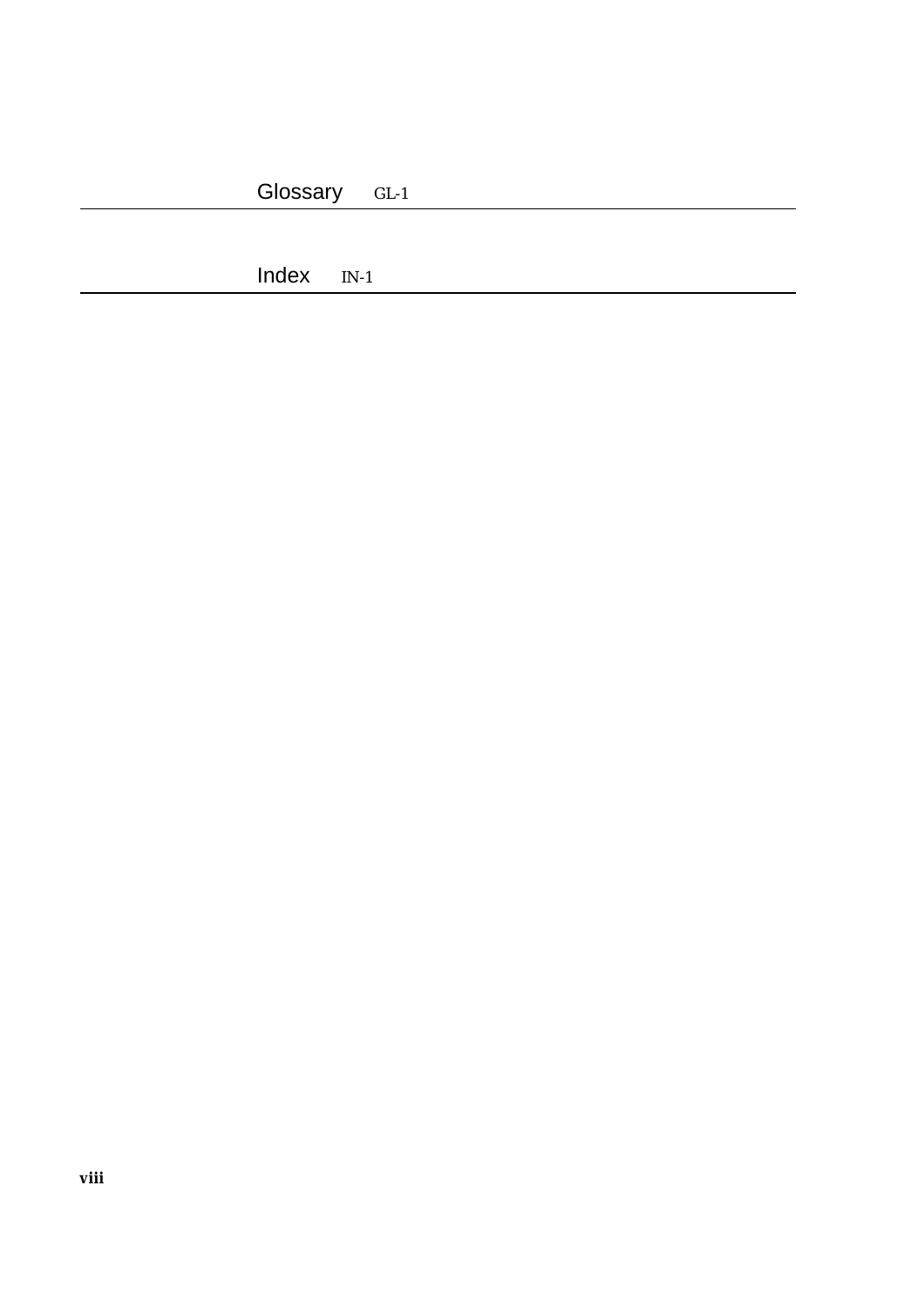Glossary GL-1

Index IN-1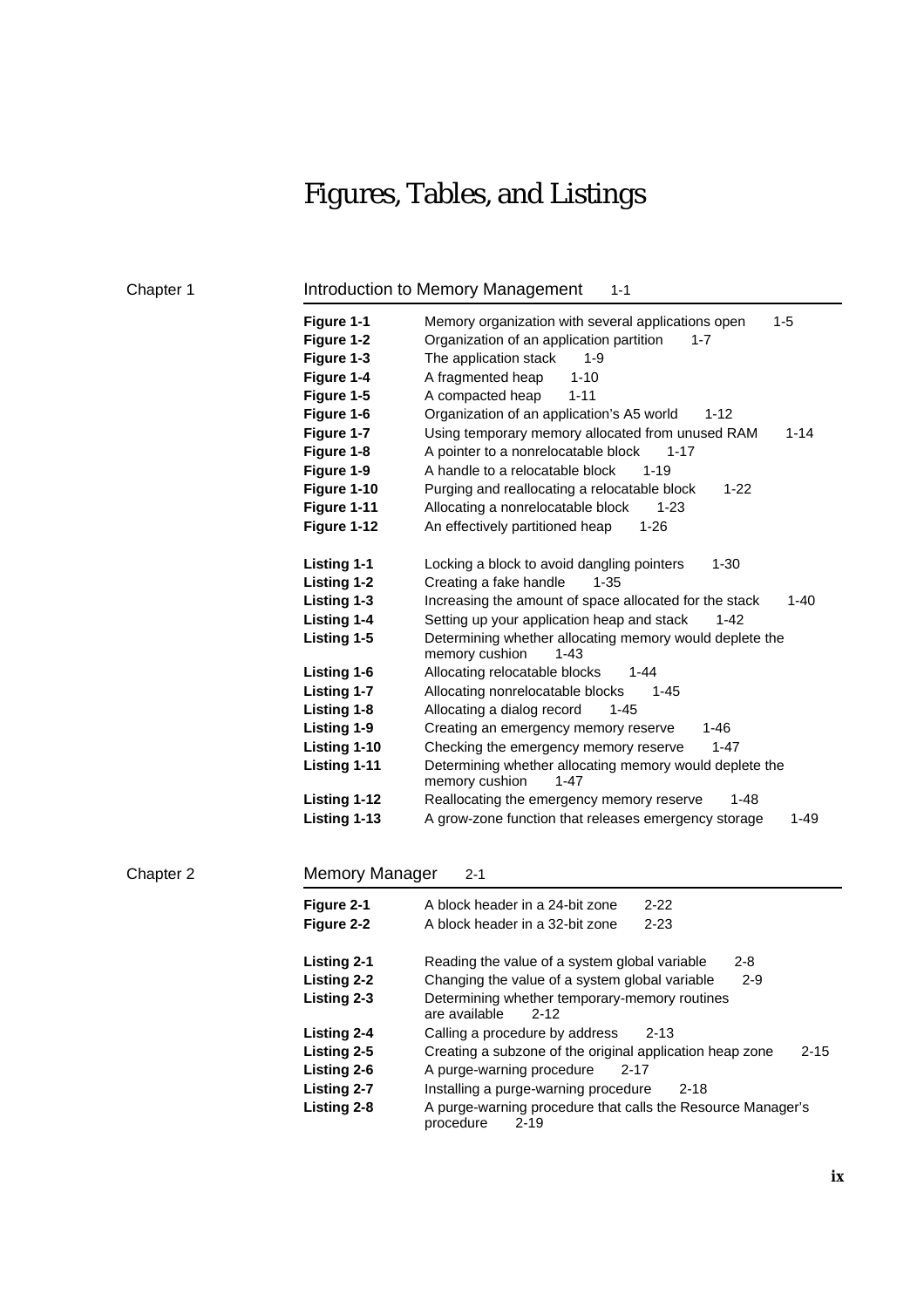# Figures, Tables, and Listings

## Chapter 1 — Introduction to Memory Management 1-1

| | | |
|---|---|---|
| **Figure 1-1** | Memory organization with several applications open | 1-5 |
| **Figure 1-2** | Organization of an application partition | 1-7 |
| **Figure 1-3** | The application stack | 1-9 |
| **Figure 1-4** | A fragmented heap | 1-10 |
| **Figure 1-5** | A compacted heap | 1-11 |
| **Figure 1-6** | Organization of an application's A5 world | 1-12 |
| **Figure 1-7** | Using temporary memory allocated from unused RAM | 1-14 |
| **Figure 1-8** | A pointer to a nonrelocatable block | 1-17 |
| **Figure 1-9** | A handle to a relocatable block | 1-19 |
| **Figure 1-10** | Purging and reallocating a relocatable block | 1-22 |
| **Figure 1-11** | Allocating a nonrelocatable block | 1-23 |
| **Figure 1-12** | An effectively partitioned heap | 1-26 |
| **Listing 1-1** | Locking a block to avoid dangling pointers | 1-30 |
| **Listing 1-2** | Creating a fake handle | 1-35 |
| **Listing 1-3** | Increasing the amount of space allocated for the stack | 1-40 |
| **Listing 1-4** | Setting up your application heap and stack | 1-42 |
| **Listing 1-5** | Determining whether allocating memory would deplete the memory cushion | 1-43 |
| **Listing 1-6** | Allocating relocatable blocks | 1-44 |
| **Listing 1-7** | Allocating nonrelocatable blocks | 1-45 |
| **Listing 1-8** | Allocating a dialog record | 1-45 |
| **Listing 1-9** | Creating an emergency memory reserve | 1-46 |
| **Listing 1-10** | Checking the emergency memory reserve | 1-47 |
| **Listing 1-11** | Determining whether allocating memory would deplete the memory cushion | 1-47 |
| **Listing 1-12** | Reallocating the emergency memory reserve | 1-48 |
| **Listing 1-13** | A grow-zone function that releases emergency storage | 1-49 |

## Chapter 2 — Memory Manager 2-1

| | | |
|---|---|---|
| **Figure 2-1** | A block header in a 24-bit zone | 2-22 |
| **Figure 2-2** | A block header in a 32-bit zone | 2-23 |
| **Listing 2-1** | Reading the value of a system global variable | 2-8 |
| **Listing 2-2** | Changing the value of a system global variable | 2-9 |
| **Listing 2-3** | Determining whether temporary-memory routines are available | 2-12 |
| **Listing 2-4** | Calling a procedure by address | 2-13 |
| **Listing 2-5** | Creating a subzone of the original application heap zone | 2-15 |
| **Listing 2-6** | A purge-warning procedure | 2-17 |
| **Listing 2-7** | Installing a purge-warning procedure | 2-18 |
| **Listing 2-8** | A purge-warning procedure that calls the Resource Manager's procedure | 2-19 |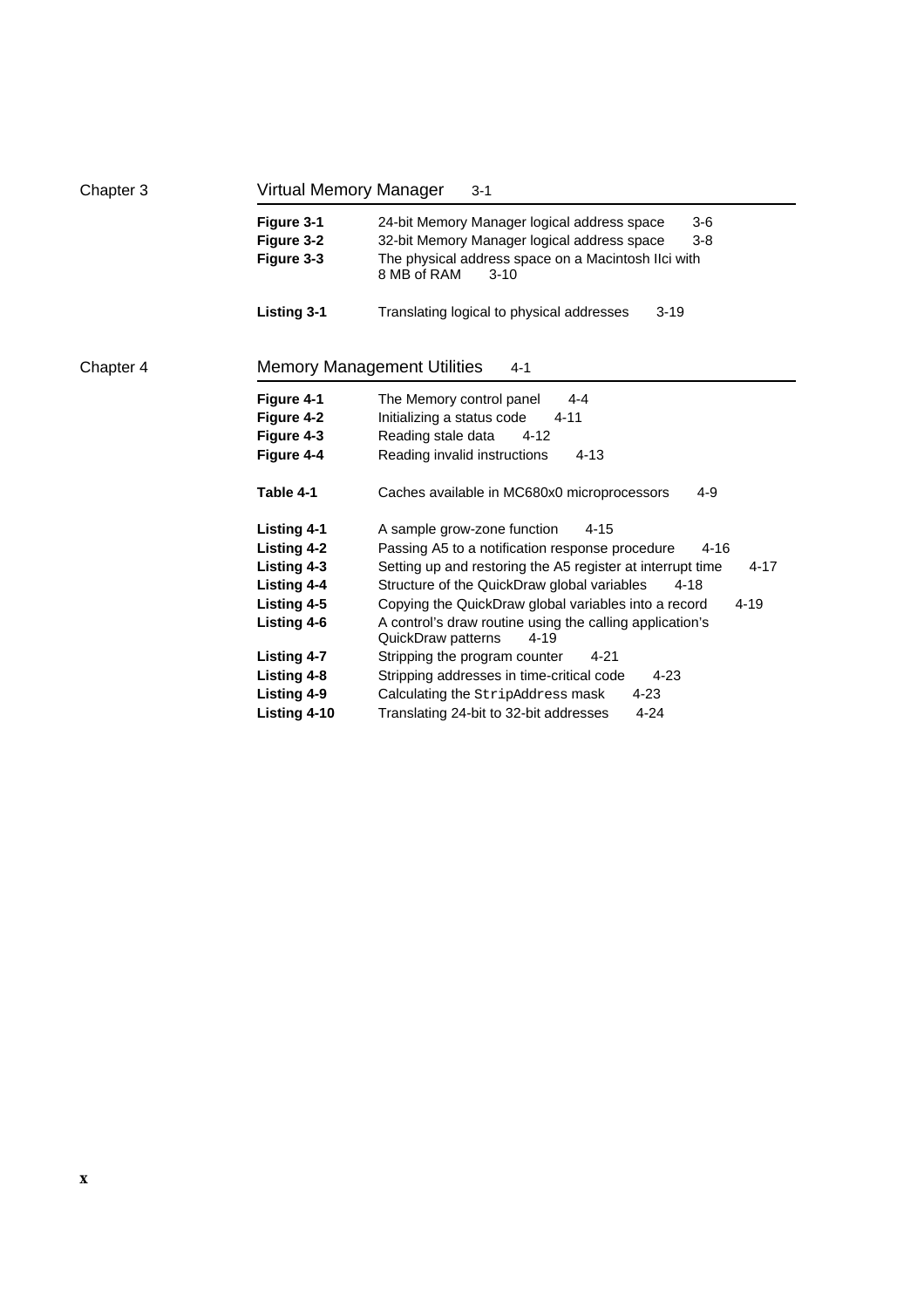## Chapter 3 Virtual Memory Manager 3-1

| | | |
|---|---|---|
| **Figure 3-1** | 24-bit Memory Manager logical address space | 3-6 |
| **Figure 3-2** | 32-bit Memory Manager logical address space | 3-8 |
| **Figure 3-3** | The physical address space on a Macintosh IIci with 8 MB of RAM | 3-10 |
| **Listing 3-1** | Translating logical to physical addresses | 3-19 |

## Chapter 4 Memory Management Utilities 4-1

| | | |
|---|---|---|
| **Figure 4-1** | The Memory control panel | 4-4 |
| **Figure 4-2** | Initializing a status code | 4-11 |
| **Figure 4-3** | Reading stale data | 4-12 |
| **Figure 4-4** | Reading invalid instructions | 4-13 |
| **Table 4-1** | Caches available in MC680x0 microprocessors | 4-9 |
| **Listing 4-1** | A sample grow-zone function | 4-15 |
| **Listing 4-2** | Passing A5 to a notification response procedure | 4-16 |
| **Listing 4-3** | Setting up and restoring the A5 register at interrupt time | 4-17 |
| **Listing 4-4** | Structure of the QuickDraw global variables | 4-18 |
| **Listing 4-5** | Copying the QuickDraw global variables into a record | 4-19 |
| **Listing 4-6** | A control's draw routine using the calling application's QuickDraw patterns | 4-19 |
| **Listing 4-7** | Stripping the program counter | 4-21 |
| **Listing 4-8** | Stripping addresses in time-critical code | 4-23 |
| **Listing 4-9** | Calculating the `StripAddress` mask | 4-23 |
| **Listing 4-10** | Translating 24-bit to 32-bit addresses | 4-24 |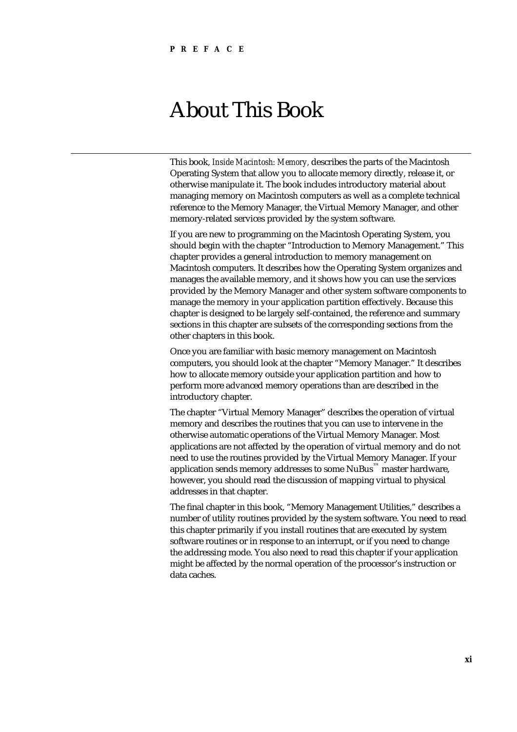# About This Book

This book, *Inside Macintosh: Memory*, describes the parts of the Macintosh Operating System that allow you to allocate memory directly, release it, or otherwise manipulate it. The book includes introductory material about managing memory on Macintosh computers as well as a complete technical reference to the Memory Manager, the Virtual Memory Manager, and other memory-related services provided by the system software.

If you are new to programming on the Macintosh Operating System, you should begin with the chapter "Introduction to Memory Management." This chapter provides a general introduction to memory management on Macintosh computers. It describes how the Operating System organizes and manages the available memory, and it shows how you can use the services provided by the Memory Manager and other system software components to manage the memory in your application partition effectively. Because this chapter is designed to be largely self-contained, the reference and summary sections in this chapter are subsets of the corresponding sections from the other chapters in this book.

Once you are familiar with basic memory management on Macintosh computers, you should look at the chapter "Memory Manager." It describes how to allocate memory outside your application partition and how to perform more advanced memory operations than are described in the introductory chapter.

The chapter "Virtual Memory Manager" describes the operation of virtual memory and describes the routines that you can use to intervene in the otherwise automatic operations of the Virtual Memory Manager. Most applications are not affected by the operation of virtual memory and do not need to use the routines provided by the Virtual Memory Manager. If your application sends memory addresses to some NuBus™ master hardware, however, you should read the discussion of mapping virtual to physical addresses in that chapter.

The final chapter in this book, "Memory Management Utilities," describes a number of utility routines provided by the system software. You need to read this chapter primarily if you install routines that are executed by system software routines or in response to an interrupt, or if you need to change the addressing mode. You also need to read this chapter if your application might be affected by the normal operation of the processor's instruction or data caches.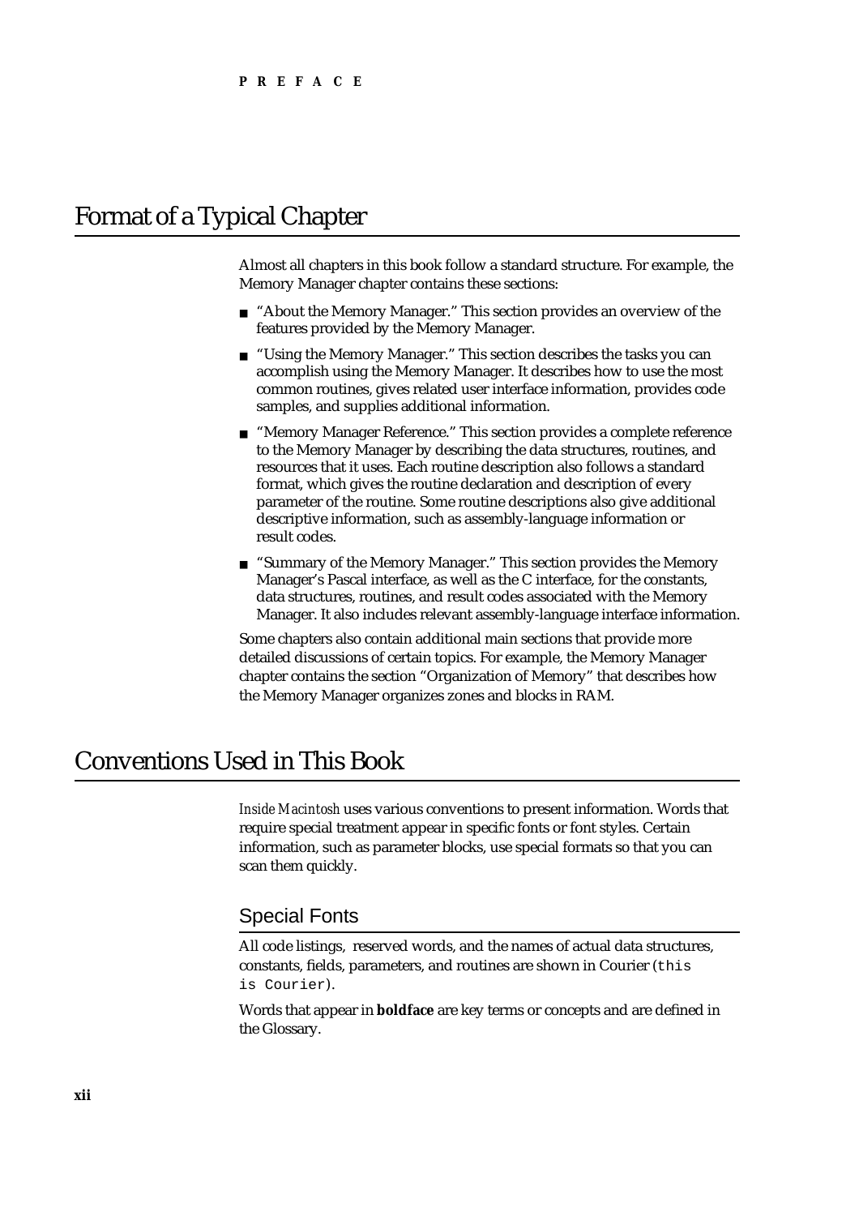## Format of a Typical Chapter

Almost all chapters in this book follow a standard structure. For example, the Memory Manager chapter contains these sections:

- "About the Memory Manager." This section provides an overview of the features provided by the Memory Manager.
- "Using the Memory Manager." This section describes the tasks you can accomplish using the Memory Manager. It describes how to use the most common routines, gives related user interface information, provides code samples, and supplies additional information.
- "Memory Manager Reference." This section provides a complete reference to the Memory Manager by describing the data structures, routines, and resources that it uses. Each routine description also follows a standard format, which gives the routine declaration and description of every parameter of the routine. Some routine descriptions also give additional descriptive information, such as assembly-language information or result codes.
- "Summary of the Memory Manager." This section provides the Memory Manager's Pascal interface, as well as the C interface, for the constants, data structures, routines, and result codes associated with the Memory Manager. It also includes relevant assembly-language interface information.

Some chapters also contain additional main sections that provide more detailed discussions of certain topics. For example, the Memory Manager chapter contains the section "Organization of Memory" that describes how the Memory Manager organizes zones and blocks in RAM.

## Conventions Used in This Book

*Inside Macintosh* uses various conventions to present information. Words that require special treatment appear in specific fonts or font styles. Certain information, such as parameter blocks, use special formats so that you can scan them quickly.

### Special Fonts

All code listings, reserved words, and the names of actual data structures, constants, fields, parameters, and routines are shown in Courier (`this is Courier`).

Words that appear in **boldface** are key terms or concepts and are defined in the Glossary.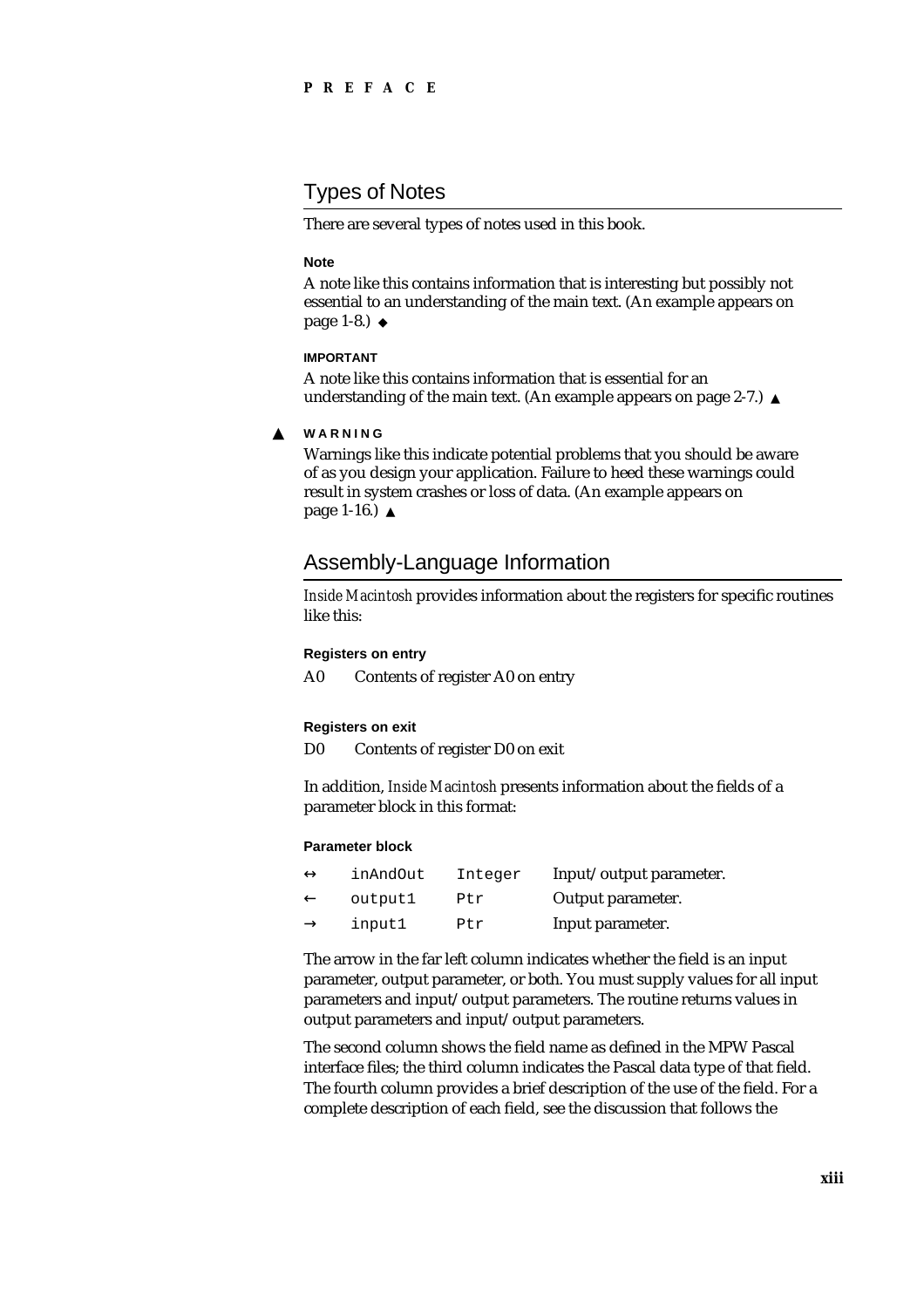## Types of Notes

There are several types of notes used in this book.

**Note**

A note like this contains information that is interesting but possibly not essential to an understanding of the main text. (An example appears on page 1-8.) ◆

**IMPORTANT**

A note like this contains information that is essential for an understanding of the main text. (An example appears on page 2-7.) ▲

▲ **WARNING**

Warnings like this indicate potential problems that you should be aware of as you design your application. Failure to heed these warnings could result in system crashes or loss of data. (An example appears on page 1-16.) ▲

## Assembly-Language Information

*Inside Macintosh* provides information about the registers for specific routines like this:

**Registers on entry**

A0 Contents of register A0 on entry

**Registers on exit**

D0 Contents of register D0 on exit

In addition, *Inside Macintosh* presents information about the fields of a parameter block in this format:

**Parameter block**

| | | | |
|---|---|---|---|
| ↔ | `inAndOut` | `Integer` | Input/output parameter. |
| ← | `output1` | `Ptr` | Output parameter. |
| → | `input1` | `Ptr` | Input parameter. |

The arrow in the far left column indicates whether the field is an input parameter, output parameter, or both. You must supply values for all input parameters and input/output parameters. The routine returns values in output parameters and input/output parameters.

The second column shows the field name as defined in the MPW Pascal interface files; the third column indicates the Pascal data type of that field. The fourth column provides a brief description of the use of the field. For a complete description of each field, see the discussion that follows the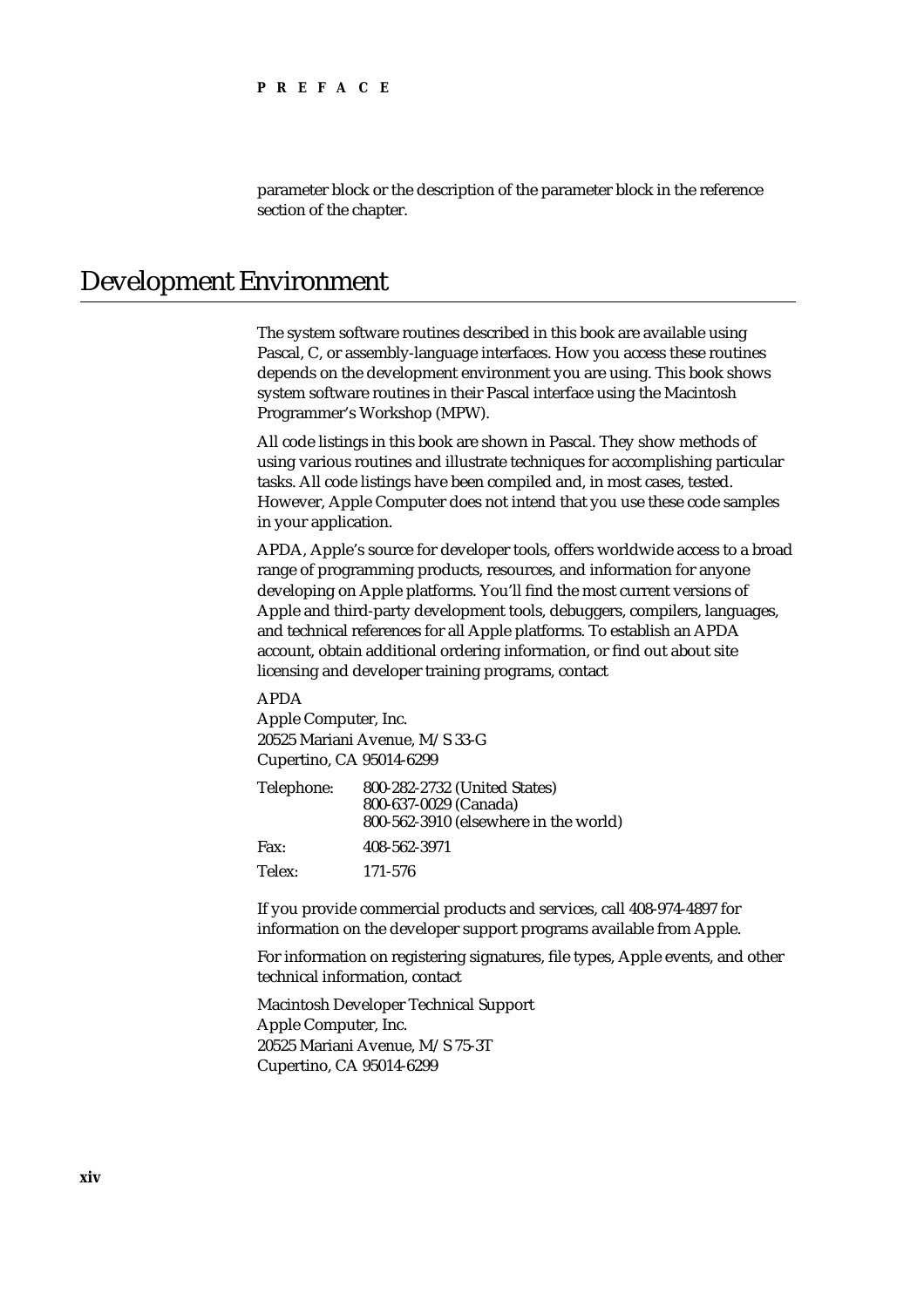parameter block or the description of the parameter block in the reference section of the chapter.

# Development Environment

The system software routines described in this book are available using Pascal, C, or assembly-language interfaces. How you access these routines depends on the development environment you are using. This book shows system software routines in their Pascal interface using the Macintosh Programmer's Workshop (MPW).

All code listings in this book are shown in Pascal. They show methods of using various routines and illustrate techniques for accomplishing particular tasks. All code listings have been compiled and, in most cases, tested. However, Apple Computer does not intend that you use these code samples in your application.

APDA, Apple's source for developer tools, offers worldwide access to a broad range of programming products, resources, and information for anyone developing on Apple platforms. You'll find the most current versions of Apple and third-party development tools, debuggers, compilers, languages, and technical references for all Apple platforms. To establish an APDA account, obtain additional ordering information, or find out about site licensing and developer training programs, contact

APDA
Apple Computer, Inc.
20525 Mariani Avenue, M/S 33-G
Cupertino, CA 95014-6299

| | |
|---|---|
| Telephone: | 800-282-2732 (United States)<br>800-637-0029 (Canada)<br>800-562-3910 (elsewhere in the world) |
| Fax: | 408-562-3971 |
| Telex: | 171-576 |

If you provide commercial products and services, call 408-974-4897 for information on the developer support programs available from Apple.

For information on registering signatures, file types, Apple events, and other technical information, contact

Macintosh Developer Technical Support
Apple Computer, Inc.
20525 Mariani Avenue, M/S 75-3T
Cupertino, CA 95014-6299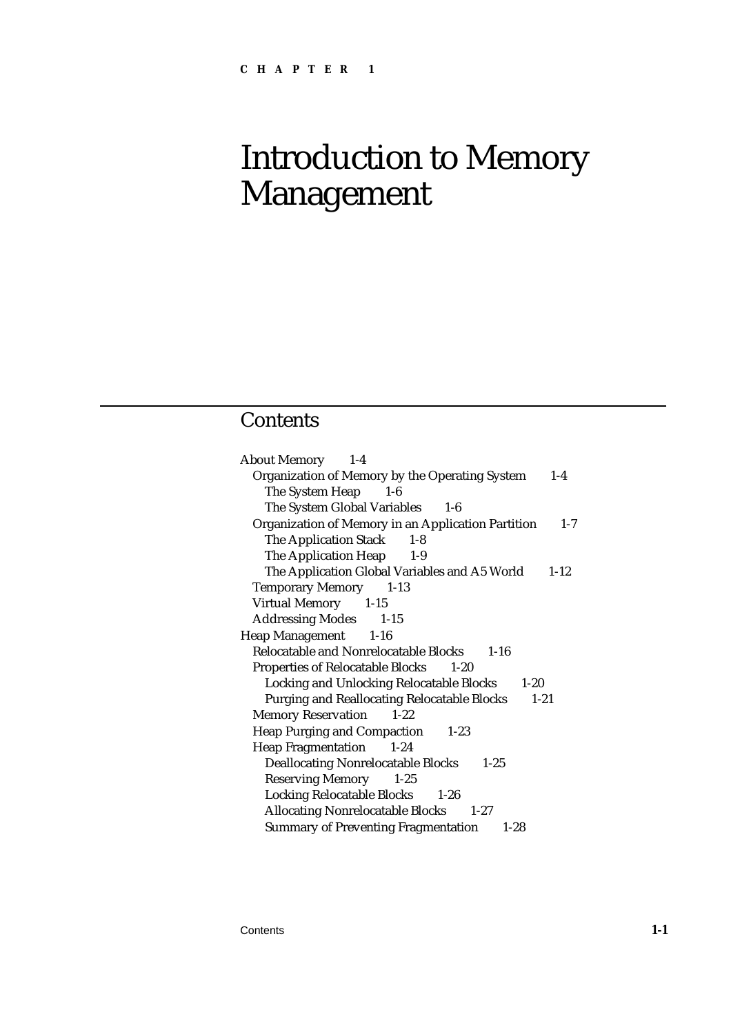CHAPTER 1

# Introduction to Memory Management

## Contents

- About Memory 1-4
  - Organization of Memory by the Operating System 1-4
    - The System Heap 1-6
    - The System Global Variables 1-6
  - Organization of Memory in an Application Partition 1-7
    - The Application Stack 1-8
    - The Application Heap 1-9
    - The Application Global Variables and A5 World 1-12
  - Temporary Memory 1-13
  - Virtual Memory 1-15
  - Addressing Modes 1-15
- Heap Management 1-16
  - Relocatable and Nonrelocatable Blocks 1-16
  - Properties of Relocatable Blocks 1-20
    - Locking and Unlocking Relocatable Blocks 1-20
    - Purging and Reallocating Relocatable Blocks 1-21
  - Memory Reservation 1-22
  - Heap Purging and Compaction 1-23
  - Heap Fragmentation 1-24
    - Deallocating Nonrelocatable Blocks 1-25
    - Reserving Memory 1-25
    - Locking Relocatable Blocks 1-26
    - Allocating Nonrelocatable Blocks 1-27
    - Summary of Preventing Fragmentation 1-28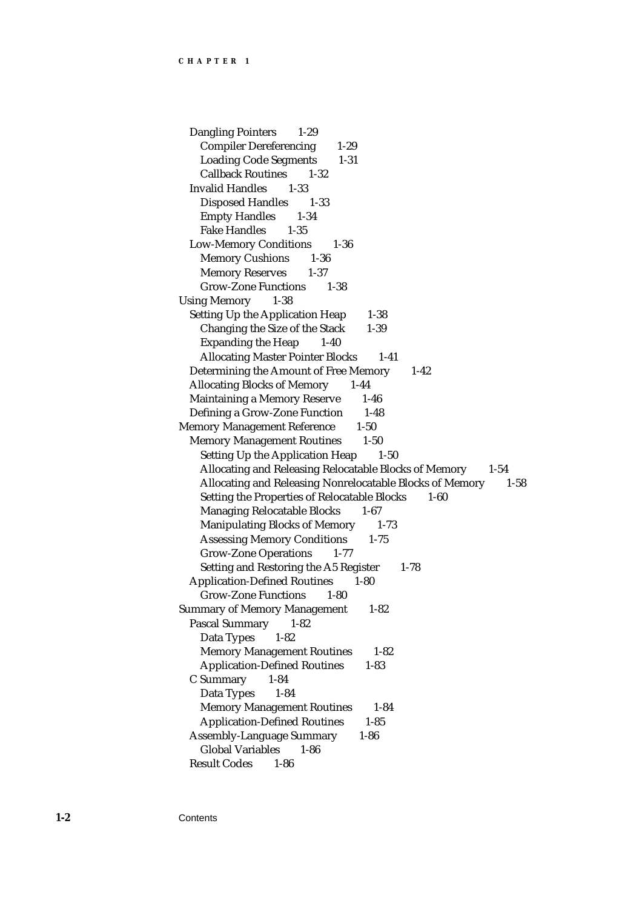- Dangling Pointers 1-29
  - Compiler Dereferencing 1-29
  - Loading Code Segments 1-31
  - Callback Routines 1-32
- Invalid Handles 1-33
  - Disposed Handles 1-33
  - Empty Handles 1-34
  - Fake Handles 1-35
- Low-Memory Conditions 1-36
  - Memory Cushions 1-36
  - Memory Reserves 1-37
  - Grow-Zone Functions 1-38

Using Memory 1-38

- Setting Up the Application Heap 1-38
  - Changing the Size of the Stack 1-39
  - Expanding the Heap 1-40
  - Allocating Master Pointer Blocks 1-41
- Determining the Amount of Free Memory 1-42
- Allocating Blocks of Memory 1-44
- Maintaining a Memory Reserve 1-46
- Defining a Grow-Zone Function 1-48

Memory Management Reference 1-50

- Memory Management Routines 1-50
  - Setting Up the Application Heap 1-50
  - Allocating and Releasing Relocatable Blocks of Memory 1-54
  - Allocating and Releasing Nonrelocatable Blocks of Memory 1-58
  - Setting the Properties of Relocatable Blocks 1-60
  - Managing Relocatable Blocks 1-67
  - Manipulating Blocks of Memory 1-73
  - Assessing Memory Conditions 1-75
  - Grow-Zone Operations 1-77
  - Setting and Restoring the A5 Register 1-78
- Application-Defined Routines 1-80
  - Grow-Zone Functions 1-80

Summary of Memory Management 1-82

- Pascal Summary 1-82
  - Data Types 1-82
  - Memory Management Routines 1-82
  - Application-Defined Routines 1-83
- C Summary 1-84
  - Data Types 1-84
  - Memory Management Routines 1-84
  - Application-Defined Routines 1-85
- Assembly-Language Summary 1-86
  - Global Variables 1-86
- Result Codes 1-86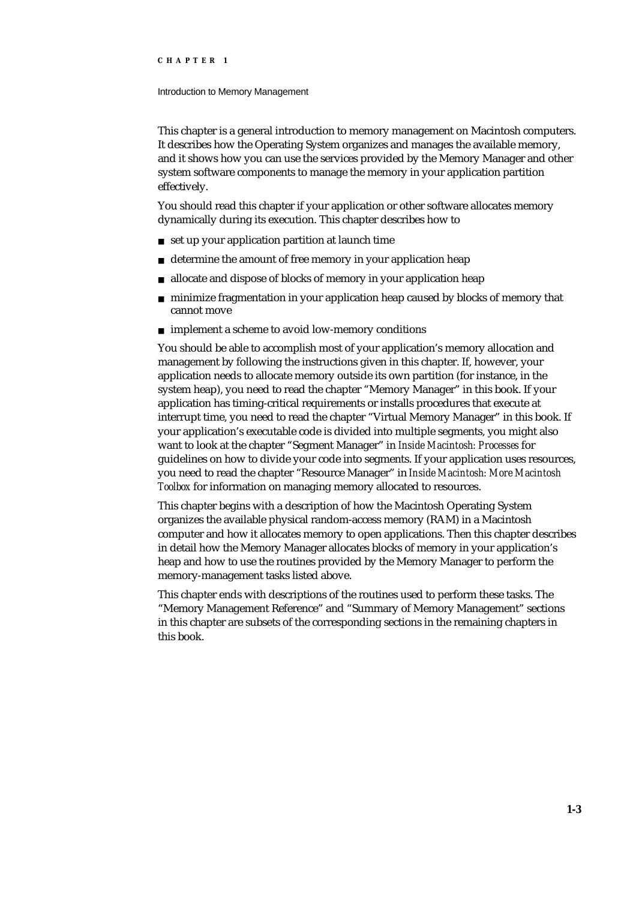This chapter is a general introduction to memory management on Macintosh computers. It describes how the Operating System organizes and manages the available memory, and it shows how you can use the services provided by the Memory Manager and other system software components to manage the memory in your application partition effectively.

You should read this chapter if your application or other software allocates memory dynamically during its execution. This chapter describes how to

- set up your application partition at launch time
- determine the amount of free memory in your application heap
- allocate and dispose of blocks of memory in your application heap
- minimize fragmentation in your application heap caused by blocks of memory that cannot move
- implement a scheme to avoid low-memory conditions

You should be able to accomplish most of your application's memory allocation and management by following the instructions given in this chapter. If, however, your application needs to allocate memory outside its own partition (for instance, in the system heap), you need to read the chapter "Memory Manager" in this book. If your application has timing-critical requirements or installs procedures that execute at interrupt time, you need to read the chapter "Virtual Memory Manager" in this book. If your application's executable code is divided into multiple segments, you might also want to look at the chapter "Segment Manager" in *Inside Macintosh: Processes* for guidelines on how to divide your code into segments. If your application uses resources, you need to read the chapter "Resource Manager" in *Inside Macintosh: More Macintosh Toolbox* for information on managing memory allocated to resources.

This chapter begins with a description of how the Macintosh Operating System organizes the available physical random-access memory (RAM) in a Macintosh computer and how it allocates memory to open applications. Then this chapter describes in detail how the Memory Manager allocates blocks of memory in your application's heap and how to use the routines provided by the Memory Manager to perform the memory-management tasks listed above.

This chapter ends with descriptions of the routines used to perform these tasks. The "Memory Management Reference" and "Summary of Memory Management" sections in this chapter are subsets of the corresponding sections in the remaining chapters in this book.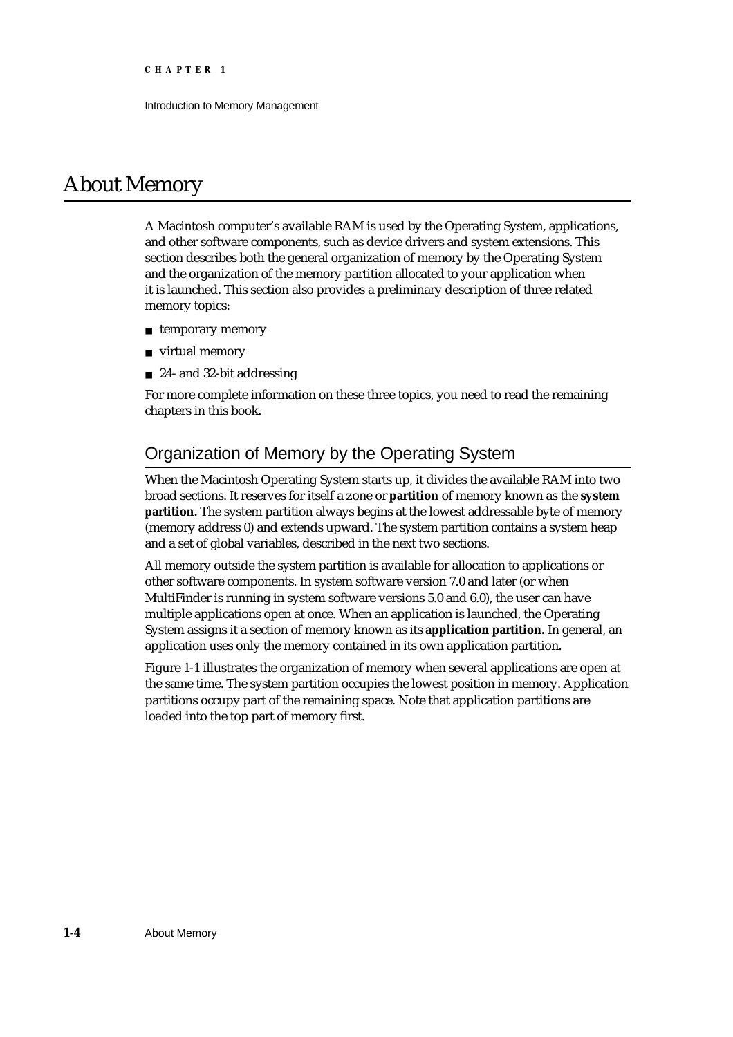# About Memory

A Macintosh computer's available RAM is used by the Operating System, applications, and other software components, such as device drivers and system extensions. This section describes both the general organization of memory by the Operating System and the organization of the memory partition allocated to your application when it is launched. This section also provides a preliminary description of three related memory topics:

- temporary memory
- virtual memory
- 24- and 32-bit addressing

For more complete information on these three topics, you need to read the remaining chapters in this book.

## Organization of Memory by the Operating System

When the Macintosh Operating System starts up, it divides the available RAM into two broad sections. It reserves for itself a zone or **partition** of memory known as the **system partition.** The system partition always begins at the lowest addressable byte of memory (memory address 0) and extends upward. The system partition contains a system heap and a set of global variables, described in the next two sections.

All memory outside the system partition is available for allocation to applications or other software components. In system software version 7.0 and later (or when MultiFinder is running in system software versions 5.0 and 6.0), the user can have multiple applications open at once. When an application is launched, the Operating System assigns it a section of memory known as its **application partition.** In general, an application uses only the memory contained in its own application partition.

Figure 1-1 illustrates the organization of memory when several applications are open at the same time. The system partition occupies the lowest position in memory. Application partitions occupy part of the remaining space. Note that application partitions are loaded into the top part of memory first.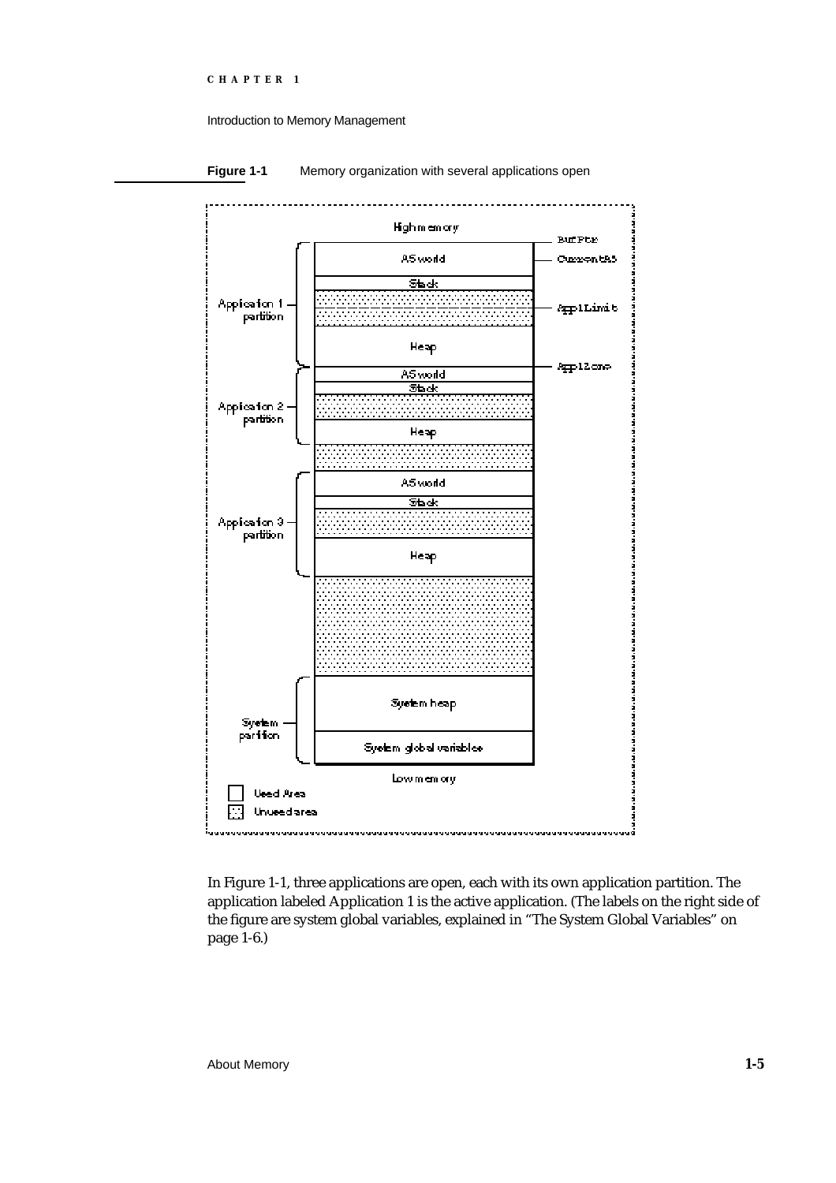**Figure 1-1** Memory organization with several applications open

In Figure 1-1, three applications are open, each with its own application partition. The application labeled Application 1 is the active application. (The labels on the right side of the figure are system global variables, explained in "The System Global Variables" on page 1-6.)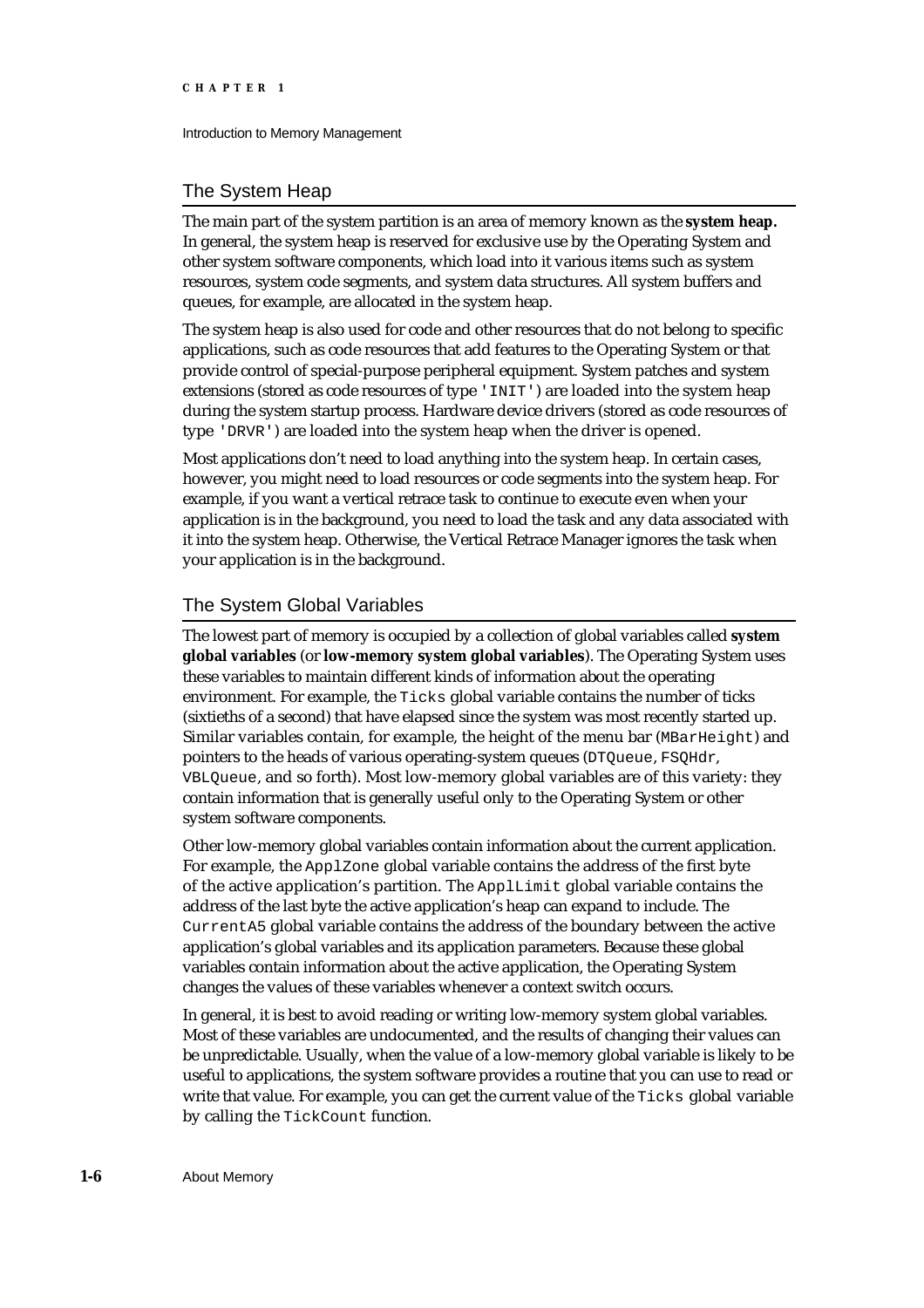## The System Heap

The main part of the system partition is an area of memory known as the **system heap.** In general, the system heap is reserved for exclusive use by the Operating System and other system software components, which load into it various items such as system resources, system code segments, and system data structures. All system buffers and queues, for example, are allocated in the system heap.

The system heap is also used for code and other resources that do not belong to specific applications, such as code resources that add features to the Operating System or that provide control of special-purpose peripheral equipment. System patches and system extensions (stored as code resources of type `'INIT'`) are loaded into the system heap during the system startup process. Hardware device drivers (stored as code resources of type `'DRVR'`) are loaded into the system heap when the driver is opened.

Most applications don't need to load anything into the system heap. In certain cases, however, you might need to load resources or code segments into the system heap. For example, if you want a vertical retrace task to continue to execute even when your application is in the background, you need to load the task and any data associated with it into the system heap. Otherwise, the Vertical Retrace Manager ignores the task when your application is in the background.

## The System Global Variables

The lowest part of memory is occupied by a collection of global variables called **system global variables** (or **low-memory system global variables**). The Operating System uses these variables to maintain different kinds of information about the operating environment. For example, the `Ticks` global variable contains the number of ticks (sixtieths of a second) that have elapsed since the system was most recently started up. Similar variables contain, for example, the height of the menu bar (`MBarHeight`) and pointers to the heads of various operating-system queues (`DTQueue`, `FSQHdr`, `VBLQueue`, and so forth). Most low-memory global variables are of this variety: they contain information that is generally useful only to the Operating System or other system software components.

Other low-memory global variables contain information about the current application. For example, the `ApplZone` global variable contains the address of the first byte of the active application's partition. The `ApplLimit` global variable contains the address of the last byte the active application's heap can expand to include. The `CurrentA5` global variable contains the address of the boundary between the active application's global variables and its application parameters. Because these global variables contain information about the active application, the Operating System changes the values of these variables whenever a context switch occurs.

In general, it is best to avoid reading or writing low-memory system global variables. Most of these variables are undocumented, and the results of changing their values can be unpredictable. Usually, when the value of a low-memory global variable is likely to be useful to applications, the system software provides a routine that you can use to read or write that value. For example, you can get the current value of the `Ticks` global variable by calling the `TickCount` function.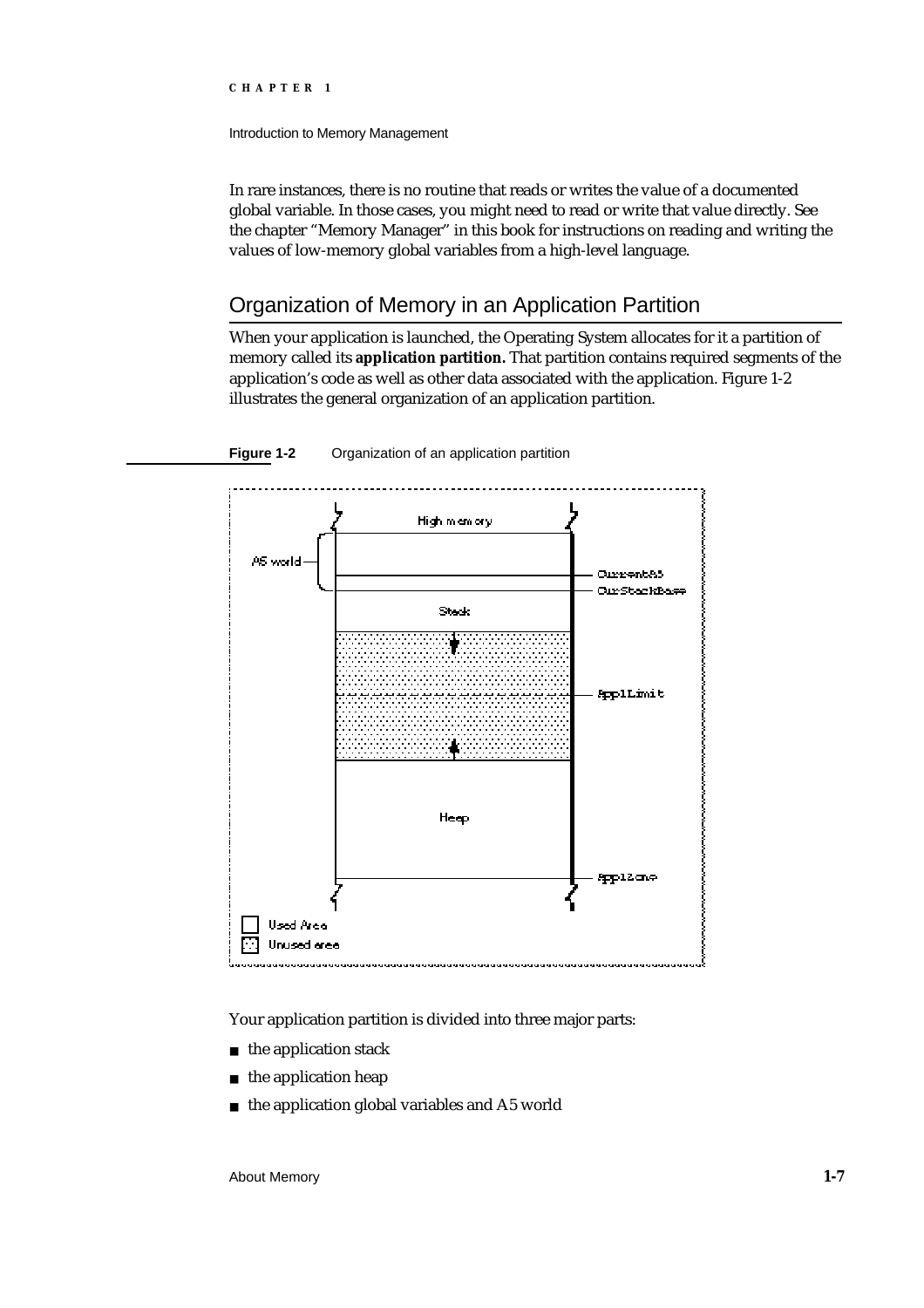In rare instances, there is no routine that reads or writes the value of a documented global variable. In those cases, you might need to read or write that value directly. See the chapter "Memory Manager" in this book for instructions on reading and writing the values of low-memory global variables from a high-level language.

## Organization of Memory in an Application Partition

When your application is launched, the Operating System allocates for it a partition of memory called its **application partition.** That partition contains required segments of the application's code as well as other data associated with the application. Figure 1-2 illustrates the general organization of an application partition.

**Figure 1-2** Organization of an application partition

Your application partition is divided into three major parts:

- the application stack
- the application heap
- the application global variables and A5 world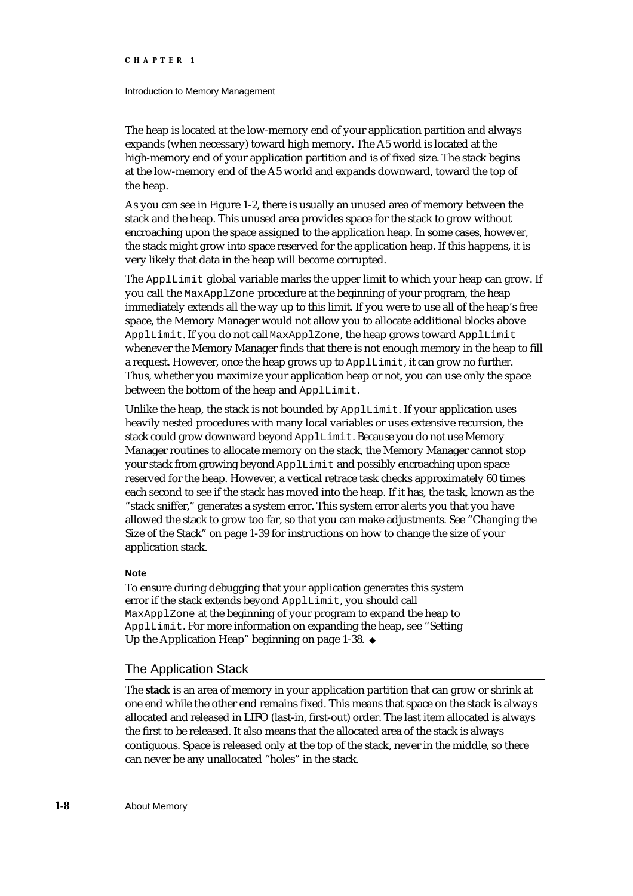The heap is located at the low-memory end of your application partition and always expands (when necessary) toward high memory. The A5 world is located at the high-memory end of your application partition and is of fixed size. The stack begins at the low-memory end of the A5 world and expands downward, toward the top of the heap.

As you can see in Figure 1-2, there is usually an unused area of memory between the stack and the heap. This unused area provides space for the stack to grow without encroaching upon the space assigned to the application heap. In some cases, however, the stack might grow into space reserved for the application heap. If this happens, it is very likely that data in the heap will become corrupted.

The `ApplLimit` global variable marks the upper limit to which your heap can grow. If you call the `MaxApplZone` procedure at the beginning of your program, the heap immediately extends all the way up to this limit. If you were to use all of the heap's free space, the Memory Manager would not allow you to allocate additional blocks above `ApplLimit`. If you do not call `MaxApplZone`, the heap grows toward `ApplLimit` whenever the Memory Manager finds that there is not enough memory in the heap to fill a request. However, once the heap grows up to `ApplLimit`, it can grow no further. Thus, whether you maximize your application heap or not, you can use only the space between the bottom of the heap and `ApplLimit`.

Unlike the heap, the stack is not bounded by `ApplLimit`. If your application uses heavily nested procedures with many local variables or uses extensive recursion, the stack could grow downward beyond `ApplLimit`. Because you do not use Memory Manager routines to allocate memory on the stack, the Memory Manager cannot stop your stack from growing beyond `ApplLimit` and possibly encroaching upon space reserved for the heap. However, a vertical retrace task checks approximately 60 times each second to see if the stack has moved into the heap. If it has, the task, known as the "stack sniffer," generates a system error. This system error alerts you that you have allowed the stack to grow too far, so that you can make adjustments. See "Changing the Size of the Stack" on page 1-39 for instructions on how to change the size of your application stack.

**Note**

To ensure during debugging that your application generates this system error if the stack extends beyond `ApplLimit`, you should call `MaxApplZone` at the beginning of your program to expand the heap to `ApplLimit`. For more information on expanding the heap, see "Setting Up the Application Heap" beginning on page 1-38. ◆

## The Application Stack

The **stack** is an area of memory in your application partition that can grow or shrink at one end while the other end remains fixed. This means that space on the stack is always allocated and released in LIFO (last-in, first-out) order. The last item allocated is always the first to be released. It also means that the allocated area of the stack is always contiguous. Space is released only at the top of the stack, never in the middle, so there can never be any unallocated "holes" in the stack.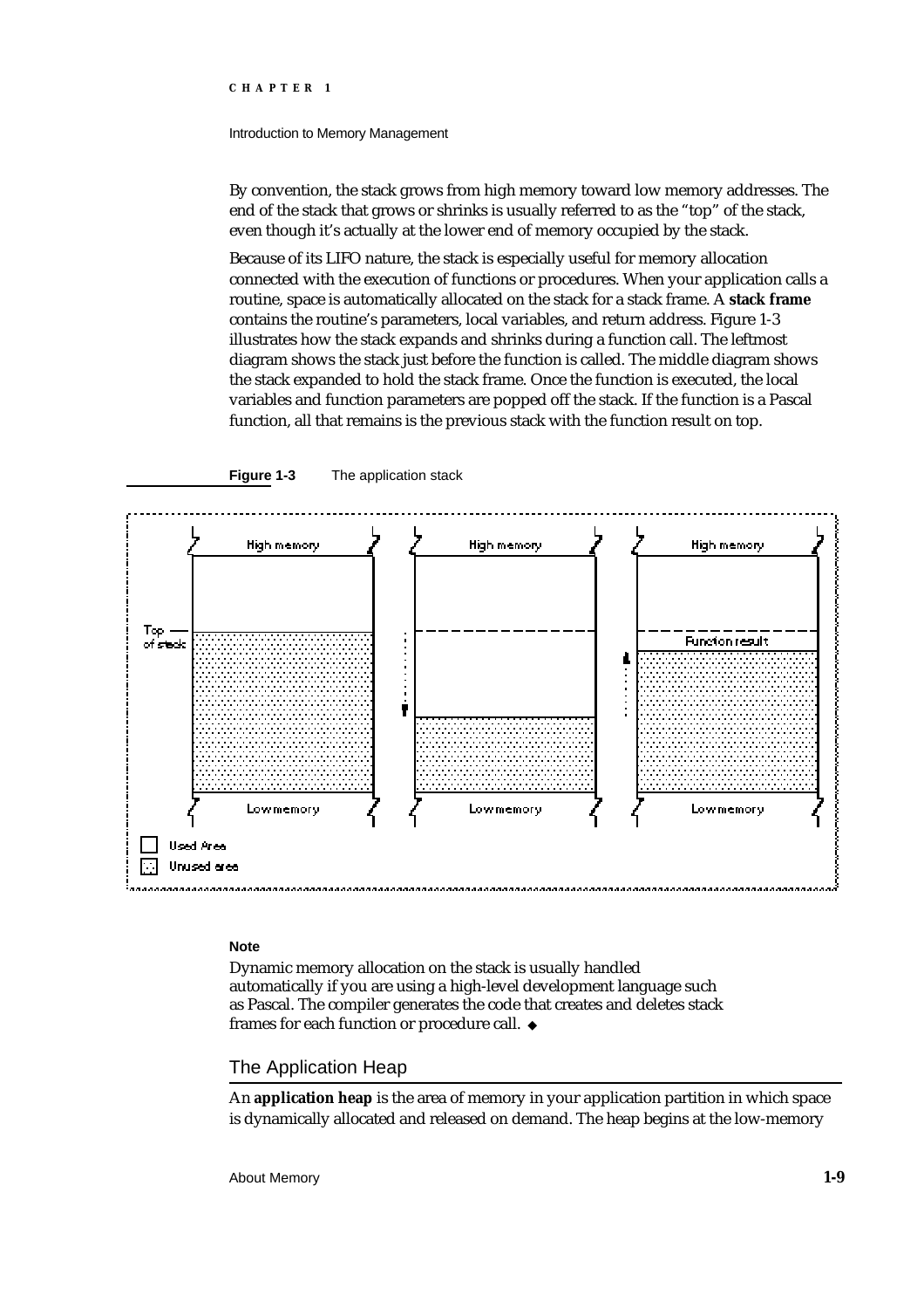By convention, the stack grows from high memory toward low memory addresses. The end of the stack that grows or shrinks is usually referred to as the "top" of the stack, even though it's actually at the lower end of memory occupied by the stack.

Because of its LIFO nature, the stack is especially useful for memory allocation connected with the execution of functions or procedures. When your application calls a routine, space is automatically allocated on the stack for a stack frame. A **stack frame** contains the routine's parameters, local variables, and return address. Figure 1-3 illustrates how the stack expands and shrinks during a function call. The leftmost diagram shows the stack just before the function is called. The middle diagram shows the stack expanded to hold the stack frame. Once the function is executed, the local variables and function parameters are popped off the stack. If the function is a Pascal function, all that remains is the previous stack with the function result on top.

**Figure 1-3** The application stack

High memory | High memory | High memory

Top of stack | Function result

Low memory | Low memory | Low memory

Used Area

Unused area

**Note**

Dynamic memory allocation on the stack is usually handled automatically if you are using a high-level development language such as Pascal. The compiler generates the code that creates and deletes stack frames for each function or procedure call. ◆

## The Application Heap

An **application heap** is the area of memory in your application partition in which space is dynamically allocated and released on demand. The heap begins at the low-memory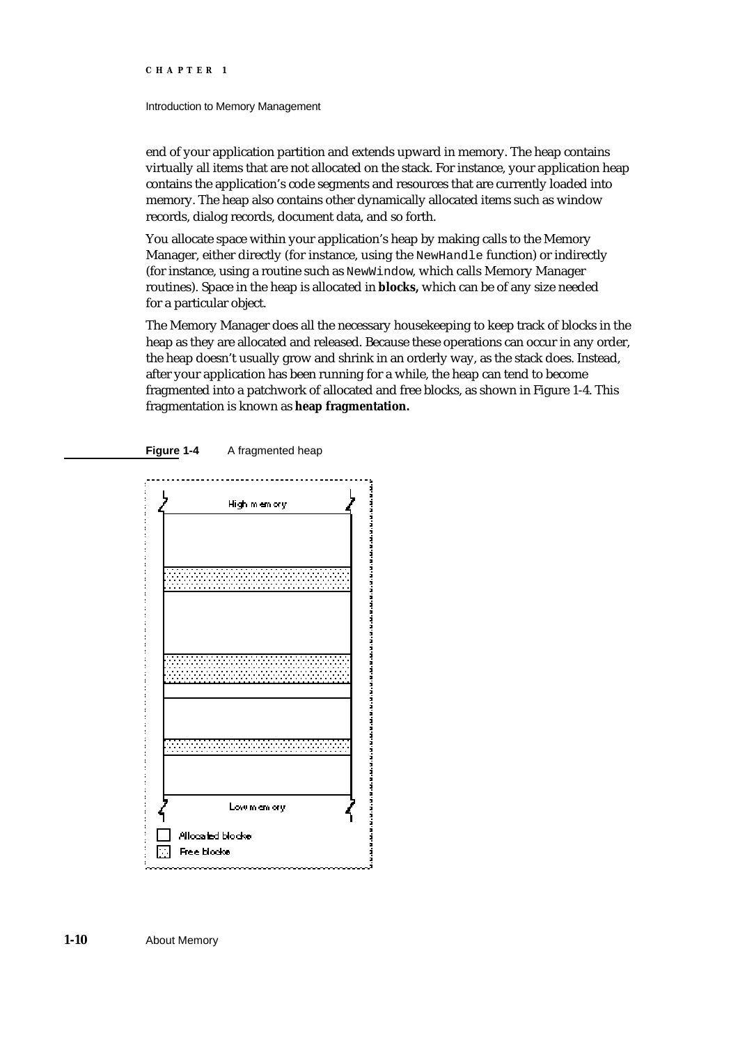end of your application partition and extends upward in memory. The heap contains virtually all items that are not allocated on the stack. For instance, your application heap contains the application's code segments and resources that are currently loaded into memory. The heap also contains other dynamically allocated items such as window records, dialog records, document data, and so forth.

You allocate space within your application's heap by making calls to the Memory Manager, either directly (for instance, using the `NewHandle` function) or indirectly (for instance, using a routine such as `NewWindow`, which calls Memory Manager routines). Space in the heap is allocated in **blocks,** which can be of any size needed for a particular object.

The Memory Manager does all the necessary housekeeping to keep track of blocks in the heap as they are allocated and released. Because these operations can occur in any order, the heap doesn't usually grow and shrink in an orderly way, as the stack does. Instead, after your application has been running for a while, the heap can tend to become fragmented into a patchwork of allocated and free blocks, as shown in Figure 1-4. This fragmentation is known as **heap fragmentation.**

**Figure 1-4** A fragmented heap

High memory

Low memory

Allocated blocks

Free blocks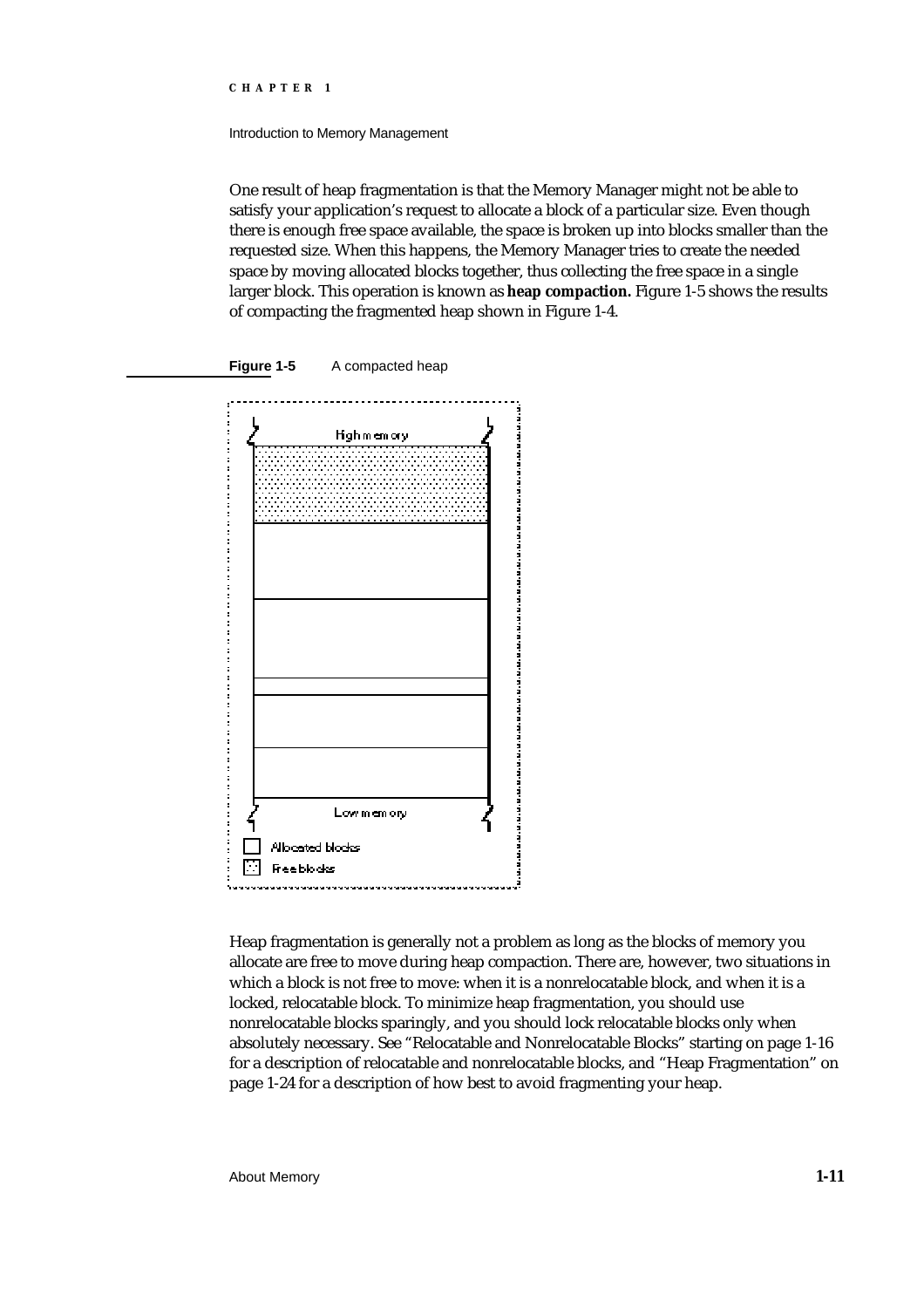One result of heap fragmentation is that the Memory Manager might not be able to satisfy your application's request to allocate a block of a particular size. Even though there is enough free space available, the space is broken up into blocks smaller than the requested size. When this happens, the Memory Manager tries to create the needed space by moving allocated blocks together, thus collecting the free space in a single larger block. This operation is known as **heap compaction.** Figure 1-5 shows the results of compacting the fragmented heap shown in Figure 1-4.

**Figure 1-5** A compacted heap

Heap fragmentation is generally not a problem as long as the blocks of memory you allocate are free to move during heap compaction. There are, however, two situations in which a block is not free to move: when it is a nonrelocatable block, and when it is a locked, relocatable block. To minimize heap fragmentation, you should use nonrelocatable blocks sparingly, and you should lock relocatable blocks only when absolutely necessary. See "Relocatable and Nonrelocatable Blocks" starting on page 1-16 for a description of relocatable and nonrelocatable blocks, and "Heap Fragmentation" on page 1-24 for a description of how best to avoid fragmenting your heap.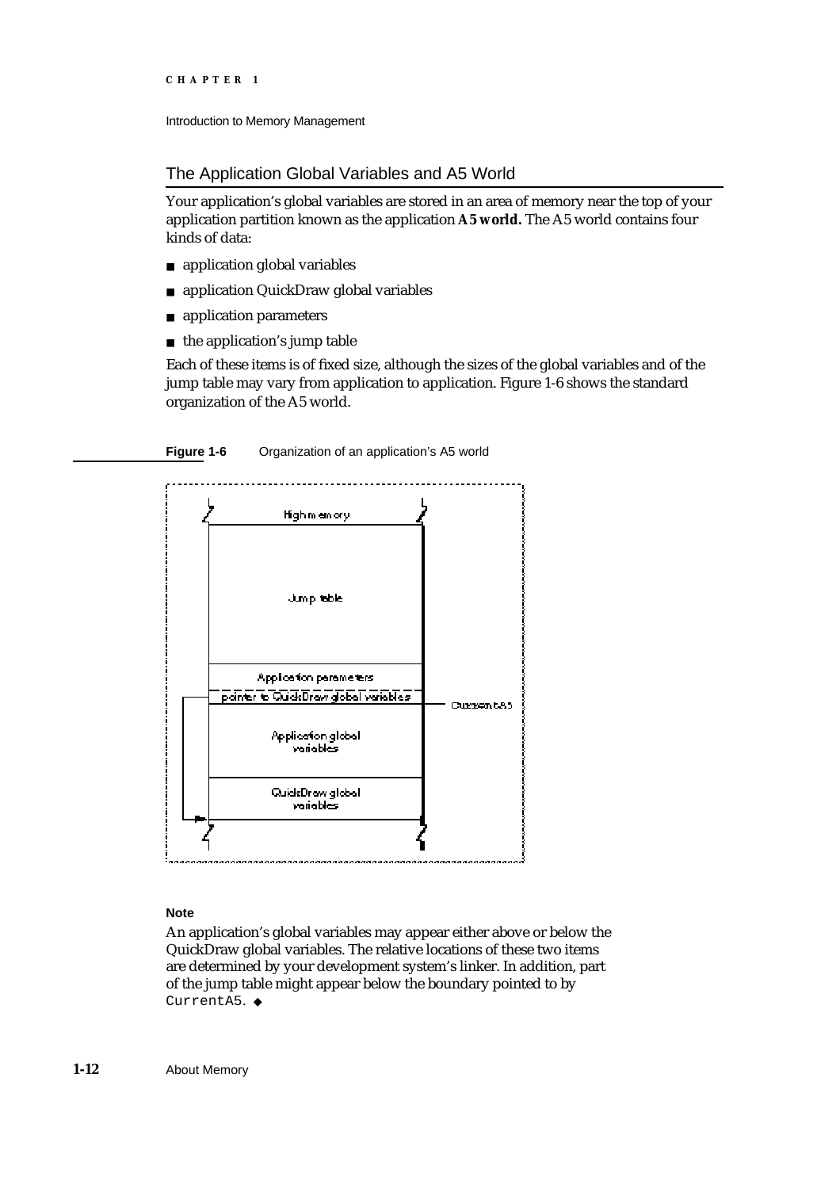## The Application Global Variables and A5 World

Your application's global variables are stored in an area of memory near the top of your application partition known as the application **A5 world.** The A5 world contains four kinds of data:

- application global variables
- application QuickDraw global variables
- application parameters
- the application's jump table

Each of these items is of fixed size, although the sizes of the global variables and of the jump table may vary from application to application. Figure 1-6 shows the standard organization of the A5 world.

**Figure 1-6** Organization of an application's A5 world

**Note**

An application's global variables may appear either above or below the QuickDraw global variables. The relative locations of these two items are determined by your development system's linker. In addition, part of the jump table might appear below the boundary pointed to by `CurrentA5`. ◆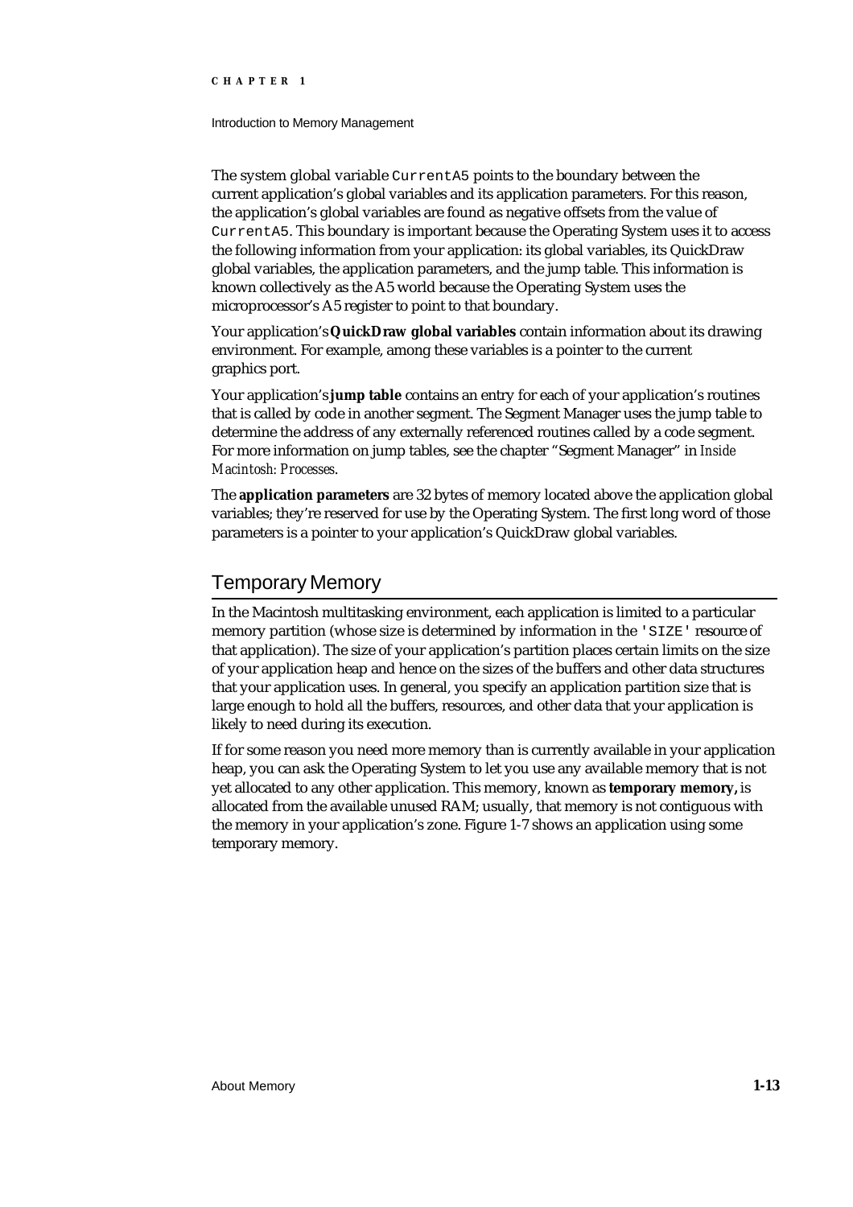The system global variable `CurrentA5` points to the boundary between the current application's global variables and its application parameters. For this reason, the application's global variables are found as negative offsets from the value of `CurrentA5`. This boundary is important because the Operating System uses it to access the following information from your application: its global variables, its QuickDraw global variables, the application parameters, and the jump table. This information is known collectively as the A5 world because the Operating System uses the microprocessor's A5 register to point to that boundary.

Your application's **QuickDraw global variables** contain information about its drawing environment. For example, among these variables is a pointer to the current graphics port.

Your application's **jump table** contains an entry for each of your application's routines that is called by code in another segment. The Segment Manager uses the jump table to determine the address of any externally referenced routines called by a code segment. For more information on jump tables, see the chapter "Segment Manager" in *Inside Macintosh: Processes*.

The **application parameters** are 32 bytes of memory located above the application global variables; they're reserved for use by the Operating System. The first long word of those parameters is a pointer to your application's QuickDraw global variables.

## Temporary Memory

In the Macintosh multitasking environment, each application is limited to a particular memory partition (whose size is determined by information in the `'SIZE'` resource of that application). The size of your application's partition places certain limits on the size of your application heap and hence on the sizes of the buffers and other data structures that your application uses. In general, you specify an application partition size that is large enough to hold all the buffers, resources, and other data that your application is likely to need during its execution.

If for some reason you need more memory than is currently available in your application heap, you can ask the Operating System to let you use any available memory that is not yet allocated to any other application. This memory, known as **temporary memory,** is allocated from the available unused RAM; usually, that memory is not contiguous with the memory in your application's zone. Figure 1-7 shows an application using some temporary memory.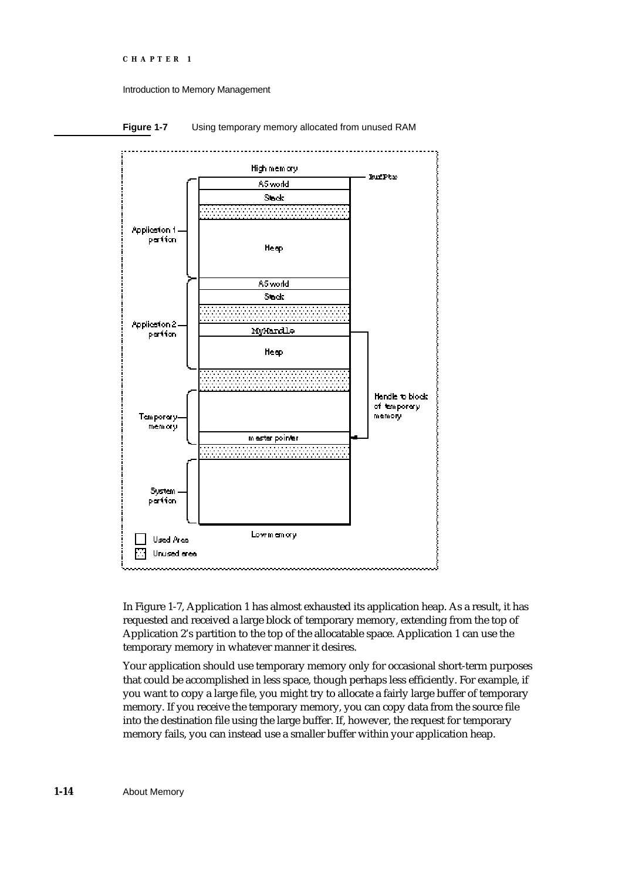**Figure 1-7** Using temporary memory allocated from unused RAM

In Figure 1-7, Application 1 has almost exhausted its application heap. As a result, it has requested and received a large block of temporary memory, extending from the top of Application 2's partition to the top of the allocatable space. Application 1 can use the temporary memory in whatever manner it desires.

Your application should use temporary memory only for occasional short-term purposes that could be accomplished in less space, though perhaps less efficiently. For example, if you want to copy a large file, you might try to allocate a fairly large buffer of temporary memory. If you receive the temporary memory, you can copy data from the source file into the destination file using the large buffer. If, however, the request for temporary memory fails, you can instead use a smaller buffer within your application heap.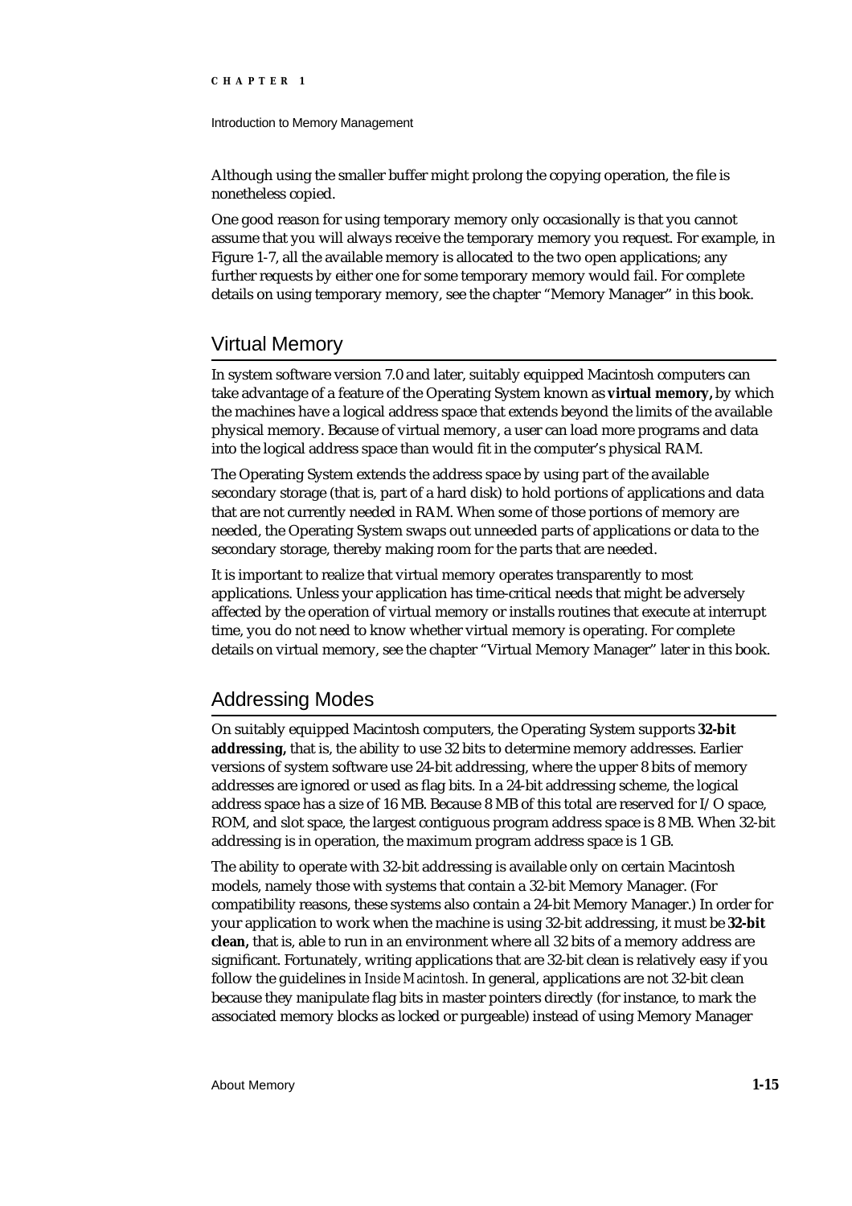Although using the smaller buffer might prolong the copying operation, the file is nonetheless copied.

One good reason for using temporary memory only occasionally is that you cannot assume that you will always receive the temporary memory you request. For example, in Figure 1-7, all the available memory is allocated to the two open applications; any further requests by either one for some temporary memory would fail. For complete details on using temporary memory, see the chapter "Memory Manager" in this book.

## Virtual Memory

In system software version 7.0 and later, suitably equipped Macintosh computers can take advantage of a feature of the Operating System known as **virtual memory,** by which the machines have a logical address space that extends beyond the limits of the available physical memory. Because of virtual memory, a user can load more programs and data into the logical address space than would fit in the computer's physical RAM.

The Operating System extends the address space by using part of the available secondary storage (that is, part of a hard disk) to hold portions of applications and data that are not currently needed in RAM. When some of those portions of memory are needed, the Operating System swaps out unneeded parts of applications or data to the secondary storage, thereby making room for the parts that are needed.

It is important to realize that virtual memory operates transparently to most applications. Unless your application has time-critical needs that might be adversely affected by the operation of virtual memory or installs routines that execute at interrupt time, you do not need to know whether virtual memory is operating. For complete details on virtual memory, see the chapter "Virtual Memory Manager" later in this book.

## Addressing Modes

On suitably equipped Macintosh computers, the Operating System supports **32-bit addressing,** that is, the ability to use 32 bits to determine memory addresses. Earlier versions of system software use 24-bit addressing, where the upper 8 bits of memory addresses are ignored or used as flag bits. In a 24-bit addressing scheme, the logical address space has a size of 16 MB. Because 8 MB of this total are reserved for I/O space, ROM, and slot space, the largest contiguous program address space is 8 MB. When 32-bit addressing is in operation, the maximum program address space is 1 GB.

The ability to operate with 32-bit addressing is available only on certain Macintosh models, namely those with systems that contain a 32-bit Memory Manager. (For compatibility reasons, these systems also contain a 24-bit Memory Manager.) In order for your application to work when the machine is using 32-bit addressing, it must be **32-bit clean,** that is, able to run in an environment where all 32 bits of a memory address are significant. Fortunately, writing applications that are 32-bit clean is relatively easy if you follow the guidelines in *Inside Macintosh*. In general, applications are not 32-bit clean because they manipulate flag bits in master pointers directly (for instance, to mark the associated memory blocks as locked or purgeable) instead of using Memory Manager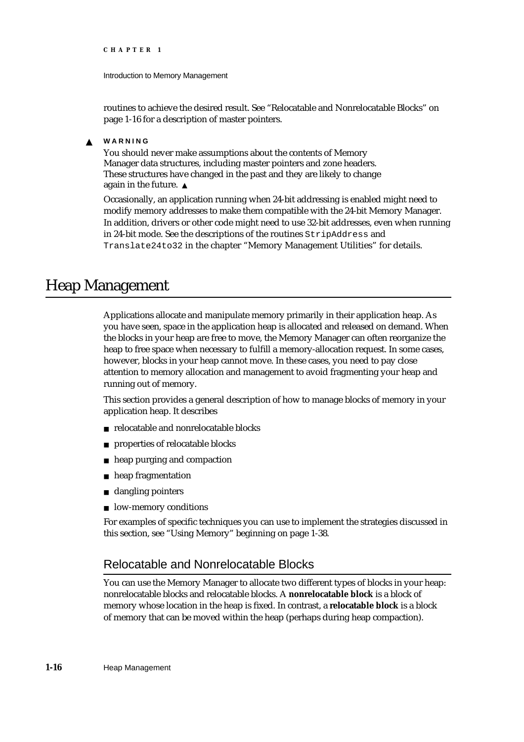routines to achieve the desired result. See "Relocatable and Nonrelocatable Blocks" on page 1-16 for a description of master pointers.

▲ **WARNING**

You should never make assumptions about the contents of Memory Manager data structures, including master pointers and zone headers. These structures have changed in the past and they are likely to change again in the future. ▲

Occasionally, an application running when 24-bit addressing is enabled might need to modify memory addresses to make them compatible with the 24-bit Memory Manager. In addition, drivers or other code might need to use 32-bit addresses, even when running in 24-bit mode. See the descriptions of the routines `StripAddress` and `Translate24to32` in the chapter "Memory Management Utilities" for details.

# Heap Management

Applications allocate and manipulate memory primarily in their application heap. As you have seen, space in the application heap is allocated and released on demand. When the blocks in your heap are free to move, the Memory Manager can often reorganize the heap to free space when necessary to fulfill a memory-allocation request. In some cases, however, blocks in your heap cannot move. In these cases, you need to pay close attention to memory allocation and management to avoid fragmenting your heap and running out of memory.

This section provides a general description of how to manage blocks of memory in your application heap. It describes

- relocatable and nonrelocatable blocks
- properties of relocatable blocks
- heap purging and compaction
- heap fragmentation
- dangling pointers
- low-memory conditions

For examples of specific techniques you can use to implement the strategies discussed in this section, see "Using Memory" beginning on page 1-38.

## Relocatable and Nonrelocatable Blocks

You can use the Memory Manager to allocate two different types of blocks in your heap: nonrelocatable blocks and relocatable blocks. A **nonrelocatable block** is a block of memory whose location in the heap is fixed. In contrast, a **relocatable block** is a block of memory that can be moved within the heap (perhaps during heap compaction).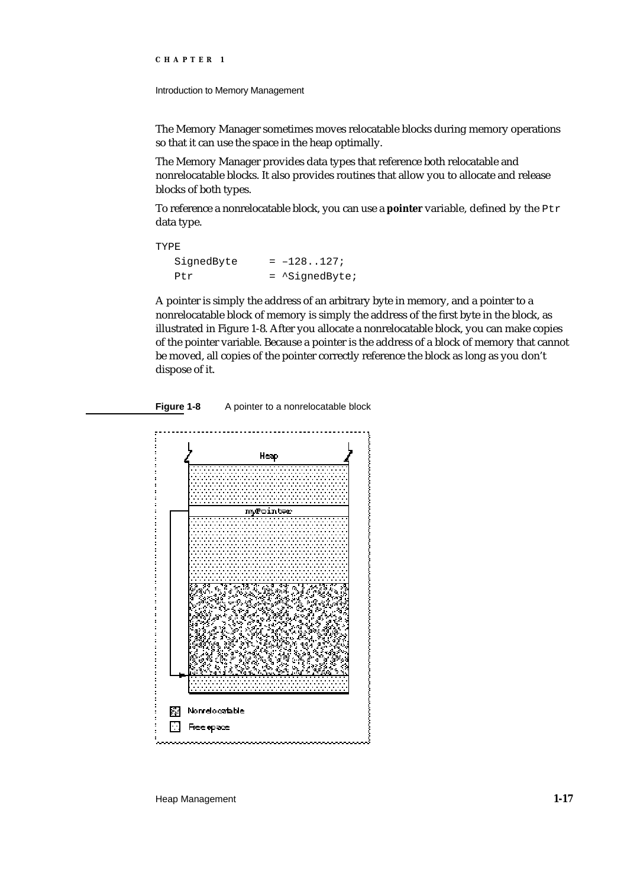The Memory Manager sometimes moves relocatable blocks during memory operations so that it can use the space in the heap optimally.

The Memory Manager provides data types that reference both relocatable and nonrelocatable blocks. It also provides routines that allow you to allocate and release blocks of both types.

To reference a nonrelocatable block, you can use a **pointer** variable, defined by the `Ptr` data type.

```
TYPE
   SignedByte     = –128..127;
   Ptr            = ^SignedByte;
```

A pointer is simply the address of an arbitrary byte in memory, and a pointer to a nonrelocatable block of memory is simply the address of the first byte in the block, as illustrated in Figure 1-8. After you allocate a nonrelocatable block, you can make copies of the pointer variable. Because a pointer is the address of a block of memory that cannot be moved, all copies of the pointer correctly reference the block as long as you don't dispose of it.

**Figure 1-8** A pointer to a nonrelocatable block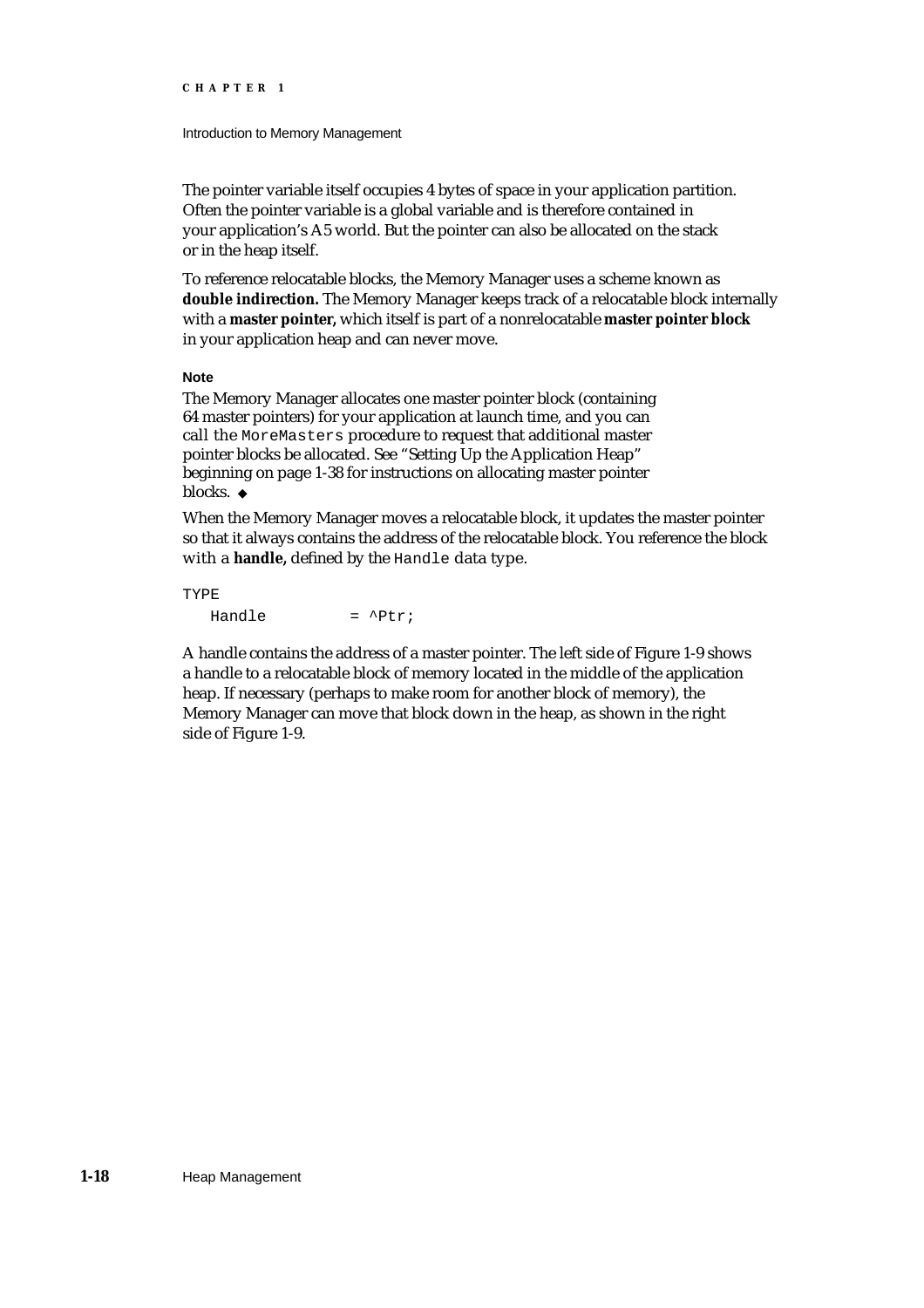The pointer variable itself occupies 4 bytes of space in your application partition. Often the pointer variable is a global variable and is therefore contained in your application's A5 world. But the pointer can also be allocated on the stack or in the heap itself.

To reference relocatable blocks, the Memory Manager uses a scheme known as **double indirection.** The Memory Manager keeps track of a relocatable block internally with a **master pointer,** which itself is part of a nonrelocatable **master pointer block** in your application heap and can never move.

**Note**

The Memory Manager allocates one master pointer block (containing 64 master pointers) for your application at launch time, and you can call the `MoreMasters` procedure to request that additional master pointer blocks be allocated. See "Setting Up the Application Heap" beginning on page 1-38 for instructions on allocating master pointer blocks. ◆

When the Memory Manager moves a relocatable block, it updates the master pointer so that it always contains the address of the relocatable block. You reference the block with a **handle,** defined by the `Handle` data type.

```
TYPE
   Handle         = ^Ptr;
```

A handle contains the address of a master pointer. The left side of Figure 1-9 shows a handle to a relocatable block of memory located in the middle of the application heap. If necessary (perhaps to make room for another block of memory), the Memory Manager can move that block down in the heap, as shown in the right side of Figure 1-9.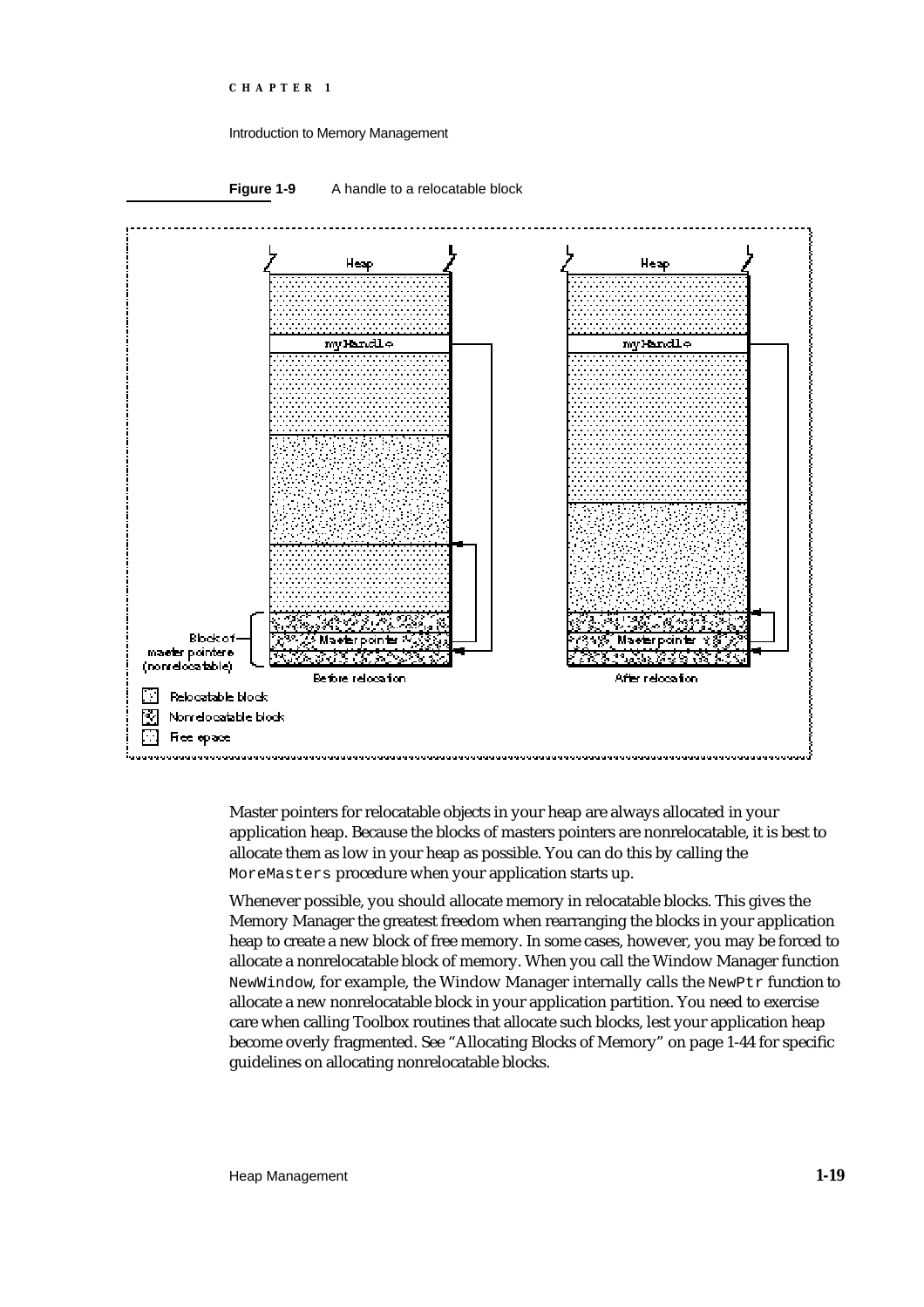**Figure 1-9** A handle to a relocatable block

Master pointers for relocatable objects in your heap are always allocated in your application heap. Because the blocks of masters pointers are nonrelocatable, it is best to allocate them as low in your heap as possible. You can do this by calling the `MoreMasters` procedure when your application starts up.

Whenever possible, you should allocate memory in relocatable blocks. This gives the Memory Manager the greatest freedom when rearranging the blocks in your application heap to create a new block of free memory. In some cases, however, you may be forced to allocate a nonrelocatable block of memory. When you call the Window Manager function `NewWindow`, for example, the Window Manager internally calls the `NewPtr` function to allocate a new nonrelocatable block in your application partition. You need to exercise care when calling Toolbox routines that allocate such blocks, lest your application heap become overly fragmented. See "Allocating Blocks of Memory" on page 1-44 for specific guidelines on allocating nonrelocatable blocks.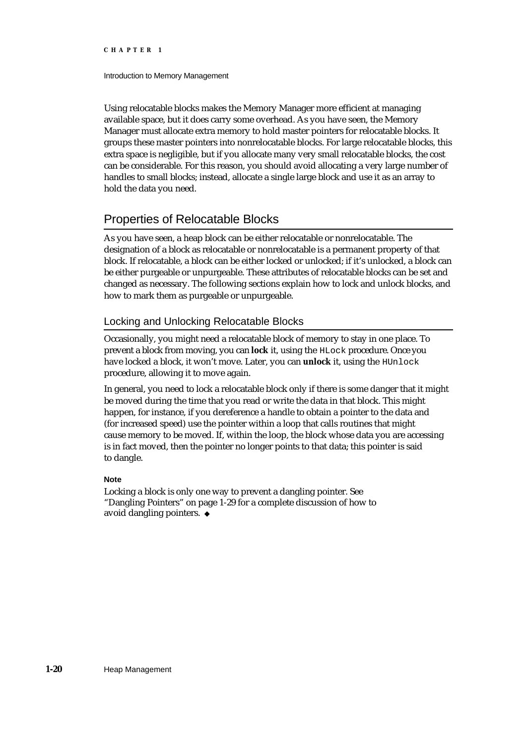Using relocatable blocks makes the Memory Manager more efficient at managing available space, but it does carry some overhead. As you have seen, the Memory Manager must allocate extra memory to hold master pointers for relocatable blocks. It groups these master pointers into nonrelocatable blocks. For large relocatable blocks, this extra space is negligible, but if you allocate many very small relocatable blocks, the cost can be considerable. For this reason, you should avoid allocating a very large number of handles to small blocks; instead, allocate a single large block and use it as an array to hold the data you need.

## Properties of Relocatable Blocks

As you have seen, a heap block can be either relocatable or nonrelocatable. The designation of a block as relocatable or nonrelocatable is a permanent property of that block. If relocatable, a block can be either locked or unlocked; if it's unlocked, a block can be either purgeable or unpurgeable. These attributes of relocatable blocks can be set and changed as necessary. The following sections explain how to lock and unlock blocks, and how to mark them as purgeable or unpurgeable.

### Locking and Unlocking Relocatable Blocks

Occasionally, you might need a relocatable block of memory to stay in one place. To prevent a block from moving, you can **lock** it, using the `HLock` procedure. Once you have locked a block, it won't move. Later, you can **unlock** it, using the `HUnlock` procedure, allowing it to move again.

In general, you need to lock a relocatable block only if there is some danger that it might be moved during the time that you read or write the data in that block. This might happen, for instance, if you dereference a handle to obtain a pointer to the data and (for increased speed) use the pointer within a loop that calls routines that might cause memory to be moved. If, within the loop, the block whose data you are accessing is in fact moved, then the pointer no longer points to that data; this pointer is said to dangle.

**Note**

Locking a block is only one way to prevent a dangling pointer. See "Dangling Pointers" on page 1-29 for a complete discussion of how to avoid dangling pointers. ◆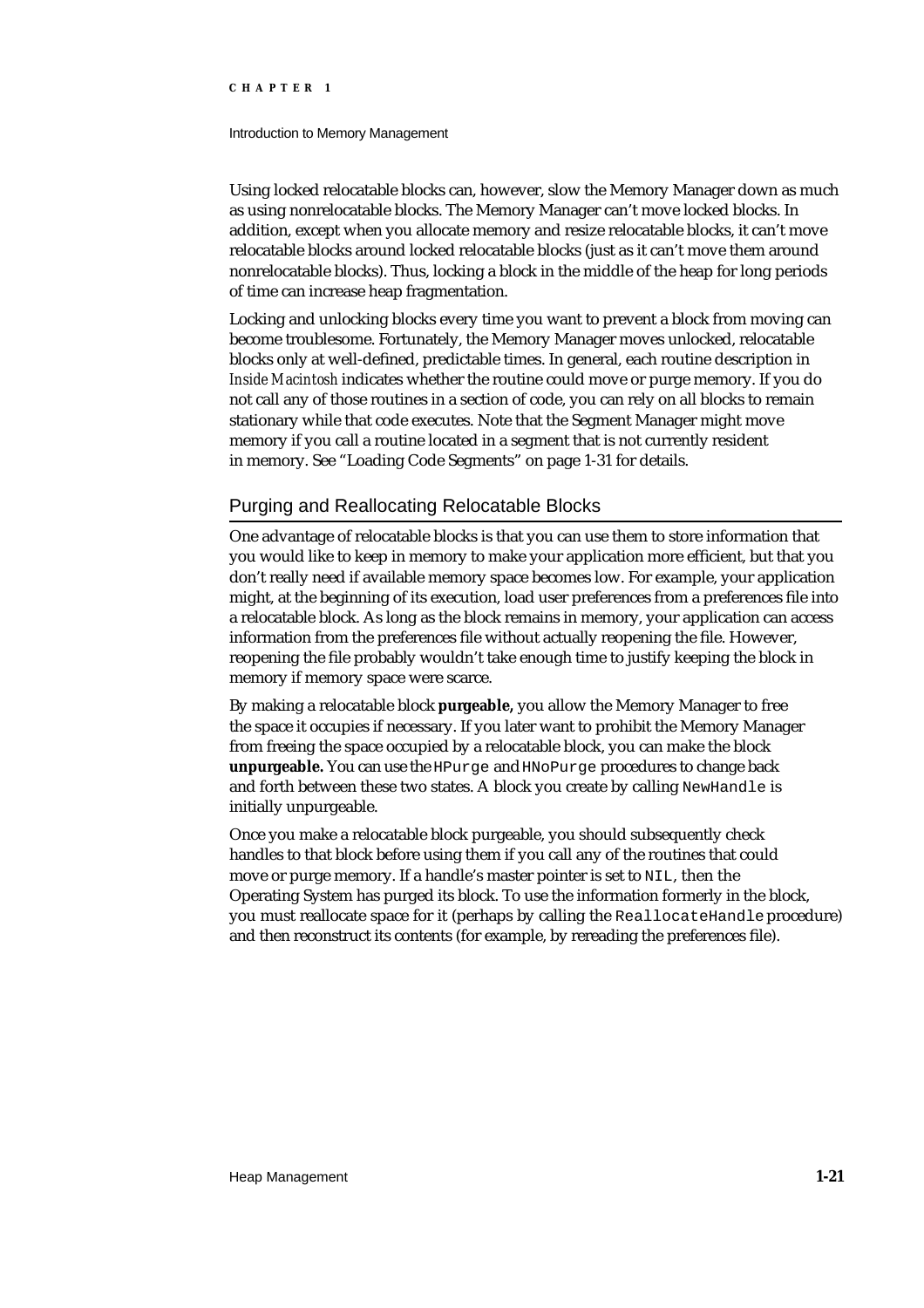Using locked relocatable blocks can, however, slow the Memory Manager down as much as using nonrelocatable blocks. The Memory Manager can't move locked blocks. In addition, except when you allocate memory and resize relocatable blocks, it can't move relocatable blocks around locked relocatable blocks (just as it can't move them around nonrelocatable blocks). Thus, locking a block in the middle of the heap for long periods of time can increase heap fragmentation.

Locking and unlocking blocks every time you want to prevent a block from moving can become troublesome. Fortunately, the Memory Manager moves unlocked, relocatable blocks only at well-defined, predictable times. In general, each routine description in *Inside Macintosh* indicates whether the routine could move or purge memory. If you do not call any of those routines in a section of code, you can rely on all blocks to remain stationary while that code executes. Note that the Segment Manager might move memory if you call a routine located in a segment that is not currently resident in memory. See "Loading Code Segments" on page 1-31 for details.

## Purging and Reallocating Relocatable Blocks

One advantage of relocatable blocks is that you can use them to store information that you would like to keep in memory to make your application more efficient, but that you don't really need if available memory space becomes low. For example, your application might, at the beginning of its execution, load user preferences from a preferences file into a relocatable block. As long as the block remains in memory, your application can access information from the preferences file without actually reopening the file. However, reopening the file probably wouldn't take enough time to justify keeping the block in memory if memory space were scarce.

By making a relocatable block **purgeable,** you allow the Memory Manager to free the space it occupies if necessary. If you later want to prohibit the Memory Manager from freeing the space occupied by a relocatable block, you can make the block **unpurgeable.** You can use the `HPurge` and `HNoPurge` procedures to change back and forth between these two states. A block you create by calling `NewHandle` is initially unpurgeable.

Once you make a relocatable block purgeable, you should subsequently check handles to that block before using them if you call any of the routines that could move or purge memory. If a handle's master pointer is set to `NIL`, then the Operating System has purged its block. To use the information formerly in the block, you must reallocate space for it (perhaps by calling the `ReallocateHandle` procedure) and then reconstruct its contents (for example, by rereading the preferences file).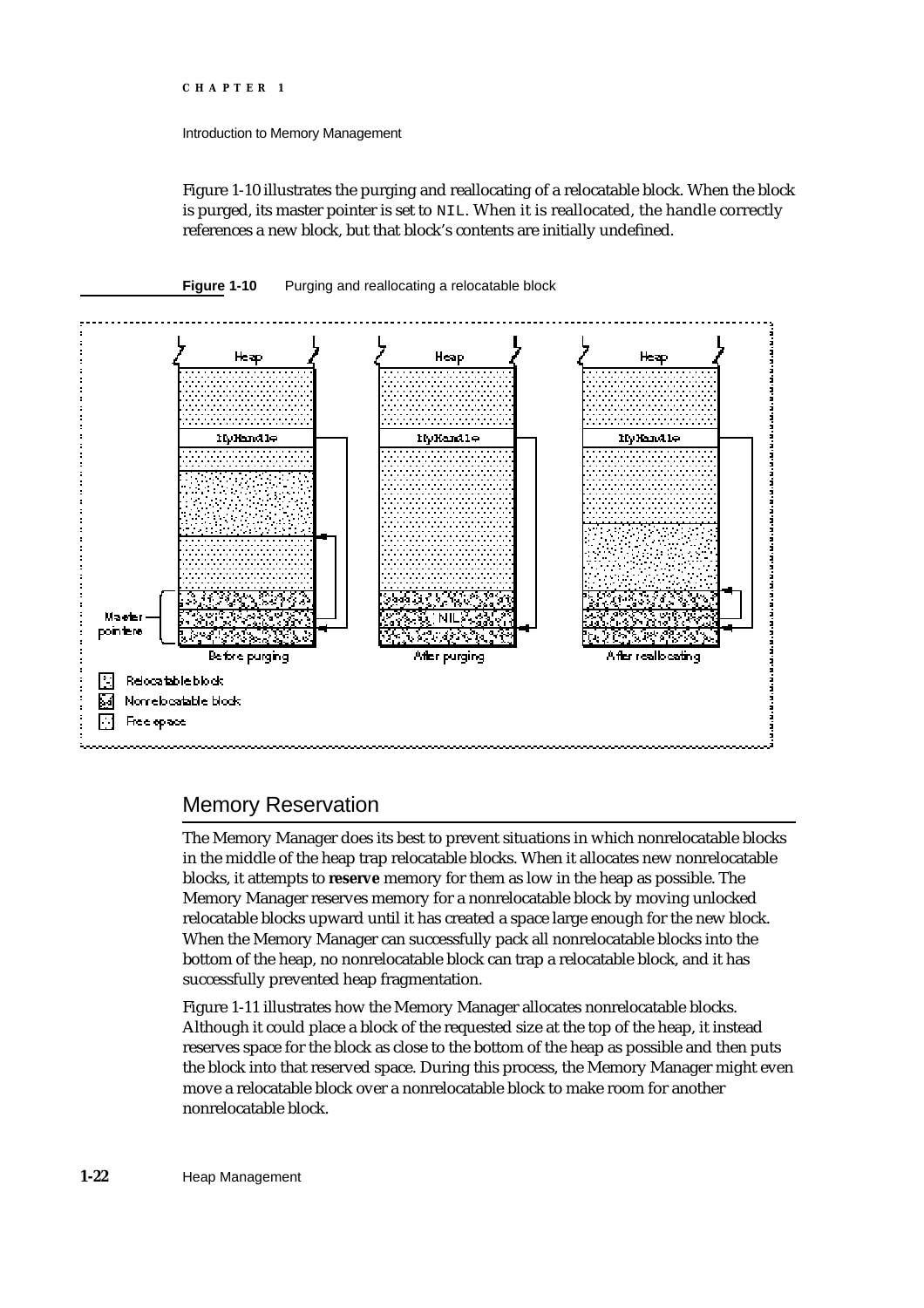Figure 1-10 illustrates the purging and reallocating of a relocatable block. When the block is purged, its master pointer is set to `NIL`. When it is reallocated, the handle correctly references a new block, but that block's contents are initially undefined.

**Figure 1-10** Purging and reallocating a relocatable block

## Memory Reservation

The Memory Manager does its best to prevent situations in which nonrelocatable blocks in the middle of the heap trap relocatable blocks. When it allocates new nonrelocatable blocks, it attempts to **reserve** memory for them as low in the heap as possible. The Memory Manager reserves memory for a nonrelocatable block by moving unlocked relocatable blocks upward until it has created a space large enough for the new block. When the Memory Manager can successfully pack all nonrelocatable blocks into the bottom of the heap, no nonrelocatable block can trap a relocatable block, and it has successfully prevented heap fragmentation.

Figure 1-11 illustrates how the Memory Manager allocates nonrelocatable blocks. Although it could place a block of the requested size at the top of the heap, it instead reserves space for the block as close to the bottom of the heap as possible and then puts the block into that reserved space. During this process, the Memory Manager might even move a relocatable block over a nonrelocatable block to make room for another nonrelocatable block.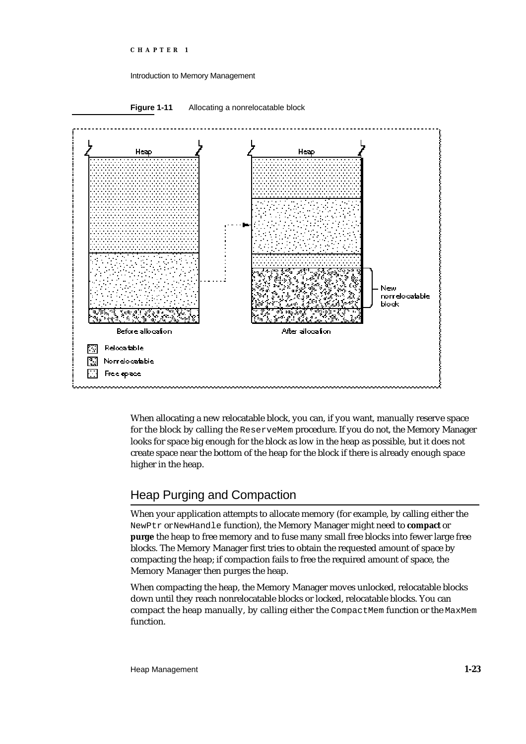**Figure 1-11** Allocating a nonrelocatable block

When allocating a new relocatable block, you can, if you want, manually reserve space for the block by calling the `ReserveMem` procedure. If you do not, the Memory Manager looks for space big enough for the block as low in the heap as possible, but it does not create space near the bottom of the heap for the block if there is already enough space higher in the heap.

## Heap Purging and Compaction

When your application attempts to allocate memory (for example, by calling either the `NewPtr` or `NewHandle` function), the Memory Manager might need to **compact** or **purge** the heap to free memory and to fuse many small free blocks into fewer large free blocks. The Memory Manager first tries to obtain the requested amount of space by compacting the heap; if compaction fails to free the required amount of space, the Memory Manager then purges the heap.

When compacting the heap, the Memory Manager moves unlocked, relocatable blocks down until they reach nonrelocatable blocks or locked, relocatable blocks. You can compact the heap manually, by calling either the `CompactMem` function or the `MaxMem` function.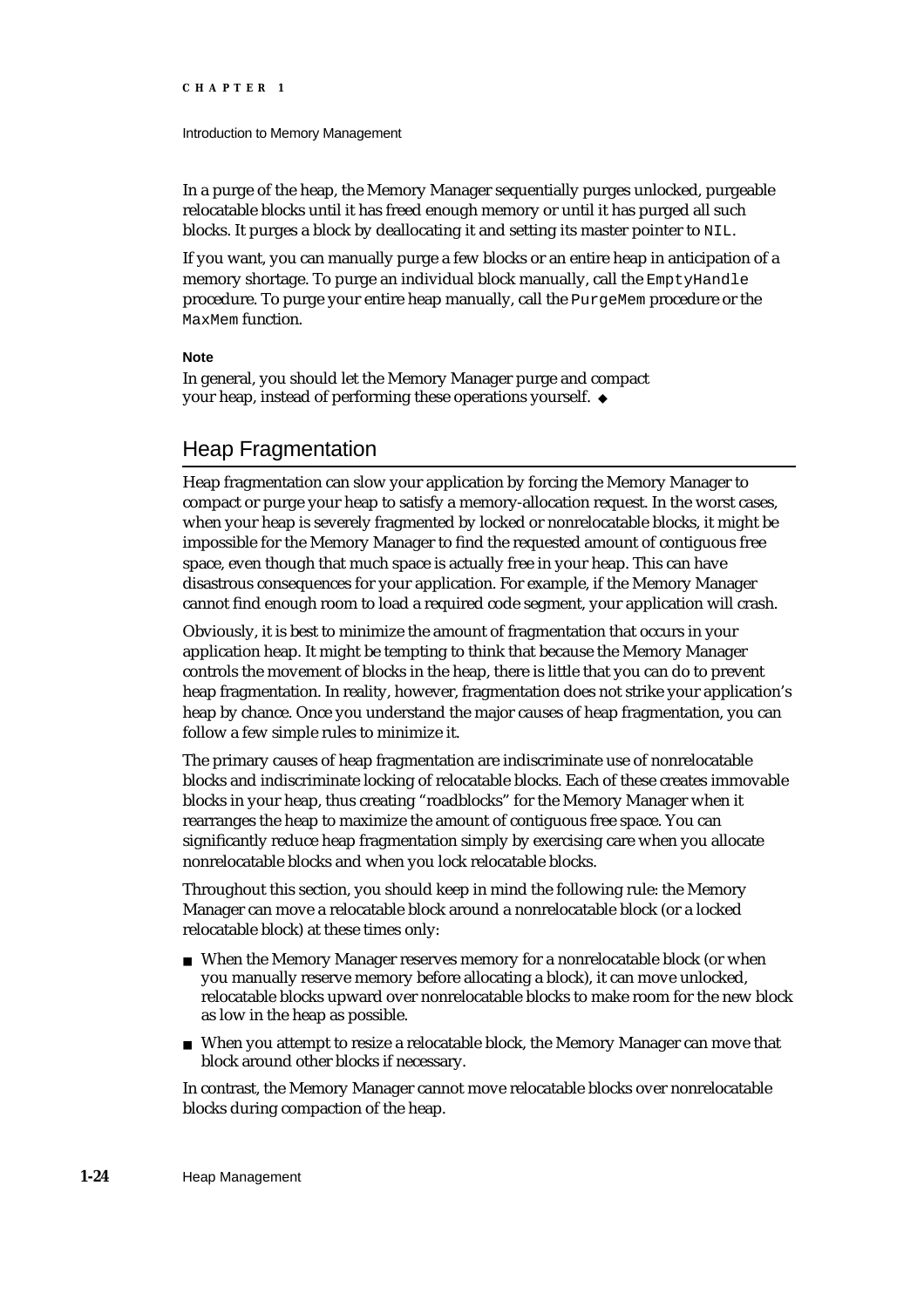In a purge of the heap, the Memory Manager sequentially purges unlocked, purgeable relocatable blocks until it has freed enough memory or until it has purged all such blocks. It purges a block by deallocating it and setting its master pointer to `NIL`.

If you want, you can manually purge a few blocks or an entire heap in anticipation of a memory shortage. To purge an individual block manually, call the `EmptyHandle` procedure. To purge your entire heap manually, call the `PurgeMem` procedure or the `MaxMem` function.

**Note**

In general, you should let the Memory Manager purge and compact your heap, instead of performing these operations yourself. ◆

## Heap Fragmentation

Heap fragmentation can slow your application by forcing the Memory Manager to compact or purge your heap to satisfy a memory-allocation request. In the worst cases, when your heap is severely fragmented by locked or nonrelocatable blocks, it might be impossible for the Memory Manager to find the requested amount of contiguous free space, even though that much space is actually free in your heap. This can have disastrous consequences for your application. For example, if the Memory Manager cannot find enough room to load a required code segment, your application will crash.

Obviously, it is best to minimize the amount of fragmentation that occurs in your application heap. It might be tempting to think that because the Memory Manager controls the movement of blocks in the heap, there is little that you can do to prevent heap fragmentation. In reality, however, fragmentation does not strike your application's heap by chance. Once you understand the major causes of heap fragmentation, you can follow a few simple rules to minimize it.

The primary causes of heap fragmentation are indiscriminate use of nonrelocatable blocks and indiscriminate locking of relocatable blocks. Each of these creates immovable blocks in your heap, thus creating "roadblocks" for the Memory Manager when it rearranges the heap to maximize the amount of contiguous free space. You can significantly reduce heap fragmentation simply by exercising care when you allocate nonrelocatable blocks and when you lock relocatable blocks.

Throughout this section, you should keep in mind the following rule: the Memory Manager can move a relocatable block around a nonrelocatable block (or a locked relocatable block) at these times only:

- When the Memory Manager reserves memory for a nonrelocatable block (or when you manually reserve memory before allocating a block), it can move unlocked, relocatable blocks upward over nonrelocatable blocks to make room for the new block as low in the heap as possible.
- When you attempt to resize a relocatable block, the Memory Manager can move that block around other blocks if necessary.

In contrast, the Memory Manager cannot move relocatable blocks over nonrelocatable blocks during compaction of the heap.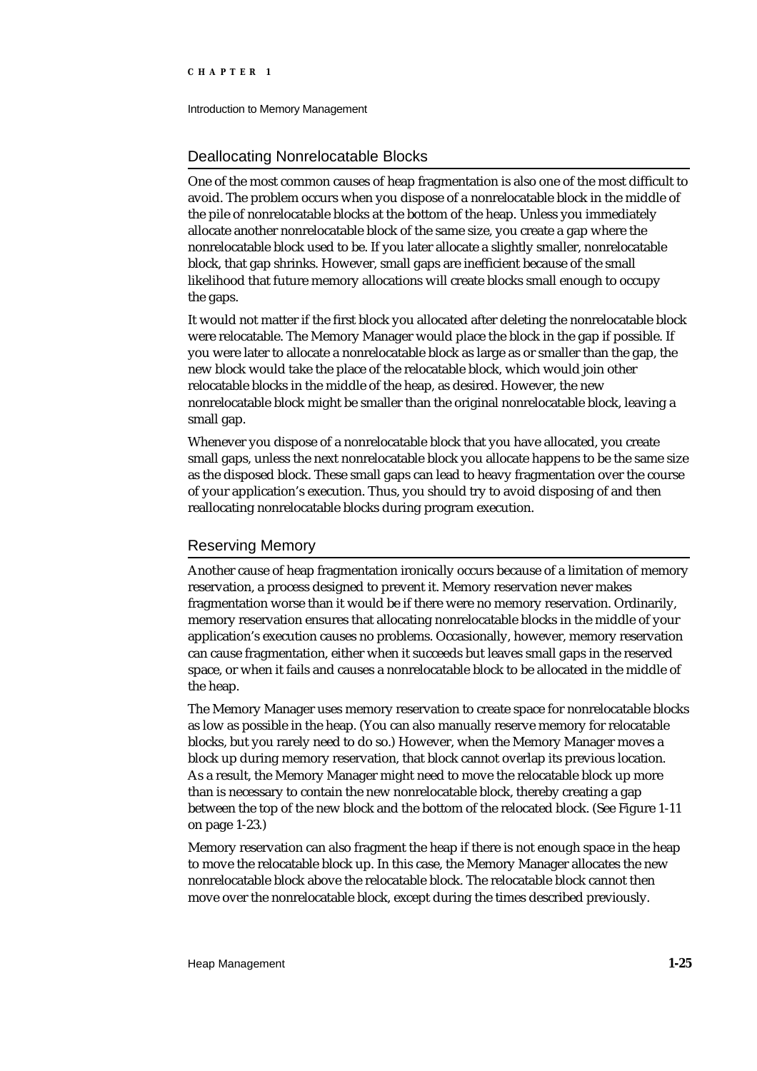## Deallocating Nonrelocatable Blocks

One of the most common causes of heap fragmentation is also one of the most difficult to avoid. The problem occurs when you dispose of a nonrelocatable block in the middle of the pile of nonrelocatable blocks at the bottom of the heap. Unless you immediately allocate another nonrelocatable block of the same size, you create a gap where the nonrelocatable block used to be. If you later allocate a slightly smaller, nonrelocatable block, that gap shrinks. However, small gaps are inefficient because of the small likelihood that future memory allocations will create blocks small enough to occupy the gaps.

It would not matter if the first block you allocated after deleting the nonrelocatable block were relocatable. The Memory Manager would place the block in the gap if possible. If you were later to allocate a nonrelocatable block as large as or smaller than the gap, the new block would take the place of the relocatable block, which would join other relocatable blocks in the middle of the heap, as desired. However, the new nonrelocatable block might be smaller than the original nonrelocatable block, leaving a small gap.

Whenever you dispose of a nonrelocatable block that you have allocated, you create small gaps, unless the next nonrelocatable block you allocate happens to be the same size as the disposed block. These small gaps can lead to heavy fragmentation over the course of your application's execution. Thus, you should try to avoid disposing of and then reallocating nonrelocatable blocks during program execution.

## Reserving Memory

Another cause of heap fragmentation ironically occurs because of a limitation of memory reservation, a process designed to prevent it. Memory reservation never makes fragmentation worse than it would be if there were no memory reservation. Ordinarily, memory reservation ensures that allocating nonrelocatable blocks in the middle of your application's execution causes no problems. Occasionally, however, memory reservation can cause fragmentation, either when it succeeds but leaves small gaps in the reserved space, or when it fails and causes a nonrelocatable block to be allocated in the middle of the heap.

The Memory Manager uses memory reservation to create space for nonrelocatable blocks as low as possible in the heap. (You can also manually reserve memory for relocatable blocks, but you rarely need to do so.) However, when the Memory Manager moves a block up during memory reservation, that block cannot overlap its previous location. As a result, the Memory Manager might need to move the relocatable block up more than is necessary to contain the new nonrelocatable block, thereby creating a gap between the top of the new block and the bottom of the relocated block. (See Figure 1-11 on page 1-23.)

Memory reservation can also fragment the heap if there is not enough space in the heap to move the relocatable block up. In this case, the Memory Manager allocates the new nonrelocatable block above the relocatable block. The relocatable block cannot then move over the nonrelocatable block, except during the times described previously.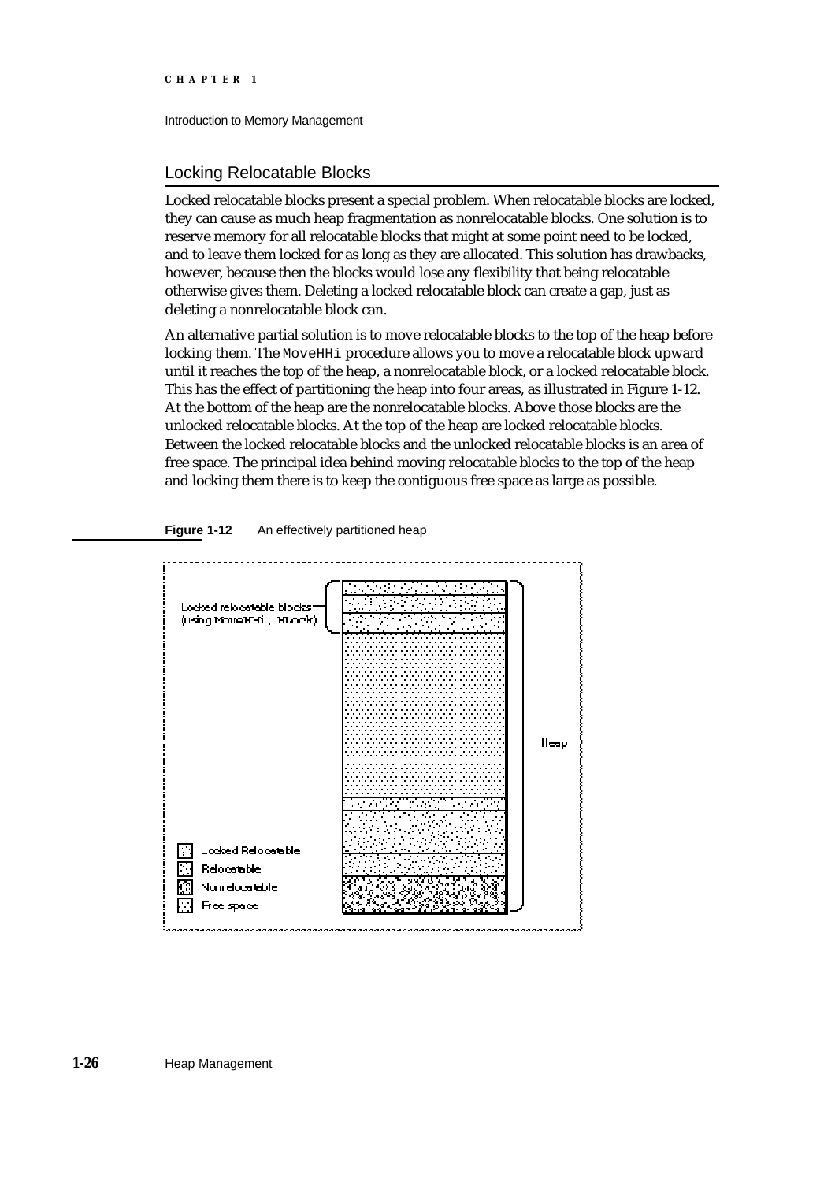## Locking Relocatable Blocks

Locked relocatable blocks present a special problem. When relocatable blocks are locked, they can cause as much heap fragmentation as nonrelocatable blocks. One solution is to reserve memory for all relocatable blocks that might at some point need to be locked, and to leave them locked for as long as they are allocated. This solution has drawbacks, however, because then the blocks would lose any flexibility that being relocatable otherwise gives them. Deleting a locked relocatable block can create a gap, just as deleting a nonrelocatable block can.

An alternative partial solution is to move relocatable blocks to the top of the heap before locking them. The `MoveHHi` procedure allows you to move a relocatable block upward until it reaches the top of the heap, a nonrelocatable block, or a locked relocatable block. This has the effect of partitioning the heap into four areas, as illustrated in Figure 1-12. At the bottom of the heap are the nonrelocatable blocks. Above those blocks are the unlocked relocatable blocks. At the top of the heap are locked relocatable blocks. Between the locked relocatable blocks and the unlocked relocatable blocks is an area of free space. The principal idea behind moving relocatable blocks to the top of the heap and locking them there is to keep the contiguous free space as large as possible.

**Figure 1-12** An effectively partitioned heap

Locked relocatable blocks (using MoveHHi, HLock)

Heap

Locked Relocatable
Relocatable
Nonrelocatable
Free space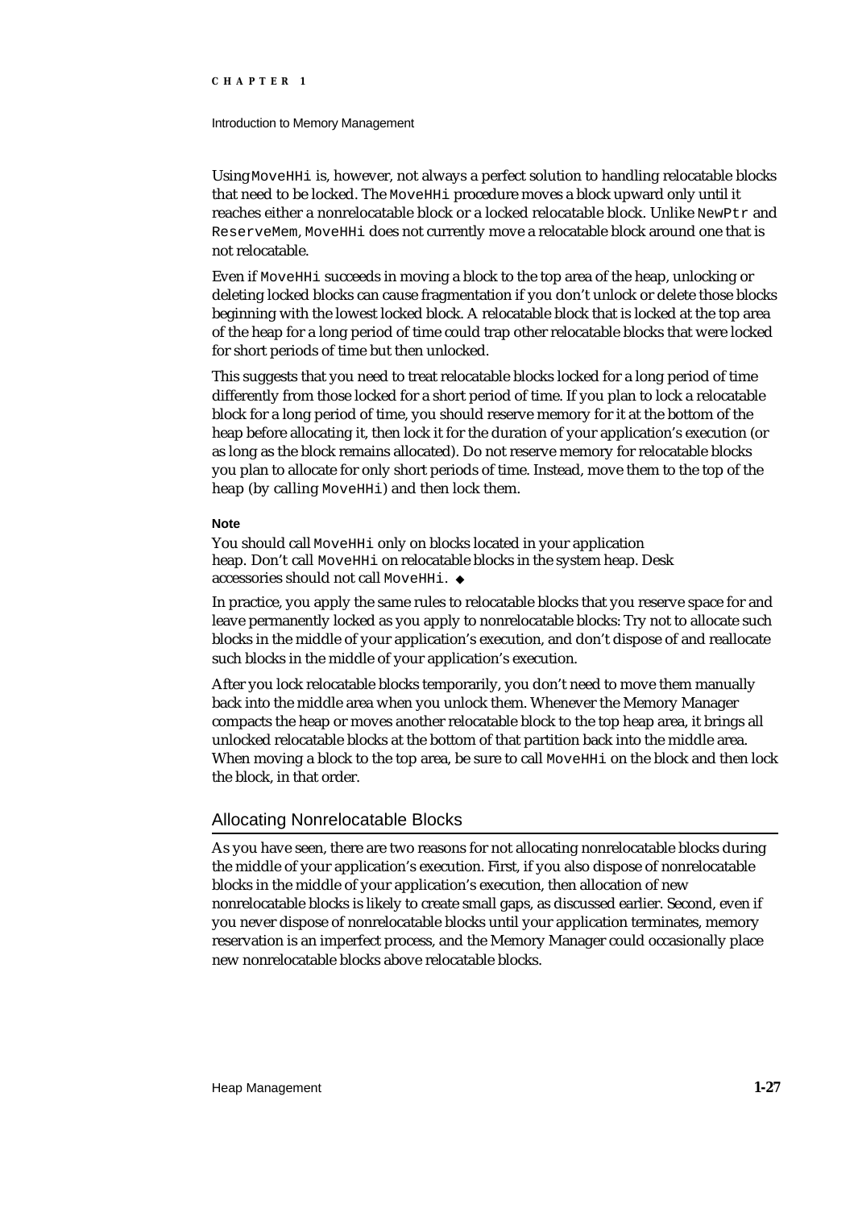Using `MoveHHi` is, however, not always a perfect solution to handling relocatable blocks that need to be locked. The `MoveHHi` procedure moves a block upward only until it reaches either a nonrelocatable block or a locked relocatable block. Unlike `NewPtr` and `ReserveMem`, `MoveHHi` does not currently move a relocatable block around one that is not relocatable.

Even if `MoveHHi` succeeds in moving a block to the top area of the heap, unlocking or deleting locked blocks can cause fragmentation if you don't unlock or delete those blocks beginning with the lowest locked block. A relocatable block that is locked at the top area of the heap for a long period of time could trap other relocatable blocks that were locked for short periods of time but then unlocked.

This suggests that you need to treat relocatable blocks locked for a long period of time differently from those locked for a short period of time. If you plan to lock a relocatable block for a long period of time, you should reserve memory for it at the bottom of the heap before allocating it, then lock it for the duration of your application's execution (or as long as the block remains allocated). Do not reserve memory for relocatable blocks you plan to allocate for only short periods of time. Instead, move them to the top of the heap (by calling `MoveHHi`) and then lock them.

**Note**

You should call `MoveHHi` only on blocks located in your application heap. Don't call `MoveHHi` on relocatable blocks in the system heap. Desk accessories should not call `MoveHHi`. ◆

In practice, you apply the same rules to relocatable blocks that you reserve space for and leave permanently locked as you apply to nonrelocatable blocks: Try not to allocate such blocks in the middle of your application's execution, and don't dispose of and reallocate such blocks in the middle of your application's execution.

After you lock relocatable blocks temporarily, you don't need to move them manually back into the middle area when you unlock them. Whenever the Memory Manager compacts the heap or moves another relocatable block to the top heap area, it brings all unlocked relocatable blocks at the bottom of that partition back into the middle area. When moving a block to the top area, be sure to call `MoveHHi` on the block and then lock the block, in that order.

## Allocating Nonrelocatable Blocks

As you have seen, there are two reasons for not allocating nonrelocatable blocks during the middle of your application's execution. First, if you also dispose of nonrelocatable blocks in the middle of your application's execution, then allocation of new nonrelocatable blocks is likely to create small gaps, as discussed earlier. Second, even if you never dispose of nonrelocatable blocks until your application terminates, memory reservation is an imperfect process, and the Memory Manager could occasionally place new nonrelocatable blocks above relocatable blocks.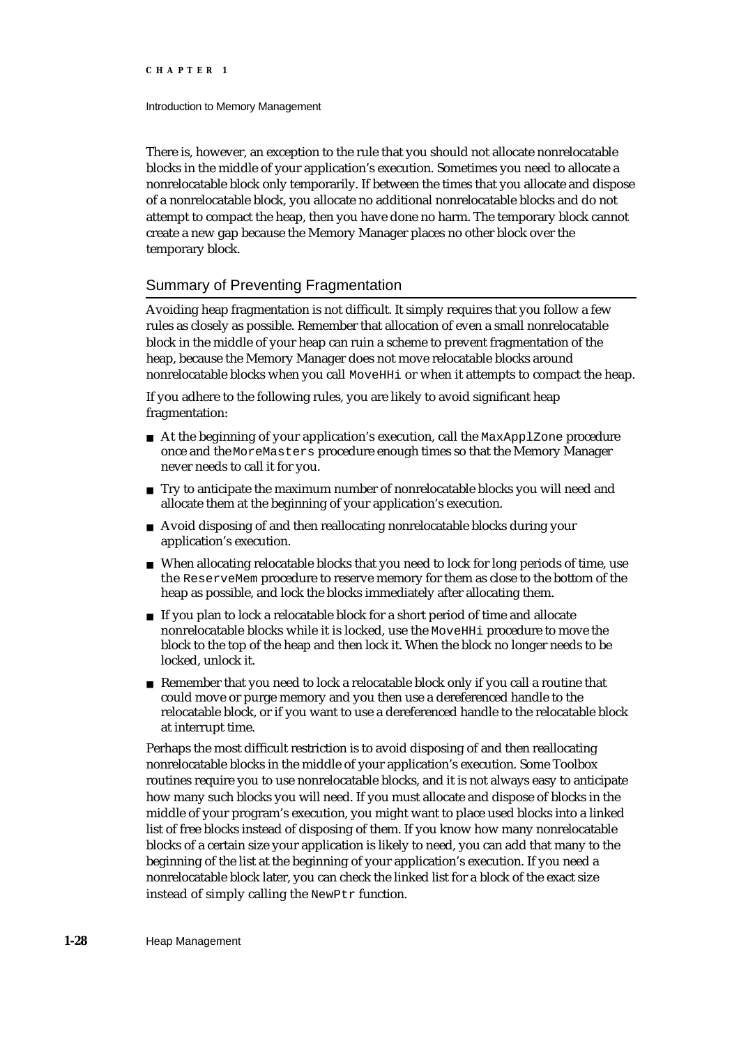There is, however, an exception to the rule that you should not allocate nonrelocatable blocks in the middle of your application's execution. Sometimes you need to allocate a nonrelocatable block only temporarily. If between the times that you allocate and dispose of a nonrelocatable block, you allocate no additional nonrelocatable blocks and do not attempt to compact the heap, then you have done no harm. The temporary block cannot create a new gap because the Memory Manager places no other block over the temporary block.

## Summary of Preventing Fragmentation

Avoiding heap fragmentation is not difficult. It simply requires that you follow a few rules as closely as possible. Remember that allocation of even a small nonrelocatable block in the middle of your heap can ruin a scheme to prevent fragmentation of the heap, because the Memory Manager does not move relocatable blocks around nonrelocatable blocks when you call `MoveHHi` or when it attempts to compact the heap.

If you adhere to the following rules, you are likely to avoid significant heap fragmentation:

- At the beginning of your application's execution, call the `MaxApplZone` procedure once and the `MoreMasters` procedure enough times so that the Memory Manager never needs to call it for you.
- Try to anticipate the maximum number of nonrelocatable blocks you will need and allocate them at the beginning of your application's execution.
- Avoid disposing of and then reallocating nonrelocatable blocks during your application's execution.
- When allocating relocatable blocks that you need to lock for long periods of time, use the `ReserveMem` procedure to reserve memory for them as close to the bottom of the heap as possible, and lock the blocks immediately after allocating them.
- If you plan to lock a relocatable block for a short period of time and allocate nonrelocatable blocks while it is locked, use the `MoveHHi` procedure to move the block to the top of the heap and then lock it. When the block no longer needs to be locked, unlock it.
- Remember that you need to lock a relocatable block only if you call a routine that could move or purge memory and you then use a dereferenced handle to the relocatable block, or if you want to use a dereferenced handle to the relocatable block at interrupt time.

Perhaps the most difficult restriction is to avoid disposing of and then reallocating nonrelocatable blocks in the middle of your application's execution. Some Toolbox routines require you to use nonrelocatable blocks, and it is not always easy to anticipate how many such blocks you will need. If you must allocate and dispose of blocks in the middle of your program's execution, you might want to place used blocks into a linked list of free blocks instead of disposing of them. If you know how many nonrelocatable blocks of a certain size your application is likely to need, you can add that many to the beginning of the list at the beginning of your application's execution. If you need a nonrelocatable block later, you can check the linked list for a block of the exact size instead of simply calling the `NewPtr` function.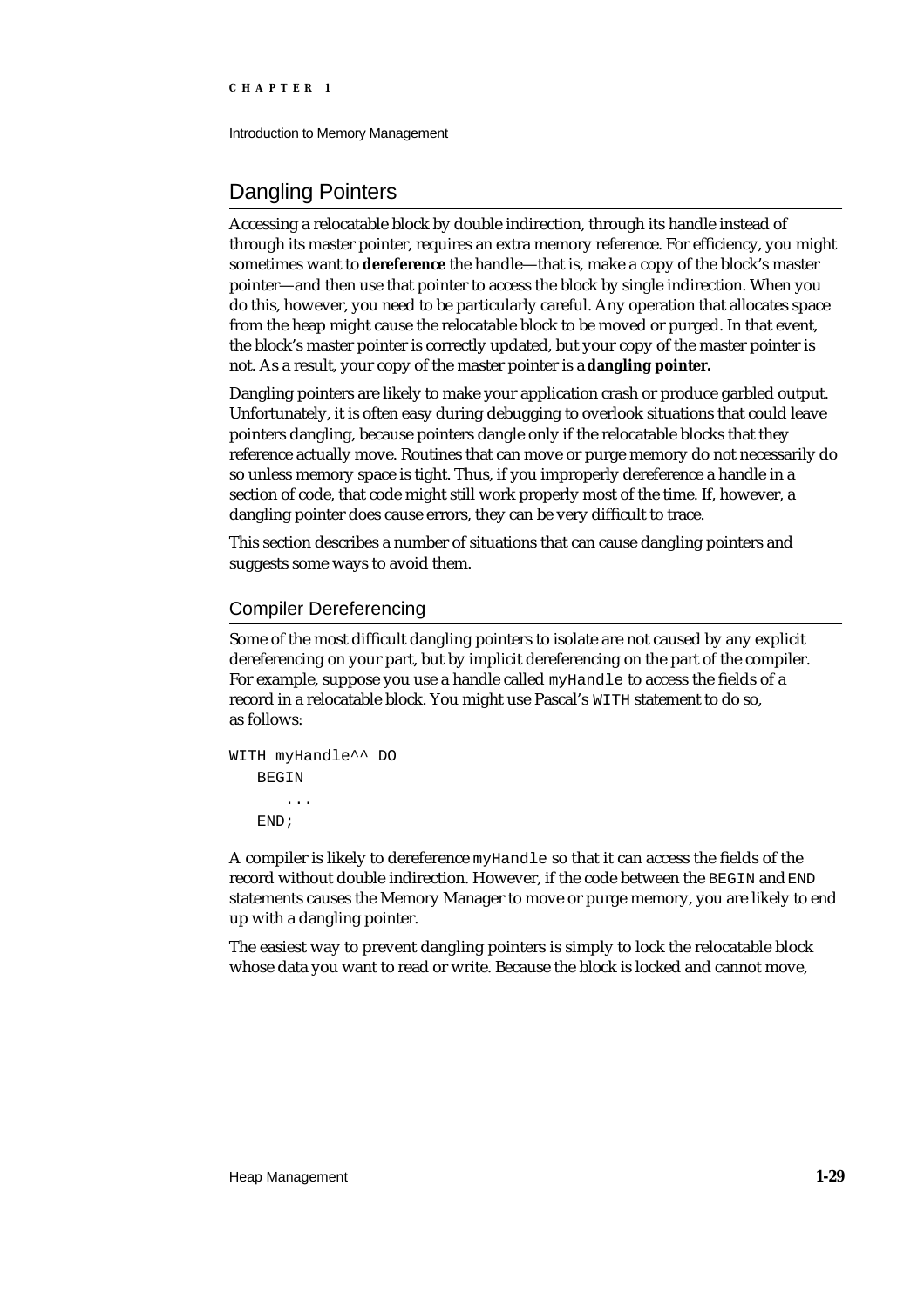## Dangling Pointers

Accessing a relocatable block by double indirection, through its handle instead of through its master pointer, requires an extra memory reference. For efficiency, you might sometimes want to **dereference** the handle—that is, make a copy of the block's master pointer—and then use that pointer to access the block by single indirection. When you do this, however, you need to be particularly careful. Any operation that allocates space from the heap might cause the relocatable block to be moved or purged. In that event, the block's master pointer is correctly updated, but your copy of the master pointer is not. As a result, your copy of the master pointer is a **dangling pointer.**

Dangling pointers are likely to make your application crash or produce garbled output. Unfortunately, it is often easy during debugging to overlook situations that could leave pointers dangling, because pointers dangle only if the relocatable blocks that they reference actually move. Routines that can move or purge memory do not necessarily do so unless memory space is tight. Thus, if you improperly dereference a handle in a section of code, that code might still work properly most of the time. If, however, a dangling pointer does cause errors, they can be very difficult to trace.

This section describes a number of situations that can cause dangling pointers and suggests some ways to avoid them.

### Compiler Dereferencing

Some of the most difficult dangling pointers to isolate are not caused by any explicit dereferencing on your part, but by implicit dereferencing on the part of the compiler. For example, suppose you use a handle called `myHandle` to access the fields of a record in a relocatable block. You might use Pascal's `WITH` statement to do so, as follows:

```
WITH myHandle^^ DO
   BEGIN
      ...
   END;
```

A compiler is likely to dereference `myHandle` so that it can access the fields of the record without double indirection. However, if the code between the `BEGIN` and `END` statements causes the Memory Manager to move or purge memory, you are likely to end up with a dangling pointer.

The easiest way to prevent dangling pointers is simply to lock the relocatable block whose data you want to read or write. Because the block is locked and cannot move,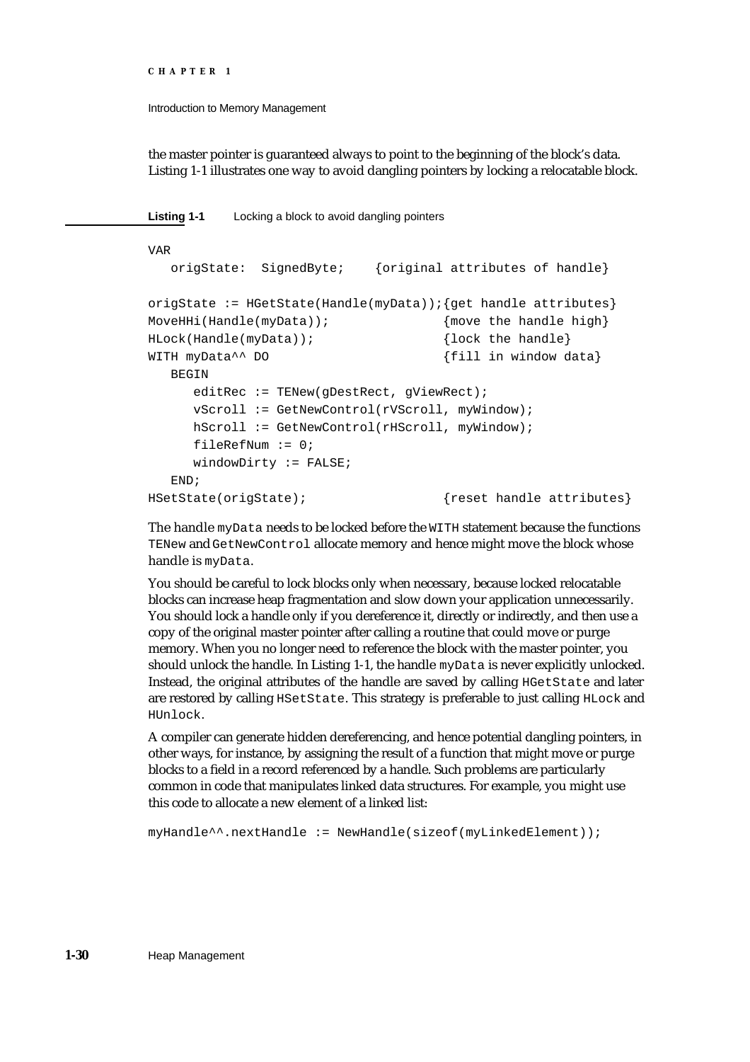the master pointer is guaranteed always to point to the beginning of the block's data. Listing 1-1 illustrates one way to avoid dangling pointers by locking a relocatable block.

**Listing 1-1** Locking a block to avoid dangling pointers

```
VAR
   origState:  SignedByte;    {original attributes of handle}

origState := HGetState(Handle(myData));{get handle attributes}
MoveHHi(Handle(myData));               {move the handle high}
HLock(Handle(myData));                 {lock the handle}
WITH myData^^ DO                       {fill in window data}
   BEGIN
      editRec := TENew(gDestRect, gViewRect);
      vScroll := GetNewControl(rVScroll, myWindow);
      hScroll := GetNewControl(rHScroll, myWindow);
      fileRefNum := 0;
      windowDirty := FALSE;
   END;
HSetState(origState);                  {reset handle attributes}
```

The handle `myData` needs to be locked before the `WITH` statement because the functions `TENew` and `GetNewControl` allocate memory and hence might move the block whose handle is `myData`.

You should be careful to lock blocks only when necessary, because locked relocatable blocks can increase heap fragmentation and slow down your application unnecessarily. You should lock a handle only if you dereference it, directly or indirectly, and then use a copy of the original master pointer after calling a routine that could move or purge memory. When you no longer need to reference the block with the master pointer, you should unlock the handle. In Listing 1-1, the handle `myData` is never explicitly unlocked. Instead, the original attributes of the handle are saved by calling `HGetState` and later are restored by calling `HSetState`. This strategy is preferable to just calling `HLock` and `HUnlock`.

A compiler can generate hidden dereferencing, and hence potential dangling pointers, in other ways, for instance, by assigning the result of a function that might move or purge blocks to a field in a record referenced by a handle. Such problems are particularly common in code that manipulates linked data structures. For example, you might use this code to allocate a new element of a linked list:

```
myHandle^^.nextHandle := NewHandle(sizeof(myLinkedElement));
```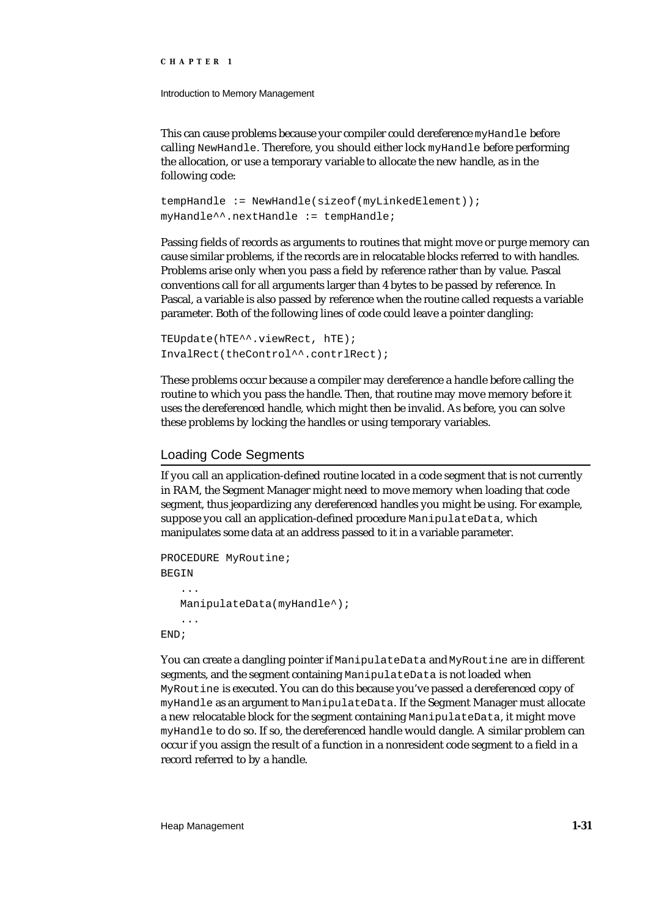This can cause problems because your compiler could dereference `myHandle` before calling `NewHandle`. Therefore, you should either lock `myHandle` before performing the allocation, or use a temporary variable to allocate the new handle, as in the following code:

```
tempHandle := NewHandle(sizeof(myLinkedElement));
myHandle^^.nextHandle := tempHandle;
```

Passing fields of records as arguments to routines that might move or purge memory can cause similar problems, if the records are in relocatable blocks referred to with handles. Problems arise only when you pass a field by reference rather than by value. Pascal conventions call for all arguments larger than 4 bytes to be passed by reference. In Pascal, a variable is also passed by reference when the routine called requests a variable parameter. Both of the following lines of code could leave a pointer dangling:

```
TEUpdate(hTE^^.viewRect, hTE);
InvalRect(theControl^^.contrlRect);
```

These problems occur because a compiler may dereference a handle before calling the routine to which you pass the handle. Then, that routine may move memory before it uses the dereferenced handle, which might then be invalid. As before, you can solve these problems by locking the handles or using temporary variables.

## Loading Code Segments

If you call an application-defined routine located in a code segment that is not currently in RAM, the Segment Manager might need to move memory when loading that code segment, thus jeopardizing any dereferenced handles you might be using. For example, suppose you call an application-defined procedure `ManipulateData`, which manipulates some data at an address passed to it in a variable parameter.

```
PROCEDURE MyRoutine;
BEGIN
   ...
   ManipulateData(myHandle^);
   ...
END;
```

You can create a dangling pointer if `ManipulateData` and `MyRoutine` are in different segments, and the segment containing `ManipulateData` is not loaded when `MyRoutine` is executed. You can do this because you've passed a dereferenced copy of `myHandle` as an argument to `ManipulateData`. If the Segment Manager must allocate a new relocatable block for the segment containing `ManipulateData`, it might move `myHandle` to do so. If so, the dereferenced handle would dangle. A similar problem can occur if you assign the result of a function in a nonresident code segment to a field in a record referred to by a handle.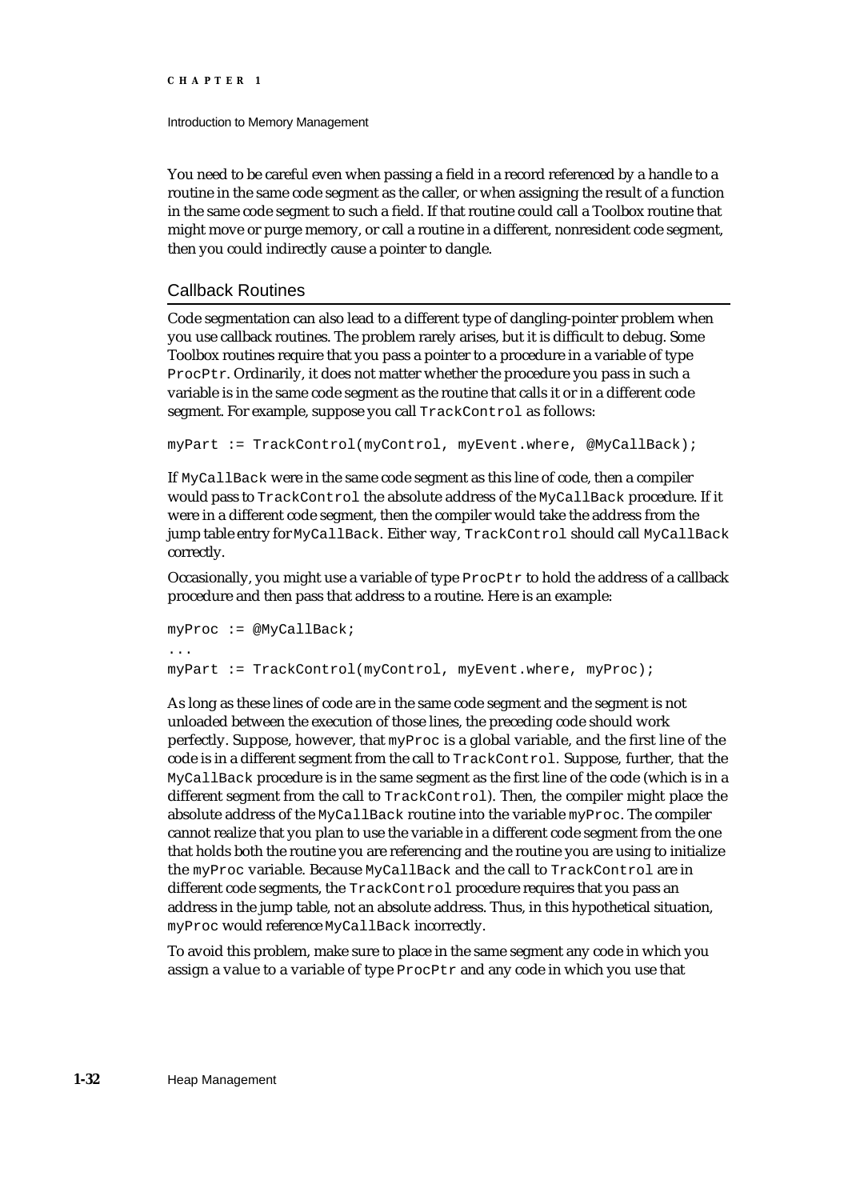You need to be careful even when passing a field in a record referenced by a handle to a routine in the same code segment as the caller, or when assigning the result of a function in the same code segment to such a field. If that routine could call a Toolbox routine that might move or purge memory, or call a routine in a different, nonresident code segment, then you could indirectly cause a pointer to dangle.

### Callback Routines

Code segmentation can also lead to a different type of dangling-pointer problem when you use callback routines. The problem rarely arises, but it is difficult to debug. Some Toolbox routines require that you pass a pointer to a procedure in a variable of type `ProcPtr`. Ordinarily, it does not matter whether the procedure you pass in such a variable is in the same code segment as the routine that calls it or in a different code segment. For example, suppose you call `TrackControl` as follows:

```
myPart := TrackControl(myControl, myEvent.where, @MyCallBack);
```

If `MyCallBack` were in the same code segment as this line of code, then a compiler would pass to `TrackControl` the absolute address of the `MyCallBack` procedure. If it were in a different code segment, then the compiler would take the address from the jump table entry for `MyCallBack`. Either way, `TrackControl` should call `MyCallBack` correctly.

Occasionally, you might use a variable of type `ProcPtr` to hold the address of a callback procedure and then pass that address to a routine. Here is an example:

```
myProc := @MyCallBack;
...
myPart := TrackControl(myControl, myEvent.where, myProc);
```

As long as these lines of code are in the same code segment and the segment is not unloaded between the execution of those lines, the preceding code should work perfectly. Suppose, however, that `myProc` is a global variable, and the first line of the code is in a different segment from the call to `TrackControl`. Suppose, further, that the `MyCallBack` procedure is in the same segment as the first line of the code (which is in a different segment from the call to `TrackControl`). Then, the compiler might place the absolute address of the `MyCallBack` routine into the variable `myProc`. The compiler cannot realize that you plan to use the variable in a different code segment from the one that holds both the routine you are referencing and the routine you are using to initialize the `myProc` variable. Because `MyCallBack` and the call to `TrackControl` are in different code segments, the `TrackControl` procedure requires that you pass an address in the jump table, not an absolute address. Thus, in this hypothetical situation, `myProc` would reference `MyCallBack` incorrectly.

To avoid this problem, make sure to place in the same segment any code in which you assign a value to a variable of type `ProcPtr` and any code in which you use that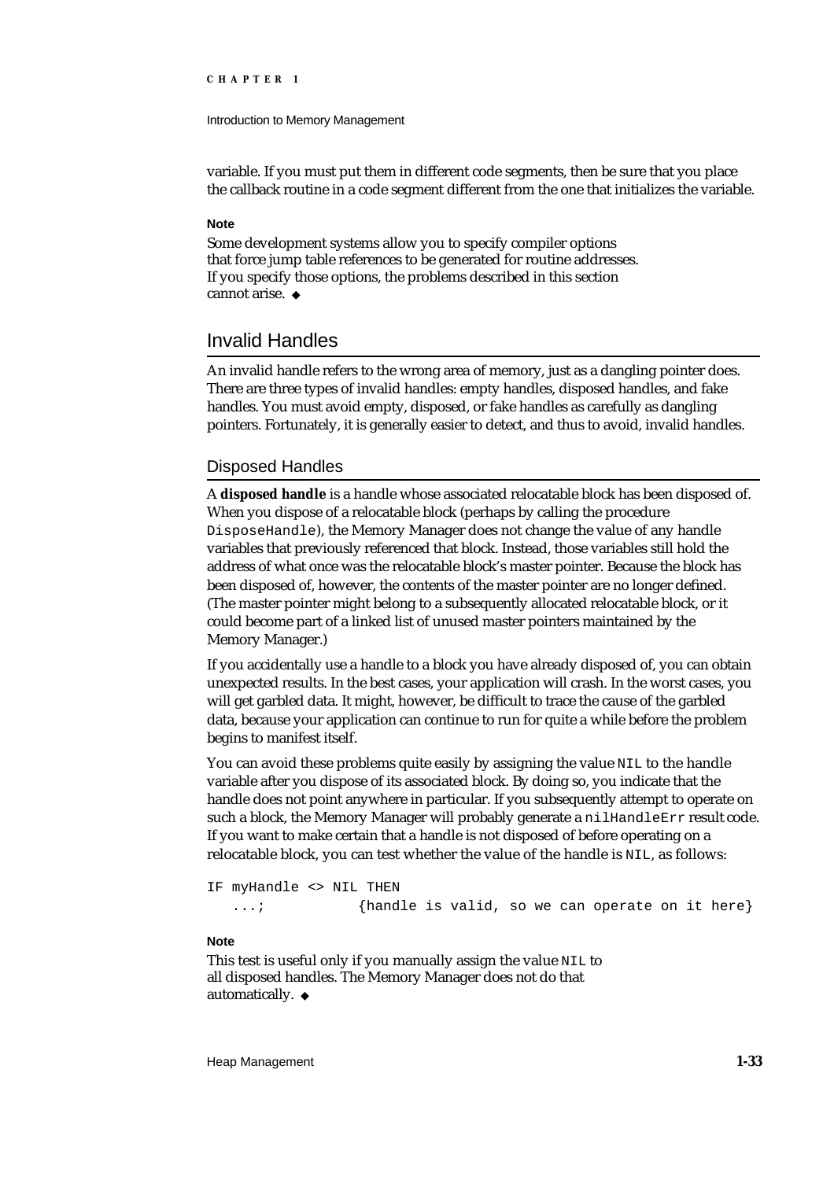variable. If you must put them in different code segments, then be sure that you place the callback routine in a code segment different from the one that initializes the variable.

**Note**

Some development systems allow you to specify compiler options that force jump table references to be generated for routine addresses. If you specify those options, the problems described in this section cannot arise. ◆

## Invalid Handles

An invalid handle refers to the wrong area of memory, just as a dangling pointer does. There are three types of invalid handles: empty handles, disposed handles, and fake handles. You must avoid empty, disposed, or fake handles as carefully as dangling pointers. Fortunately, it is generally easier to detect, and thus to avoid, invalid handles.

### Disposed Handles

A **disposed handle** is a handle whose associated relocatable block has been disposed of. When you dispose of a relocatable block (perhaps by calling the procedure `DisposeHandle`), the Memory Manager does not change the value of any handle variables that previously referenced that block. Instead, those variables still hold the address of what once was the relocatable block's master pointer. Because the block has been disposed of, however, the contents of the master pointer are no longer defined. (The master pointer might belong to a subsequently allocated relocatable block, or it could become part of a linked list of unused master pointers maintained by the Memory Manager.)

If you accidentally use a handle to a block you have already disposed of, you can obtain unexpected results. In the best cases, your application will crash. In the worst cases, you will get garbled data. It might, however, be difficult to trace the cause of the garbled data, because your application can continue to run for quite a while before the problem begins to manifest itself.

You can avoid these problems quite easily by assigning the value `NIL` to the handle variable after you dispose of its associated block. By doing so, you indicate that the handle does not point anywhere in particular. If you subsequently attempt to operate on such a block, the Memory Manager will probably generate a `nilHandleErr` result code. If you want to make certain that a handle is not disposed of before operating on a relocatable block, you can test whether the value of the handle is `NIL`, as follows:

```
IF myHandle <> NIL THEN
   ...;            {handle is valid, so we can operate on it here}
```

**Note**

This test is useful only if you manually assign the value `NIL` to all disposed handles. The Memory Manager does not do that automatically. ◆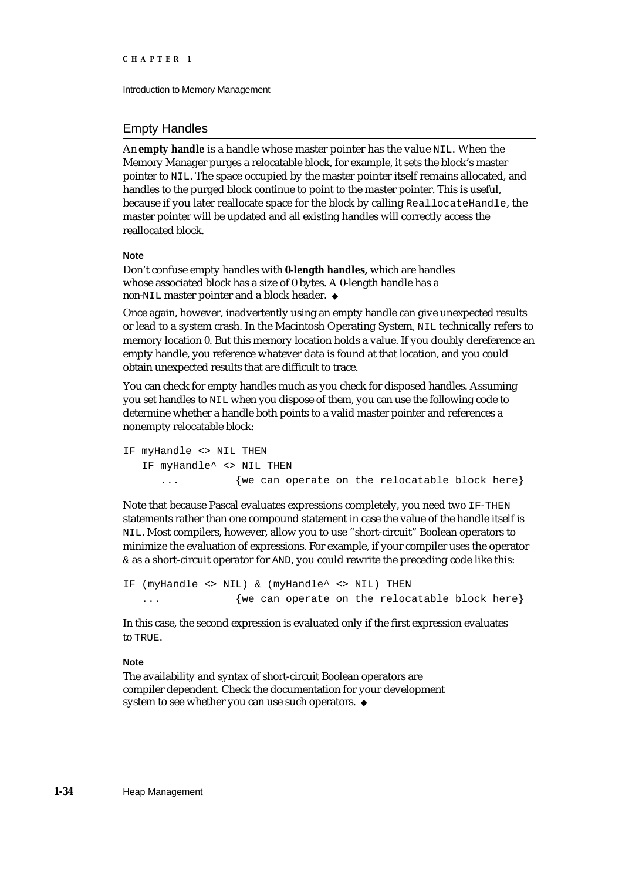## Empty Handles

An **empty handle** is a handle whose master pointer has the value `NIL`. When the Memory Manager purges a relocatable block, for example, it sets the block's master pointer to `NIL`. The space occupied by the master pointer itself remains allocated, and handles to the purged block continue to point to the master pointer. This is useful, because if you later reallocate space for the block by calling `ReallocateHandle`, the master pointer will be updated and all existing handles will correctly access the reallocated block.

**Note**

Don't confuse empty handles with **0-length handles,** which are handles whose associated block has a size of 0 bytes. A 0-length handle has a non-`NIL` master pointer and a block header. ◆

Once again, however, inadvertently using an empty handle can give unexpected results or lead to a system crash. In the Macintosh Operating System, `NIL` technically refers to memory location 0. But this memory location holds a value. If you doubly dereference an empty handle, you reference whatever data is found at that location, and you could obtain unexpected results that are difficult to trace.

You can check for empty handles much as you check for disposed handles. Assuming you set handles to `NIL` when you dispose of them, you can use the following code to determine whether a handle both points to a valid master pointer and references a nonempty relocatable block:

```
IF myHandle <> NIL THEN
   IF myHandle^ <> NIL THEN
      ...         {we can operate on the relocatable block here}
```

Note that because Pascal evaluates expressions completely, you need two `IF-THEN` statements rather than one compound statement in case the value of the handle itself is `NIL`. Most compilers, however, allow you to use "short-circuit" Boolean operators to minimize the evaluation of expressions. For example, if your compiler uses the operator `&` as a short-circuit operator for `AND`, you could rewrite the preceding code like this:

```
IF (myHandle <> NIL) & (myHandle^ <> NIL) THEN
   ...            {we can operate on the relocatable block here}
```

In this case, the second expression is evaluated only if the first expression evaluates to `TRUE`.

**Note**

The availability and syntax of short-circuit Boolean operators are compiler dependent. Check the documentation for your development system to see whether you can use such operators. ◆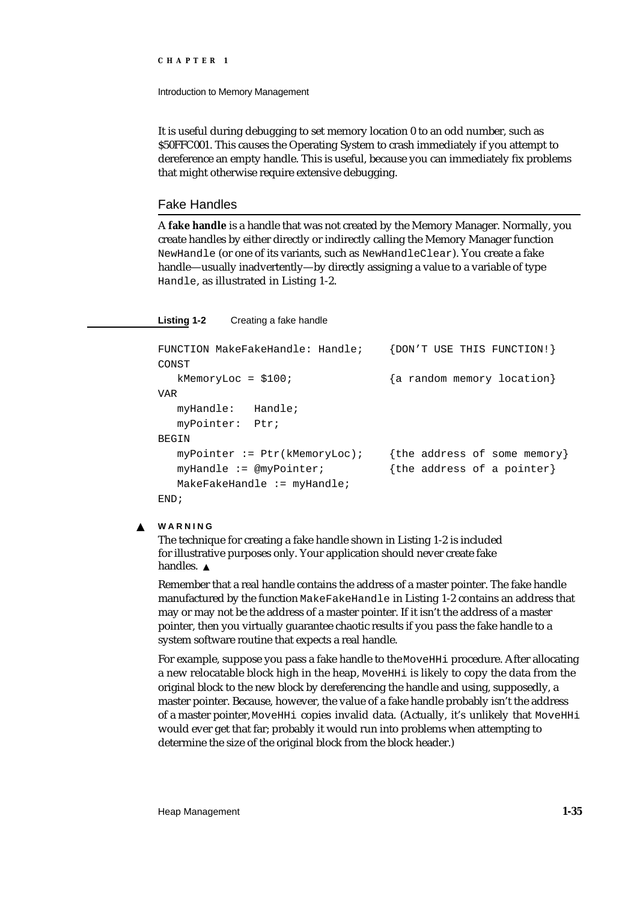It is useful during debugging to set memory location 0 to an odd number, such as $50FFC001. This causes the Operating System to crash immediately if you attempt to dereference an empty handle. This is useful, because you can immediately fix problems that might otherwise require extensive debugging.

## Fake Handles

A **fake handle** is a handle that was not created by the Memory Manager. Normally, you create handles by either directly or indirectly calling the Memory Manager function `NewHandle` (or one of its variants, such as `NewHandleClear`). You create a fake handle—usually inadvertently—by directly assigning a value to a variable of type `Handle`, as illustrated in Listing 1-2.

**Listing 1-2** Creating a fake handle

```
FUNCTION MakeFakeHandle: Handle;    {DON'T USE THIS FUNCTION!}
CONST
   kMemoryLoc = $100;               {a random memory location}
VAR
   myHandle:   Handle;
   myPointer:  Ptr;
BEGIN
   myPointer := Ptr(kMemoryLoc);    {the address of some memory}
   myHandle := @myPointer;          {the address of a pointer}
   MakeFakeHandle := myHandle;
END;
```

▲ **WARNING**

The technique for creating a fake handle shown in Listing 1-2 is included for illustrative purposes only. Your application should never create fake handles. ▲

Remember that a real handle contains the address of a master pointer. The fake handle manufactured by the function `MakeFakeHandle` in Listing 1-2 contains an address that may or may not be the address of a master pointer. If it isn't the address of a master pointer, then you virtually guarantee chaotic results if you pass the fake handle to a system software routine that expects a real handle.

For example, suppose you pass a fake handle to the `MoveHHi` procedure. After allocating a new relocatable block high in the heap, `MoveHHi` is likely to copy the data from the original block to the new block by dereferencing the handle and using, supposedly, a master pointer. Because, however, the value of a fake handle probably isn't the address of a master pointer, `MoveHHi` copies invalid data. (Actually, it's unlikely that `MoveHHi` would ever get that far; probably it would run into problems when attempting to determine the size of the original block from the block header.)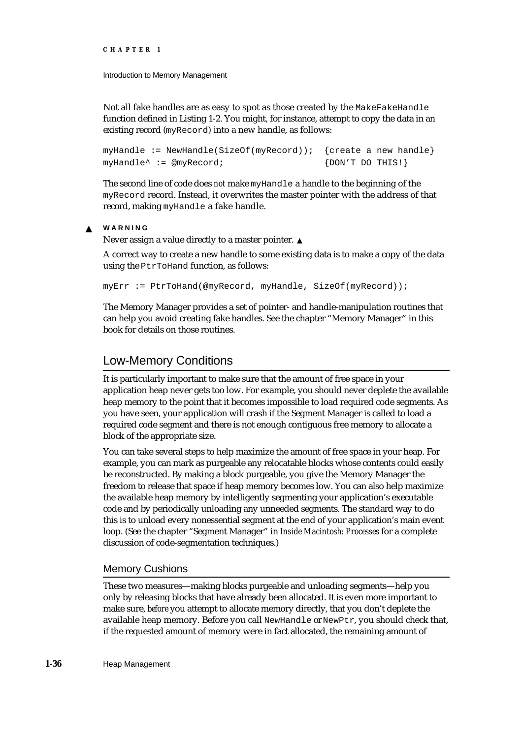Not all fake handles are as easy to spot as those created by the `MakeFakeHandle` function defined in Listing 1-2. You might, for instance, attempt to copy the data in an existing record (`myRecord`) into a new handle, as follows:

```
myHandle := NewHandle(SizeOf(myRecord));  {create a new handle}
myHandle^ := @myRecord;                   {DON'T DO THIS!}
```

The second line of code does *not* make `myHandle` a handle to the beginning of the `myRecord` record. Instead, it overwrites the master pointer with the address of that record, making `myHandle` a fake handle.

▲ **WARNING**

Never assign a value directly to a master pointer. ▲

A correct way to create a new handle to some existing data is to make a copy of the data using the `PtrToHand` function, as follows:

```
myErr := PtrToHand(@myRecord, myHandle, SizeOf(myRecord));
```

The Memory Manager provides a set of pointer- and handle-manipulation routines that can help you avoid creating fake handles. See the chapter "Memory Manager" in this book for details on those routines.

## Low-Memory Conditions

It is particularly important to make sure that the amount of free space in your application heap never gets too low. For example, you should never deplete the available heap memory to the point that it becomes impossible to load required code segments. As you have seen, your application will crash if the Segment Manager is called to load a required code segment and there is not enough contiguous free memory to allocate a block of the appropriate size.

You can take several steps to help maximize the amount of free space in your heap. For example, you can mark as purgeable any relocatable blocks whose contents could easily be reconstructed. By making a block purgeable, you give the Memory Manager the freedom to release that space if heap memory becomes low. You can also help maximize the available heap memory by intelligently segmenting your application's executable code and by periodically unloading any unneeded segments. The standard way to do this is to unload every nonessential segment at the end of your application's main event loop. (See the chapter "Segment Manager" in *Inside Macintosh: Processes* for a complete discussion of code-segmentation techniques.)

### Memory Cushions

These two measures—making blocks purgeable and unloading segments—help you only by releasing blocks that have already been allocated. It is even more important to make sure, *before* you attempt to allocate memory directly, that you don't deplete the available heap memory. Before you call `NewHandle` or `NewPtr`, you should check that, if the requested amount of memory were in fact allocated, the remaining amount of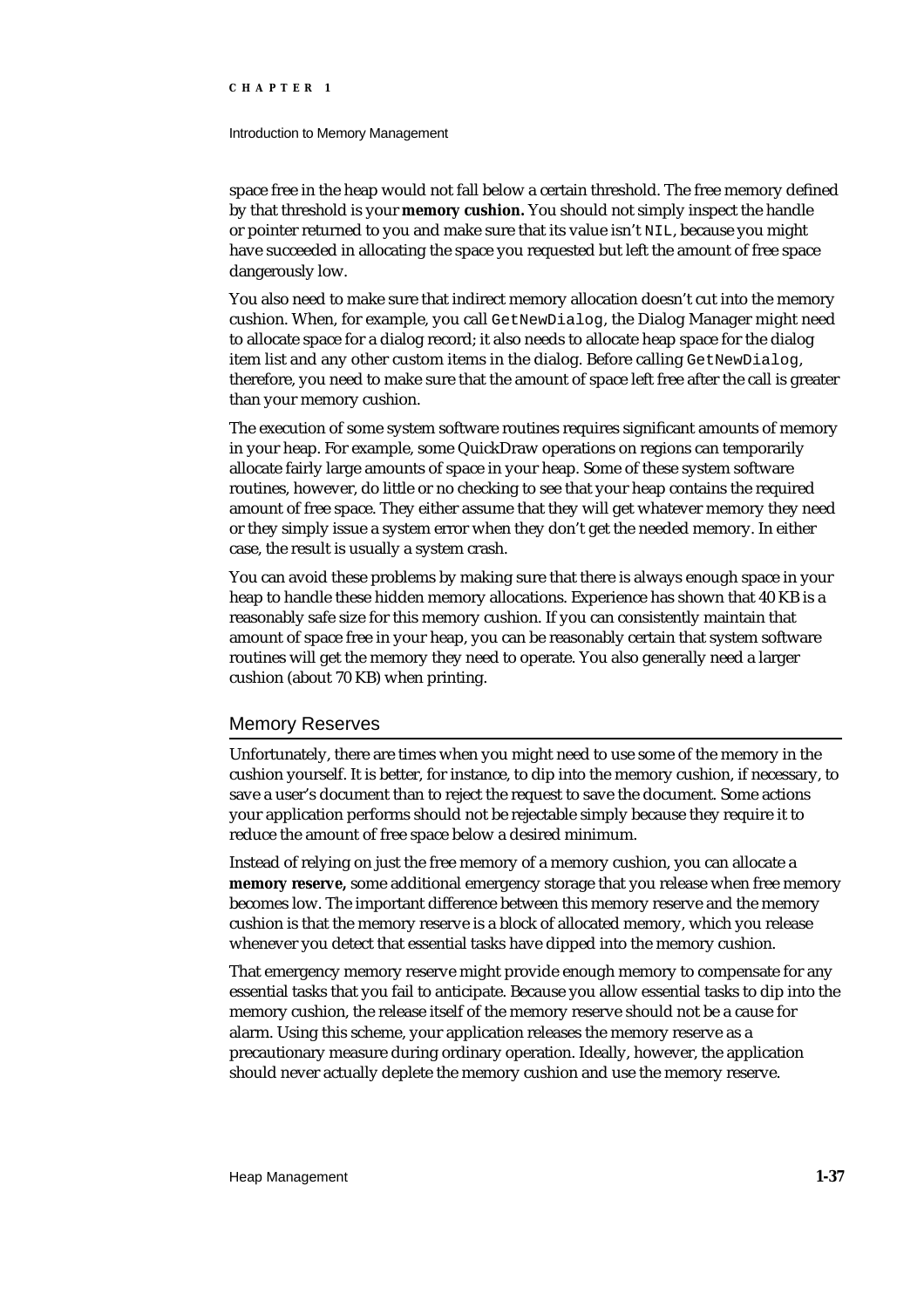space free in the heap would not fall below a certain threshold. The free memory defined by that threshold is your **memory cushion.** You should not simply inspect the handle or pointer returned to you and make sure that its value isn't `NIL`, because you might have succeeded in allocating the space you requested but left the amount of free space dangerously low.

You also need to make sure that indirect memory allocation doesn't cut into the memory cushion. When, for example, you call `GetNewDialog`, the Dialog Manager might need to allocate space for a dialog record; it also needs to allocate heap space for the dialog item list and any other custom items in the dialog. Before calling `GetNewDialog`, therefore, you need to make sure that the amount of space left free after the call is greater than your memory cushion.

The execution of some system software routines requires significant amounts of memory in your heap. For example, some QuickDraw operations on regions can temporarily allocate fairly large amounts of space in your heap. Some of these system software routines, however, do little or no checking to see that your heap contains the required amount of free space. They either assume that they will get whatever memory they need or they simply issue a system error when they don't get the needed memory. In either case, the result is usually a system crash.

You can avoid these problems by making sure that there is always enough space in your heap to handle these hidden memory allocations. Experience has shown that 40 KB is a reasonably safe size for this memory cushion. If you can consistently maintain that amount of space free in your heap, you can be reasonably certain that system software routines will get the memory they need to operate. You also generally need a larger cushion (about 70 KB) when printing.

## Memory Reserves

Unfortunately, there are times when you might need to use some of the memory in the cushion yourself. It is better, for instance, to dip into the memory cushion, if necessary, to save a user's document than to reject the request to save the document. Some actions your application performs should not be rejectable simply because they require it to reduce the amount of free space below a desired minimum.

Instead of relying on just the free memory of a memory cushion, you can allocate a **memory reserve,** some additional emergency storage that you release when free memory becomes low. The important difference between this memory reserve and the memory cushion is that the memory reserve is a block of allocated memory, which you release whenever you detect that essential tasks have dipped into the memory cushion.

That emergency memory reserve might provide enough memory to compensate for any essential tasks that you fail to anticipate. Because you allow essential tasks to dip into the memory cushion, the release itself of the memory reserve should not be a cause for alarm. Using this scheme, your application releases the memory reserve as a precautionary measure during ordinary operation. Ideally, however, the application should never actually deplete the memory cushion and use the memory reserve.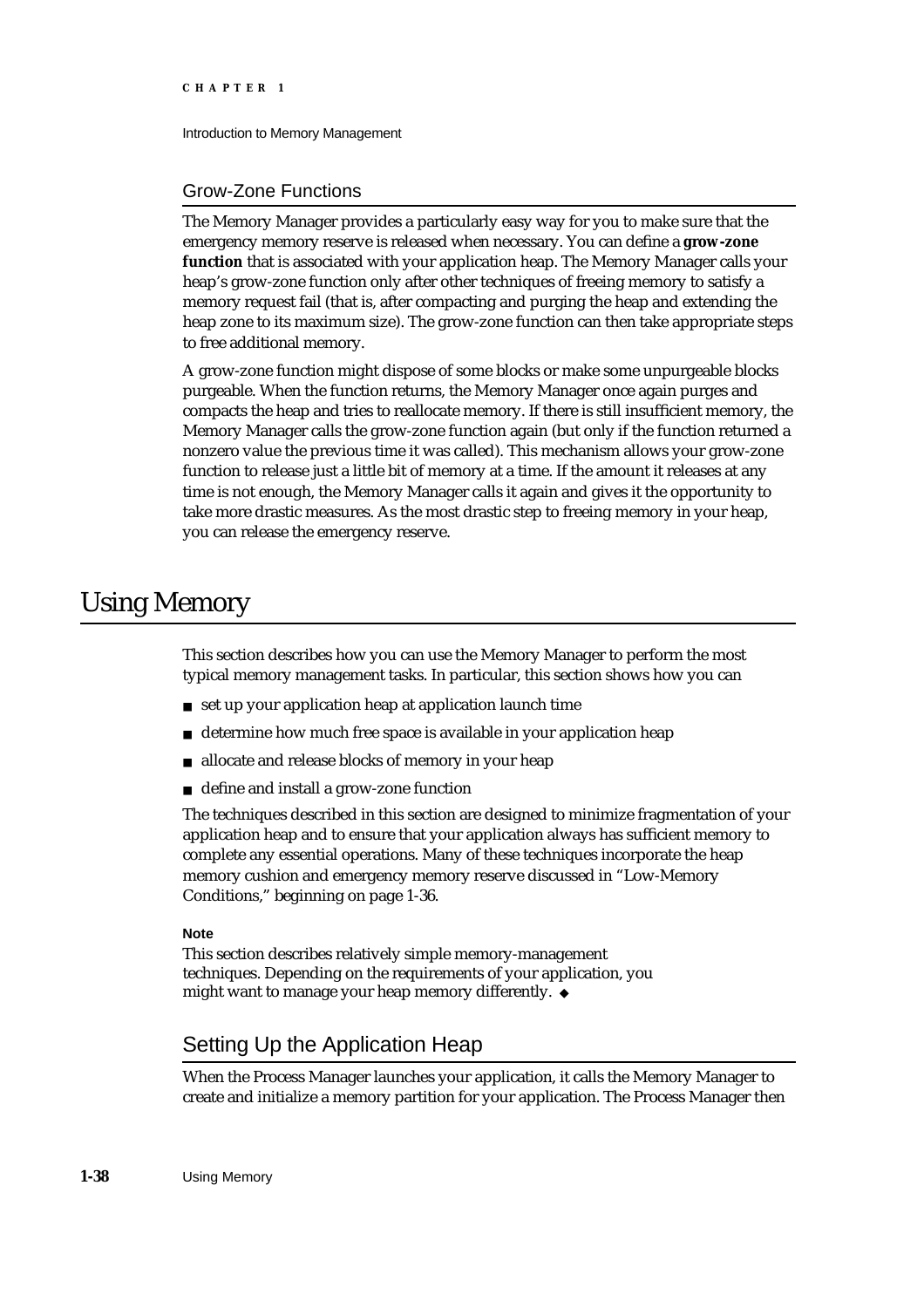### Grow-Zone Functions

The Memory Manager provides a particularly easy way for you to make sure that the emergency memory reserve is released when necessary. You can define a **grow-zone function** that is associated with your application heap. The Memory Manager calls your heap's grow-zone function only after other techniques of freeing memory to satisfy a memory request fail (that is, after compacting and purging the heap and extending the heap zone to its maximum size). The grow-zone function can then take appropriate steps to free additional memory.

A grow-zone function might dispose of some blocks or make some unpurgeable blocks purgeable. When the function returns, the Memory Manager once again purges and compacts the heap and tries to reallocate memory. If there is still insufficient memory, the Memory Manager calls the grow-zone function again (but only if the function returned a nonzero value the previous time it was called). This mechanism allows your grow-zone function to release just a little bit of memory at a time. If the amount it releases at any time is not enough, the Memory Manager calls it again and gives it the opportunity to take more drastic measures. As the most drastic step to freeing memory in your heap, you can release the emergency reserve.

# Using Memory

This section describes how you can use the Memory Manager to perform the most typical memory management tasks. In particular, this section shows how you can

- set up your application heap at application launch time
- determine how much free space is available in your application heap
- allocate and release blocks of memory in your heap
- define and install a grow-zone function

The techniques described in this section are designed to minimize fragmentation of your application heap and to ensure that your application always has sufficient memory to complete any essential operations. Many of these techniques incorporate the heap memory cushion and emergency memory reserve discussed in "Low-Memory Conditions," beginning on page 1-36.

**Note**

This section describes relatively simple memory-management techniques. Depending on the requirements of your application, you might want to manage your heap memory differently. ◆

## Setting Up the Application Heap

When the Process Manager launches your application, it calls the Memory Manager to create and initialize a memory partition for your application. The Process Manager then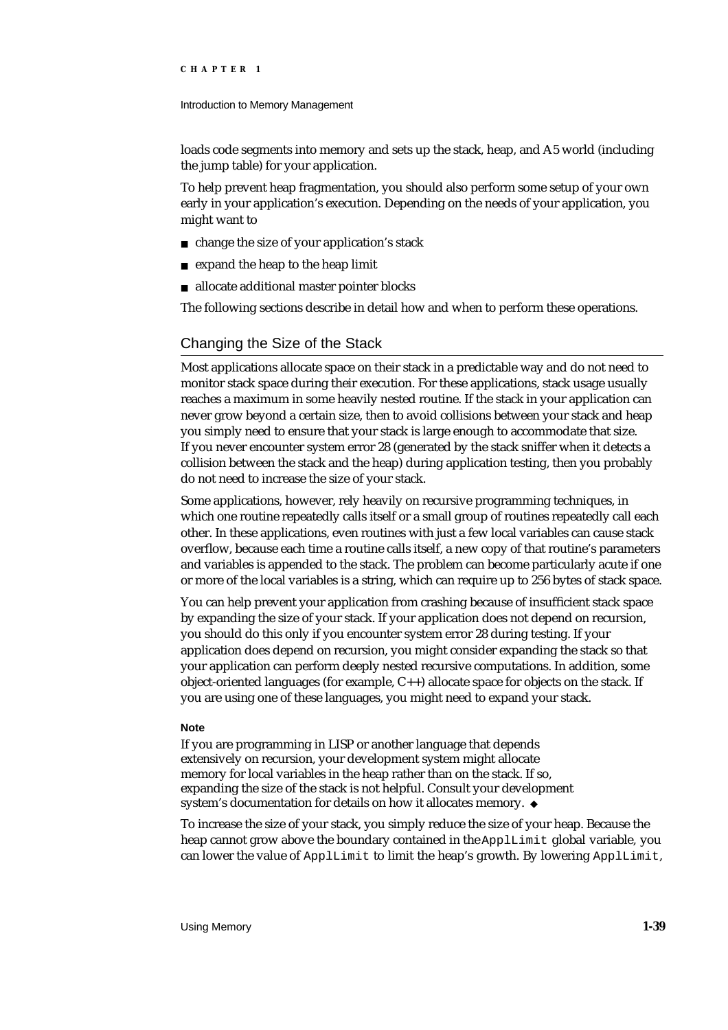loads code segments into memory and sets up the stack, heap, and A5 world (including the jump table) for your application.

To help prevent heap fragmentation, you should also perform some setup of your own early in your application's execution. Depending on the needs of your application, you might want to

- change the size of your application's stack
- expand the heap to the heap limit
- allocate additional master pointer blocks

The following sections describe in detail how and when to perform these operations.

## Changing the Size of the Stack

Most applications allocate space on their stack in a predictable way and do not need to monitor stack space during their execution. For these applications, stack usage usually reaches a maximum in some heavily nested routine. If the stack in your application can never grow beyond a certain size, then to avoid collisions between your stack and heap you simply need to ensure that your stack is large enough to accommodate that size. If you never encounter system error 28 (generated by the stack sniffer when it detects a collision between the stack and the heap) during application testing, then you probably do not need to increase the size of your stack.

Some applications, however, rely heavily on recursive programming techniques, in which one routine repeatedly calls itself or a small group of routines repeatedly call each other. In these applications, even routines with just a few local variables can cause stack overflow, because each time a routine calls itself, a new copy of that routine's parameters and variables is appended to the stack. The problem can become particularly acute if one or more of the local variables is a string, which can require up to 256 bytes of stack space.

You can help prevent your application from crashing because of insufficient stack space by expanding the size of your stack. If your application does not depend on recursion, you should do this only if you encounter system error 28 during testing. If your application does depend on recursion, you might consider expanding the stack so that your application can perform deeply nested recursive computations. In addition, some object-oriented languages (for example, C++) allocate space for objects on the stack. If you are using one of these languages, you might need to expand your stack.

**Note**

If you are programming in LISP or another language that depends extensively on recursion, your development system might allocate memory for local variables in the heap rather than on the stack. If so, expanding the size of the stack is not helpful. Consult your development system's documentation for details on how it allocates memory. ◆

To increase the size of your stack, you simply reduce the size of your heap. Because the heap cannot grow above the boundary contained in the `ApplLimit` global variable, you can lower the value of `ApplLimit` to limit the heap's growth. By lowering `ApplLimit`,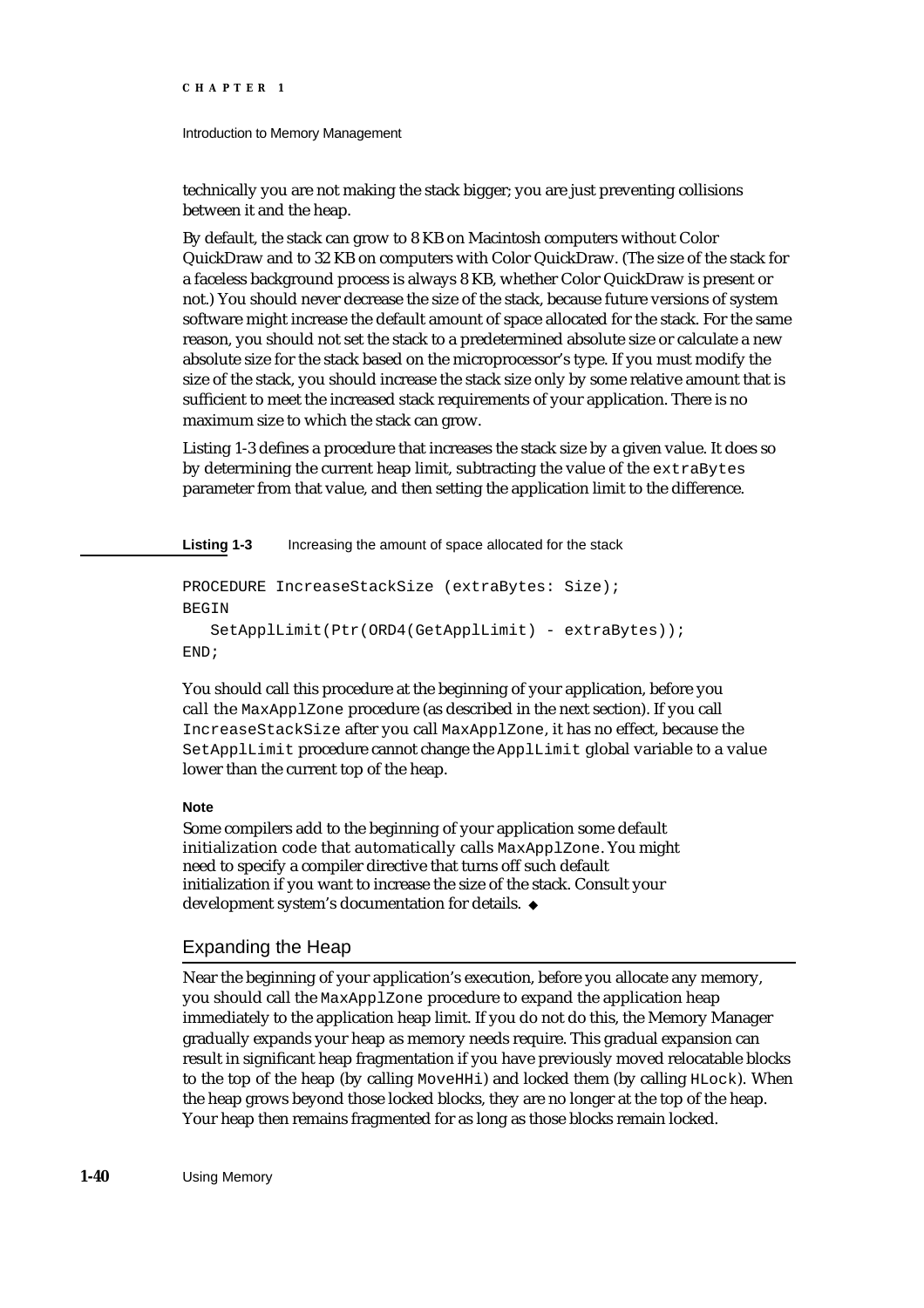technically you are not making the stack bigger; you are just preventing collisions between it and the heap.

By default, the stack can grow to 8 KB on Macintosh computers without Color QuickDraw and to 32 KB on computers with Color QuickDraw. (The size of the stack for a faceless background process is always 8 KB, whether Color QuickDraw is present or not.) You should never decrease the size of the stack, because future versions of system software might increase the default amount of space allocated for the stack. For the same reason, you should not set the stack to a predetermined absolute size or calculate a new absolute size for the stack based on the microprocessor's type. If you must modify the size of the stack, you should increase the stack size only by some relative amount that is sufficient to meet the increased stack requirements of your application. There is no maximum size to which the stack can grow.

Listing 1-3 defines a procedure that increases the stack size by a given value. It does so by determining the current heap limit, subtracting the value of the `extraBytes` parameter from that value, and then setting the application limit to the difference.

**Listing 1-3** Increasing the amount of space allocated for the stack

```
PROCEDURE IncreaseStackSize (extraBytes: Size);
BEGIN
   SetApplLimit(Ptr(ORD4(GetApplLimit) - extraBytes));
END;
```

You should call this procedure at the beginning of your application, before you call the `MaxApplZone` procedure (as described in the next section). If you call `IncreaseStackSize` after you call `MaxApplZone`, it has no effect, because the `SetApplLimit` procedure cannot change the `ApplLimit` global variable to a value lower than the current top of the heap.

**Note**

Some compilers add to the beginning of your application some default initialization code that automatically calls `MaxApplZone`. You might need to specify a compiler directive that turns off such default initialization if you want to increase the size of the stack. Consult your development system's documentation for details. ◆

## Expanding the Heap

Near the beginning of your application's execution, before you allocate any memory, you should call the `MaxApplZone` procedure to expand the application heap immediately to the application heap limit. If you do not do this, the Memory Manager gradually expands your heap as memory needs require. This gradual expansion can result in significant heap fragmentation if you have previously moved relocatable blocks to the top of the heap (by calling `MoveHHi`) and locked them (by calling `HLock`). When the heap grows beyond those locked blocks, they are no longer at the top of the heap. Your heap then remains fragmented for as long as those blocks remain locked.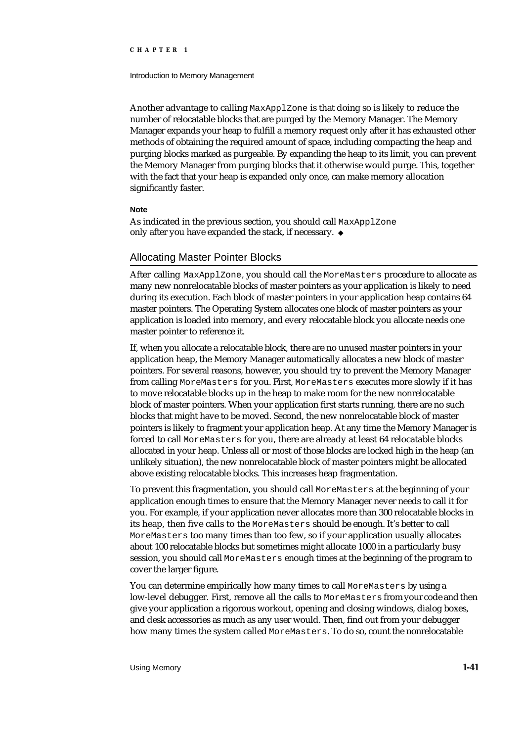Another advantage to calling `MaxApplZone` is that doing so is likely to reduce the number of relocatable blocks that are purged by the Memory Manager. The Memory Manager expands your heap to fulfill a memory request only after it has exhausted other methods of obtaining the required amount of space, including compacting the heap and purging blocks marked as purgeable. By expanding the heap to its limit, you can prevent the Memory Manager from purging blocks that it otherwise would purge. This, together with the fact that your heap is expanded only once, can make memory allocation significantly faster.

**Note**

As indicated in the previous section, you should call `MaxApplZone` only after you have expanded the stack, if necessary. ◆

## Allocating Master Pointer Blocks

After calling `MaxApplZone`, you should call the `MoreMasters` procedure to allocate as many new nonrelocatable blocks of master pointers as your application is likely to need during its execution. Each block of master pointers in your application heap contains 64 master pointers. The Operating System allocates one block of master pointers as your application is loaded into memory, and every relocatable block you allocate needs one master pointer to reference it.

If, when you allocate a relocatable block, there are no unused master pointers in your application heap, the Memory Manager automatically allocates a new block of master pointers. For several reasons, however, you should try to prevent the Memory Manager from calling `MoreMasters` for you. First, `MoreMasters` executes more slowly if it has to move relocatable blocks up in the heap to make room for the new nonrelocatable block of master pointers. When your application first starts running, there are no such blocks that might have to be moved. Second, the new nonrelocatable block of master pointers is likely to fragment your application heap. At any time the Memory Manager is forced to call `MoreMasters` for you, there are already at least 64 relocatable blocks allocated in your heap. Unless all or most of those blocks are locked high in the heap (an unlikely situation), the new nonrelocatable block of master pointers might be allocated above existing relocatable blocks. This increases heap fragmentation.

To prevent this fragmentation, you should call `MoreMasters` at the beginning of your application enough times to ensure that the Memory Manager never needs to call it for you. For example, if your application never allocates more than 300 relocatable blocks in its heap, then five calls to the `MoreMasters` should be enough. It's better to call `MoreMasters` too many times than too few, so if your application usually allocates about 100 relocatable blocks but sometimes might allocate 1000 in a particularly busy session, you should call `MoreMasters` enough times at the beginning of the program to cover the larger figure.

You can determine empirically how many times to call `MoreMasters` by using a low-level debugger. First, remove all the calls to `MoreMasters` from your code and then give your application a rigorous workout, opening and closing windows, dialog boxes, and desk accessories as much as any user would. Then, find out from your debugger how many times the system called `MoreMasters`. To do so, count the nonrelocatable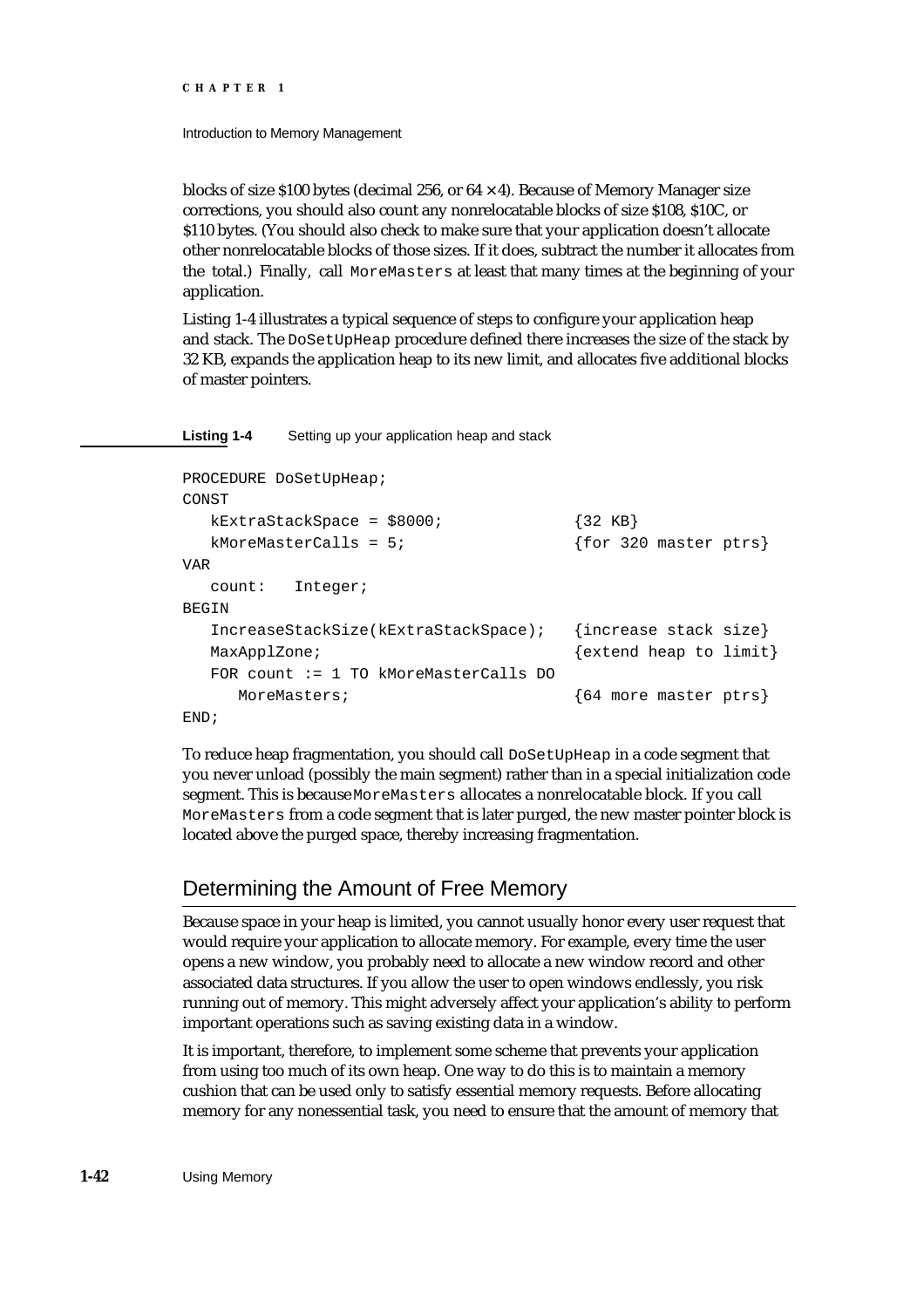blocks of size $100 bytes (decimal 256, or 64 × 4). Because of Memory Manager size corrections, you should also count any nonrelocatable blocks of size $108, $10C, or $110 bytes. (You should also check to make sure that your application doesn't allocate other nonrelocatable blocks of those sizes. If it does, subtract the number it allocates from the total.) Finally, call `MoreMasters` at least that many times at the beginning of your application.

Listing 1-4 illustrates a typical sequence of steps to configure your application heap and stack. The `DoSetUpHeap` procedure defined there increases the size of the stack by 32 KB, expands the application heap to its new limit, and allocates five additional blocks of master pointers.

**Listing 1-4** Setting up your application heap and stack

```
PROCEDURE DoSetUpHeap;
CONST
   kExtraStackSpace = $8000;            {32 KB}
   kMoreMasterCalls = 5;                {for 320 master ptrs}
VAR
   count:   Integer;
BEGIN
   IncreaseStackSize(kExtraStackSpace);  {increase stack size}
   MaxApplZone;                          {extend heap to limit}
   FOR count := 1 TO kMoreMasterCalls DO
      MoreMasters;                       {64 more master ptrs}
END;
```

To reduce heap fragmentation, you should call `DoSetUpHeap` in a code segment that you never unload (possibly the main segment) rather than in a special initialization code segment. This is because `MoreMasters` allocates a nonrelocatable block. If you call `MoreMasters` from a code segment that is later purged, the new master pointer block is located above the purged space, thereby increasing fragmentation.

## Determining the Amount of Free Memory

Because space in your heap is limited, you cannot usually honor every user request that would require your application to allocate memory. For example, every time the user opens a new window, you probably need to allocate a new window record and other associated data structures. If you allow the user to open windows endlessly, you risk running out of memory. This might adversely affect your application's ability to perform important operations such as saving existing data in a window.

It is important, therefore, to implement some scheme that prevents your application from using too much of its own heap. One way to do this is to maintain a memory cushion that can be used only to satisfy essential memory requests. Before allocating memory for any nonessential task, you need to ensure that the amount of memory that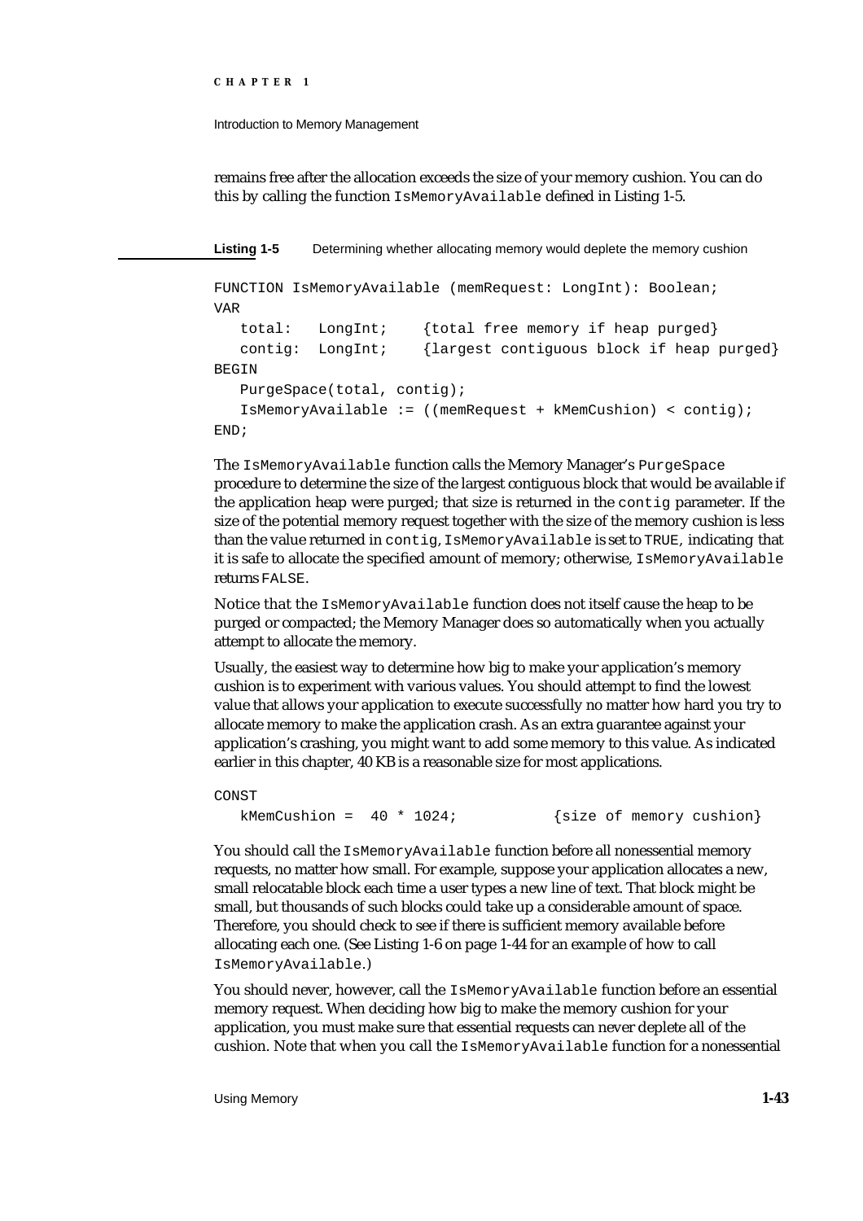remains free after the allocation exceeds the size of your memory cushion. You can do this by calling the function `IsMemoryAvailable` defined in Listing 1-5.

**Listing 1-5** Determining whether allocating memory would deplete the memory cushion

```
FUNCTION IsMemoryAvailable (memRequest: LongInt): Boolean;
VAR
   total:   LongInt;    {total free memory if heap purged}
   contig:  LongInt;    {largest contiguous block if heap purged}
BEGIN
   PurgeSpace(total, contig);
   IsMemoryAvailable := ((memRequest + kMemCushion) < contig);
END;
```

The `IsMemoryAvailable` function calls the Memory Manager's `PurgeSpace` procedure to determine the size of the largest contiguous block that would be available if the application heap were purged; that size is returned in the `contig` parameter. If the size of the potential memory request together with the size of the memory cushion is less than the value returned in `contig`, `IsMemoryAvailable` is set to `TRUE`, indicating that it is safe to allocate the specified amount of memory; otherwise, `IsMemoryAvailable` returns `FALSE`.

Notice that the `IsMemoryAvailable` function does not itself cause the heap to be purged or compacted; the Memory Manager does so automatically when you actually attempt to allocate the memory.

Usually, the easiest way to determine how big to make your application's memory cushion is to experiment with various values. You should attempt to find the lowest value that allows your application to execute successfully no matter how hard you try to allocate memory to make the application crash. As an extra guarantee against your application's crashing, you might want to add some memory to this value. As indicated earlier in this chapter, 40 KB is a reasonable size for most applications.

```
CONST
   kMemCushion =  40 * 1024;          {size of memory cushion}
```

You should call the `IsMemoryAvailable` function before all nonessential memory requests, no matter how small. For example, suppose your application allocates a new, small relocatable block each time a user types a new line of text. That block might be small, but thousands of such blocks could take up a considerable amount of space. Therefore, you should check to see if there is sufficient memory available before allocating each one. (See Listing 1-6 on page 1-44 for an example of how to call `IsMemoryAvailable`.)

You should never, however, call the `IsMemoryAvailable` function before an essential memory request. When deciding how big to make the memory cushion for your application, you must make sure that essential requests can never deplete all of the cushion. Note that when you call the `IsMemoryAvailable` function for a nonessential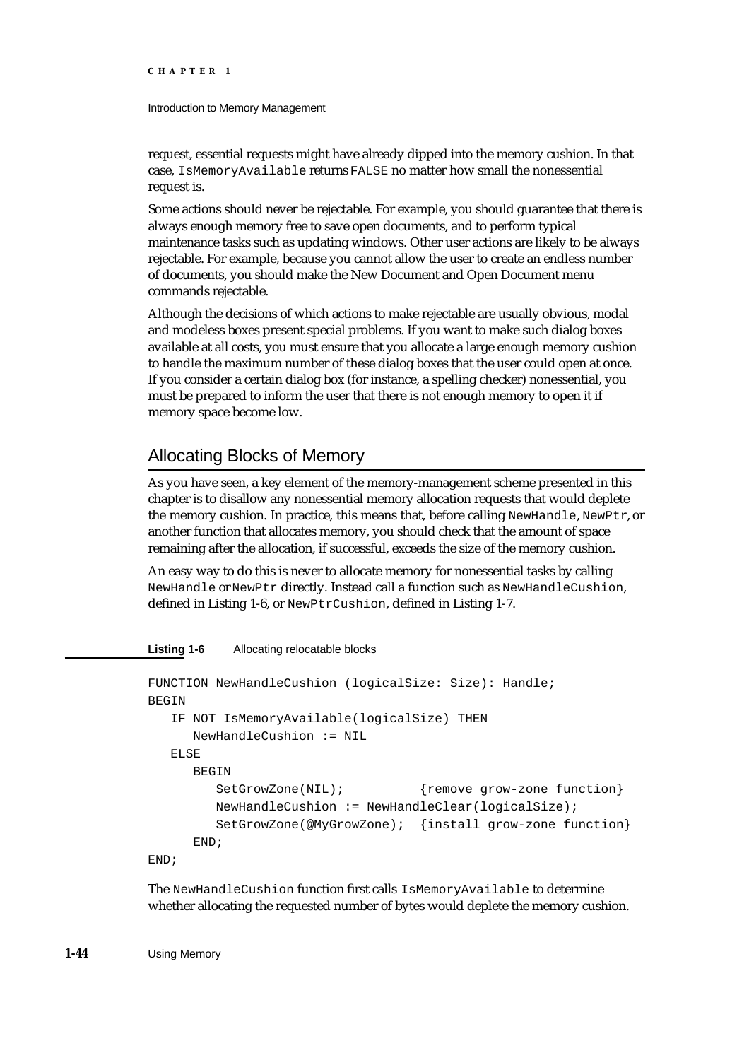request, essential requests might have already dipped into the memory cushion. In that case, `IsMemoryAvailable` returns `FALSE` no matter how small the nonessential request is.

Some actions should never be rejectable. For example, you should guarantee that there is always enough memory free to save open documents, and to perform typical maintenance tasks such as updating windows. Other user actions are likely to be always rejectable. For example, because you cannot allow the user to create an endless number of documents, you should make the New Document and Open Document menu commands rejectable.

Although the decisions of which actions to make rejectable are usually obvious, modal and modeless boxes present special problems. If you want to make such dialog boxes available at all costs, you must ensure that you allocate a large enough memory cushion to handle the maximum number of these dialog boxes that the user could open at once. If you consider a certain dialog box (for instance, a spelling checker) nonessential, you must be prepared to inform the user that there is not enough memory to open it if memory space become low.

## Allocating Blocks of Memory

As you have seen, a key element of the memory-management scheme presented in this chapter is to disallow any nonessential memory allocation requests that would deplete the memory cushion. In practice, this means that, before calling `NewHandle`, `NewPtr`, or another function that allocates memory, you should check that the amount of space remaining after the allocation, if successful, exceeds the size of the memory cushion.

An easy way to do this is never to allocate memory for nonessential tasks by calling `NewHandle` or `NewPtr` directly. Instead call a function such as `NewHandleCushion`, defined in Listing 1-6, or `NewPtrCushion`, defined in Listing 1-7.

**Listing 1-6** Allocating relocatable blocks

```
FUNCTION NewHandleCushion (logicalSize: Size): Handle;
BEGIN
   IF NOT IsMemoryAvailable(logicalSize) THEN
      NewHandleCushion := NIL
   ELSE
      BEGIN
         SetGrowZone(NIL);          {remove grow-zone function}
         NewHandleCushion := NewHandleClear(logicalSize);
         SetGrowZone(@MyGrowZone);  {install grow-zone function}
      END;
END;
```

The `NewHandleCushion` function first calls `IsMemoryAvailable` to determine whether allocating the requested number of bytes would deplete the memory cushion.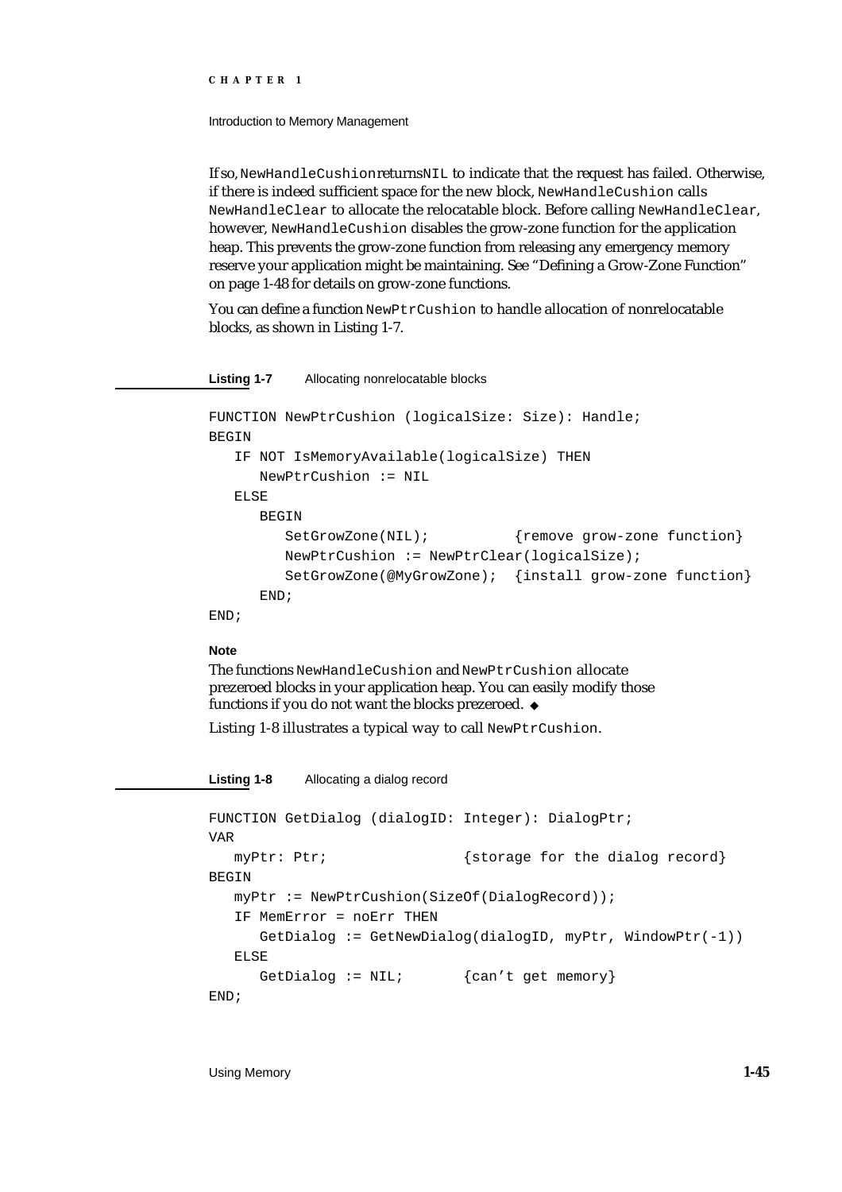If so, `NewHandleCushion` returns `NIL` to indicate that the request has failed. Otherwise, if there is indeed sufficient space for the new block, `NewHandleCushion` calls `NewHandleClear` to allocate the relocatable block. Before calling `NewHandleClear`, however, `NewHandleCushion` disables the grow-zone function for the application heap. This prevents the grow-zone function from releasing any emergency memory reserve your application might be maintaining. See "Defining a Grow-Zone Function" on page 1-48 for details on grow-zone functions.

You can define a function `NewPtrCushion` to handle allocation of nonrelocatable blocks, as shown in Listing 1-7.

**Listing 1-7** Allocating nonrelocatable blocks

```
FUNCTION NewPtrCushion (logicalSize: Size): Handle;
BEGIN
   IF NOT IsMemoryAvailable(logicalSize) THEN
      NewPtrCushion := NIL
   ELSE
      BEGIN
         SetGrowZone(NIL);          {remove grow-zone function}
         NewPtrCushion := NewPtrClear(logicalSize);
         SetGrowZone(@MyGrowZone);  {install grow-zone function}
      END;
END;
```

**Note**

The functions `NewHandleCushion` and `NewPtrCushion` allocate prezeroed blocks in your application heap. You can easily modify those functions if you do not want the blocks prezeroed. ◆

Listing 1-8 illustrates a typical way to call `NewPtrCushion`.

**Listing 1-8** Allocating a dialog record

```
FUNCTION GetDialog (dialogID: Integer): DialogPtr;
VAR
   myPtr: Ptr;                {storage for the dialog record}
BEGIN
   myPtr := NewPtrCushion(SizeOf(DialogRecord));
   IF MemError = noErr THEN
      GetDialog := GetNewDialog(dialogID, myPtr, WindowPtr(-1))
   ELSE
      GetDialog := NIL;       {can't get memory}
END;
```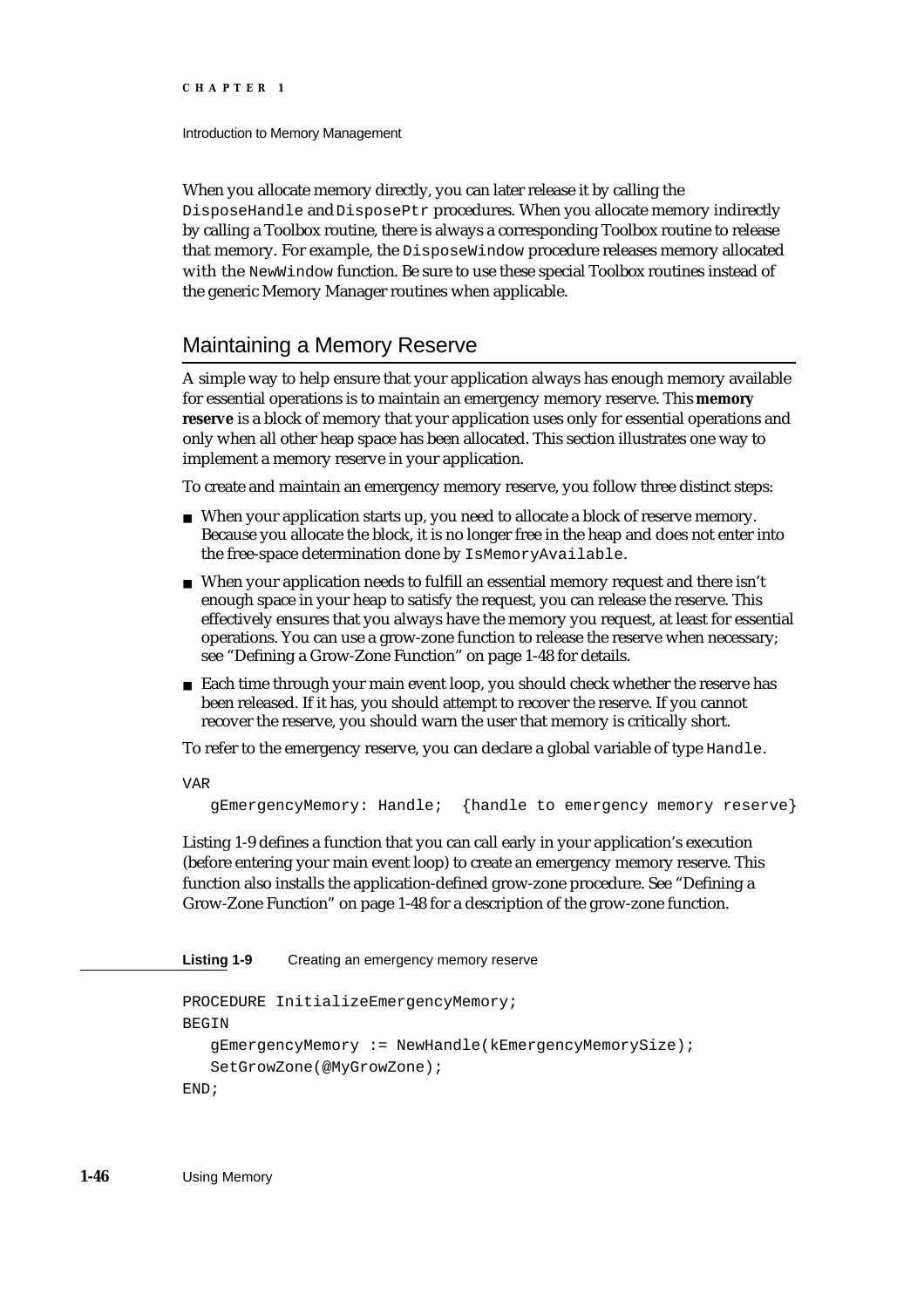When you allocate memory directly, you can later release it by calling the DisposeHandle and DisposePtr procedures. When you allocate memory indirectly by calling a Toolbox routine, there is always a corresponding Toolbox routine to release that memory. For example, the DisposeWindow procedure releases memory allocated with the NewWindow function. Be sure to use these special Toolbox routines instead of the generic Memory Manager routines when applicable.

## Maintaining a Memory Reserve

A simple way to help ensure that your application always has enough memory available for essential operations is to maintain an emergency memory reserve. This **memory reserve** is a block of memory that your application uses only for essential operations and only when all other heap space has been allocated. This section illustrates one way to implement a memory reserve in your application.

To create and maintain an emergency memory reserve, you follow three distinct steps:

- When your application starts up, you need to allocate a block of reserve memory. Because you allocate the block, it is no longer free in the heap and does not enter into the free-space determination done by IsMemoryAvailable.
- When your application needs to fulfill an essential memory request and there isn't enough space in your heap to satisfy the request, you can release the reserve. This effectively ensures that you always have the memory you request, at least for essential operations. You can use a grow-zone function to release the reserve when necessary; see "Defining a Grow-Zone Function" on page 1-48 for details.
- Each time through your main event loop, you should check whether the reserve has been released. If it has, you should attempt to recover the reserve. If you cannot recover the reserve, you should warn the user that memory is critically short.

To refer to the emergency reserve, you can declare a global variable of type Handle.

```
VAR
   gEmergencyMemory: Handle;  {handle to emergency memory reserve}
```

Listing 1-9 defines a function that you can call early in your application's execution (before entering your main event loop) to create an emergency memory reserve. This function also installs the application-defined grow-zone procedure. See "Defining a Grow-Zone Function" on page 1-48 for a description of the grow-zone function.

**Listing 1-9** Creating an emergency memory reserve

```
PROCEDURE InitializeEmergencyMemory;
BEGIN
   gEmergencyMemory := NewHandle(kEmergencyMemorySize);
   SetGrowZone(@MyGrowZone);
END;
```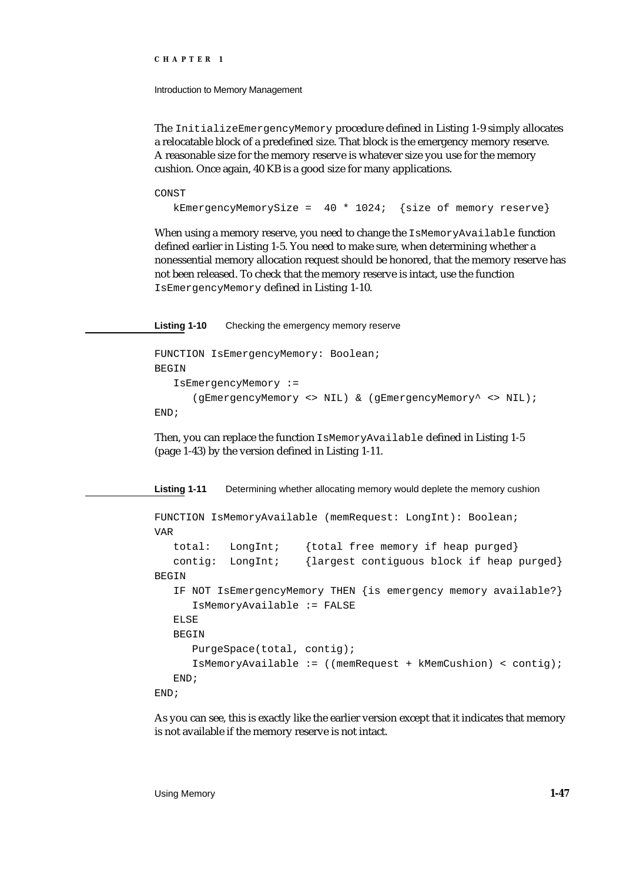The `InitializeEmergencyMemory` procedure defined in Listing 1-9 simply allocates a relocatable block of a predefined size. That block is the emergency memory reserve. A reasonable size for the memory reserve is whatever size you use for the memory cushion. Once again, 40 KB is a good size for many applications.

```
CONST
   kEmergencyMemorySize =  40 * 1024;  {size of memory reserve}
```

When using a memory reserve, you need to change the `IsMemoryAvailable` function defined earlier in Listing 1-5. You need to make sure, when determining whether a nonessential memory allocation request should be honored, that the memory reserve has not been released. To check that the memory reserve is intact, use the function `IsEmergencyMemory` defined in Listing 1-10.

**Listing 1-10** Checking the emergency memory reserve

```
FUNCTION IsEmergencyMemory: Boolean;
BEGIN
   IsEmergencyMemory :=
      (gEmergencyMemory <> NIL) & (gEmergencyMemory^ <> NIL);
END;
```

Then, you can replace the function `IsMemoryAvailable` defined in Listing 1-5 (page 1-43) by the version defined in Listing 1-11.

**Listing 1-11** Determining whether allocating memory would deplete the memory cushion

```
FUNCTION IsMemoryAvailable (memRequest: LongInt): Boolean;
VAR
   total:   LongInt;    {total free memory if heap purged}
   contig:  LongInt;    {largest contiguous block if heap purged}
BEGIN
   IF NOT IsEmergencyMemory THEN {is emergency memory available?}
      IsMemoryAvailable := FALSE
   ELSE
   BEGIN
      PurgeSpace(total, contig);
      IsMemoryAvailable := ((memRequest + kMemCushion) < contig);
   END;
END;
```

As you can see, this is exactly like the earlier version except that it indicates that memory is not available if the memory reserve is not intact.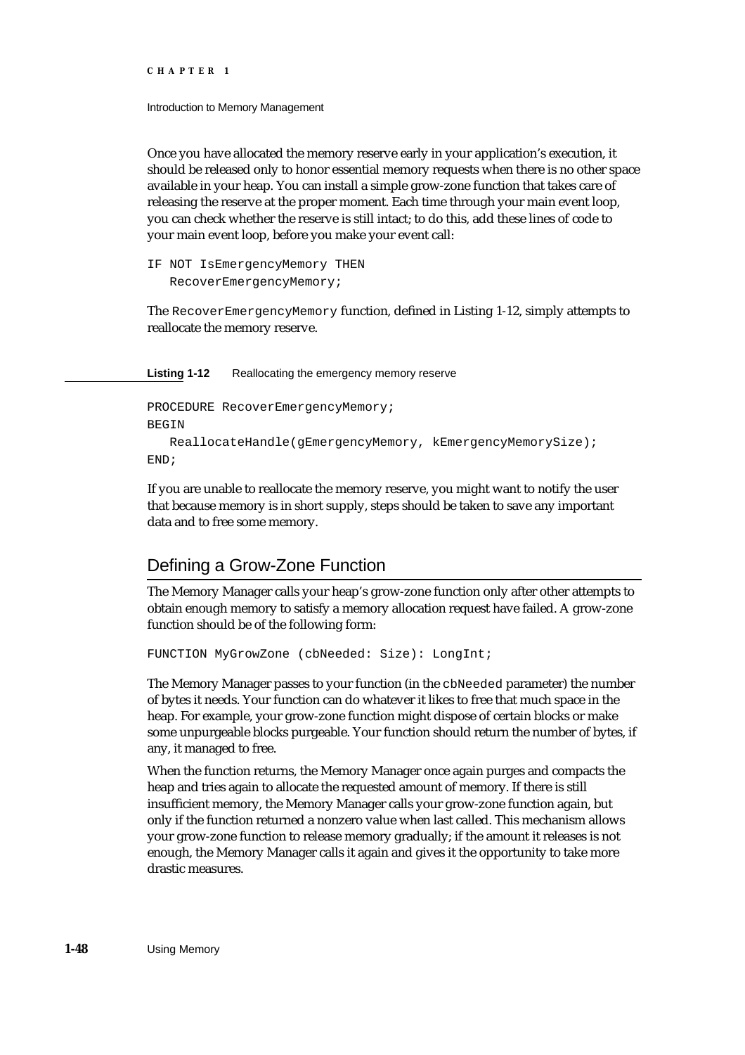Once you have allocated the memory reserve early in your application's execution, it should be released only to honor essential memory requests when there is no other space available in your heap. You can install a simple grow-zone function that takes care of releasing the reserve at the proper moment. Each time through your main event loop, you can check whether the reserve is still intact; to do this, add these lines of code to your main event loop, before you make your event call:

```
IF NOT IsEmergencyMemory THEN
   RecoverEmergencyMemory;
```

The `RecoverEmergencyMemory` function, defined in Listing 1-12, simply attempts to reallocate the memory reserve.

**Listing 1-12** Reallocating the emergency memory reserve

```
PROCEDURE RecoverEmergencyMemory;
BEGIN
   ReallocateHandle(gEmergencyMemory, kEmergencyMemorySize);
END;
```

If you are unable to reallocate the memory reserve, you might want to notify the user that because memory is in short supply, steps should be taken to save any important data and to free some memory.

## Defining a Grow-Zone Function

The Memory Manager calls your heap's grow-zone function only after other attempts to obtain enough memory to satisfy a memory allocation request have failed. A grow-zone function should be of the following form:

```
FUNCTION MyGrowZone (cbNeeded: Size): LongInt;
```

The Memory Manager passes to your function (in the `cbNeeded` parameter) the number of bytes it needs. Your function can do whatever it likes to free that much space in the heap. For example, your grow-zone function might dispose of certain blocks or make some unpurgeable blocks purgeable. Your function should return the number of bytes, if any, it managed to free.

When the function returns, the Memory Manager once again purges and compacts the heap and tries again to allocate the requested amount of memory. If there is still insufficient memory, the Memory Manager calls your grow-zone function again, but only if the function returned a nonzero value when last called. This mechanism allows your grow-zone function to release memory gradually; if the amount it releases is not enough, the Memory Manager calls it again and gives it the opportunity to take more drastic measures.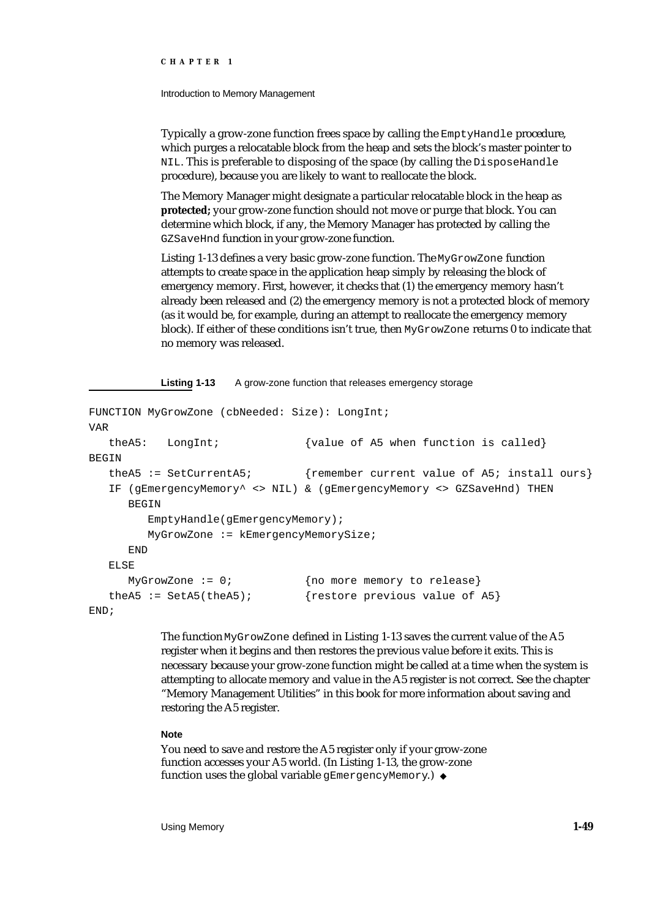Typically a grow-zone function frees space by calling the `EmptyHandle` procedure, which purges a relocatable block from the heap and sets the block's master pointer to `NIL`. This is preferable to disposing of the space (by calling the `DisposeHandle` procedure), because you are likely to want to reallocate the block.

The Memory Manager might designate a particular relocatable block in the heap as **protected;** your grow-zone function should not move or purge that block. You can determine which block, if any, the Memory Manager has protected by calling the `GZSaveHnd` function in your grow-zone function.

Listing 1-13 defines a very basic grow-zone function. The `MyGrowZone` function attempts to create space in the application heap simply by releasing the block of emergency memory. First, however, it checks that (1) the emergency memory hasn't already been released and (2) the emergency memory is not a protected block of memory (as it would be, for example, during an attempt to reallocate the emergency memory block). If either of these conditions isn't true, then `MyGrowZone` returns 0 to indicate that no memory was released.

**Listing 1-13** A grow-zone function that releases emergency storage

```
FUNCTION MyGrowZone (cbNeeded: Size): LongInt;
VAR
   theA5:   LongInt;             {value of A5 when function is called}
BEGIN
   theA5 := SetCurrentA5;        {remember current value of A5; install ours}
   IF (gEmergencyMemory^ <> NIL) & (gEmergencyMemory <> GZSaveHnd) THEN
      BEGIN
         EmptyHandle(gEmergencyMemory);
         MyGrowZone := kEmergencyMemorySize;
      END
   ELSE
      MyGrowZone := 0;           {no more memory to release}
   theA5 := SetA5(theA5);        {restore previous value of A5}
END;
```

The function `MyGrowZone` defined in Listing 1-13 saves the current value of the A5 register when it begins and then restores the previous value before it exits. This is necessary because your grow-zone function might be called at a time when the system is attempting to allocate memory and value in the A5 register is not correct. See the chapter "Memory Management Utilities" in this book for more information about saving and restoring the A5 register.

**Note**

You need to save and restore the A5 register only if your grow-zone function accesses your A5 world. (In Listing 1-13, the grow-zone function uses the global variable `gEmergencyMemory`.) ◆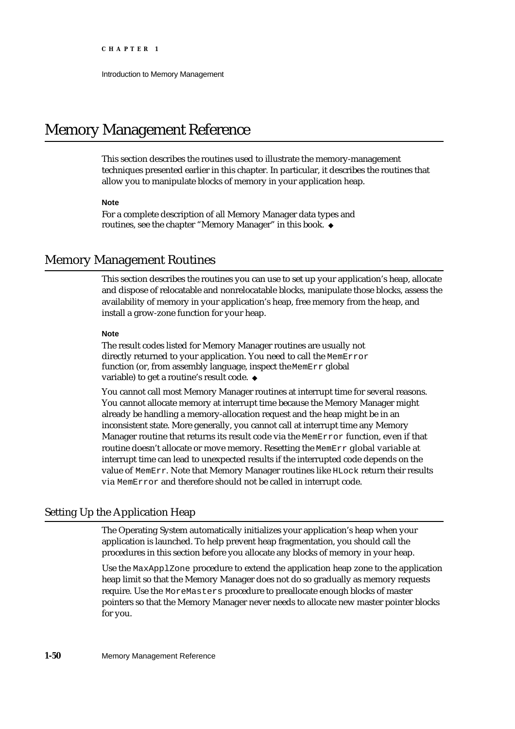# Memory Management Reference

This section describes the routines used to illustrate the memory-management techniques presented earlier in this chapter. In particular, it describes the routines that allow you to manipulate blocks of memory in your application heap.

**Note**

For a complete description of all Memory Manager data types and routines, see the chapter "Memory Manager" in this book. ◆

## Memory Management Routines

This section describes the routines you can use to set up your application's heap, allocate and dispose of relocatable and nonrelocatable blocks, manipulate those blocks, assess the availability of memory in your application's heap, free memory from the heap, and install a grow-zone function for your heap.

**Note**

The result codes listed for Memory Manager routines are usually not directly returned to your application. You need to call the `MemError` function (or, from assembly language, inspect the `MemErr` global variable) to get a routine's result code. ◆

You cannot call most Memory Manager routines at interrupt time for several reasons. You cannot allocate memory at interrupt time because the Memory Manager might already be handling a memory-allocation request and the heap might be in an inconsistent state. More generally, you cannot call at interrupt time any Memory Manager routine that returns its result code via the `MemError` function, even if that routine doesn't allocate or move memory. Resetting the `MemErr` global variable at interrupt time can lead to unexpected results if the interrupted code depends on the value of `MemErr`. Note that Memory Manager routines like `HLock` return their results via `MemError` and therefore should not be called in interrupt code.

### Setting Up the Application Heap

The Operating System automatically initializes your application's heap when your application is launched. To help prevent heap fragmentation, you should call the procedures in this section before you allocate any blocks of memory in your heap.

Use the `MaxApplZone` procedure to extend the application heap zone to the application heap limit so that the Memory Manager does not do so gradually as memory requests require. Use the `MoreMasters` procedure to preallocate enough blocks of master pointers so that the Memory Manager never needs to allocate new master pointer blocks for you.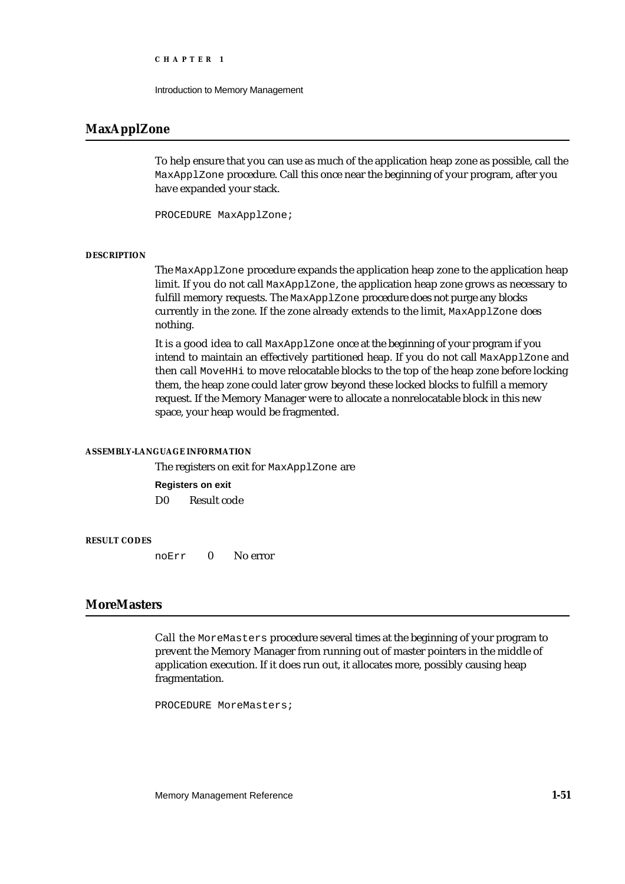## MaxApplZone

To help ensure that you can use as much of the application heap zone as possible, call the `MaxApplZone` procedure. Call this once near the beginning of your program, after you have expanded your stack.

```
PROCEDURE MaxApplZone;
```

#### DESCRIPTION

The `MaxApplZone` procedure expands the application heap zone to the application heap limit. If you do not call `MaxApplZone`, the application heap zone grows as necessary to fulfill memory requests. The `MaxApplZone` procedure does not purge any blocks currently in the zone. If the zone already extends to the limit, `MaxApplZone` does nothing.

It is a good idea to call `MaxApplZone` once at the beginning of your program if you intend to maintain an effectively partitioned heap. If you do not call `MaxApplZone` and then call `MoveHHi` to move relocatable blocks to the top of the heap zone before locking them, the heap zone could later grow beyond these locked blocks to fulfill a memory request. If the Memory Manager were to allocate a nonrelocatable block in this new space, your heap would be fragmented.

#### ASSEMBLY-LANGUAGE INFORMATION

The registers on exit for `MaxApplZone` are

**Registers on exit**

| | |
|---|---|
| D0 | Result code |

#### RESULT CODES

| | | |
|---|---|---|
| `noErr` | 0 | No error |

## MoreMasters

Call the `MoreMasters` procedure several times at the beginning of your program to prevent the Memory Manager from running out of master pointers in the middle of application execution. If it does run out, it allocates more, possibly causing heap fragmentation.

```
PROCEDURE MoreMasters;
```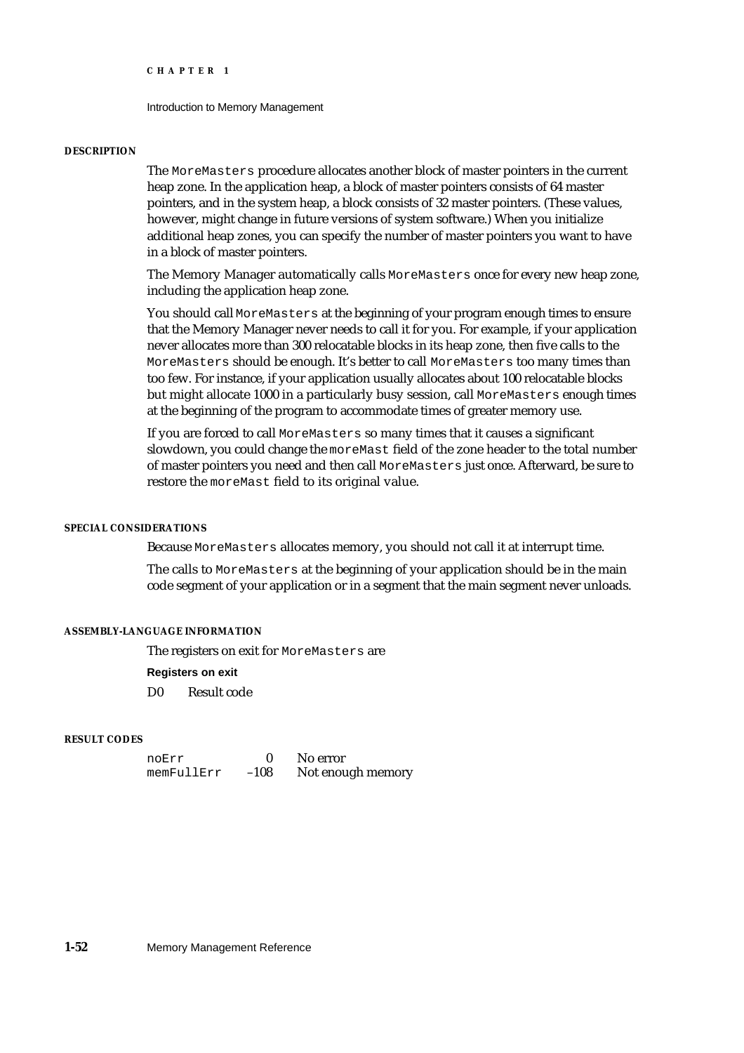#### DESCRIPTION

The `MoreMasters` procedure allocates another block of master pointers in the current heap zone. In the application heap, a block of master pointers consists of 64 master pointers, and in the system heap, a block consists of 32 master pointers. (These values, however, might change in future versions of system software.) When you initialize additional heap zones, you can specify the number of master pointers you want to have in a block of master pointers.

The Memory Manager automatically calls `MoreMasters` once for every new heap zone, including the application heap zone.

You should call `MoreMasters` at the beginning of your program enough times to ensure that the Memory Manager never needs to call it for you. For example, if your application never allocates more than 300 relocatable blocks in its heap zone, then five calls to the `MoreMasters` should be enough. It's better to call `MoreMasters` too many times than too few. For instance, if your application usually allocates about 100 relocatable blocks but might allocate 1000 in a particularly busy session, call `MoreMasters` enough times at the beginning of the program to accommodate times of greater memory use.

If you are forced to call `MoreMasters` so many times that it causes a significant slowdown, you could change the `moreMast` field of the zone header to the total number of master pointers you need and then call `MoreMasters` just once. Afterward, be sure to restore the `moreMast` field to its original value.

#### SPECIAL CONSIDERATIONS

Because `MoreMasters` allocates memory, you should not call it at interrupt time.

The calls to `MoreMasters` at the beginning of your application should be in the main code segment of your application or in a segment that the main segment never unloads.

#### ASSEMBLY-LANGUAGE INFORMATION

The registers on exit for `MoreMasters` are

**Registers on exit**

| | |
|---|---|
| D0 | Result code |

#### RESULT CODES

| | | |
|---|---|---|
| `noErr` | 0 | No error |
| `memFullErr` | –108 | Not enough memory |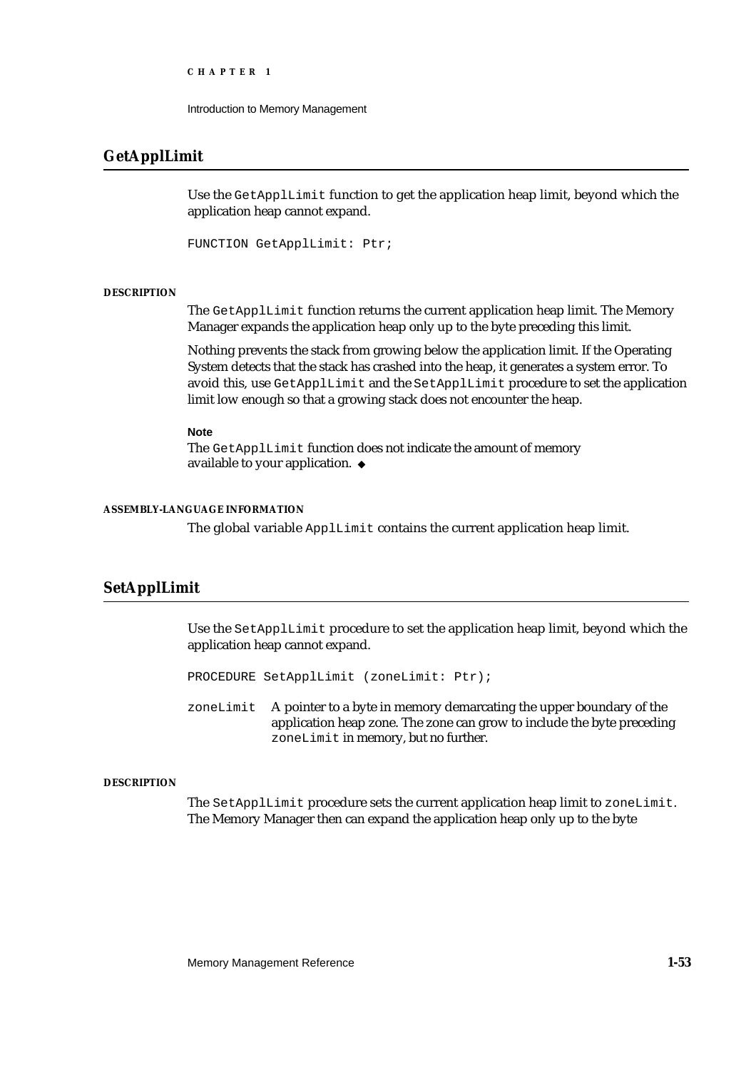## GetApplLimit

Use the `GetApplLimit` function to get the application heap limit, beyond which the application heap cannot expand.

```
FUNCTION GetApplLimit: Ptr;
```

**DESCRIPTION**

The `GetApplLimit` function returns the current application heap limit. The Memory Manager expands the application heap only up to the byte preceding this limit.

Nothing prevents the stack from growing below the application limit. If the Operating System detects that the stack has crashed into the heap, it generates a system error. To avoid this, use `GetApplLimit` and the `SetApplLimit` procedure to set the application limit low enough so that a growing stack does not encounter the heap.

**Note**

The `GetApplLimit` function does not indicate the amount of memory available to your application. ◆

**ASSEMBLY-LANGUAGE INFORMATION**

The global variable `ApplLimit` contains the current application heap limit.

## SetApplLimit

Use the `SetApplLimit` procedure to set the application heap limit, beyond which the application heap cannot expand.

```
PROCEDURE SetApplLimit (zoneLimit: Ptr);
```

`zoneLimit` A pointer to a byte in memory demarcating the upper boundary of the application heap zone. The zone can grow to include the byte preceding `zoneLimit` in memory, but no further.

**DESCRIPTION**

The `SetApplLimit` procedure sets the current application heap limit to `zoneLimit`. The Memory Manager then can expand the application heap only up to the byte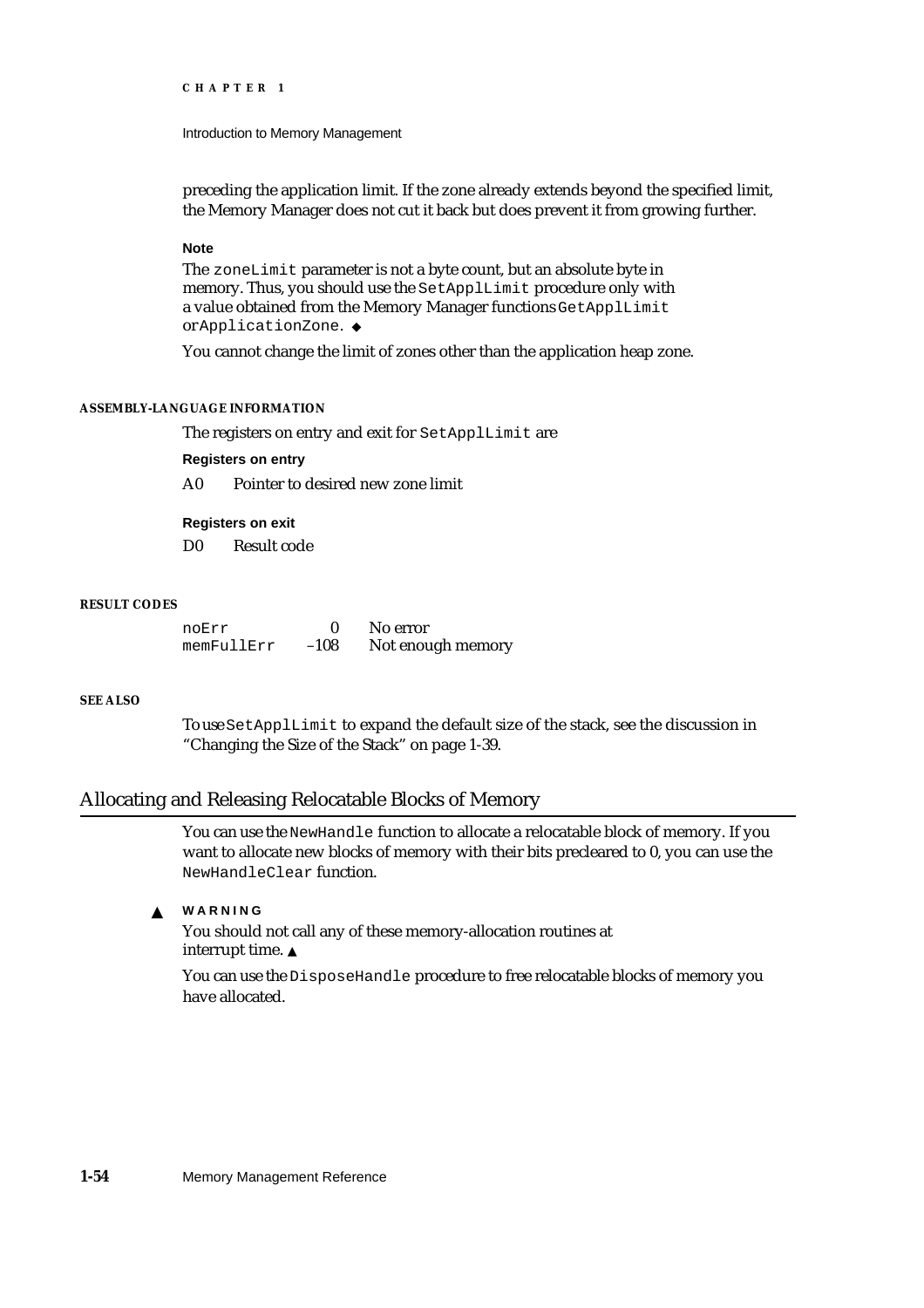preceding the application limit. If the zone already extends beyond the specified limit, the Memory Manager does not cut it back but does prevent it from growing further.

**Note**

The `zoneLimit` parameter is not a byte count, but an absolute byte in memory. Thus, you should use the `SetApplLimit` procedure only with a value obtained from the Memory Manager functions `GetApplLimit` or `ApplicationZone`. ◆

You cannot change the limit of zones other than the application heap zone.

**ASSEMBLY-LANGUAGE INFORMATION**

The registers on entry and exit for `SetApplLimit` are

**Registers on entry**

A0 Pointer to desired new zone limit

**Registers on exit**

D0 Result code

**RESULT CODES**

| | | |
|---|---|---|
| `noErr` | 0 | No error |
| `memFullErr` | –108 | Not enough memory |

**SEE ALSO**

To use `SetApplLimit` to expand the default size of the stack, see the discussion in "Changing the Size of the Stack" on page 1-39.

## Allocating and Releasing Relocatable Blocks of Memory

You can use the `NewHandle` function to allocate a relocatable block of memory. If you want to allocate new blocks of memory with their bits precleared to 0, you can use the `NewHandleClear` function.

▲ **WARNING**

You should not call any of these memory-allocation routines at interrupt time. ▲

You can use the `DisposeHandle` procedure to free relocatable blocks of memory you have allocated.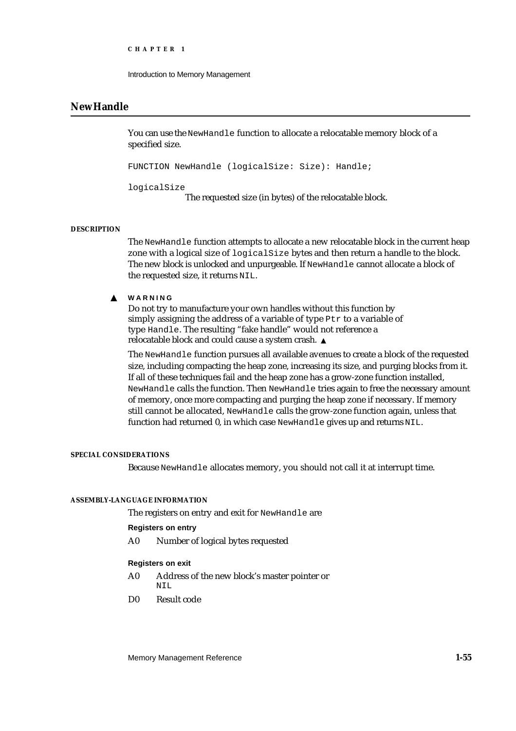## NewHandle

You can use the `NewHandle` function to allocate a relocatable memory block of a specified size.

```
FUNCTION NewHandle (logicalSize: Size): Handle;
```

`logicalSize`
The requested size (in bytes) of the relocatable block.

#### DESCRIPTION

The `NewHandle` function attempts to allocate a new relocatable block in the current heap zone with a logical size of `logicalSize` bytes and then return a handle to the block. The new block is unlocked and unpurgeable. If `NewHandle` cannot allocate a block of the requested size, it returns `NIL`.

▲ **WARNING**

Do not try to manufacture your own handles without this function by simply assigning the address of a variable of type `Ptr` to a variable of type `Handle`. The resulting "fake handle" would not reference a relocatable block and could cause a system crash. ▲

The `NewHandle` function pursues all available avenues to create a block of the requested size, including compacting the heap zone, increasing its size, and purging blocks from it. If all of these techniques fail and the heap zone has a grow-zone function installed, `NewHandle` calls the function. Then `NewHandle` tries again to free the necessary amount of memory, once more compacting and purging the heap zone if necessary. If memory still cannot be allocated, `NewHandle` calls the grow-zone function again, unless that function had returned 0, in which case `NewHandle` gives up and returns `NIL`.

#### SPECIAL CONSIDERATIONS

Because `NewHandle` allocates memory, you should not call it at interrupt time.

#### ASSEMBLY-LANGUAGE INFORMATION

The registers on entry and exit for `NewHandle` are

**Registers on entry**

| | |
|---|---|
| A0 | Number of logical bytes requested |

**Registers on exit**

| | |
|---|---|
| A0 | Address of the new block's master pointer or `NIL` |
| D0 | Result code |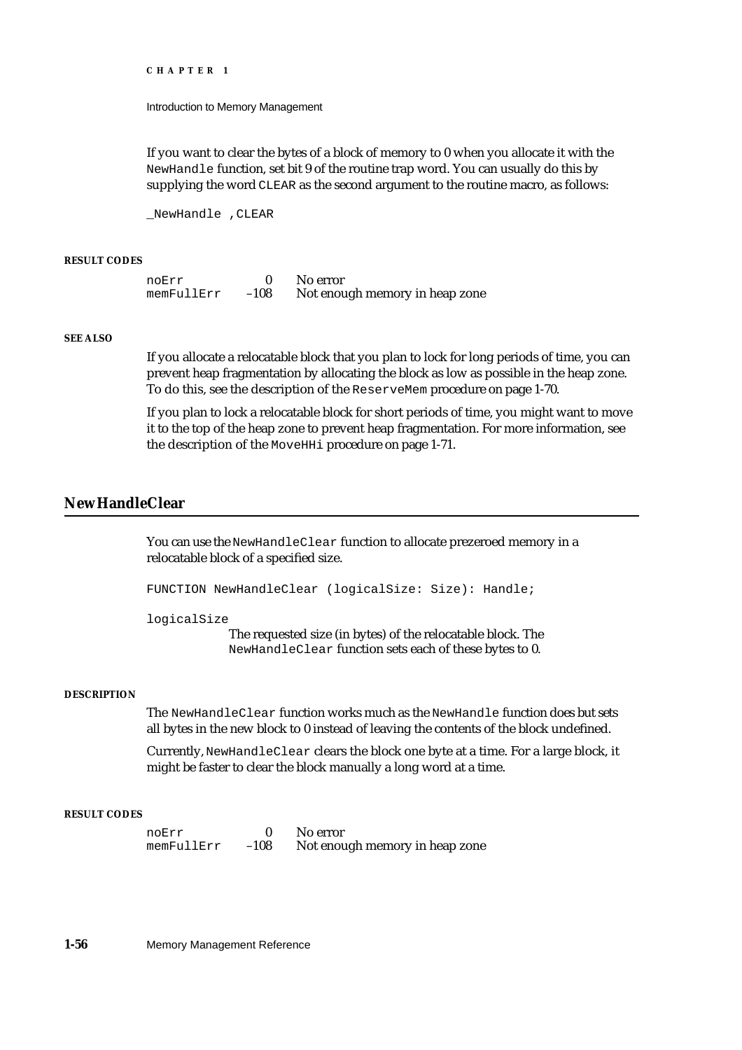If you want to clear the bytes of a block of memory to 0 when you allocate it with the `NewHandle` function, set bit 9 of the routine trap word. You can usually do this by supplying the word `CLEAR` as the second argument to the routine macro, as follows:

```
_NewHandle ,CLEAR
```

**RESULT CODES**

| | | |
|---|---|---|
| noErr | 0 | No error |
| memFullErr | –108 | Not enough memory in heap zone |

**SEE ALSO**

If you allocate a relocatable block that you plan to lock for long periods of time, you can prevent heap fragmentation by allocating the block as low as possible in the heap zone. To do this, see the description of the `ReserveMem` procedure on page 1-70.

If you plan to lock a relocatable block for short periods of time, you might want to move it to the top of the heap zone to prevent heap fragmentation. For more information, see the description of the `MoveHHi` procedure on page 1-71.

## NewHandleClear

You can use the `NewHandleClear` function to allocate prezeroed memory in a relocatable block of a specified size.

```
FUNCTION NewHandleClear (logicalSize: Size): Handle;
```

`logicalSize`
The requested size (in bytes) of the relocatable block. The `NewHandleClear` function sets each of these bytes to 0.

**DESCRIPTION**

The `NewHandleClear` function works much as the `NewHandle` function does but sets all bytes in the new block to 0 instead of leaving the contents of the block undefined.

Currently, `NewHandleClear` clears the block one byte at a time. For a large block, it might be faster to clear the block manually a long word at a time.

**RESULT CODES**

| | | |
|---|---|---|
| noErr | 0 | No error |
| memFullErr | –108 | Not enough memory in heap zone |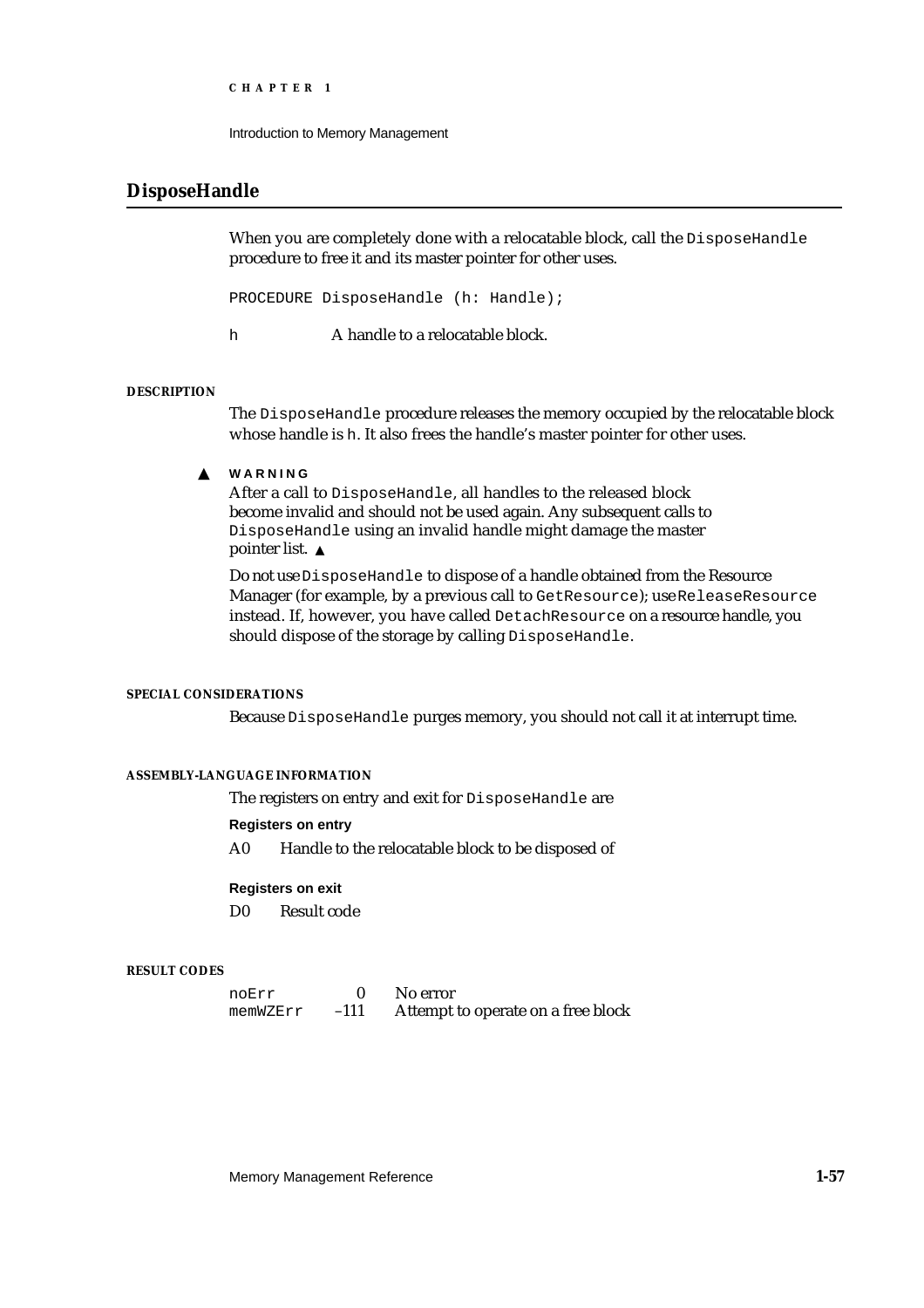## DisposeHandle

When you are completely done with a relocatable block, call the `DisposeHandle` procedure to free it and its master pointer for other uses.

```
PROCEDURE DisposeHandle (h: Handle);
```

`h` A handle to a relocatable block.

#### DESCRIPTION

The `DisposeHandle` procedure releases the memory occupied by the relocatable block whose handle is `h`. It also frees the handle's master pointer for other uses.

▲ **WARNING**

After a call to `DisposeHandle`, all handles to the released block become invalid and should not be used again. Any subsequent calls to `DisposeHandle` using an invalid handle might damage the master pointer list. ▲

Do not use `DisposeHandle` to dispose of a handle obtained from the Resource Manager (for example, by a previous call to `GetResource`); use `ReleaseResource` instead. If, however, you have called `DetachResource` on a resource handle, you should dispose of the storage by calling `DisposeHandle`.

#### SPECIAL CONSIDERATIONS

Because `DisposeHandle` purges memory, you should not call it at interrupt time.

#### ASSEMBLY-LANGUAGE INFORMATION

The registers on entry and exit for `DisposeHandle` are

**Registers on entry**

| | |
|---|---|
| A0 | Handle to the relocatable block to be disposed of |

**Registers on exit**

| | |
|---|---|
| D0 | Result code |

#### RESULT CODES

| | | |
|---|---|---|
| `noErr` | 0 | No error |
| `memWZErr` | –111 | Attempt to operate on a free block |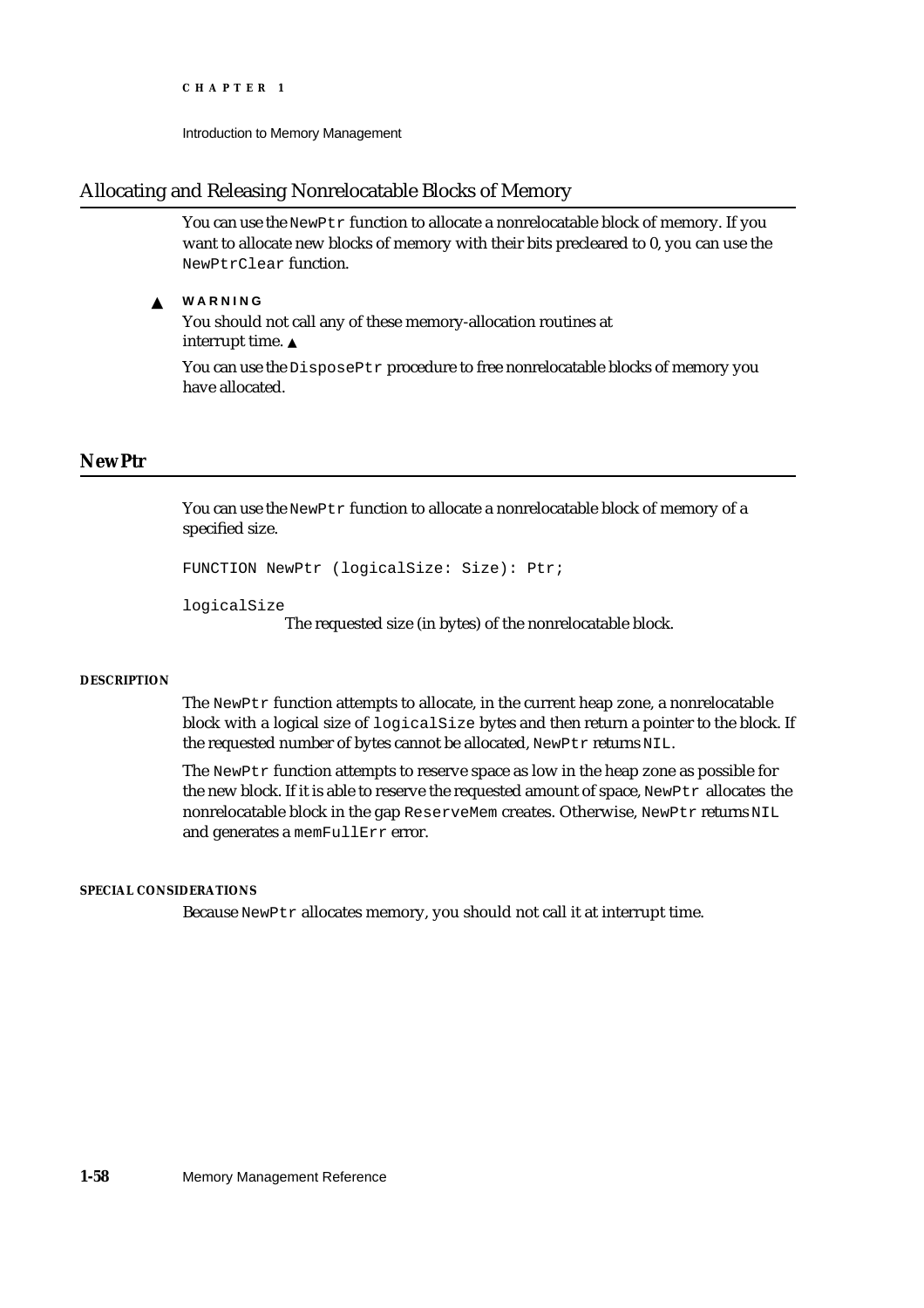## Allocating and Releasing Nonrelocatable Blocks of Memory

You can use the `NewPtr` function to allocate a nonrelocatable block of memory. If you want to allocate new blocks of memory with their bits precleared to 0, you can use the `NewPtrClear` function.

▲ **WARNING**

You should not call any of these memory-allocation routines at interrupt time. ▲

You can use the `DisposePtr` procedure to free nonrelocatable blocks of memory you have allocated.

## NewPtr

You can use the `NewPtr` function to allocate a nonrelocatable block of memory of a specified size.

```
FUNCTION NewPtr (logicalSize: Size): Ptr;
```

`logicalSize`
The requested size (in bytes) of the nonrelocatable block.

**DESCRIPTION**

The `NewPtr` function attempts to allocate, in the current heap zone, a nonrelocatable block with a logical size of `logicalSize` bytes and then return a pointer to the block. If the requested number of bytes cannot be allocated, `NewPtr` returns `NIL`.

The `NewPtr` function attempts to reserve space as low in the heap zone as possible for the new block. If it is able to reserve the requested amount of space, `NewPtr` allocates the nonrelocatable block in the gap `ReserveMem` creates. Otherwise, `NewPtr` returns `NIL` and generates a `memFullErr` error.

**SPECIAL CONSIDERATIONS**

Because `NewPtr` allocates memory, you should not call it at interrupt time.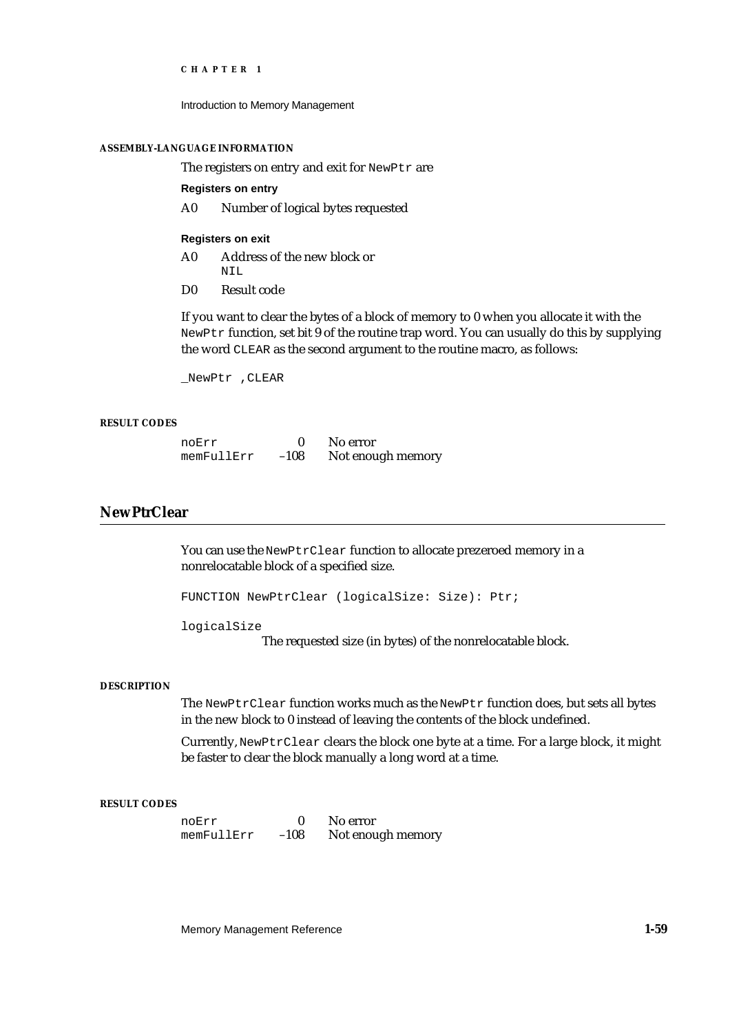#### ASSEMBLY-LANGUAGE INFORMATION

The registers on entry and exit for `NewPtr` are

**Registers on entry**

| | |
|---|---|
| A0 | Number of logical bytes requested |

**Registers on exit**

| | |
|---|---|
| A0 | Address of the new block or `NIL` |
| D0 | Result code |

If you want to clear the bytes of a block of memory to 0 when you allocate it with the `NewPtr` function, set bit 9 of the routine trap word. You can usually do this by supplying the word `CLEAR` as the second argument to the routine macro, as follows:

```
_NewPtr ,CLEAR
```

#### RESULT CODES

| | | |
|---|---|---|
| noErr | 0 | No error |
| memFullErr | –108 | Not enough memory |

## NewPtrClear

You can use the `NewPtrClear` function to allocate prezeroed memory in a nonrelocatable block of a specified size.

```
FUNCTION NewPtrClear (logicalSize: Size): Ptr;
```

`logicalSize`
The requested size (in bytes) of the nonrelocatable block.

#### DESCRIPTION

The `NewPtrClear` function works much as the `NewPtr` function does, but sets all bytes in the new block to 0 instead of leaving the contents of the block undefined.

Currently, `NewPtrClear` clears the block one byte at a time. For a large block, it might be faster to clear the block manually a long word at a time.

#### RESULT CODES

| | | |
|---|---|---|
| noErr | 0 | No error |
| memFullErr | –108 | Not enough memory |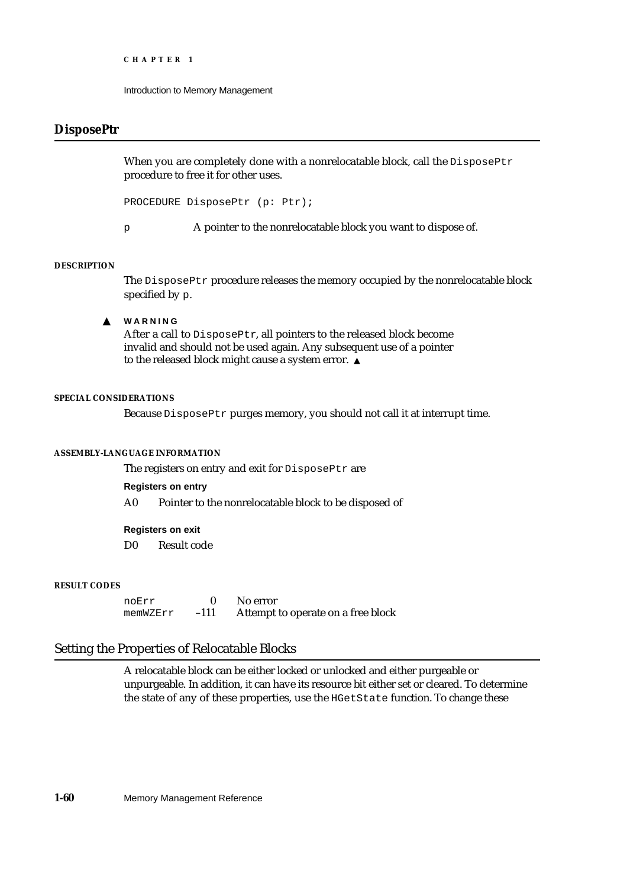## DisposePtr

When you are completely done with a nonrelocatable block, call the `DisposePtr` procedure to free it for other uses.

```
PROCEDURE DisposePtr (p: Ptr);
```

`p` A pointer to the nonrelocatable block you want to dispose of.

#### DESCRIPTION

The `DisposePtr` procedure releases the memory occupied by the nonrelocatable block specified by `p`.

**▲ WARNING**

After a call to `DisposePtr`, all pointers to the released block become invalid and should not be used again. Any subsequent use of a pointer to the released block might cause a system error. ▲

#### SPECIAL CONSIDERATIONS

Because `DisposePtr` purges memory, you should not call it at interrupt time.

#### ASSEMBLY-LANGUAGE INFORMATION

The registers on entry and exit for `DisposePtr` are

**Registers on entry**

A0 Pointer to the nonrelocatable block to be disposed of

**Registers on exit**

D0 Result code

#### RESULT CODES

| | | |
|---|---|---|
| `noErr` | 0 | No error |
| `memWZErr` | –111 | Attempt to operate on a free block |

### Setting the Properties of Relocatable Blocks

A relocatable block can be either locked or unlocked and either purgeable or unpurgeable. In addition, it can have its resource bit either set or cleared. To determine the state of any of these properties, use the `HGetState` function. To change these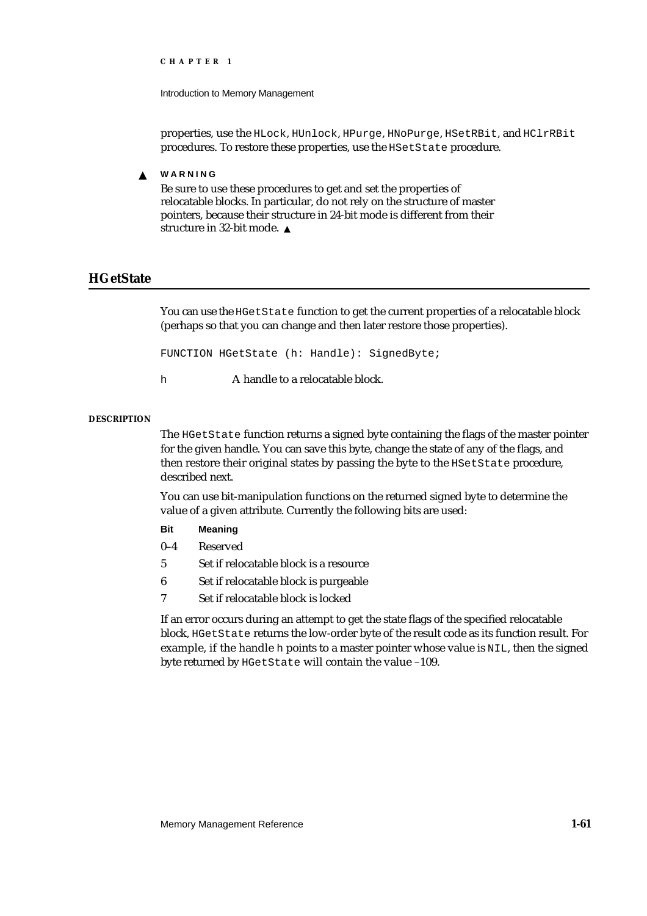properties, use the `HLock`, `HUnlock`, `HPurge`, `HNoPurge`, `HSetRBit`, and `HClrRBit` procedures. To restore these properties, use the `HSetState` procedure.

▲ **WARNING**

Be sure to use these procedures to get and set the properties of relocatable blocks. In particular, do not rely on the structure of master pointers, because their structure in 24-bit mode is different from their structure in 32-bit mode. ▲

## HGetState

You can use the `HGetState` function to get the current properties of a relocatable block (perhaps so that you can change and then later restore those properties).

```
FUNCTION HGetState (h: Handle): SignedByte;
```

`h` A handle to a relocatable block.

**DESCRIPTION**

The `HGetState` function returns a signed byte containing the flags of the master pointer for the given handle. You can save this byte, change the state of any of the flags, and then restore their original states by passing the byte to the `HSetState` procedure, described next.

You can use bit-manipulation functions on the returned signed byte to determine the value of a given attribute. Currently the following bits are used:

| Bit | Meaning |
|---|---|
| 0–4 | Reserved |
| 5 | Set if relocatable block is a resource |
| 6 | Set if relocatable block is purgeable |
| 7 | Set if relocatable block is locked |

If an error occurs during an attempt to get the state flags of the specified relocatable block, `HGetState` returns the low-order byte of the result code as its function result. For example, if the handle `h` points to a master pointer whose value is `NIL`, then the signed byte returned by `HGetState` will contain the value –109.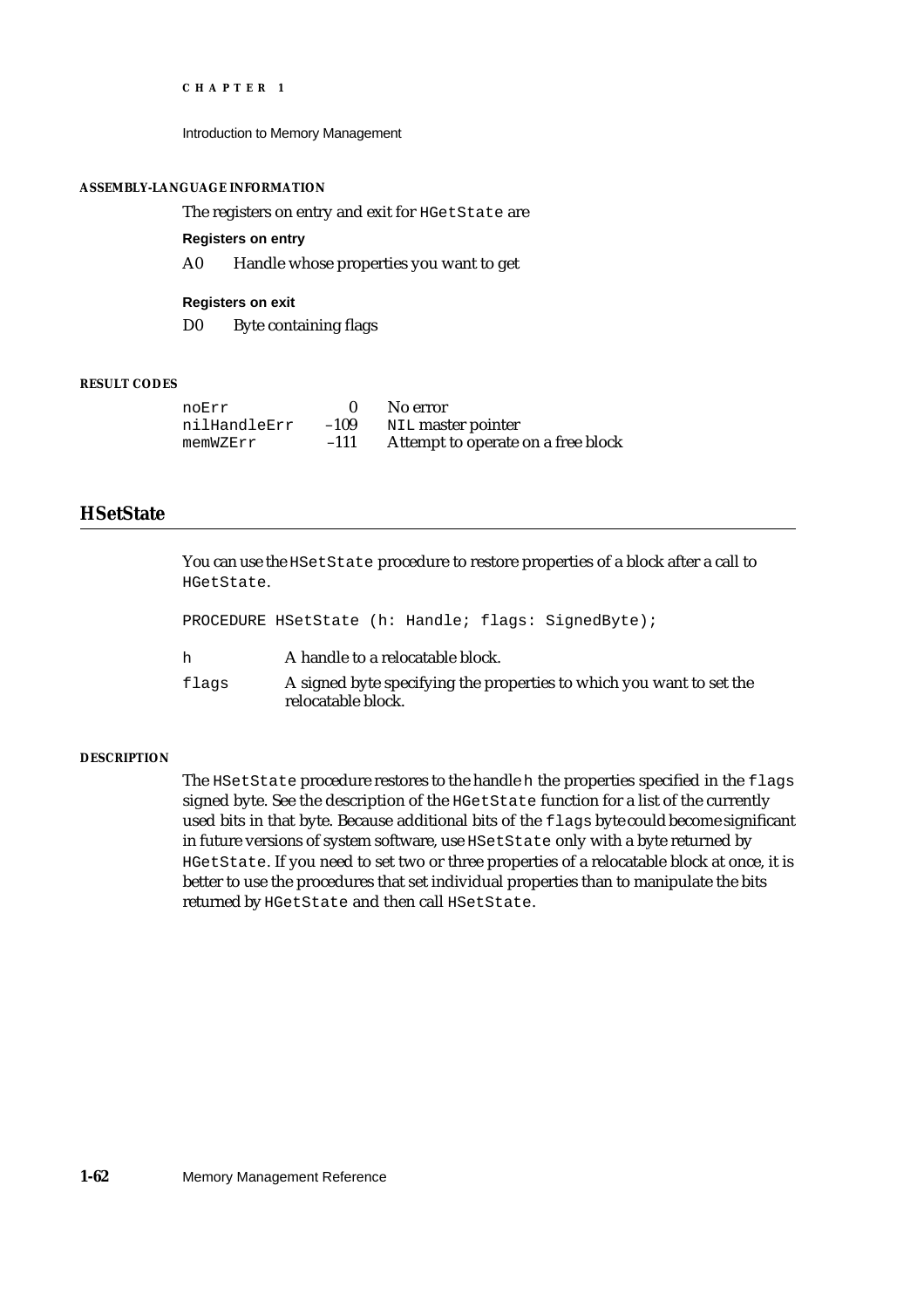**ASSEMBLY-LANGUAGE INFORMATION**

The registers on entry and exit for `HGetState` are

**Registers on entry**

| | |
|---|---|
| A0 | Handle whose properties you want to get |

**Registers on exit**

| | |
|---|---|
| D0 | Byte containing flags |

**RESULT CODES**

| | | |
|---|---|---|
| `noErr` | 0 | No error |
| `nilHandleErr` | –109 | `NIL` master pointer |
| `memWZErr` | –111 | Attempt to operate on a free block |

## HSetState

You can use the `HSetState` procedure to restore properties of a block after a call to `HGetState`.

```
PROCEDURE HSetState (h: Handle; flags: SignedByte);
```

| | |
|---|---|
| `h` | A handle to a relocatable block. |
| `flags` | A signed byte specifying the properties to which you want to set the relocatable block. |

**DESCRIPTION**

The `HSetState` procedure restores to the handle `h` the properties specified in the `flags` signed byte. See the description of the `HGetState` function for a list of the currently used bits in that byte. Because additional bits of the `flags` byte could become significant in future versions of system software, use `HSetState` only with a byte returned by `HGetState`. If you need to set two or three properties of a relocatable block at once, it is better to use the procedures that set individual properties than to manipulate the bits returned by `HGetState` and then call `HSetState`.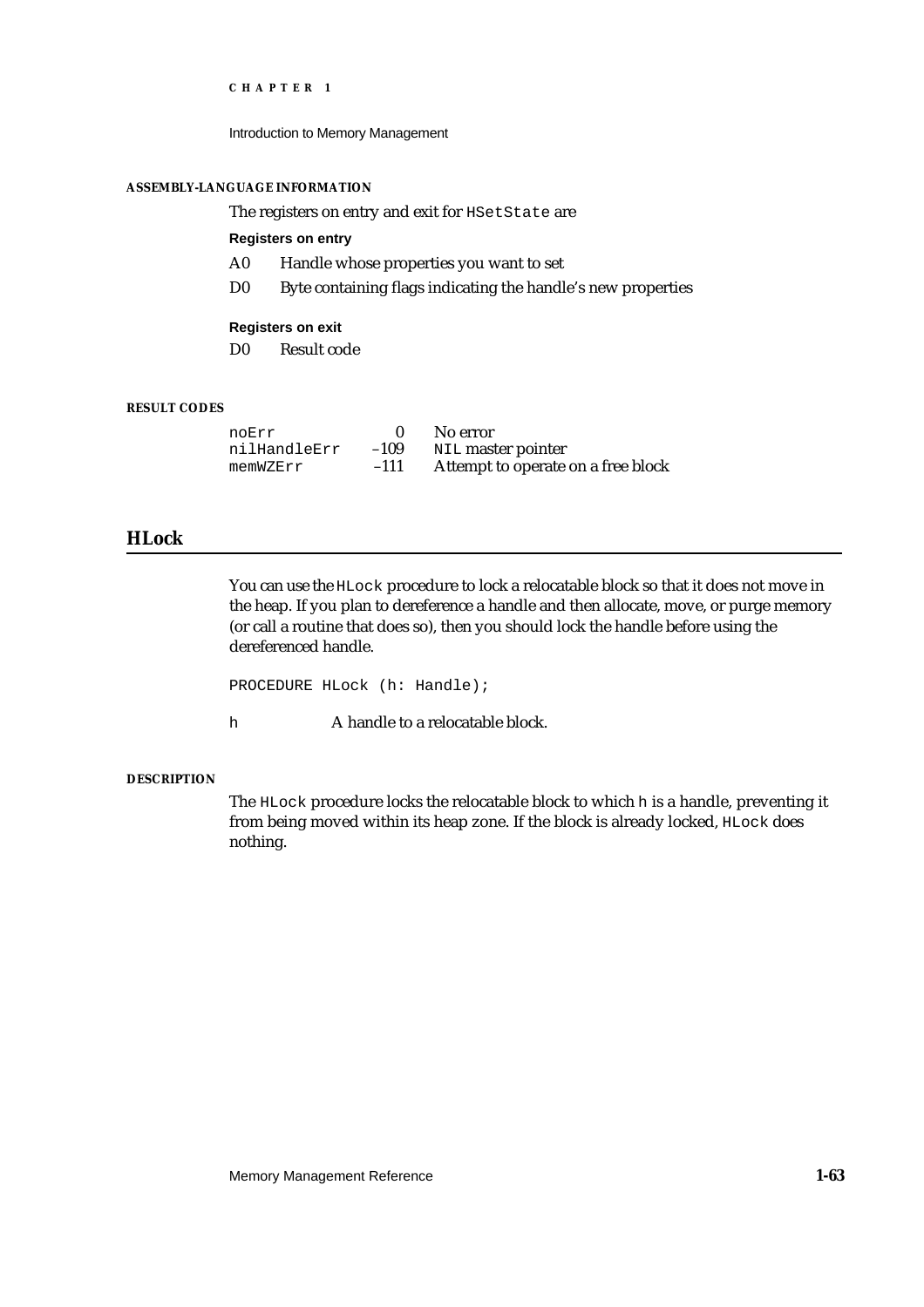#### ASSEMBLY-LANGUAGE INFORMATION

The registers on entry and exit for `HSetState` are

**Registers on entry**

| | |
|---|---|
| A0 | Handle whose properties you want to set |
| D0 | Byte containing flags indicating the handle's new properties |

**Registers on exit**

| | |
|---|---|
| D0 | Result code |

#### RESULT CODES

| | | |
|---|---|---|
| `noErr` | 0 | No error |
| `nilHandleErr` | –109 | `NIL` master pointer |
| `memWZErr` | –111 | Attempt to operate on a free block |

## HLock

You can use the `HLock` procedure to lock a relocatable block so that it does not move in the heap. If you plan to dereference a handle and then allocate, move, or purge memory (or call a routine that does so), then you should lock the handle before using the dereferenced handle.

```
PROCEDURE HLock (h: Handle);
```

`h` A handle to a relocatable block.

#### DESCRIPTION

The `HLock` procedure locks the relocatable block to which `h` is a handle, preventing it from being moved within its heap zone. If the block is already locked, `HLock` does nothing.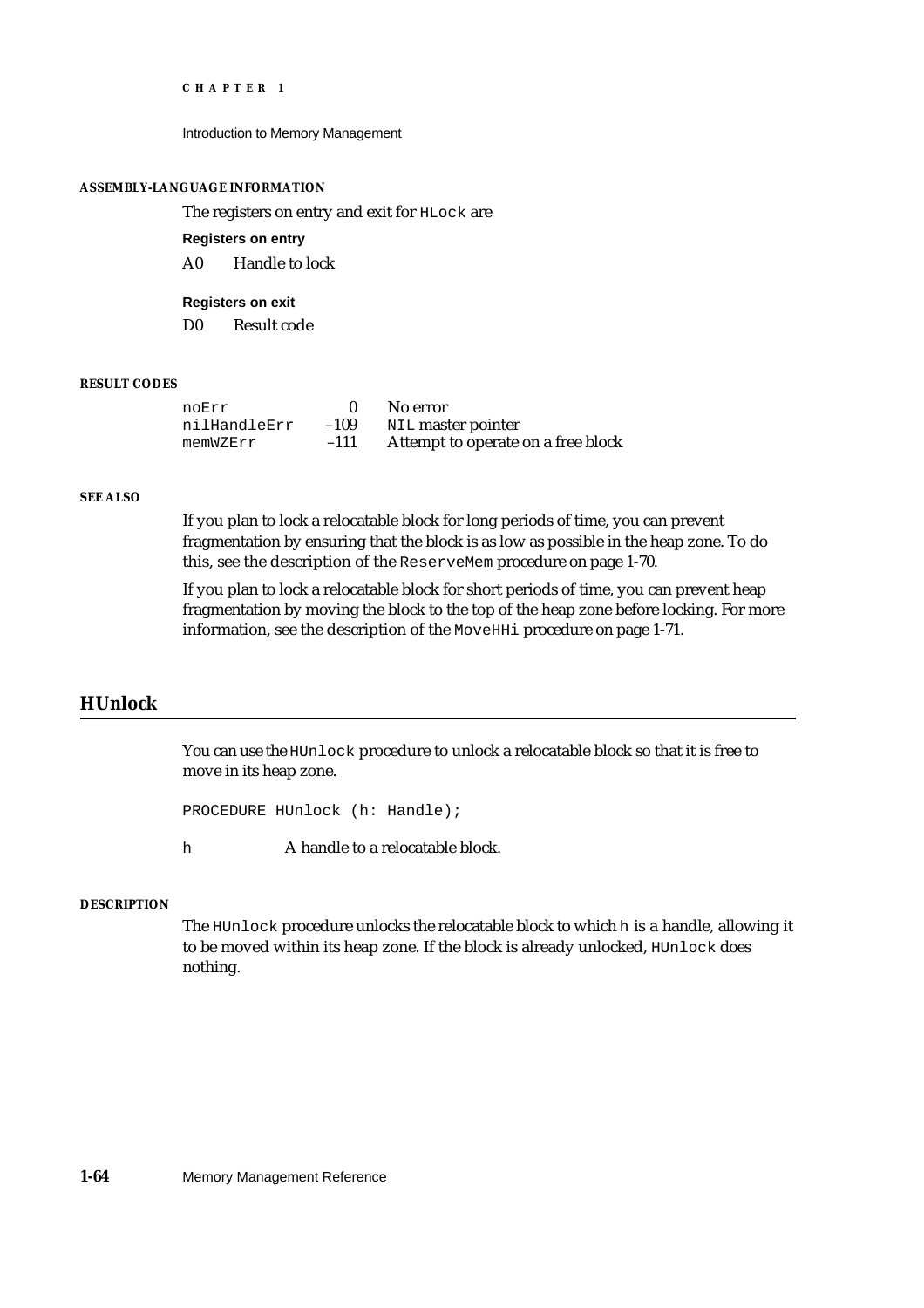#### ASSEMBLY-LANGUAGE INFORMATION

The registers on entry and exit for `HLock` are

**Registers on entry**

A0 Handle to lock

**Registers on exit**

D0 Result code

#### RESULT CODES

| | | |
|---|---|---|
| `noErr` | 0 | No error |
| `nilHandleErr` | –109 | `NIL` master pointer |
| `memWZErr` | –111 | Attempt to operate on a free block |

#### SEE ALSO

If you plan to lock a relocatable block for long periods of time, you can prevent fragmentation by ensuring that the block is as low as possible in the heap zone. To do this, see the description of the `ReserveMem` procedure on page 1-70.

If you plan to lock a relocatable block for short periods of time, you can prevent heap fragmentation by moving the block to the top of the heap zone before locking. For more information, see the description of the `MoveHHi` procedure on page 1-71.

## HUnlock

You can use the `HUnlock` procedure to unlock a relocatable block so that it is free to move in its heap zone.

```
PROCEDURE HUnlock (h: Handle);
```

`h` A handle to a relocatable block.

#### DESCRIPTION

The `HUnlock` procedure unlocks the relocatable block to which `h` is a handle, allowing it to be moved within its heap zone. If the block is already unlocked, `HUnlock` does nothing.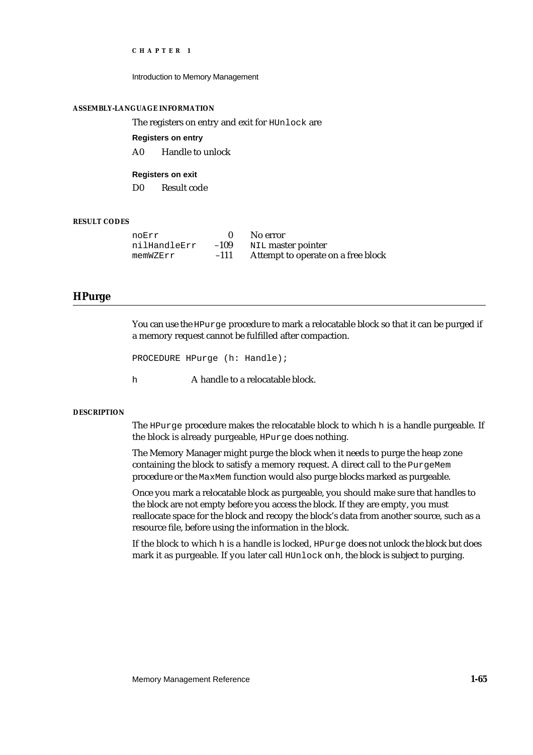#### ASSEMBLY-LANGUAGE INFORMATION

The registers on entry and exit for `HUnlock` are

**Registers on entry**

| | |
|---|---|
| A0 | Handle to unlock |

**Registers on exit**

| | |
|---|---|
| D0 | Result code |

#### RESULT CODES

| | | |
|---|---|---|
| `noErr` | 0 | No error |
| `nilHandleErr` | –109 | `NIL` master pointer |
| `memWZErr` | –111 | Attempt to operate on a free block |

## HPurge

You can use the `HPurge` procedure to mark a relocatable block so that it can be purged if a memory request cannot be fulfilled after compaction.

```
PROCEDURE HPurge (h: Handle);
```

| | |
|---|---|
| `h` | A handle to a relocatable block. |

#### DESCRIPTION

The `HPurge` procedure makes the relocatable block to which `h` is a handle purgeable. If the block is already purgeable, `HPurge` does nothing.

The Memory Manager might purge the block when it needs to purge the heap zone containing the block to satisfy a memory request. A direct call to the `PurgeMem` procedure or the `MaxMem` function would also purge blocks marked as purgeable.

Once you mark a relocatable block as purgeable, you should make sure that handles to the block are not empty before you access the block. If they are empty, you must reallocate space for the block and recopy the block's data from another source, such as a resource file, before using the information in the block.

If the block to which `h` is a handle is locked, `HPurge` does not unlock the block but does mark it as purgeable. If you later call `HUnlock` on `h`, the block is subject to purging.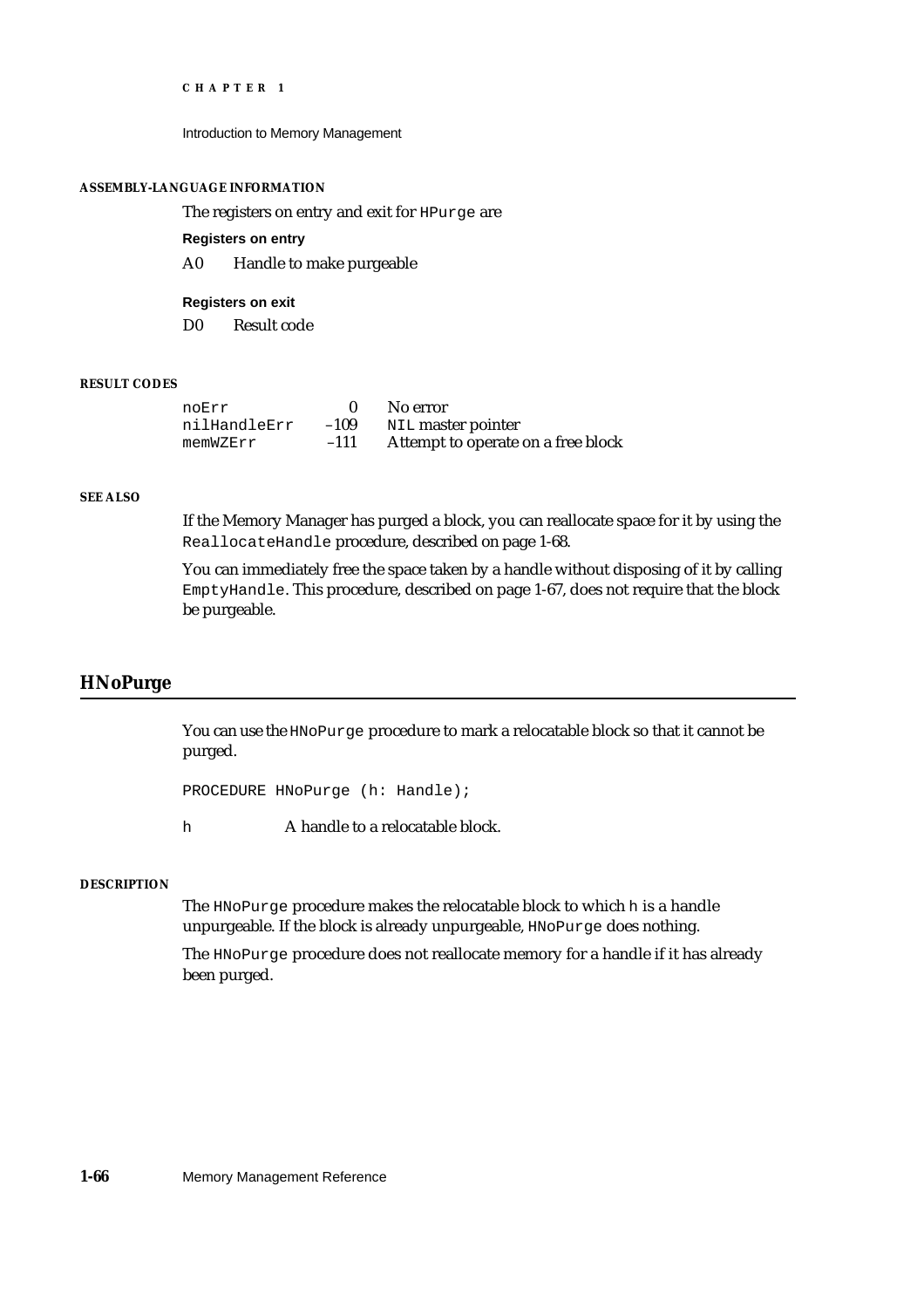#### ASSEMBLY-LANGUAGE INFORMATION

The registers on entry and exit for `HPurge` are

**Registers on entry**

| | |
|---|---|
| A0 | Handle to make purgeable |

**Registers on exit**

| | |
|---|---|
| D0 | Result code |

#### RESULT CODES

| | | |
|---|---|---|
| noErr | 0 | No error |
| nilHandleErr | –109 | NIL master pointer |
| memWZErr | –111 | Attempt to operate on a free block |

#### SEE ALSO

If the Memory Manager has purged a block, you can reallocate space for it by using the `ReallocateHandle` procedure, described on page 1-68.

You can immediately free the space taken by a handle without disposing of it by calling `EmptyHandle`. This procedure, described on page 1-67, does not require that the block be purgeable.

## HNoPurge

You can use the `HNoPurge` procedure to mark a relocatable block so that it cannot be purged.

```
PROCEDURE HNoPurge (h: Handle);
```

`h` A handle to a relocatable block.

#### DESCRIPTION

The `HNoPurge` procedure makes the relocatable block to which `h` is a handle unpurgeable. If the block is already unpurgeable, `HNoPurge` does nothing.

The `HNoPurge` procedure does not reallocate memory for a handle if it has already been purged.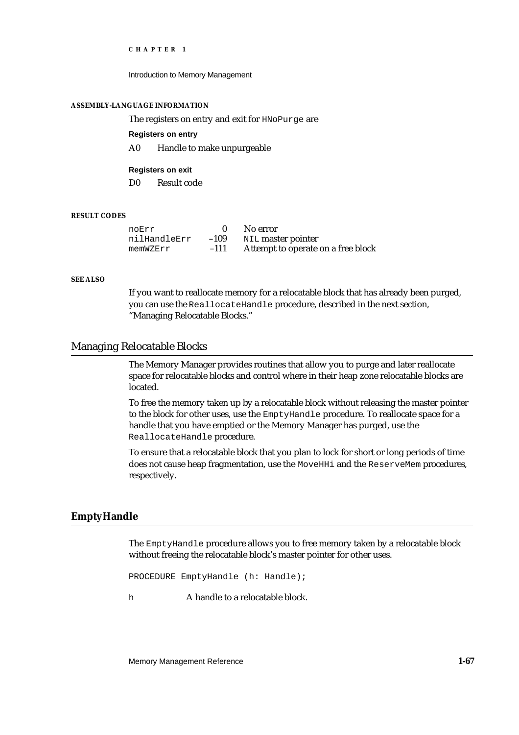#### ASSEMBLY-LANGUAGE INFORMATION

The registers on entry and exit for `HNoPurge` are

**Registers on entry**

| | |
|---|---|
| A0 | Handle to make unpurgeable |

**Registers on exit**

| | |
|---|---|
| D0 | Result code |

#### RESULT CODES

| | | |
|---|---|---|
| `noErr` | 0 | No error |
| `nilHandleErr` | –109 | `NIL` master pointer |
| `memWZErr` | –111 | Attempt to operate on a free block |

#### SEE ALSO

If you want to reallocate memory for a relocatable block that has already been purged, you can use the `ReallocateHandle` procedure, described in the next section, "Managing Relocatable Blocks."

## Managing Relocatable Blocks

The Memory Manager provides routines that allow you to purge and later reallocate space for relocatable blocks and control where in their heap zone relocatable blocks are located.

To free the memory taken up by a relocatable block without releasing the master pointer to the block for other uses, use the `EmptyHandle` procedure. To reallocate space for a handle that you have emptied or the Memory Manager has purged, use the `ReallocateHandle` procedure.

To ensure that a relocatable block that you plan to lock for short or long periods of time does not cause heap fragmentation, use the `MoveHHi` and the `ReserveMem` procedures, respectively.

### EmptyHandle

The `EmptyHandle` procedure allows you to free memory taken by a relocatable block without freeing the relocatable block's master pointer for other uses.

```
PROCEDURE EmptyHandle (h: Handle);
```

`h` A handle to a relocatable block.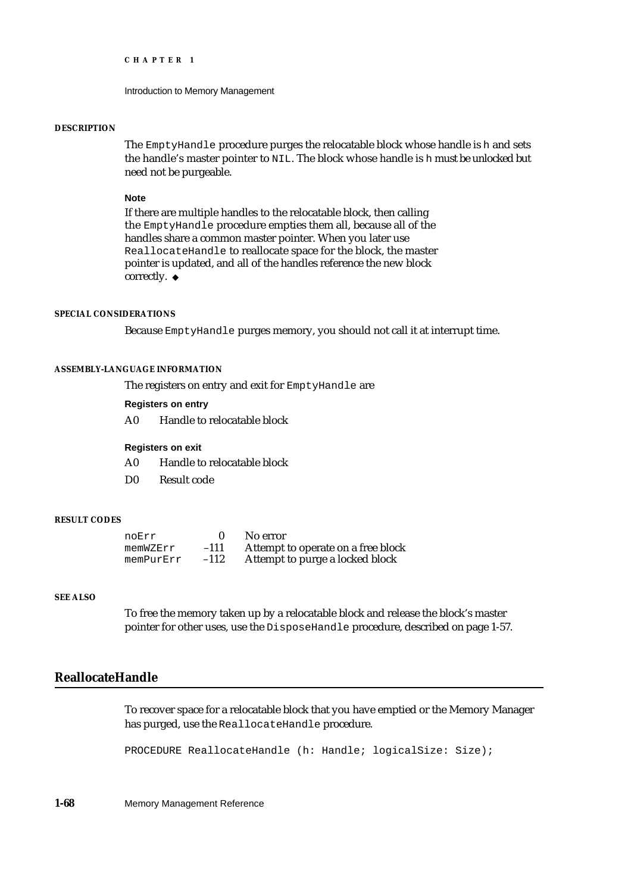#### DESCRIPTION

The `EmptyHandle` procedure purges the relocatable block whose handle is `h` and sets the handle's master pointer to `NIL`. The block whose handle is `h` must be unlocked but need not be purgeable.

**Note**

If there are multiple handles to the relocatable block, then calling the `EmptyHandle` procedure empties them all, because all of the handles share a common master pointer. When you later use `ReallocateHandle` to reallocate space for the block, the master pointer is updated, and all of the handles reference the new block correctly. ◆

#### SPECIAL CONSIDERATIONS

Because `EmptyHandle` purges memory, you should not call it at interrupt time.

#### ASSEMBLY-LANGUAGE INFORMATION

The registers on entry and exit for `EmptyHandle` are

**Registers on entry**

A0 Handle to relocatable block

**Registers on exit**

A0 Handle to relocatable block

D0 Result code

#### RESULT CODES

| | | |
|---|---|---|
| `noErr` | 0 | No error |
| `memWZErr` | –111 | Attempt to operate on a free block |
| `memPurErr` | –112 | Attempt to purge a locked block |

#### SEE ALSO

To free the memory taken up by a relocatable block and release the block's master pointer for other uses, use the `DisposeHandle` procedure, described on page 1-57.

## ReallocateHandle

To recover space for a relocatable block that you have emptied or the Memory Manager has purged, use the `ReallocateHandle` procedure.

```
PROCEDURE ReallocateHandle (h: Handle; logicalSize: Size);
```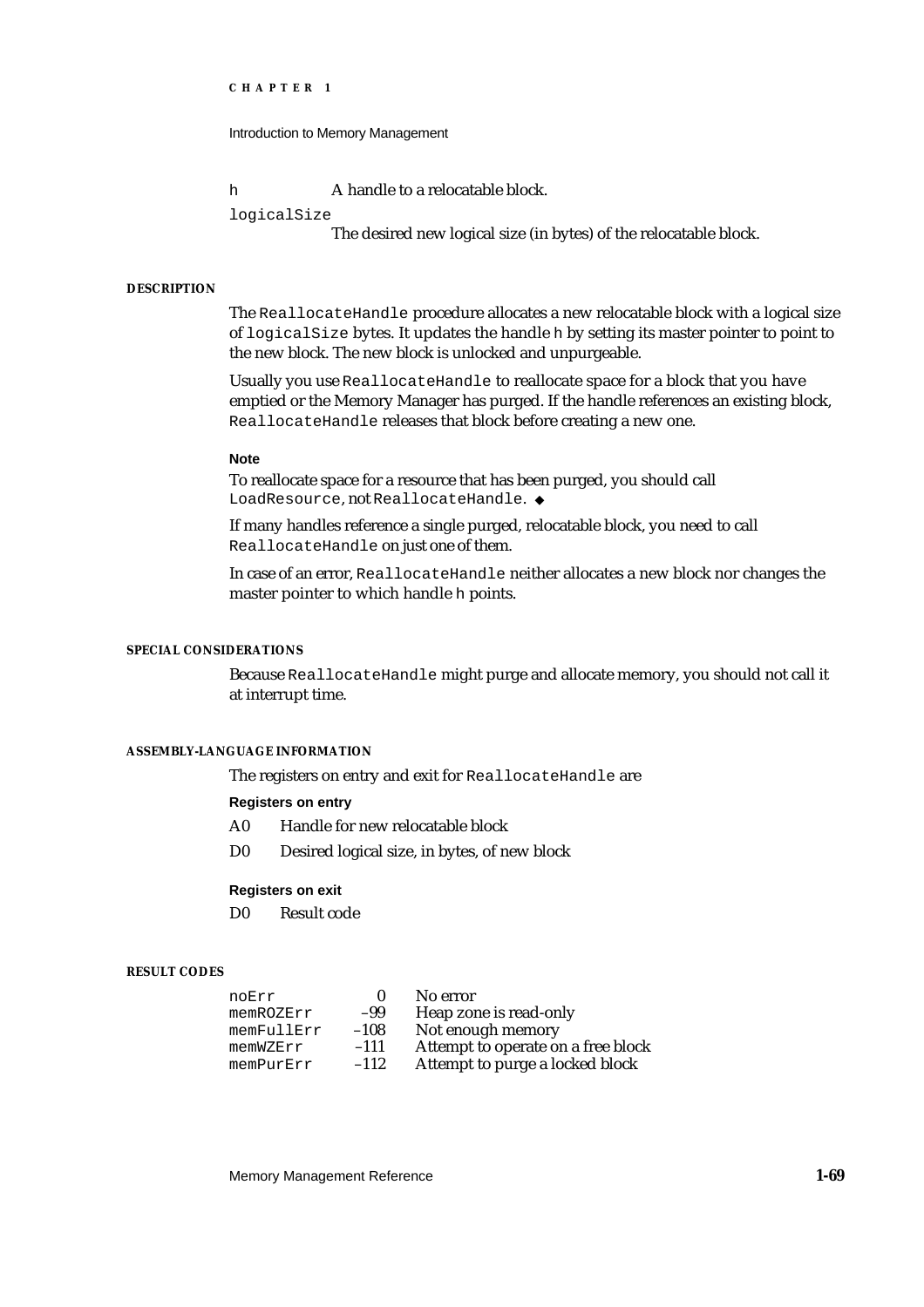`h` A handle to a relocatable block.

`logicalSize`
The desired new logical size (in bytes) of the relocatable block.

#### DESCRIPTION

The `ReallocateHandle` procedure allocates a new relocatable block with a logical size of `logicalSize` bytes. It updates the handle `h` by setting its master pointer to point to the new block. The new block is unlocked and unpurgeable.

Usually you use `ReallocateHandle` to reallocate space for a block that you have emptied or the Memory Manager has purged. If the handle references an existing block, `ReallocateHandle` releases that block before creating a new one.

**Note**

To reallocate space for a resource that has been purged, you should call `LoadResource`, not `ReallocateHandle`. ◆

If many handles reference a single purged, relocatable block, you need to call `ReallocateHandle` on just one of them.

In case of an error, `ReallocateHandle` neither allocates a new block nor changes the master pointer to which handle `h` points.

#### SPECIAL CONSIDERATIONS

Because `ReallocateHandle` might purge and allocate memory, you should not call it at interrupt time.

#### ASSEMBLY-LANGUAGE INFORMATION

The registers on entry and exit for `ReallocateHandle` are

**Registers on entry**

| | |
|---|---|
| A0 | Handle for new relocatable block |
| D0 | Desired logical size, in bytes, of new block |

**Registers on exit**

| | |
|---|---|
| D0 | Result code |

#### RESULT CODES

| | | |
|---|---|---|
| `noErr` | 0 | No error |
| `memROZErr` | –99 | Heap zone is read-only |
| `memFullErr` | –108 | Not enough memory |
| `memWZErr` | –111 | Attempt to operate on a free block |
| `memPurErr` | –112 | Attempt to purge a locked block |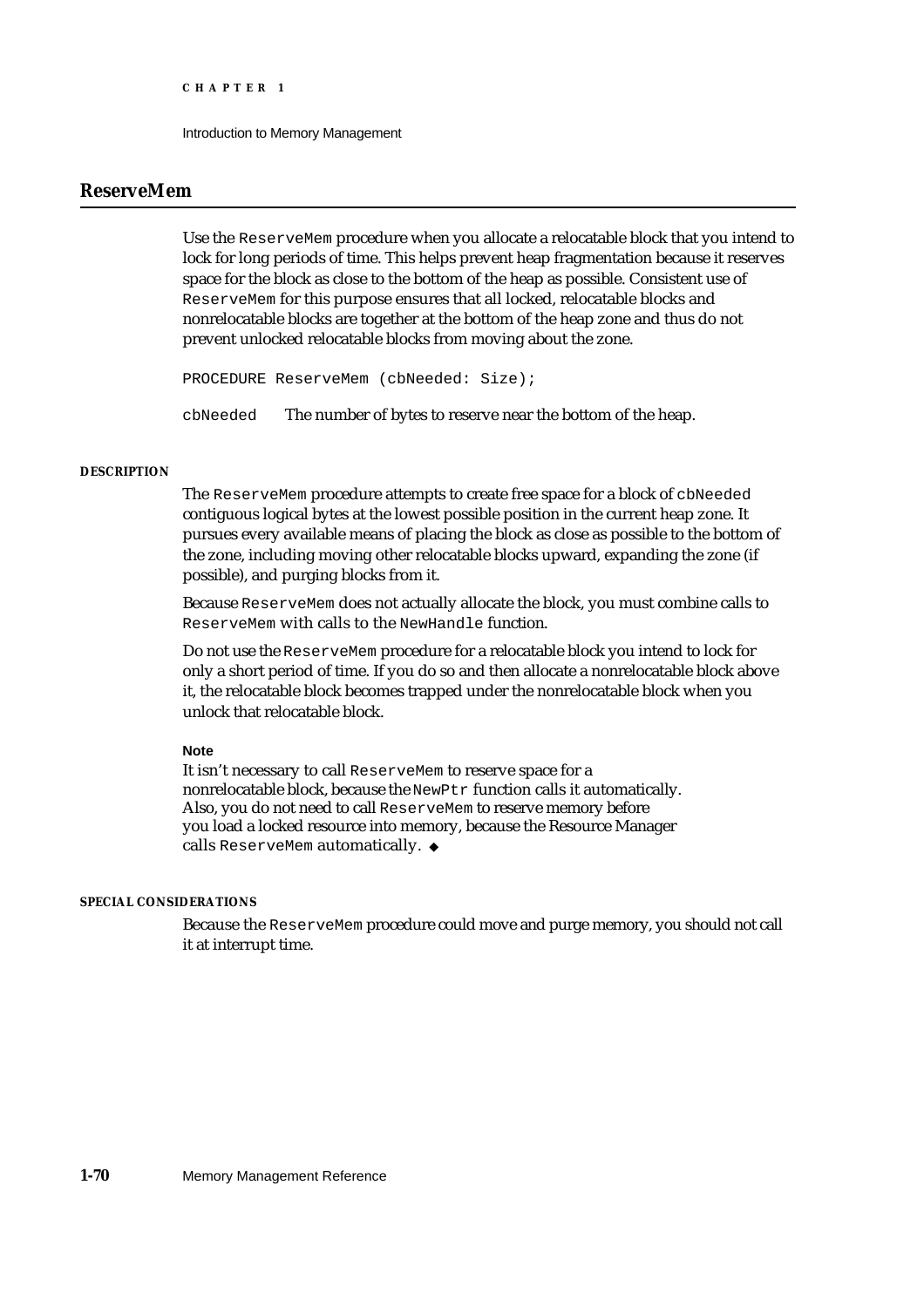## ReserveMem

Use the `ReserveMem` procedure when you allocate a relocatable block that you intend to lock for long periods of time. This helps prevent heap fragmentation because it reserves space for the block as close to the bottom of the heap as possible. Consistent use of `ReserveMem` for this purpose ensures that all locked, relocatable blocks and nonrelocatable blocks are together at the bottom of the heap zone and thus do not prevent unlocked relocatable blocks from moving about the zone.

```
PROCEDURE ReserveMem (cbNeeded: Size);
```

`cbNeeded` The number of bytes to reserve near the bottom of the heap.

#### DESCRIPTION

The `ReserveMem` procedure attempts to create free space for a block of `cbNeeded` contiguous logical bytes at the lowest possible position in the current heap zone. It pursues every available means of placing the block as close as possible to the bottom of the zone, including moving other relocatable blocks upward, expanding the zone (if possible), and purging blocks from it.

Because `ReserveMem` does not actually allocate the block, you must combine calls to `ReserveMem` with calls to the `NewHandle` function.

Do not use the `ReserveMem` procedure for a relocatable block you intend to lock for only a short period of time. If you do so and then allocate a nonrelocatable block above it, the relocatable block becomes trapped under the nonrelocatable block when you unlock that relocatable block.

**Note**

It isn't necessary to call `ReserveMem` to reserve space for a nonrelocatable block, because the `NewPtr` function calls it automatically. Also, you do not need to call `ReserveMem` to reserve memory before you load a locked resource into memory, because the Resource Manager calls `ReserveMem` automatically. ◆

#### SPECIAL CONSIDERATIONS

Because the `ReserveMem` procedure could move and purge memory, you should not call it at interrupt time.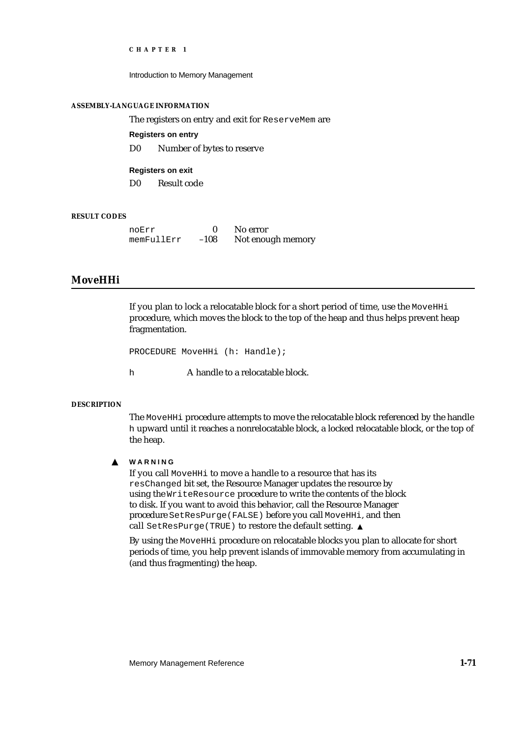#### ASSEMBLY-LANGUAGE INFORMATION

The registers on entry and exit for `ReserveMem` are

**Registers on entry**

| | |
|---|---|
| D0 | Number of bytes to reserve |

**Registers on exit**

| | |
|---|---|
| D0 | Result code |

#### RESULT CODES

| | | |
|---|---|---|
| `noErr` | 0 | No error |
| `memFullErr` | –108 | Not enough memory |

## MoveHHi

If you plan to lock a relocatable block for a short period of time, use the `MoveHHi` procedure, which moves the block to the top of the heap and thus helps prevent heap fragmentation.

```
PROCEDURE MoveHHi (h: Handle);
```

| | |
|---|---|
| `h` | A handle to a relocatable block. |

#### DESCRIPTION

The `MoveHHi` procedure attempts to move the relocatable block referenced by the handle `h` upward until it reaches a nonrelocatable block, a locked relocatable block, or the top of the heap.

▲ **WARNING**

If you call `MoveHHi` to move a handle to a resource that has its `resChanged` bit set, the Resource Manager updates the resource by using the `WriteResource` procedure to write the contents of the block to disk. If you want to avoid this behavior, call the Resource Manager procedure `SetResPurge(FALSE)` before you call `MoveHHi`, and then call `SetResPurge(TRUE)` to restore the default setting. ▲

By using the `MoveHHi` procedure on relocatable blocks you plan to allocate for short periods of time, you help prevent islands of immovable memory from accumulating in (and thus fragmenting) the heap.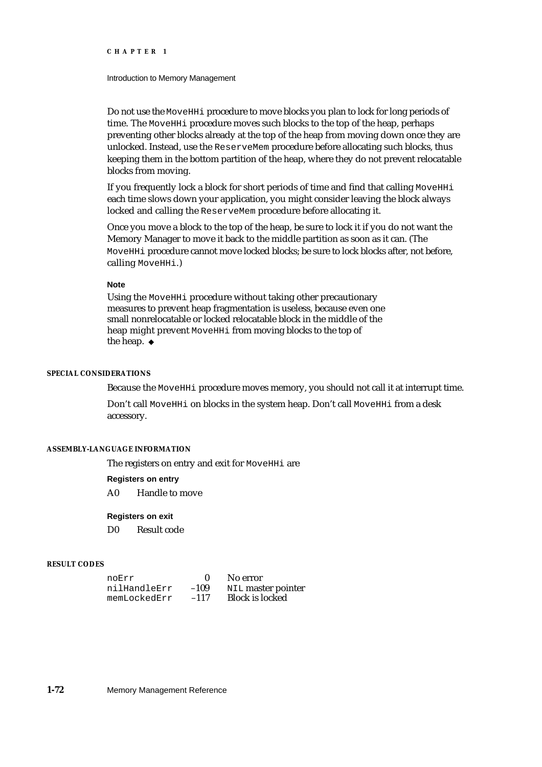Do not use the `MoveHHi` procedure to move blocks you plan to lock for long periods of time. The `MoveHHi` procedure moves such blocks to the top of the heap, perhaps preventing other blocks already at the top of the heap from moving down once they are unlocked. Instead, use the `ReserveMem` procedure before allocating such blocks, thus keeping them in the bottom partition of the heap, where they do not prevent relocatable blocks from moving.

If you frequently lock a block for short periods of time and find that calling `MoveHHi` each time slows down your application, you might consider leaving the block always locked and calling the `ReserveMem` procedure before allocating it.

Once you move a block to the top of the heap, be sure to lock it if you do not want the Memory Manager to move it back to the middle partition as soon as it can. (The `MoveHHi` procedure cannot move locked blocks; be sure to lock blocks after, not before, calling `MoveHHi`.)

**Note**

Using the `MoveHHi` procedure without taking other precautionary measures to prevent heap fragmentation is useless, because even one small nonrelocatable or locked relocatable block in the middle of the heap might prevent `MoveHHi` from moving blocks to the top of the heap. ◆

#### SPECIAL CONSIDERATIONS

Because the `MoveHHi` procedure moves memory, you should not call it at interrupt time.

Don't call `MoveHHi` on blocks in the system heap. Don't call `MoveHHi` from a desk accessory.

#### ASSEMBLY-LANGUAGE INFORMATION

The registers on entry and exit for `MoveHHi` are

**Registers on entry**

| | |
|---|---|
| A0 | Handle to move |

**Registers on exit**

| | |
|---|---|
| D0 | Result code |

#### RESULT CODES

| | | |
|---|---|---|
| `noErr` | 0 | No error |
| `nilHandleErr` | –109 | `NIL` master pointer |
| `memLockedErr` | –117 | Block is locked |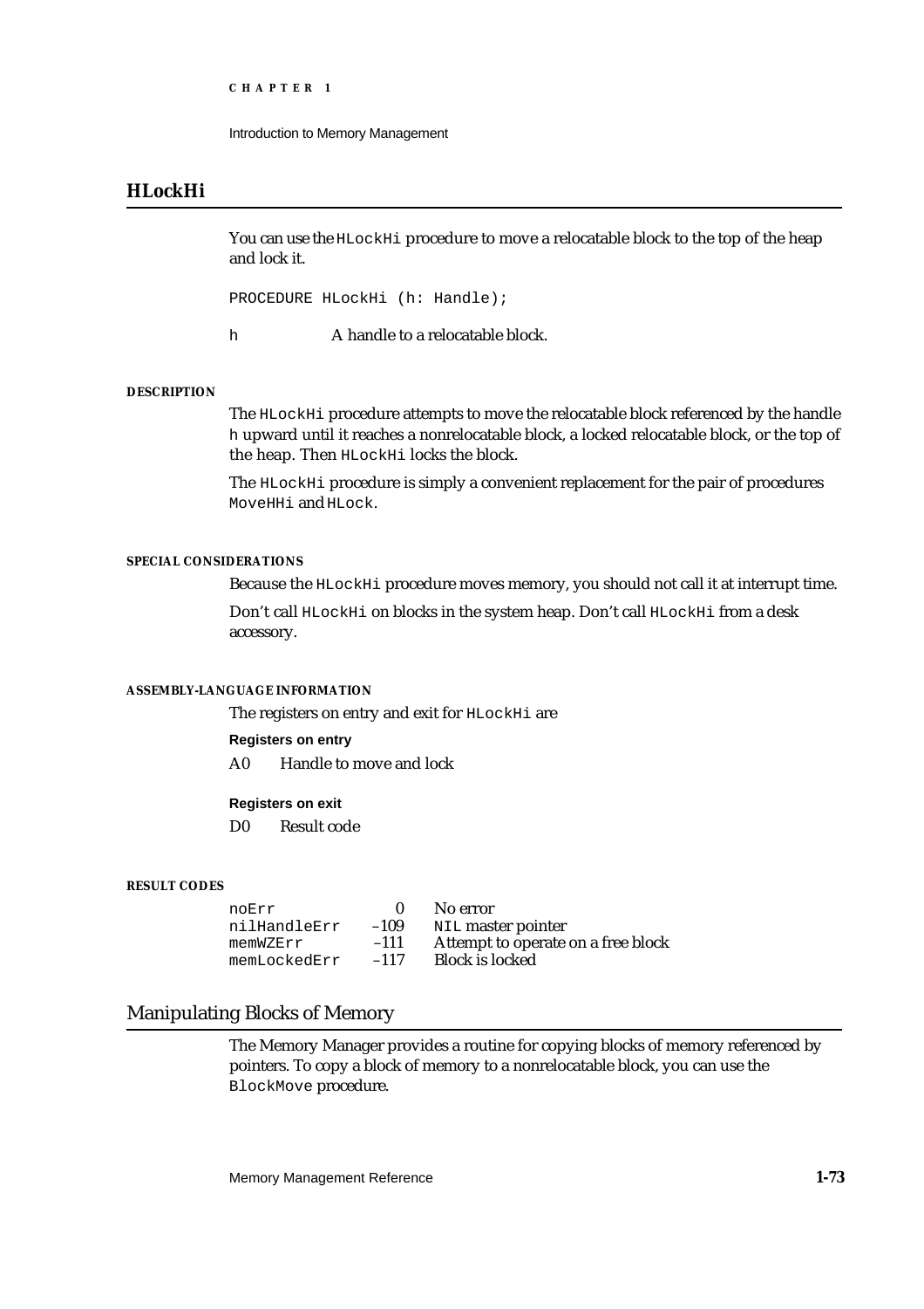## HLockHi

You can use the `HLockHi` procedure to move a relocatable block to the top of the heap and lock it.

```
PROCEDURE HLockHi (h: Handle);
```

`h` A handle to a relocatable block.

#### DESCRIPTION

The `HLockHi` procedure attempts to move the relocatable block referenced by the handle `h` upward until it reaches a nonrelocatable block, a locked relocatable block, or the top of the heap. Then `HLockHi` locks the block.

The `HLockHi` procedure is simply a convenient replacement for the pair of procedures `MoveHHi` and `HLock`.

#### SPECIAL CONSIDERATIONS

Because the `HLockHi` procedure moves memory, you should not call it at interrupt time.

Don't call `HLockHi` on blocks in the system heap. Don't call `HLockHi` from a desk accessory.

#### ASSEMBLY-LANGUAGE INFORMATION

The registers on entry and exit for `HLockHi` are

**Registers on entry**

A0 Handle to move and lock

**Registers on exit**

D0 Result code

#### RESULT CODES

| | | |
|---|---|---|
| `noErr` | 0 | No error |
| `nilHandleErr` | –109 | `NIL` master pointer |
| `memWZErr` | –111 | Attempt to operate on a free block |
| `memLockedErr` | –117 | Block is locked |

## Manipulating Blocks of Memory

The Memory Manager provides a routine for copying blocks of memory referenced by pointers. To copy a block of memory to a nonrelocatable block, you can use the `BlockMove` procedure.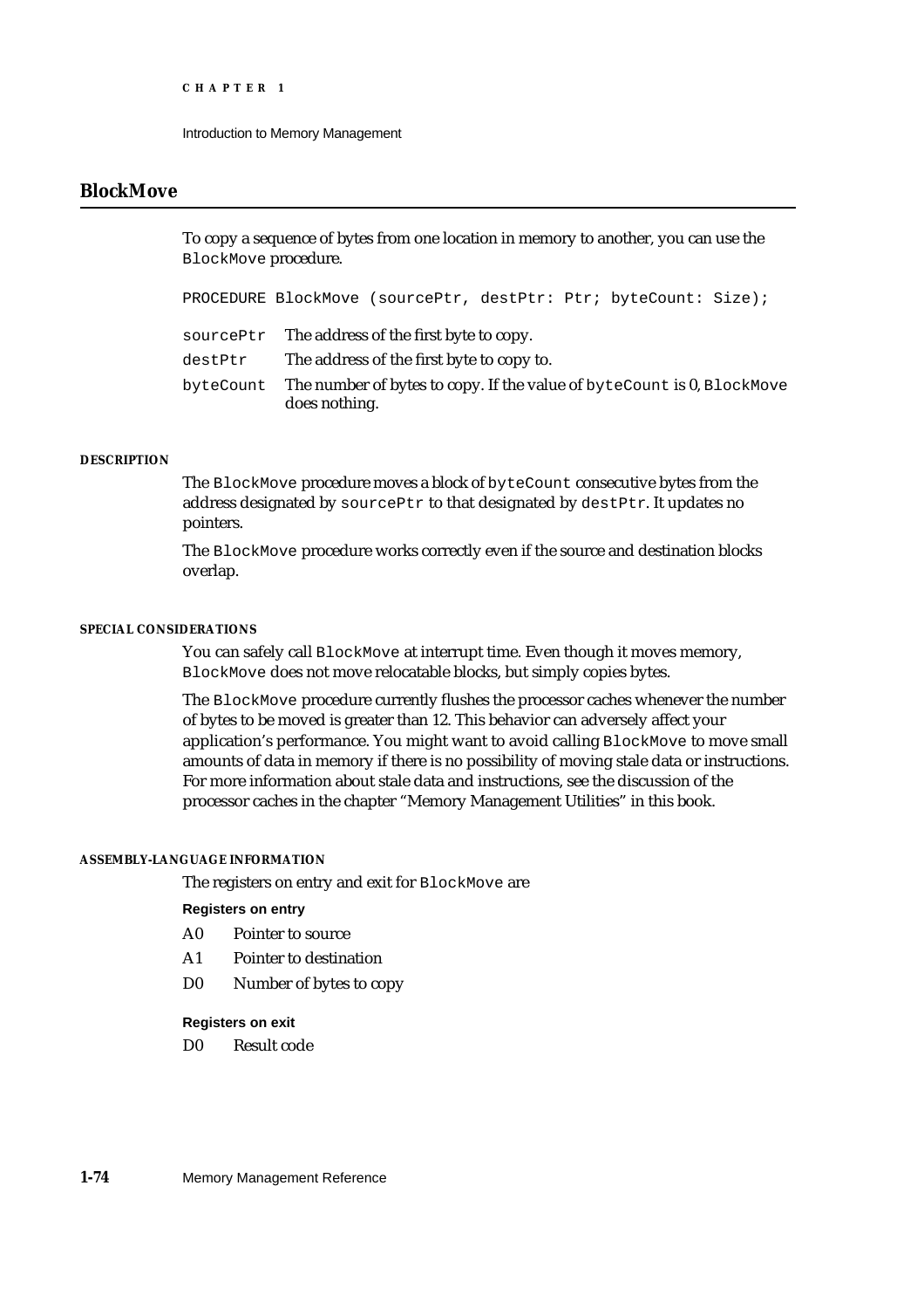## BlockMove

To copy a sequence of bytes from one location in memory to another, you can use the `BlockMove` procedure.

```
PROCEDURE BlockMove (sourcePtr, destPtr: Ptr; byteCount: Size);
```

`sourcePtr` The address of the first byte to copy.

`destPtr` The address of the first byte to copy to.

`byteCount` The number of bytes to copy. If the value of `byteCount` is 0, `BlockMove` does nothing.

#### DESCRIPTION

The `BlockMove` procedure moves a block of `byteCount` consecutive bytes from the address designated by `sourcePtr` to that designated by `destPtr`. It updates no pointers.

The `BlockMove` procedure works correctly even if the source and destination blocks overlap.

#### SPECIAL CONSIDERATIONS

You can safely call `BlockMove` at interrupt time. Even though it moves memory, `BlockMove` does not move relocatable blocks, but simply copies bytes.

The `BlockMove` procedure currently flushes the processor caches whenever the number of bytes to be moved is greater than 12. This behavior can adversely affect your application's performance. You might want to avoid calling `BlockMove` to move small amounts of data in memory if there is no possibility of moving stale data or instructions. For more information about stale data and instructions, see the discussion of the processor caches in the chapter "Memory Management Utilities" in this book.

#### ASSEMBLY-LANGUAGE INFORMATION

The registers on entry and exit for `BlockMove` are

**Registers on entry**

A0 Pointer to source

A1 Pointer to destination

D0 Number of bytes to copy

**Registers on exit**

D0 Result code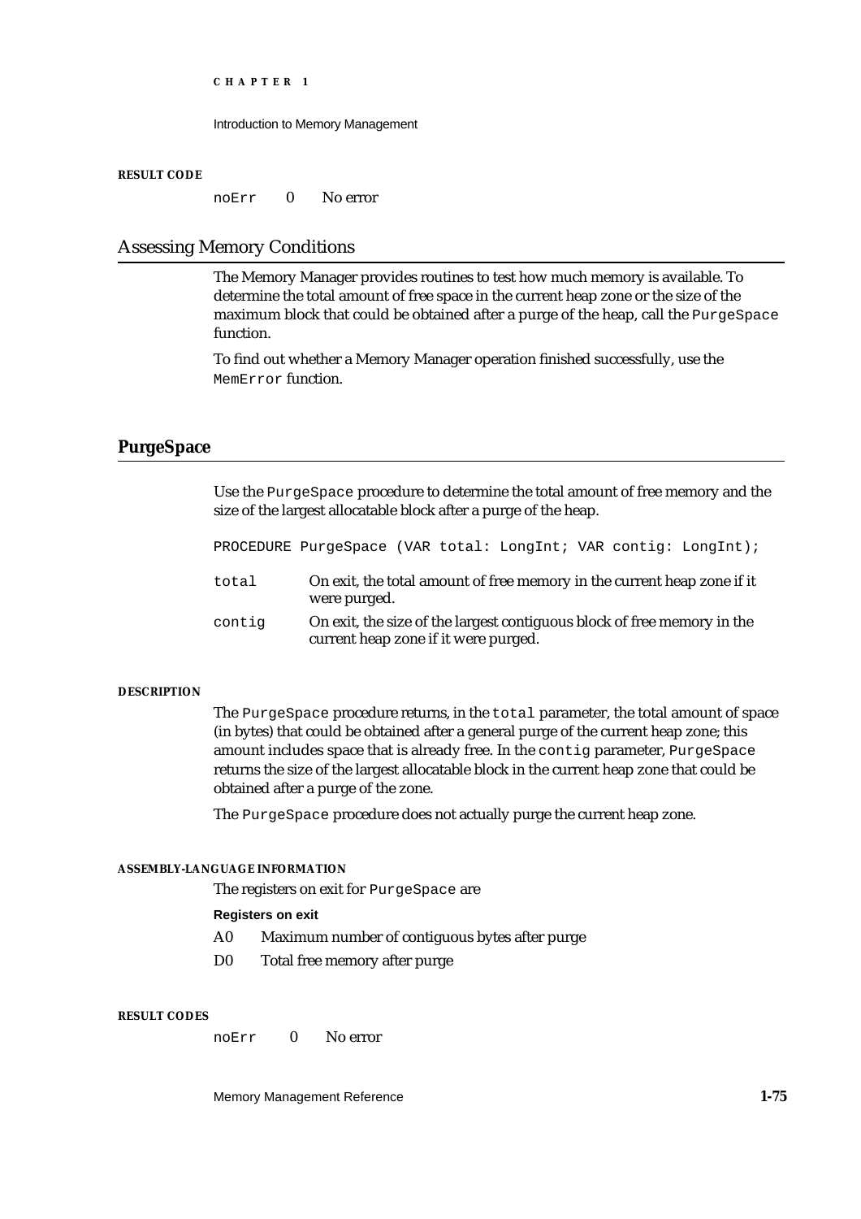#### RESULT CODE

noErr 0 No error

## Assessing Memory Conditions

The Memory Manager provides routines to test how much memory is available. To determine the total amount of free space in the current heap zone or the size of the maximum block that could be obtained after a purge of the heap, call the `PurgeSpace` function.

To find out whether a Memory Manager operation finished successfully, use the `MemError` function.

### PurgeSpace

Use the `PurgeSpace` procedure to determine the total amount of free memory and the size of the largest allocatable block after a purge of the heap.

```
PROCEDURE PurgeSpace (VAR total: LongInt; VAR contig: LongInt);
```

| | |
|---|---|
| `total` | On exit, the total amount of free memory in the current heap zone if it were purged. |
| `contig` | On exit, the size of the largest contiguous block of free memory in the current heap zone if it were purged. |

#### DESCRIPTION

The `PurgeSpace` procedure returns, in the `total` parameter, the total amount of space (in bytes) that could be obtained after a general purge of the current heap zone; this amount includes space that is already free. In the `contig` parameter, `PurgeSpace` returns the size of the largest allocatable block in the current heap zone that could be obtained after a purge of the zone.

The `PurgeSpace` procedure does not actually purge the current heap zone.

#### ASSEMBLY-LANGUAGE INFORMATION

The registers on exit for `PurgeSpace` are

**Registers on exit**

A0 Maximum number of contiguous bytes after purge

D0 Total free memory after purge

#### RESULT CODES

noErr 0 No error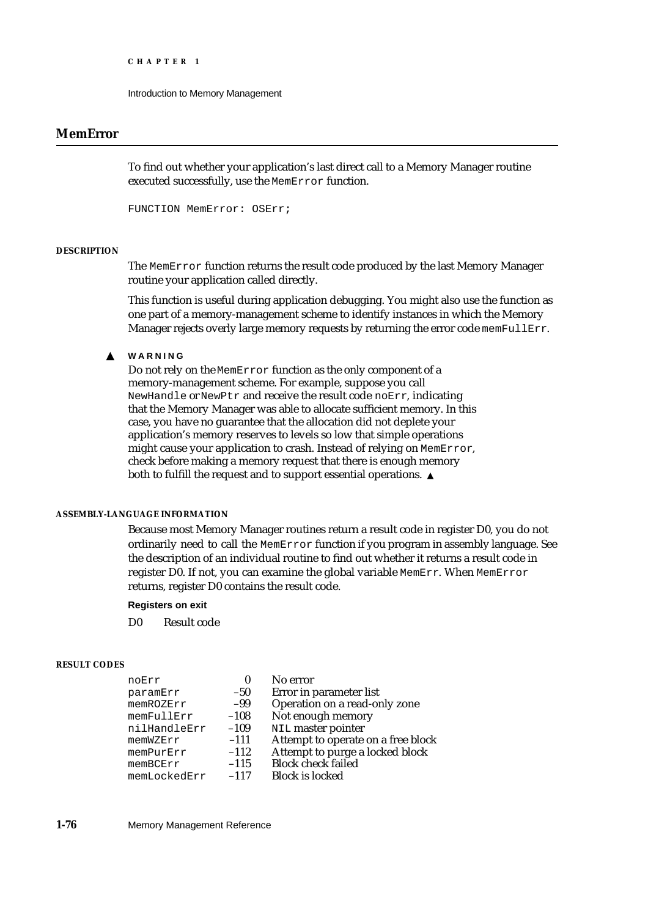## MemError

To find out whether your application's last direct call to a Memory Manager routine executed successfully, use the `MemError` function.

```
FUNCTION MemError: OSErr;
```

**DESCRIPTION**

The `MemError` function returns the result code produced by the last Memory Manager routine your application called directly.

This function is useful during application debugging. You might also use the function as one part of a memory-management scheme to identify instances in which the Memory Manager rejects overly large memory requests by returning the error code `memFullErr`.

▲ **WARNING**

Do not rely on the `MemError` function as the only component of a memory-management scheme. For example, suppose you call `NewHandle` or `NewPtr` and receive the result code `noErr`, indicating that the Memory Manager was able to allocate sufficient memory. In this case, you have no guarantee that the allocation did not deplete your application's memory reserves to levels so low that simple operations might cause your application to crash. Instead of relying on `MemError`, check before making a memory request that there is enough memory both to fulfill the request and to support essential operations. ▲

**ASSEMBLY-LANGUAGE INFORMATION**

Because most Memory Manager routines return a result code in register D0, you do not ordinarily need to call the `MemError` function if you program in assembly language. See the description of an individual routine to find out whether it returns a result code in register D0. If not, you can examine the global variable `MemErr`. When `MemError` returns, register D0 contains the result code.

**Registers on exit**

D0 Result code

**RESULT CODES**

| | | |
|---|---|---|
| `noErr` | 0 | No error |
| `paramErr` | –50 | Error in parameter list |
| `memROZErr` | –99 | Operation on a read-only zone |
| `memFullErr` | –108 | Not enough memory |
| `nilHandleErr` | –109 | `NIL` master pointer |
| `memWZErr` | –111 | Attempt to operate on a free block |
| `memPurErr` | –112 | Attempt to purge a locked block |
| `memBCErr` | –115 | Block check failed |
| `memLockedErr` | –117 | Block is locked |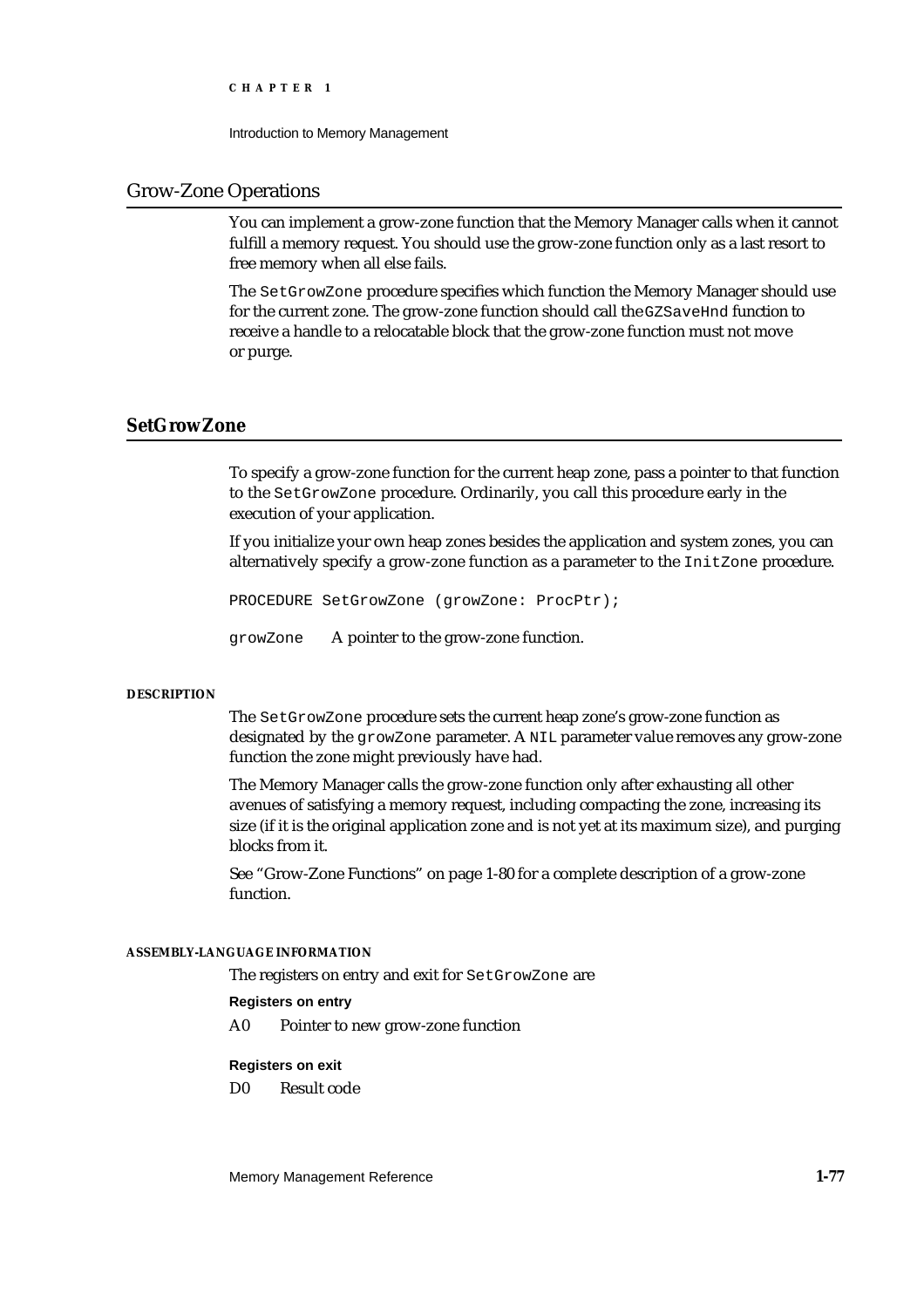## Grow-Zone Operations

You can implement a grow-zone function that the Memory Manager calls when it cannot fulfill a memory request. You should use the grow-zone function only as a last resort to free memory when all else fails.

The `SetGrowZone` procedure specifies which function the Memory Manager should use for the current zone. The grow-zone function should call the `GZSaveHnd` function to receive a handle to a relocatable block that the grow-zone function must not move or purge.

### SetGrowZone

To specify a grow-zone function for the current heap zone, pass a pointer to that function to the `SetGrowZone` procedure. Ordinarily, you call this procedure early in the execution of your application.

If you initialize your own heap zones besides the application and system zones, you can alternatively specify a grow-zone function as a parameter to the `InitZone` procedure.

```
PROCEDURE SetGrowZone (growZone: ProcPtr);
```

`growZone` A pointer to the grow-zone function.

**DESCRIPTION**

The `SetGrowZone` procedure sets the current heap zone's grow-zone function as designated by the `growZone` parameter. A `NIL` parameter value removes any grow-zone function the zone might previously have had.

The Memory Manager calls the grow-zone function only after exhausting all other avenues of satisfying a memory request, including compacting the zone, increasing its size (if it is the original application zone and is not yet at its maximum size), and purging blocks from it.

See "Grow-Zone Functions" on page 1-80 for a complete description of a grow-zone function.

**ASSEMBLY-LANGUAGE INFORMATION**

The registers on entry and exit for `SetGrowZone` are

**Registers on entry**

A0 Pointer to new grow-zone function

**Registers on exit**

D0 Result code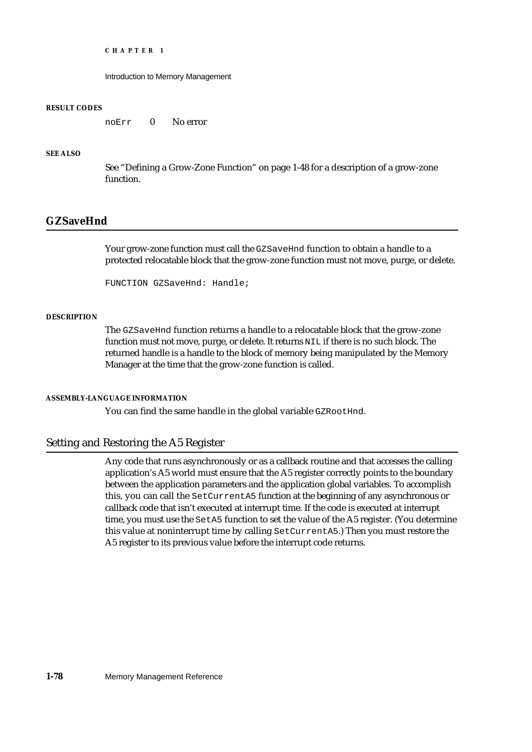**RESULT CODES**

| | | |
|---|---|---|
| noErr | 0 | No error |

**SEE ALSO**

See "Defining a Grow-Zone Function" on page 1-48 for a description of a grow-zone function.

## GZSaveHnd

Your grow-zone function must call the `GZSaveHnd` function to obtain a handle to a protected relocatable block that the grow-zone function must not move, purge, or delete.

```
FUNCTION GZSaveHnd: Handle;
```

**DESCRIPTION**

The `GZSaveHnd` function returns a handle to a relocatable block that the grow-zone function must not move, purge, or delete. It returns `NIL` if there is no such block. The returned handle is a handle to the block of memory being manipulated by the Memory Manager at the time that the grow-zone function is called.

**ASSEMBLY-LANGUAGE INFORMATION**

You can find the same handle in the global variable `GZRootHnd`.

## Setting and Restoring the A5 Register

Any code that runs asynchronously or as a callback routine and that accesses the calling application's A5 world must ensure that the A5 register correctly points to the boundary between the application parameters and the application global variables. To accomplish this, you can call the `SetCurrentA5` function at the beginning of any asynchronous or callback code that isn't executed at interrupt time. If the code is executed at interrupt time, you must use the `SetA5` function to set the value of the A5 register. (You determine this value at noninterrupt time by calling `SetCurrentA5`.) Then you must restore the A5 register to its previous value before the interrupt code returns.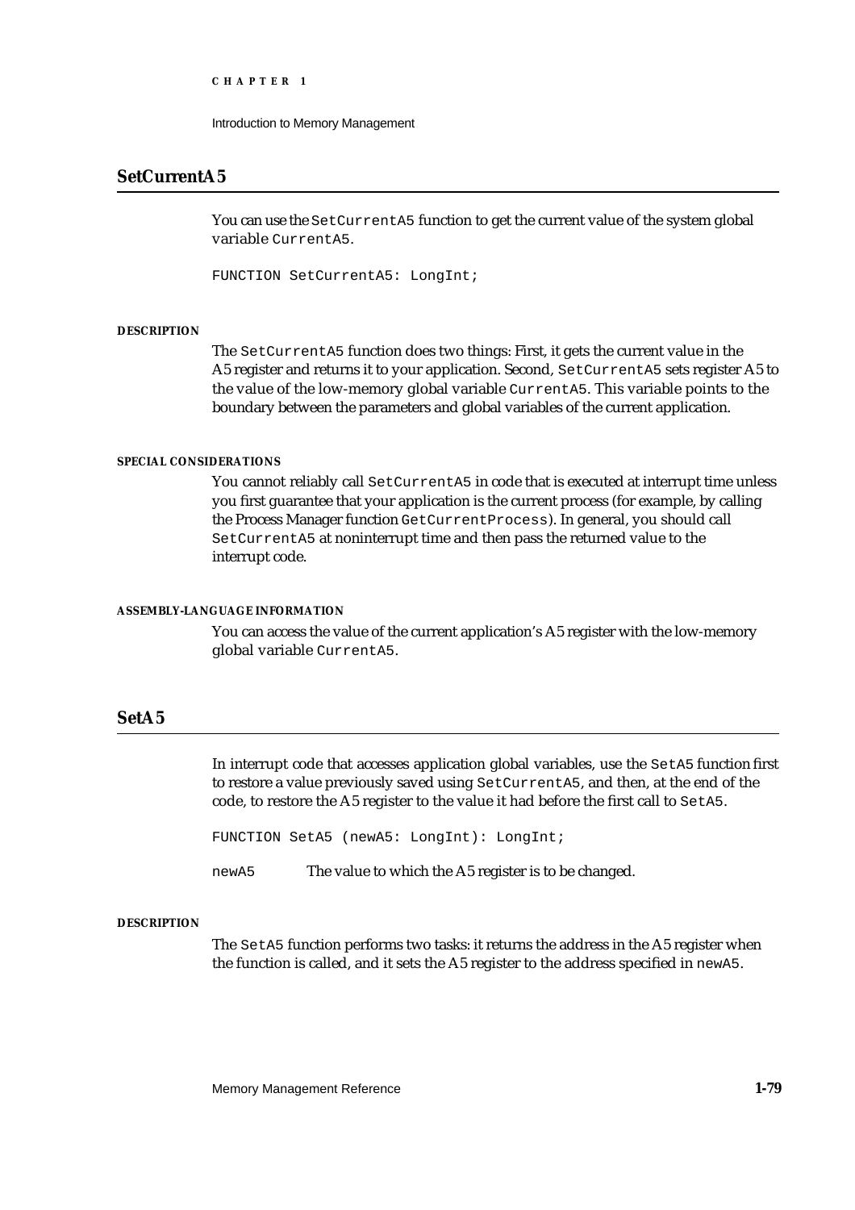## SetCurrentA5

You can use the `SetCurrentA5` function to get the current value of the system global variable `CurrentA5`.

```
FUNCTION SetCurrentA5: LongInt;
```

#### DESCRIPTION

The `SetCurrentA5` function does two things: First, it gets the current value in the A5 register and returns it to your application. Second, `SetCurrentA5` sets register A5 to the value of the low-memory global variable `CurrentA5`. This variable points to the boundary between the parameters and global variables of the current application.

#### SPECIAL CONSIDERATIONS

You cannot reliably call `SetCurrentA5` in code that is executed at interrupt time unless you first guarantee that your application is the current process (for example, by calling the Process Manager function `GetCurrentProcess`). In general, you should call `SetCurrentA5` at noninterrupt time and then pass the returned value to the interrupt code.

#### ASSEMBLY-LANGUAGE INFORMATION

You can access the value of the current application's A5 register with the low-memory global variable `CurrentA5`.

## SetA5

In interrupt code that accesses application global variables, use the `SetA5` function first to restore a value previously saved using `SetCurrentA5`, and then, at the end of the code, to restore the A5 register to the value it had before the first call to `SetA5`.

```
FUNCTION SetA5 (newA5: LongInt): LongInt;
```

`newA5` The value to which the A5 register is to be changed.

#### DESCRIPTION

The `SetA5` function performs two tasks: it returns the address in the A5 register when the function is called, and it sets the A5 register to the address specified in `newA5`.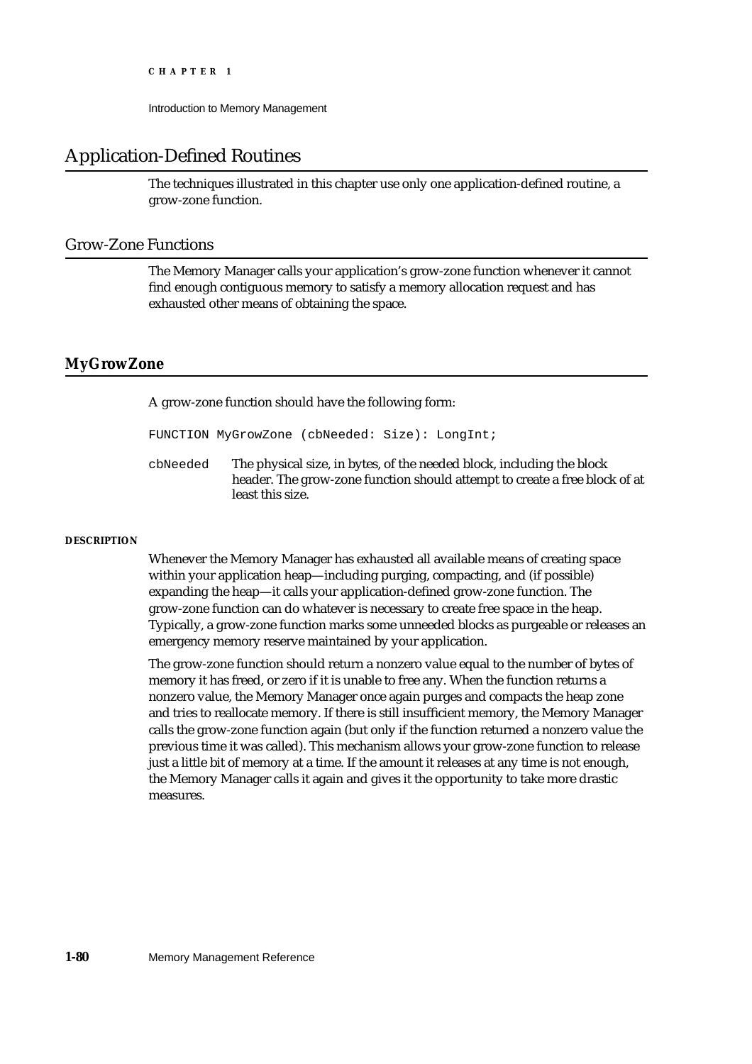## Application-Defined Routines

The techniques illustrated in this chapter use only one application-defined routine, a grow-zone function.

### Grow-Zone Functions

The Memory Manager calls your application's grow-zone function whenever it cannot find enough contiguous memory to satisfy a memory allocation request and has exhausted other means of obtaining the space.

#### MyGrowZone

A grow-zone function should have the following form:

```
FUNCTION MyGrowZone (cbNeeded: Size): LongInt;
```

`cbNeeded` The physical size, in bytes, of the needed block, including the block header. The grow-zone function should attempt to create a free block of at least this size.

**DESCRIPTION**

Whenever the Memory Manager has exhausted all available means of creating space within your application heap—including purging, compacting, and (if possible) expanding the heap—it calls your application-defined grow-zone function. The grow-zone function can do whatever is necessary to create free space in the heap. Typically, a grow-zone function marks some unneeded blocks as purgeable or releases an emergency memory reserve maintained by your application.

The grow-zone function should return a nonzero value equal to the number of bytes of memory it has freed, or zero if it is unable to free any. When the function returns a nonzero value, the Memory Manager once again purges and compacts the heap zone and tries to reallocate memory. If there is still insufficient memory, the Memory Manager calls the grow-zone function again (but only if the function returned a nonzero value the previous time it was called). This mechanism allows your grow-zone function to release just a little bit of memory at a time. If the amount it releases at any time is not enough, the Memory Manager calls it again and gives it the opportunity to take more drastic measures.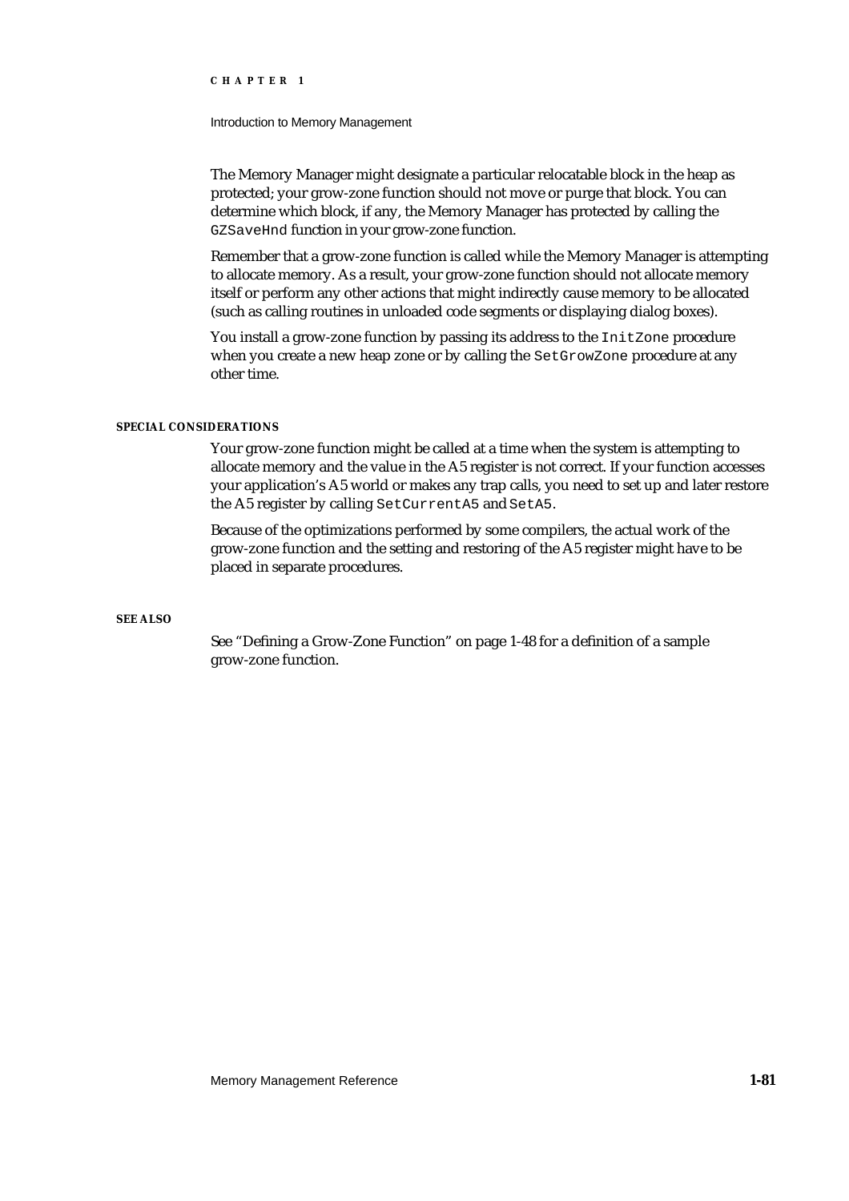The Memory Manager might designate a particular relocatable block in the heap as protected; your grow-zone function should not move or purge that block. You can determine which block, if any, the Memory Manager has protected by calling the `GZSaveHnd` function in your grow-zone function.

Remember that a grow-zone function is called while the Memory Manager is attempting to allocate memory. As a result, your grow-zone function should not allocate memory itself or perform any other actions that might indirectly cause memory to be allocated (such as calling routines in unloaded code segments or displaying dialog boxes).

You install a grow-zone function by passing its address to the `InitZone` procedure when you create a new heap zone or by calling the `SetGrowZone` procedure at any other time.

**SPECIAL CONSIDERATIONS**

Your grow-zone function might be called at a time when the system is attempting to allocate memory and the value in the A5 register is not correct. If your function accesses your application's A5 world or makes any trap calls, you need to set up and later restore the A5 register by calling `SetCurrentA5` and `SetA5`.

Because of the optimizations performed by some compilers, the actual work of the grow-zone function and the setting and restoring of the A5 register might have to be placed in separate procedures.

**SEE ALSO**

See "Defining a Grow-Zone Function" on page 1-48 for a definition of a sample grow-zone function.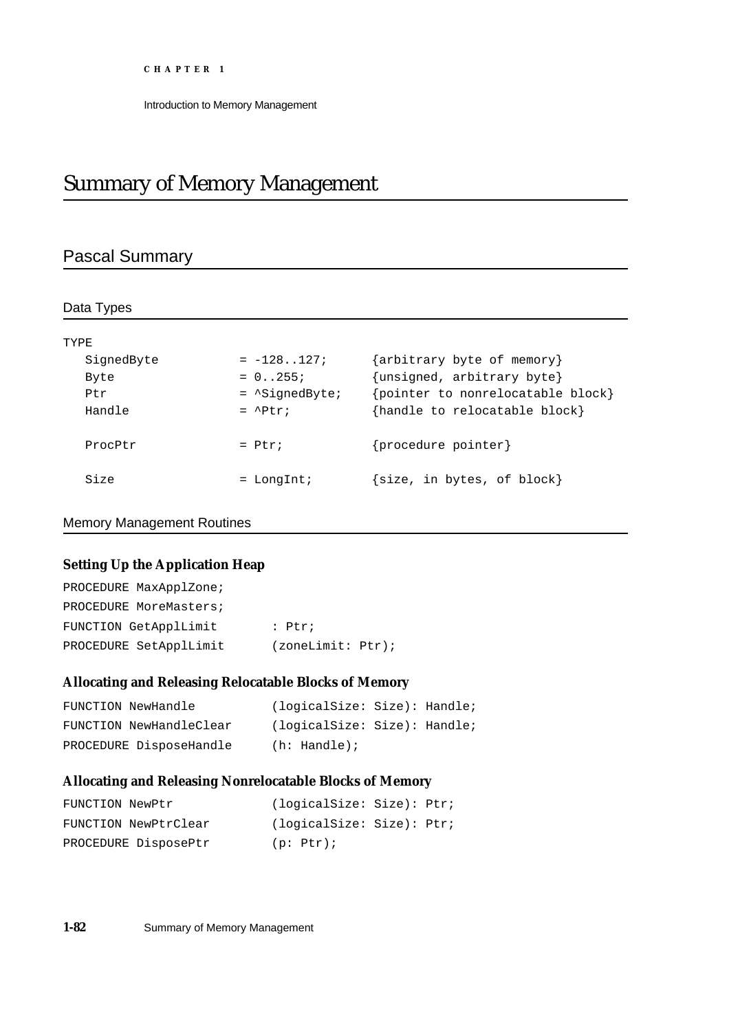# Summary of Memory Management

## Pascal Summary

### Data Types

```
TYPE
   SignedByte          = -128..127;       {arbitrary byte of memory}
   Byte                = 0..255;          {unsigned, arbitrary byte}
   Ptr                 = ^SignedByte;     {pointer to nonrelocatable block}
   Handle              = ^Ptr;            {handle to relocatable block}

   ProcPtr             = Ptr;             {procedure pointer}

   Size                = LongInt;         {size, in bytes, of block}
```

### Memory Management Routines

#### Setting Up the Application Heap

```
PROCEDURE MaxApplZone;
PROCEDURE MoreMasters;
FUNCTION GetApplLimit       : Ptr;
PROCEDURE SetApplLimit      (zoneLimit: Ptr);
```

#### Allocating and Releasing Relocatable Blocks of Memory

```
FUNCTION NewHandle          (logicalSize: Size): Handle;
FUNCTION NewHandleClear     (logicalSize: Size): Handle;
PROCEDURE DisposeHandle     (h: Handle);
```

#### Allocating and Releasing Nonrelocatable Blocks of Memory

```
FUNCTION NewPtr             (logicalSize: Size): Ptr;
FUNCTION NewPtrClear        (logicalSize: Size): Ptr;
PROCEDURE DisposePtr        (p: Ptr);
```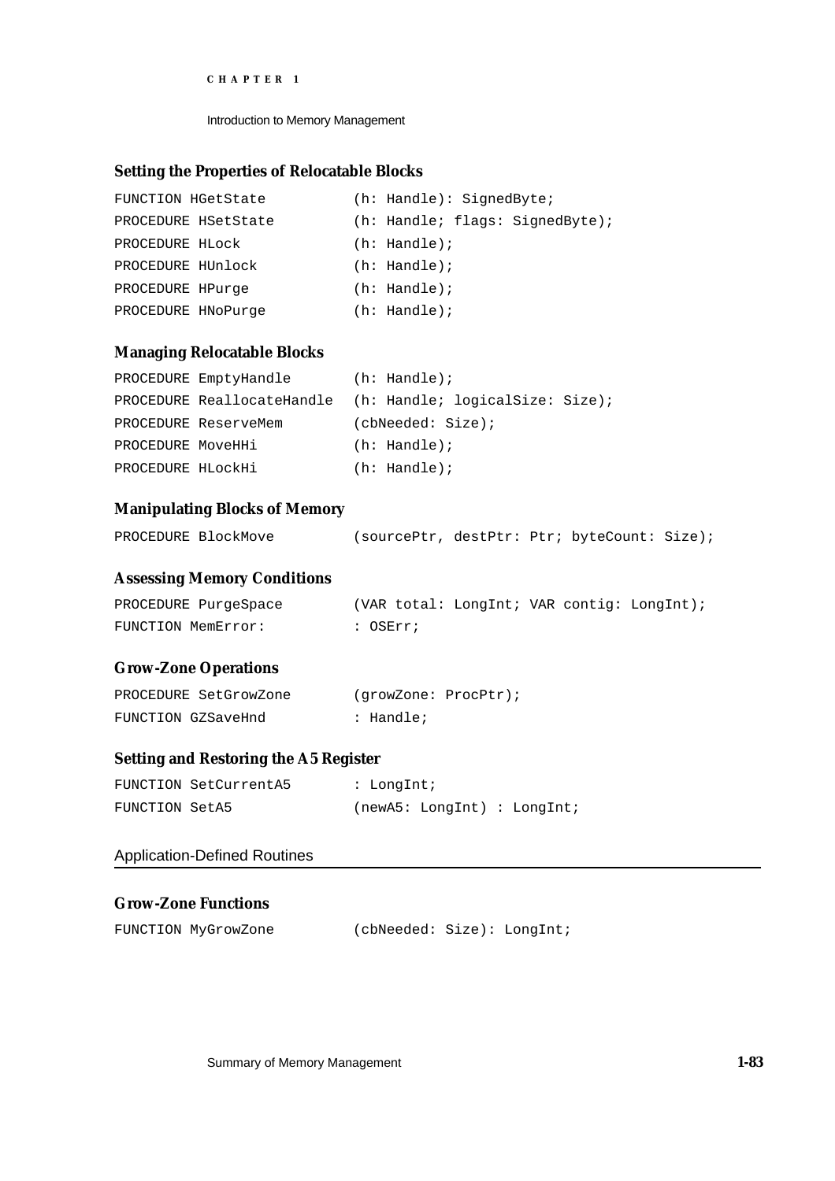### Setting the Properties of Relocatable Blocks

```
FUNCTION HGetState          (h: Handle): SignedByte;
PROCEDURE HSetState         (h: Handle; flags: SignedByte);
PROCEDURE HLock             (h: Handle);
PROCEDURE HUnlock           (h: Handle);
PROCEDURE HPurge            (h: Handle);
PROCEDURE HNoPurge          (h: Handle);
```

### Managing Relocatable Blocks

```
PROCEDURE EmptyHandle       (h: Handle);
PROCEDURE ReallocateHandle  (h: Handle; logicalSize: Size);
PROCEDURE ReserveMem        (cbNeeded: Size);
PROCEDURE MoveHHi           (h: Handle);
PROCEDURE HLockHi           (h: Handle);
```

### Manipulating Blocks of Memory

```
PROCEDURE BlockMove         (sourcePtr, destPtr: Ptr; byteCount: Size);
```

### Assessing Memory Conditions

```
PROCEDURE PurgeSpace        (VAR total: LongInt; VAR contig: LongInt);
FUNCTION MemError:          : OSErr;
```

### Grow-Zone Operations

```
PROCEDURE SetGrowZone       (growZone: ProcPtr);
FUNCTION GZSaveHnd          : Handle;
```

### Setting and Restoring the A5 Register

```
FUNCTION SetCurrentA5       : LongInt;
FUNCTION SetA5              (newA5: LongInt) : LongInt;
```

## Application-Defined Routines

### Grow-Zone Functions

```
FUNCTION MyGrowZone         (cbNeeded: Size): LongInt;
```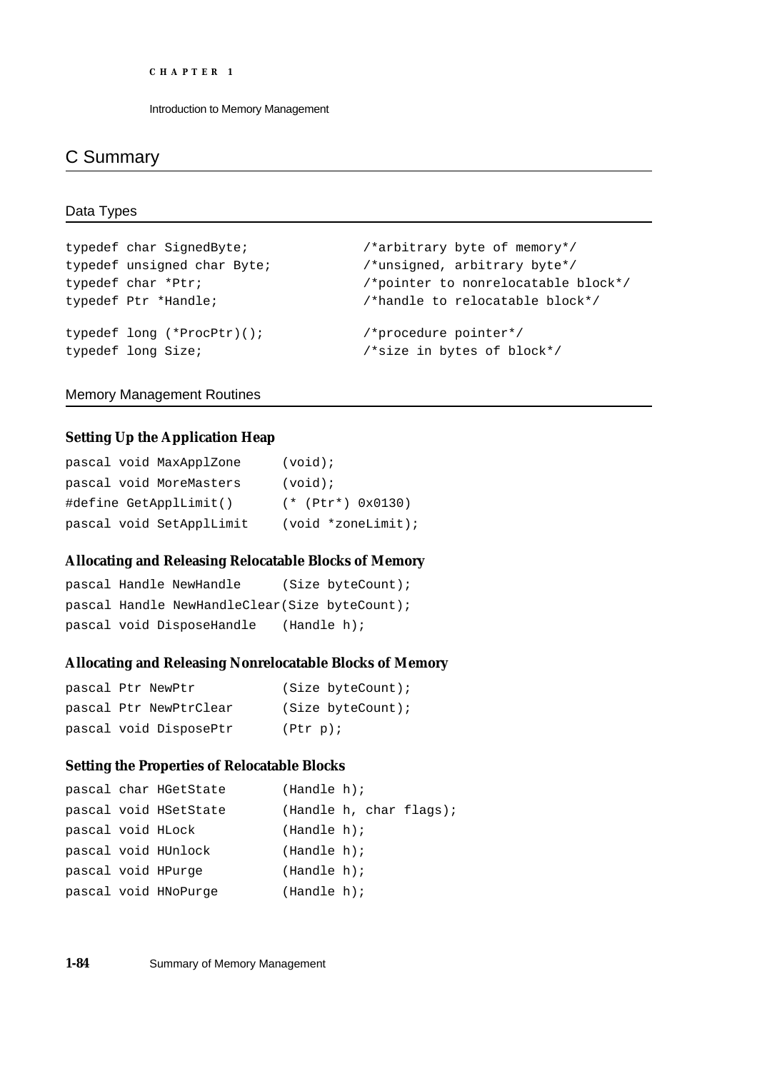## C Summary

### Data Types

```
typedef char SignedByte;              /*arbitrary byte of memory*/
typedef unsigned char Byte;           /*unsigned, arbitrary byte*/
typedef char *Ptr;                    /*pointer to nonrelocatable block*/
typedef Ptr *Handle;                  /*handle to relocatable block*/

typedef long (*ProcPtr)();            /*procedure pointer*/
typedef long Size;                    /*size in bytes of block*/
```

### Memory Management Routines

#### Setting Up the Application Heap

```
pascal void MaxApplZone      (void);
pascal void MoreMasters      (void);
#define GetApplLimit()       (* (Ptr*) 0x0130)
pascal void SetApplLimit     (void *zoneLimit);
```

#### Allocating and Releasing Relocatable Blocks of Memory

```
pascal Handle NewHandle      (Size byteCount);
pascal Handle NewHandleClear(Size byteCount);
pascal void DisposeHandle    (Handle h);
```

#### Allocating and Releasing Nonrelocatable Blocks of Memory

```
pascal Ptr NewPtr            (Size byteCount);
pascal Ptr NewPtrClear       (Size byteCount);
pascal void DisposePtr       (Ptr p);
```

#### Setting the Properties of Relocatable Blocks

```
pascal char HGetState        (Handle h);
pascal void HSetState        (Handle h, char flags);
pascal void HLock            (Handle h);
pascal void HUnlock          (Handle h);
pascal void HPurge           (Handle h);
pascal void HNoPurge         (Handle h);
```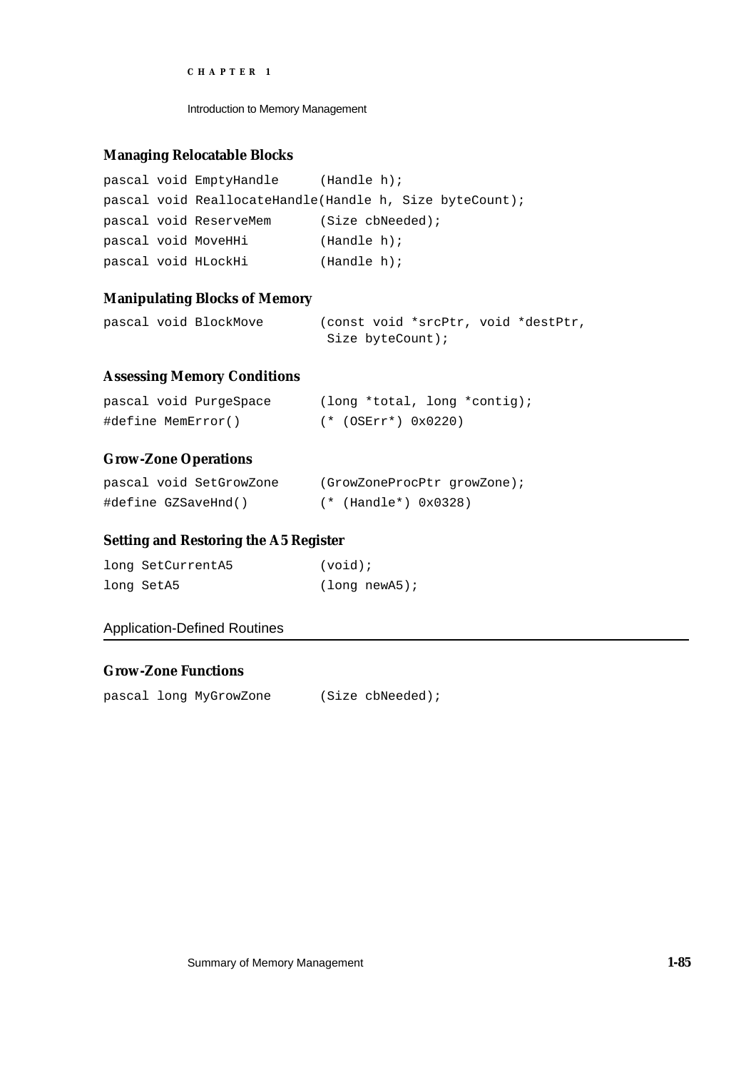### Managing Relocatable Blocks

```
pascal void EmptyHandle      (Handle h);
pascal void ReallocateHandle(Handle h, Size byteCount);
pascal void ReserveMem       (Size cbNeeded);
pascal void MoveHHi          (Handle h);
pascal void HLockHi          (Handle h);
```

### Manipulating Blocks of Memory

```
pascal void BlockMove        (const void *srcPtr, void *destPtr,
                              Size byteCount);
```

### Assessing Memory Conditions

```
pascal void PurgeSpace       (long *total, long *contig);
#define MemError()           (* (OSErr*) 0x0220)
```

### Grow-Zone Operations

```
pascal void SetGrowZone      (GrowZoneProcPtr growZone);
#define GZSaveHnd()          (* (Handle*) 0x0328)
```

### Setting and Restoring the A5 Register

```
long SetCurrentA5            (void);
long SetA5                   (long newA5);
```

## Application-Defined Routines

### Grow-Zone Functions

```
pascal long MyGrowZone       (Size cbNeeded);
```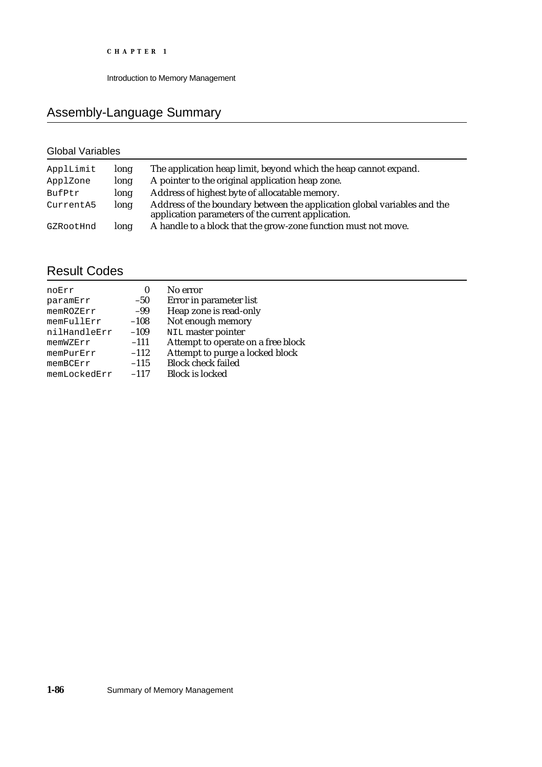## Assembly-Language Summary

### Global Variables

| | | |
|---|---|---|
| ApplLimit | long | The application heap limit, beyond which the heap cannot expand. |
| ApplZone | long | A pointer to the original application heap zone. |
| BufPtr | long | Address of highest byte of allocatable memory. |
| CurrentA5 | long | Address of the boundary between the application global variables and the application parameters of the current application. |
| GZRootHnd | long | A handle to a block that the grow-zone function must not move. |

## Result Codes

| | | |
|---|---|---|
| noErr | 0 | No error |
| paramErr | –50 | Error in parameter list |
| memROZErr | –99 | Heap zone is read-only |
| memFullErr | –108 | Not enough memory |
| nilHandleErr | –109 | NIL master pointer |
| memWZErr | –111 | Attempt to operate on a free block |
| memPurErr | –112 | Attempt to purge a locked block |
| memBCErr | –115 | Block check failed |
| memLockedErr | –117 | Block is locked |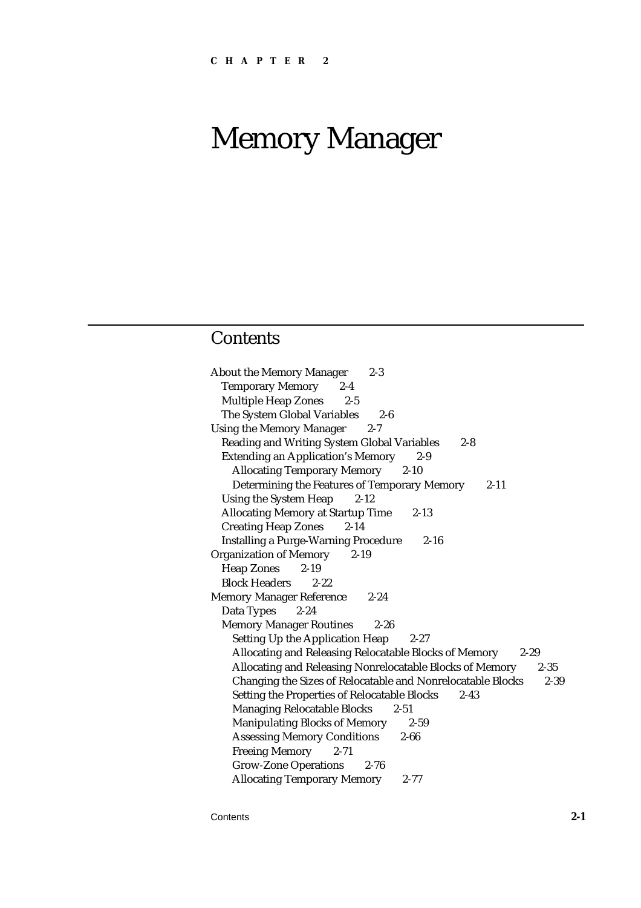CHAPTER 2

# Memory Manager

## Contents

- About the Memory Manager 2-3
  - Temporary Memory 2-4
  - Multiple Heap Zones 2-5
  - The System Global Variables 2-6
- Using the Memory Manager 2-7
  - Reading and Writing System Global Variables 2-8
  - Extending an Application's Memory 2-9
    - Allocating Temporary Memory 2-10
    - Determining the Features of Temporary Memory 2-11
  - Using the System Heap 2-12
  - Allocating Memory at Startup Time 2-13
  - Creating Heap Zones 2-14
  - Installing a Purge-Warning Procedure 2-16
- Organization of Memory 2-19
  - Heap Zones 2-19
  - Block Headers 2-22
- Memory Manager Reference 2-24
  - Data Types 2-24
  - Memory Manager Routines 2-26
    - Setting Up the Application Heap 2-27
    - Allocating and Releasing Relocatable Blocks of Memory 2-29
    - Allocating and Releasing Nonrelocatable Blocks of Memory 2-35
    - Changing the Sizes of Relocatable and Nonrelocatable Blocks 2-39
    - Setting the Properties of Relocatable Blocks 2-43
    - Managing Relocatable Blocks 2-51
    - Manipulating Blocks of Memory 2-59
    - Assessing Memory Conditions 2-66
    - Freeing Memory 2-71
    - Grow-Zone Operations 2-76
    - Allocating Temporary Memory 2-77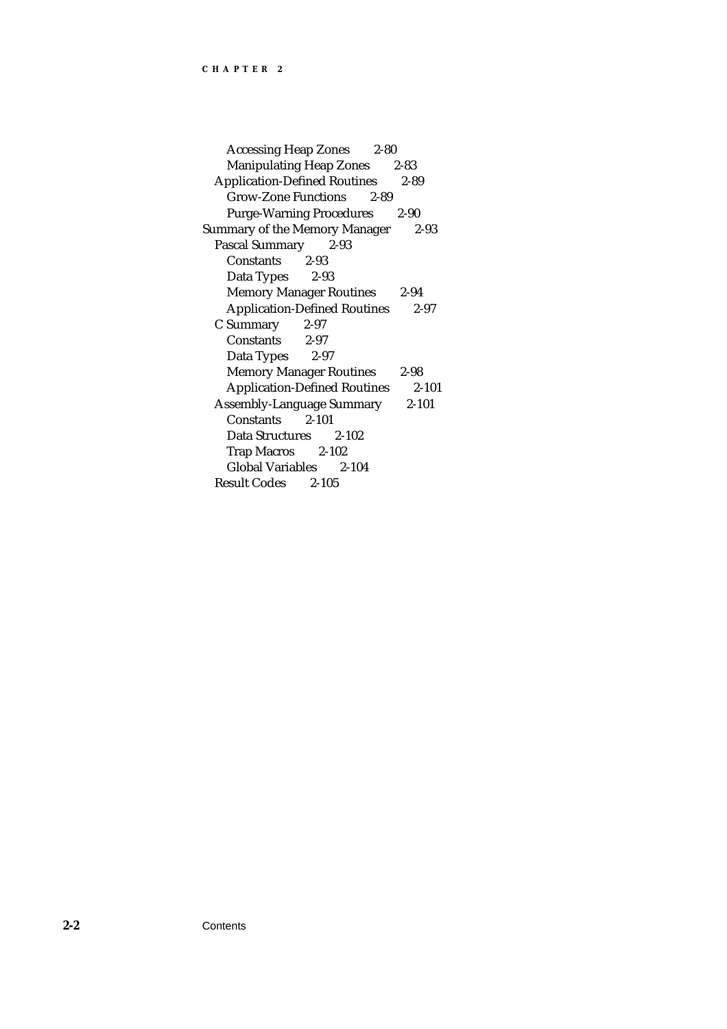- Accessing Heap Zones 2-80
- Manipulating Heap Zones 2-83
- Application-Defined Routines 2-89
  - Grow-Zone Functions 2-89
  - Purge-Warning Procedures 2-90
- Summary of the Memory Manager 2-93
  - Pascal Summary 2-93
    - Constants 2-93
    - Data Types 2-93
    - Memory Manager Routines 2-94
    - Application-Defined Routines 2-97
  - C Summary 2-97
    - Constants 2-97
    - Data Types 2-97
    - Memory Manager Routines 2-98
    - Application-Defined Routines 2-101
  - Assembly-Language Summary 2-101
    - Constants 2-101
    - Data Structures 2-102
    - Trap Macros 2-102
    - Global Variables 2-104
  - Result Codes 2-105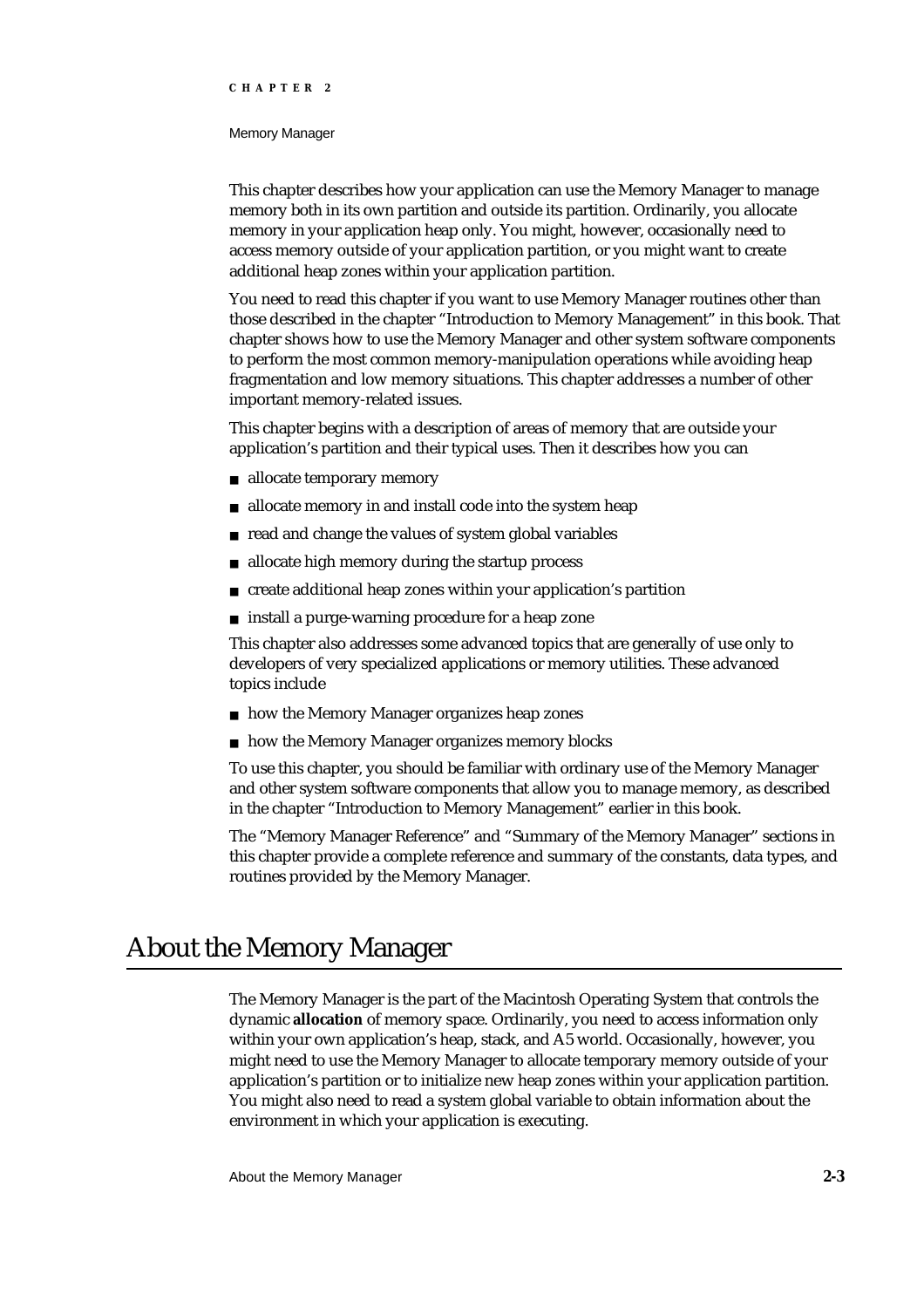This chapter describes how your application can use the Memory Manager to manage memory both in its own partition and outside its partition. Ordinarily, you allocate memory in your application heap only. You might, however, occasionally need to access memory outside of your application partition, or you might want to create additional heap zones within your application partition.

You need to read this chapter if you want to use Memory Manager routines other than those described in the chapter "Introduction to Memory Management" in this book. That chapter shows how to use the Memory Manager and other system software components to perform the most common memory-manipulation operations while avoiding heap fragmentation and low memory situations. This chapter addresses a number of other important memory-related issues.

This chapter begins with a description of areas of memory that are outside your application's partition and their typical uses. Then it describes how you can

- allocate temporary memory
- allocate memory in and install code into the system heap
- read and change the values of system global variables
- allocate high memory during the startup process
- create additional heap zones within your application's partition
- install a purge-warning procedure for a heap zone

This chapter also addresses some advanced topics that are generally of use only to developers of very specialized applications or memory utilities. These advanced topics include

- how the Memory Manager organizes heap zones
- how the Memory Manager organizes memory blocks

To use this chapter, you should be familiar with ordinary use of the Memory Manager and other system software components that allow you to manage memory, as described in the chapter "Introduction to Memory Management" earlier in this book.

The "Memory Manager Reference" and "Summary of the Memory Manager" sections in this chapter provide a complete reference and summary of the constants, data types, and routines provided by the Memory Manager.

# About the Memory Manager

The Memory Manager is the part of the Macintosh Operating System that controls the dynamic **allocation** of memory space. Ordinarily, you need to access information only within your own application's heap, stack, and A5 world. Occasionally, however, you might need to use the Memory Manager to allocate temporary memory outside of your application's partition or to initialize new heap zones within your application partition. You might also need to read a system global variable to obtain information about the environment in which your application is executing.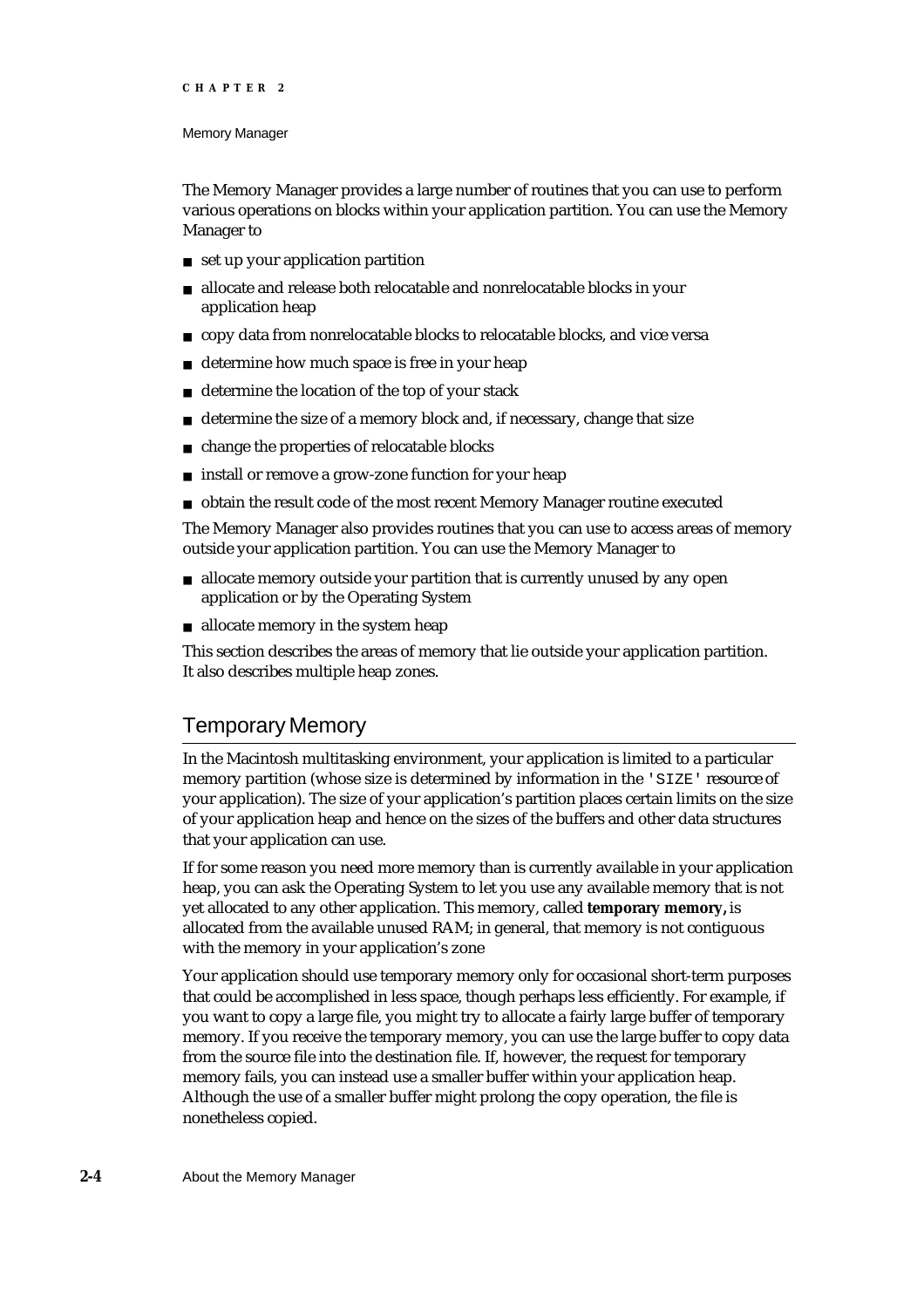The Memory Manager provides a large number of routines that you can use to perform various operations on blocks within your application partition. You can use the Memory Manager to

- set up your application partition
- allocate and release both relocatable and nonrelocatable blocks in your application heap
- copy data from nonrelocatable blocks to relocatable blocks, and vice versa
- determine how much space is free in your heap
- determine the location of the top of your stack
- determine the size of a memory block and, if necessary, change that size
- change the properties of relocatable blocks
- install or remove a grow-zone function for your heap
- obtain the result code of the most recent Memory Manager routine executed

The Memory Manager also provides routines that you can use to access areas of memory outside your application partition. You can use the Memory Manager to

- allocate memory outside your partition that is currently unused by any open application or by the Operating System
- allocate memory in the system heap

This section describes the areas of memory that lie outside your application partition. It also describes multiple heap zones.

## Temporary Memory

In the Macintosh multitasking environment, your application is limited to a particular memory partition (whose size is determined by information in the `'SIZE'` resource of your application). The size of your application's partition places certain limits on the size of your application heap and hence on the sizes of the buffers and other data structures that your application can use.

If for some reason you need more memory than is currently available in your application heap, you can ask the Operating System to let you use any available memory that is not yet allocated to any other application. This memory, called **temporary memory,** is allocated from the available unused RAM; in general, that memory is not contiguous with the memory in your application's zone

Your application should use temporary memory only for occasional short-term purposes that could be accomplished in less space, though perhaps less efficiently. For example, if you want to copy a large file, you might try to allocate a fairly large buffer of temporary memory. If you receive the temporary memory, you can use the large buffer to copy data from the source file into the destination file. If, however, the request for temporary memory fails, you can instead use a smaller buffer within your application heap. Although the use of a smaller buffer might prolong the copy operation, the file is nonetheless copied.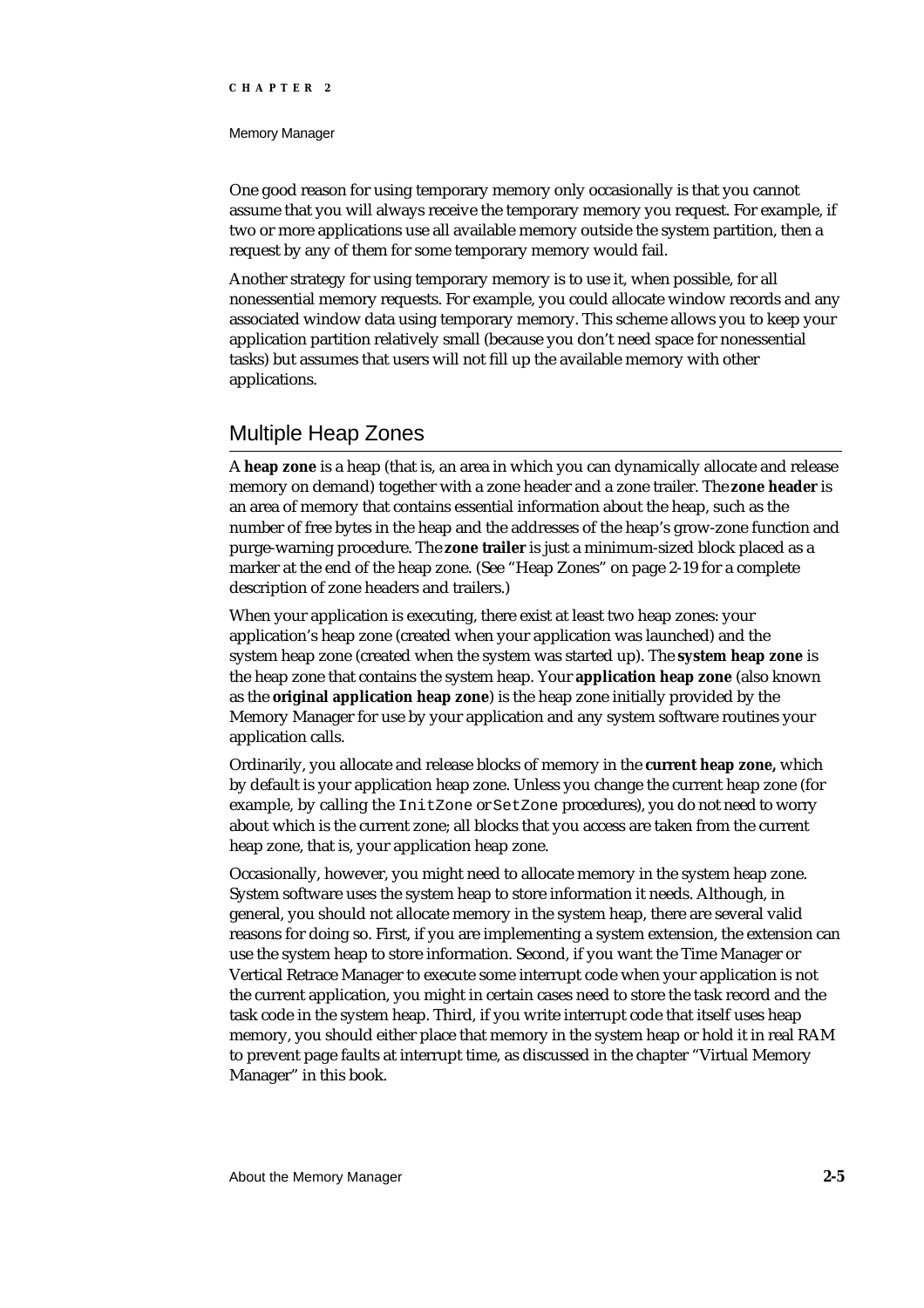One good reason for using temporary memory only occasionally is that you cannot assume that you will always receive the temporary memory you request. For example, if two or more applications use all available memory outside the system partition, then a request by any of them for some temporary memory would fail.

Another strategy for using temporary memory is to use it, when possible, for all nonessential memory requests. For example, you could allocate window records and any associated window data using temporary memory. This scheme allows you to keep your application partition relatively small (because you don't need space for nonessential tasks) but assumes that users will not fill up the available memory with other applications.

## Multiple Heap Zones

A **heap zone** is a heap (that is, an area in which you can dynamically allocate and release memory on demand) together with a zone header and a zone trailer. The **zone header** is an area of memory that contains essential information about the heap, such as the number of free bytes in the heap and the addresses of the heap's grow-zone function and purge-warning procedure. The **zone trailer** is just a minimum-sized block placed as a marker at the end of the heap zone. (See "Heap Zones" on page 2-19 for a complete description of zone headers and trailers.)

When your application is executing, there exist at least two heap zones: your application's heap zone (created when your application was launched) and the system heap zone (created when the system was started up). The **system heap zone** is the heap zone that contains the system heap. Your **application heap zone** (also known as the **original application heap zone**) is the heap zone initially provided by the Memory Manager for use by your application and any system software routines your application calls.

Ordinarily, you allocate and release blocks of memory in the **current heap zone,** which by default is your application heap zone. Unless you change the current heap zone (for example, by calling the `InitZone` or `SetZone` procedures), you do not need to worry about which is the current zone; all blocks that you access are taken from the current heap zone, that is, your application heap zone.

Occasionally, however, you might need to allocate memory in the system heap zone. System software uses the system heap to store information it needs. Although, in general, you should not allocate memory in the system heap, there are several valid reasons for doing so. First, if you are implementing a system extension, the extension can use the system heap to store information. Second, if you want the Time Manager or Vertical Retrace Manager to execute some interrupt code when your application is not the current application, you might in certain cases need to store the task record and the task code in the system heap. Third, if you write interrupt code that itself uses heap memory, you should either place that memory in the system heap or hold it in real RAM to prevent page faults at interrupt time, as discussed in the chapter "Virtual Memory Manager" in this book.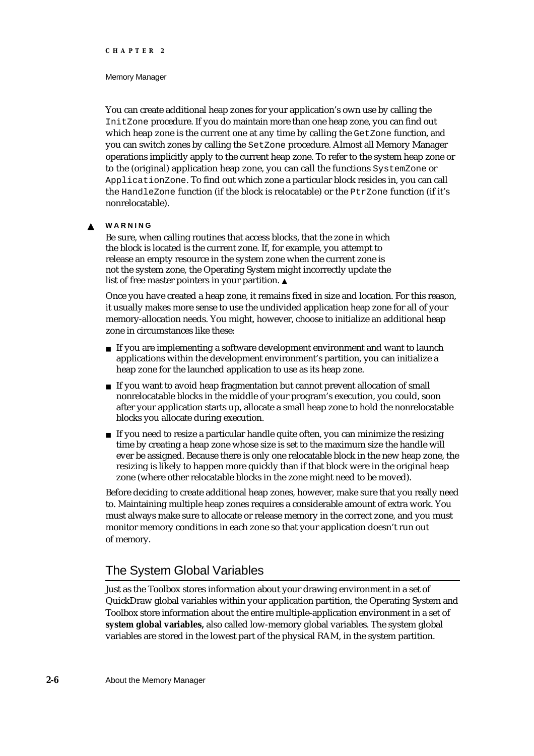You can create additional heap zones for your application's own use by calling the `InitZone` procedure. If you do maintain more than one heap zone, you can find out which heap zone is the current one at any time by calling the `GetZone` function, and you can switch zones by calling the `SetZone` procedure. Almost all Memory Manager operations implicitly apply to the current heap zone. To refer to the system heap zone or to the (original) application heap zone, you can call the functions `SystemZone` or `ApplicationZone`. To find out which zone a particular block resides in, you can call the `HandleZone` function (if the block is relocatable) or the `PtrZone` function (if it's nonrelocatable).

▲ **WARNING**

Be sure, when calling routines that access blocks, that the zone in which the block is located is the current zone. If, for example, you attempt to release an empty resource in the system zone when the current zone is not the system zone, the Operating System might incorrectly update the list of free master pointers in your partition. ▲

Once you have created a heap zone, it remains fixed in size and location. For this reason, it usually makes more sense to use the undivided application heap zone for all of your memory-allocation needs. You might, however, choose to initialize an additional heap zone in circumstances like these:

- If you are implementing a software development environment and want to launch applications within the development environment's partition, you can initialize a heap zone for the launched application to use as its heap zone.
- If you want to avoid heap fragmentation but cannot prevent allocation of small nonrelocatable blocks in the middle of your program's execution, you could, soon after your application starts up, allocate a small heap zone to hold the nonrelocatable blocks you allocate during execution.
- If you need to resize a particular handle quite often, you can minimize the resizing time by creating a heap zone whose size is set to the maximum size the handle will ever be assigned. Because there is only one relocatable block in the new heap zone, the resizing is likely to happen more quickly than if that block were in the original heap zone (where other relocatable blocks in the zone might need to be moved).

Before deciding to create additional heap zones, however, make sure that you really need to. Maintaining multiple heap zones requires a considerable amount of extra work. You must always make sure to allocate or release memory in the correct zone, and you must monitor memory conditions in each zone so that your application doesn't run out of memory.

## The System Global Variables

Just as the Toolbox stores information about your drawing environment in a set of QuickDraw global variables within your application partition, the Operating System and Toolbox store information about the entire multiple-application environment in a set of **system global variables,** also called low-memory global variables. The system global variables are stored in the lowest part of the physical RAM, in the system partition.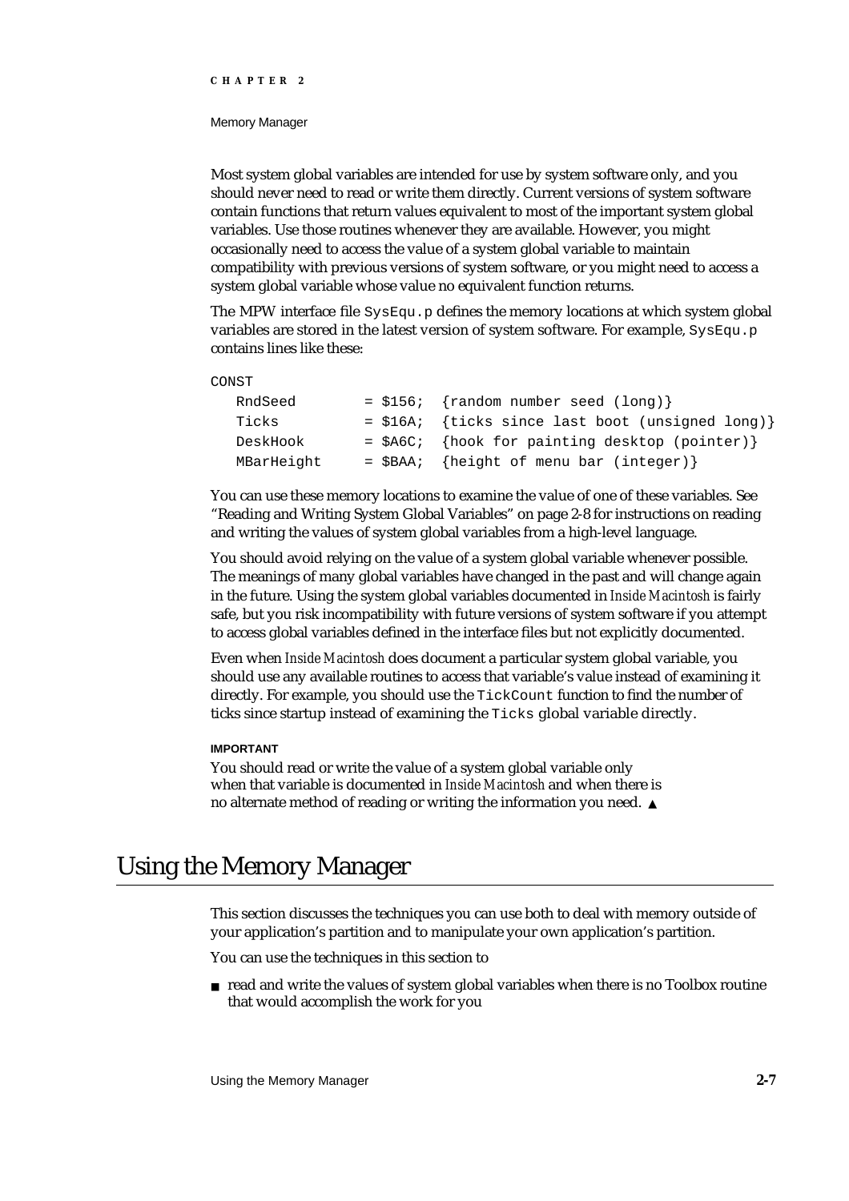Most system global variables are intended for use by system software only, and you should never need to read or write them directly. Current versions of system software contain functions that return values equivalent to most of the important system global variables. Use those routines whenever they are available. However, you might occasionally need to access the value of a system global variable to maintain compatibility with previous versions of system software, or you might need to access a system global variable whose value no equivalent function returns.

The MPW interface file `SysEqu.p` defines the memory locations at which system global variables are stored in the latest version of system software. For example, `SysEqu.p` contains lines like these:

```
CONST
   RndSeed        = $156;  {random number seed (long)}
   Ticks          = $16A;  {ticks since last boot (unsigned long)}
   DeskHook       = $A6C;  {hook for painting desktop (pointer)}
   MBarHeight     = $BAA;  {height of menu bar (integer)}
```

You can use these memory locations to examine the value of one of these variables. See "Reading and Writing System Global Variables" on page 2-8 for instructions on reading and writing the values of system global variables from a high-level language.

You should avoid relying on the value of a system global variable whenever possible. The meanings of many global variables have changed in the past and will change again in the future. Using the system global variables documented in *Inside Macintosh* is fairly safe, but you risk incompatibility with future versions of system software if you attempt to access global variables defined in the interface files but not explicitly documented.

Even when *Inside Macintosh* does document a particular system global variable, you should use any available routines to access that variable's value instead of examining it directly. For example, you should use the `TickCount` function to find the number of ticks since startup instead of examining the `Ticks` global variable directly.

**IMPORTANT**

You should read or write the value of a system global variable only when that variable is documented in *Inside Macintosh* and when there is no alternate method of reading or writing the information you need. ▲

# Using the Memory Manager

This section discusses the techniques you can use both to deal with memory outside of your application's partition and to manipulate your own application's partition.

You can use the techniques in this section to

- read and write the values of system global variables when there is no Toolbox routine that would accomplish the work for you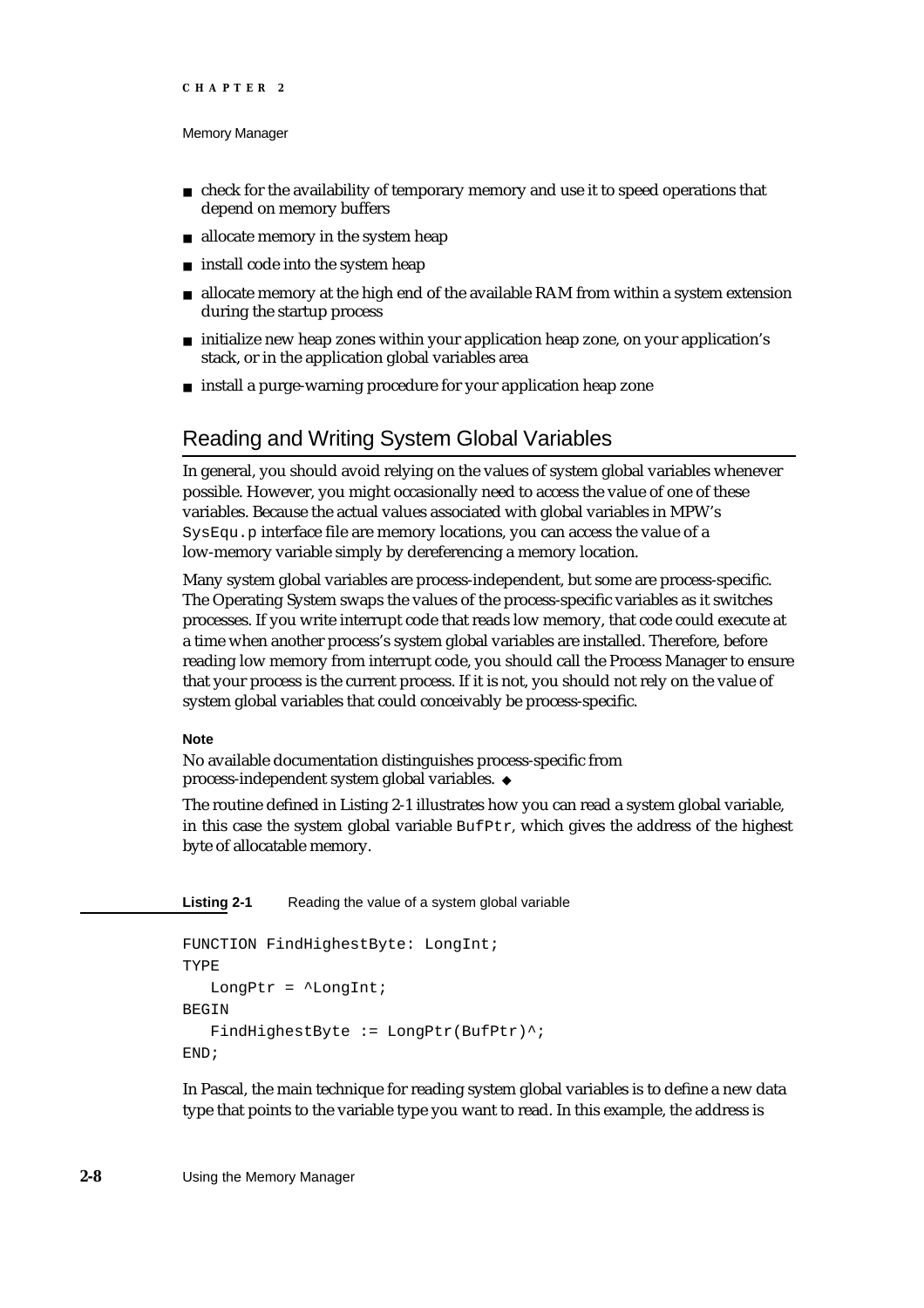- check for the availability of temporary memory and use it to speed operations that depend on memory buffers
- allocate memory in the system heap
- install code into the system heap
- allocate memory at the high end of the available RAM from within a system extension during the startup process
- initialize new heap zones within your application heap zone, on your application's stack, or in the application global variables area
- install a purge-warning procedure for your application heap zone

## Reading and Writing System Global Variables

In general, you should avoid relying on the values of system global variables whenever possible. However, you might occasionally need to access the value of one of these variables. Because the actual values associated with global variables in MPW's `SysEqu.p` interface file are memory locations, you can access the value of a low-memory variable simply by dereferencing a memory location.

Many system global variables are process-independent, but some are process-specific. The Operating System swaps the values of the process-specific variables as it switches processes. If you write interrupt code that reads low memory, that code could execute at a time when another process's system global variables are installed. Therefore, before reading low memory from interrupt code, you should call the Process Manager to ensure that your process is the current process. If it is not, you should not rely on the value of system global variables that could conceivably be process-specific.

**Note**

No available documentation distinguishes process-specific from process-independent system global variables. ◆

The routine defined in Listing 2-1 illustrates how you can read a system global variable, in this case the system global variable `BufPtr`, which gives the address of the highest byte of allocatable memory.

**Listing 2-1** Reading the value of a system global variable

```
FUNCTION FindHighestByte: LongInt;
TYPE
   LongPtr = ^LongInt;
BEGIN
   FindHighestByte := LongPtr(BufPtr)^;
END;
```

In Pascal, the main technique for reading system global variables is to define a new data type that points to the variable type you want to read. In this example, the address is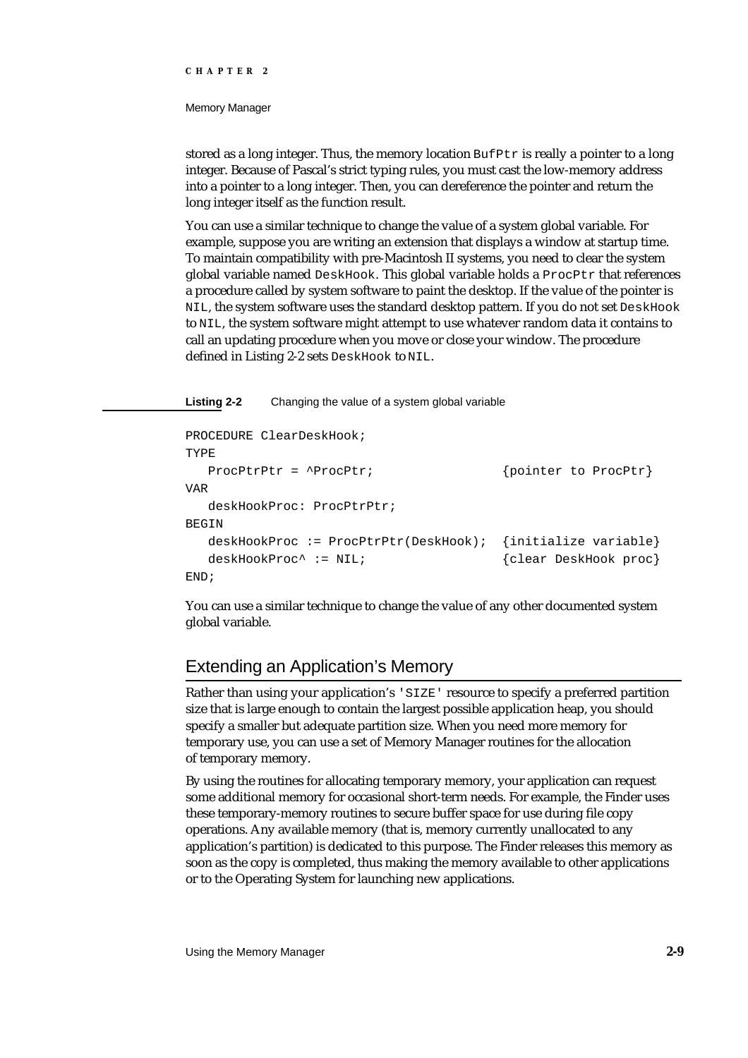stored as a long integer. Thus, the memory location `BufPtr` is really a pointer to a long integer. Because of Pascal's strict typing rules, you must cast the low-memory address into a pointer to a long integer. Then, you can dereference the pointer and return the long integer itself as the function result.

You can use a similar technique to change the value of a system global variable. For example, suppose you are writing an extension that displays a window at startup time. To maintain compatibility with pre-Macintosh II systems, you need to clear the system global variable named `DeskHook`. This global variable holds a `ProcPtr` that references a procedure called by system software to paint the desktop. If the value of the pointer is `NIL`, the system software uses the standard desktop pattern. If you do not set `DeskHook` to `NIL`, the system software might attempt to use whatever random data it contains to call an updating procedure when you move or close your window. The procedure defined in Listing 2-2 sets `DeskHook` to `NIL`.

**Listing 2-2** Changing the value of a system global variable

```
PROCEDURE ClearDeskHook;
TYPE
   ProcPtrPtr = ^ProcPtr;                  {pointer to ProcPtr}
VAR
   deskHookProc: ProcPtrPtr;
BEGIN
   deskHookProc := ProcPtrPtr(DeskHook);  {initialize variable}
   deskHookProc^ := NIL;                  {clear DeskHook proc}
END;
```

You can use a similar technique to change the value of any other documented system global variable.

## Extending an Application's Memory

Rather than using your application's `'SIZE'` resource to specify a preferred partition size that is large enough to contain the largest possible application heap, you should specify a smaller but adequate partition size. When you need more memory for temporary use, you can use a set of Memory Manager routines for the allocation of temporary memory.

By using the routines for allocating temporary memory, your application can request some additional memory for occasional short-term needs. For example, the Finder uses these temporary-memory routines to secure buffer space for use during file copy operations. Any available memory (that is, memory currently unallocated to any application's partition) is dedicated to this purpose. The Finder releases this memory as soon as the copy is completed, thus making the memory available to other applications or to the Operating System for launching new applications.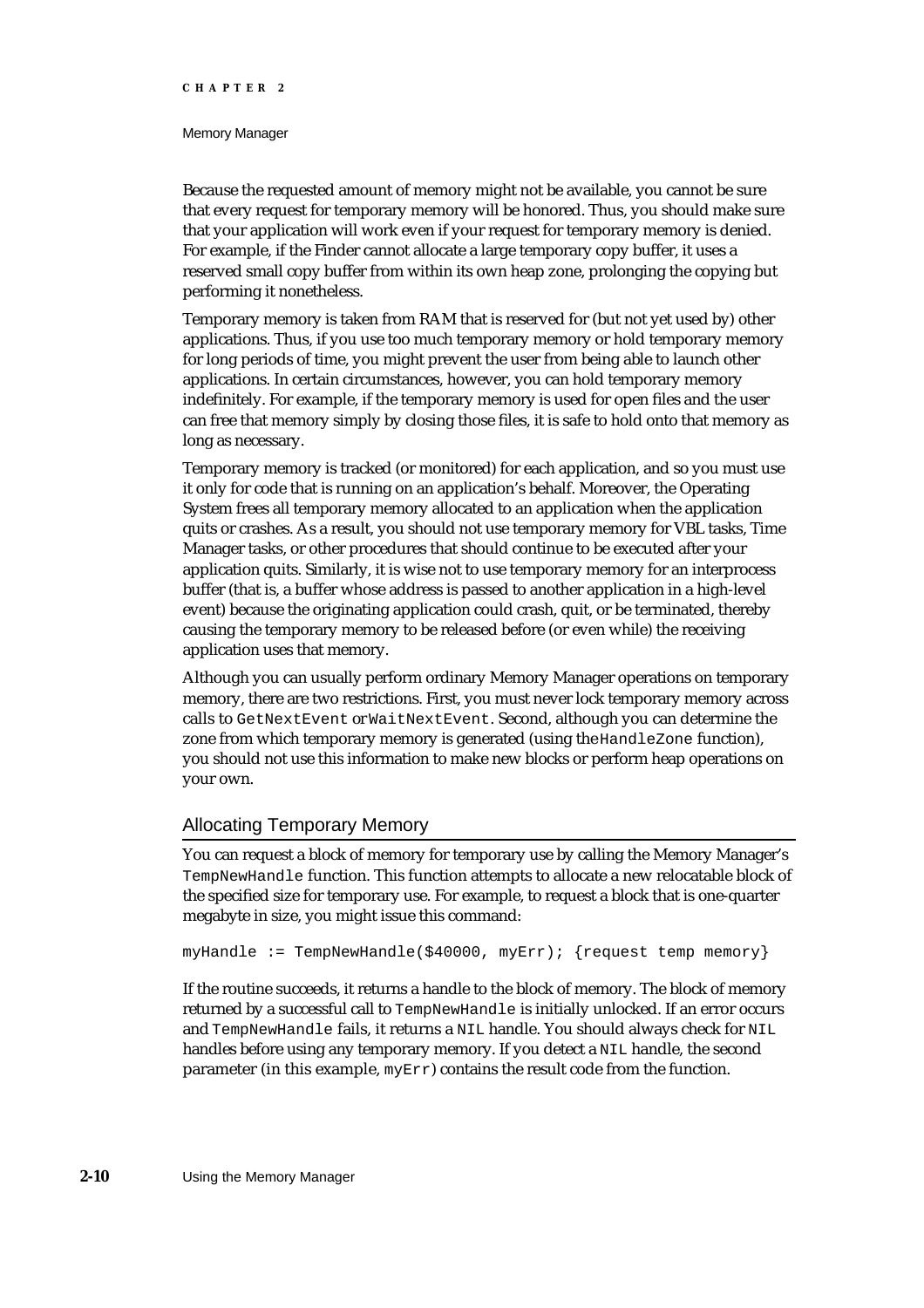Because the requested amount of memory might not be available, you cannot be sure that every request for temporary memory will be honored. Thus, you should make sure that your application will work even if your request for temporary memory is denied. For example, if the Finder cannot allocate a large temporary copy buffer, it uses a reserved small copy buffer from within its own heap zone, prolonging the copying but performing it nonetheless.

Temporary memory is taken from RAM that is reserved for (but not yet used by) other applications. Thus, if you use too much temporary memory or hold temporary memory for long periods of time, you might prevent the user from being able to launch other applications. In certain circumstances, however, you can hold temporary memory indefinitely. For example, if the temporary memory is used for open files and the user can free that memory simply by closing those files, it is safe to hold onto that memory as long as necessary.

Temporary memory is tracked (or monitored) for each application, and so you must use it only for code that is running on an application's behalf. Moreover, the Operating System frees all temporary memory allocated to an application when the application quits or crashes. As a result, you should not use temporary memory for VBL tasks, Time Manager tasks, or other procedures that should continue to be executed after your application quits. Similarly, it is wise not to use temporary memory for an interprocess buffer (that is, a buffer whose address is passed to another application in a high-level event) because the originating application could crash, quit, or be terminated, thereby causing the temporary memory to be released before (or even while) the receiving application uses that memory.

Although you can usually perform ordinary Memory Manager operations on temporary memory, there are two restrictions. First, you must never lock temporary memory across calls to `GetNextEvent` or `WaitNextEvent`. Second, although you can determine the zone from which temporary memory is generated (using the `HandleZone` function), you should not use this information to make new blocks or perform heap operations on your own.

## Allocating Temporary Memory

You can request a block of memory for temporary use by calling the Memory Manager's `TempNewHandle` function. This function attempts to allocate a new relocatable block of the specified size for temporary use. For example, to request a block that is one-quarter megabyte in size, you might issue this command:

```
myHandle := TempNewHandle($40000, myErr); {request temp memory}
```

If the routine succeeds, it returns a handle to the block of memory. The block of memory returned by a successful call to `TempNewHandle` is initially unlocked. If an error occurs and `TempNewHandle` fails, it returns a `NIL` handle. You should always check for `NIL` handles before using any temporary memory. If you detect a `NIL` handle, the second parameter (in this example, `myErr`) contains the result code from the function.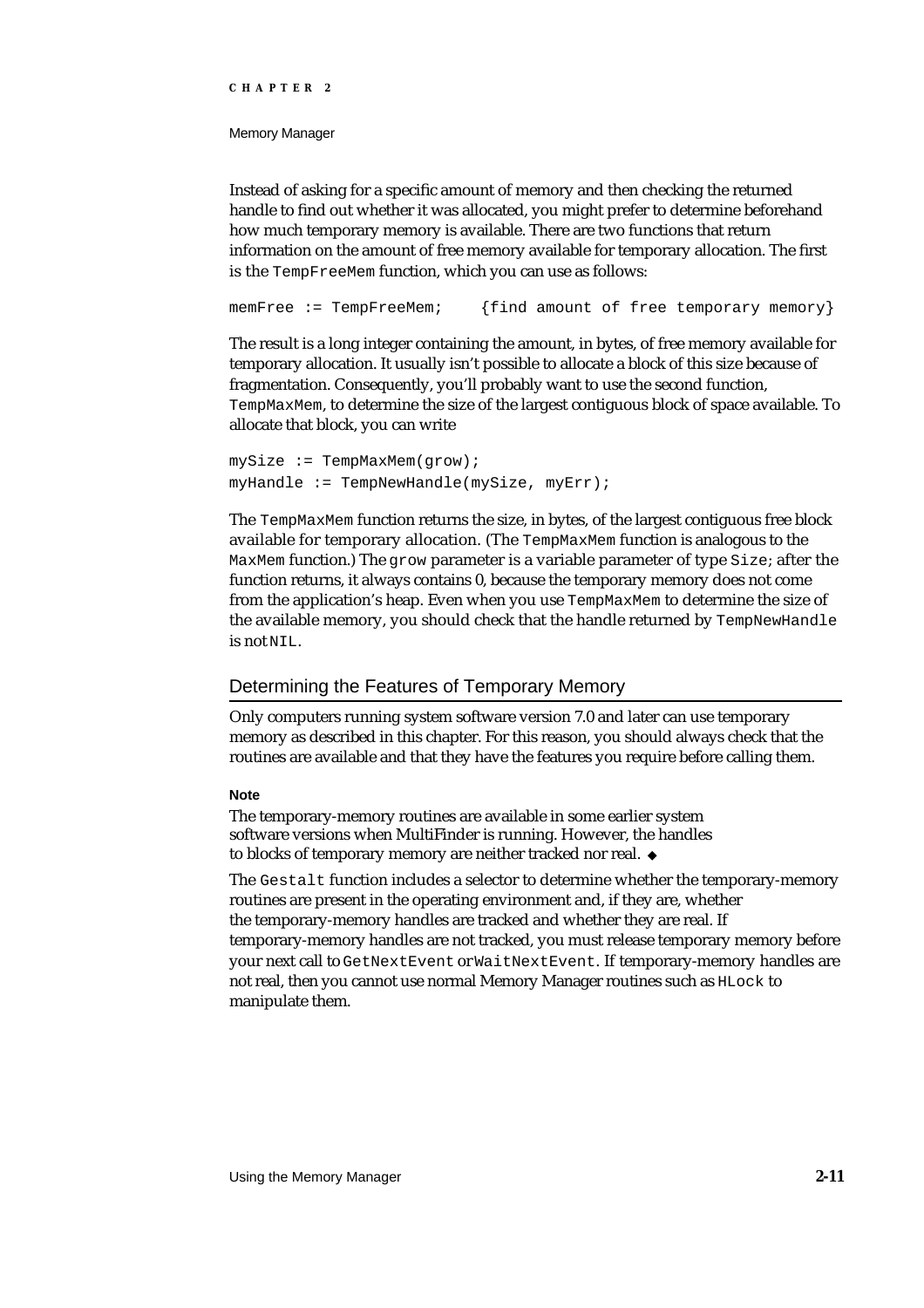Instead of asking for a specific amount of memory and then checking the returned handle to find out whether it was allocated, you might prefer to determine beforehand how much temporary memory is available. There are two functions that return information on the amount of free memory available for temporary allocation. The first is the `TempFreeMem` function, which you can use as follows:

```
memFree := TempFreeMem;     {find amount of free temporary memory}
```

The result is a long integer containing the amount, in bytes, of free memory available for temporary allocation. It usually isn't possible to allocate a block of this size because of fragmentation. Consequently, you'll probably want to use the second function, `TempMaxMem`, to determine the size of the largest contiguous block of space available. To allocate that block, you can write

```
mySize := TempMaxMem(grow);
myHandle := TempNewHandle(mySize, myErr);
```

The `TempMaxMem` function returns the size, in bytes, of the largest contiguous free block available for temporary allocation. (The `TempMaxMem` function is analogous to the `MaxMem` function.) The `grow` parameter is a variable parameter of type `Size`; after the function returns, it always contains 0, because the temporary memory does not come from the application's heap. Even when you use `TempMaxMem` to determine the size of the available memory, you should check that the handle returned by `TempNewHandle` is not `NIL`.

## Determining the Features of Temporary Memory

Only computers running system software version 7.0 and later can use temporary memory as described in this chapter. For this reason, you should always check that the routines are available and that they have the features you require before calling them.

**Note**

The temporary-memory routines are available in some earlier system software versions when MultiFinder is running. However, the handles to blocks of temporary memory are neither tracked nor real. ◆

The `Gestalt` function includes a selector to determine whether the temporary-memory routines are present in the operating environment and, if they are, whether the temporary-memory handles are tracked and whether they are real. If temporary-memory handles are not tracked, you must release temporary memory before your next call to `GetNextEvent` or `WaitNextEvent`. If temporary-memory handles are not real, then you cannot use normal Memory Manager routines such as `HLock` to manipulate them.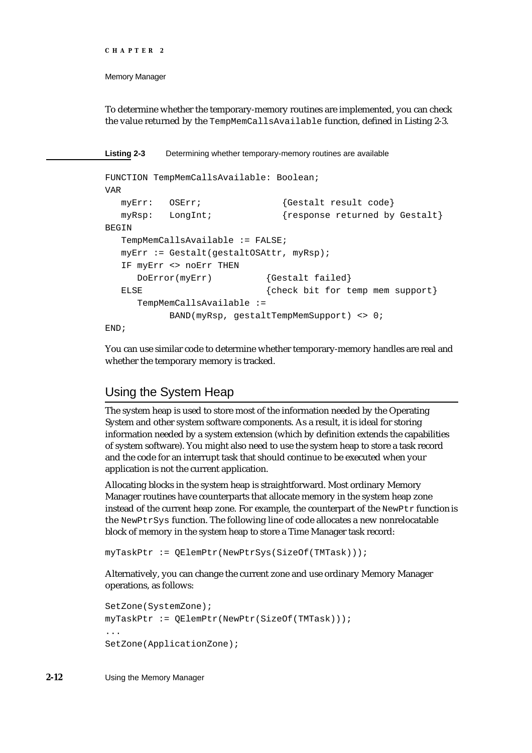To determine whether the temporary-memory routines are implemented, you can check the value returned by the `TempMemCallsAvailable` function, defined in Listing 2-3.

**Listing 2-3** Determining whether temporary-memory routines are available

```
FUNCTION TempMemCallsAvailable: Boolean;
VAR
   myErr:   OSErr;              {Gestalt result code}
   myRsp:   LongInt;            {response returned by Gestalt}
BEGIN
   TempMemCallsAvailable := FALSE;
   myErr := Gestalt(gestaltOSAttr, myRsp);
   IF myErr <> noErr THEN
      DoError(myErr)          {Gestalt failed}
   ELSE                       {check bit for temp mem support}
      TempMemCallsAvailable :=
            BAND(myRsp, gestaltTempMemSupport) <> 0;
END;
```

You can use similar code to determine whether temporary-memory handles are real and whether the temporary memory is tracked.

## Using the System Heap

The system heap is used to store most of the information needed by the Operating System and other system software components. As a result, it is ideal for storing information needed by a system extension (which by definition extends the capabilities of system software). You might also need to use the system heap to store a task record and the code for an interrupt task that should continue to be executed when your application is not the current application.

Allocating blocks in the system heap is straightforward. Most ordinary Memory Manager routines have counterparts that allocate memory in the system heap zone instead of the current heap zone. For example, the counterpart of the `NewPtr` function is the `NewPtrSys` function. The following line of code allocates a new nonrelocatable block of memory in the system heap to store a Time Manager task record:

```
myTaskPtr := QElemPtr(NewPtrSys(SizeOf(TMTask)));
```

Alternatively, you can change the current zone and use ordinary Memory Manager operations, as follows:

```
SetZone(SystemZone);
myTaskPtr := QElemPtr(NewPtr(SizeOf(TMTask)));
...
SetZone(ApplicationZone);
```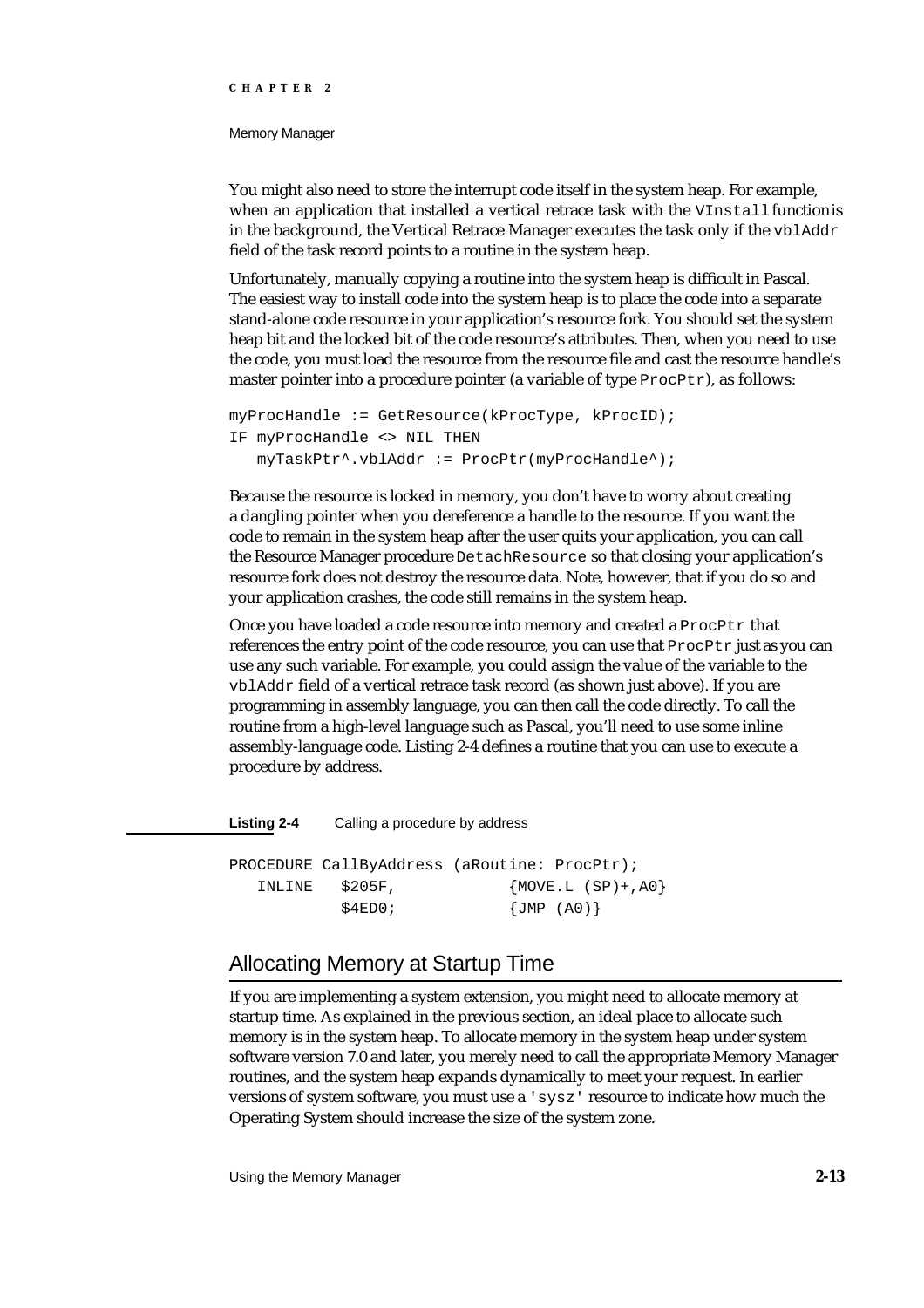You might also need to store the interrupt code itself in the system heap. For example, when an application that installed a vertical retrace task with the `VInstall` function is in the background, the Vertical Retrace Manager executes the task only if the `vblAddr` field of the task record points to a routine in the system heap.

Unfortunately, manually copying a routine into the system heap is difficult in Pascal. The easiest way to install code into the system heap is to place the code into a separate stand-alone code resource in your application's resource fork. You should set the system heap bit and the locked bit of the code resource's attributes. Then, when you need to use the code, you must load the resource from the resource file and cast the resource handle's master pointer into a procedure pointer (a variable of type `ProcPtr`), as follows:

```
myProcHandle := GetResource(kProcType, kProcID);
IF myProcHandle <> NIL THEN
   myTaskPtr^.vblAddr := ProcPtr(myProcHandle^);
```

Because the resource is locked in memory, you don't have to worry about creating a dangling pointer when you dereference a handle to the resource. If you want the code to remain in the system heap after the user quits your application, you can call the Resource Manager procedure `DetachResource` so that closing your application's resource fork does not destroy the resource data. Note, however, that if you do so and your application crashes, the code still remains in the system heap.

Once you have loaded a code resource into memory and created a `ProcPtr` that references the entry point of the code resource, you can use that `ProcPtr` just as you can use any such variable. For example, you could assign the value of the variable to the `vblAddr` field of a vertical retrace task record (as shown just above). If you are programming in assembly language, you can then call the code directly. To call the routine from a high-level language such as Pascal, you'll need to use some inline assembly-language code. Listing 2-4 defines a routine that you can use to execute a procedure by address.

**Listing 2-4** Calling a procedure by address

```
PROCEDURE CallByAddress (aRoutine: ProcPtr);
   INLINE   $205F,           {MOVE.L (SP)+,A0}
            $4ED0;           {JMP (A0)}
```

## Allocating Memory at Startup Time

If you are implementing a system extension, you might need to allocate memory at startup time. As explained in the previous section, an ideal place to allocate such memory is in the system heap. To allocate memory in the system heap under system software version 7.0 and later, you merely need to call the appropriate Memory Manager routines, and the system heap expands dynamically to meet your request. In earlier versions of system software, you must use a `'sysz'` resource to indicate how much the Operating System should increase the size of the system zone.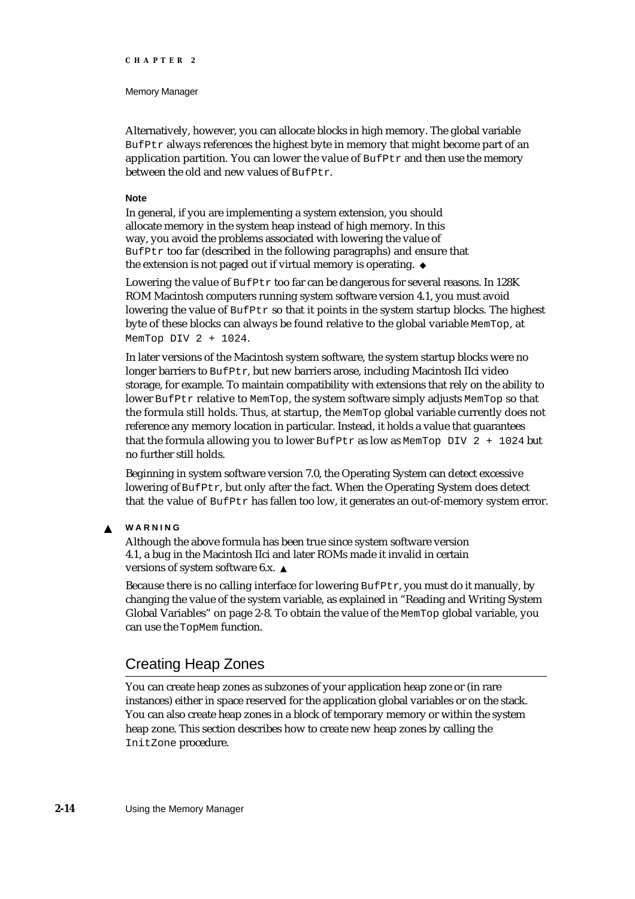Alternatively, however, you can allocate blocks in high memory. The global variable `BufPtr` always references the highest byte in memory that might become part of an application partition. You can lower the value of `BufPtr` and then use the memory between the old and new values of `BufPtr`.

**Note**

In general, if you are implementing a system extension, you should allocate memory in the system heap instead of high memory. In this way, you avoid the problems associated with lowering the value of `BufPtr` too far (described in the following paragraphs) and ensure that the extension is not paged out if virtual memory is operating. ◆

Lowering the value of `BufPtr` too far can be dangerous for several reasons. In 128K ROM Macintosh computers running system software version 4.1, you must avoid lowering the value of `BufPtr` so that it points in the system startup blocks. The highest byte of these blocks can always be found relative to the global variable `MemTop`, at `MemTop DIV 2 + 1024`.

In later versions of the Macintosh system software, the system startup blocks were no longer barriers to `BufPtr`, but new barriers arose, including Macintosh IIci video storage, for example. To maintain compatibility with extensions that rely on the ability to lower `BufPtr` relative to `MemTop`, the system software simply adjusts `MemTop` so that the formula still holds. Thus, at startup, the `MemTop` global variable currently does not reference any memory location in particular. Instead, it holds a value that guarantees that the formula allowing you to lower `BufPtr` as low as `MemTop DIV 2 + 1024` but no further still holds.

Beginning in system software version 7.0, the Operating System can detect excessive lowering of `BufPtr`, but only after the fact. When the Operating System does detect that the value of `BufPtr` has fallen too low, it generates an out-of-memory system error.

▲ **WARNING**

Although the above formula has been true since system software version 4.1, a bug in the Macintosh IIci and later ROMs made it invalid in certain versions of system software 6.x. ▲

Because there is no calling interface for lowering `BufPtr`, you must do it manually, by changing the value of the system variable, as explained in "Reading and Writing System Global Variables" on page 2-8. To obtain the value of the `MemTop` global variable, you can use the `TopMem` function.

## Creating Heap Zones

You can create heap zones as subzones of your application heap zone or (in rare instances) either in space reserved for the application global variables or on the stack. You can also create heap zones in a block of temporary memory or within the system heap zone. This section describes how to create new heap zones by calling the `InitZone` procedure.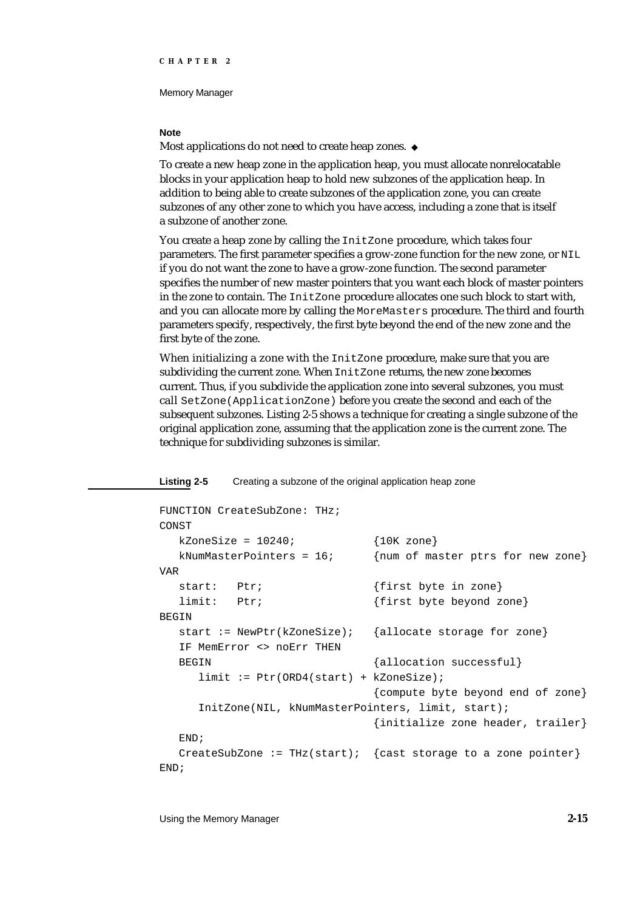**Note**

Most applications do not need to create heap zones. ◆

To create a new heap zone in the application heap, you must allocate nonrelocatable blocks in your application heap to hold new subzones of the application heap. In addition to being able to create subzones of the application zone, you can create subzones of any other zone to which you have access, including a zone that is itself a subzone of another zone.

You create a heap zone by calling the `InitZone` procedure, which takes four parameters. The first parameter specifies a grow-zone function for the new zone, or `NIL` if you do not want the zone to have a grow-zone function. The second parameter specifies the number of new master pointers that you want each block of master pointers in the zone to contain. The `InitZone` procedure allocates one such block to start with, and you can allocate more by calling the `MoreMasters` procedure. The third and fourth parameters specify, respectively, the first byte beyond the end of the new zone and the first byte of the zone.

When initializing a zone with the `InitZone` procedure, make sure that you are subdividing the current zone. When `InitZone` returns, the new zone becomes current. Thus, if you subdivide the application zone into several subzones, you must call `SetZone(ApplicationZone)` before you create the second and each of the subsequent subzones. Listing 2-5 shows a technique for creating a single subzone of the original application zone, assuming that the application zone is the current zone. The technique for subdividing subzones is similar.

**Listing 2-5** Creating a subzone of the original application heap zone

```
FUNCTION CreateSubZone: THz;
CONST
   kZoneSize = 10240;           {10K zone}
   kNumMasterPointers = 16;     {num of master ptrs for new zone}
VAR
   start:   Ptr;                {first byte in zone}
   limit:   Ptr;                {first byte beyond zone}
BEGIN
   start := NewPtr(kZoneSize);  {allocate storage for zone}
   IF MemError <> noErr THEN
   BEGIN                        {allocation successful}
      limit := Ptr(ORD4(start) + kZoneSize);
                                {compute byte beyond end of zone}
      InitZone(NIL, kNumMasterPointers, limit, start);
                                {initialize zone header, trailer}
   END;
   CreateSubZone := THz(start); {cast storage to a zone pointer}
END;
```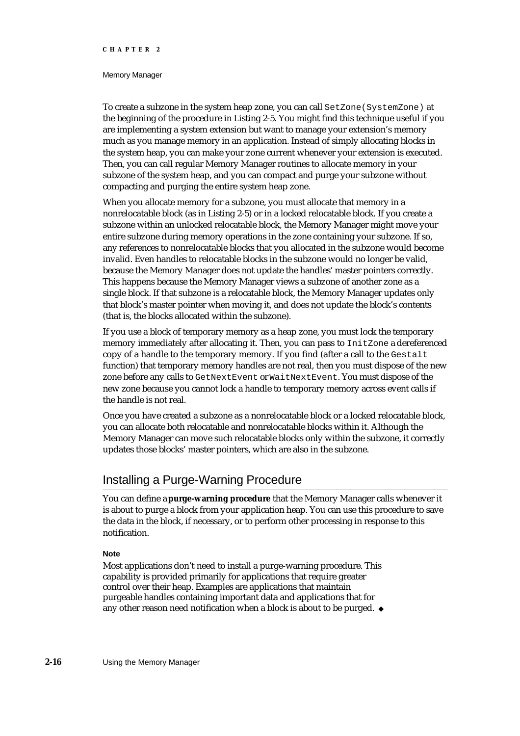To create a subzone in the system heap zone, you can call `SetZone(SystemZone)` at the beginning of the procedure in Listing 2-5. You might find this technique useful if you are implementing a system extension but want to manage your extension's memory much as you manage memory in an application. Instead of simply allocating blocks in the system heap, you can make your zone current whenever your extension is executed. Then, you can call regular Memory Manager routines to allocate memory in your subzone of the system heap, and you can compact and purge your subzone without compacting and purging the entire system heap zone.

When you allocate memory for a subzone, you must allocate that memory in a nonrelocatable block (as in Listing 2-5) or in a locked relocatable block. If you create a subzone within an unlocked relocatable block, the Memory Manager might move your entire subzone during memory operations in the zone containing your subzone. If so, any references to nonrelocatable blocks that you allocated in the subzone would become invalid. Even handles to relocatable blocks in the subzone would no longer be valid, because the Memory Manager does not update the handles' master pointers correctly. This happens because the Memory Manager views a subzone of another zone as a single block. If that subzone is a relocatable block, the Memory Manager updates only that block's master pointer when moving it, and does not update the block's contents (that is, the blocks allocated within the subzone).

If you use a block of temporary memory as a heap zone, you must lock the temporary memory immediately after allocating it. Then, you can pass to `InitZone` a dereferenced copy of a handle to the temporary memory. If you find (after a call to the `Gestalt` function) that temporary memory handles are not real, then you must dispose of the new zone before any calls to `GetNextEvent` or `WaitNextEvent`. You must dispose of the new zone because you cannot lock a handle to temporary memory across event calls if the handle is not real.

Once you have created a subzone as a nonrelocatable block or a locked relocatable block, you can allocate both relocatable and nonrelocatable blocks within it. Although the Memory Manager can move such relocatable blocks only within the subzone, it correctly updates those blocks' master pointers, which are also in the subzone.

## Installing a Purge-Warning Procedure

You can define a **purge-warning procedure** that the Memory Manager calls whenever it is about to purge a block from your application heap. You can use this procedure to save the data in the block, if necessary, or to perform other processing in response to this notification.

**Note**

Most applications don't need to install a purge-warning procedure. This capability is provided primarily for applications that require greater control over their heap. Examples are applications that maintain purgeable handles containing important data and applications that for any other reason need notification when a block is about to be purged. ◆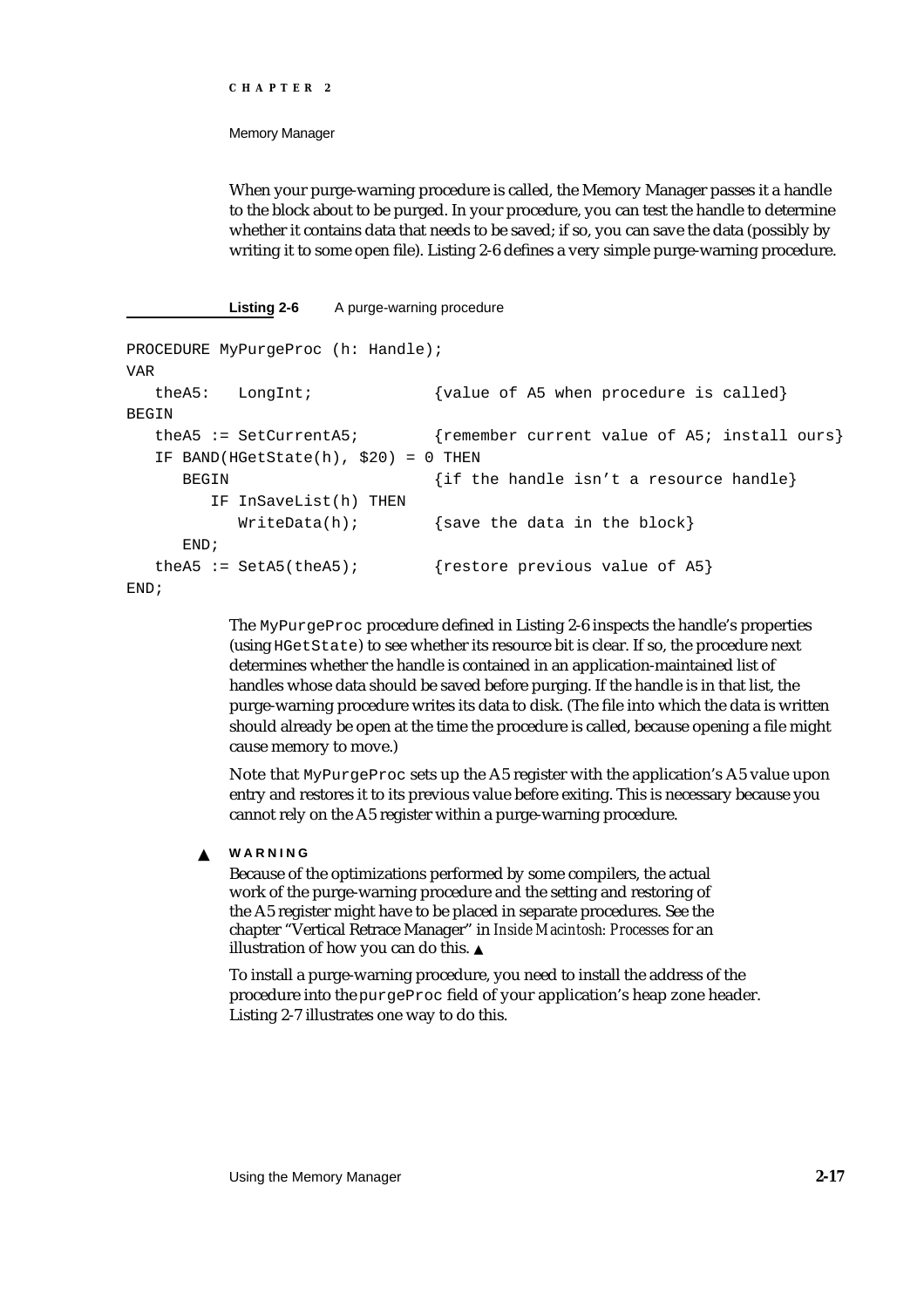When your purge-warning procedure is called, the Memory Manager passes it a handle to the block about to be purged. In your procedure, you can test the handle to determine whether it contains data that needs to be saved; if so, you can save the data (possibly by writing it to some open file). Listing 2-6 defines a very simple purge-warning procedure.

**Listing 2-6** A purge-warning procedure

```
PROCEDURE MyPurgeProc (h: Handle);
VAR
   theA5:   LongInt;             {value of A5 when procedure is called}
BEGIN
   theA5 := SetCurrentA5;        {remember current value of A5; install ours}
   IF BAND(HGetState(h), $20) = 0 THEN
      BEGIN                      {if the handle isn't a resource handle}
         IF InSaveList(h) THEN
            WriteData(h);        {save the data in the block}
      END;
   theA5 := SetA5(theA5);        {restore previous value of A5}
END;
```

The `MyPurgeProc` procedure defined in Listing 2-6 inspects the handle's properties (using `HGetState`) to see whether its resource bit is clear. If so, the procedure next determines whether the handle is contained in an application-maintained list of handles whose data should be saved before purging. If the handle is in that list, the purge-warning procedure writes its data to disk. (The file into which the data is written should already be open at the time the procedure is called, because opening a file might cause memory to move.)

Note that `MyPurgeProc` sets up the A5 register with the application's A5 value upon entry and restores it to its previous value before exiting. This is necessary because you cannot rely on the A5 register within a purge-warning procedure.

▲ **WARNING**

Because of the optimizations performed by some compilers, the actual work of the purge-warning procedure and the setting and restoring of the A5 register might have to be placed in separate procedures. See the chapter "Vertical Retrace Manager" in *Inside Macintosh: Processes* for an illustration of how you can do this. ▲

To install a purge-warning procedure, you need to install the address of the procedure into the `purgeProc` field of your application's heap zone header. Listing 2-7 illustrates one way to do this.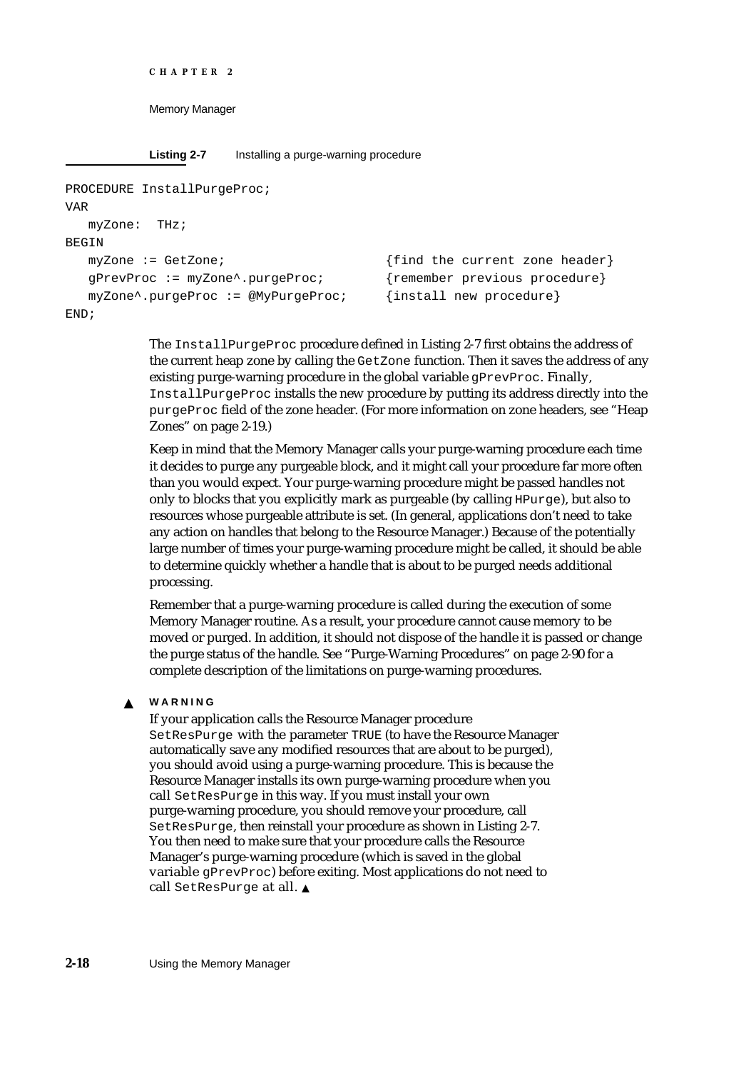**Listing 2-7** Installing a purge-warning procedure

```
PROCEDURE InstallPurgeProc;
VAR
   myZone:  THz;
BEGIN
   myZone := GetZone;                    {find the current zone header}
   gPrevProc := myZone^.purgeProc;       {remember previous procedure}
   myZone^.purgeProc := @MyPurgeProc;    {install new procedure}
END;
```

The `InstallPurgeProc` procedure defined in Listing 2-7 first obtains the address of the current heap zone by calling the `GetZone` function. Then it saves the address of any existing purge-warning procedure in the global variable `gPrevProc`. Finally, `InstallPurgeProc` installs the new procedure by putting its address directly into the `purgeProc` field of the zone header. (For more information on zone headers, see "Heap Zones" on page 2-19.)

Keep in mind that the Memory Manager calls your purge-warning procedure each time it decides to purge any purgeable block, and it might call your procedure far more often than you would expect. Your purge-warning procedure might be passed handles not only to blocks that you explicitly mark as purgeable (by calling `HPurge`), but also to resources whose purgeable attribute is set. (In general, applications don't need to take any action on handles that belong to the Resource Manager.) Because of the potentially large number of times your purge-warning procedure might be called, it should be able to determine quickly whether a handle that is about to be purged needs additional processing.

Remember that a purge-warning procedure is called during the execution of some Memory Manager routine. As a result, your procedure cannot cause memory to be moved or purged. In addition, it should not dispose of the handle it is passed or change the purge status of the handle. See "Purge-Warning Procedures" on page 2-90 for a complete description of the limitations on purge-warning procedures.

▲ **WARNING**

If your application calls the Resource Manager procedure `SetResPurge` with the parameter `TRUE` (to have the Resource Manager automatically save any modified resources that are about to be purged), you should avoid using a purge-warning procedure. This is because the Resource Manager installs its own purge-warning procedure when you call `SetResPurge` in this way. If you must install your own purge-warning procedure, you should remove your procedure, call `SetResPurge`, then reinstall your procedure as shown in Listing 2-7. You then need to make sure that your procedure calls the Resource Manager's purge-warning procedure (which is saved in the global variable `gPrevProc`) before exiting. Most applications do not need to call `SetResPurge` at all. ▲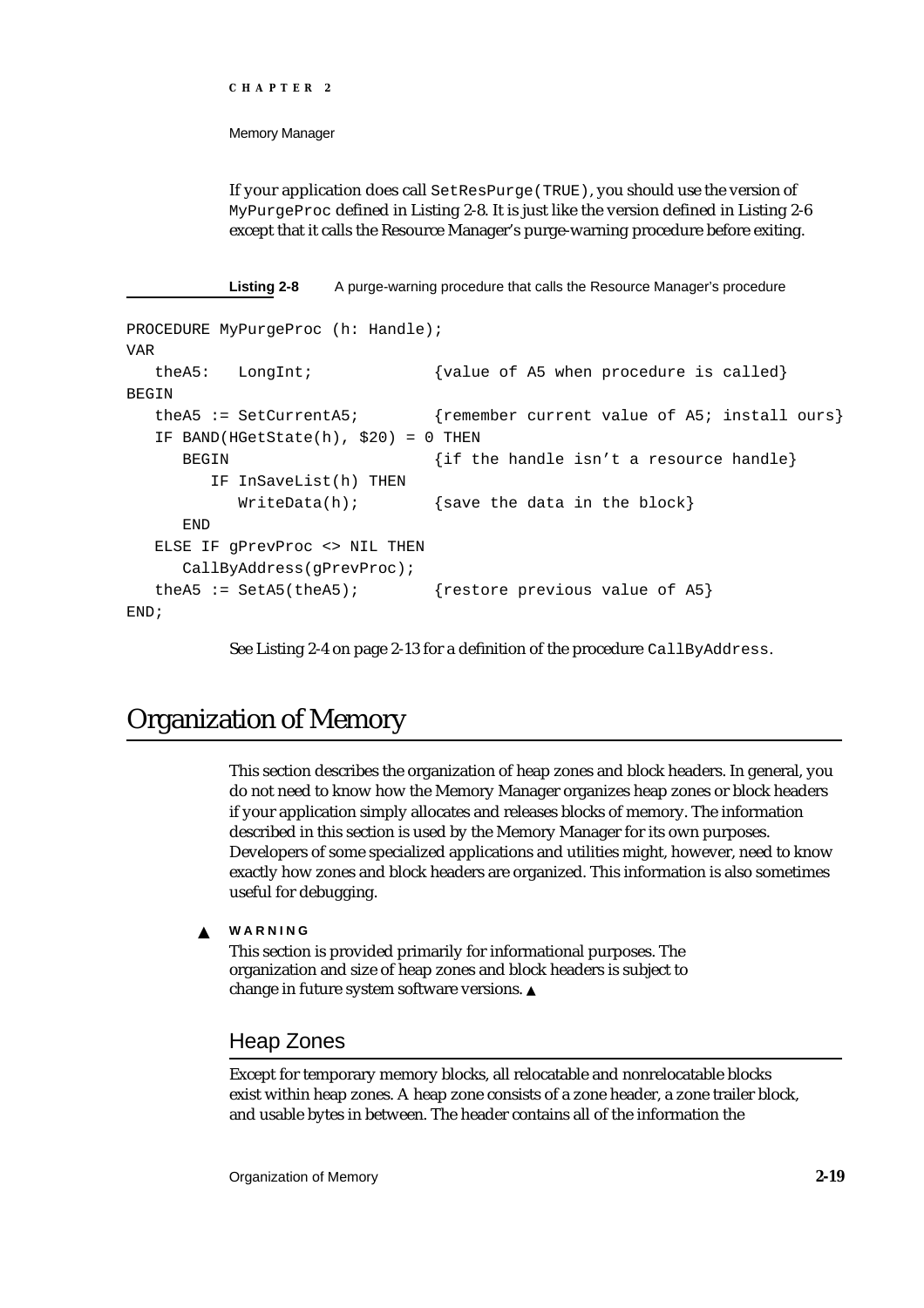If your application does call `SetResPurge(TRUE)`, you should use the version of `MyPurgeProc` defined in Listing 2-8. It is just like the version defined in Listing 2-6 except that it calls the Resource Manager's purge-warning procedure before exiting.

**Listing 2-8** A purge-warning procedure that calls the Resource Manager's procedure

```
PROCEDURE MyPurgeProc (h: Handle);
VAR
   theA5:   LongInt;              {value of A5 when procedure is called}
BEGIN
   theA5 := SetCurrentA5;         {remember current value of A5; install ours}
   IF BAND(HGetState(h), $20) = 0 THEN
      BEGIN                       {if the handle isn't a resource handle}
         IF InSaveList(h) THEN
            WriteData(h);         {save the data in the block}
      END
   ELSE IF gPrevProc <> NIL THEN
      CallByAddress(gPrevProc);
   theA5 := SetA5(theA5);         {restore previous value of A5}
END;
```

See Listing 2-4 on page 2-13 for a definition of the procedure `CallByAddress`.

# Organization of Memory

This section describes the organization of heap zones and block headers. In general, you do not need to know how the Memory Manager organizes heap zones or block headers if your application simply allocates and releases blocks of memory. The information described in this section is used by the Memory Manager for its own purposes. Developers of some specialized applications and utilities might, however, need to know exactly how zones and block headers are organized. This information is also sometimes useful for debugging.

▲ **WARNING**
This section is provided primarily for informational purposes. The organization and size of heap zones and block headers is subject to change in future system software versions. ▲

## Heap Zones

Except for temporary memory blocks, all relocatable and nonrelocatable blocks exist within heap zones. A heap zone consists of a zone header, a zone trailer block, and usable bytes in between. The header contains all of the information the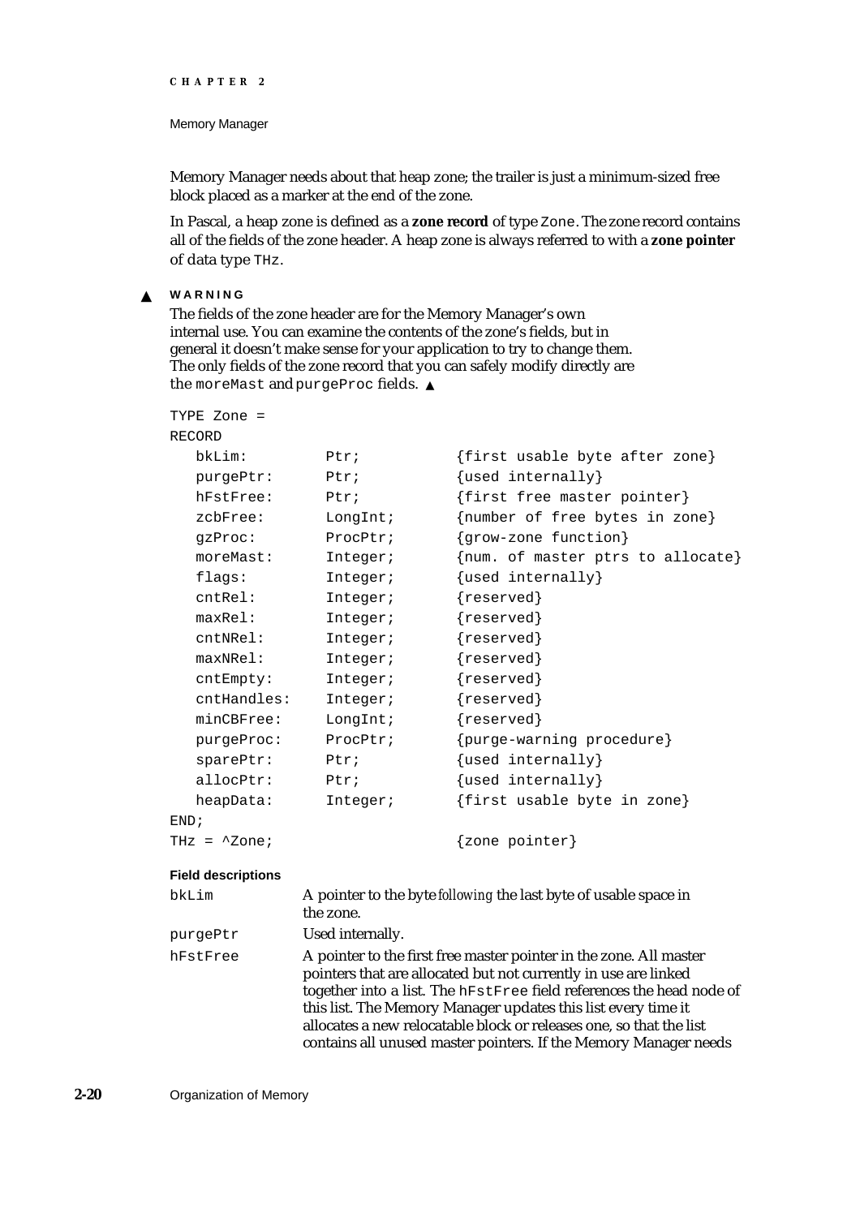Memory Manager needs about that heap zone; the trailer is just a minimum-sized free block placed as a marker at the end of the zone.

In Pascal, a heap zone is defined as a **zone record** of type `Zone`. The zone record contains all of the fields of the zone header. A heap zone is always referred to with a **zone pointer** of data type `THz`.

▲ **WARNING**

The fields of the zone header are for the Memory Manager's own internal use. You can examine the contents of the zone's fields, but in general it doesn't make sense for your application to try to change them. The only fields of the zone record that you can safely modify directly are the `moreMast` and `purgeProc` fields. ▲

```
TYPE Zone =
RECORD
   bkLim:        Ptr;         {first usable byte after zone}
   purgePtr:     Ptr;         {used internally}
   hFstFree:     Ptr;         {first free master pointer}
   zcbFree:      LongInt;     {number of free bytes in zone}
   gzProc:       ProcPtr;     {grow-zone function}
   moreMast:     Integer;     {num. of master ptrs to allocate}
   flags:        Integer;     {used internally}
   cntRel:       Integer;     {reserved}
   maxRel:       Integer;     {reserved}
   cntNRel:      Integer;     {reserved}
   maxNRel:      Integer;     {reserved}
   cntEmpty:     Integer;     {reserved}
   cntHandles:   Integer;     {reserved}
   minCBFree:    LongInt;     {reserved}
   purgeProc:    ProcPtr;     {purge-warning procedure}
   sparePtr:     Ptr;         {used internally}
   allocPtr:     Ptr;         {used internally}
   heapData:     Integer;     {first usable byte in zone}
END;
THz = ^Zone;                  {zone pointer}
```

**Field descriptions**

`bkLim` A pointer to the byte *following* the last byte of usable space in the zone.

`purgePtr` Used internally.

`hFstFree` A pointer to the first free master pointer in the zone. All master pointers that are allocated but not currently in use are linked together into a list. The `hFstFree` field references the head node of this list. The Memory Manager updates this list every time it allocates a new relocatable block or releases one, so that the list contains all unused master pointers. If the Memory Manager needs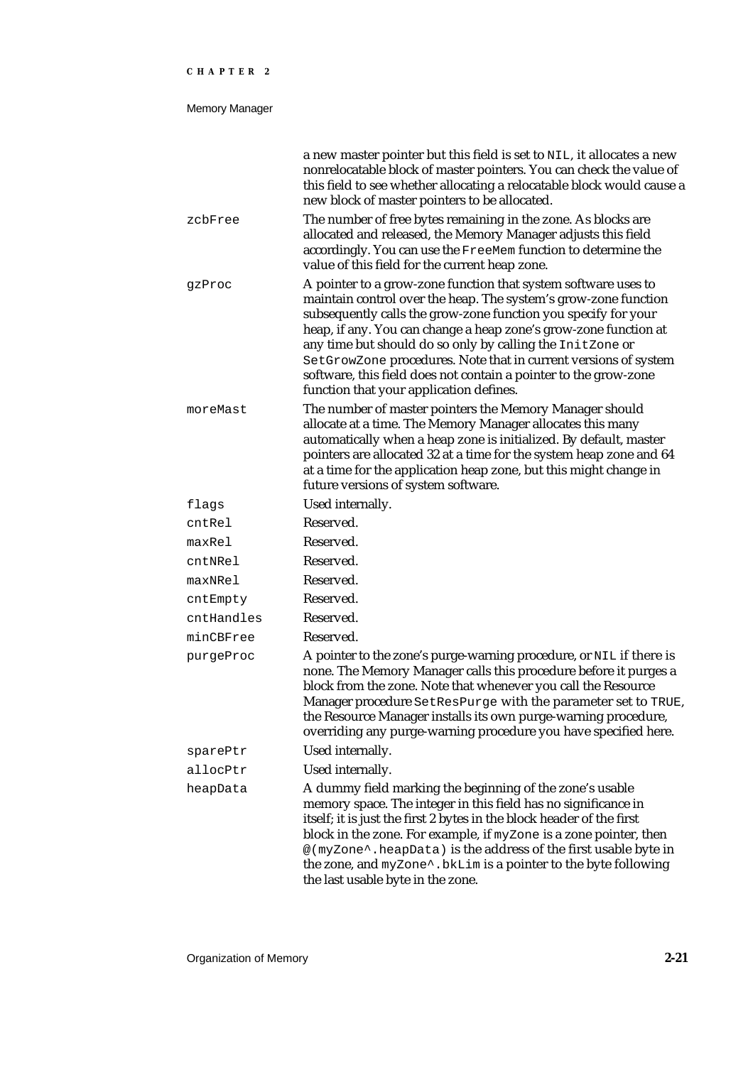a new master pointer but this field is set to `NIL`, it allocates a new nonrelocatable block of master pointers. You can check the value of this field to see whether allocating a relocatable block would cause a new block of master pointers to be allocated.

| | |
|---|---|
| `zcbFree` | The number of free bytes remaining in the zone. As blocks are allocated and released, the Memory Manager adjusts this field accordingly. You can use the `FreeMem` function to determine the value of this field for the current heap zone. |
| `gzProc` | A pointer to a grow-zone function that system software uses to maintain control over the heap. The system's grow-zone function subsequently calls the grow-zone function you specify for your heap, if any. You can change a heap zone's grow-zone function at any time but should do so only by calling the `InitZone` or `SetGrowZone` procedures. Note that in current versions of system software, this field does not contain a pointer to the grow-zone function that your application defines. |
| `moreMast` | The number of master pointers the Memory Manager should allocate at a time. The Memory Manager allocates this many automatically when a heap zone is initialized. By default, master pointers are allocated 32 at a time for the system heap zone and 64 at a time for the application heap zone, but this might change in future versions of system software. |
| `flags` | Used internally. |
| `cntRel` | Reserved. |
| `maxRel` | Reserved. |
| `cntNRel` | Reserved. |
| `maxNRel` | Reserved. |
| `cntEmpty` | Reserved. |
| `cntHandles` | Reserved. |
| `minCBFree` | Reserved. |
| `purgeProc` | A pointer to the zone's purge-warning procedure, or `NIL` if there is none. The Memory Manager calls this procedure before it purges a block from the zone. Note that whenever you call the Resource Manager procedure `SetResPurge` with the parameter set to `TRUE`, the Resource Manager installs its own purge-warning procedure, overriding any purge-warning procedure you have specified here. |
| `sparePtr` | Used internally. |
| `allocPtr` | Used internally. |
| `heapData` | A dummy field marking the beginning of the zone's usable memory space. The integer in this field has no significance in itself; it is just the first 2 bytes in the block header of the first block in the zone. For example, if `myZone` is a zone pointer, then `@(myZone^.heapData)` is the address of the first usable byte in the zone, and `myZone^.bkLim` is a pointer to the byte following the last usable byte in the zone. |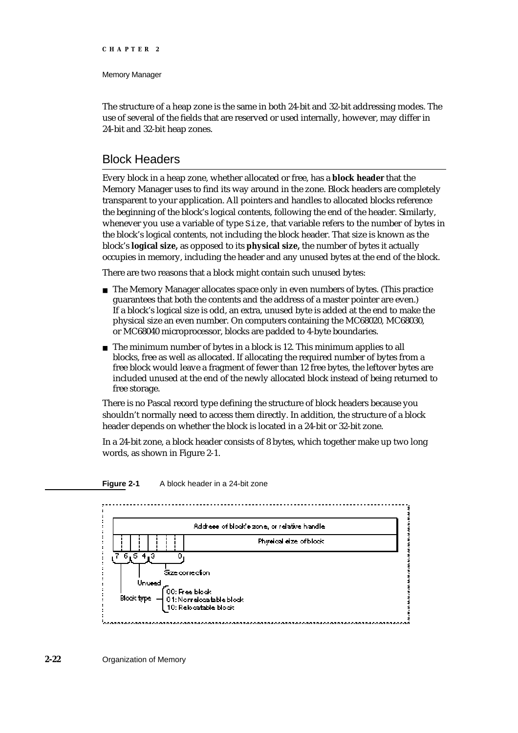The structure of a heap zone is the same in both 24-bit and 32-bit addressing modes. The use of several of the fields that are reserved or used internally, however, may differ in 24-bit and 32-bit heap zones.

## Block Headers

Every block in a heap zone, whether allocated or free, has a **block header** that the Memory Manager uses to find its way around in the zone. Block headers are completely transparent to your application. All pointers and handles to allocated blocks reference the beginning of the block's logical contents, following the end of the header. Similarly, whenever you use a variable of type `Size`, that variable refers to the number of bytes in the block's logical contents, not including the block header. That size is known as the block's **logical size,** as opposed to its **physical size,** the number of bytes it actually occupies in memory, including the header and any unused bytes at the end of the block.

There are two reasons that a block might contain such unused bytes:

- The Memory Manager allocates space only in even numbers of bytes. (This practice guarantees that both the contents and the address of a master pointer are even.) If a block's logical size is odd, an extra, unused byte is added at the end to make the physical size an even number. On computers containing the MC68020, MC68030, or MC68040 microprocessor, blocks are padded to 4-byte boundaries.
- The minimum number of bytes in a block is 12. This minimum applies to all blocks, free as well as allocated. If allocating the required number of bytes from a free block would leave a fragment of fewer than 12 free bytes, the leftover bytes are included unused at the end of the newly allocated block instead of being returned to free storage.

There is no Pascal record type defining the structure of block headers because you shouldn't normally need to access them directly. In addition, the structure of a block header depends on whether the block is located in a 24-bit or 32-bit zone.

In a 24-bit zone, a block header consists of 8 bytes, which together make up two long words, as shown in Figure 2-1.

**Figure 2-1** A block header in a 24-bit zone

Address of block's zone, or relative handle

Physical size of block

7 6 5 4 3 0

Size correction

Unused

Block type: 00: Free block; 01: Nonrelocatable block; 10: Relocatable block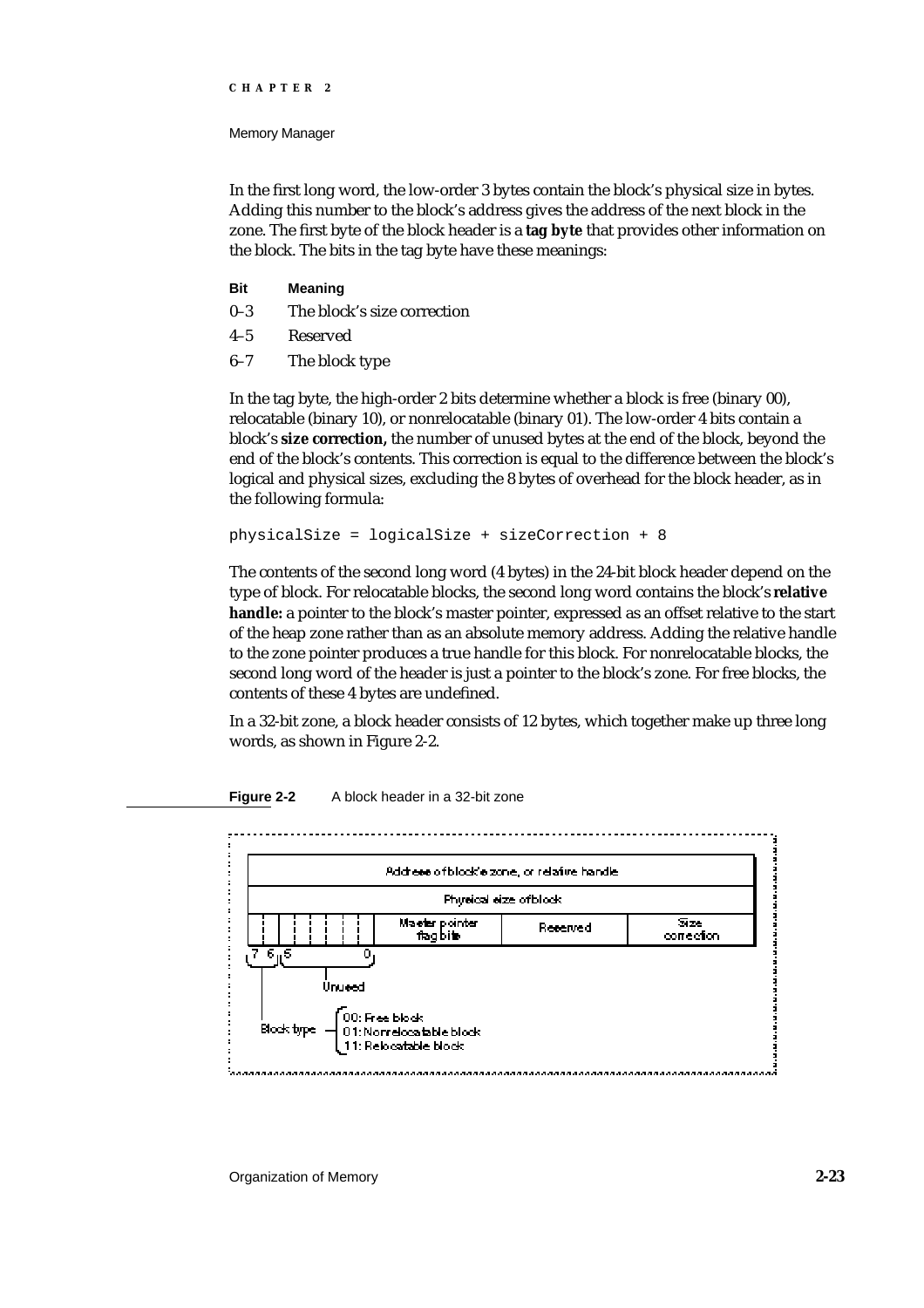In the first long word, the low-order 3 bytes contain the block's physical size in bytes. Adding this number to the block's address gives the address of the next block in the zone. The first byte of the block header is a ***tag byte*** that provides other information on the block. The bits in the tag byte have these meanings:

| Bit | Meaning |
|---|---|
| 0–3 | The block's size correction |
| 4–5 | Reserved |
| 6–7 | The block type |

In the tag byte, the high-order 2 bits determine whether a block is free (binary 00), relocatable (binary 10), or nonrelocatable (binary 01). The low-order 4 bits contain a block's **size correction,** the number of unused bytes at the end of the block, beyond the end of the block's contents. This correction is equal to the difference between the block's logical and physical sizes, excluding the 8 bytes of overhead for the block header, as in the following formula:

```
physicalSize = logicalSize + sizeCorrection + 8
```

The contents of the second long word (4 bytes) in the 24-bit block header depend on the type of block. For relocatable blocks, the second long word contains the block's **relative handle:** a pointer to the block's master pointer, expressed as an offset relative to the start of the heap zone rather than as an absolute memory address. Adding the relative handle to the zone pointer produces a true handle for this block. For nonrelocatable blocks, the second long word of the header is just a pointer to the block's zone. For free blocks, the contents of these 4 bytes are undefined.

In a 32-bit zone, a block header consists of 12 bytes, which together make up three long words, as shown in Figure 2-2.

**Figure 2-2** A block header in a 32-bit zone

Address of block's zone, or relative handle

Physical size of block

Master pointer flag bits | Reserved | Size correction

7 6 5 0

Unused

Block type: 00: Free block; 01: Nonrelocatable block; 11: Relocatable block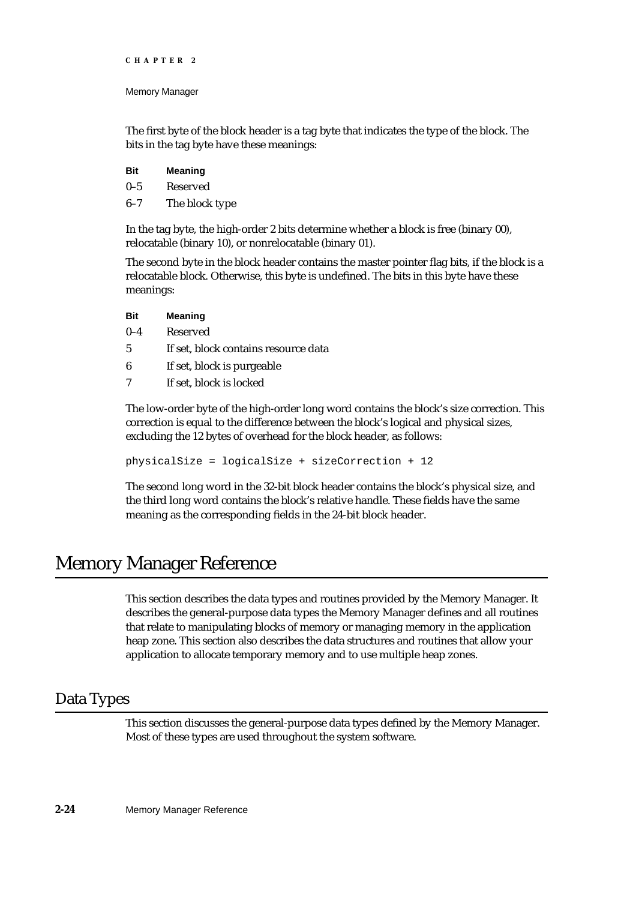The first byte of the block header is a tag byte that indicates the type of the block. The bits in the tag byte have these meanings:

| Bit | Meaning |
|---|---|
| 0–5 | Reserved |
| 6–7 | The block type |

In the tag byte, the high-order 2 bits determine whether a block is free (binary 00), relocatable (binary 10), or nonrelocatable (binary 01).

The second byte in the block header contains the master pointer flag bits, if the block is a relocatable block. Otherwise, this byte is undefined. The bits in this byte have these meanings:

| Bit | Meaning |
|---|---|
| 0–4 | Reserved |
| 5 | If set, block contains resource data |
| 6 | If set, block is purgeable |
| 7 | If set, block is locked |

The low-order byte of the high-order long word contains the block's size correction. This correction is equal to the difference between the block's logical and physical sizes, excluding the 12 bytes of overhead for the block header, as follows:

```
physicalSize = logicalSize + sizeCorrection + 12
```

The second long word in the 32-bit block header contains the block's physical size, and the third long word contains the block's relative handle. These fields have the same meaning as the corresponding fields in the 24-bit block header.

# Memory Manager Reference

This section describes the data types and routines provided by the Memory Manager. It describes the general-purpose data types the Memory Manager defines and all routines that relate to manipulating blocks of memory or managing memory in the application heap zone. This section also describes the data structures and routines that allow your application to allocate temporary memory and to use multiple heap zones.

## Data Types

This section discusses the general-purpose data types defined by the Memory Manager. Most of these types are used throughout the system software.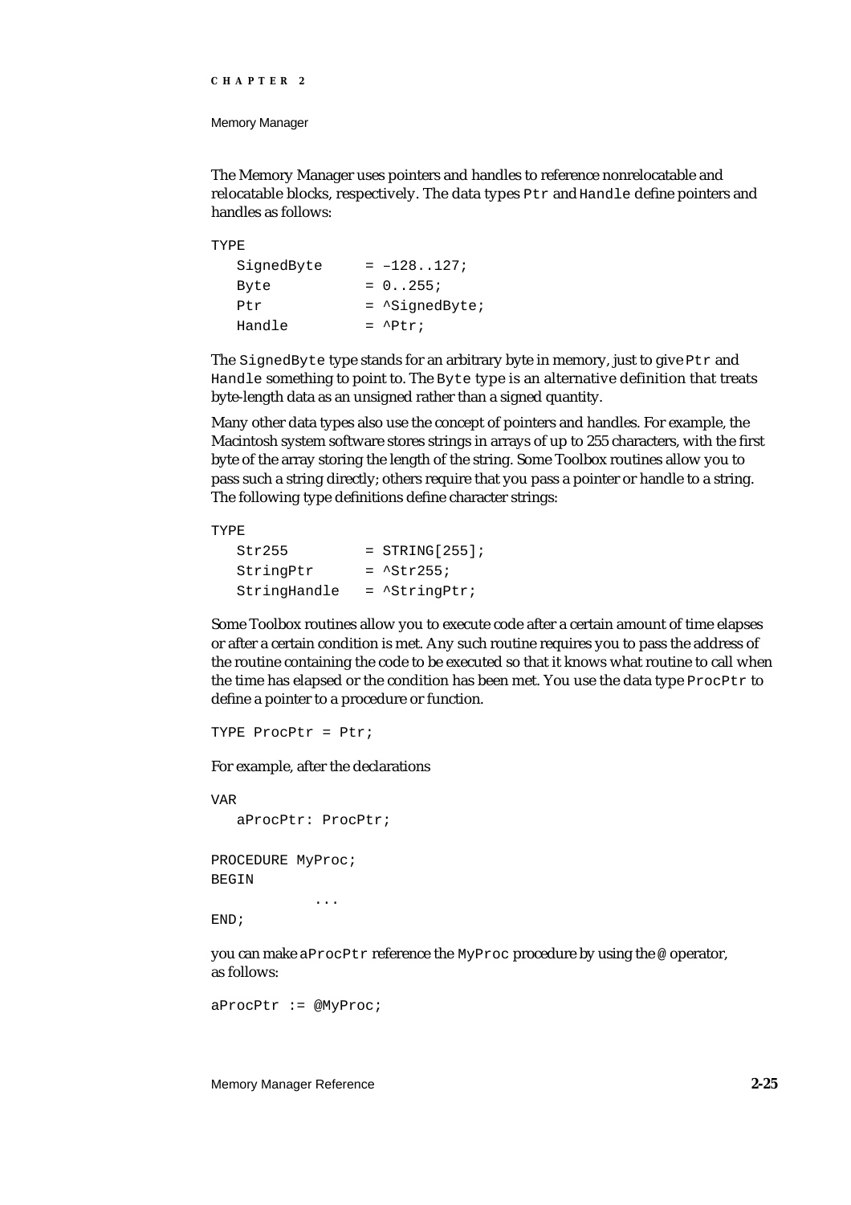The Memory Manager uses pointers and handles to reference nonrelocatable and relocatable blocks, respectively. The data types `Ptr` and `Handle` define pointers and handles as follows:

```
TYPE
   SignedByte     = –128..127;
   Byte           = 0..255;
   Ptr            = ^SignedByte;
   Handle         = ^Ptr;
```

The `SignedByte` type stands for an arbitrary byte in memory, just to give `Ptr` and `Handle` something to point to. The `Byte` type is an alternative definition that treats byte-length data as an unsigned rather than a signed quantity.

Many other data types also use the concept of pointers and handles. For example, the Macintosh system software stores strings in arrays of up to 255 characters, with the first byte of the array storing the length of the string. Some Toolbox routines allow you to pass such a string directly; others require that you pass a pointer or handle to a string. The following type definitions define character strings:

```
TYPE
   Str255         = STRING[255];
   StringPtr      = ^Str255;
   StringHandle   = ^StringPtr;
```

Some Toolbox routines allow you to execute code after a certain amount of time elapses or after a certain condition is met. Any such routine requires you to pass the address of the routine containing the code to be executed so that it knows what routine to call when the time has elapsed or the condition has been met. You use the data type `ProcPtr` to define a pointer to a procedure or function.

```
TYPE ProcPtr = Ptr;
```

For example, after the declarations

```
VAR
   aProcPtr: ProcPtr;

PROCEDURE MyProc;
BEGIN
           ...
END;
```

you can make `aProcPtr` reference the `MyProc` procedure by using the `@` operator, as follows:

```
aProcPtr := @MyProc;
```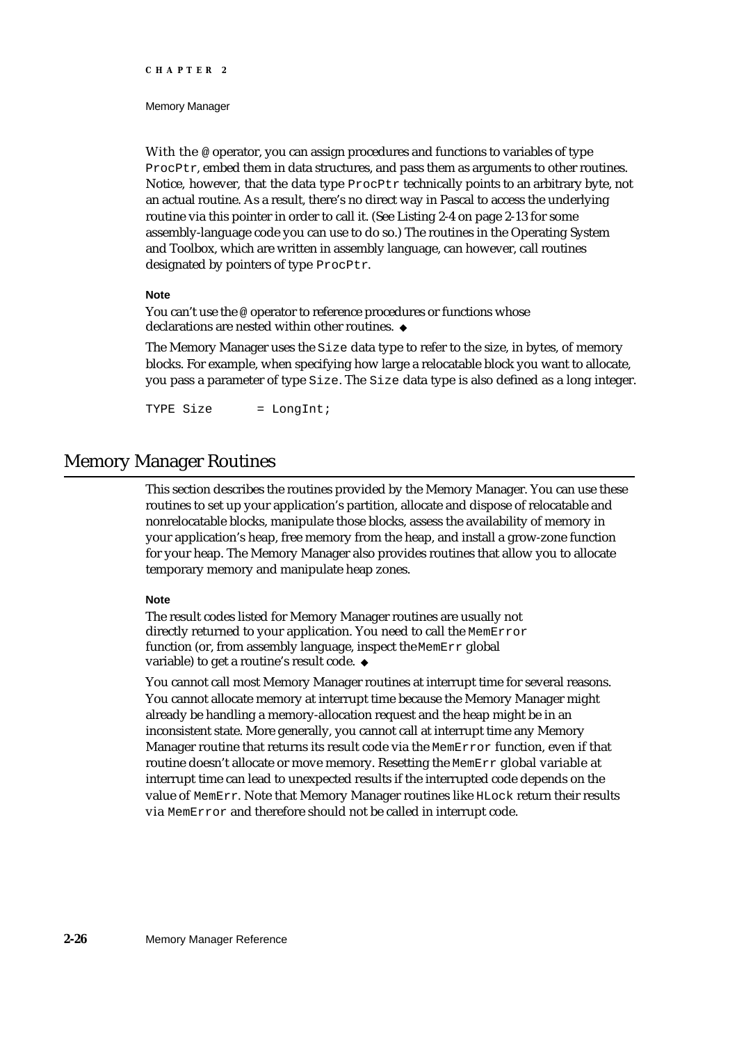With the `@` operator, you can assign procedures and functions to variables of type `ProcPtr`, embed them in data structures, and pass them as arguments to other routines. Notice, however, that the data type `ProcPtr` technically points to an arbitrary byte, not an actual routine. As a result, there's no direct way in Pascal to access the underlying routine via this pointer in order to call it. (See Listing 2-4 on page 2-13 for some assembly-language code you can use to do so.) The routines in the Operating System and Toolbox, which are written in assembly language, can however, call routines designated by pointers of type `ProcPtr`.

**Note**

You can't use the `@` operator to reference procedures or functions whose declarations are nested within other routines. ◆

The Memory Manager uses the `Size` data type to refer to the size, in bytes, of memory blocks. For example, when specifying how large a relocatable block you want to allocate, you pass a parameter of type `Size`. The `Size` data type is also defined as a long integer.

```
TYPE Size      = LongInt;
```

## Memory Manager Routines

This section describes the routines provided by the Memory Manager. You can use these routines to set up your application's partition, allocate and dispose of relocatable and nonrelocatable blocks, manipulate those blocks, assess the availability of memory in your application's heap, free memory from the heap, and install a grow-zone function for your heap. The Memory Manager also provides routines that allow you to allocate temporary memory and manipulate heap zones.

**Note**

The result codes listed for Memory Manager routines are usually not directly returned to your application. You need to call the `MemError` function (or, from assembly language, inspect the `MemErr` global variable) to get a routine's result code. ◆

You cannot call most Memory Manager routines at interrupt time for several reasons. You cannot allocate memory at interrupt time because the Memory Manager might already be handling a memory-allocation request and the heap might be in an inconsistent state. More generally, you cannot call at interrupt time any Memory Manager routine that returns its result code via the `MemError` function, even if that routine doesn't allocate or move memory. Resetting the `MemErr` global variable at interrupt time can lead to unexpected results if the interrupted code depends on the value of `MemErr`. Note that Memory Manager routines like `HLock` return their results via `MemError` and therefore should not be called in interrupt code.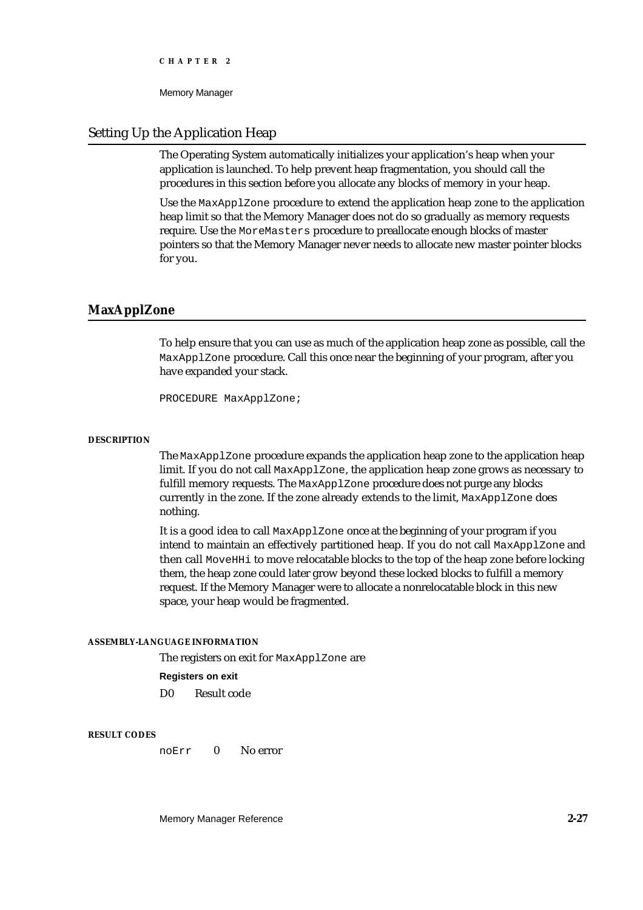## Setting Up the Application Heap

The Operating System automatically initializes your application's heap when your application is launched. To help prevent heap fragmentation, you should call the procedures in this section before you allocate any blocks of memory in your heap.

Use the `MaxApplZone` procedure to extend the application heap zone to the application heap limit so that the Memory Manager does not do so gradually as memory requests require. Use the `MoreMasters` procedure to preallocate enough blocks of master pointers so that the Memory Manager never needs to allocate new master pointer blocks for you.

### MaxApplZone

To help ensure that you can use as much of the application heap zone as possible, call the `MaxApplZone` procedure. Call this once near the beginning of your program, after you have expanded your stack.

```
PROCEDURE MaxApplZone;
```

**DESCRIPTION**

The `MaxApplZone` procedure expands the application heap zone to the application heap limit. If you do not call `MaxApplZone`, the application heap zone grows as necessary to fulfill memory requests. The `MaxApplZone` procedure does not purge any blocks currently in the zone. If the zone already extends to the limit, `MaxApplZone` does nothing.

It is a good idea to call `MaxApplZone` once at the beginning of your program if you intend to maintain an effectively partitioned heap. If you do not call `MaxApplZone` and then call `MoveHHi` to move relocatable blocks to the top of the heap zone before locking them, the heap zone could later grow beyond these locked blocks to fulfill a memory request. If the Memory Manager were to allocate a nonrelocatable block in this new space, your heap would be fragmented.

**ASSEMBLY-LANGUAGE INFORMATION**

The registers on exit for `MaxApplZone` are

**Registers on exit**

| | |
|---|---|
| D0 | Result code |

**RESULT CODES**

| | | |
|---|---|---|
| `noErr` | 0 | No error |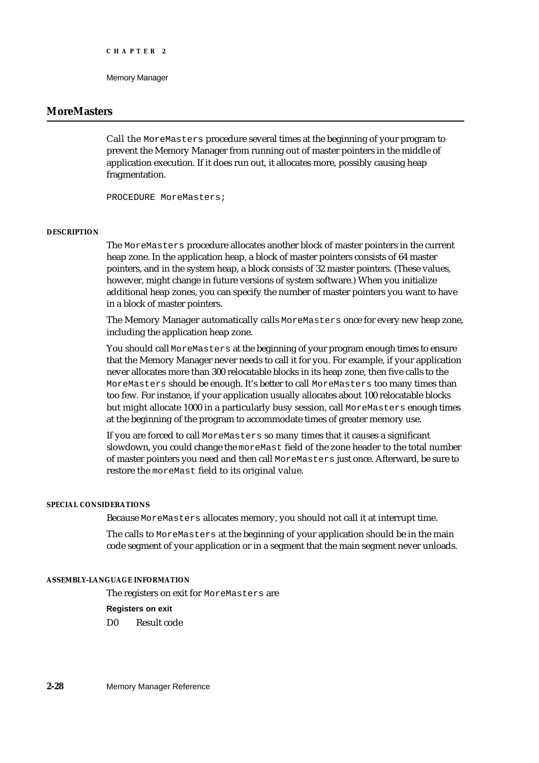## MoreMasters

Call the `MoreMasters` procedure several times at the beginning of your program to prevent the Memory Manager from running out of master pointers in the middle of application execution. If it does run out, it allocates more, possibly causing heap fragmentation.

```
PROCEDURE MoreMasters;
```

#### DESCRIPTION

The `MoreMasters` procedure allocates another block of master pointers in the current heap zone. In the application heap, a block of master pointers consists of 64 master pointers, and in the system heap, a block consists of 32 master pointers. (These values, however, might change in future versions of system software.) When you initialize additional heap zones, you can specify the number of master pointers you want to have in a block of master pointers.

The Memory Manager automatically calls `MoreMasters` once for every new heap zone, including the application heap zone.

You should call `MoreMasters` at the beginning of your program enough times to ensure that the Memory Manager never needs to call it for you. For example, if your application never allocates more than 300 relocatable blocks in its heap zone, then five calls to the `MoreMasters` should be enough. It's better to call `MoreMasters` too many times than too few. For instance, if your application usually allocates about 100 relocatable blocks but might allocate 1000 in a particularly busy session, call `MoreMasters` enough times at the beginning of the program to accommodate times of greater memory use.

If you are forced to call `MoreMasters` so many times that it causes a significant slowdown, you could change the `moreMast` field of the zone header to the total number of master pointers you need and then call `MoreMasters` just once. Afterward, be sure to restore the `moreMast` field to its original value.

#### SPECIAL CONSIDERATIONS

Because `MoreMasters` allocates memory, you should not call it at interrupt time.

The calls to `MoreMasters` at the beginning of your application should be in the main code segment of your application or in a segment that the main segment never unloads.

#### ASSEMBLY-LANGUAGE INFORMATION

The registers on exit for `MoreMasters` are

**Registers on exit**

D0 Result code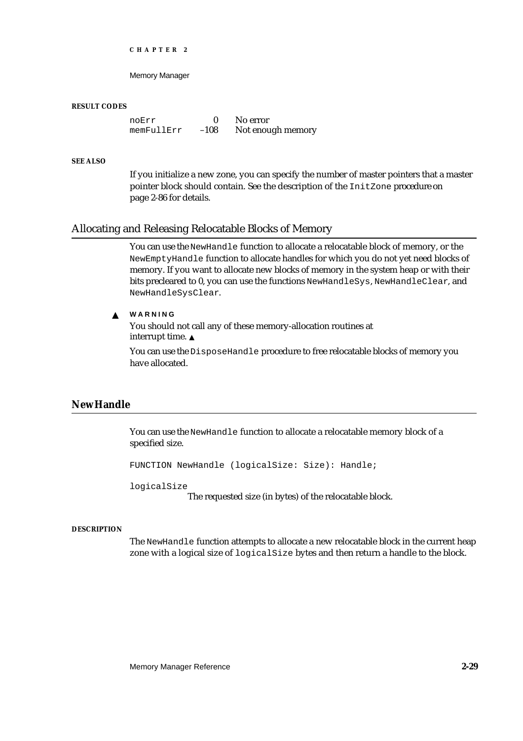**RESULT CODES**

| | | |
|---|---|---|
| `noErr` | 0 | No error |
| `memFullErr` | –108 | Not enough memory |

**SEE ALSO**

If you initialize a new zone, you can specify the number of master pointers that a master pointer block should contain. See the description of the `InitZone` procedure on page 2-86 for details.

## Allocating and Releasing Relocatable Blocks of Memory

You can use the `NewHandle` function to allocate a relocatable block of memory, or the `NewEmptyHandle` function to allocate handles for which you do not yet need blocks of memory. If you want to allocate new blocks of memory in the system heap or with their bits precleared to 0, you can use the functions `NewHandleSys`, `NewHandleClear`, and `NewHandleSysClear`.

▲ **WARNING**
You should not call any of these memory-allocation routines at interrupt time. ▲

You can use the `DisposeHandle` procedure to free relocatable blocks of memory you have allocated.

### NewHandle

You can use the `NewHandle` function to allocate a relocatable memory block of a specified size.

```
FUNCTION NewHandle (logicalSize: Size): Handle;
```

`logicalSize`
The requested size (in bytes) of the relocatable block.

**DESCRIPTION**

The `NewHandle` function attempts to allocate a new relocatable block in the current heap zone with a logical size of `logicalSize` bytes and then return a handle to the block.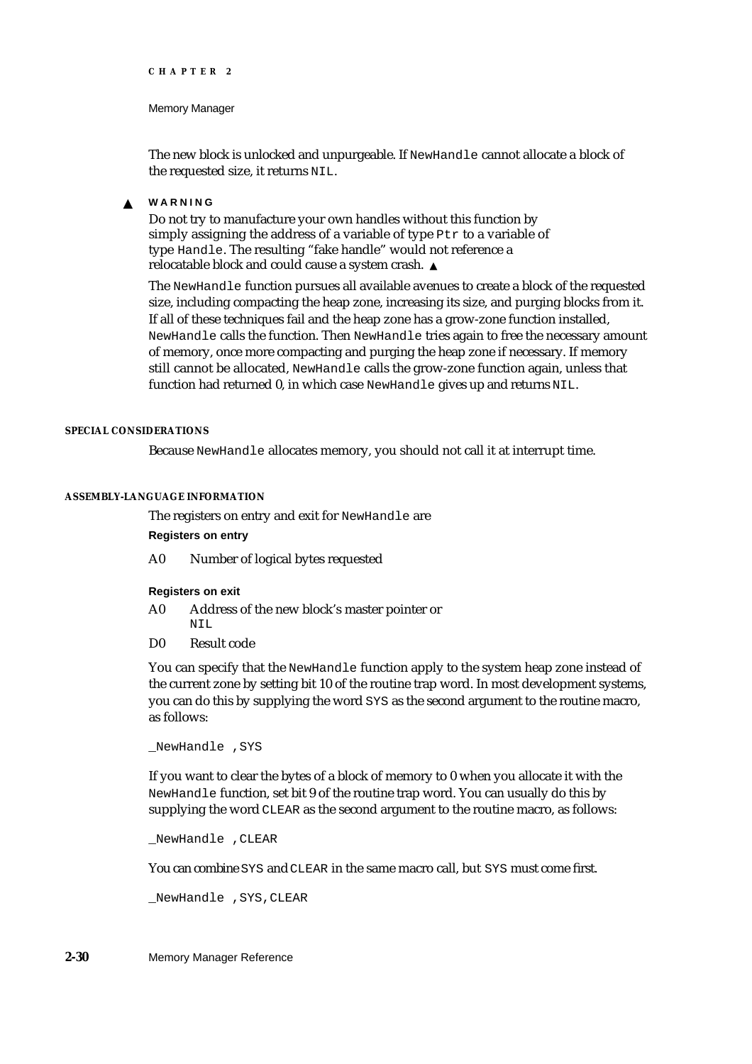The new block is unlocked and unpurgeable. If NewHandle cannot allocate a block of the requested size, it returns NIL.

▲ **WARNING**

Do not try to manufacture your own handles without this function by simply assigning the address of a variable of type Ptr to a variable of type Handle. The resulting "fake handle" would not reference a relocatable block and could cause a system crash. ▲

The NewHandle function pursues all available avenues to create a block of the requested size, including compacting the heap zone, increasing its size, and purging blocks from it. If all of these techniques fail and the heap zone has a grow-zone function installed, NewHandle calls the function. Then NewHandle tries again to free the necessary amount of memory, once more compacting and purging the heap zone if necessary. If memory still cannot be allocated, NewHandle calls the grow-zone function again, unless that function had returned 0, in which case NewHandle gives up and returns NIL.

#### SPECIAL CONSIDERATIONS

Because NewHandle allocates memory, you should not call it at interrupt time.

#### ASSEMBLY-LANGUAGE INFORMATION

The registers on entry and exit for NewHandle are

**Registers on entry**

| | |
|---|---|
| A0 | Number of logical bytes requested |

**Registers on exit**

| | |
|---|---|
| A0 | Address of the new block's master pointer or NIL |
| D0 | Result code |

You can specify that the NewHandle function apply to the system heap zone instead of the current zone by setting bit 10 of the routine trap word. In most development systems, you can do this by supplying the word SYS as the second argument to the routine macro, as follows:

```
_NewHandle ,SYS
```

If you want to clear the bytes of a block of memory to 0 when you allocate it with the NewHandle function, set bit 9 of the routine trap word. You can usually do this by supplying the word CLEAR as the second argument to the routine macro, as follows:

```
_NewHandle ,CLEAR
```

You can combine SYS and CLEAR in the same macro call, but SYS must come first.

```
_NewHandle ,SYS,CLEAR
```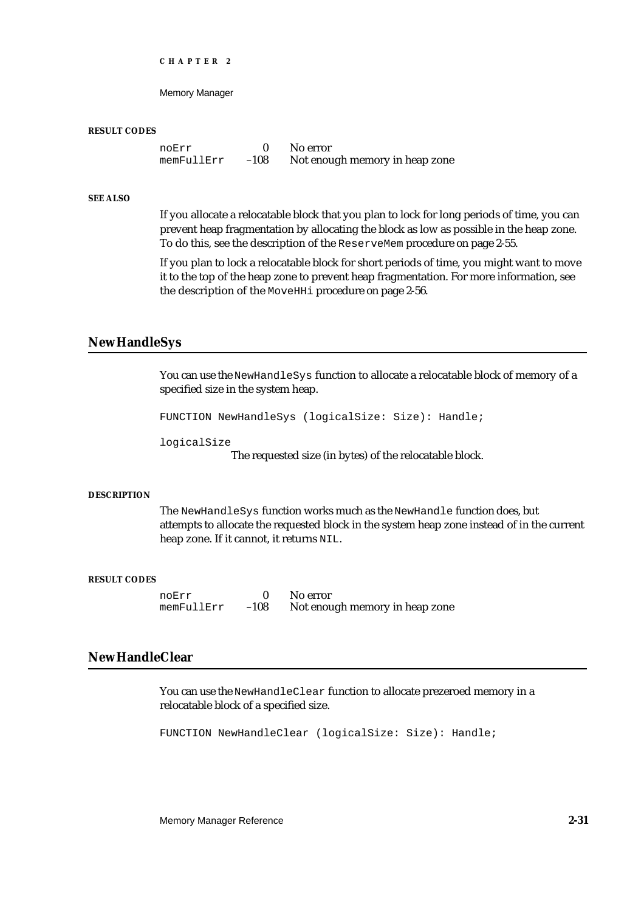#### RESULT CODES

| | | |
|---|---|---|
| noErr | 0 | No error |
| memFullErr | –108 | Not enough memory in heap zone |

#### SEE ALSO

If you allocate a relocatable block that you plan to lock for long periods of time, you can prevent heap fragmentation by allocating the block as low as possible in the heap zone. To do this, see the description of the `ReserveMem` procedure on page 2-55.

If you plan to lock a relocatable block for short periods of time, you might want to move it to the top of the heap zone to prevent heap fragmentation. For more information, see the description of the `MoveHHi` procedure on page 2-56.

## NewHandleSys

You can use the `NewHandleSys` function to allocate a relocatable block of memory of a specified size in the system heap.

```
FUNCTION NewHandleSys (logicalSize: Size): Handle;
```

`logicalSize`
The requested size (in bytes) of the relocatable block.

#### DESCRIPTION

The `NewHandleSys` function works much as the `NewHandle` function does, but attempts to allocate the requested block in the system heap zone instead of in the current heap zone. If it cannot, it returns `NIL`.

#### RESULT CODES

| | | |
|---|---|---|
| noErr | 0 | No error |
| memFullErr | –108 | Not enough memory in heap zone |

## NewHandleClear

You can use the `NewHandleClear` function to allocate prezeroed memory in a relocatable block of a specified size.

```
FUNCTION NewHandleClear (logicalSize: Size): Handle;
```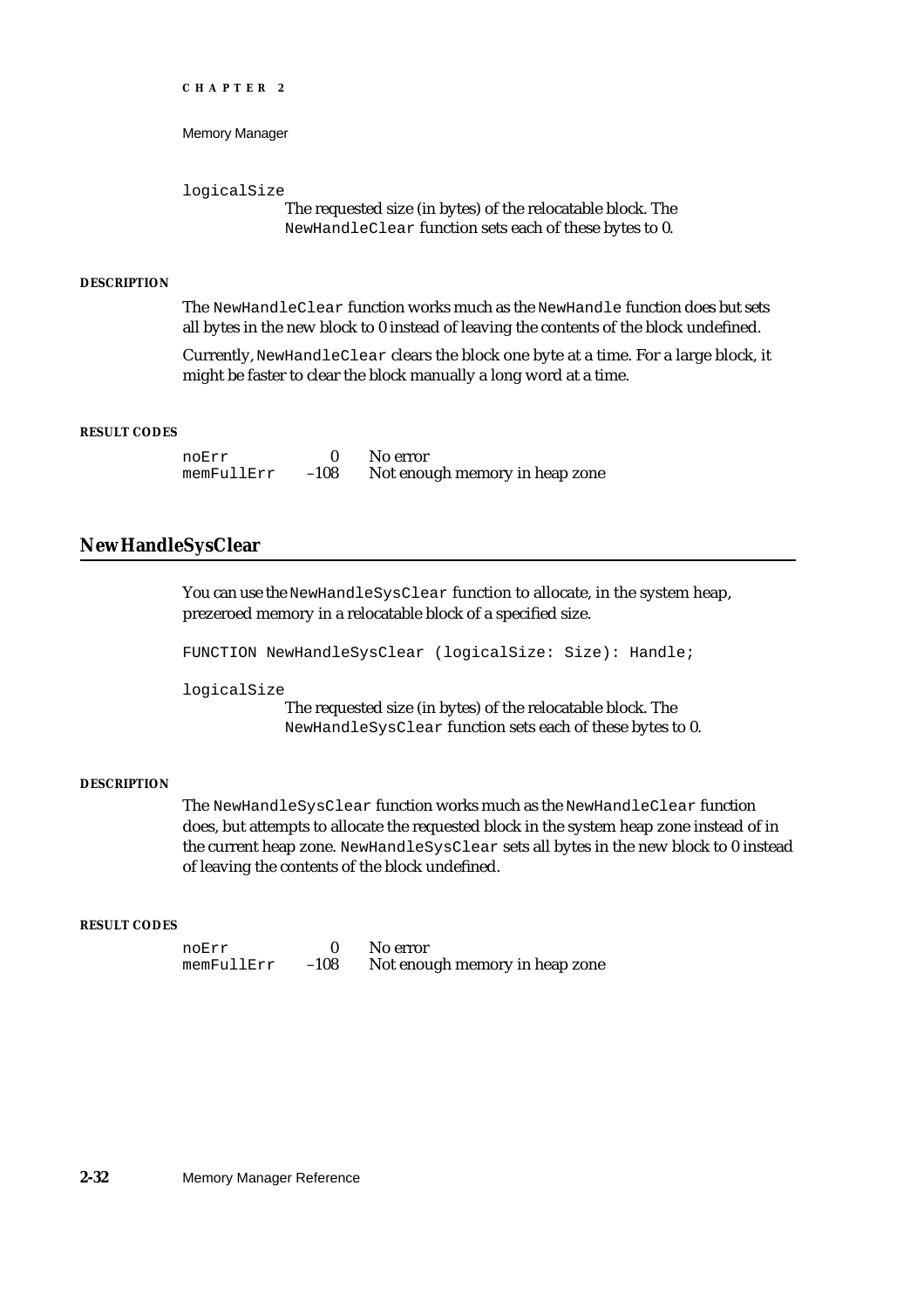logicalSize
The requested size (in bytes) of the relocatable block. The `NewHandleClear` function sets each of these bytes to 0.

**DESCRIPTION**

The `NewHandleClear` function works much as the `NewHandle` function does but sets all bytes in the new block to 0 instead of leaving the contents of the block undefined.

Currently, `NewHandleClear` clears the block one byte at a time. For a large block, it might be faster to clear the block manually a long word at a time.

**RESULT CODES**

| | | |
|---|---|---|
| noErr | 0 | No error |
| memFullErr | –108 | Not enough memory in heap zone |

## NewHandleSysClear

You can use the `NewHandleSysClear` function to allocate, in the system heap, prezeroed memory in a relocatable block of a specified size.

```
FUNCTION NewHandleSysClear (logicalSize: Size): Handle;
```

logicalSize
The requested size (in bytes) of the relocatable block. The `NewHandleSysClear` function sets each of these bytes to 0.

**DESCRIPTION**

The `NewHandleSysClear` function works much as the `NewHandleClear` function does, but attempts to allocate the requested block in the system heap zone instead of in the current heap zone. `NewHandleSysClear` sets all bytes in the new block to 0 instead of leaving the contents of the block undefined.

**RESULT CODES**

| | | |
|---|---|---|
| noErr | 0 | No error |
| memFullErr | –108 | Not enough memory in heap zone |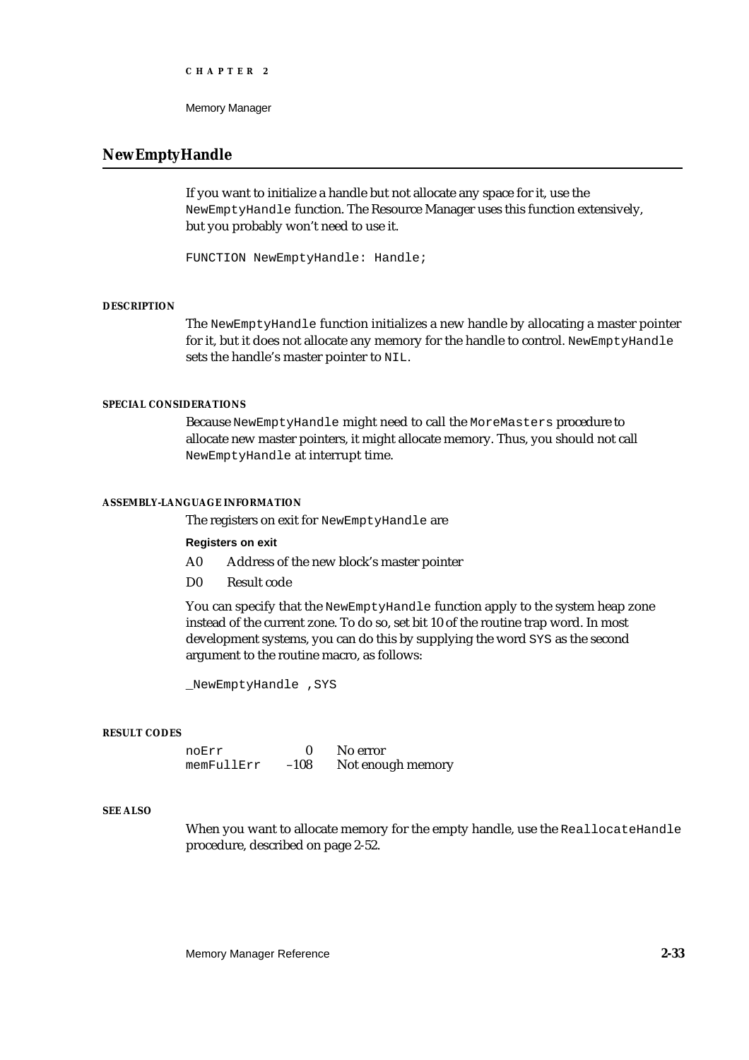## NewEmptyHandle

If you want to initialize a handle but not allocate any space for it, use the `NewEmptyHandle` function. The Resource Manager uses this function extensively, but you probably won't need to use it.

```
FUNCTION NewEmptyHandle: Handle;
```

#### DESCRIPTION

The `NewEmptyHandle` function initializes a new handle by allocating a master pointer for it, but it does not allocate any memory for the handle to control. `NewEmptyHandle` sets the handle's master pointer to `NIL`.

#### SPECIAL CONSIDERATIONS

Because `NewEmptyHandle` might need to call the `MoreMasters` procedure to allocate new master pointers, it might allocate memory. Thus, you should not call `NewEmptyHandle` at interrupt time.

#### ASSEMBLY-LANGUAGE INFORMATION

The registers on exit for `NewEmptyHandle` are

**Registers on exit**

| | |
|---|---|
| A0 | Address of the new block's master pointer |
| D0 | Result code |

You can specify that the `NewEmptyHandle` function apply to the system heap zone instead of the current zone. To do so, set bit 10 of the routine trap word. In most development systems, you can do this by supplying the word `SYS` as the second argument to the routine macro, as follows:

```
_NewEmptyHandle ,SYS
```

#### RESULT CODES

| | | |
|---|---|---|
| `noErr` | 0 | No error |
| `memFullErr` | –108 | Not enough memory |

#### SEE ALSO

When you want to allocate memory for the empty handle, use the `ReallocateHandle` procedure, described on page 2-52.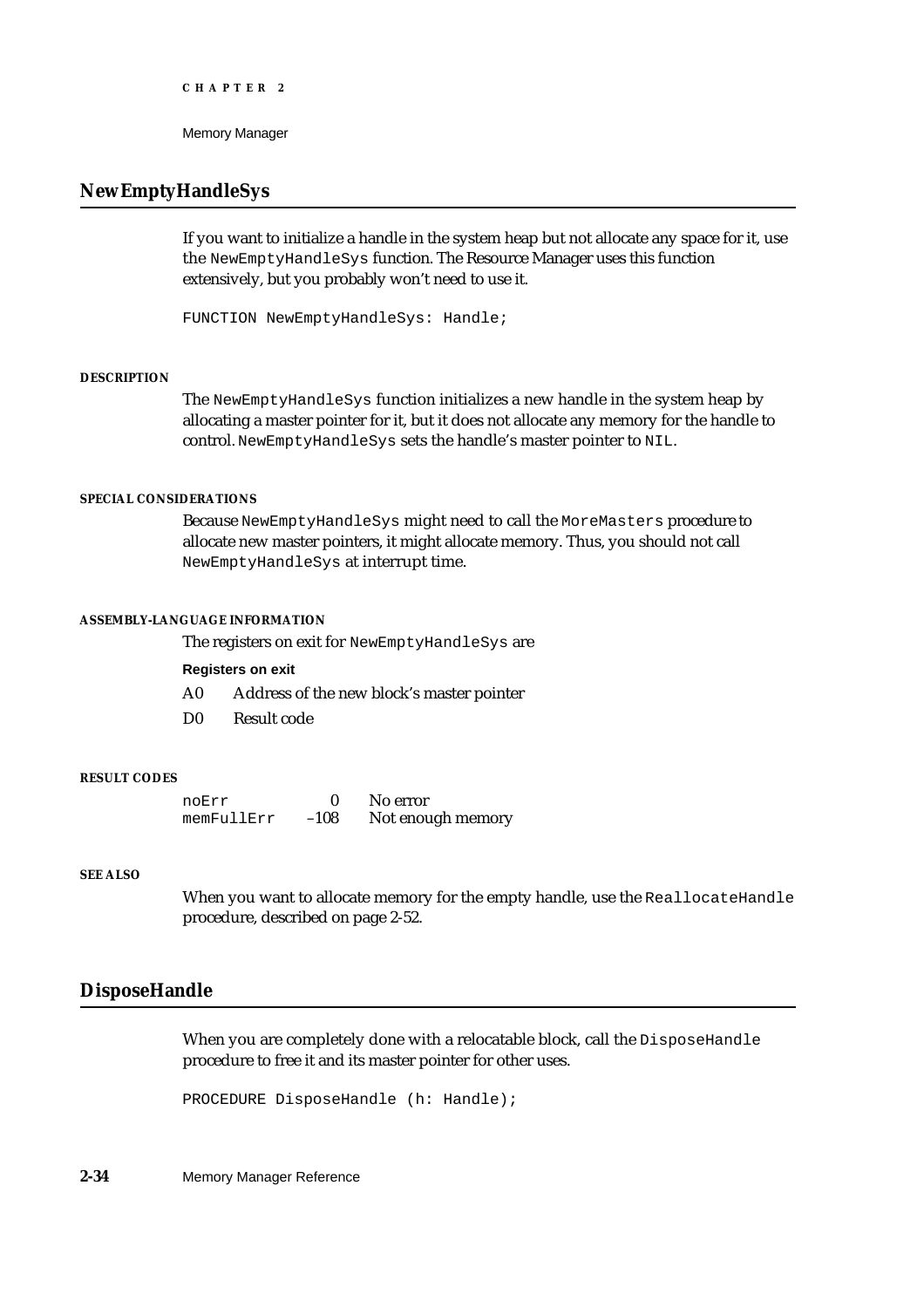## NewEmptyHandleSys

If you want to initialize a handle in the system heap but not allocate any space for it, use the `NewEmptyHandleSys` function. The Resource Manager uses this function extensively, but you probably won't need to use it.

```
FUNCTION NewEmptyHandleSys: Handle;
```

**DESCRIPTION**

The `NewEmptyHandleSys` function initializes a new handle in the system heap by allocating a master pointer for it, but it does not allocate any memory for the handle to control. `NewEmptyHandleSys` sets the handle's master pointer to `NIL`.

**SPECIAL CONSIDERATIONS**

Because `NewEmptyHandleSys` might need to call the `MoreMasters` procedure to allocate new master pointers, it might allocate memory. Thus, you should not call `NewEmptyHandleSys` at interrupt time.

**ASSEMBLY-LANGUAGE INFORMATION**

The registers on exit for `NewEmptyHandleSys` are

**Registers on exit**

| | |
|---|---|
| A0 | Address of the new block's master pointer |
| D0 | Result code |

**RESULT CODES**

| | | |
|---|---|---|
| noErr | 0 | No error |
| memFullErr | –108 | Not enough memory |

**SEE ALSO**

When you want to allocate memory for the empty handle, use the `ReallocateHandle` procedure, described on page 2-52.

## DisposeHandle

When you are completely done with a relocatable block, call the `DisposeHandle` procedure to free it and its master pointer for other uses.

```
PROCEDURE DisposeHandle (h: Handle);
```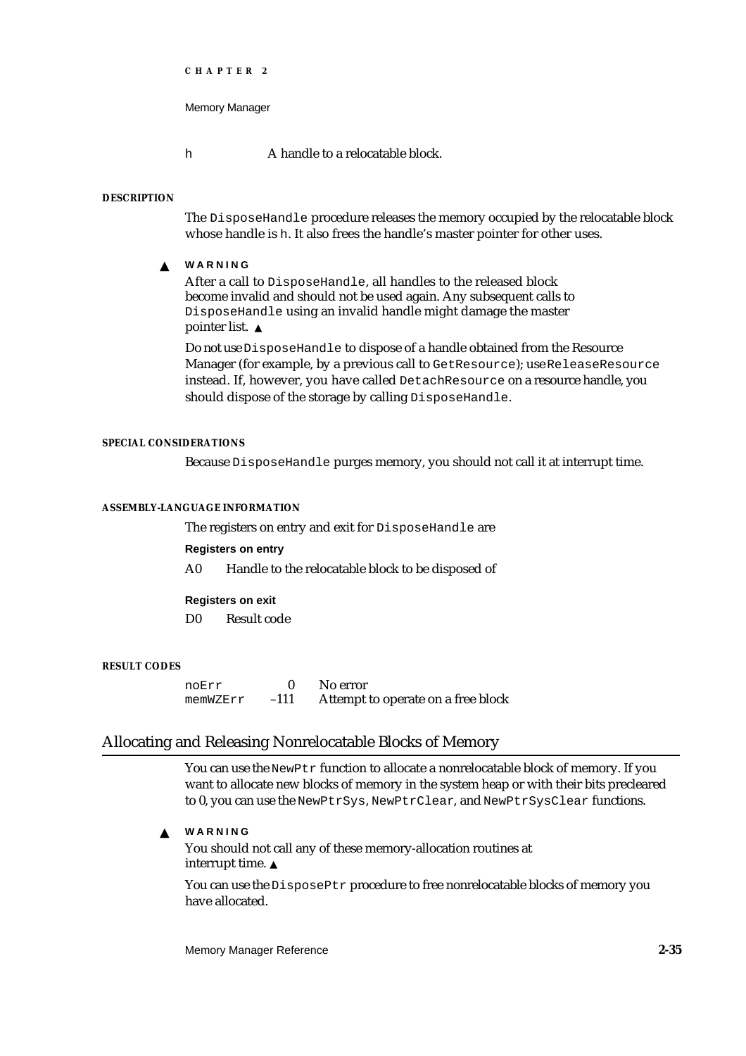h A handle to a relocatable block.

**DESCRIPTION**

The `DisposeHandle` procedure releases the memory occupied by the relocatable block whose handle is `h`. It also frees the handle's master pointer for other uses.

▲ **WARNING**

After a call to `DisposeHandle`, all handles to the released block become invalid and should not be used again. Any subsequent calls to `DisposeHandle` using an invalid handle might damage the master pointer list. ▲

Do not use `DisposeHandle` to dispose of a handle obtained from the Resource Manager (for example, by a previous call to `GetResource`); use `ReleaseResource` instead. If, however, you have called `DetachResource` on a resource handle, you should dispose of the storage by calling `DisposeHandle`.

**SPECIAL CONSIDERATIONS**

Because `DisposeHandle` purges memory, you should not call it at interrupt time.

**ASSEMBLY-LANGUAGE INFORMATION**

The registers on entry and exit for `DisposeHandle` are

**Registers on entry**

A0 Handle to the relocatable block to be disposed of

**Registers on exit**

D0 Result code

**RESULT CODES**

| | | |
|---|---|---|
| `noErr` | 0 | No error |
| `memWZErr` | –111 | Attempt to operate on a free block |

## Allocating and Releasing Nonrelocatable Blocks of Memory

You can use the `NewPtr` function to allocate a nonrelocatable block of memory. If you want to allocate new blocks of memory in the system heap or with their bits precleared to 0, you can use the `NewPtrSys`, `NewPtrClear`, and `NewPtrSysClear` functions.

▲ **WARNING**

You should not call any of these memory-allocation routines at interrupt time. ▲

You can use the `DisposePtr` procedure to free nonrelocatable blocks of memory you have allocated.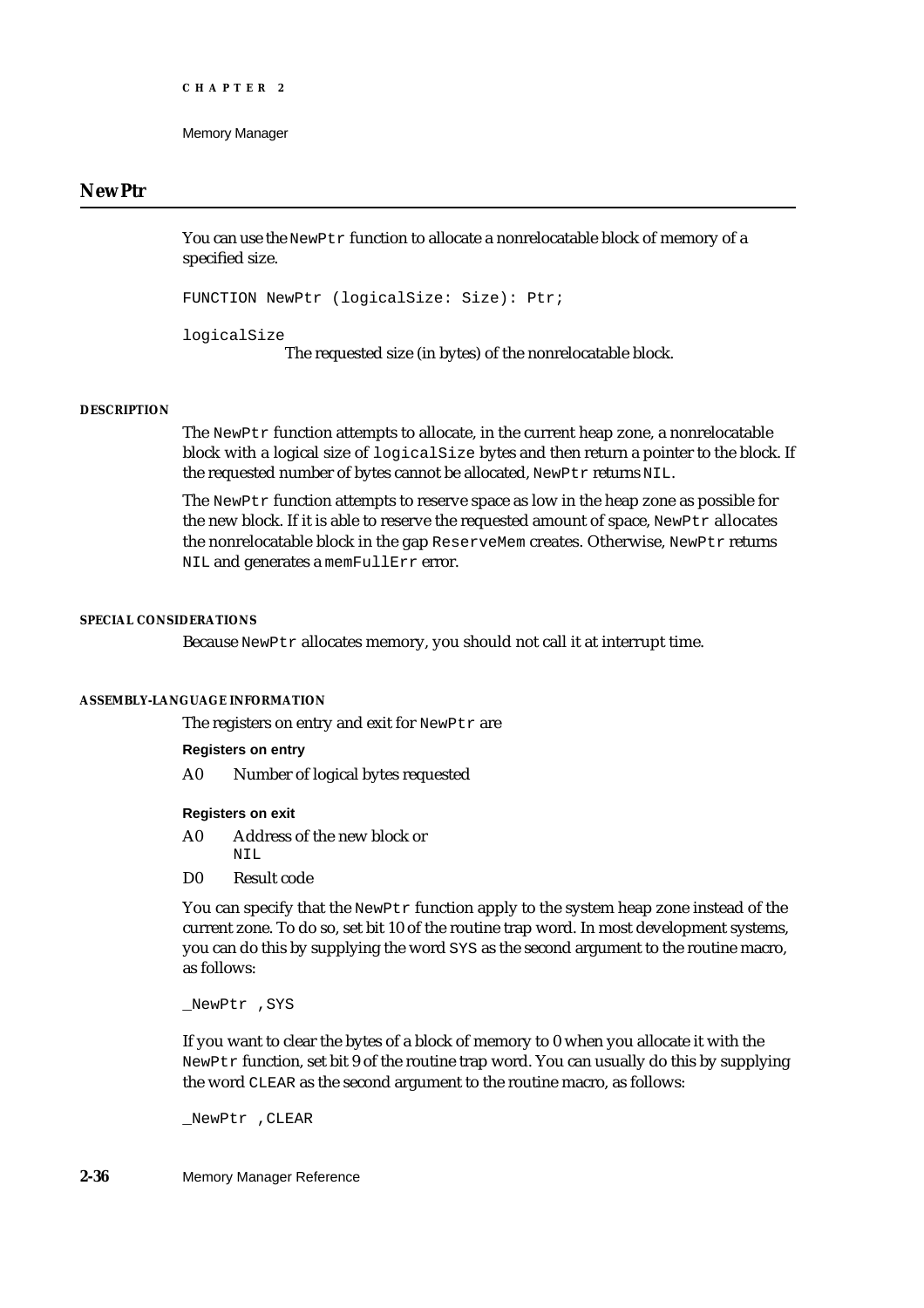## NewPtr

You can use the `NewPtr` function to allocate a nonrelocatable block of memory of a specified size.

```
FUNCTION NewPtr (logicalSize: Size): Ptr;
```

`logicalSize`
The requested size (in bytes) of the nonrelocatable block.

#### DESCRIPTION

The `NewPtr` function attempts to allocate, in the current heap zone, a nonrelocatable block with a logical size of `logicalSize` bytes and then return a pointer to the block. If the requested number of bytes cannot be allocated, `NewPtr` returns `NIL`.

The `NewPtr` function attempts to reserve space as low in the heap zone as possible for the new block. If it is able to reserve the requested amount of space, `NewPtr` allocates the nonrelocatable block in the gap `ReserveMem` creates. Otherwise, `NewPtr` returns `NIL` and generates a `memFullErr` error.

#### SPECIAL CONSIDERATIONS

Because `NewPtr` allocates memory, you should not call it at interrupt time.

#### ASSEMBLY-LANGUAGE INFORMATION

The registers on entry and exit for `NewPtr` are

**Registers on entry**

| | |
|---|---|
| A0 | Number of logical bytes requested |

**Registers on exit**

| | |
|---|---|
| A0 | Address of the new block or `NIL` |
| D0 | Result code |

You can specify that the `NewPtr` function apply to the system heap zone instead of the current zone. To do so, set bit 10 of the routine trap word. In most development systems, you can do this by supplying the word `SYS` as the second argument to the routine macro, as follows:

```
_NewPtr ,SYS
```

If you want to clear the bytes of a block of memory to 0 when you allocate it with the `NewPtr` function, set bit 9 of the routine trap word. You can usually do this by supplying the word `CLEAR` as the second argument to the routine macro, as follows:

```
_NewPtr ,CLEAR
```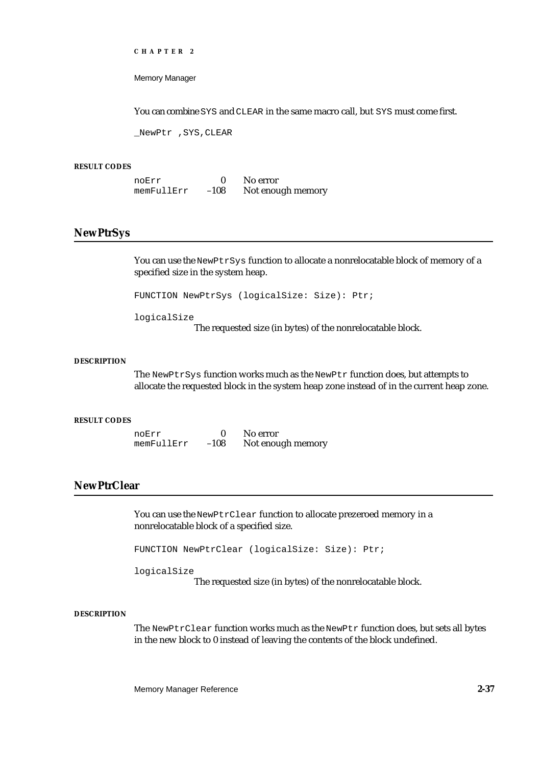You can combine SYS and CLEAR in the same macro call, but SYS must come first.

```
_NewPtr ,SYS,CLEAR
```

**RESULT CODES**

| | | |
|---|---|---|
| noErr | 0 | No error |
| memFullErr | –108 | Not enough memory |

## NewPtrSys

You can use the NewPtrSys function to allocate a nonrelocatable block of memory of a specified size in the system heap.

```
FUNCTION NewPtrSys (logicalSize: Size): Ptr;
```

logicalSize
The requested size (in bytes) of the nonrelocatable block.

**DESCRIPTION**

The NewPtrSys function works much as the NewPtr function does, but attempts to allocate the requested block in the system heap zone instead of in the current heap zone.

**RESULT CODES**

| | | |
|---|---|---|
| noErr | 0 | No error |
| memFullErr | –108 | Not enough memory |

## NewPtrClear

You can use the NewPtrClear function to allocate prezeroed memory in a nonrelocatable block of a specified size.

```
FUNCTION NewPtrClear (logicalSize: Size): Ptr;
```

logicalSize
The requested size (in bytes) of the nonrelocatable block.

**DESCRIPTION**

The NewPtrClear function works much as the NewPtr function does, but sets all bytes in the new block to 0 instead of leaving the contents of the block undefined.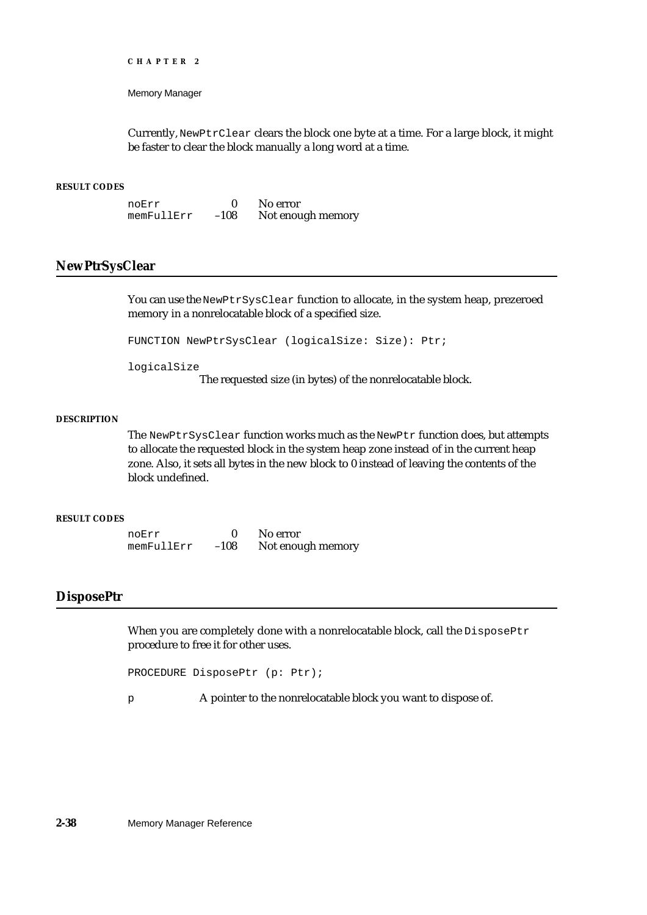Currently, `NewPtrClear` clears the block one byte at a time. For a large block, it might be faster to clear the block manually a long word at a time.

**RESULT CODES**

| | | |
|---|---|---|
| `noErr` | 0 | No error |
| `memFullErr` | –108 | Not enough memory |

## NewPtrSysClear

You can use the `NewPtrSysClear` function to allocate, in the system heap, prezeroed memory in a nonrelocatable block of a specified size.

```
FUNCTION NewPtrSysClear (logicalSize: Size): Ptr;
```

`logicalSize`
The requested size (in bytes) of the nonrelocatable block.

**DESCRIPTION**

The `NewPtrSysClear` function works much as the `NewPtr` function does, but attempts to allocate the requested block in the system heap zone instead of in the current heap zone. Also, it sets all bytes in the new block to 0 instead of leaving the contents of the block undefined.

**RESULT CODES**

| | | |
|---|---|---|
| `noErr` | 0 | No error |
| `memFullErr` | –108 | Not enough memory |

## DisposePtr

When you are completely done with a nonrelocatable block, call the `DisposePtr` procedure to free it for other uses.

```
PROCEDURE DisposePtr (p: Ptr);
```

`p` A pointer to the nonrelocatable block you want to dispose of.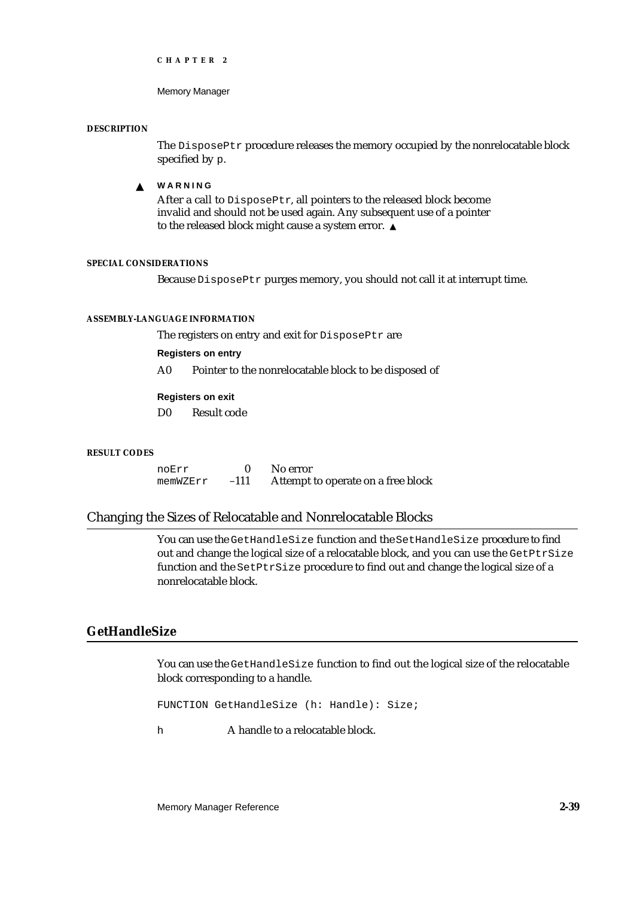**DESCRIPTION**

The `DisposePtr` procedure releases the memory occupied by the nonrelocatable block specified by `p`.

▲ **WARNING**

After a call to `DisposePtr`, all pointers to the released block become invalid and should not be used again. Any subsequent use of a pointer to the released block might cause a system error. ▲

**SPECIAL CONSIDERATIONS**

Because `DisposePtr` purges memory, you should not call it at interrupt time.

**ASSEMBLY-LANGUAGE INFORMATION**

The registers on entry and exit for `DisposePtr` are

**Registers on entry**

| | |
|---|---|
| A0 | Pointer to the nonrelocatable block to be disposed of |

**Registers on exit**

| | |
|---|---|
| D0 | Result code |

**RESULT CODES**

| | | |
|---|---|---|
| `noErr` | 0 | No error |
| `memWZErr` | –111 | Attempt to operate on a free block |

## Changing the Sizes of Relocatable and Nonrelocatable Blocks

You can use the `GetHandleSize` function and the `SetHandleSize` procedure to find out and change the logical size of a relocatable block, and you can use the `GetPtrSize` function and the `SetPtrSize` procedure to find out and change the logical size of a nonrelocatable block.

### GetHandleSize

You can use the `GetHandleSize` function to find out the logical size of the relocatable block corresponding to a handle.

```
FUNCTION GetHandleSize (h: Handle): Size;
```

`h` A handle to a relocatable block.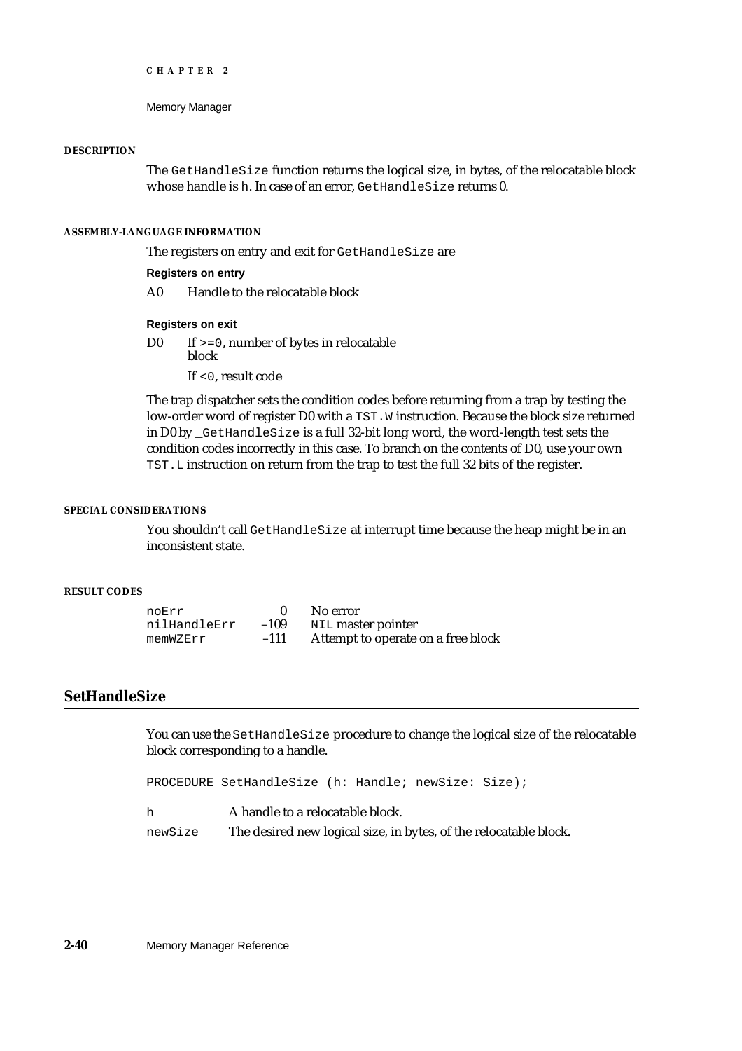#### DESCRIPTION

The `GetHandleSize` function returns the logical size, in bytes, of the relocatable block whose handle is `h`. In case of an error, `GetHandleSize` returns 0.

#### ASSEMBLY-LANGUAGE INFORMATION

The registers on entry and exit for `GetHandleSize` are

**Registers on entry**

A0 Handle to the relocatable block

**Registers on exit**

D0 If `>=0`, number of bytes in relocatable block

If `<0`, result code

The trap dispatcher sets the condition codes before returning from a trap by testing the low-order word of register D0 with a `TST.W` instruction. Because the block size returned in D0 by `_GetHandleSize` is a full 32-bit long word, the word-length test sets the condition codes incorrectly in this case. To branch on the contents of D0, use your own `TST.L` instruction on return from the trap to test the full 32 bits of the register.

#### SPECIAL CONSIDERATIONS

You shouldn't call `GetHandleSize` at interrupt time because the heap might be in an inconsistent state.

#### RESULT CODES

| | | |
|---|---|---|
| `noErr` | 0 | No error |
| `nilHandleErr` | –109 | `NIL` master pointer |
| `memWZErr` | –111 | Attempt to operate on a free block |

## SetHandleSize

You can use the `SetHandleSize` procedure to change the logical size of the relocatable block corresponding to a handle.

```
PROCEDURE SetHandleSize (h: Handle; newSize: Size);
```

`h` A handle to a relocatable block.

`newSize` The desired new logical size, in bytes, of the relocatable block.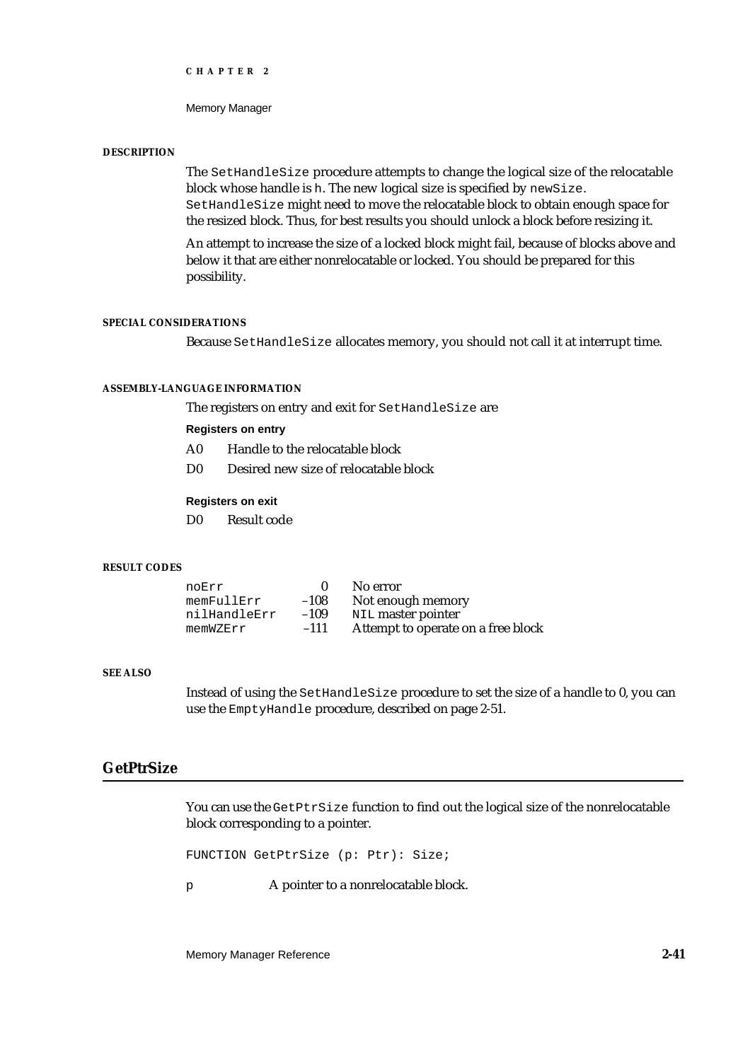#### DESCRIPTION

The `SetHandleSize` procedure attempts to change the logical size of the relocatable block whose handle is `h`. The new logical size is specified by `newSize`. `SetHandleSize` might need to move the relocatable block to obtain enough space for the resized block. Thus, for best results you should unlock a block before resizing it.

An attempt to increase the size of a locked block might fail, because of blocks above and below it that are either nonrelocatable or locked. You should be prepared for this possibility.

#### SPECIAL CONSIDERATIONS

Because `SetHandleSize` allocates memory, you should not call it at interrupt time.

#### ASSEMBLY-LANGUAGE INFORMATION

The registers on entry and exit for `SetHandleSize` are

**Registers on entry**

| | |
|---|---|
| A0 | Handle to the relocatable block |
| D0 | Desired new size of relocatable block |

**Registers on exit**

| | |
|---|---|
| D0 | Result code |

#### RESULT CODES

| | | |
|---|---|---|
| `noErr` | 0 | No error |
| `memFullErr` | –108 | Not enough memory |
| `nilHandleErr` | –109 | `NIL` master pointer |
| `memWZErr` | –111 | Attempt to operate on a free block |

#### SEE ALSO

Instead of using the `SetHandleSize` procedure to set the size of a handle to 0, you can use the `EmptyHandle` procedure, described on page 2-51.

## GetPtrSize

You can use the `GetPtrSize` function to find out the logical size of the nonrelocatable block corresponding to a pointer.

```
FUNCTION GetPtrSize (p: Ptr): Size;
```

`p` A pointer to a nonrelocatable block.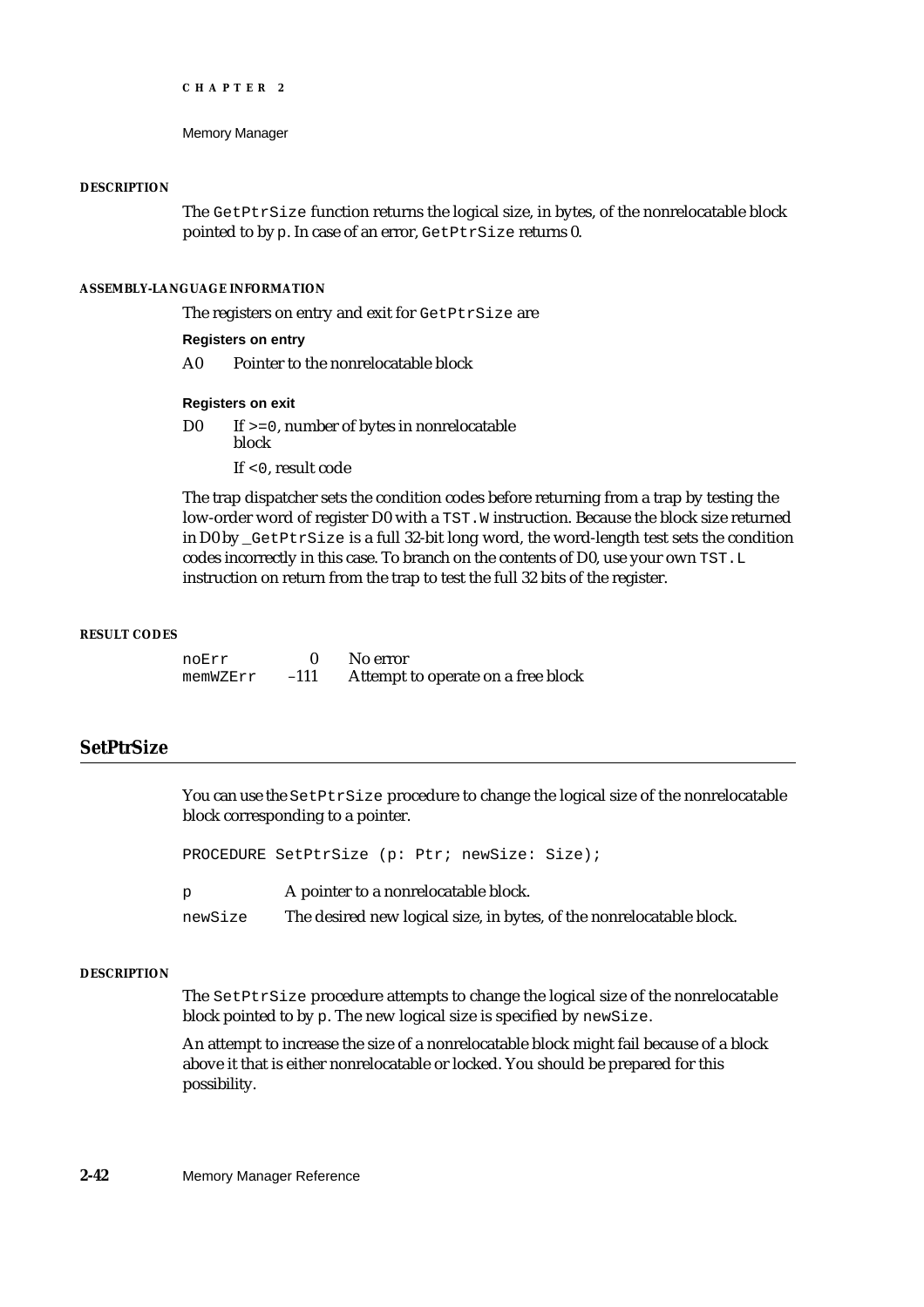#### DESCRIPTION

The `GetPtrSize` function returns the logical size, in bytes, of the nonrelocatable block pointed to by `p`. In case of an error, `GetPtrSize` returns 0.

#### ASSEMBLY-LANGUAGE INFORMATION

The registers on entry and exit for `GetPtrSize` are

**Registers on entry**

A0 Pointer to the nonrelocatable block

**Registers on exit**

D0 If `>=0`, number of bytes in nonrelocatable block
If `<0`, result code

The trap dispatcher sets the condition codes before returning from a trap by testing the low-order word of register D0 with a `TST.W` instruction. Because the block size returned in D0 by `_GetPtrSize` is a full 32-bit long word, the word-length test sets the condition codes incorrectly in this case. To branch on the contents of D0, use your own `TST.L` instruction on return from the trap to test the full 32 bits of the register.

#### RESULT CODES

| | | |
|---|---|---|
| noErr | 0 | No error |
| memWZErr | –111 | Attempt to operate on a free block |

## SetPtrSize

You can use the `SetPtrSize` procedure to change the logical size of the nonrelocatable block corresponding to a pointer.

```
PROCEDURE SetPtrSize (p: Ptr; newSize: Size);
```

`p` A pointer to a nonrelocatable block.

`newSize` The desired new logical size, in bytes, of the nonrelocatable block.

#### DESCRIPTION

The `SetPtrSize` procedure attempts to change the logical size of the nonrelocatable block pointed to by `p`. The new logical size is specified by `newSize`.

An attempt to increase the size of a nonrelocatable block might fail because of a block above it that is either nonrelocatable or locked. You should be prepared for this possibility.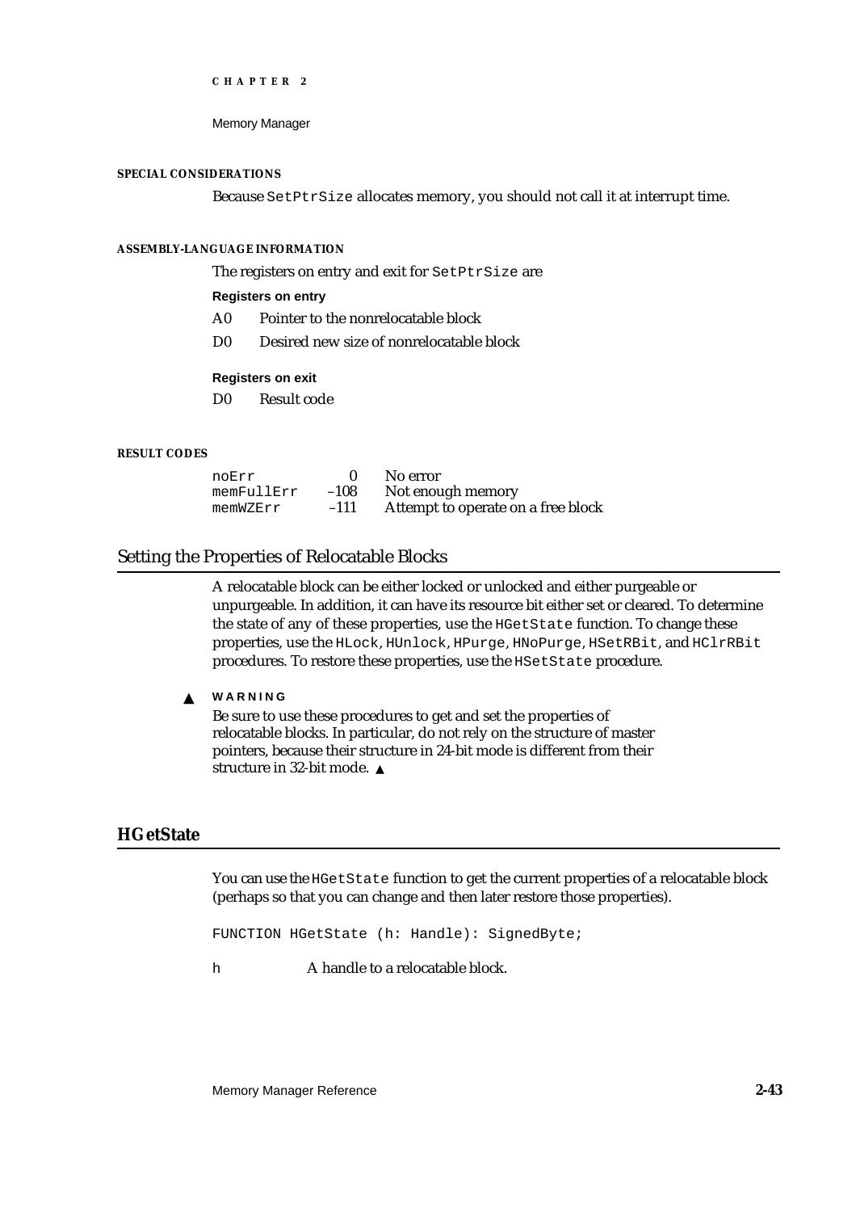#### SPECIAL CONSIDERATIONS

Because `SetPtrSize` allocates memory, you should not call it at interrupt time.

#### ASSEMBLY-LANGUAGE INFORMATION

The registers on entry and exit for `SetPtrSize` are

**Registers on entry**

| | |
|---|---|
| A0 | Pointer to the nonrelocatable block |
| D0 | Desired new size of nonrelocatable block |

**Registers on exit**

| | |
|---|---|
| D0 | Result code |

#### RESULT CODES

| | | |
|---|---|---|
| noErr | 0 | No error |
| memFullErr | –108 | Not enough memory |
| memWZErr | –111 | Attempt to operate on a free block |

## Setting the Properties of Relocatable Blocks

A relocatable block can be either locked or unlocked and either purgeable or unpurgeable. In addition, it can have its resource bit either set or cleared. To determine the state of any of these properties, use the `HGetState` function. To change these properties, use the `HLock`, `HUnlock`, `HPurge`, `HNoPurge`, `HSetRBit`, and `HClrRBit` procedures. To restore these properties, use the `HSetState` procedure.

▲ **WARNING**

Be sure to use these procedures to get and set the properties of relocatable blocks. In particular, do not rely on the structure of master pointers, because their structure in 24-bit mode is different from their structure in 32-bit mode. ▲

### HGetState

You can use the `HGetState` function to get the current properties of a relocatable block (perhaps so that you can change and then later restore those properties).

```
FUNCTION HGetState (h: Handle): SignedByte;
```

`h` A handle to a relocatable block.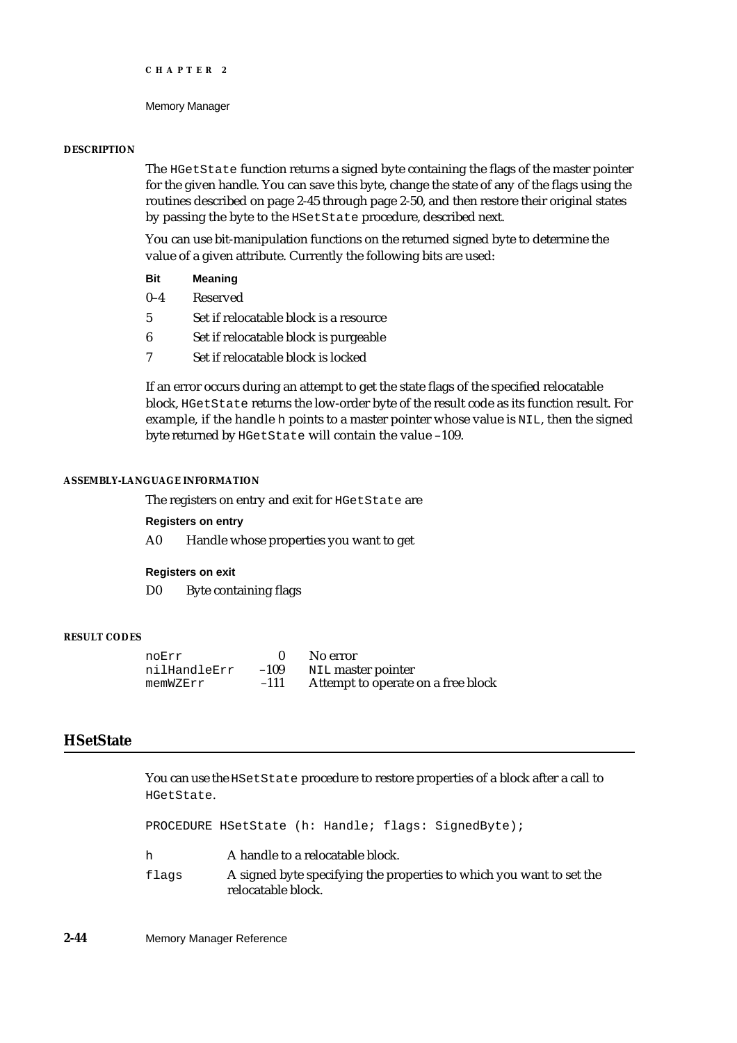#### DESCRIPTION

The `HGetState` function returns a signed byte containing the flags of the master pointer for the given handle. You can save this byte, change the state of any of the flags using the routines described on page 2-45 through page 2-50, and then restore their original states by passing the byte to the `HSetState` procedure, described next.

You can use bit-manipulation functions on the returned signed byte to determine the value of a given attribute. Currently the following bits are used:

| Bit | Meaning |
|---|---|
| 0–4 | Reserved |
| 5 | Set if relocatable block is a resource |
| 6 | Set if relocatable block is purgeable |
| 7 | Set if relocatable block is locked |

If an error occurs during an attempt to get the state flags of the specified relocatable block, `HGetState` returns the low-order byte of the result code as its function result. For example, if the handle `h` points to a master pointer whose value is `NIL`, then the signed byte returned by `HGetState` will contain the value –109.

#### ASSEMBLY-LANGUAGE INFORMATION

The registers on entry and exit for `HGetState` are

**Registers on entry**

| | |
|---|---|
| A0 | Handle whose properties you want to get |

**Registers on exit**

| | |
|---|---|
| D0 | Byte containing flags |

#### RESULT CODES

| | | |
|---|---|---|
| `noErr` | 0 | No error |
| `nilHandleErr` | –109 | `NIL` master pointer |
| `memWZErr` | –111 | Attempt to operate on a free block |

## HSetState

You can use the `HSetState` procedure to restore properties of a block after a call to `HGetState`.

```
PROCEDURE HSetState (h: Handle; flags: SignedByte);
```

| | |
|---|---|
| `h` | A handle to a relocatable block. |
| `flags` | A signed byte specifying the properties to which you want to set the relocatable block. |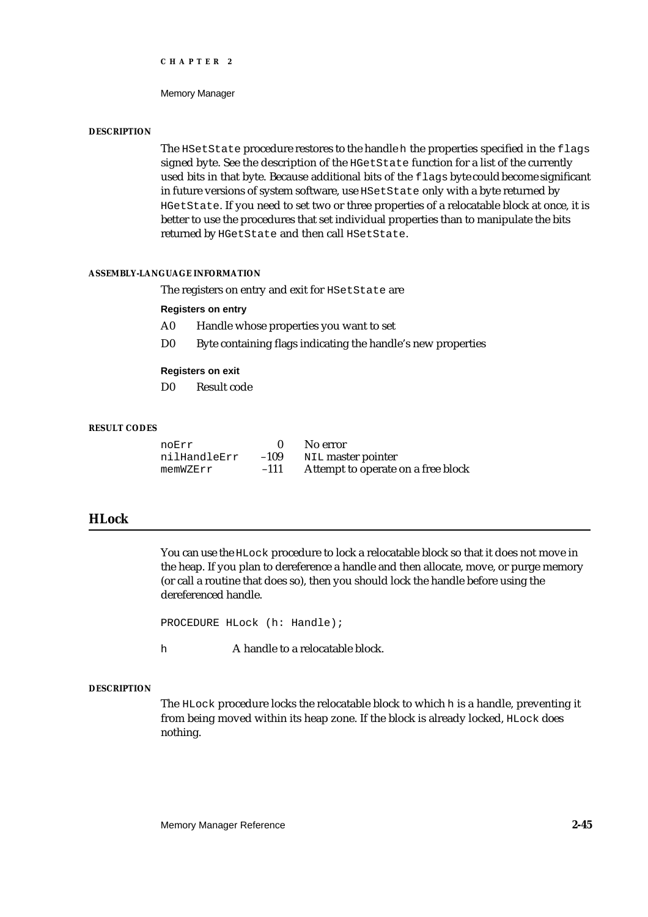#### DESCRIPTION

The `HSetState` procedure restores to the handle `h` the properties specified in the `flags` signed byte. See the description of the `HGetState` function for a list of the currently used bits in that byte. Because additional bits of the `flags` byte could become significant in future versions of system software, use `HSetState` only with a byte returned by `HGetState`. If you need to set two or three properties of a relocatable block at once, it is better to use the procedures that set individual properties than to manipulate the bits returned by `HGetState` and then call `HSetState`.

#### ASSEMBLY-LANGUAGE INFORMATION

The registers on entry and exit for `HSetState` are

**Registers on entry**

| | |
|---|---|
| A0 | Handle whose properties you want to set |
| D0 | Byte containing flags indicating the handle's new properties |

**Registers on exit**

| | |
|---|---|
| D0 | Result code |

#### RESULT CODES

| | | |
|---|---|---|
| `noErr` | 0 | No error |
| `nilHandleErr` | –109 | `NIL` master pointer |
| `memWZErr` | –111 | Attempt to operate on a free block |

## HLock

You can use the `HLock` procedure to lock a relocatable block so that it does not move in the heap. If you plan to dereference a handle and then allocate, move, or purge memory (or call a routine that does so), then you should lock the handle before using the dereferenced handle.

```
PROCEDURE HLock (h: Handle);
```

`h` A handle to a relocatable block.

#### DESCRIPTION

The `HLock` procedure locks the relocatable block to which `h` is a handle, preventing it from being moved within its heap zone. If the block is already locked, `HLock` does nothing.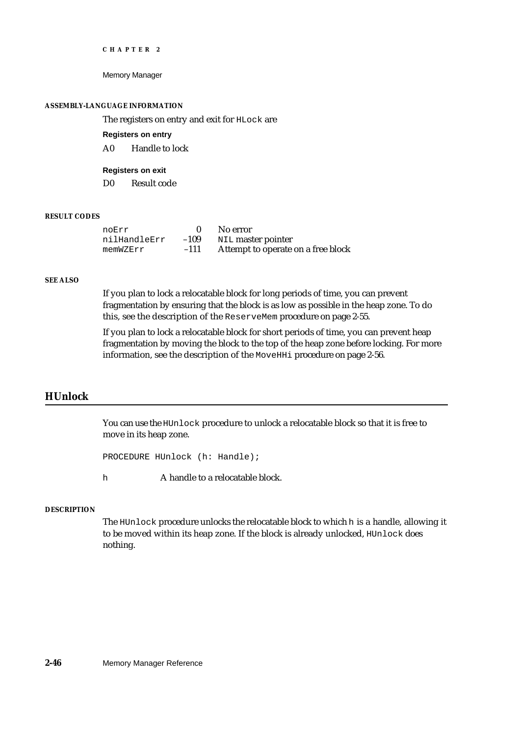#### ASSEMBLY-LANGUAGE INFORMATION

The registers on entry and exit for `HLock` are

**Registers on entry**

A0 Handle to lock

**Registers on exit**

D0 Result code

#### RESULT CODES

| | | |
|---|---|---|
| noErr | 0 | No error |
| nilHandleErr | –109 | NIL master pointer |
| memWZErr | –111 | Attempt to operate on a free block |

#### SEE ALSO

If you plan to lock a relocatable block for long periods of time, you can prevent fragmentation by ensuring that the block is as low as possible in the heap zone. To do this, see the description of the `ReserveMem` procedure on page 2-55.

If you plan to lock a relocatable block for short periods of time, you can prevent heap fragmentation by moving the block to the top of the heap zone before locking. For more information, see the description of the `MoveHHi` procedure on page 2-56.

## HUnlock

You can use the `HUnlock` procedure to unlock a relocatable block so that it is free to move in its heap zone.

```
PROCEDURE HUnlock (h: Handle);
```

`h` A handle to a relocatable block.

#### DESCRIPTION

The `HUnlock` procedure unlocks the relocatable block to which `h` is a handle, allowing it to be moved within its heap zone. If the block is already unlocked, `HUnlock` does nothing.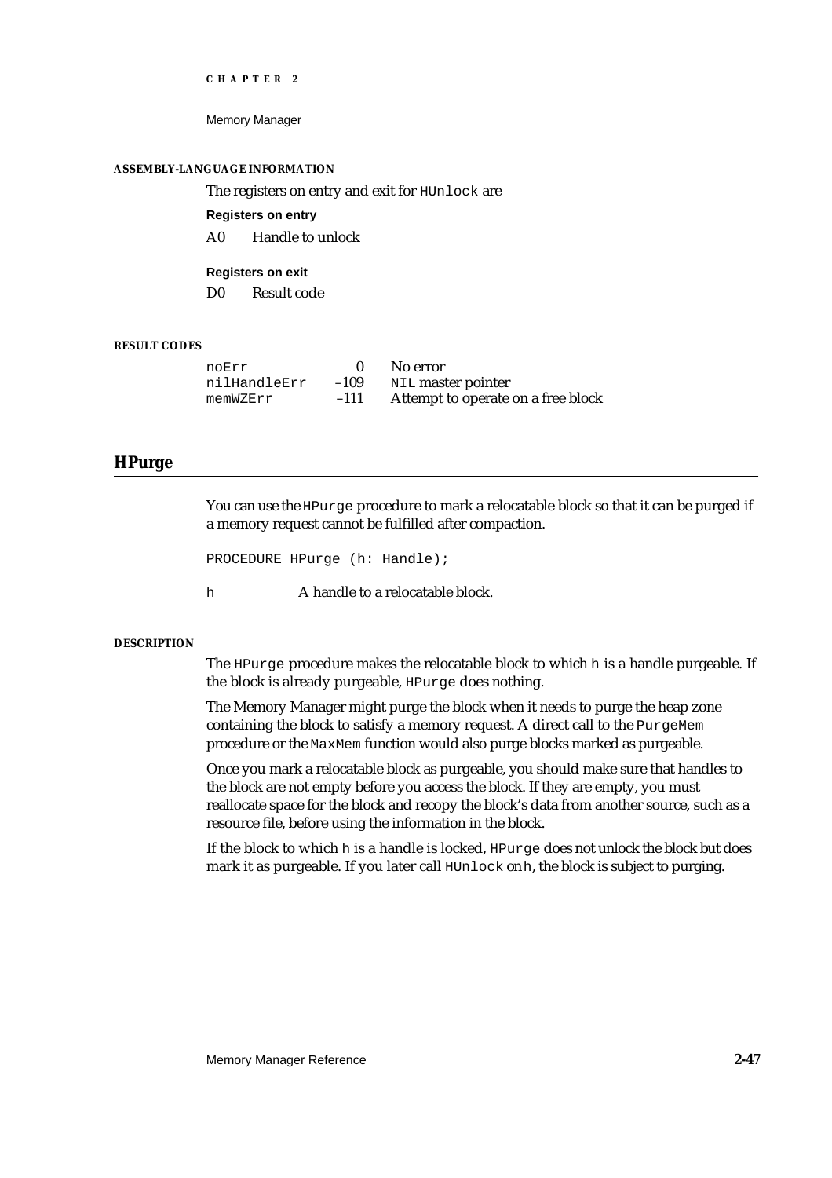#### ASSEMBLY-LANGUAGE INFORMATION

The registers on entry and exit for `HUnlock` are

**Registers on entry**

| | |
|---|---|
| A0 | Handle to unlock |

**Registers on exit**

| | |
|---|---|
| D0 | Result code |

#### RESULT CODES

| | | |
|---|---|---|
| `noErr` | 0 | No error |
| `nilHandleErr` | –109 | `NIL` master pointer |
| `memWZErr` | –111 | Attempt to operate on a free block |

## HPurge

You can use the `HPurge` procedure to mark a relocatable block so that it can be purged if a memory request cannot be fulfilled after compaction.

```
PROCEDURE HPurge (h: Handle);
```

`h` A handle to a relocatable block.

#### DESCRIPTION

The `HPurge` procedure makes the relocatable block to which `h` is a handle purgeable. If the block is already purgeable, `HPurge` does nothing.

The Memory Manager might purge the block when it needs to purge the heap zone containing the block to satisfy a memory request. A direct call to the `PurgeMem` procedure or the `MaxMem` function would also purge blocks marked as purgeable.

Once you mark a relocatable block as purgeable, you should make sure that handles to the block are not empty before you access the block. If they are empty, you must reallocate space for the block and recopy the block's data from another source, such as a resource file, before using the information in the block.

If the block to which `h` is a handle is locked, `HPurge` does not unlock the block but does mark it as purgeable. If you later call `HUnlock` on `h`, the block is subject to purging.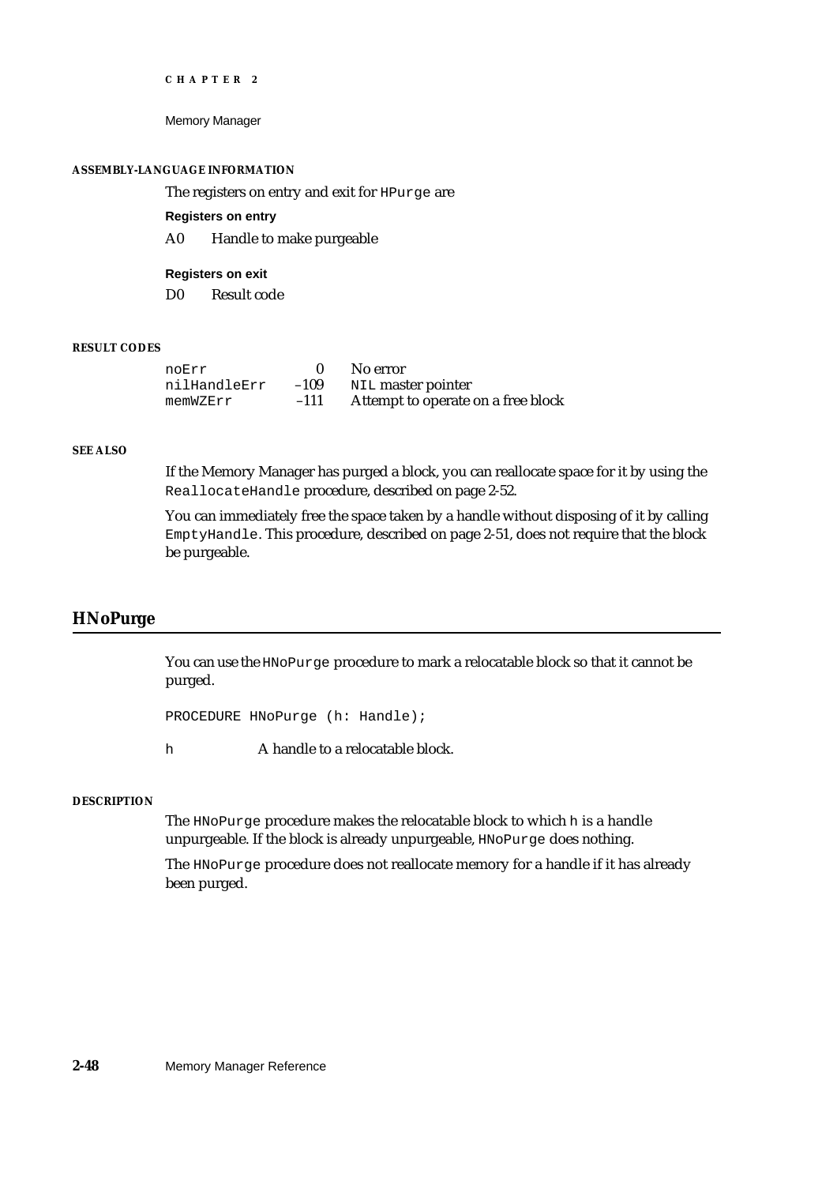#### ASSEMBLY-LANGUAGE INFORMATION

The registers on entry and exit for `HPurge` are

**Registers on entry**

A0 Handle to make purgeable

**Registers on exit**

D0 Result code

#### RESULT CODES

| | | |
|---|---|---|
| `noErr` | 0 | No error |
| `nilHandleErr` | –109 | `NIL` master pointer |
| `memWZErr` | –111 | Attempt to operate on a free block |

#### SEE ALSO

If the Memory Manager has purged a block, you can reallocate space for it by using the `ReallocateHandle` procedure, described on page 2-52.

You can immediately free the space taken by a handle without disposing of it by calling `EmptyHandle`. This procedure, described on page 2-51, does not require that the block be purgeable.

## HNoPurge

You can use the `HNoPurge` procedure to mark a relocatable block so that it cannot be purged.

```
PROCEDURE HNoPurge (h: Handle);
```

`h` A handle to a relocatable block.

#### DESCRIPTION

The `HNoPurge` procedure makes the relocatable block to which `h` is a handle unpurgeable. If the block is already unpurgeable, `HNoPurge` does nothing.

The `HNoPurge` procedure does not reallocate memory for a handle if it has already been purged.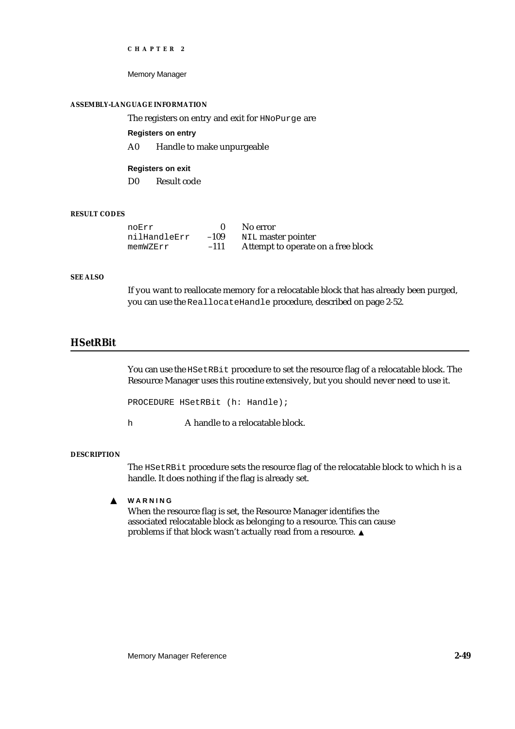#### ASSEMBLY-LANGUAGE INFORMATION

The registers on entry and exit for `HNoPurge` are

**Registers on entry**

| | |
|---|---|
| A0 | Handle to make unpurgeable |

**Registers on exit**

| | |
|---|---|
| D0 | Result code |

#### RESULT CODES

| | | |
|---|---|---|
| `noErr` | 0 | No error |
| `nilHandleErr` | –109 | `NIL` master pointer |
| `memWZErr` | –111 | Attempt to operate on a free block |

#### SEE ALSO

If you want to reallocate memory for a relocatable block that has already been purged, you can use the `ReallocateHandle` procedure, described on page 2-52.

## HSetRBit

You can use the `HSetRBit` procedure to set the resource flag of a relocatable block. The Resource Manager uses this routine extensively, but you should never need to use it.

```
PROCEDURE HSetRBit (h: Handle);
```

`h` A handle to a relocatable block.

#### DESCRIPTION

The `HSetRBit` procedure sets the resource flag of the relocatable block to which `h` is a handle. It does nothing if the flag is already set.

▲ **WARNING**
When the resource flag is set, the Resource Manager identifies the associated relocatable block as belonging to a resource. This can cause problems if that block wasn't actually read from a resource. ▲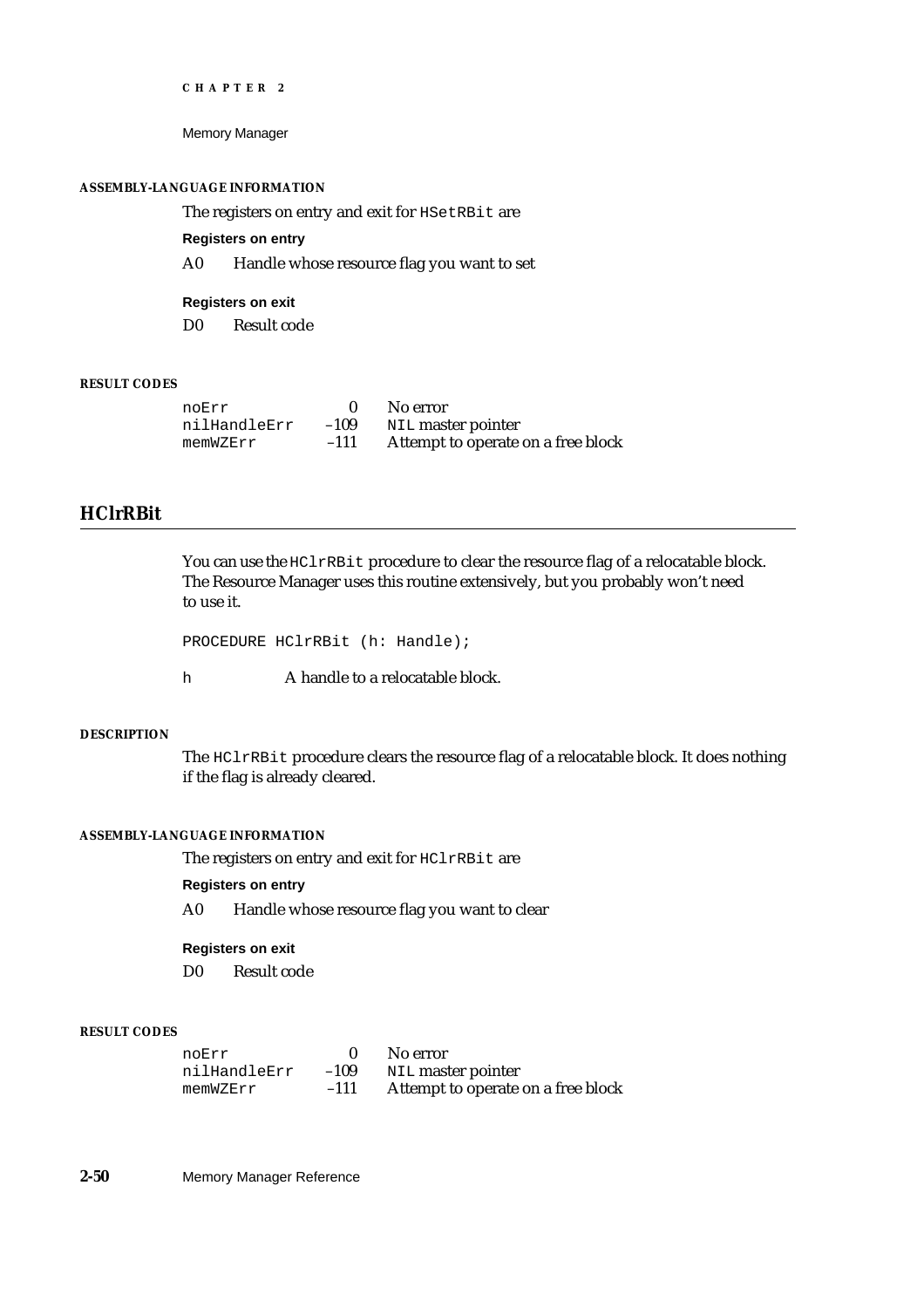#### ASSEMBLY-LANGUAGE INFORMATION

The registers on entry and exit for `HSetRBit` are

**Registers on entry**

A0 Handle whose resource flag you want to set

**Registers on exit**

D0 Result code

#### RESULT CODES

| | | |
|---|---|---|
| `noErr` | 0 | No error |
| `nilHandleErr` | –109 | `NIL` master pointer |
| `memWZErr` | –111 | Attempt to operate on a free block |

## HClrRBit

You can use the `HClrRBit` procedure to clear the resource flag of a relocatable block. The Resource Manager uses this routine extensively, but you probably won't need to use it.

```
PROCEDURE HClrRBit (h: Handle);
```

`h` A handle to a relocatable block.

#### DESCRIPTION

The `HClrRBit` procedure clears the resource flag of a relocatable block. It does nothing if the flag is already cleared.

#### ASSEMBLY-LANGUAGE INFORMATION

The registers on entry and exit for `HClrRBit` are

**Registers on entry**

A0 Handle whose resource flag you want to clear

**Registers on exit**

D0 Result code

#### RESULT CODES

| | | |
|---|---|---|
| `noErr` | 0 | No error |
| `nilHandleErr` | –109 | `NIL` master pointer |
| `memWZErr` | –111 | Attempt to operate on a free block |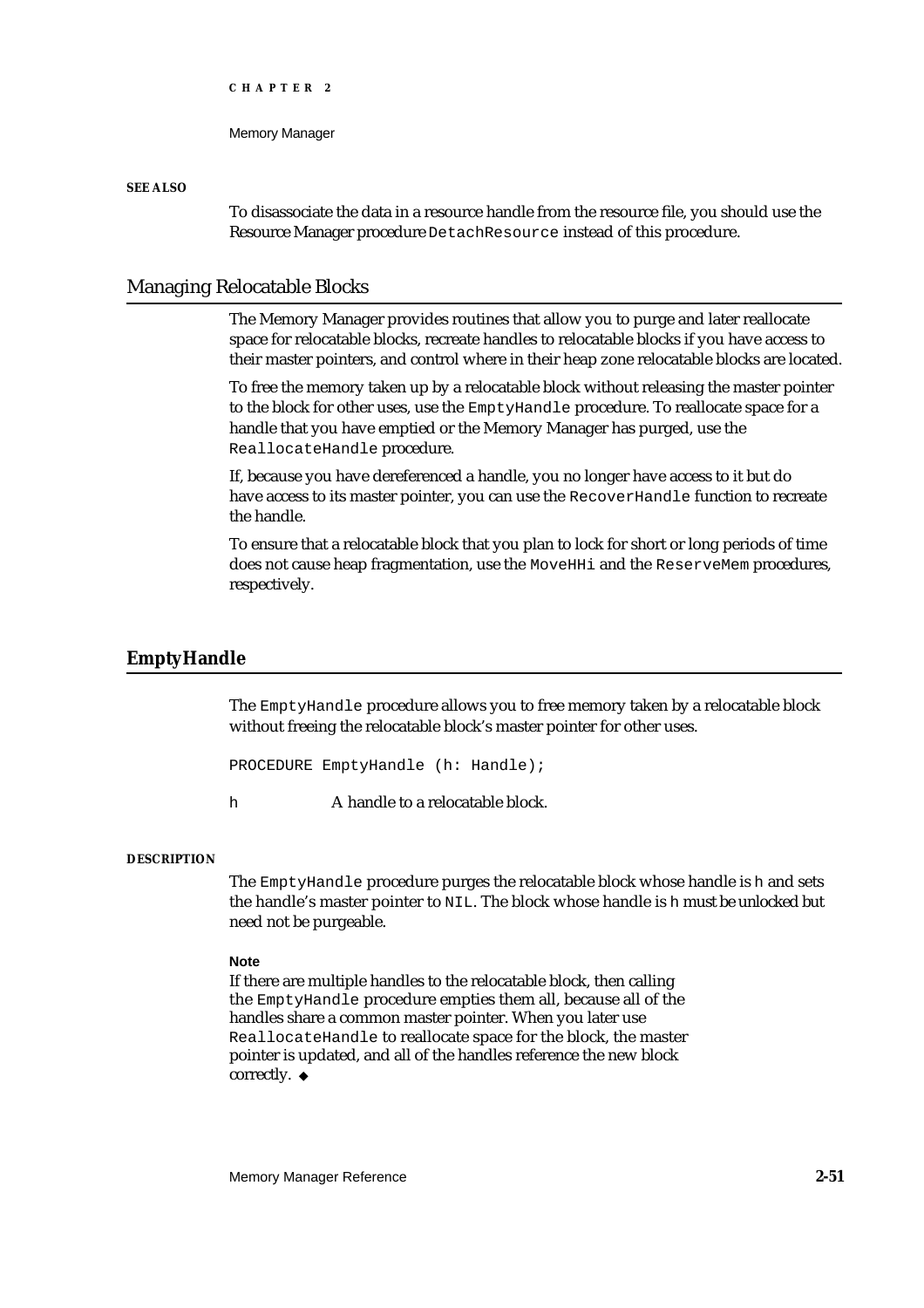#### SEE ALSO

To disassociate the data in a resource handle from the resource file, you should use the Resource Manager procedure `DetachResource` instead of this procedure.

## Managing Relocatable Blocks

The Memory Manager provides routines that allow you to purge and later reallocate space for relocatable blocks, recreate handles to relocatable blocks if you have access to their master pointers, and control where in their heap zone relocatable blocks are located.

To free the memory taken up by a relocatable block without releasing the master pointer to the block for other uses, use the `EmptyHandle` procedure. To reallocate space for a handle that you have emptied or the Memory Manager has purged, use the `ReallocateHandle` procedure.

If, because you have dereferenced a handle, you no longer have access to it but do have access to its master pointer, you can use the `RecoverHandle` function to recreate the handle.

To ensure that a relocatable block that you plan to lock for short or long periods of time does not cause heap fragmentation, use the `MoveHHi` and the `ReserveMem` procedures, respectively.

### EmptyHandle

The `EmptyHandle` procedure allows you to free memory taken by a relocatable block without freeing the relocatable block's master pointer for other uses.

```
PROCEDURE EmptyHandle (h: Handle);
```

`h` A handle to a relocatable block.

#### DESCRIPTION

The `EmptyHandle` procedure purges the relocatable block whose handle is `h` and sets the handle's master pointer to `NIL`. The block whose handle is `h` must be unlocked but need not be purgeable.

**Note**

If there are multiple handles to the relocatable block, then calling the `EmptyHandle` procedure empties them all, because all of the handles share a common master pointer. When you later use `ReallocateHandle` to reallocate space for the block, the master pointer is updated, and all of the handles reference the new block correctly. ◆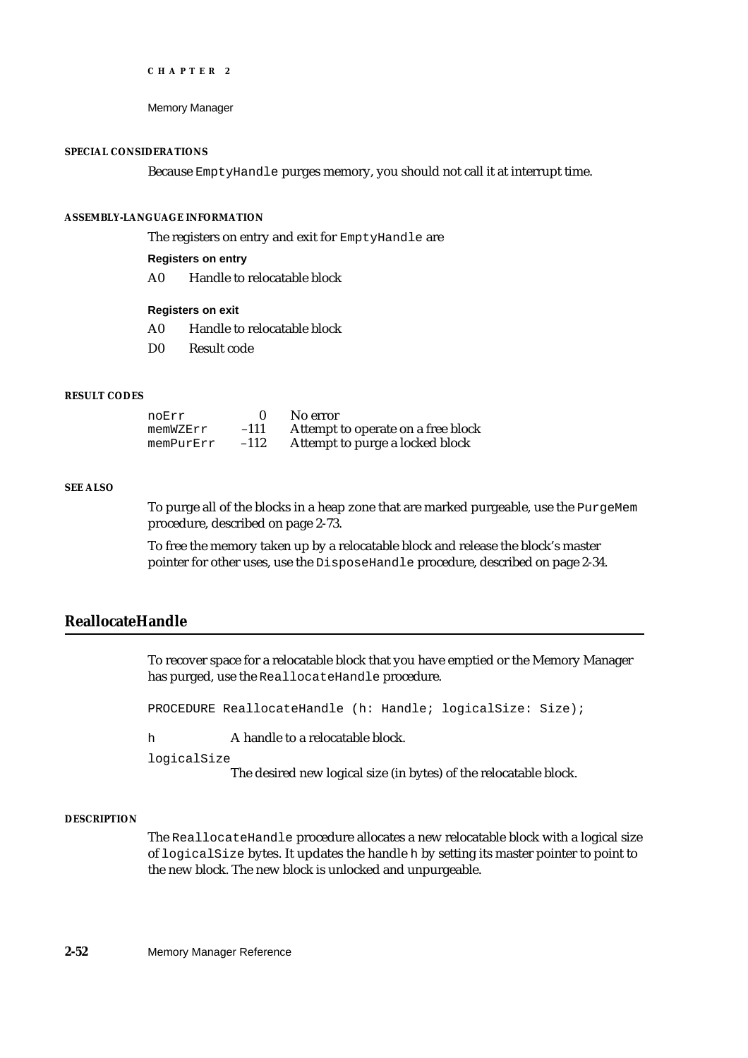#### SPECIAL CONSIDERATIONS

Because `EmptyHandle` purges memory, you should not call it at interrupt time.

#### ASSEMBLY-LANGUAGE INFORMATION

The registers on entry and exit for `EmptyHandle` are

**Registers on entry**

| | |
|---|---|
| A0 | Handle to relocatable block |

**Registers on exit**

| | |
|---|---|
| A0 | Handle to relocatable block |
| D0 | Result code |

#### RESULT CODES

| | | |
|---|---|---|
| `noErr` | 0 | No error |
| `memWZErr` | –111 | Attempt to operate on a free block |
| `memPurErr` | –112 | Attempt to purge a locked block |

#### SEE ALSO

To purge all of the blocks in a heap zone that are marked purgeable, use the `PurgeMem` procedure, described on page 2-73.

To free the memory taken up by a relocatable block and release the block's master pointer for other uses, use the `DisposeHandle` procedure, described on page 2-34.

## ReallocateHandle

To recover space for a relocatable block that you have emptied or the Memory Manager has purged, use the `ReallocateHandle` procedure.

```
PROCEDURE ReallocateHandle (h: Handle; logicalSize: Size);
```

`h` A handle to a relocatable block.

`logicalSize`
The desired new logical size (in bytes) of the relocatable block.

#### DESCRIPTION

The `ReallocateHandle` procedure allocates a new relocatable block with a logical size of `logicalSize` bytes. It updates the handle `h` by setting its master pointer to point to the new block. The new block is unlocked and unpurgeable.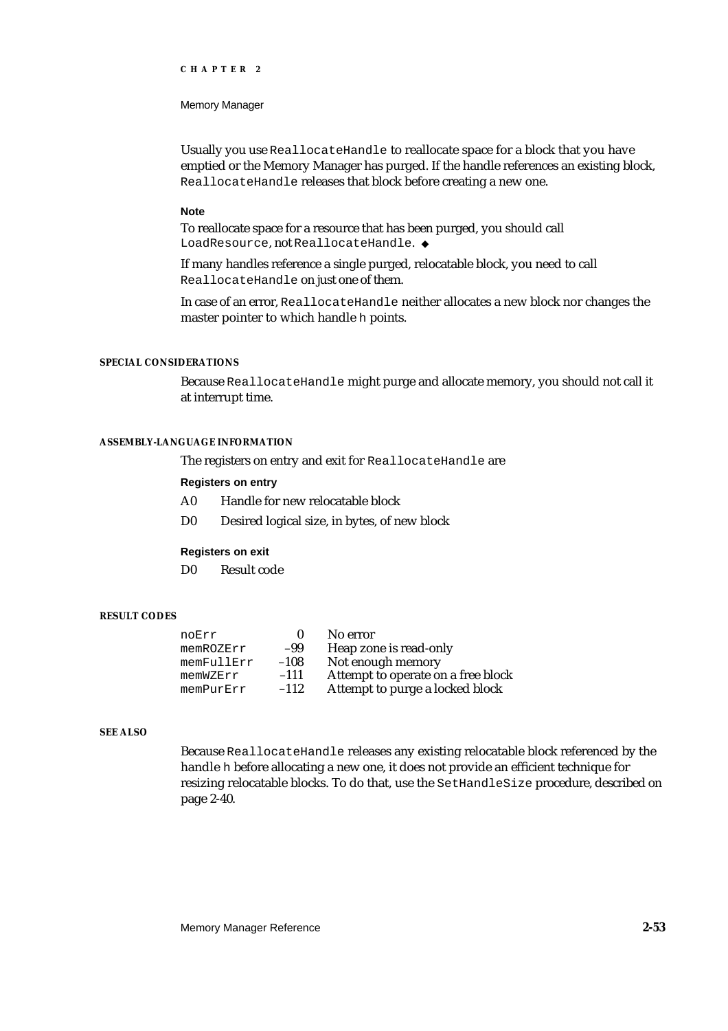Usually you use `ReallocateHandle` to reallocate space for a block that you have emptied or the Memory Manager has purged. If the handle references an existing block, `ReallocateHandle` releases that block before creating a new one.

**Note**

To reallocate space for a resource that has been purged, you should call `LoadResource`, not `ReallocateHandle`. ◆

If many handles reference a single purged, relocatable block, you need to call `ReallocateHandle` on just one of them.

In case of an error, `ReallocateHandle` neither allocates a new block nor changes the master pointer to which handle `h` points.

#### SPECIAL CONSIDERATIONS

Because `ReallocateHandle` might purge and allocate memory, you should not call it at interrupt time.

#### ASSEMBLY-LANGUAGE INFORMATION

The registers on entry and exit for `ReallocateHandle` are

**Registers on entry**

| | |
|---|---|
| A0 | Handle for new relocatable block |
| D0 | Desired logical size, in bytes, of new block |

**Registers on exit**

| | |
|---|---|
| D0 | Result code |

#### RESULT CODES

| | | |
|---|---|---|
| `noErr` | 0 | No error |
| `memROZErr` | –99 | Heap zone is read-only |
| `memFullErr` | –108 | Not enough memory |
| `memWZErr` | –111 | Attempt to operate on a free block |
| `memPurErr` | –112 | Attempt to purge a locked block |

#### SEE ALSO

Because `ReallocateHandle` releases any existing relocatable block referenced by the handle `h` before allocating a new one, it does not provide an efficient technique for resizing relocatable blocks. To do that, use the `SetHandleSize` procedure, described on page 2-40.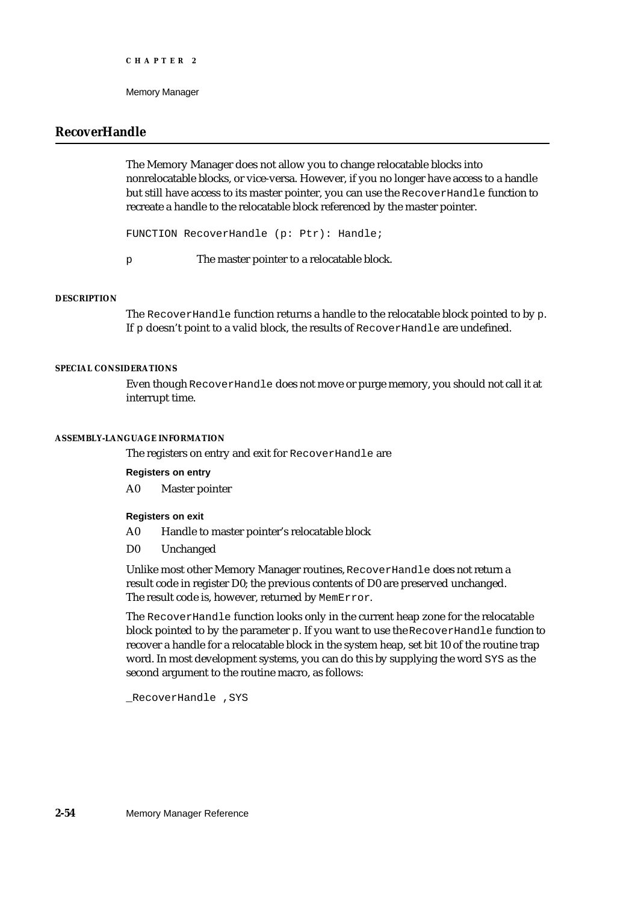## RecoverHandle

The Memory Manager does not allow you to change relocatable blocks into nonrelocatable blocks, or vice-versa. However, if you no longer have access to a handle but still have access to its master pointer, you can use the `RecoverHandle` function to recreate a handle to the relocatable block referenced by the master pointer.

```
FUNCTION RecoverHandle (p: Ptr): Handle;
```

`p` The master pointer to a relocatable block.

#### DESCRIPTION

The `RecoverHandle` function returns a handle to the relocatable block pointed to by `p`. If `p` doesn't point to a valid block, the results of `RecoverHandle` are undefined.

#### SPECIAL CONSIDERATIONS

Even though `RecoverHandle` does not move or purge memory, you should not call it at interrupt time.

#### ASSEMBLY-LANGUAGE INFORMATION

The registers on entry and exit for `RecoverHandle` are

**Registers on entry**

A0 Master pointer

**Registers on exit**

A0 Handle to master pointer's relocatable block

D0 Unchanged

Unlike most other Memory Manager routines, `RecoverHandle` does not return a result code in register D0; the previous contents of D0 are preserved unchanged. The result code is, however, returned by `MemError`.

The `RecoverHandle` function looks only in the current heap zone for the relocatable block pointed to by the parameter `p`. If you want to use the `RecoverHandle` function to recover a handle for a relocatable block in the system heap, set bit 10 of the routine trap word. In most development systems, you can do this by supplying the word `SYS` as the second argument to the routine macro, as follows:

```
_RecoverHandle ,SYS
```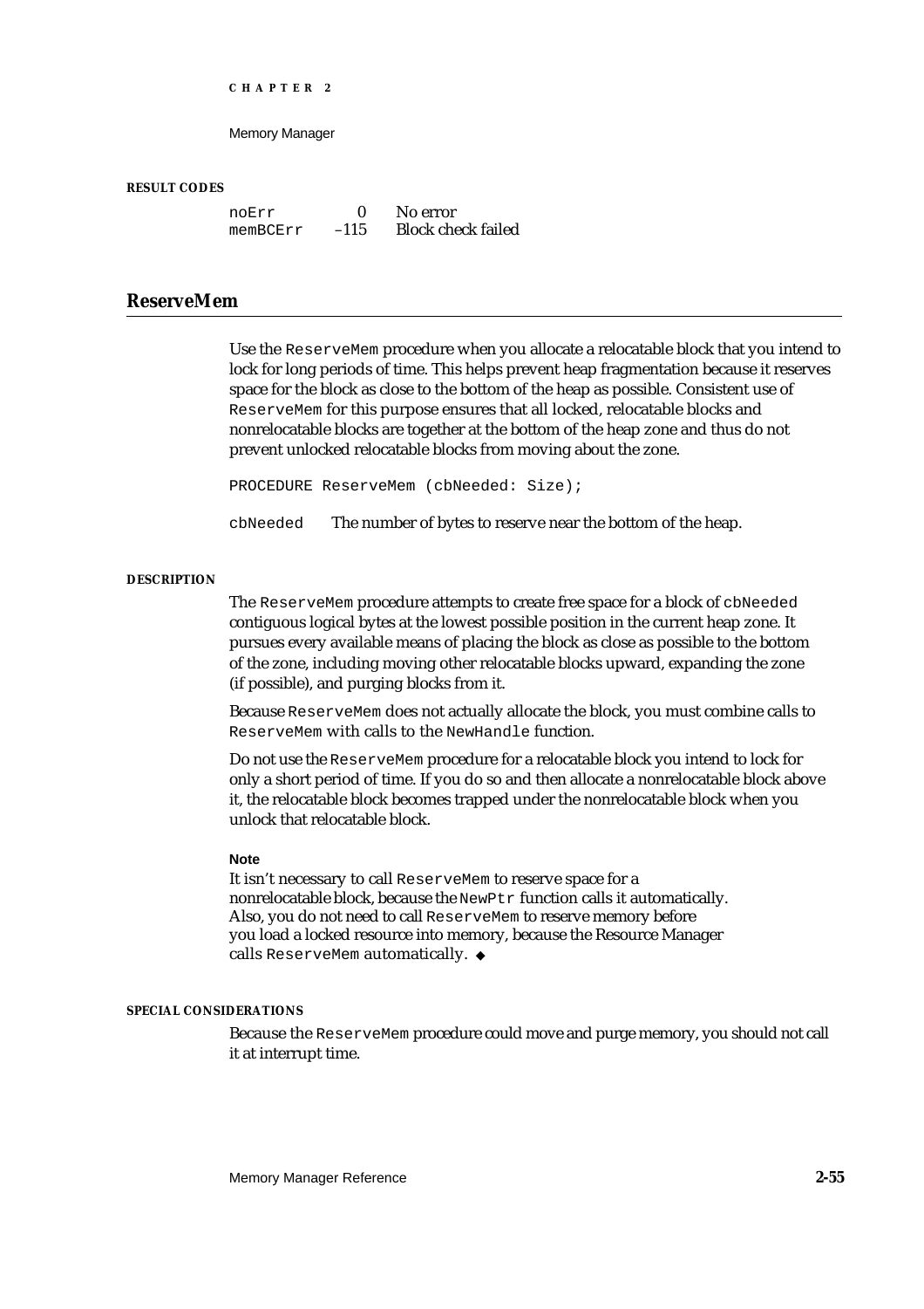#### RESULT CODES

| | | |
|---|---|---|
| noErr | 0 | No error |
| memBCErr | –115 | Block check failed |

## ReserveMem

Use the `ReserveMem` procedure when you allocate a relocatable block that you intend to lock for long periods of time. This helps prevent heap fragmentation because it reserves space for the block as close to the bottom of the heap as possible. Consistent use of `ReserveMem` for this purpose ensures that all locked, relocatable blocks and nonrelocatable blocks are together at the bottom of the heap zone and thus do not prevent unlocked relocatable blocks from moving about the zone.

```
PROCEDURE ReserveMem (cbNeeded: Size);
```

`cbNeeded` The number of bytes to reserve near the bottom of the heap.

#### DESCRIPTION

The `ReserveMem` procedure attempts to create free space for a block of `cbNeeded` contiguous logical bytes at the lowest possible position in the current heap zone. It pursues every available means of placing the block as close as possible to the bottom of the zone, including moving other relocatable blocks upward, expanding the zone (if possible), and purging blocks from it.

Because `ReserveMem` does not actually allocate the block, you must combine calls to `ReserveMem` with calls to the `NewHandle` function.

Do not use the `ReserveMem` procedure for a relocatable block you intend to lock for only a short period of time. If you do so and then allocate a nonrelocatable block above it, the relocatable block becomes trapped under the nonrelocatable block when you unlock that relocatable block.

**Note**

It isn't necessary to call `ReserveMem` to reserve space for a nonrelocatable block, because the `NewPtr` function calls it automatically. Also, you do not need to call `ReserveMem` to reserve memory before you load a locked resource into memory, because the Resource Manager calls `ReserveMem` automatically. ◆

#### SPECIAL CONSIDERATIONS

Because the `ReserveMem` procedure could move and purge memory, you should not call it at interrupt time.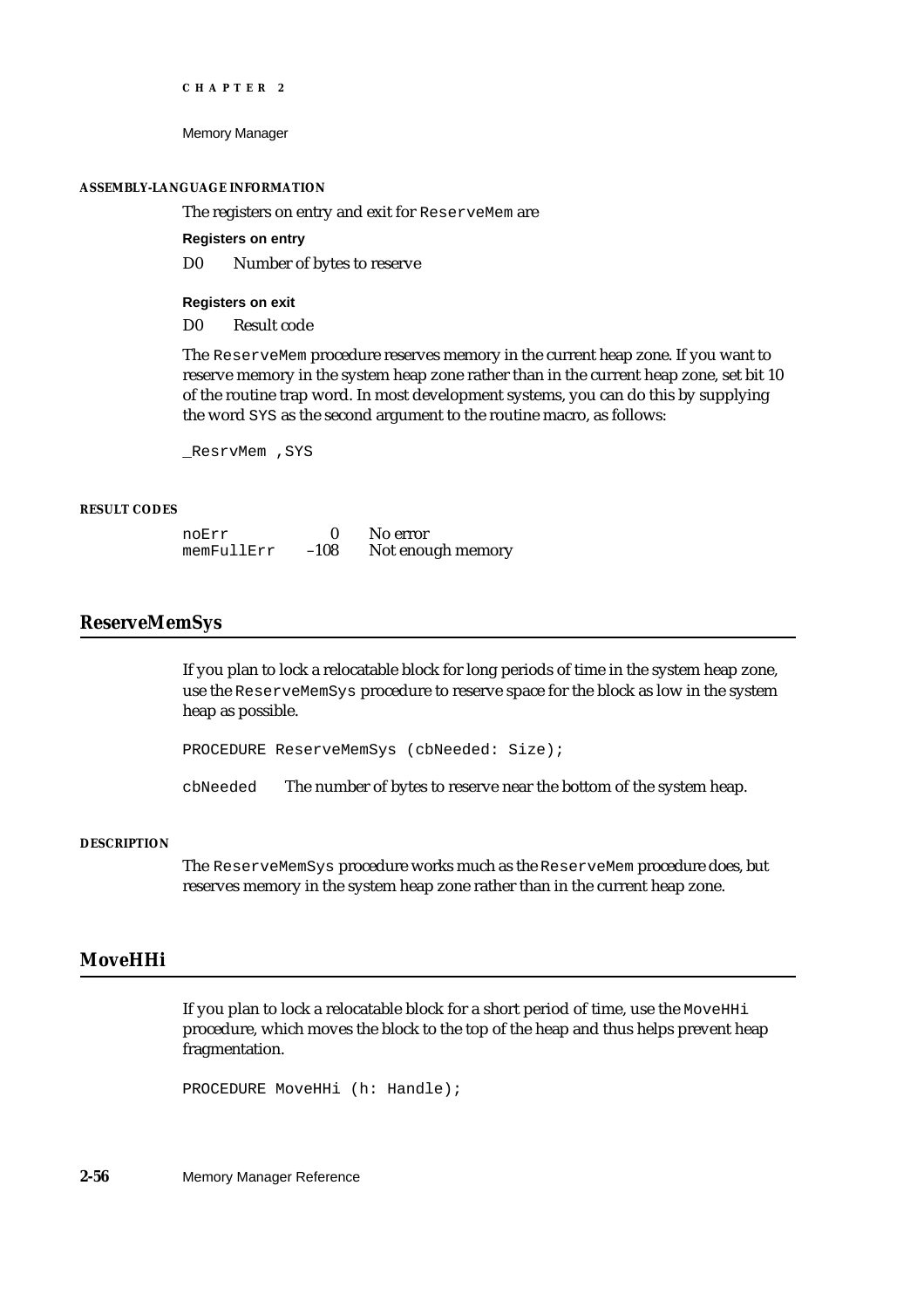#### ASSEMBLY-LANGUAGE INFORMATION

The registers on entry and exit for `ReserveMem` are

**Registers on entry**

D0 Number of bytes to reserve

**Registers on exit**

D0 Result code

The `ReserveMem` procedure reserves memory in the current heap zone. If you want to reserve memory in the system heap zone rather than in the current heap zone, set bit 10 of the routine trap word. In most development systems, you can do this by supplying the word `SYS` as the second argument to the routine macro, as follows:

```
_ResrvMem ,SYS
```

#### RESULT CODES

| | | |
|---|---|---|
| noErr | 0 | No error |
| memFullErr | –108 | Not enough memory |

## ReserveMemSys

If you plan to lock a relocatable block for long periods of time in the system heap zone, use the `ReserveMemSys` procedure to reserve space for the block as low in the system heap as possible.

```
PROCEDURE ReserveMemSys (cbNeeded: Size);
```

`cbNeeded` The number of bytes to reserve near the bottom of the system heap.

#### DESCRIPTION

The `ReserveMemSys` procedure works much as the `ReserveMem` procedure does, but reserves memory in the system heap zone rather than in the current heap zone.

## MoveHHi

If you plan to lock a relocatable block for a short period of time, use the `MoveHHi` procedure, which moves the block to the top of the heap and thus helps prevent heap fragmentation.

```
PROCEDURE MoveHHi (h: Handle);
```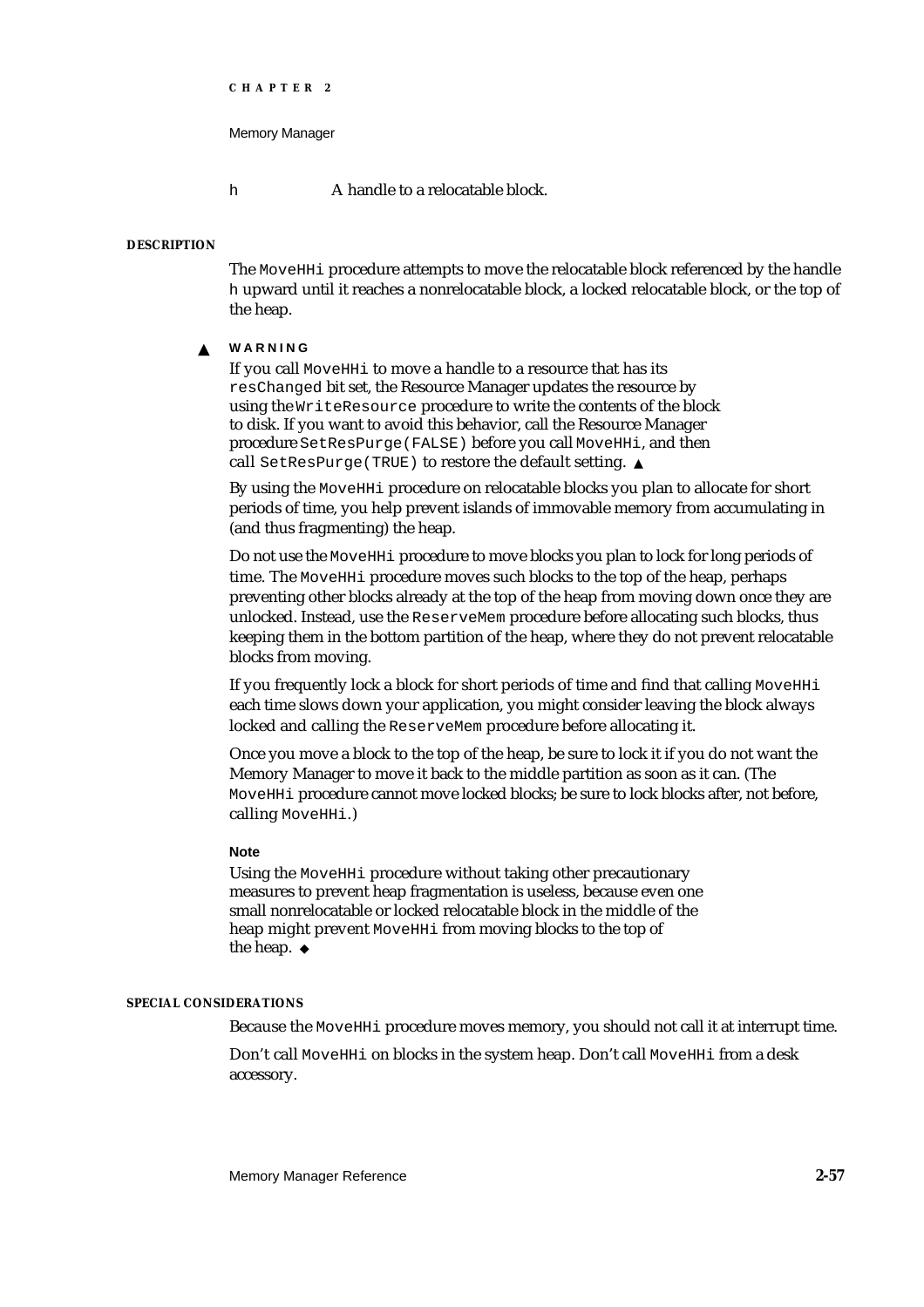h A handle to a relocatable block.

#### DESCRIPTION

The `MoveHHi` procedure attempts to move the relocatable block referenced by the handle `h` upward until it reaches a nonrelocatable block, a locked relocatable block, or the top of the heap.

▲ **WARNING**

If you call `MoveHHi` to move a handle to a resource that has its `resChanged` bit set, the Resource Manager updates the resource by using the `WriteResource` procedure to write the contents of the block to disk. If you want to avoid this behavior, call the Resource Manager procedure `SetResPurge(FALSE)` before you call `MoveHHi`, and then call `SetResPurge(TRUE)` to restore the default setting. ▲

By using the `MoveHHi` procedure on relocatable blocks you plan to allocate for short periods of time, you help prevent islands of immovable memory from accumulating in (and thus fragmenting) the heap.

Do not use the `MoveHHi` procedure to move blocks you plan to lock for long periods of time. The `MoveHHi` procedure moves such blocks to the top of the heap, perhaps preventing other blocks already at the top of the heap from moving down once they are unlocked. Instead, use the `ReserveMem` procedure before allocating such blocks, thus keeping them in the bottom partition of the heap, where they do not prevent relocatable blocks from moving.

If you frequently lock a block for short periods of time and find that calling `MoveHHi` each time slows down your application, you might consider leaving the block always locked and calling the `ReserveMem` procedure before allocating it.

Once you move a block to the top of the heap, be sure to lock it if you do not want the Memory Manager to move it back to the middle partition as soon as it can. (The `MoveHHi` procedure cannot move locked blocks; be sure to lock blocks after, not before, calling `MoveHHi`.)

**Note**

Using the `MoveHHi` procedure without taking other precautionary measures to prevent heap fragmentation is useless, because even one small nonrelocatable or locked relocatable block in the middle of the heap might prevent `MoveHHi` from moving blocks to the top of the heap. ◆

#### SPECIAL CONSIDERATIONS

Because the `MoveHHi` procedure moves memory, you should not call it at interrupt time.

Don't call `MoveHHi` on blocks in the system heap. Don't call `MoveHHi` from a desk accessory.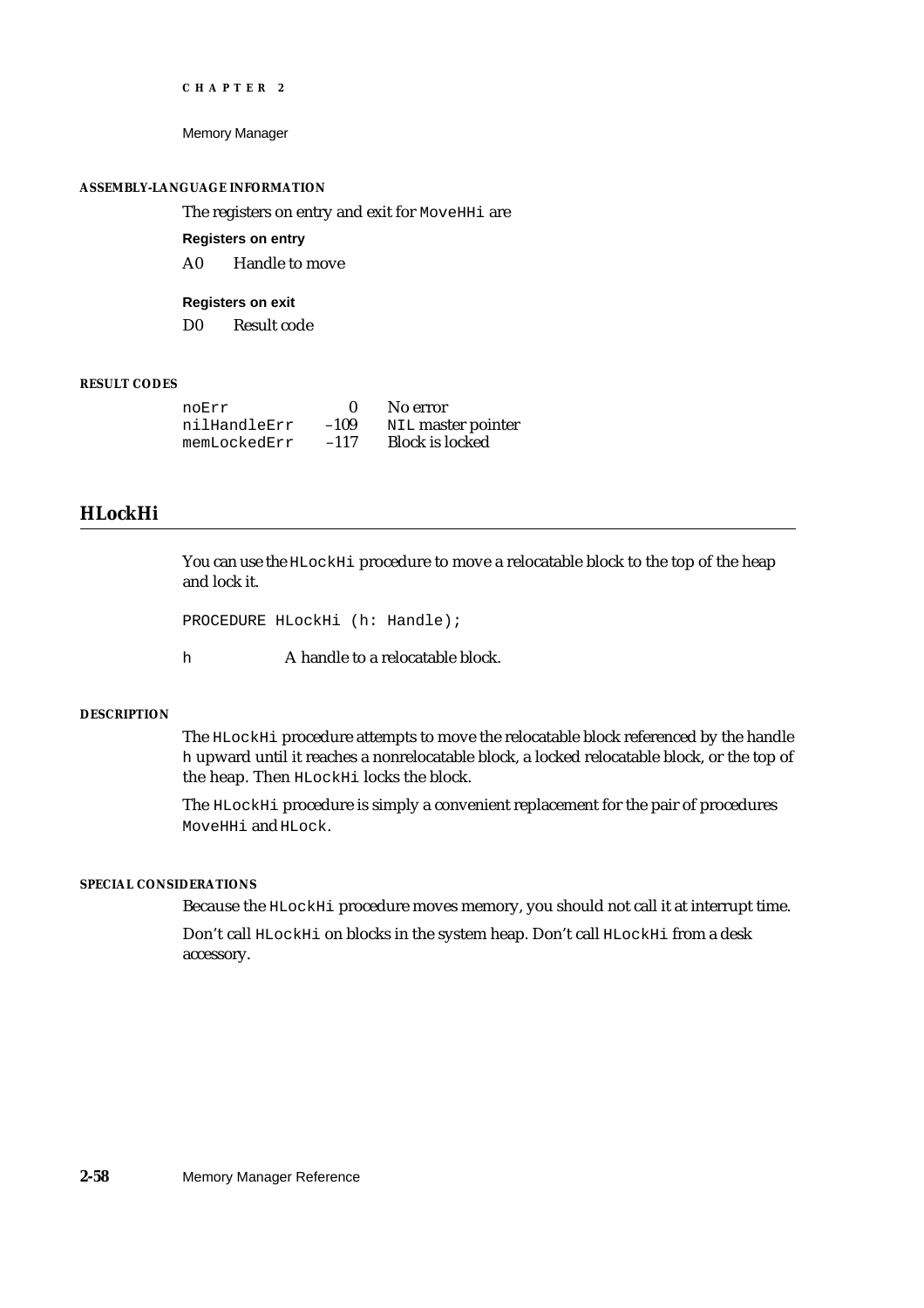#### ASSEMBLY-LANGUAGE INFORMATION

The registers on entry and exit for `MoveHHi` are

**Registers on entry**

| | |
|---|---|
| A0 | Handle to move |

**Registers on exit**

| | |
|---|---|
| D0 | Result code |

#### RESULT CODES

| | | |
|---|---|---|
| `noErr` | 0 | No error |
| `nilHandleErr` | –109 | `NIL` master pointer |
| `memLockedErr` | –117 | Block is locked |

## HLockHi

You can use the `HLockHi` procedure to move a relocatable block to the top of the heap and lock it.

```
PROCEDURE HLockHi (h: Handle);
```

`h` A handle to a relocatable block.

#### DESCRIPTION

The `HLockHi` procedure attempts to move the relocatable block referenced by the handle `h` upward until it reaches a nonrelocatable block, a locked relocatable block, or the top of the heap. Then `HLockHi` locks the block.

The `HLockHi` procedure is simply a convenient replacement for the pair of procedures `MoveHHi` and `HLock`.

#### SPECIAL CONSIDERATIONS

Because the `HLockHi` procedure moves memory, you should not call it at interrupt time.

Don't call `HLockHi` on blocks in the system heap. Don't call `HLockHi` from a desk accessory.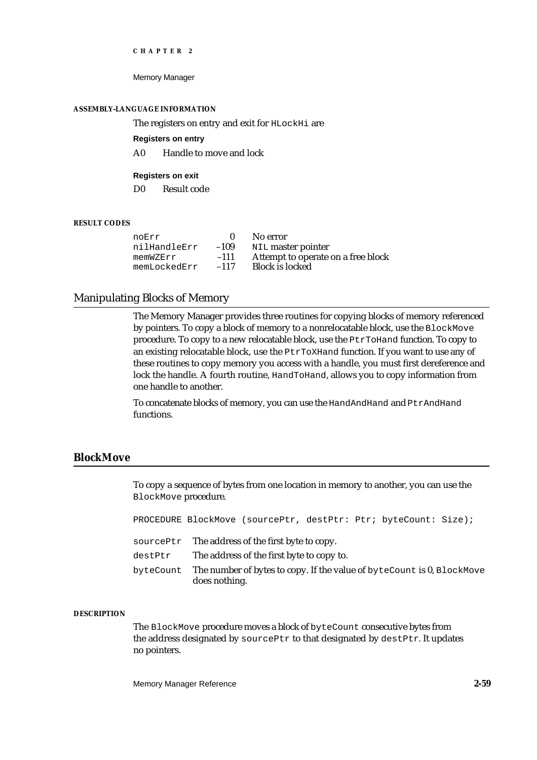#### ASSEMBLY-LANGUAGE INFORMATION

The registers on entry and exit for `HLockHi` are

**Registers on entry**

A0 Handle to move and lock

**Registers on exit**

D0 Result code

#### RESULT CODES

| | | |
|---|---|---|
| `noErr` | 0 | No error |
| `nilHandleErr` | –109 | `NIL` master pointer |
| `memWZErr` | –111 | Attempt to operate on a free block |
| `memLockedErr` | –117 | Block is locked |

## Manipulating Blocks of Memory

The Memory Manager provides three routines for copying blocks of memory referenced by pointers. To copy a block of memory to a nonrelocatable block, use the `BlockMove` procedure. To copy to a new relocatable block, use the `PtrToHand` function. To copy to an existing relocatable block, use the `PtrToXHand` function. If you want to use any of these routines to copy memory you access with a handle, you must first dereference and lock the handle. A fourth routine, `HandToHand`, allows you to copy information from one handle to another.

To concatenate blocks of memory, you can use the `HandAndHand` and `PtrAndHand` functions.

### BlockMove

To copy a sequence of bytes from one location in memory to another, you can use the `BlockMove` procedure.

```
PROCEDURE BlockMove (sourcePtr, destPtr: Ptr; byteCount: Size);
```

`sourcePtr` The address of the first byte to copy.

`destPtr` The address of the first byte to copy to.

`byteCount` The number of bytes to copy. If the value of `byteCount` is 0, `BlockMove` does nothing.

#### DESCRIPTION

The `BlockMove` procedure moves a block of `byteCount` consecutive bytes from the address designated by `sourcePtr` to that designated by `destPtr`. It updates no pointers.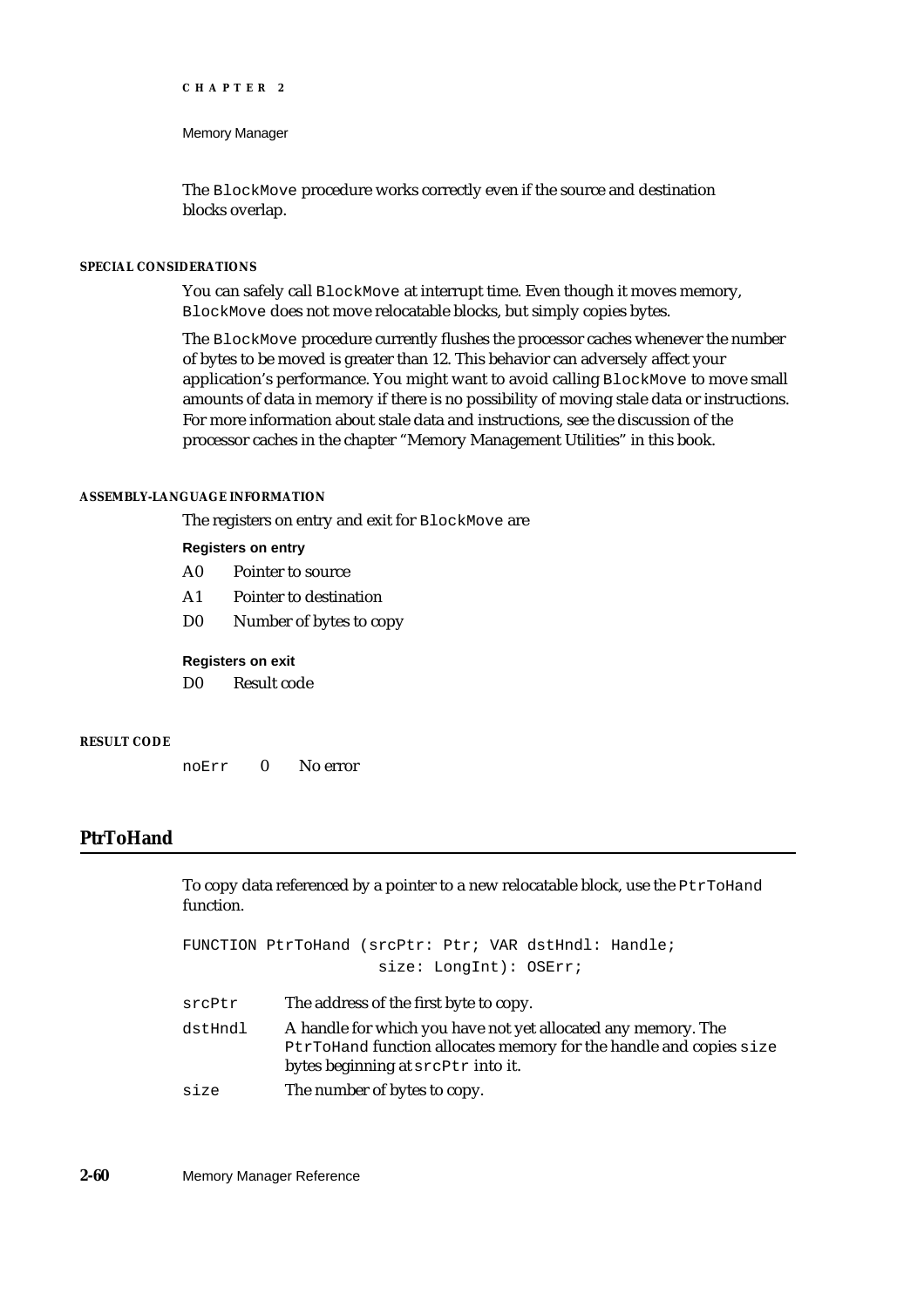The `BlockMove` procedure works correctly even if the source and destination blocks overlap.

#### SPECIAL CONSIDERATIONS

You can safely call `BlockMove` at interrupt time. Even though it moves memory, `BlockMove` does not move relocatable blocks, but simply copies bytes.

The `BlockMove` procedure currently flushes the processor caches whenever the number of bytes to be moved is greater than 12. This behavior can adversely affect your application's performance. You might want to avoid calling `BlockMove` to move small amounts of data in memory if there is no possibility of moving stale data or instructions. For more information about stale data and instructions, see the discussion of the processor caches in the chapter "Memory Management Utilities" in this book.

#### ASSEMBLY-LANGUAGE INFORMATION

The registers on entry and exit for `BlockMove` are

**Registers on entry**

| | |
|---|---|
| A0 | Pointer to source |
| A1 | Pointer to destination |
| D0 | Number of bytes to copy |

**Registers on exit**

| | |
|---|---|
| D0 | Result code |

#### RESULT CODE

| | | |
|---|---|---|
| `noErr` | 0 | No error |

## PtrToHand

To copy data referenced by a pointer to a new relocatable block, use the `PtrToHand` function.

```
FUNCTION PtrToHand (srcPtr: Ptr; VAR dstHndl: Handle;
                    size: LongInt): OSErr;
```

| | |
|---|---|
| `srcPtr` | The address of the first byte to copy. |
| `dstHndl` | A handle for which you have not yet allocated any memory. The `PtrToHand` function allocates memory for the handle and copies `size` bytes beginning at `srcPtr` into it. |
| `size` | The number of bytes to copy. |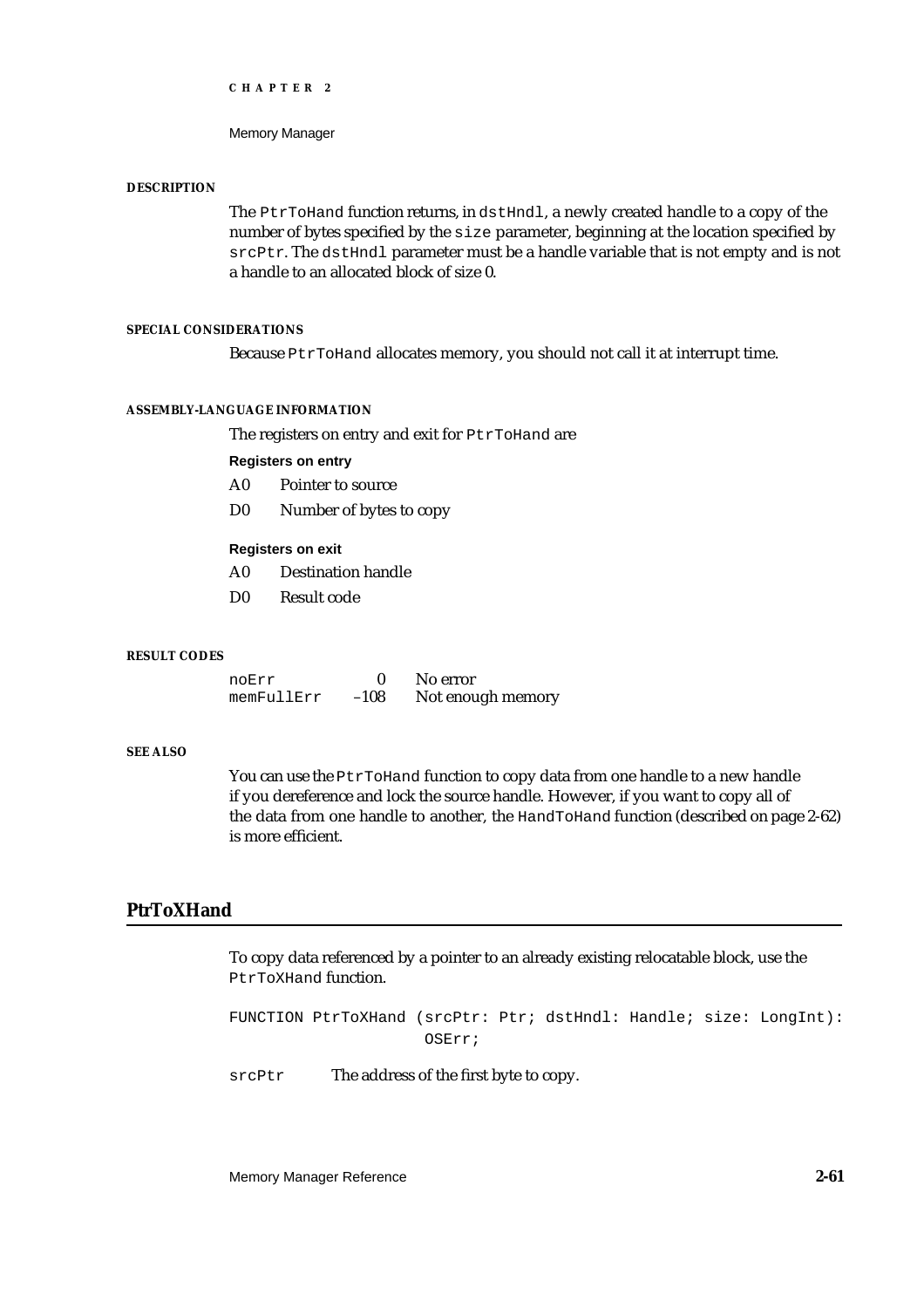#### DESCRIPTION

The `PtrToHand` function returns, in `dstHndl`, a newly created handle to a copy of the number of bytes specified by the `size` parameter, beginning at the location specified by `srcPtr`. The `dstHndl` parameter must be a handle variable that is not empty and is not a handle to an allocated block of size 0.

#### SPECIAL CONSIDERATIONS

Because `PtrToHand` allocates memory, you should not call it at interrupt time.

#### ASSEMBLY-LANGUAGE INFORMATION

The registers on entry and exit for `PtrToHand` are

**Registers on entry**

| | |
|---|---|
| A0 | Pointer to source |
| D0 | Number of bytes to copy |

**Registers on exit**

| | |
|---|---|
| A0 | Destination handle |
| D0 | Result code |

#### RESULT CODES

| | | |
|---|---|---|
| `noErr` | 0 | No error |
| `memFullErr` | –108 | Not enough memory |

#### SEE ALSO

You can use the `PtrToHand` function to copy data from one handle to a new handle if you dereference and lock the source handle. However, if you want to copy all of the data from one handle to another, the `HandToHand` function (described on page 2-62) is more efficient.

## PtrToXHand

To copy data referenced by a pointer to an already existing relocatable block, use the `PtrToXHand` function.

```
FUNCTION PtrToXHand (srcPtr: Ptr; dstHndl: Handle; size: LongInt):
                     OSErr;
```

`srcPtr` The address of the first byte to copy.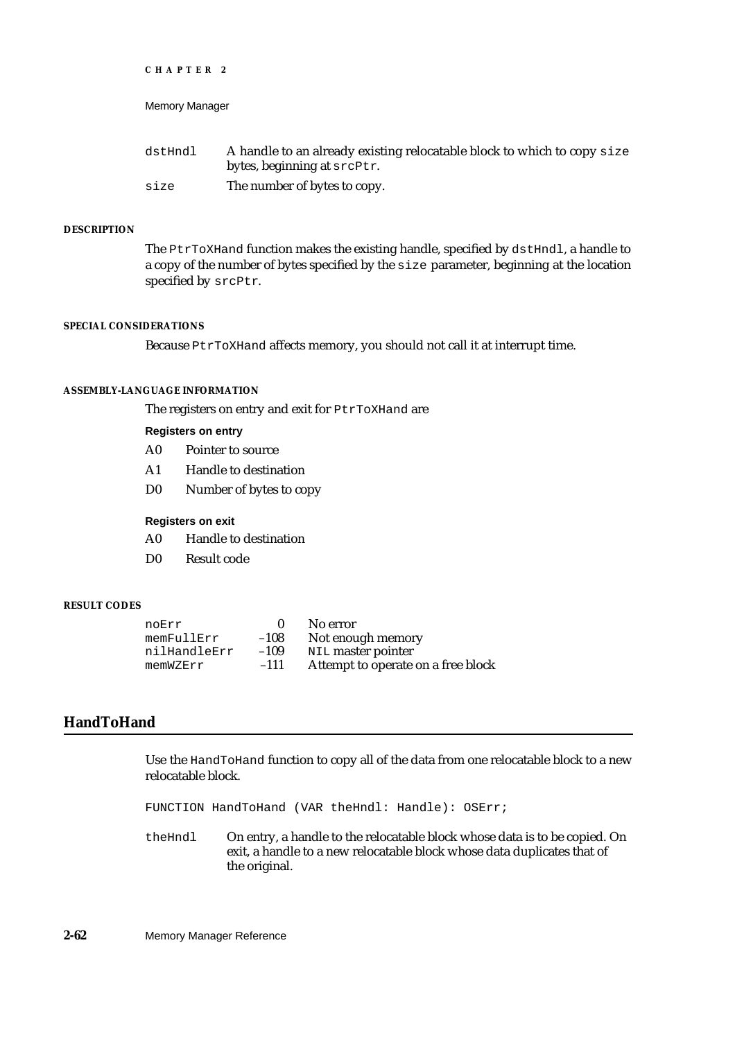| | |
|---|---|
| `dstHndl` | A handle to an already existing relocatable block to which to copy `size` bytes, beginning at `srcPtr`. |
| `size` | The number of bytes to copy. |

#### DESCRIPTION

The `PtrToXHand` function makes the existing handle, specified by `dstHndl`, a handle to a copy of the number of bytes specified by the `size` parameter, beginning at the location specified by `srcPtr`.

#### SPECIAL CONSIDERATIONS

Because `PtrToXHand` affects memory, you should not call it at interrupt time.

#### ASSEMBLY-LANGUAGE INFORMATION

The registers on entry and exit for `PtrToXHand` are

**Registers on entry**

| | |
|---|---|
| A0 | Pointer to source |
| A1 | Handle to destination |
| D0 | Number of bytes to copy |

**Registers on exit**

| | |
|---|---|
| A0 | Handle to destination |
| D0 | Result code |

#### RESULT CODES

| | | |
|---|---|---|
| `noErr` | 0 | No error |
| `memFullErr` | –108 | Not enough memory |
| `nilHandleErr` | –109 | `NIL` master pointer |
| `memWZErr` | –111 | Attempt to operate on a free block |

## HandToHand

Use the `HandToHand` function to copy all of the data from one relocatable block to a new relocatable block.

```
FUNCTION HandToHand (VAR theHndl: Handle): OSErr;
```

| | |
|---|---|
| `theHndl` | On entry, a handle to the relocatable block whose data is to be copied. On exit, a handle to a new relocatable block whose data duplicates that of the original. |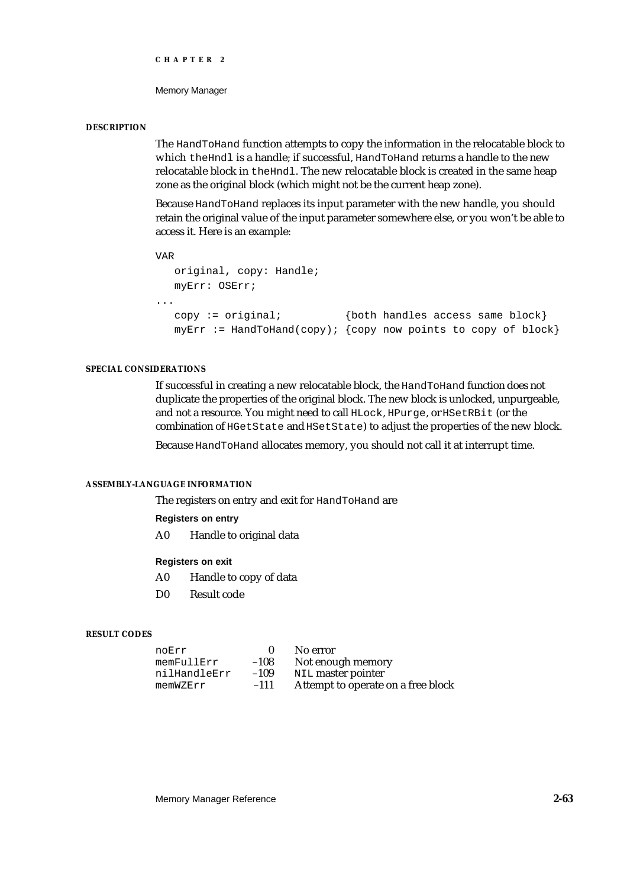#### DESCRIPTION

The `HandToHand` function attempts to copy the information in the relocatable block to which `theHndl` is a handle; if successful, `HandToHand` returns a handle to the new relocatable block in `theHndl`. The new relocatable block is created in the same heap zone as the original block (which might not be the current heap zone).

Because `HandToHand` replaces its input parameter with the new handle, you should retain the original value of the input parameter somewhere else, or you won't be able to access it. Here is an example:

```
VAR
   original, copy: Handle;
   myErr: OSErr;
...
   copy := original;          {both handles access same block}
   myErr := HandToHand(copy); {copy now points to copy of block}
```

#### SPECIAL CONSIDERATIONS

If successful in creating a new relocatable block, the `HandToHand` function does not duplicate the properties of the original block. The new block is unlocked, unpurgeable, and not a resource. You might need to call `HLock`, `HPurge`, or `HSetRBit` (or the combination of `HGetState` and `HSetState`) to adjust the properties of the new block.

Because `HandToHand` allocates memory, you should not call it at interrupt time.

#### ASSEMBLY-LANGUAGE INFORMATION

The registers on entry and exit for `HandToHand` are

**Registers on entry**

A0 Handle to original data

**Registers on exit**

A0 Handle to copy of data

D0 Result code

#### RESULT CODES

| | | |
|---|---|---|
| noErr | 0 | No error |
| memFullErr | –108 | Not enough memory |
| nilHandleErr | –109 | NIL master pointer |
| memWZErr | –111 | Attempt to operate on a free block |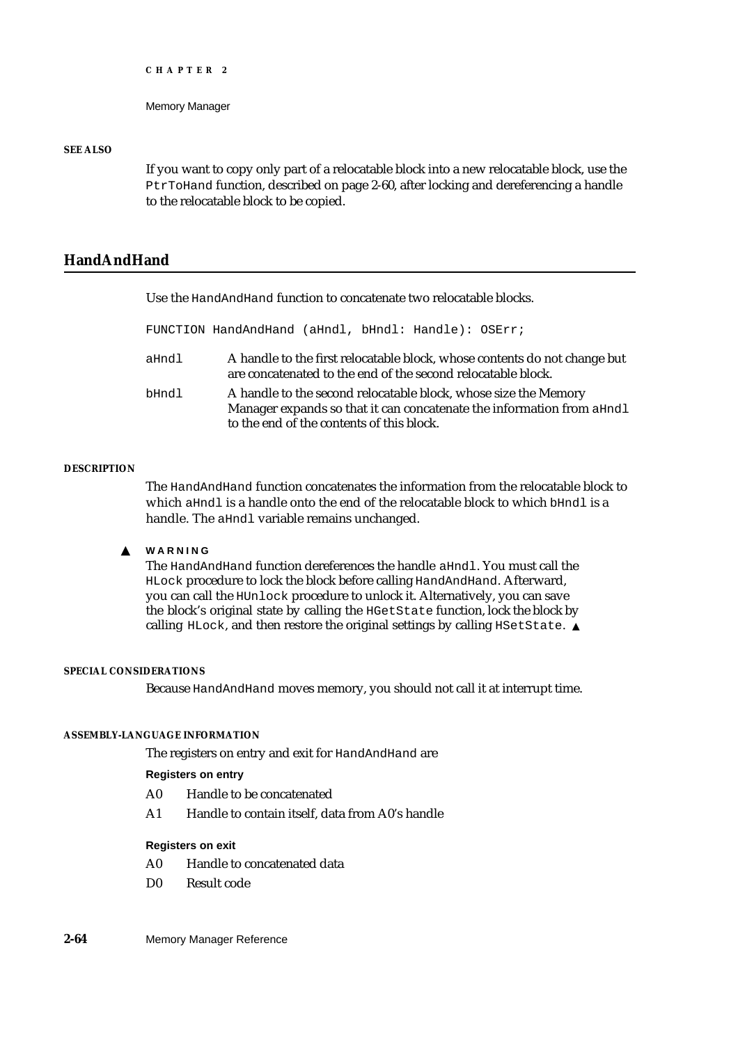#### SEE ALSO

If you want to copy only part of a relocatable block into a new relocatable block, use the `PtrToHand` function, described on page 2-60, after locking and dereferencing a handle to the relocatable block to be copied.

## HandAndHand

Use the `HandAndHand` function to concatenate two relocatable blocks.

```
FUNCTION HandAndHand (aHndl, bHndl: Handle): OSErr;
```

`aHndl` A handle to the first relocatable block, whose contents do not change but are concatenated to the end of the second relocatable block.

`bHndl` A handle to the second relocatable block, whose size the Memory Manager expands so that it can concatenate the information from `aHndl` to the end of the contents of this block.

#### DESCRIPTION

The `HandAndHand` function concatenates the information from the relocatable block to which `aHndl` is a handle onto the end of the relocatable block to which `bHndl` is a handle. The `aHndl` variable remains unchanged.

▲ **WARNING**

The `HandAndHand` function dereferences the handle `aHndl`. You must call the `HLock` procedure to lock the block before calling `HandAndHand`. Afterward, you can call the `HUnlock` procedure to unlock it. Alternatively, you can save the block's original state by calling the `HGetState` function, lock the block by calling `HLock`, and then restore the original settings by calling `HSetState`. ▲

#### SPECIAL CONSIDERATIONS

Because `HandAndHand` moves memory, you should not call it at interrupt time.

#### ASSEMBLY-LANGUAGE INFORMATION

The registers on entry and exit for `HandAndHand` are

**Registers on entry**

| | |
|---|---|
| A0 | Handle to be concatenated |
| A1 | Handle to contain itself, data from A0's handle |

**Registers on exit**

| | |
|---|---|
| A0 | Handle to concatenated data |
| D0 | Result code |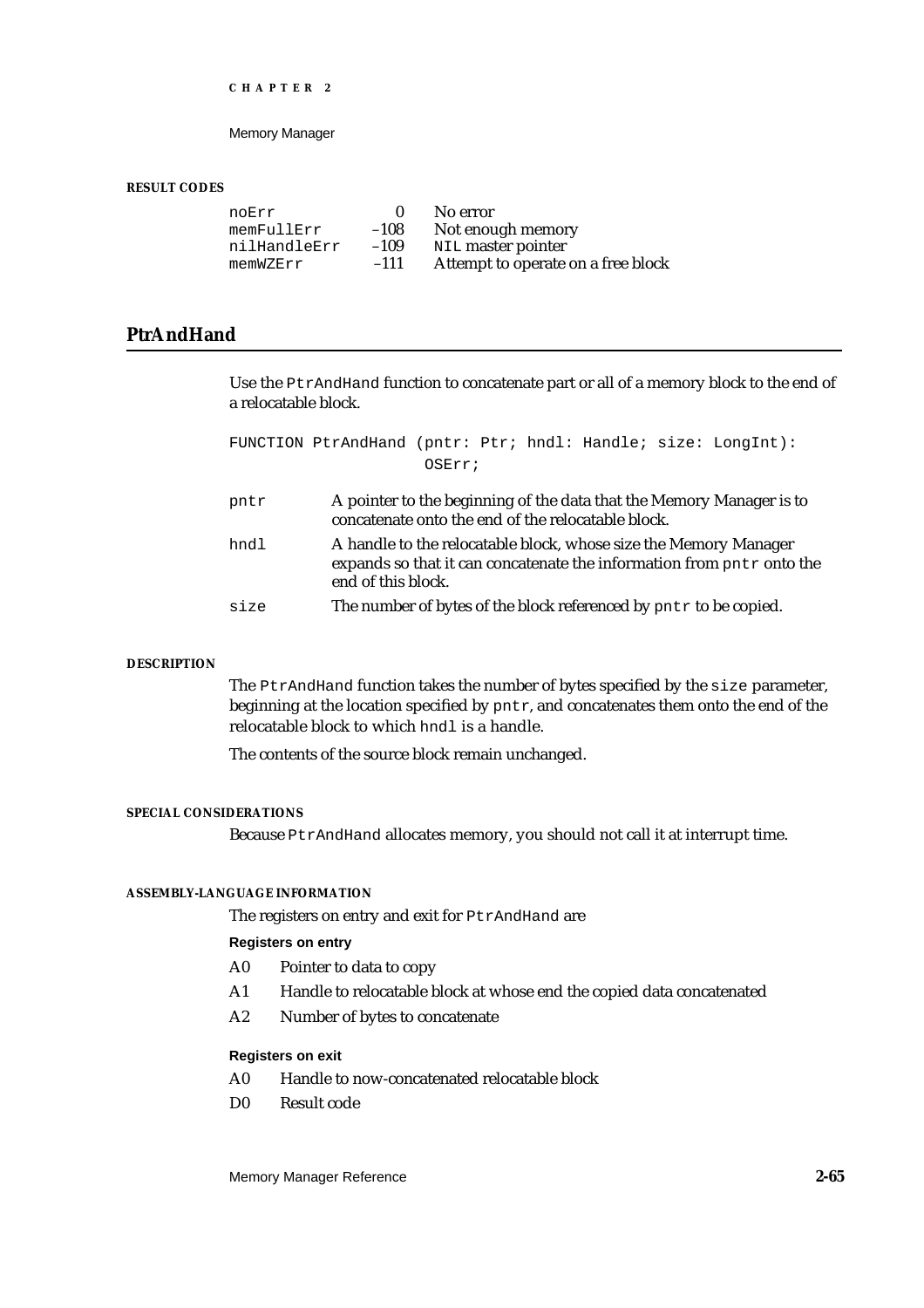#### RESULT CODES

| | | |
|---|---|---|
| noErr | 0 | No error |
| memFullErr | –108 | Not enough memory |
| nilHandleErr | –109 | NIL master pointer |
| memWZErr | –111 | Attempt to operate on a free block |

## PtrAndHand

Use the `PtrAndHand` function to concatenate part or all of a memory block to the end of a relocatable block.

```
FUNCTION PtrAndHand (pntr: Ptr; hndl: Handle; size: LongInt):
                    OSErr;
```

`pntr` A pointer to the beginning of the data that the Memory Manager is to concatenate onto the end of the relocatable block.

`hndl` A handle to the relocatable block, whose size the Memory Manager expands so that it can concatenate the information from `pntr` onto the end of this block.

`size` The number of bytes of the block referenced by `pntr` to be copied.

#### DESCRIPTION

The `PtrAndHand` function takes the number of bytes specified by the `size` parameter, beginning at the location specified by `pntr`, and concatenates them onto the end of the relocatable block to which `hndl` is a handle.

The contents of the source block remain unchanged.

#### SPECIAL CONSIDERATIONS

Because `PtrAndHand` allocates memory, you should not call it at interrupt time.

#### ASSEMBLY-LANGUAGE INFORMATION

The registers on entry and exit for `PtrAndHand` are

**Registers on entry**

| | |
|---|---|
| A0 | Pointer to data to copy |
| A1 | Handle to relocatable block at whose end the copied data concatenated |
| A2 | Number of bytes to concatenate |

**Registers on exit**

| | |
|---|---|
| A0 | Handle to now-concatenated relocatable block |
| D0 | Result code |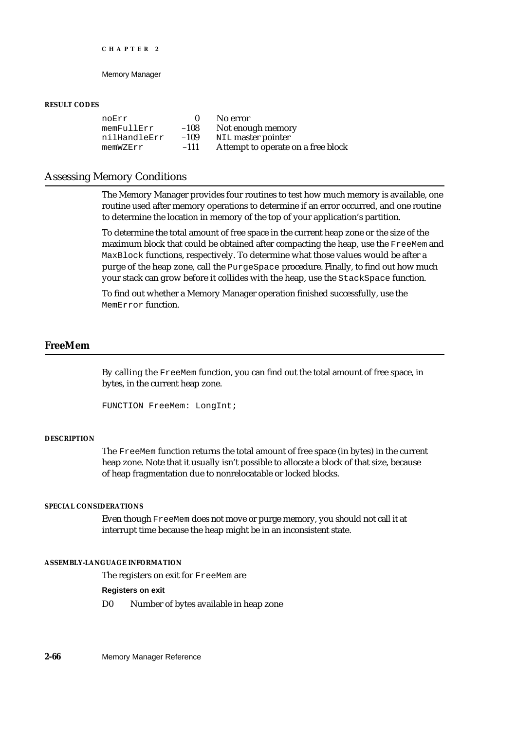#### RESULT CODES

| | | |
|---|---|---|
| noErr | 0 | No error |
| memFullErr | –108 | Not enough memory |
| nilHandleErr | –109 | NIL master pointer |
| memWZErr | –111 | Attempt to operate on a free block |

## Assessing Memory Conditions

The Memory Manager provides four routines to test how much memory is available, one routine used after memory operations to determine if an error occurred, and one routine to determine the location in memory of the top of your application's partition.

To determine the total amount of free space in the current heap zone or the size of the maximum block that could be obtained after compacting the heap, use the `FreeMem` and `MaxBlock` functions, respectively. To determine what those values would be after a purge of the heap zone, call the `PurgeSpace` procedure. Finally, to find out how much your stack can grow before it collides with the heap, use the `StackSpace` function.

To find out whether a Memory Manager operation finished successfully, use the `MemError` function.

### FreeMem

By calling the `FreeMem` function, you can find out the total amount of free space, in bytes, in the current heap zone.

```
FUNCTION FreeMem: LongInt;
```

#### DESCRIPTION

The `FreeMem` function returns the total amount of free space (in bytes) in the current heap zone. Note that it usually isn't possible to allocate a block of that size, because of heap fragmentation due to nonrelocatable or locked blocks.

#### SPECIAL CONSIDERATIONS

Even though `FreeMem` does not move or purge memory, you should not call it at interrupt time because the heap might be in an inconsistent state.

#### ASSEMBLY-LANGUAGE INFORMATION

The registers on exit for `FreeMem` are

**Registers on exit**

| | |
|---|---|
| D0 | Number of bytes available in heap zone |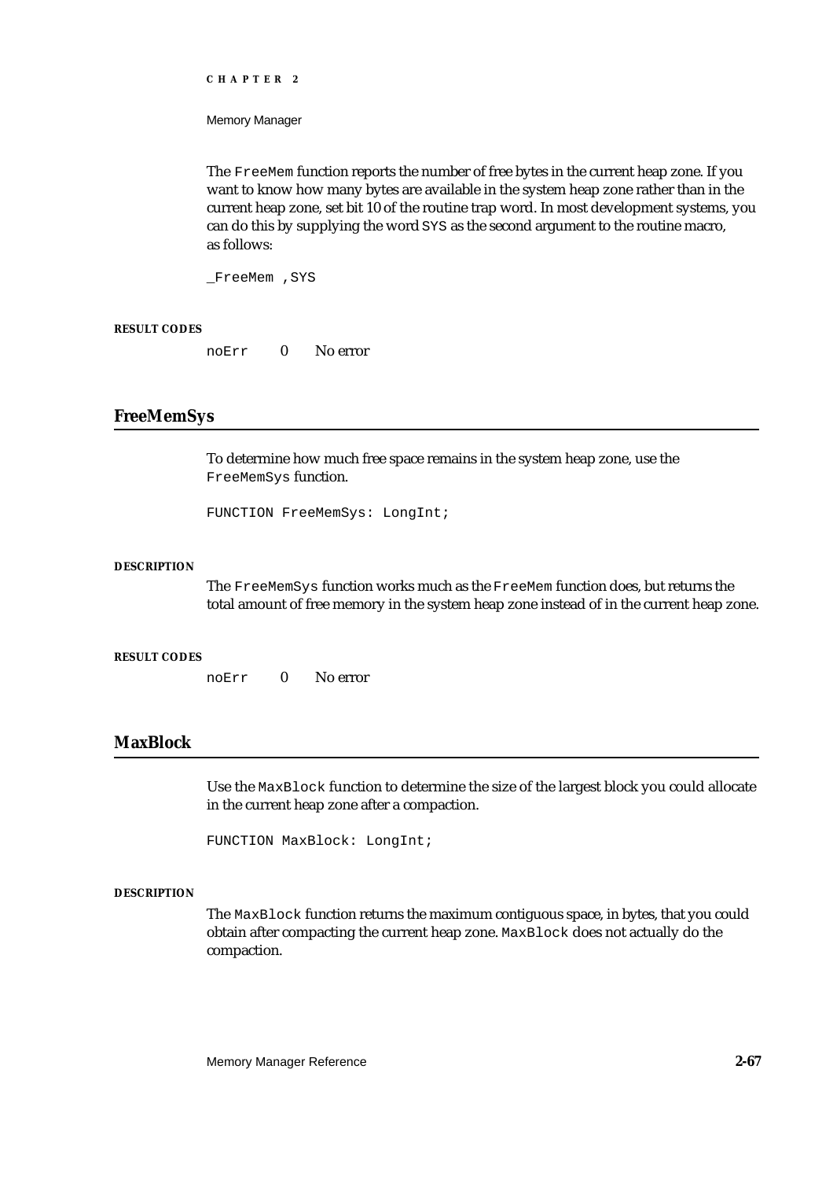The FreeMem function reports the number of free bytes in the current heap zone. If you want to know how many bytes are available in the system heap zone rather than in the current heap zone, set bit 10 of the routine trap word. In most development systems, you can do this by supplying the word SYS as the second argument to the routine macro, as follows:

```
_FreeMem ,SYS
```

**RESULT CODES**

| | | |
|---|---|---|
| noErr | 0 | No error |

## FreeMemSys

To determine how much free space remains in the system heap zone, use the FreeMemSys function.

```
FUNCTION FreeMemSys: LongInt;
```

**DESCRIPTION**

The FreeMemSys function works much as the FreeMem function does, but returns the total amount of free memory in the system heap zone instead of in the current heap zone.

**RESULT CODES**

| | | |
|---|---|---|
| noErr | 0 | No error |

## MaxBlock

Use the MaxBlock function to determine the size of the largest block you could allocate in the current heap zone after a compaction.

```
FUNCTION MaxBlock: LongInt;
```

**DESCRIPTION**

The MaxBlock function returns the maximum contiguous space, in bytes, that you could obtain after compacting the current heap zone. MaxBlock does not actually do the compaction.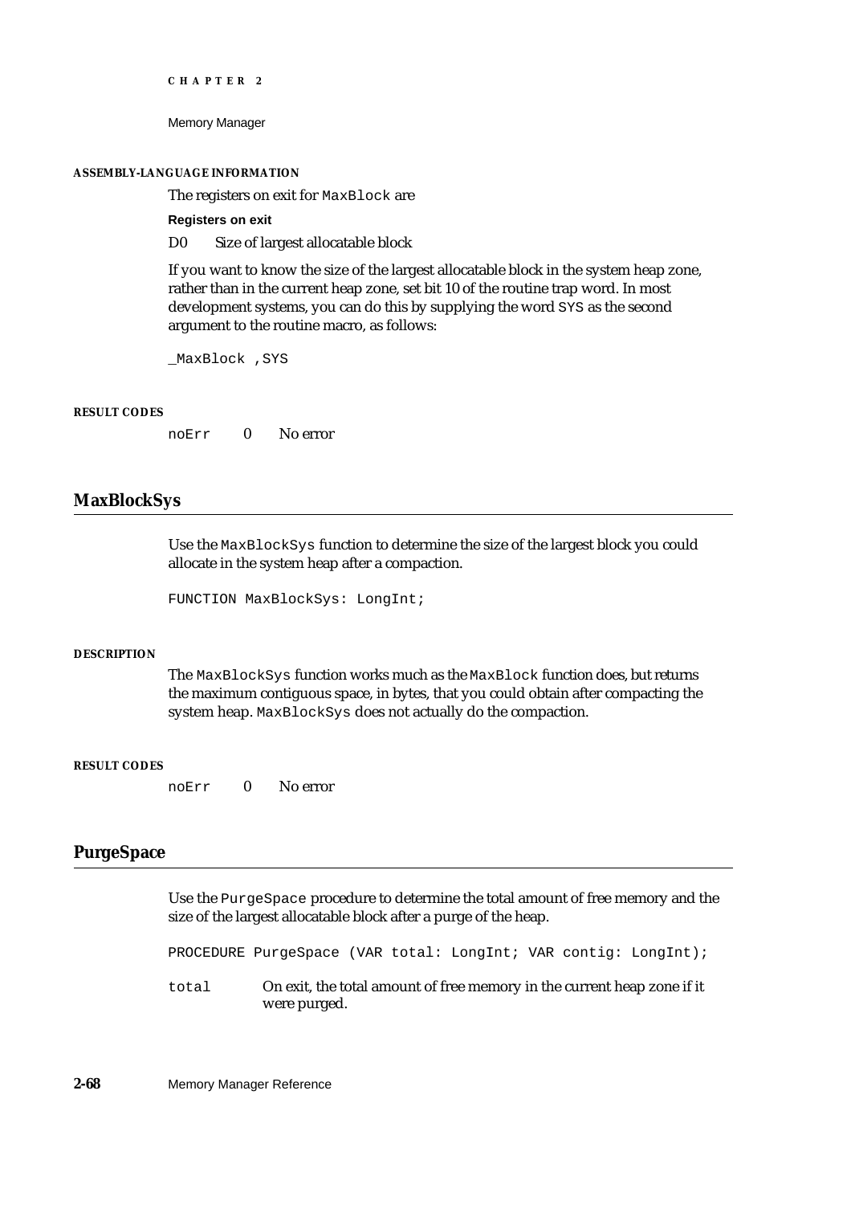#### ASSEMBLY-LANGUAGE INFORMATION

The registers on exit for `MaxBlock` are

**Registers on exit**

D0 Size of largest allocatable block

If you want to know the size of the largest allocatable block in the system heap zone, rather than in the current heap zone, set bit 10 of the routine trap word. In most development systems, you can do this by supplying the word `SYS` as the second argument to the routine macro, as follows:

```
_MaxBlock ,SYS
```

#### RESULT CODES

| | | |
|---|---|---|
| noErr | 0 | No error |

## MaxBlockSys

Use the `MaxBlockSys` function to determine the size of the largest block you could allocate in the system heap after a compaction.

```
FUNCTION MaxBlockSys: LongInt;
```

#### DESCRIPTION

The `MaxBlockSys` function works much as the `MaxBlock` function does, but returns the maximum contiguous space, in bytes, that you could obtain after compacting the system heap. `MaxBlockSys` does not actually do the compaction.

#### RESULT CODES

| | | |
|---|---|---|
| noErr | 0 | No error |

## PurgeSpace

Use the `PurgeSpace` procedure to determine the total amount of free memory and the size of the largest allocatable block after a purge of the heap.

```
PROCEDURE PurgeSpace (VAR total: LongInt; VAR contig: LongInt);
```

`total` On exit, the total amount of free memory in the current heap zone if it were purged.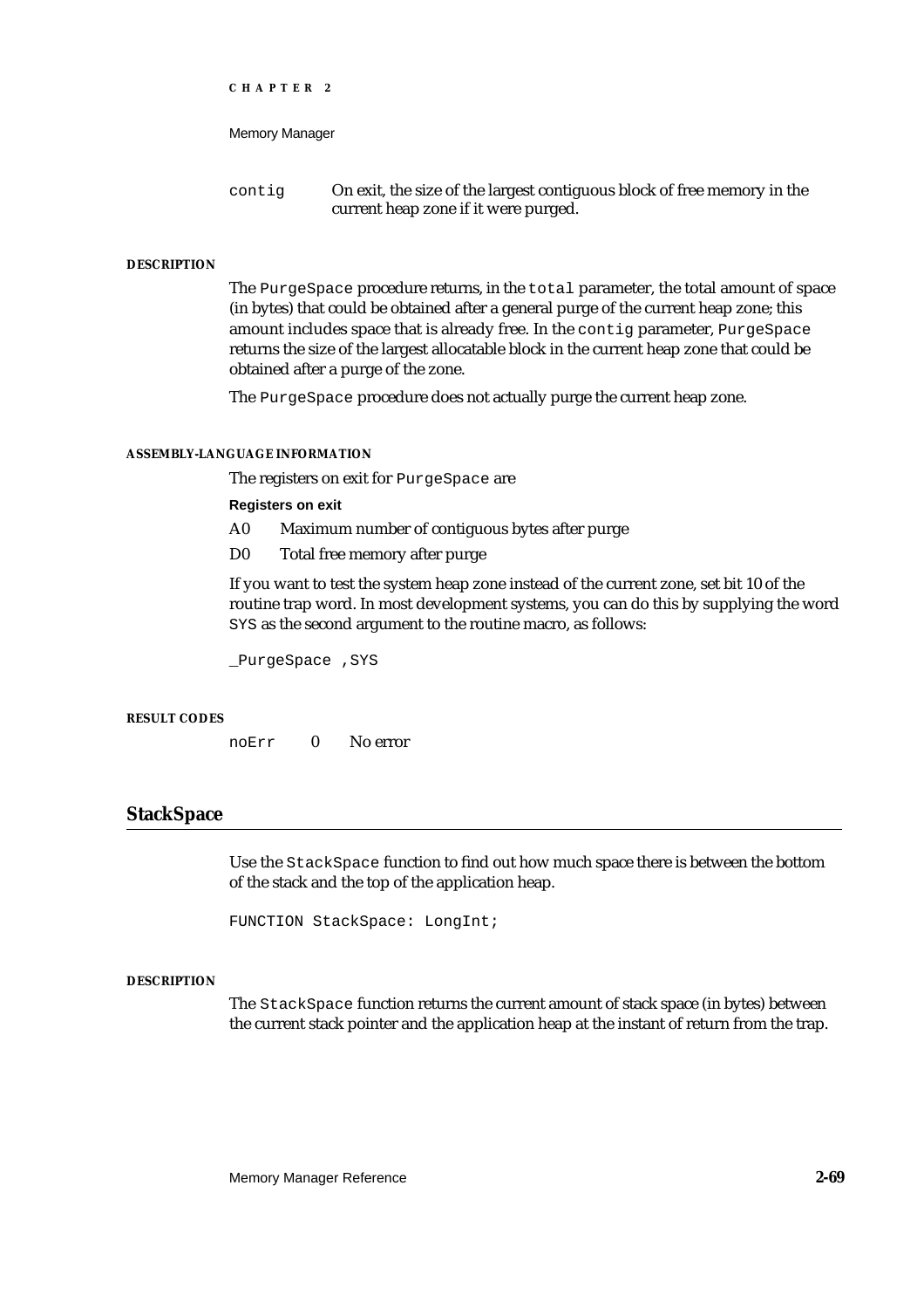contig — On exit, the size of the largest contiguous block of free memory in the current heap zone if it were purged.

#### DESCRIPTION

The `PurgeSpace` procedure returns, in the `total` parameter, the total amount of space (in bytes) that could be obtained after a general purge of the current heap zone; this amount includes space that is already free. In the `contig` parameter, `PurgeSpace` returns the size of the largest allocatable block in the current heap zone that could be obtained after a purge of the zone.

The `PurgeSpace` procedure does not actually purge the current heap zone.

#### ASSEMBLY-LANGUAGE INFORMATION

The registers on exit for `PurgeSpace` are

**Registers on exit**

| | |
|---|---|
| A0 | Maximum number of contiguous bytes after purge |
| D0 | Total free memory after purge |

If you want to test the system heap zone instead of the current zone, set bit 10 of the routine trap word. In most development systems, you can do this by supplying the word `SYS` as the second argument to the routine macro, as follows:

```
_PurgeSpace ,SYS
```

#### RESULT CODES

| | | |
|---|---|---|
| noErr | 0 | No error |

## StackSpace

Use the `StackSpace` function to find out how much space there is between the bottom of the stack and the top of the application heap.

```
FUNCTION StackSpace: LongInt;
```

#### DESCRIPTION

The `StackSpace` function returns the current amount of stack space (in bytes) between the current stack pointer and the application heap at the instant of return from the trap.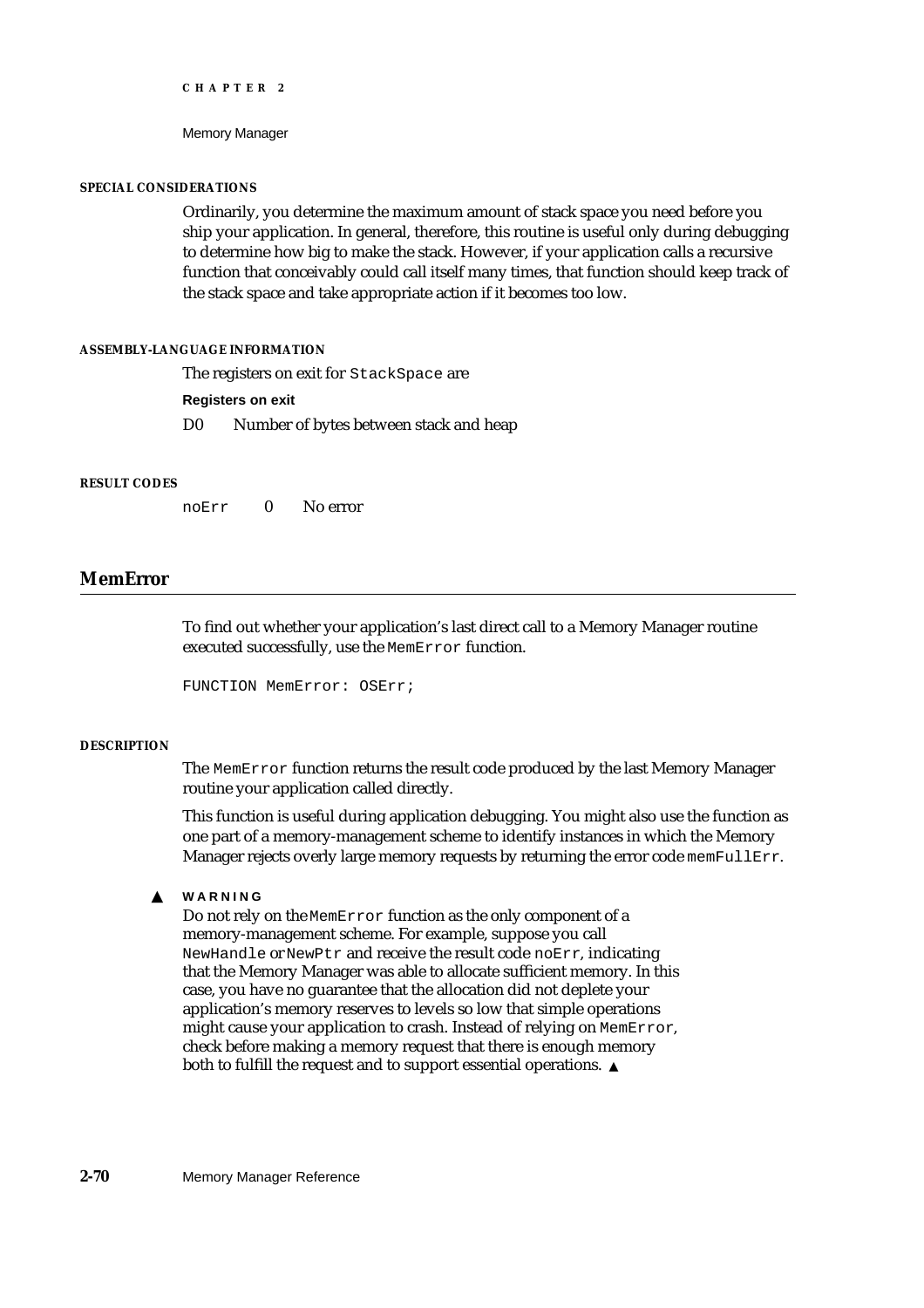#### SPECIAL CONSIDERATIONS

Ordinarily, you determine the maximum amount of stack space you need before you ship your application. In general, therefore, this routine is useful only during debugging to determine how big to make the stack. However, if your application calls a recursive function that conceivably could call itself many times, that function should keep track of the stack space and take appropriate action if it becomes too low.

#### ASSEMBLY-LANGUAGE INFORMATION

The registers on exit for `StackSpace` are

**Registers on exit**

| | |
|---|---|
| D0 | Number of bytes between stack and heap |

#### RESULT CODES

| | | |
|---|---|---|
| `noErr` | 0 | No error |

## MemError

To find out whether your application's last direct call to a Memory Manager routine executed successfully, use the `MemError` function.

```
FUNCTION MemError: OSErr;
```

#### DESCRIPTION

The `MemError` function returns the result code produced by the last Memory Manager routine your application called directly.

This function is useful during application debugging. You might also use the function as one part of a memory-management scheme to identify instances in which the Memory Manager rejects overly large memory requests by returning the error code `memFullErr`.

▲ **WARNING**

Do not rely on the `MemError` function as the only component of a memory-management scheme. For example, suppose you call `NewHandle` or `NewPtr` and receive the result code `noErr`, indicating that the Memory Manager was able to allocate sufficient memory. In this case, you have no guarantee that the allocation did not deplete your application's memory reserves to levels so low that simple operations might cause your application to crash. Instead of relying on `MemError`, check before making a memory request that there is enough memory both to fulfill the request and to support essential operations. ▲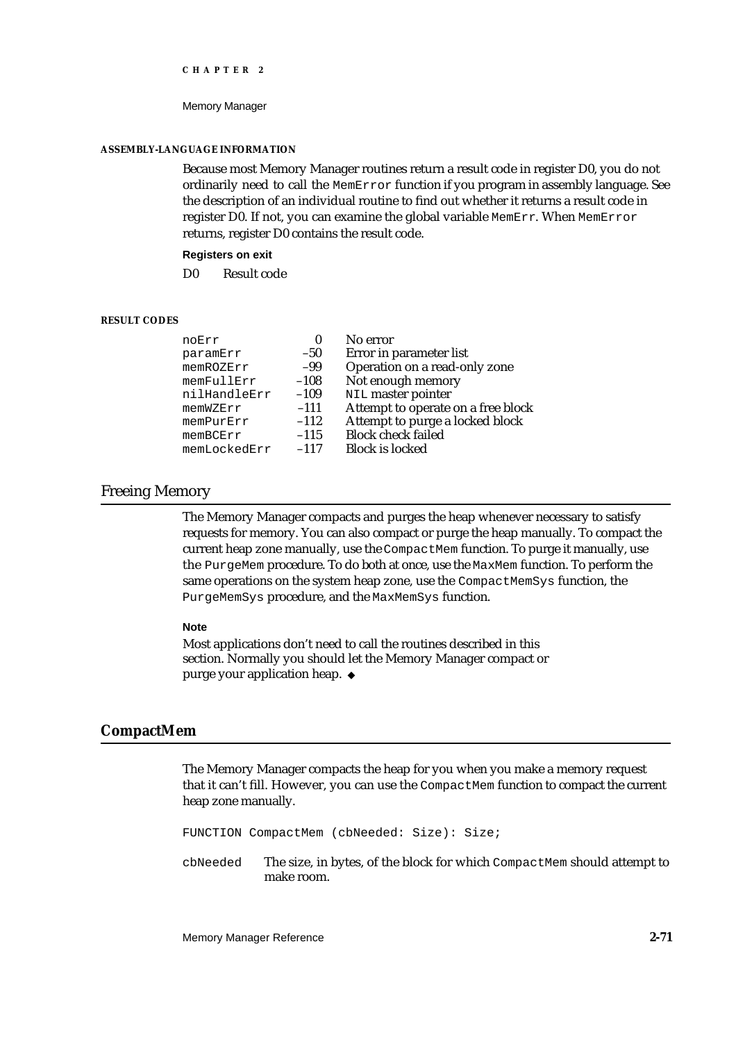**ASSEMBLY-LANGUAGE INFORMATION**

Because most Memory Manager routines return a result code in register D0, you do not ordinarily need to call the `MemError` function if you program in assembly language. See the description of an individual routine to find out whether it returns a result code in register D0. If not, you can examine the global variable `MemErr`. When `MemError` returns, register D0 contains the result code.

**Registers on exit**

D0 Result code

**RESULT CODES**

| | | |
|---|---|---|
| noErr | 0 | No error |
| paramErr | –50 | Error in parameter list |
| memROZErr | –99 | Operation on a read-only zone |
| memFullErr | –108 | Not enough memory |
| nilHandleErr | –109 | NIL master pointer |
| memWZErr | –111 | Attempt to operate on a free block |
| memPurErr | –112 | Attempt to purge a locked block |
| memBCErr | –115 | Block check failed |
| memLockedErr | –117 | Block is locked |

## Freeing Memory

The Memory Manager compacts and purges the heap whenever necessary to satisfy requests for memory. You can also compact or purge the heap manually. To compact the current heap zone manually, use the `CompactMem` function. To purge it manually, use the `PurgeMem` procedure. To do both at once, use the `MaxMem` function. To perform the same operations on the system heap zone, use the `CompactMemSys` function, the `PurgeMemSys` procedure, and the `MaxMemSys` function.

**Note**

Most applications don't need to call the routines described in this section. Normally you should let the Memory Manager compact or purge your application heap. ◆

### CompactMem

The Memory Manager compacts the heap for you when you make a memory request that it can't fill. However, you can use the `CompactMem` function to compact the current heap zone manually.

```
FUNCTION CompactMem (cbNeeded: Size): Size;
```

`cbNeeded` The size, in bytes, of the block for which `CompactMem` should attempt to make room.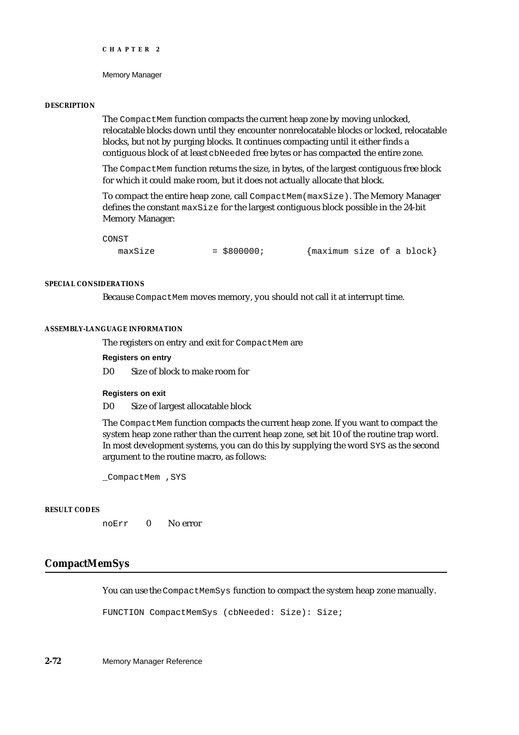#### DESCRIPTION

The `CompactMem` function compacts the current heap zone by moving unlocked, relocatable blocks down until they encounter nonrelocatable blocks or locked, relocatable blocks, but not by purging blocks. It continues compacting until it either finds a contiguous block of at least `cbNeeded` free bytes or has compacted the entire zone.

The `CompactMem` function returns the size, in bytes, of the largest contiguous free block for which it could make room, but it does not actually allocate that block.

To compact the entire heap zone, call `CompactMem(maxSize)`. The Memory Manager defines the constant `maxSize` for the largest contiguous block possible in the 24-bit Memory Manager:

```
CONST
   maxSize          = $800000;        {maximum size of a block}
```

#### SPECIAL CONSIDERATIONS

Because `CompactMem` moves memory, you should not call it at interrupt time.

#### ASSEMBLY-LANGUAGE INFORMATION

The registers on entry and exit for `CompactMem` are

**Registers on entry**

D0 Size of block to make room for

**Registers on exit**

D0 Size of largest allocatable block

The `CompactMem` function compacts the current heap zone. If you want to compact the system heap zone rather than the current heap zone, set bit 10 of the routine trap word. In most development systems, you can do this by supplying the word `SYS` as the second argument to the routine macro, as follows:

```
_CompactMem ,SYS
```

#### RESULT CODES

| | | |
|---|---|---|
| noErr | 0 | No error |

## CompactMemSys

You can use the `CompactMemSys` function to compact the system heap zone manually.

```
FUNCTION CompactMemSys (cbNeeded: Size): Size;
```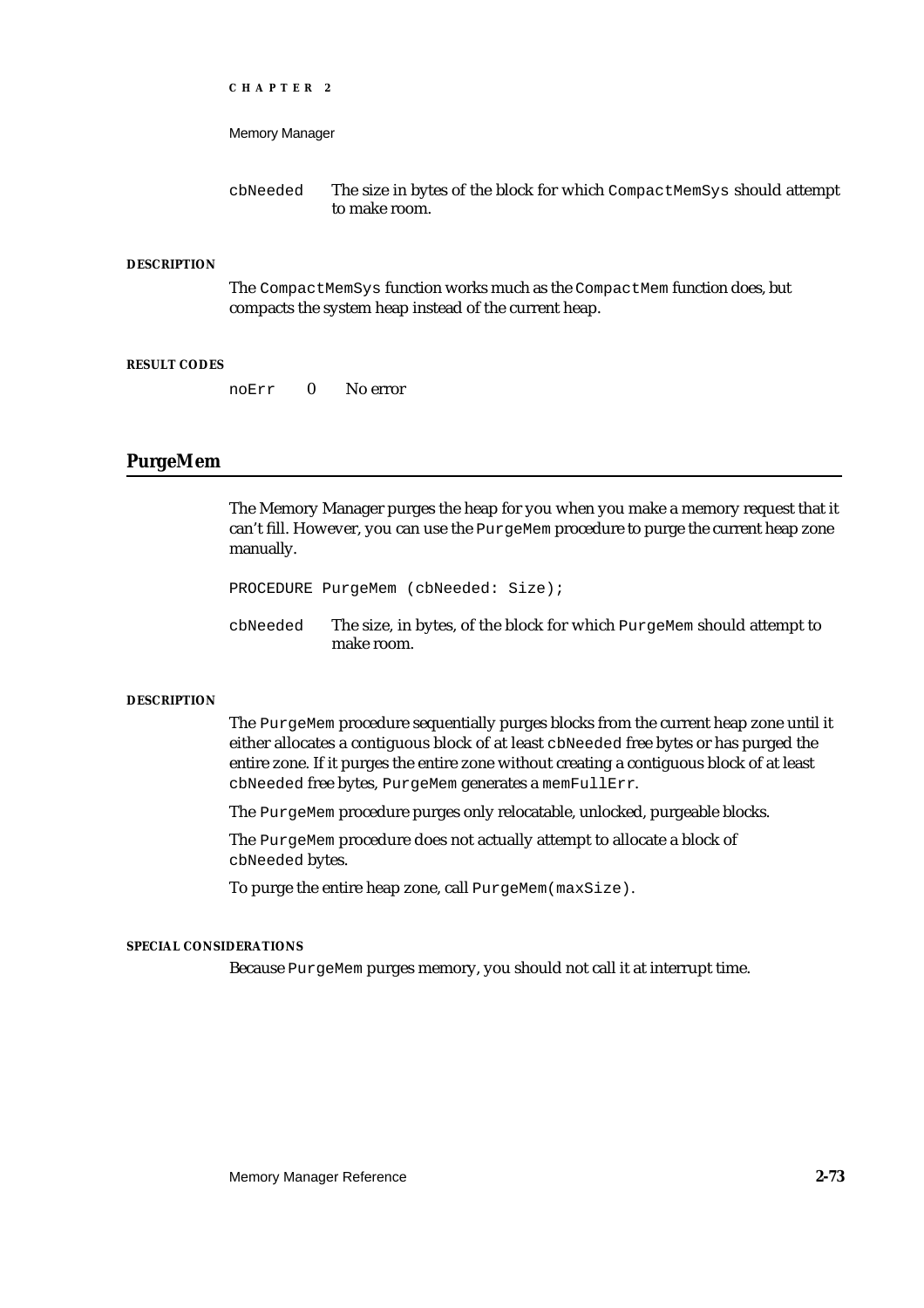cbNeeded The size in bytes of the block for which `CompactMemSys` should attempt to make room.

**DESCRIPTION**

The `CompactMemSys` function works much as the `CompactMem` function does, but compacts the system heap instead of the current heap.

**RESULT CODES**

| | | |
|---|---|---|
| noErr | 0 | No error |

## PurgeMem

The Memory Manager purges the heap for you when you make a memory request that it can't fill. However, you can use the `PurgeMem` procedure to purge the current heap zone manually.

```
PROCEDURE PurgeMem (cbNeeded: Size);
```

cbNeeded The size, in bytes, of the block for which `PurgeMem` should attempt to make room.

**DESCRIPTION**

The `PurgeMem` procedure sequentially purges blocks from the current heap zone until it either allocates a contiguous block of at least `cbNeeded` free bytes or has purged the entire zone. If it purges the entire zone without creating a contiguous block of at least `cbNeeded` free bytes, `PurgeMem` generates a `memFullErr`.

The `PurgeMem` procedure purges only relocatable, unlocked, purgeable blocks.

The `PurgeMem` procedure does not actually attempt to allocate a block of `cbNeeded` bytes.

To purge the entire heap zone, call `PurgeMem(maxSize)`.

**SPECIAL CONSIDERATIONS**

Because `PurgeMem` purges memory, you should not call it at interrupt time.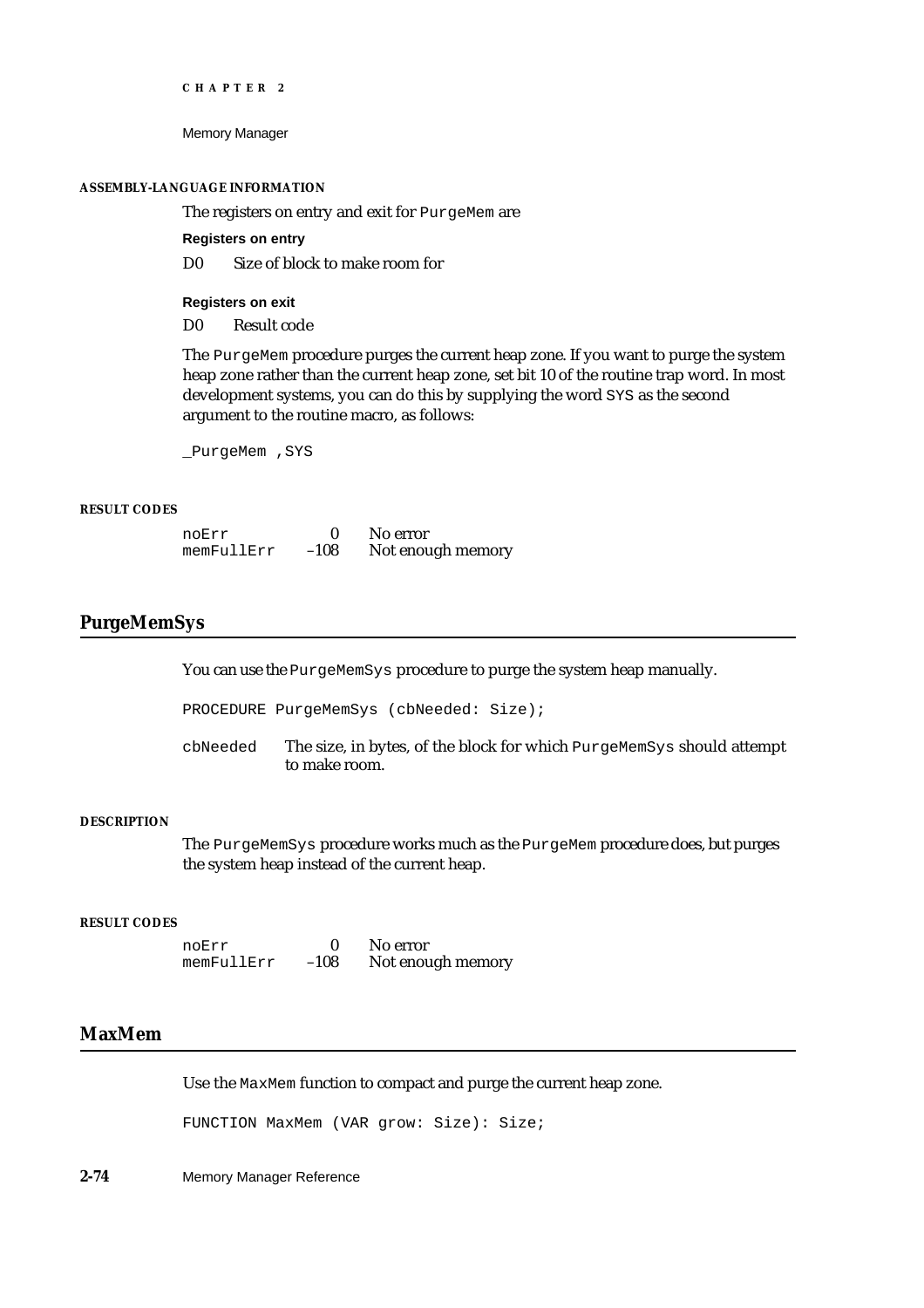#### ASSEMBLY-LANGUAGE INFORMATION

The registers on entry and exit for `PurgeMem` are

**Registers on entry**

| | |
|---|---|
| D0 | Size of block to make room for |

**Registers on exit**

| | |
|---|---|
| D0 | Result code |

The `PurgeMem` procedure purges the current heap zone. If you want to purge the system heap zone rather than the current heap zone, set bit 10 of the routine trap word. In most development systems, you can do this by supplying the word `SYS` as the second argument to the routine macro, as follows:

```
_PurgeMem ,SYS
```

#### RESULT CODES

| | | |
|---|---|---|
| noErr | 0 | No error |
| memFullErr | –108 | Not enough memory |

## PurgeMemSys

You can use the `PurgeMemSys` procedure to purge the system heap manually.

```
PROCEDURE PurgeMemSys (cbNeeded: Size);
```

`cbNeeded` The size, in bytes, of the block for which `PurgeMemSys` should attempt to make room.

#### DESCRIPTION

The `PurgeMemSys` procedure works much as the `PurgeMem` procedure does, but purges the system heap instead of the current heap.

#### RESULT CODES

| | | |
|---|---|---|
| noErr | 0 | No error |
| memFullErr | –108 | Not enough memory |

## MaxMem

Use the `MaxMem` function to compact and purge the current heap zone.

```
FUNCTION MaxMem (VAR grow: Size): Size;
```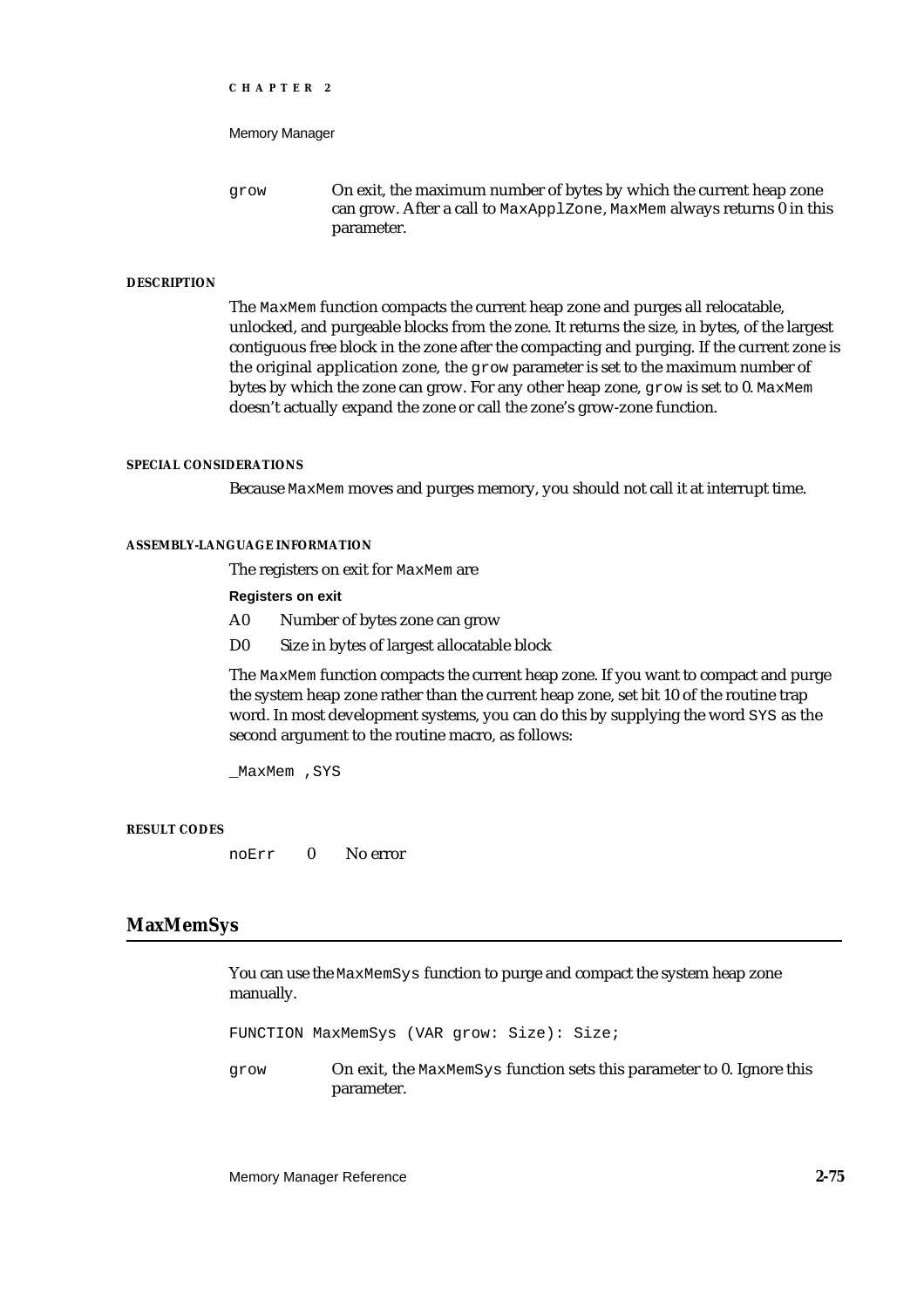grow On exit, the maximum number of bytes by which the current heap zone can grow. After a call to `MaxApplZone`, `MaxMem` always returns 0 in this parameter.

**DESCRIPTION**

The `MaxMem` function compacts the current heap zone and purges all relocatable, unlocked, and purgeable blocks from the zone. It returns the size, in bytes, of the largest contiguous free block in the zone after the compacting and purging. If the current zone is the original application zone, the `grow` parameter is set to the maximum number of bytes by which the zone can grow. For any other heap zone, `grow` is set to 0. `MaxMem` doesn't actually expand the zone or call the zone's grow-zone function.

**SPECIAL CONSIDERATIONS**

Because `MaxMem` moves and purges memory, you should not call it at interrupt time.

**ASSEMBLY-LANGUAGE INFORMATION**

The registers on exit for `MaxMem` are

**Registers on exit**

| | |
|---|---|
| A0 | Number of bytes zone can grow |
| D0 | Size in bytes of largest allocatable block |

The `MaxMem` function compacts the current heap zone. If you want to compact and purge the system heap zone rather than the current heap zone, set bit 10 of the routine trap word. In most development systems, you can do this by supplying the word `SYS` as the second argument to the routine macro, as follows:

```
_MaxMem ,SYS
```

**RESULT CODES**

| | | |
|---|---|---|
| noErr | 0 | No error |

## MaxMemSys

You can use the `MaxMemSys` function to purge and compact the system heap zone manually.

```
FUNCTION MaxMemSys (VAR grow: Size): Size;
```

grow On exit, the `MaxMemSys` function sets this parameter to 0. Ignore this parameter.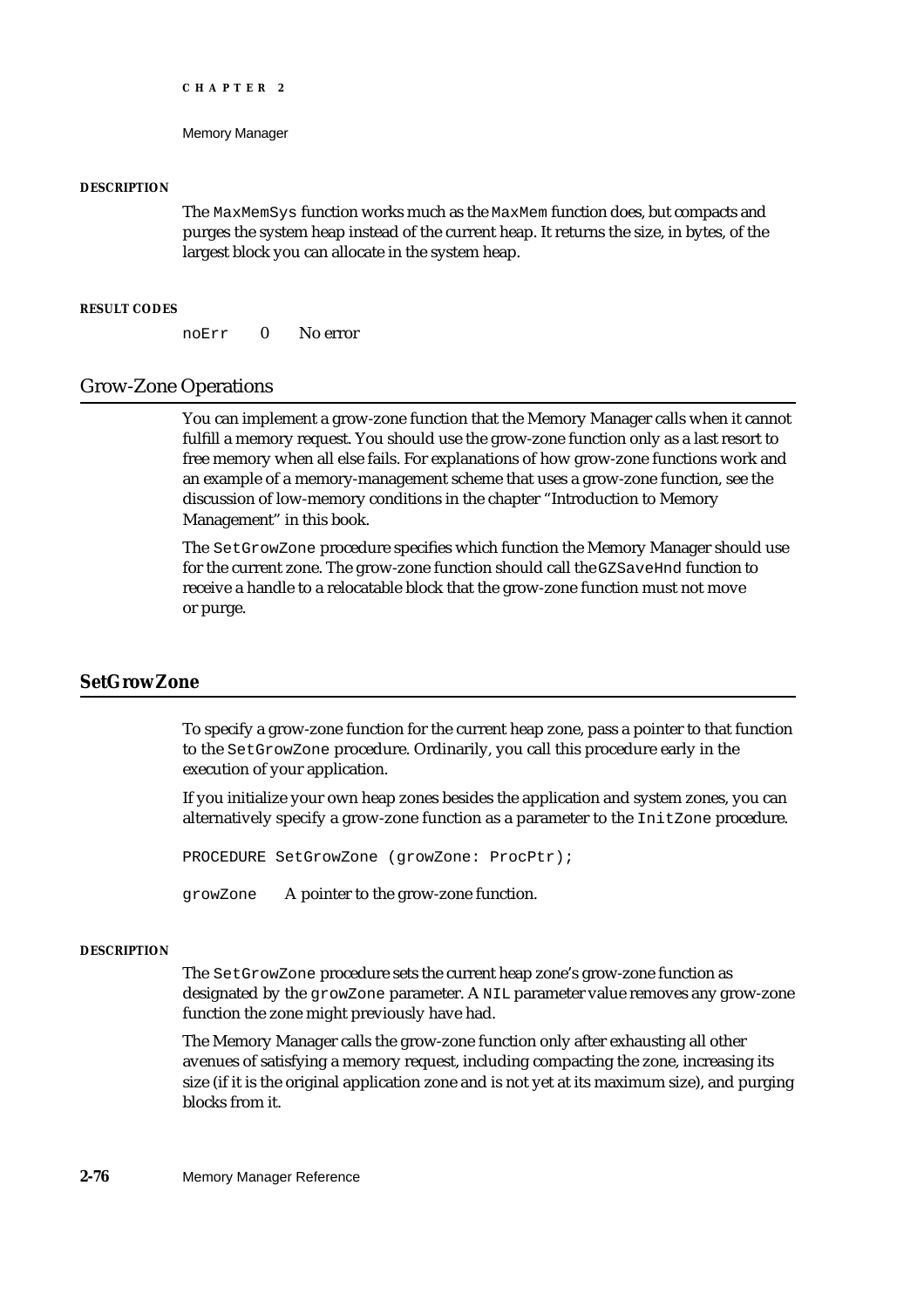**DESCRIPTION**

The `MaxMemSys` function works much as the `MaxMem` function does, but compacts and purges the system heap instead of the current heap. It returns the size, in bytes, of the largest block you can allocate in the system heap.

**RESULT CODES**

| | | |
|---|---|---|
| `noErr` | 0 | No error |

## Grow-Zone Operations

You can implement a grow-zone function that the Memory Manager calls when it cannot fulfill a memory request. You should use the grow-zone function only as a last resort to free memory when all else fails. For explanations of how grow-zone functions work and an example of a memory-management scheme that uses a grow-zone function, see the discussion of low-memory conditions in the chapter "Introduction to Memory Management" in this book.

The `SetGrowZone` procedure specifies which function the Memory Manager should use for the current zone. The grow-zone function should call the `GZSaveHnd` function to receive a handle to a relocatable block that the grow-zone function must not move or purge.

### SetGrowZone

To specify a grow-zone function for the current heap zone, pass a pointer to that function to the `SetGrowZone` procedure. Ordinarily, you call this procedure early in the execution of your application.

If you initialize your own heap zones besides the application and system zones, you can alternatively specify a grow-zone function as a parameter to the `InitZone` procedure.

```
PROCEDURE SetGrowZone (growZone: ProcPtr);
```

`growZone` A pointer to the grow-zone function.

**DESCRIPTION**

The `SetGrowZone` procedure sets the current heap zone's grow-zone function as designated by the `growZone` parameter. A `NIL` parameter value removes any grow-zone function the zone might previously have had.

The Memory Manager calls the grow-zone function only after exhausting all other avenues of satisfying a memory request, including compacting the zone, increasing its size (if it is the original application zone and is not yet at its maximum size), and purging blocks from it.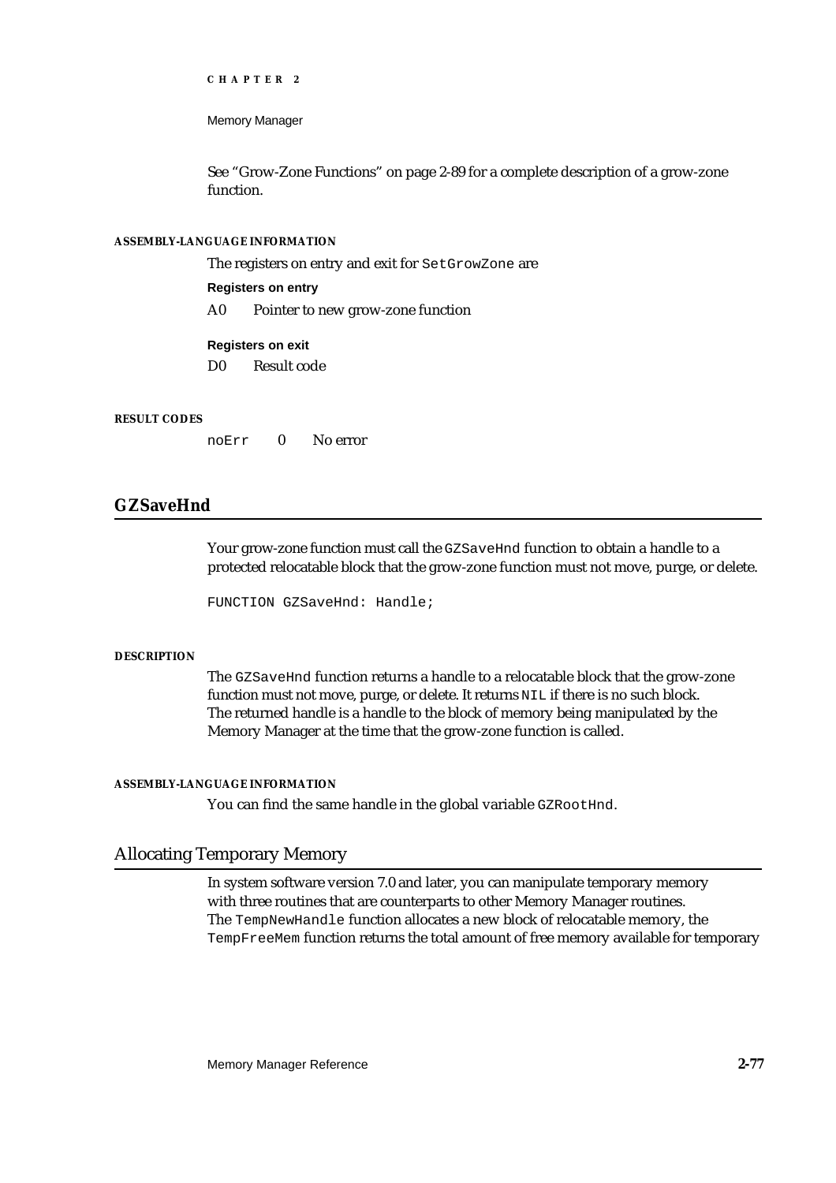See "Grow-Zone Functions" on page 2-89 for a complete description of a grow-zone function.

**ASSEMBLY-LANGUAGE INFORMATION**

The registers on entry and exit for `SetGrowZone` are

**Registers on entry**

A0 Pointer to new grow-zone function

**Registers on exit**

D0 Result code

**RESULT CODES**

| | | |
|---|---|---|
| `noErr` | 0 | No error |

## GZSaveHnd

Your grow-zone function must call the `GZSaveHnd` function to obtain a handle to a protected relocatable block that the grow-zone function must not move, purge, or delete.

```
FUNCTION GZSaveHnd: Handle;
```

**DESCRIPTION**

The `GZSaveHnd` function returns a handle to a relocatable block that the grow-zone function must not move, purge, or delete. It returns `NIL` if there is no such block. The returned handle is a handle to the block of memory being manipulated by the Memory Manager at the time that the grow-zone function is called.

**ASSEMBLY-LANGUAGE INFORMATION**

You can find the same handle in the global variable `GZRootHnd`.

## Allocating Temporary Memory

In system software version 7.0 and later, you can manipulate temporary memory with three routines that are counterparts to other Memory Manager routines. The `TempNewHandle` function allocates a new block of relocatable memory, the `TempFreeMem` function returns the total amount of free memory available for temporary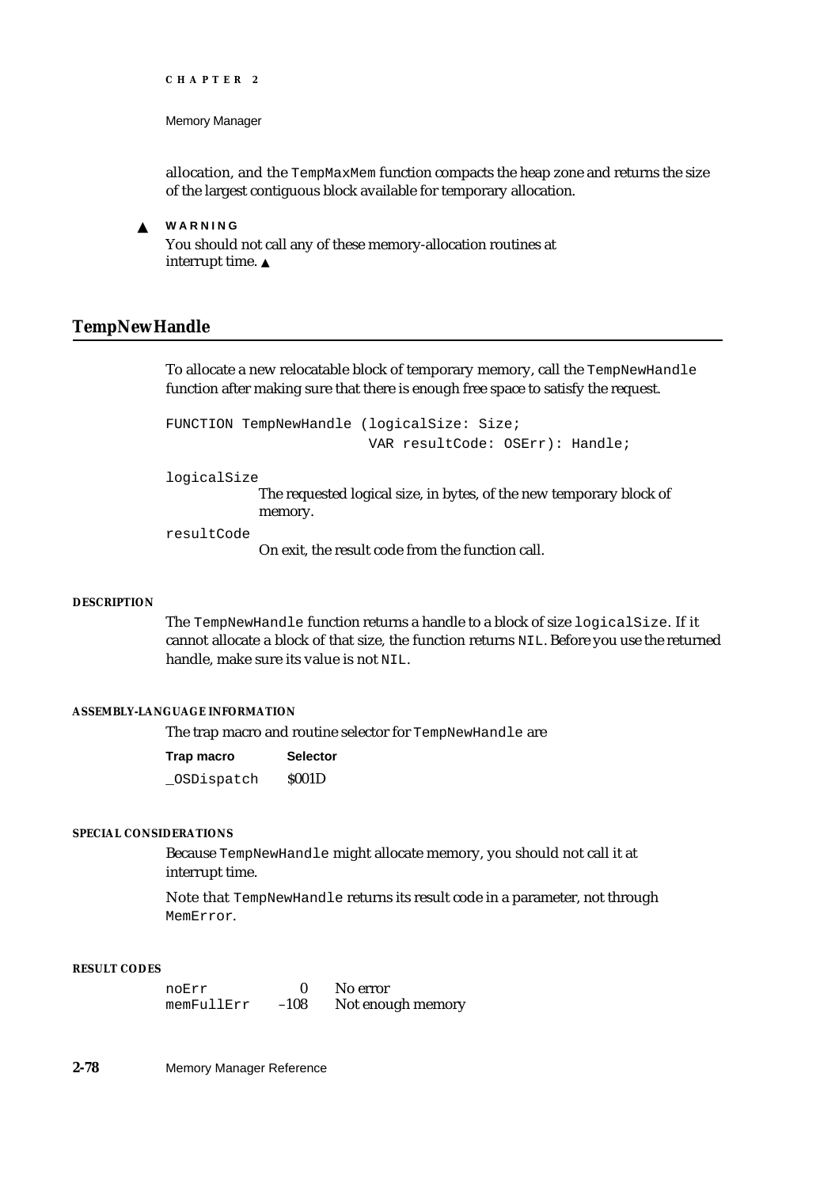allocation, and the `TempMaxMem` function compacts the heap zone and returns the size of the largest contiguous block available for temporary allocation.

▲ **WARNING**
You should not call any of these memory-allocation routines at interrupt time. ▲

## TempNewHandle

To allocate a new relocatable block of temporary memory, call the `TempNewHandle` function after making sure that there is enough free space to satisfy the request.

```
FUNCTION TempNewHandle (logicalSize: Size;
                        VAR resultCode: OSErr): Handle;
```

`logicalSize`
The requested logical size, in bytes, of the new temporary block of memory.

`resultCode`
On exit, the result code from the function call.

#### DESCRIPTION

The `TempNewHandle` function returns a handle to a block of size `logicalSize`. If it cannot allocate a block of that size, the function returns `NIL`. Before you use the returned handle, make sure its value is not `NIL`.

#### ASSEMBLY-LANGUAGE INFORMATION

The trap macro and routine selector for `TempNewHandle` are

| Trap macro | Selector |
|---|---|
| `_OSDispatch` | $001D |

#### SPECIAL CONSIDERATIONS

Because `TempNewHandle` might allocate memory, you should not call it at interrupt time.

Note that `TempNewHandle` returns its result code in a parameter, not through `MemError`.

#### RESULT CODES

| | | |
|---|---|---|
| `noErr` | 0 | No error |
| `memFullErr` | –108 | Not enough memory |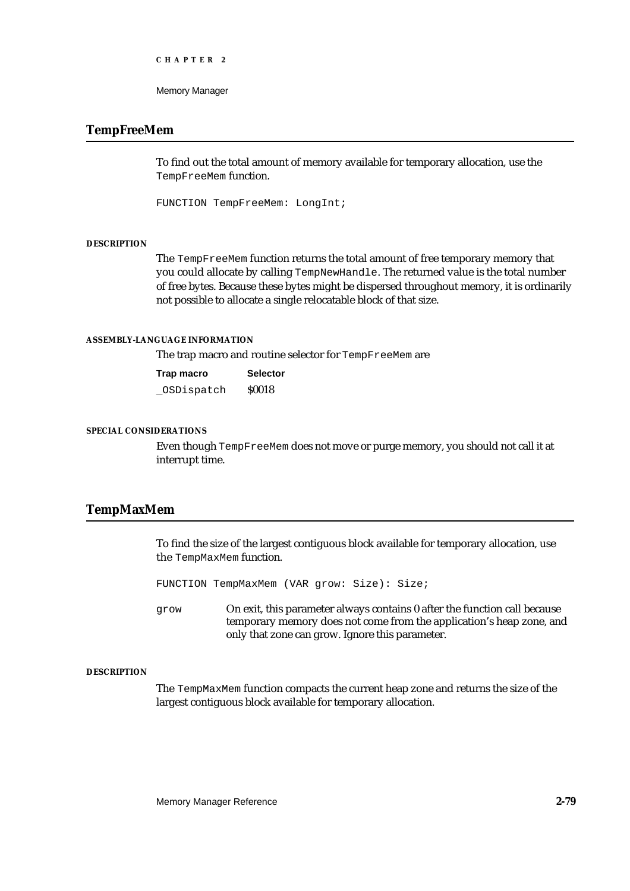## TempFreeMem

To find out the total amount of memory available for temporary allocation, use the `TempFreeMem` function.

```
FUNCTION TempFreeMem: LongInt;
```

#### DESCRIPTION

The `TempFreeMem` function returns the total amount of free temporary memory that you could allocate by calling `TempNewHandle`. The returned value is the total number of free bytes. Because these bytes might be dispersed throughout memory, it is ordinarily not possible to allocate a single relocatable block of that size.

#### ASSEMBLY-LANGUAGE INFORMATION

The trap macro and routine selector for `TempFreeMem` are

| Trap macro | Selector |
|---|---|
| `_OSDispatch` | $0018 |

#### SPECIAL CONSIDERATIONS

Even though `TempFreeMem` does not move or purge memory, you should not call it at interrupt time.

## TempMaxMem

To find the size of the largest contiguous block available for temporary allocation, use the `TempMaxMem` function.

```
FUNCTION TempMaxMem (VAR grow: Size): Size;
```

`grow` On exit, this parameter always contains 0 after the function call because temporary memory does not come from the application's heap zone, and only that zone can grow. Ignore this parameter.

#### DESCRIPTION

The `TempMaxMem` function compacts the current heap zone and returns the size of the largest contiguous block available for temporary allocation.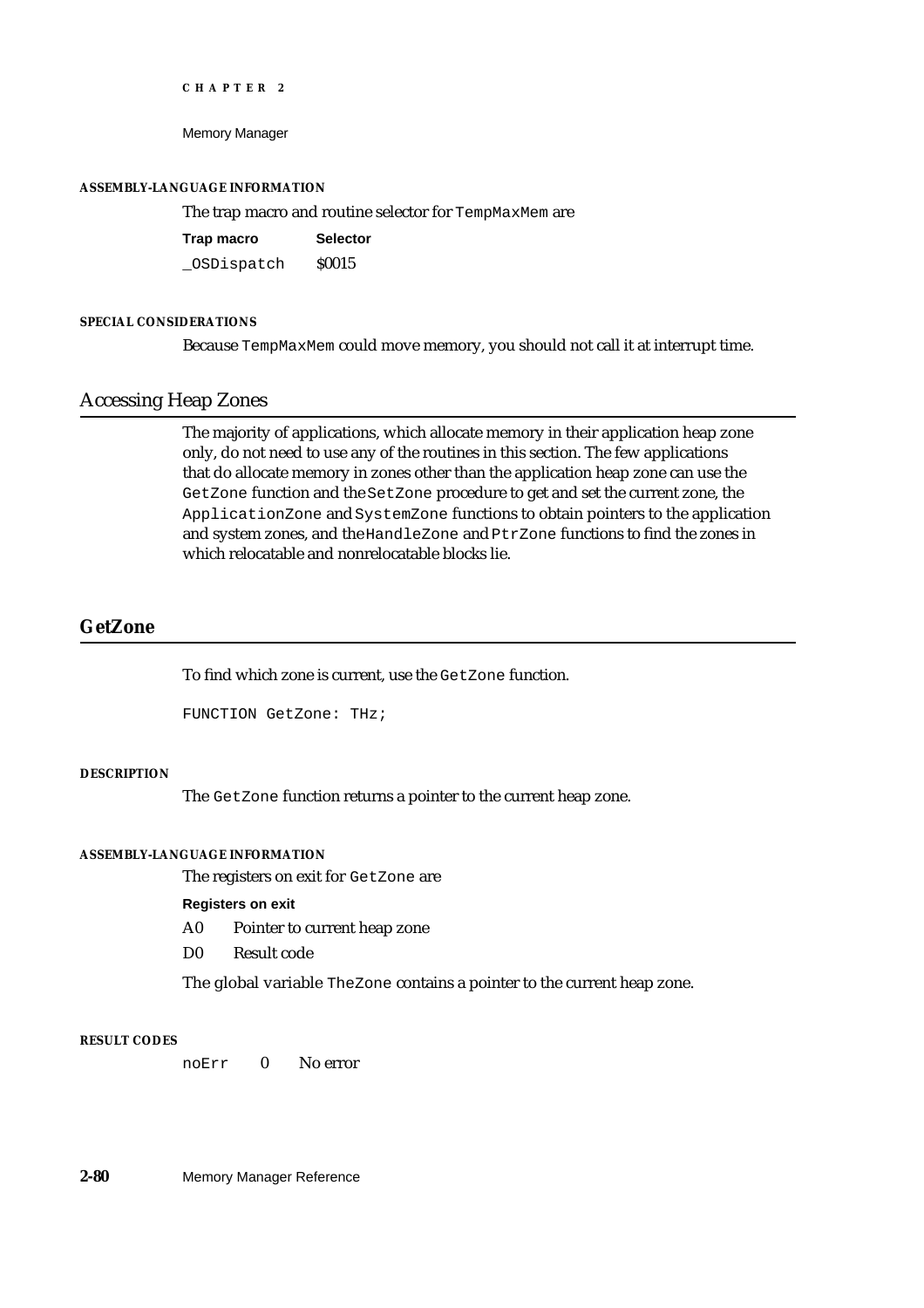#### ASSEMBLY-LANGUAGE INFORMATION

The trap macro and routine selector for `TempMaxMem` are

| Trap macro | Selector |
|---|---|
| `_OSDispatch` | $0015 |

#### SPECIAL CONSIDERATIONS

Because `TempMaxMem` could move memory, you should not call it at interrupt time.

## Accessing Heap Zones

The majority of applications, which allocate memory in their application heap zone only, do not need to use any of the routines in this section. The few applications that do allocate memory in zones other than the application heap zone can use the `GetZone` function and the `SetZone` procedure to get and set the current zone, the `ApplicationZone` and `SystemZone` functions to obtain pointers to the application and system zones, and the `HandleZone` and `PtrZone` functions to find the zones in which relocatable and nonrelocatable blocks lie.

### GetZone

To find which zone is current, use the `GetZone` function.

```
FUNCTION GetZone: THz;
```

#### DESCRIPTION

The `GetZone` function returns a pointer to the current heap zone.

#### ASSEMBLY-LANGUAGE INFORMATION

The registers on exit for `GetZone` are

**Registers on exit**

| | |
|---|---|
| A0 | Pointer to current heap zone |
| D0 | Result code |

The global variable `TheZone` contains a pointer to the current heap zone.

#### RESULT CODES

| | | |
|---|---|---|
| `noErr` | 0 | No error |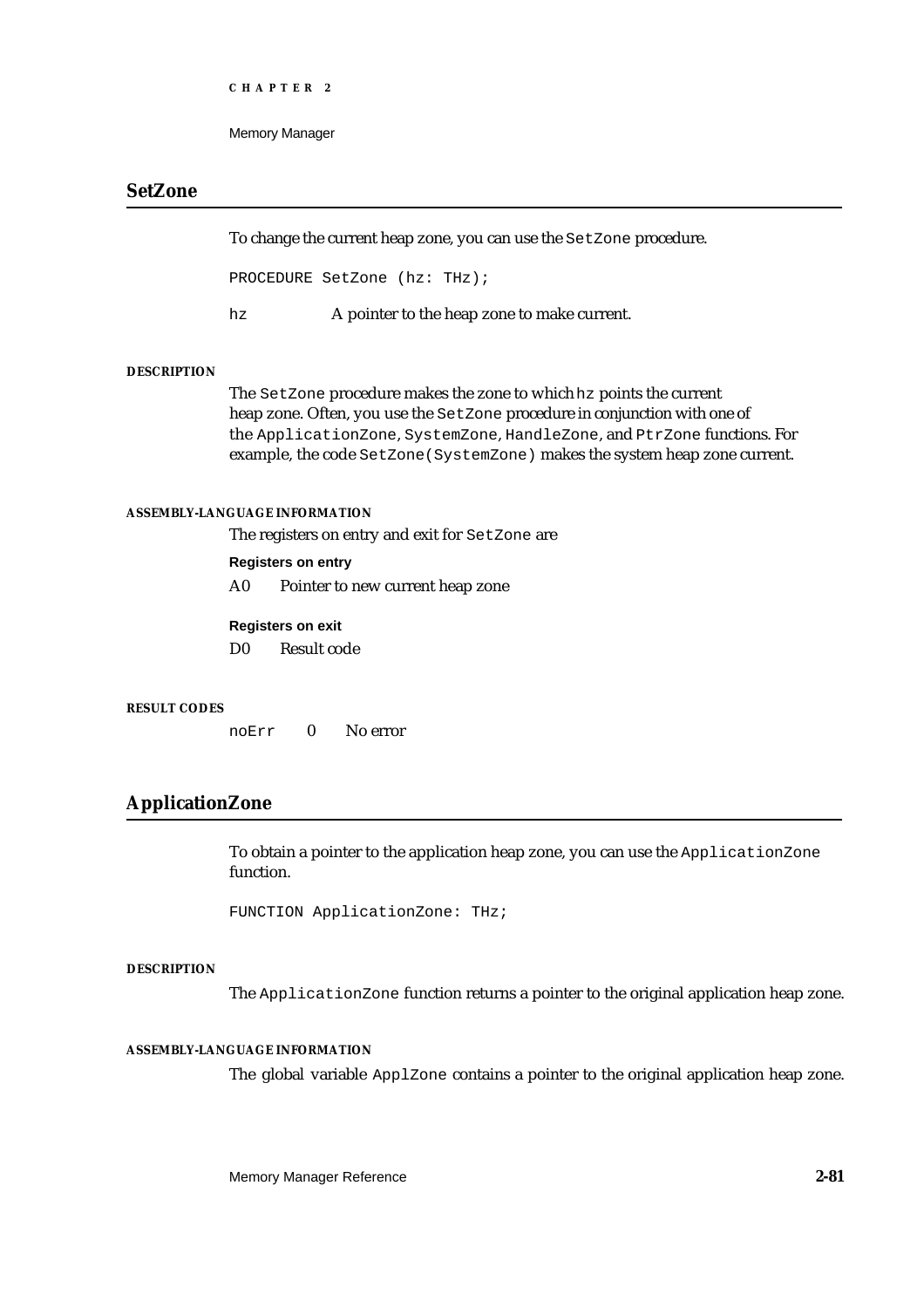## SetZone

To change the current heap zone, you can use the `SetZone` procedure.

```
PROCEDURE SetZone (hz: THz);
```

`hz` A pointer to the heap zone to make current.

#### DESCRIPTION

The `SetZone` procedure makes the zone to which `hz` points the current heap zone. Often, you use the `SetZone` procedure in conjunction with one of the `ApplicationZone`, `SystemZone`, `HandleZone`, and `PtrZone` functions. For example, the code `SetZone(SystemZone)` makes the system heap zone current.

#### ASSEMBLY-LANGUAGE INFORMATION

The registers on entry and exit for `SetZone` are

**Registers on entry**

| | |
|---|---|
| A0 | Pointer to new current heap zone |

**Registers on exit**

| | |
|---|---|
| D0 | Result code |

#### RESULT CODES

| | | |
|---|---|---|
| `noErr` | 0 | No error |

## ApplicationZone

To obtain a pointer to the application heap zone, you can use the `ApplicationZone` function.

```
FUNCTION ApplicationZone: THz;
```

#### DESCRIPTION

The `ApplicationZone` function returns a pointer to the original application heap zone.

#### ASSEMBLY-LANGUAGE INFORMATION

The global variable `ApplZone` contains a pointer to the original application heap zone.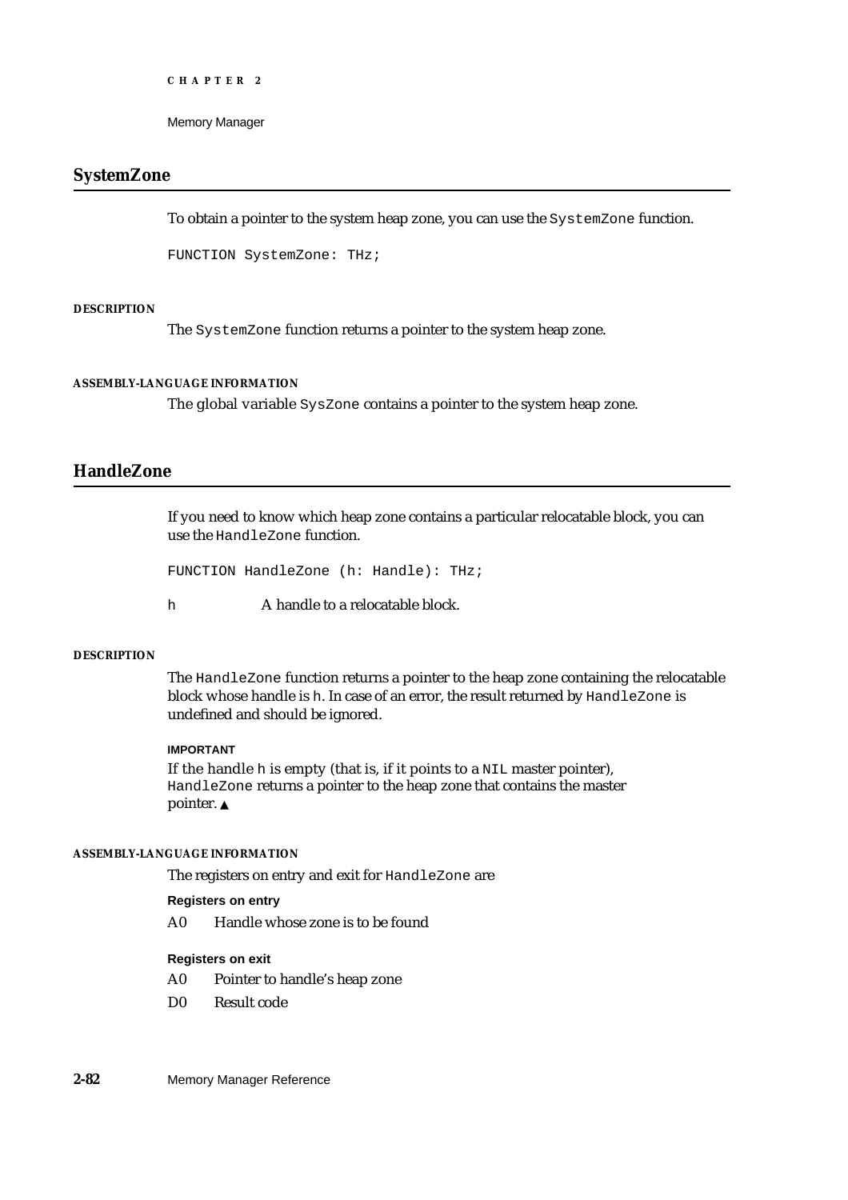## SystemZone

To obtain a pointer to the system heap zone, you can use the `SystemZone` function.

```
FUNCTION SystemZone: THz;
```

**DESCRIPTION**

The `SystemZone` function returns a pointer to the system heap zone.

**ASSEMBLY-LANGUAGE INFORMATION**

The global variable `SysZone` contains a pointer to the system heap zone.

## HandleZone

If you need to know which heap zone contains a particular relocatable block, you can use the `HandleZone` function.

```
FUNCTION HandleZone (h: Handle): THz;
```

`h` A handle to a relocatable block.

**DESCRIPTION**

The `HandleZone` function returns a pointer to the heap zone containing the relocatable block whose handle is `h`. In case of an error, the result returned by `HandleZone` is undefined and should be ignored.

**IMPORTANT**

If the handle `h` is empty (that is, if it points to a `NIL` master pointer), `HandleZone` returns a pointer to the heap zone that contains the master pointer. ▲

**ASSEMBLY-LANGUAGE INFORMATION**

The registers on entry and exit for `HandleZone` are

**Registers on entry**

A0 Handle whose zone is to be found

**Registers on exit**

A0 Pointer to handle's heap zone

D0 Result code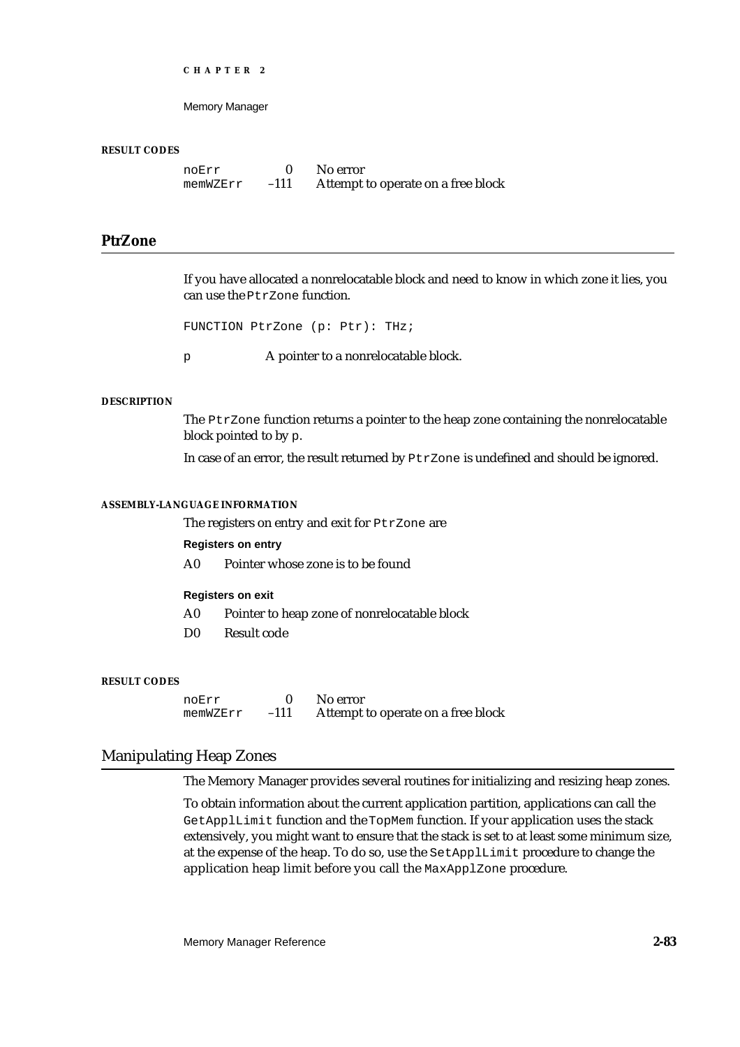#### RESULT CODES

| | | |
|---|---|---|
| noErr | 0 | No error |
| memWZErr | –111 | Attempt to operate on a free block |

## PtrZone

If you have allocated a nonrelocatable block and need to know in which zone it lies, you can use the `PtrZone` function.

```
FUNCTION PtrZone (p: Ptr): THz;
```

`p` A pointer to a nonrelocatable block.

#### DESCRIPTION

The `PtrZone` function returns a pointer to the heap zone containing the nonrelocatable block pointed to by `p`.

In case of an error, the result returned by `PtrZone` is undefined and should be ignored.

#### ASSEMBLY-LANGUAGE INFORMATION

The registers on entry and exit for `PtrZone` are

**Registers on entry**

| | |
|---|---|
| A0 | Pointer whose zone is to be found |

**Registers on exit**

| | |
|---|---|
| A0 | Pointer to heap zone of nonrelocatable block |
| D0 | Result code |

#### RESULT CODES

| | | |
|---|---|---|
| noErr | 0 | No error |
| memWZErr | –111 | Attempt to operate on a free block |

## Manipulating Heap Zones

The Memory Manager provides several routines for initializing and resizing heap zones.

To obtain information about the current application partition, applications can call the `GetApplLimit` function and the `TopMem` function. If your application uses the stack extensively, you might want to ensure that the stack is set to at least some minimum size, at the expense of the heap. To do so, use the `SetApplLimit` procedure to change the application heap limit before you call the `MaxApplZone` procedure.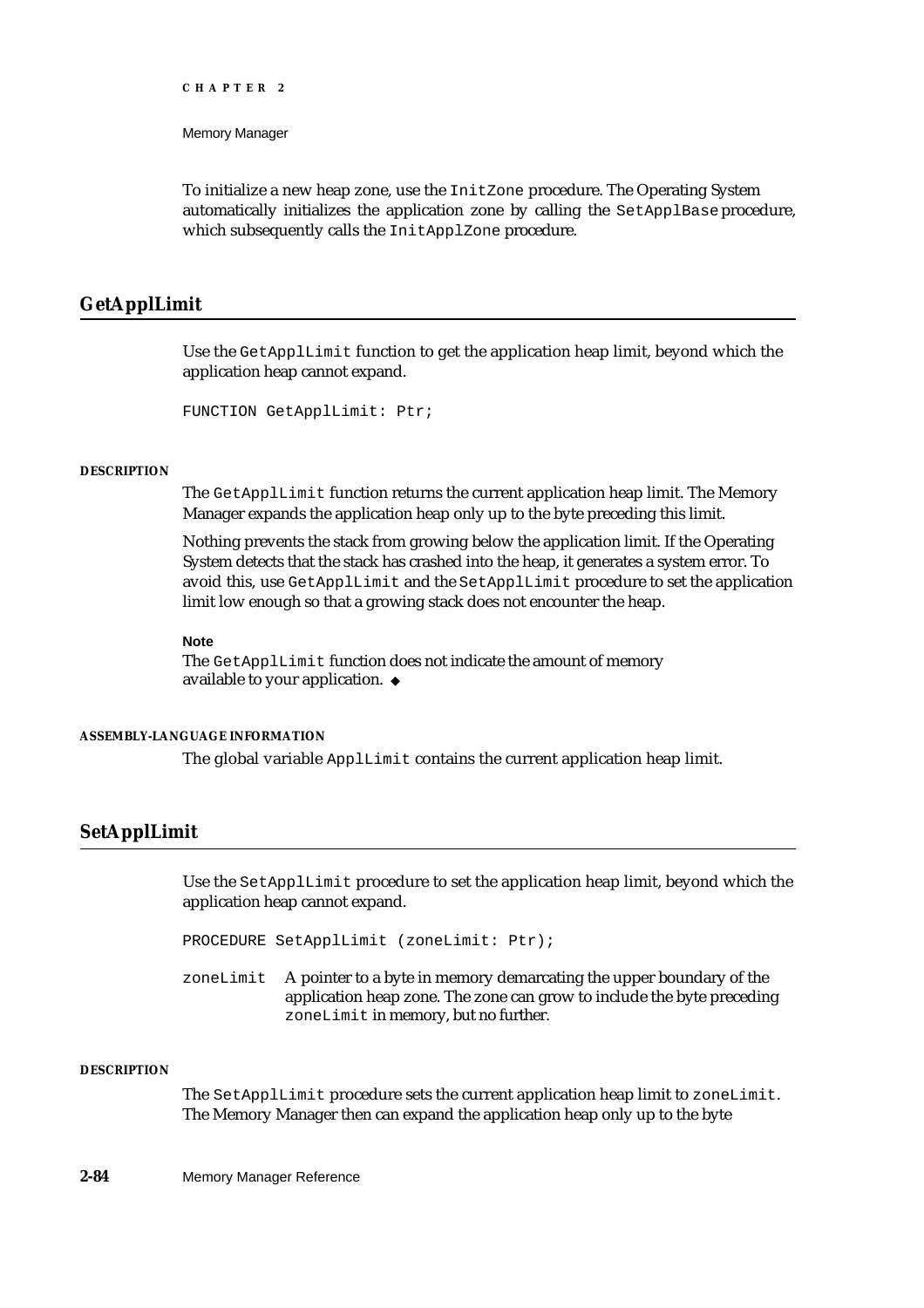To initialize a new heap zone, use the `InitZone` procedure. The Operating System automatically initializes the application zone by calling the `SetApplBase` procedure, which subsequently calls the `InitApplZone` procedure.

## GetApplLimit

Use the `GetApplLimit` function to get the application heap limit, beyond which the application heap cannot expand.

```
FUNCTION GetApplLimit: Ptr;
```

**DESCRIPTION**

The `GetApplLimit` function returns the current application heap limit. The Memory Manager expands the application heap only up to the byte preceding this limit.

Nothing prevents the stack from growing below the application limit. If the Operating System detects that the stack has crashed into the heap, it generates a system error. To avoid this, use `GetApplLimit` and the `SetApplLimit` procedure to set the application limit low enough so that a growing stack does not encounter the heap.

**Note**

The `GetApplLimit` function does not indicate the amount of memory available to your application. ◆

**ASSEMBLY-LANGUAGE INFORMATION**

The global variable `ApplLimit` contains the current application heap limit.

## SetApplLimit

Use the `SetApplLimit` procedure to set the application heap limit, beyond which the application heap cannot expand.

```
PROCEDURE SetApplLimit (zoneLimit: Ptr);
```

`zoneLimit` A pointer to a byte in memory demarcating the upper boundary of the application heap zone. The zone can grow to include the byte preceding `zoneLimit` in memory, but no further.

**DESCRIPTION**

The `SetApplLimit` procedure sets the current application heap limit to `zoneLimit`. The Memory Manager then can expand the application heap only up to the byte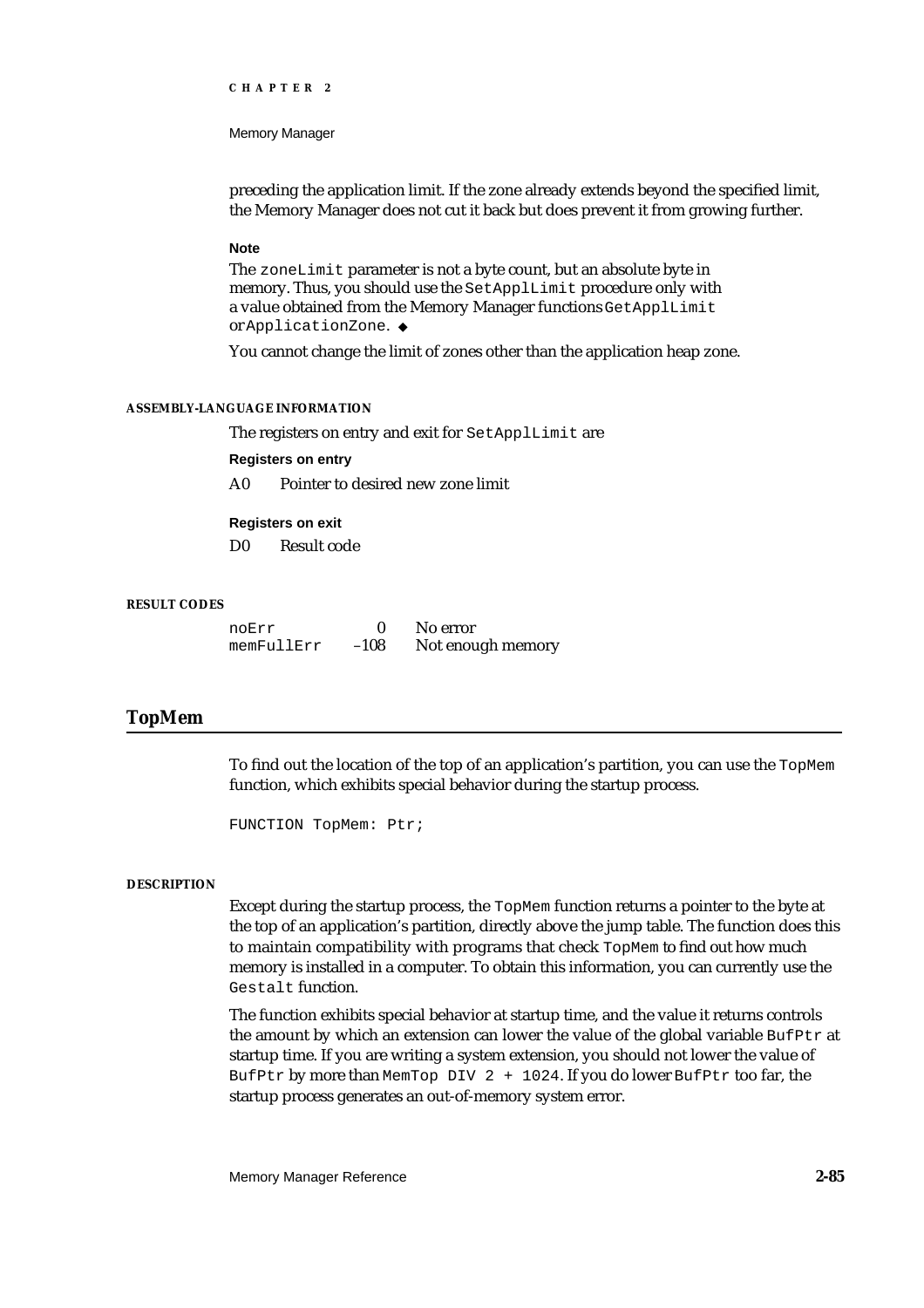preceding the application limit. If the zone already extends beyond the specified limit, the Memory Manager does not cut it back but does prevent it from growing further.

**Note**

The `zoneLimit` parameter is not a byte count, but an absolute byte in memory. Thus, you should use the `SetApplLimit` procedure only with a value obtained from the Memory Manager functions `GetApplLimit` or `ApplicationZone`. ◆

You cannot change the limit of zones other than the application heap zone.

#### ASSEMBLY-LANGUAGE INFORMATION

The registers on entry and exit for `SetApplLimit` are

**Registers on entry**

| | |
|---|---|
| A0 | Pointer to desired new zone limit |

**Registers on exit**

| | |
|---|---|
| D0 | Result code |

#### RESULT CODES

| | | |
|---|---|---|
| `noErr` | 0 | No error |
| `memFullErr` | –108 | Not enough memory |

## TopMem

To find out the location of the top of an application's partition, you can use the `TopMem` function, which exhibits special behavior during the startup process.

```
FUNCTION TopMem: Ptr;
```

#### DESCRIPTION

Except during the startup process, the `TopMem` function returns a pointer to the byte at the top of an application's partition, directly above the jump table. The function does this to maintain compatibility with programs that check `TopMem` to find out how much memory is installed in a computer. To obtain this information, you can currently use the `Gestalt` function.

The function exhibits special behavior at startup time, and the value it returns controls the amount by which an extension can lower the value of the global variable `BufPtr` at startup time. If you are writing a system extension, you should not lower the value of `BufPtr` by more than `MemTop DIV 2 + 1024`. If you do lower `BufPtr` too far, the startup process generates an out-of-memory system error.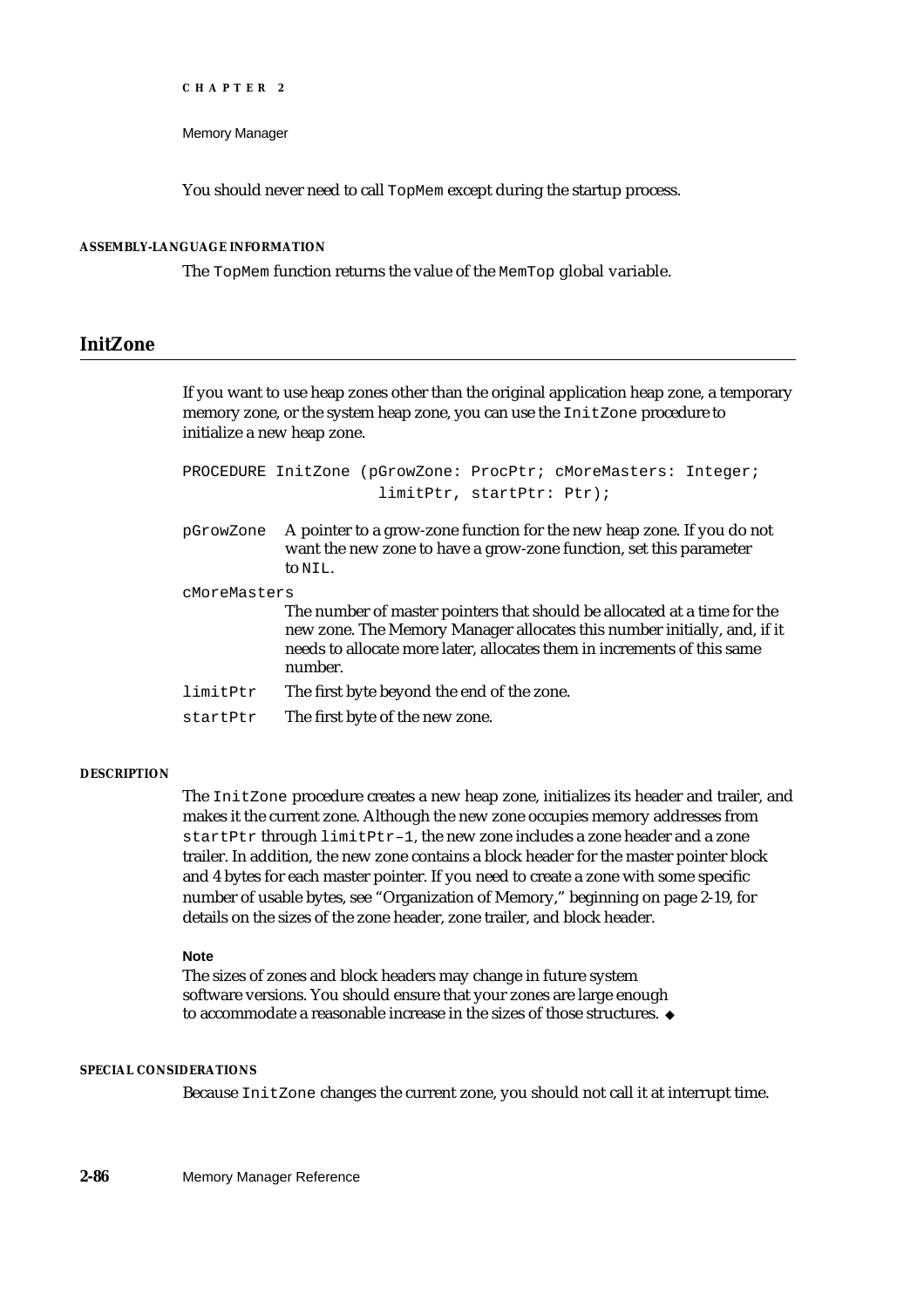You should never need to call TopMem except during the startup process.

#### ASSEMBLY-LANGUAGE INFORMATION

The TopMem function returns the value of the MemTop global variable.

## InitZone

If you want to use heap zones other than the original application heap zone, a temporary memory zone, or the system heap zone, you can use the InitZone procedure to initialize a new heap zone.

```
PROCEDURE InitZone (pGrowZone: ProcPtr; cMoreMasters: Integer;
                    limitPtr, startPtr: Ptr);
```

`pGrowZone` A pointer to a grow-zone function for the new heap zone. If you do not want the new zone to have a grow-zone function, set this parameter to NIL.

`cMoreMasters` The number of master pointers that should be allocated at a time for the new zone. The Memory Manager allocates this number initially, and, if it needs to allocate more later, allocates them in increments of this same number.

`limitPtr` The first byte beyond the end of the zone.

`startPtr` The first byte of the new zone.

#### DESCRIPTION

The InitZone procedure creates a new heap zone, initializes its header and trailer, and makes it the current zone. Although the new zone occupies memory addresses from startPtr through limitPtr–1, the new zone includes a zone header and a zone trailer. In addition, the new zone contains a block header for the master pointer block and 4 bytes for each master pointer. If you need to create a zone with some specific number of usable bytes, see "Organization of Memory," beginning on page 2-19, for details on the sizes of the zone header, zone trailer, and block header.

**Note**

The sizes of zones and block headers may change in future system software versions. You should ensure that your zones are large enough to accommodate a reasonable increase in the sizes of those structures. ◆

#### SPECIAL CONSIDERATIONS

Because InitZone changes the current zone, you should not call it at interrupt time.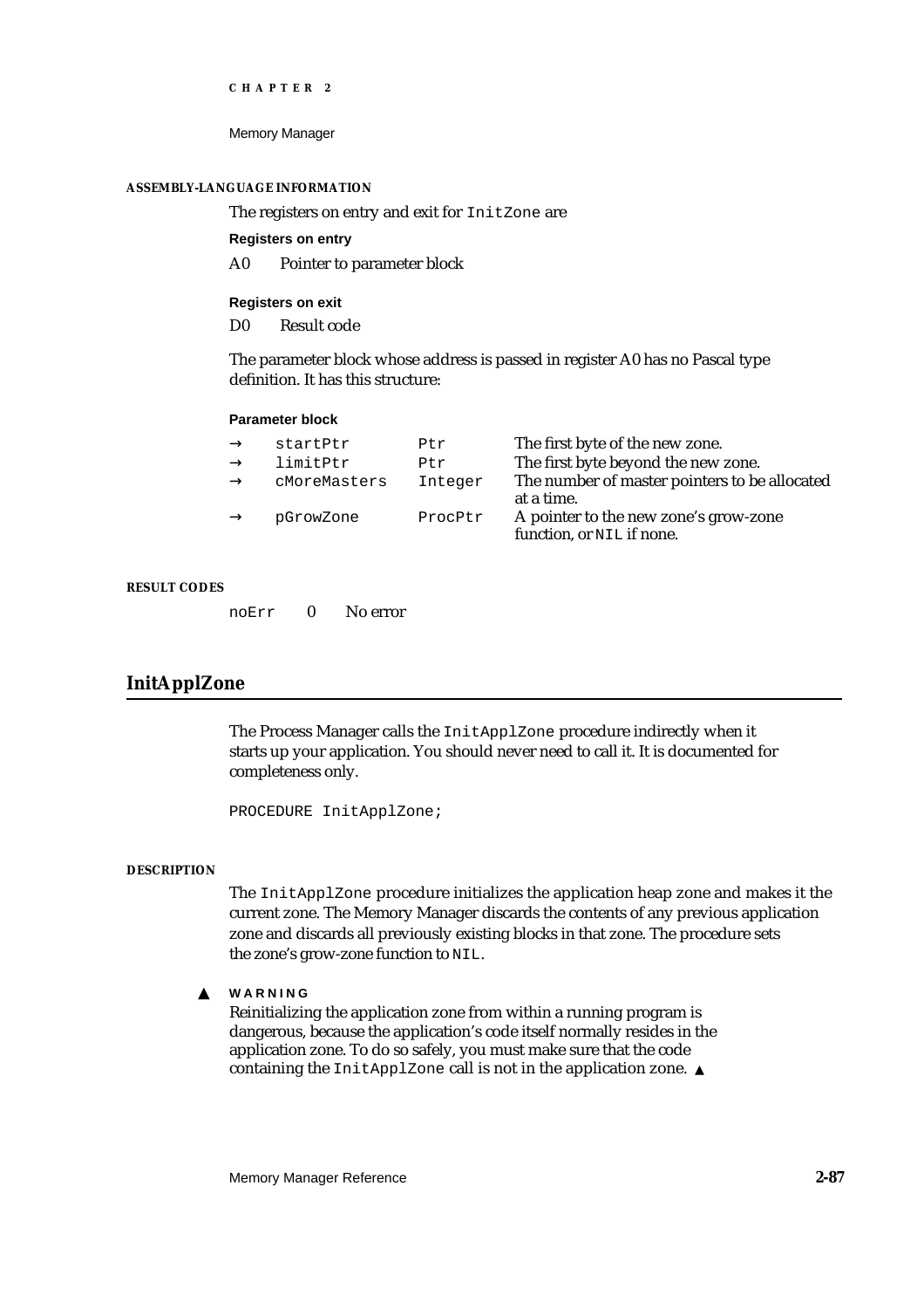#### ASSEMBLY-LANGUAGE INFORMATION

The registers on entry and exit for `InitZone` are

**Registers on entry**

A0 Pointer to parameter block

**Registers on exit**

D0 Result code

The parameter block whose address is passed in register A0 has no Pascal type definition. It has this structure:

**Parameter block**

| | | | |
|---|---|---|---|
| → | `startPtr` | `Ptr` | The first byte of the new zone. |
| → | `limitPtr` | `Ptr` | The first byte beyond the new zone. |
| → | `cMoreMasters` | `Integer` | The number of master pointers to be allocated at a time. |
| → | `pGrowZone` | `ProcPtr` | A pointer to the new zone's grow-zone function, or `NIL` if none. |

#### RESULT CODES

| | | |
|---|---|---|
| `noErr` | 0 | No error |

## InitApplZone

The Process Manager calls the `InitApplZone` procedure indirectly when it starts up your application. You should never need to call it. It is documented for completeness only.

```
PROCEDURE InitApplZone;
```

#### DESCRIPTION

The `InitApplZone` procedure initializes the application heap zone and makes it the current zone. The Memory Manager discards the contents of any previous application zone and discards all previously existing blocks in that zone. The procedure sets the zone's grow-zone function to `NIL`.

▲ **WARNING**

Reinitializing the application zone from within a running program is dangerous, because the application's code itself normally resides in the application zone. To do so safely, you must make sure that the code containing the `InitApplZone` call is not in the application zone. ▲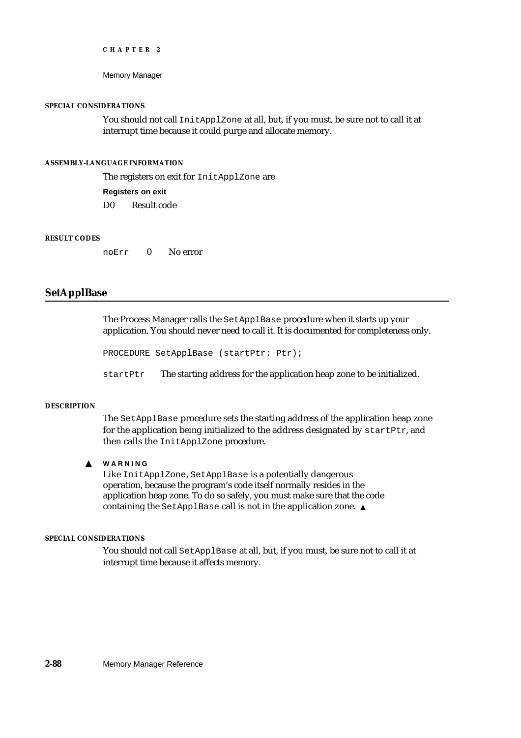#### SPECIAL CONSIDERATIONS

You should not call `InitApplZone` at all, but, if you must, be sure not to call it at interrupt time because it could purge and allocate memory.

#### ASSEMBLY-LANGUAGE INFORMATION

The registers on exit for `InitApplZone` are

**Registers on exit**

D0 Result code

#### RESULT CODES

`noErr` 0 No error

## SetApplBase

The Process Manager calls the `SetApplBase` procedure when it starts up your application. You should never need to call it. It is documented for completeness only.

```
PROCEDURE SetApplBase (startPtr: Ptr);
```

`startPtr` The starting address for the application heap zone to be initialized.

#### DESCRIPTION

The `SetApplBase` procedure sets the starting address of the application heap zone for the application being initialized to the address designated by `startPtr`, and then calls the `InitApplZone` procedure.

▲ **WARNING**
Like `InitApplZone`, `SetApplBase` is a potentially dangerous operation, because the program's code itself normally resides in the application heap zone. To do so safely, you must make sure that the code containing the `SetApplBase` call is not in the application zone. ▲

#### SPECIAL CONSIDERATIONS

You should not call `SetApplBase` at all, but, if you must, be sure not to call it at interrupt time because it affects memory.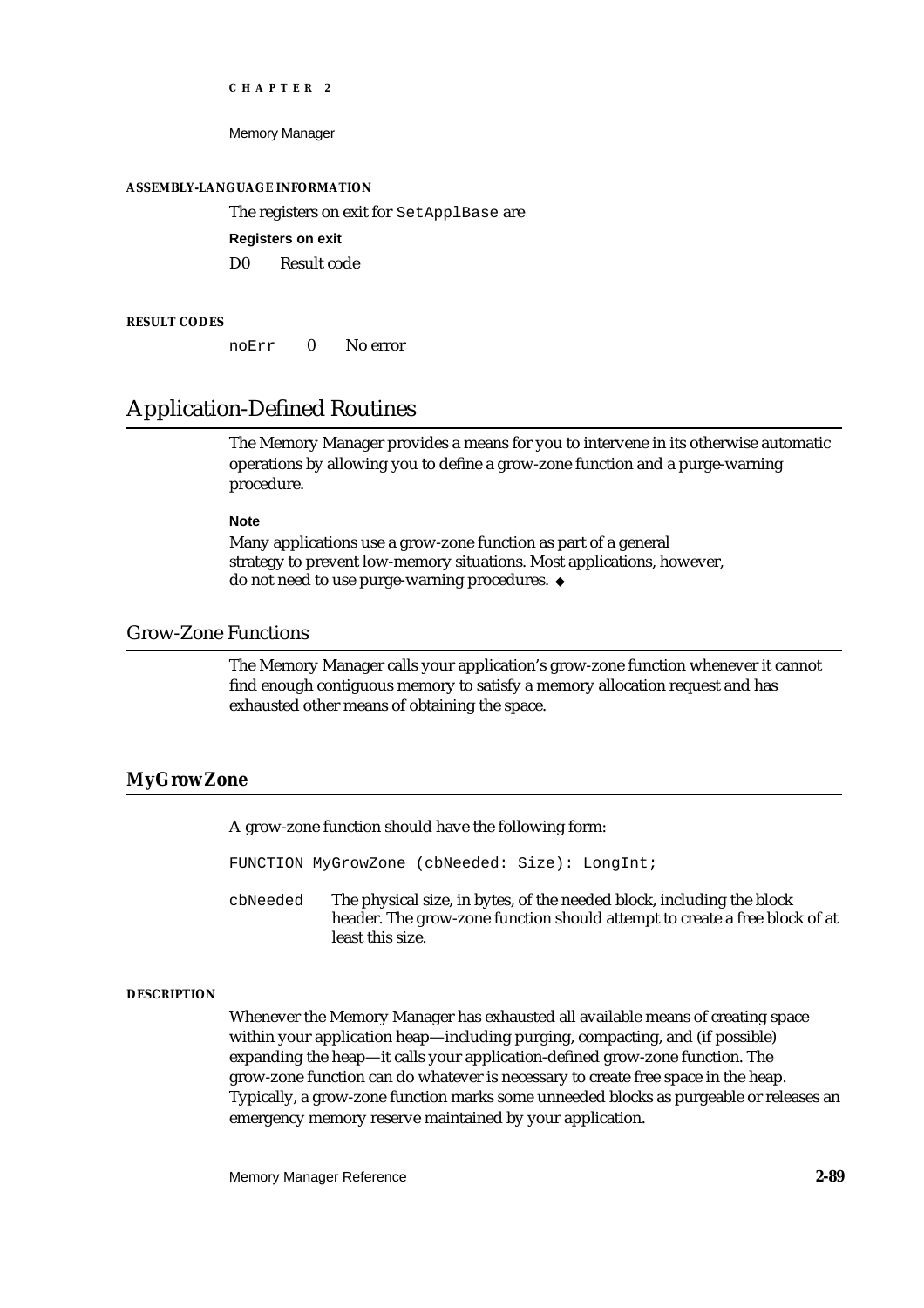#### ASSEMBLY-LANGUAGE INFORMATION

The registers on exit for `SetApplBase` are

**Registers on exit**

| | |
|---|---|
| D0 | Result code |

#### RESULT CODES

| | | |
|---|---|---|
| `noErr` | 0 | No error |

## Application-Defined Routines

The Memory Manager provides a means for you to intervene in its otherwise automatic operations by allowing you to define a grow-zone function and a purge-warning procedure.

**Note**

Many applications use a grow-zone function as part of a general strategy to prevent low-memory situations. Most applications, however, do not need to use purge-warning procedures. ◆

### Grow-Zone Functions

The Memory Manager calls your application's grow-zone function whenever it cannot find enough contiguous memory to satisfy a memory allocation request and has exhausted other means of obtaining the space.

### MyGrowZone

A grow-zone function should have the following form:

```
FUNCTION MyGrowZone (cbNeeded: Size): LongInt;
```

`cbNeeded` The physical size, in bytes, of the needed block, including the block header. The grow-zone function should attempt to create a free block of at least this size.

#### DESCRIPTION

Whenever the Memory Manager has exhausted all available means of creating space within your application heap—including purging, compacting, and (if possible) expanding the heap—it calls your application-defined grow-zone function. The grow-zone function can do whatever is necessary to create free space in the heap. Typically, a grow-zone function marks some unneeded blocks as purgeable or releases an emergency memory reserve maintained by your application.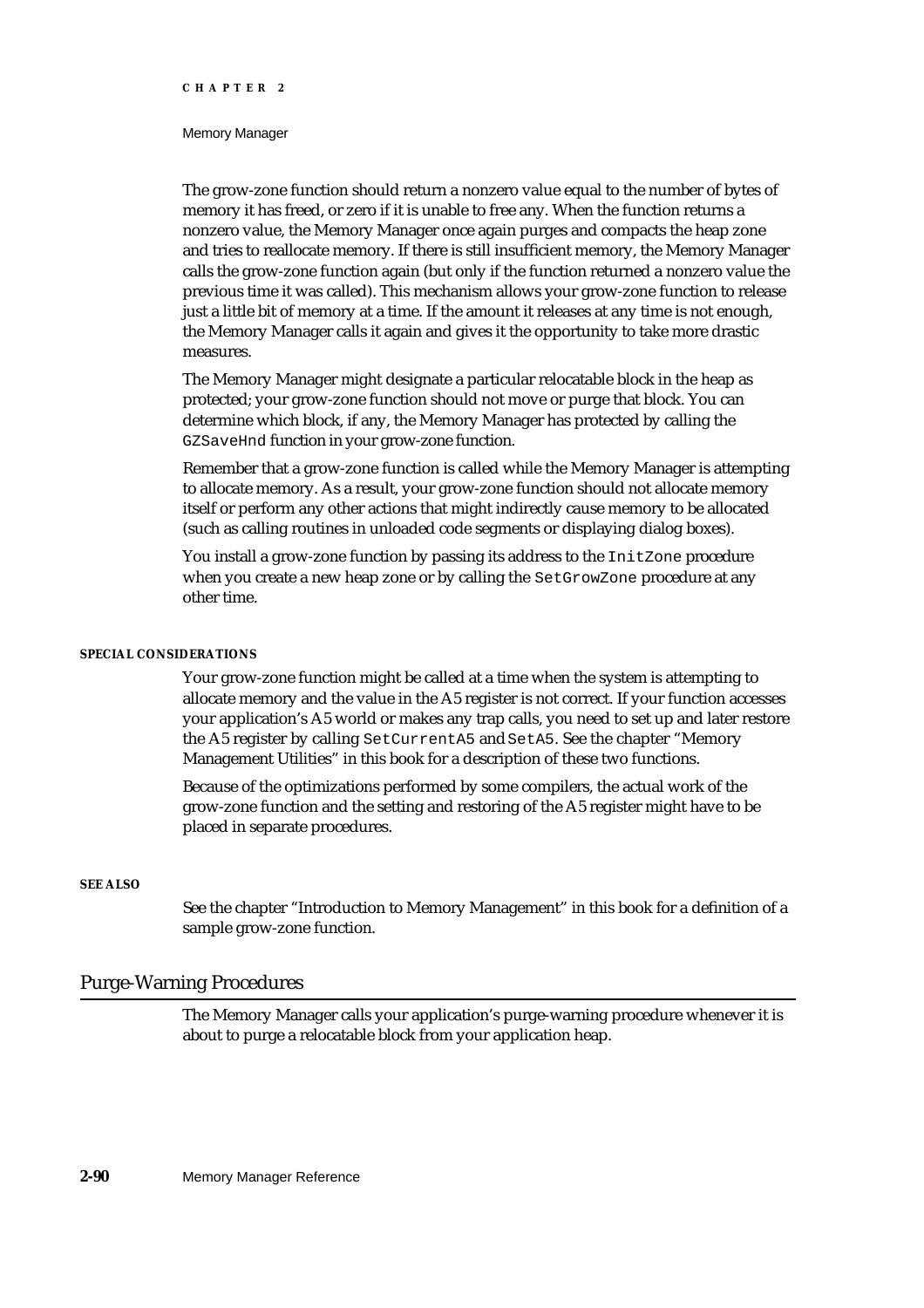The grow-zone function should return a nonzero value equal to the number of bytes of memory it has freed, or zero if it is unable to free any. When the function returns a nonzero value, the Memory Manager once again purges and compacts the heap zone and tries to reallocate memory. If there is still insufficient memory, the Memory Manager calls the grow-zone function again (but only if the function returned a nonzero value the previous time it was called). This mechanism allows your grow-zone function to release just a little bit of memory at a time. If the amount it releases at any time is not enough, the Memory Manager calls it again and gives it the opportunity to take more drastic measures.

The Memory Manager might designate a particular relocatable block in the heap as protected; your grow-zone function should not move or purge that block. You can determine which block, if any, the Memory Manager has protected by calling the `GZSaveHnd` function in your grow-zone function.

Remember that a grow-zone function is called while the Memory Manager is attempting to allocate memory. As a result, your grow-zone function should not allocate memory itself or perform any other actions that might indirectly cause memory to be allocated (such as calling routines in unloaded code segments or displaying dialog boxes).

You install a grow-zone function by passing its address to the `InitZone` procedure when you create a new heap zone or by calling the `SetGrowZone` procedure at any other time.

#### SPECIAL CONSIDERATIONS

Your grow-zone function might be called at a time when the system is attempting to allocate memory and the value in the A5 register is not correct. If your function accesses your application's A5 world or makes any trap calls, you need to set up and later restore the A5 register by calling `SetCurrentA5` and `SetA5`. See the chapter "Memory Management Utilities" in this book for a description of these two functions.

Because of the optimizations performed by some compilers, the actual work of the grow-zone function and the setting and restoring of the A5 register might have to be placed in separate procedures.

#### SEE ALSO

See the chapter "Introduction to Memory Management" in this book for a definition of a sample grow-zone function.

## Purge-Warning Procedures

The Memory Manager calls your application's purge-warning procedure whenever it is about to purge a relocatable block from your application heap.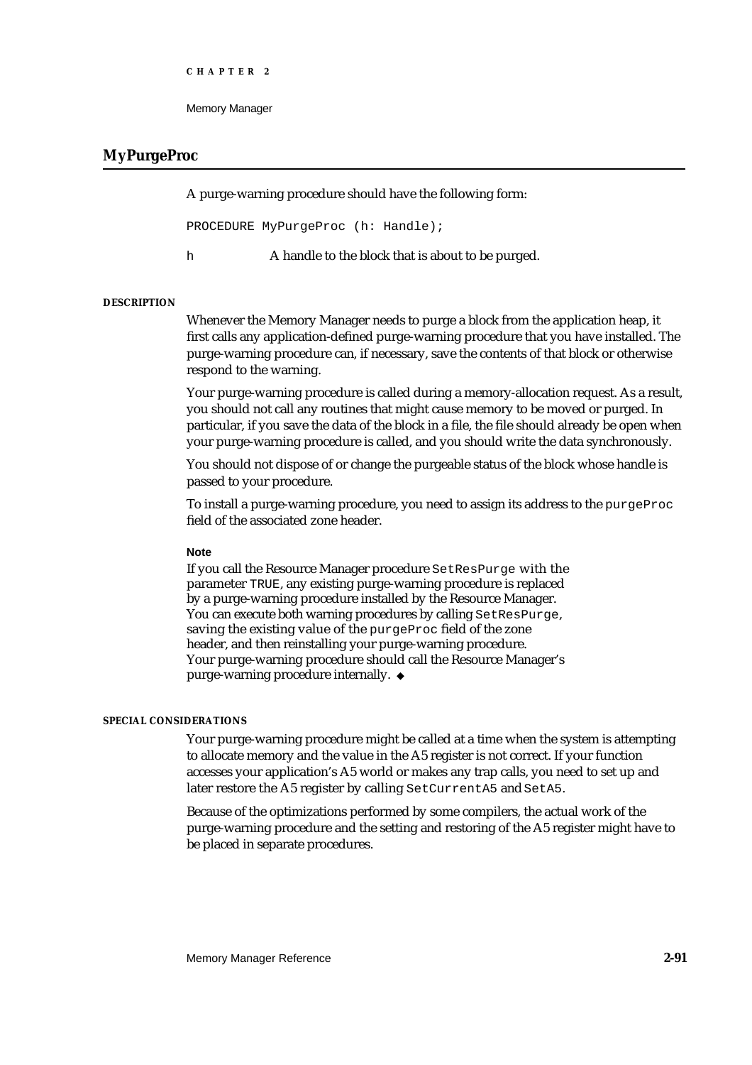## MyPurgeProc

A purge-warning procedure should have the following form:

```
PROCEDURE MyPurgeProc (h: Handle);
```

h A handle to the block that is about to be purged.

#### DESCRIPTION

Whenever the Memory Manager needs to purge a block from the application heap, it first calls any application-defined purge-warning procedure that you have installed. The purge-warning procedure can, if necessary, save the contents of that block or otherwise respond to the warning.

Your purge-warning procedure is called during a memory-allocation request. As a result, you should not call any routines that might cause memory to be moved or purged. In particular, if you save the data of the block in a file, the file should already be open when your purge-warning procedure is called, and you should write the data synchronously.

You should not dispose of or change the purgeable status of the block whose handle is passed to your procedure.

To install a purge-warning procedure, you need to assign its address to the `purgeProc` field of the associated zone header.

**Note**

If you call the Resource Manager procedure `SetResPurge` with the parameter `TRUE`, any existing purge-warning procedure is replaced by a purge-warning procedure installed by the Resource Manager. You can execute both warning procedures by calling `SetResPurge`, saving the existing value of the `purgeProc` field of the zone header, and then reinstalling your purge-warning procedure. Your purge-warning procedure should call the Resource Manager's purge-warning procedure internally. ◆

#### SPECIAL CONSIDERATIONS

Your purge-warning procedure might be called at a time when the system is attempting to allocate memory and the value in the A5 register is not correct. If your function accesses your application's A5 world or makes any trap calls, you need to set up and later restore the A5 register by calling `SetCurrentA5` and `SetA5`.

Because of the optimizations performed by some compilers, the actual work of the purge-warning procedure and the setting and restoring of the A5 register might have to be placed in separate procedures.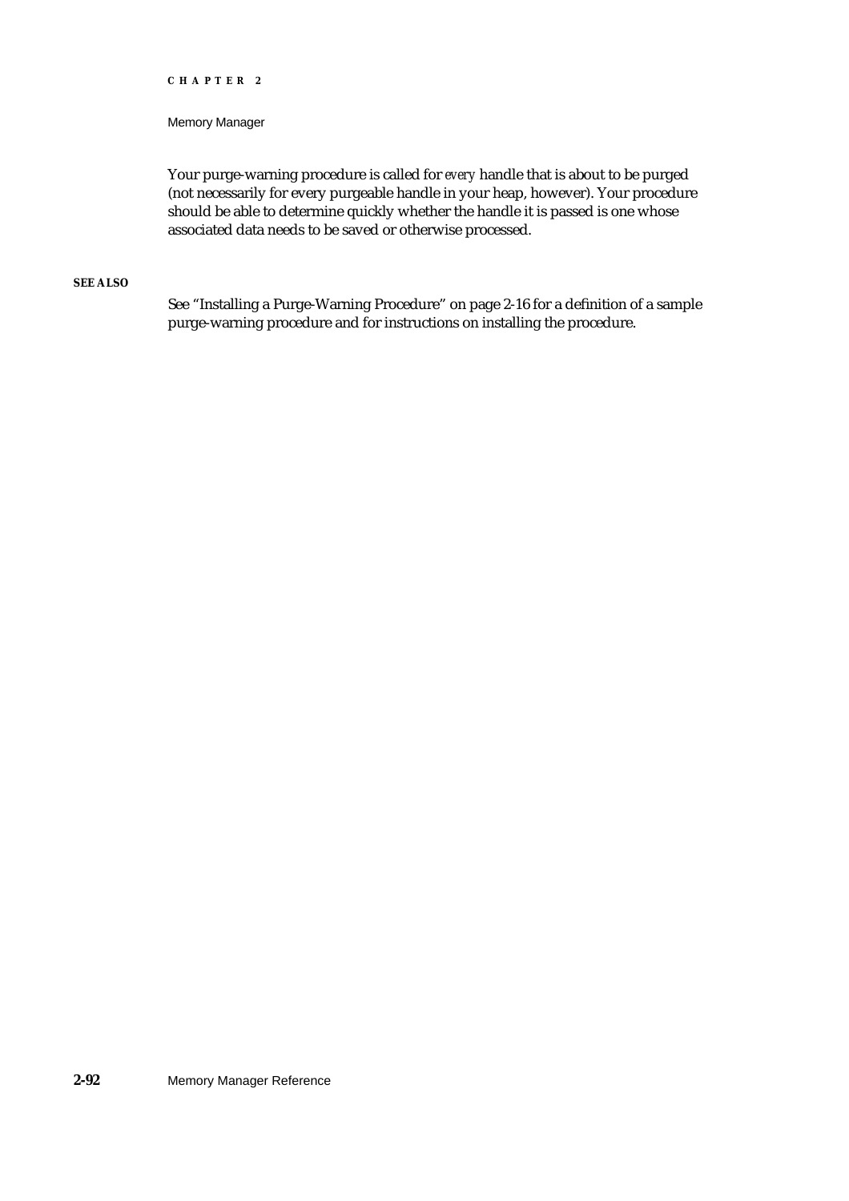Your purge-warning procedure is called for *every* handle that is about to be purged (not necessarily for every purgeable handle in your heap, however). Your procedure should be able to determine quickly whether the handle it is passed is one whose associated data needs to be saved or otherwise processed.

**SEE ALSO**

See "Installing a Purge-Warning Procedure" on page 2-16 for a definition of a sample purge-warning procedure and for instructions on installing the procedure.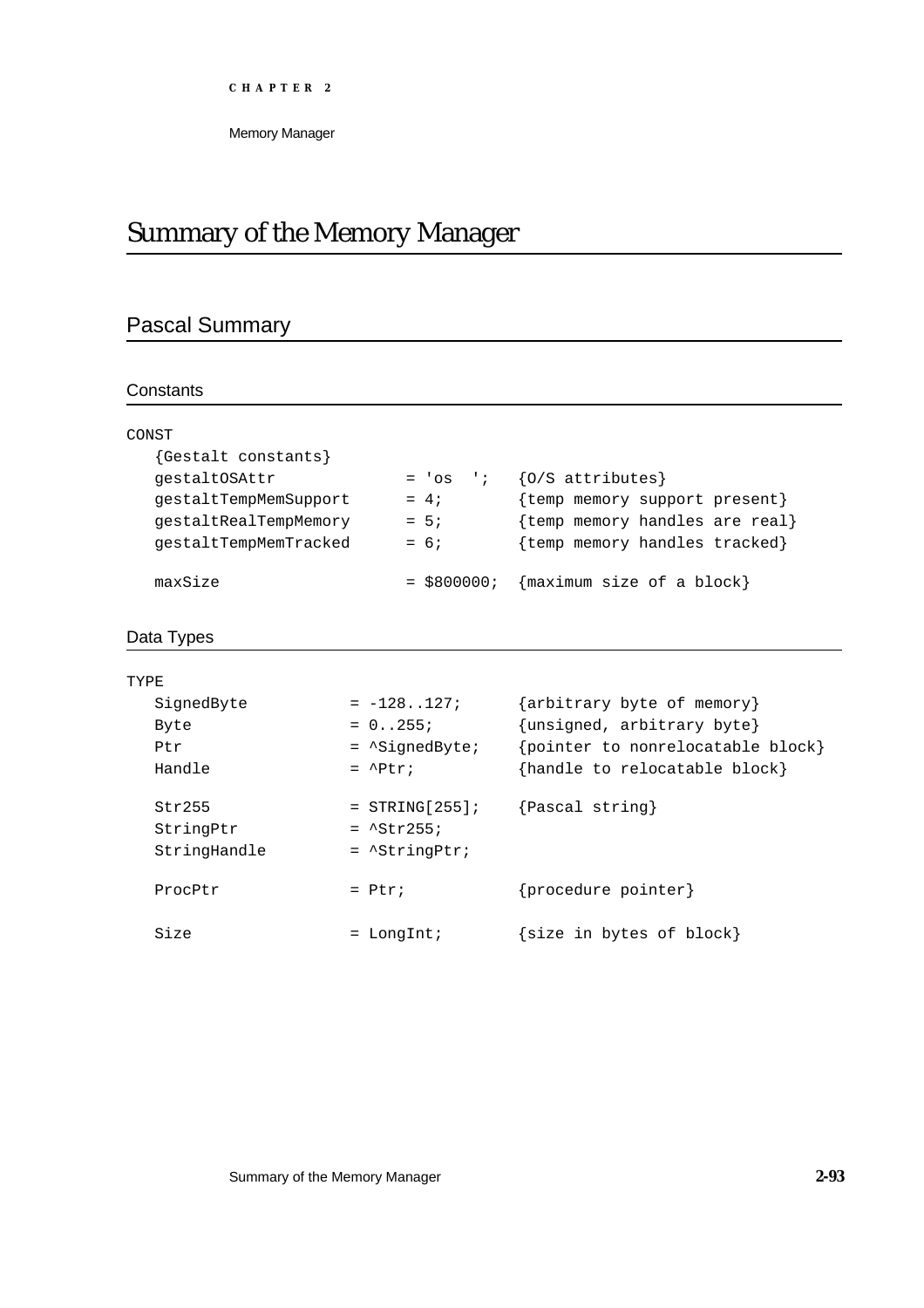# Summary of the Memory Manager

## Pascal Summary

### Constants

```
CONST
   {Gestalt constants}
   gestaltOSAttr            = 'os  ';   {O/S attributes}
   gestaltTempMemSupport    = 4;        {temp memory support present}
   gestaltRealTempMemory    = 5;        {temp memory handles are real}
   gestaltTempMemTracked    = 6;        {temp memory handles tracked}

   maxSize                  = $800000;  {maximum size of a block}
```

### Data Types

```
TYPE
   SignedByte          = -128..127;      {arbitrary byte of memory}
   Byte                = 0..255;         {unsigned, arbitrary byte}
   Ptr                 = ^SignedByte;    {pointer to nonrelocatable block}
   Handle              = ^Ptr;           {handle to relocatable block}

   Str255              = STRING[255];    {Pascal string}
   StringPtr           = ^Str255;
   StringHandle        = ^StringPtr;

   ProcPtr             = Ptr;            {procedure pointer}

   Size                = LongInt;        {size in bytes of block}
```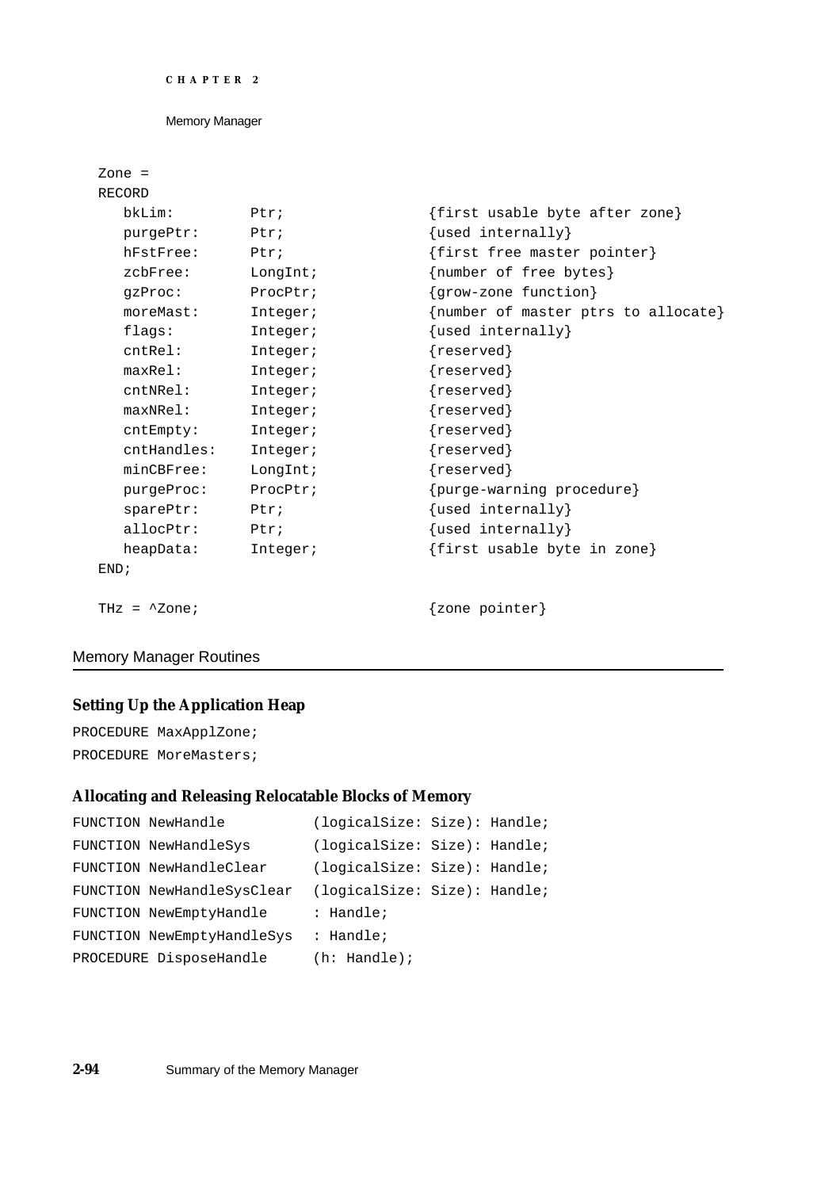```
Zone =
RECORD
   bkLim:         Ptr;              {first usable byte after zone}
   purgePtr:      Ptr;              {used internally}
   hFstFree:      Ptr;              {first free master pointer}
   zcbFree:       LongInt;          {number of free bytes}
   gzProc:        ProcPtr;          {grow-zone function}
   moreMast:      Integer;          {number of master ptrs to allocate}
   flags:         Integer;          {used internally}
   cntRel:        Integer;          {reserved}
   maxRel:        Integer;          {reserved}
   cntNRel:       Integer;          {reserved}
   maxNRel:       Integer;          {reserved}
   cntEmpty:      Integer;          {reserved}
   cntHandles:    Integer;          {reserved}
   minCBFree:     LongInt;          {reserved}
   purgeProc:     ProcPtr;          {purge-warning procedure}
   sparePtr:      Ptr;              {used internally}
   allocPtr:      Ptr;              {used internally}
   heapData:      Integer;          {first usable byte in zone}
END;

THz = ^Zone;                        {zone pointer}
```

## Memory Manager Routines

### Setting Up the Application Heap

```
PROCEDURE MaxApplZone;
PROCEDURE MoreMasters;
```

### Allocating and Releasing Relocatable Blocks of Memory

```
FUNCTION NewHandle           (logicalSize: Size): Handle;
FUNCTION NewHandleSys        (logicalSize: Size): Handle;
FUNCTION NewHandleClear      (logicalSize: Size): Handle;
FUNCTION NewHandleSysClear   (logicalSize: Size): Handle;
FUNCTION NewEmptyHandle      : Handle;
FUNCTION NewEmptyHandleSys   : Handle;
PROCEDURE DisposeHandle      (h: Handle);
```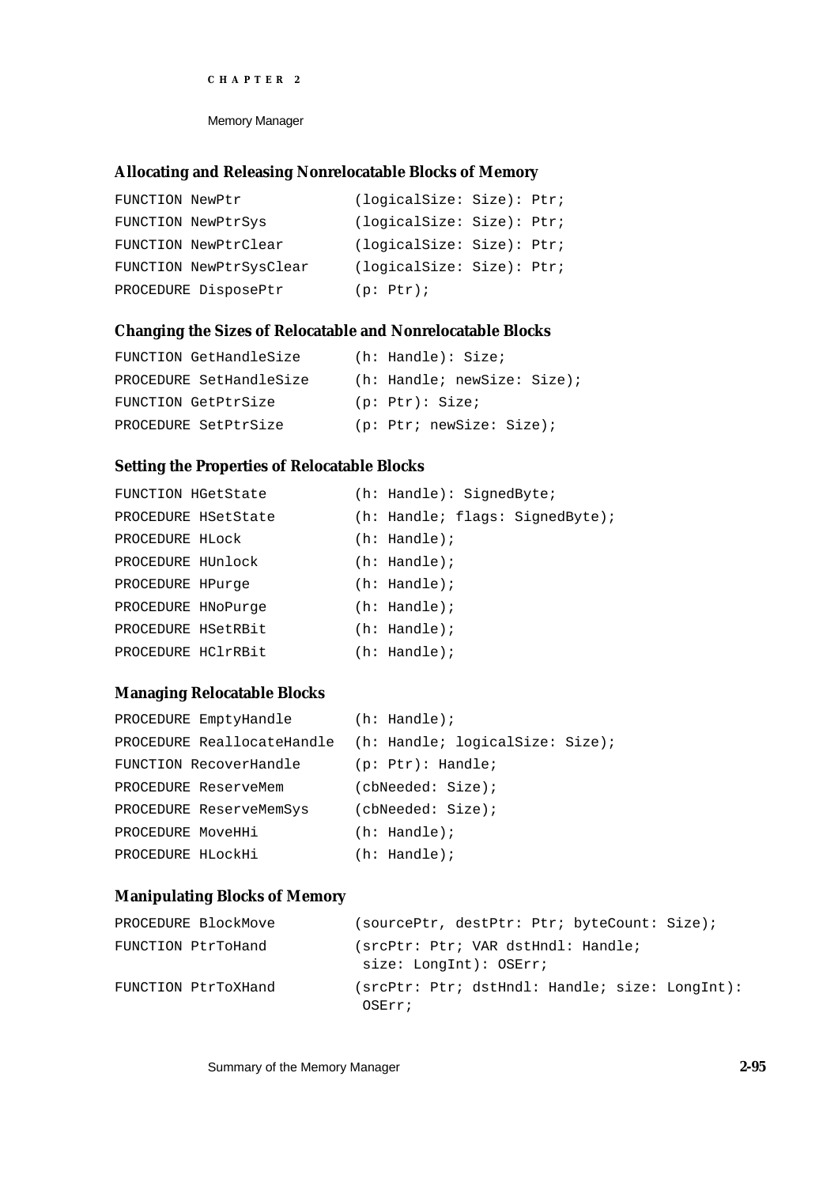### Allocating and Releasing Nonrelocatable Blocks of Memory

```
FUNCTION NewPtr              (logicalSize: Size): Ptr;
FUNCTION NewPtrSys           (logicalSize: Size): Ptr;
FUNCTION NewPtrClear         (logicalSize: Size): Ptr;
FUNCTION NewPtrSysClear      (logicalSize: Size): Ptr;
PROCEDURE DisposePtr         (p: Ptr);
```

### Changing the Sizes of Relocatable and Nonrelocatable Blocks

```
FUNCTION GetHandleSize       (h: Handle): Size;
PROCEDURE SetHandleSize      (h: Handle; newSize: Size);
FUNCTION GetPtrSize          (p: Ptr): Size;
PROCEDURE SetPtrSize         (p: Ptr; newSize: Size);
```

### Setting the Properties of Relocatable Blocks

```
FUNCTION HGetState           (h: Handle): SignedByte;
PROCEDURE HSetState          (h: Handle; flags: SignedByte);
PROCEDURE HLock              (h: Handle);
PROCEDURE HUnlock            (h: Handle);
PROCEDURE HPurge             (h: Handle);
PROCEDURE HNoPurge           (h: Handle);
PROCEDURE HSetRBit           (h: Handle);
PROCEDURE HClrRBit           (h: Handle);
```

### Managing Relocatable Blocks

```
PROCEDURE EmptyHandle        (h: Handle);
PROCEDURE ReallocateHandle   (h: Handle; logicalSize: Size);
FUNCTION RecoverHandle       (p: Ptr): Handle;
PROCEDURE ReserveMem         (cbNeeded: Size);
PROCEDURE ReserveMemSys      (cbNeeded: Size);
PROCEDURE MoveHHi            (h: Handle);
PROCEDURE HLockHi            (h: Handle);
```

### Manipulating Blocks of Memory

```
PROCEDURE BlockMove          (sourcePtr, destPtr: Ptr; byteCount: Size);
FUNCTION PtrToHand           (srcPtr: Ptr; VAR dstHndl: Handle;
                              size: LongInt): OSErr;
FUNCTION PtrToXHand          (srcPtr: Ptr; dstHndl: Handle; size: LongInt):
                              OSErr;
```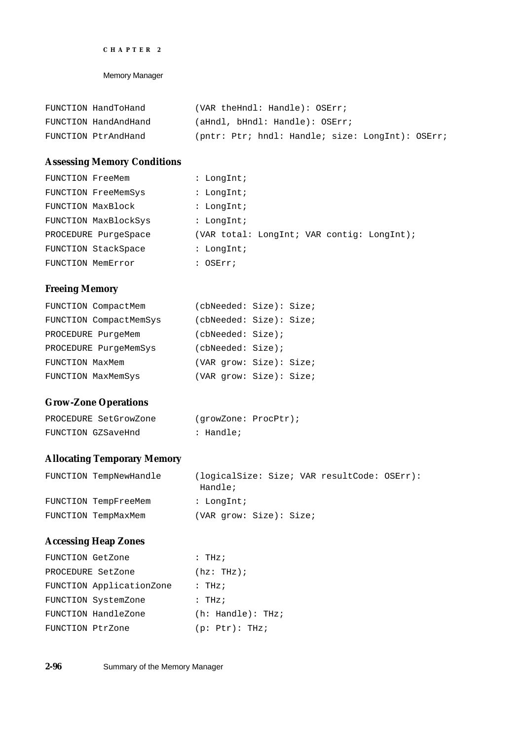```
FUNCTION HandToHand         (VAR theHndl: Handle): OSErr;
FUNCTION HandAndHand        (aHndl, bHndl: Handle): OSErr;
FUNCTION PtrAndHand         (pntr: Ptr; hndl: Handle; size: LongInt): OSErr;
```

### Assessing Memory Conditions

```
FUNCTION FreeMem            : LongInt;
FUNCTION FreeMemSys         : LongInt;
FUNCTION MaxBlock           : LongInt;
FUNCTION MaxBlockSys        : LongInt;
PROCEDURE PurgeSpace        (VAR total: LongInt; VAR contig: LongInt);
FUNCTION StackSpace         : LongInt;
FUNCTION MemError           : OSErr;
```

### Freeing Memory

```
FUNCTION CompactMem         (cbNeeded: Size): Size;
FUNCTION CompactMemSys      (cbNeeded: Size): Size;
PROCEDURE PurgeMem          (cbNeeded: Size);
PROCEDURE PurgeMemSys       (cbNeeded: Size);
FUNCTION MaxMem             (VAR grow: Size): Size;
FUNCTION MaxMemSys          (VAR grow: Size): Size;
```

### Grow-Zone Operations

```
PROCEDURE SetGrowZone       (growZone: ProcPtr);
FUNCTION GZSaveHnd          : Handle;
```

### Allocating Temporary Memory

```
FUNCTION TempNewHandle      (logicalSize: Size; VAR resultCode: OSErr):
                             Handle;
FUNCTION TempFreeMem        : LongInt;
FUNCTION TempMaxMem         (VAR grow: Size): Size;
```

### Accessing Heap Zones

```
FUNCTION GetZone            : THz;
PROCEDURE SetZone           (hz: THz);
FUNCTION ApplicationZone    : THz;
FUNCTION SystemZone         : THz;
FUNCTION HandleZone         (h: Handle): THz;
FUNCTION PtrZone            (p: Ptr): THz;
```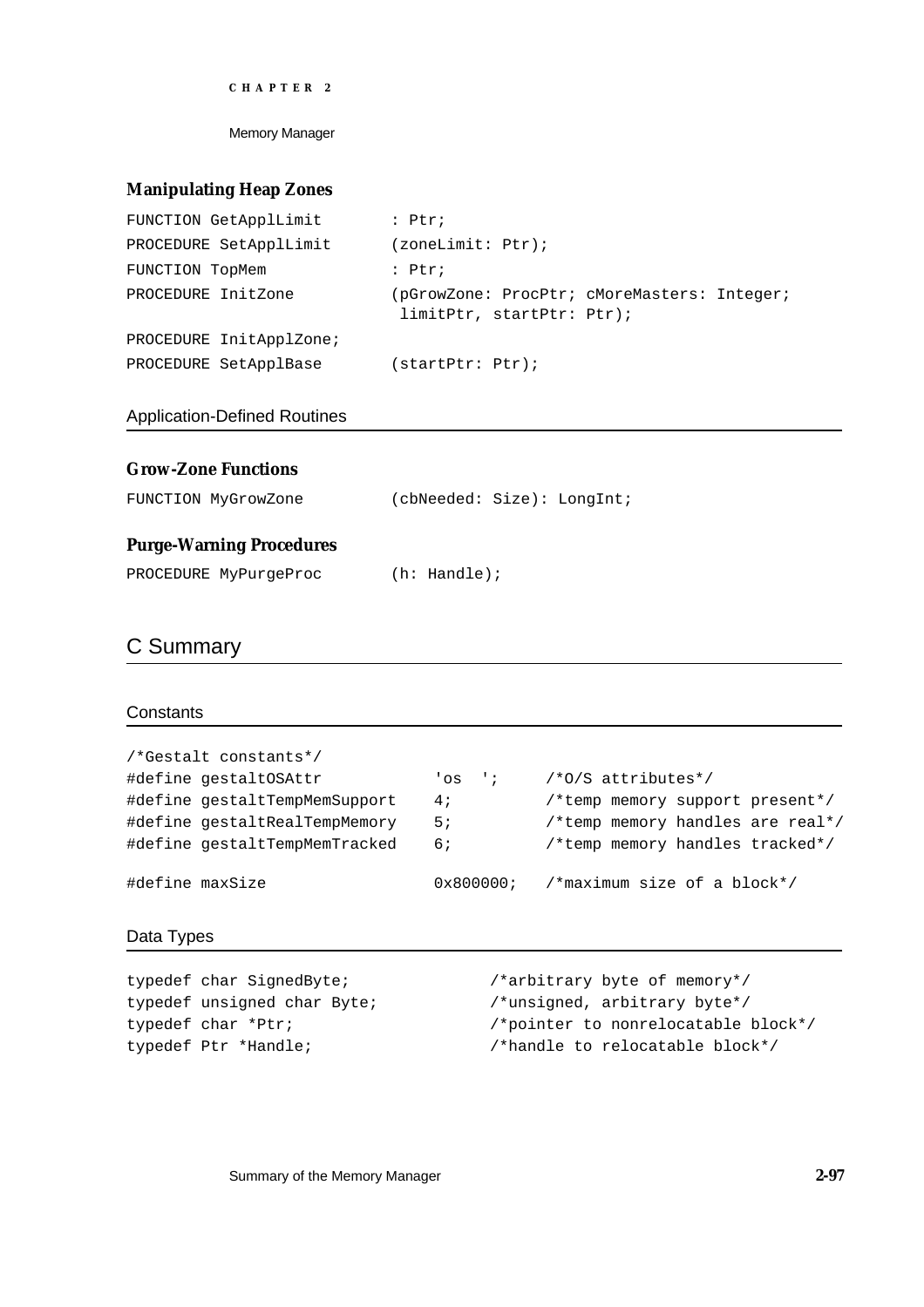### Manipulating Heap Zones

```
FUNCTION GetApplLimit        : Ptr;
PROCEDURE SetApplLimit       (zoneLimit: Ptr);
FUNCTION TopMem              : Ptr;
PROCEDURE InitZone           (pGrowZone: ProcPtr; cMoreMasters: Integer;
                              limitPtr, startPtr: Ptr);
PROCEDURE InitApplZone;
PROCEDURE SetApplBase        (startPtr: Ptr);
```

## Application-Defined Routines

### Grow-Zone Functions

```
FUNCTION MyGrowZone          (cbNeeded: Size): LongInt;
```

### Purge-Warning Procedures

```
PROCEDURE MyPurgeProc        (h: Handle);
```

# C Summary

## Constants

```
/*Gestalt constants*/
#define gestaltOSAttr            'os  ';    /*O/S attributes*/
#define gestaltTempMemSupport    4;         /*temp memory support present*/
#define gestaltRealTempMemory    5;         /*temp memory handles are real*/
#define gestaltTempMemTracked    6;         /*temp memory handles tracked*/

#define maxSize                  0x800000;  /*maximum size of a block*/
```

## Data Types

```
typedef char SignedByte;              /*arbitrary byte of memory*/
typedef unsigned char Byte;           /*unsigned, arbitrary byte*/
typedef char *Ptr;                    /*pointer to nonrelocatable block*/
typedef Ptr *Handle;                  /*handle to relocatable block*/
```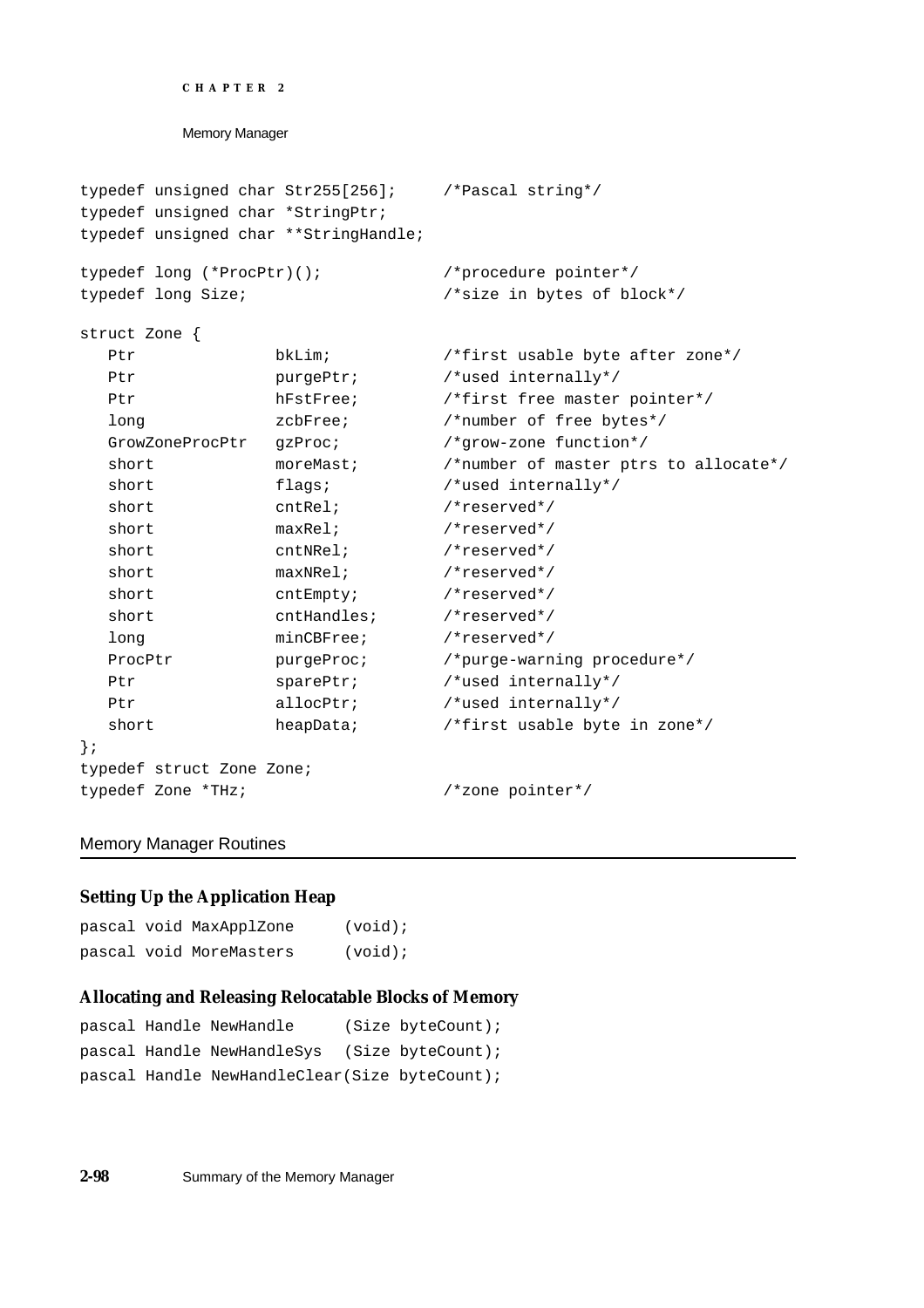```
typedef unsigned char Str255[256];     /*Pascal string*/
typedef unsigned char *StringPtr;
typedef unsigned char **StringHandle;

typedef long (*ProcPtr)();             /*procedure pointer*/
typedef long Size;                     /*size in bytes of block*/

struct Zone {
   Ptr              bkLim;             /*first usable byte after zone*/
   Ptr              purgePtr;          /*used internally*/
   Ptr              hFstFree;          /*first free master pointer*/
   long             zcbFree;           /*number of free bytes*/
   GrowZoneProcPtr  gzProc;            /*grow-zone function*/
   short            moreMast;          /*number of master ptrs to allocate*/
   short            flags;             /*used internally*/
   short            cntRel;            /*reserved*/
   short            maxRel;            /*reserved*/
   short            cntNRel;           /*reserved*/
   short            maxNRel;           /*reserved*/
   short            cntEmpty;          /*reserved*/
   short            cntHandles;        /*reserved*/
   long             minCBFree;         /*reserved*/
   ProcPtr          purgeProc;         /*purge-warning procedure*/
   Ptr              sparePtr;          /*used internally*/
   Ptr              allocPtr;          /*used internally*/
   short            heapData;          /*first usable byte in zone*/
};
typedef struct Zone Zone;
typedef Zone *THz;                     /*zone pointer*/
```

## Memory Manager Routines

### Setting Up the Application Heap

```
pascal void MaxApplZone      (void);
pascal void MoreMasters      (void);
```

### Allocating and Releasing Relocatable Blocks of Memory

```
pascal Handle NewHandle      (Size byteCount);
pascal Handle NewHandleSys   (Size byteCount);
pascal Handle NewHandleClear(Size byteCount);
```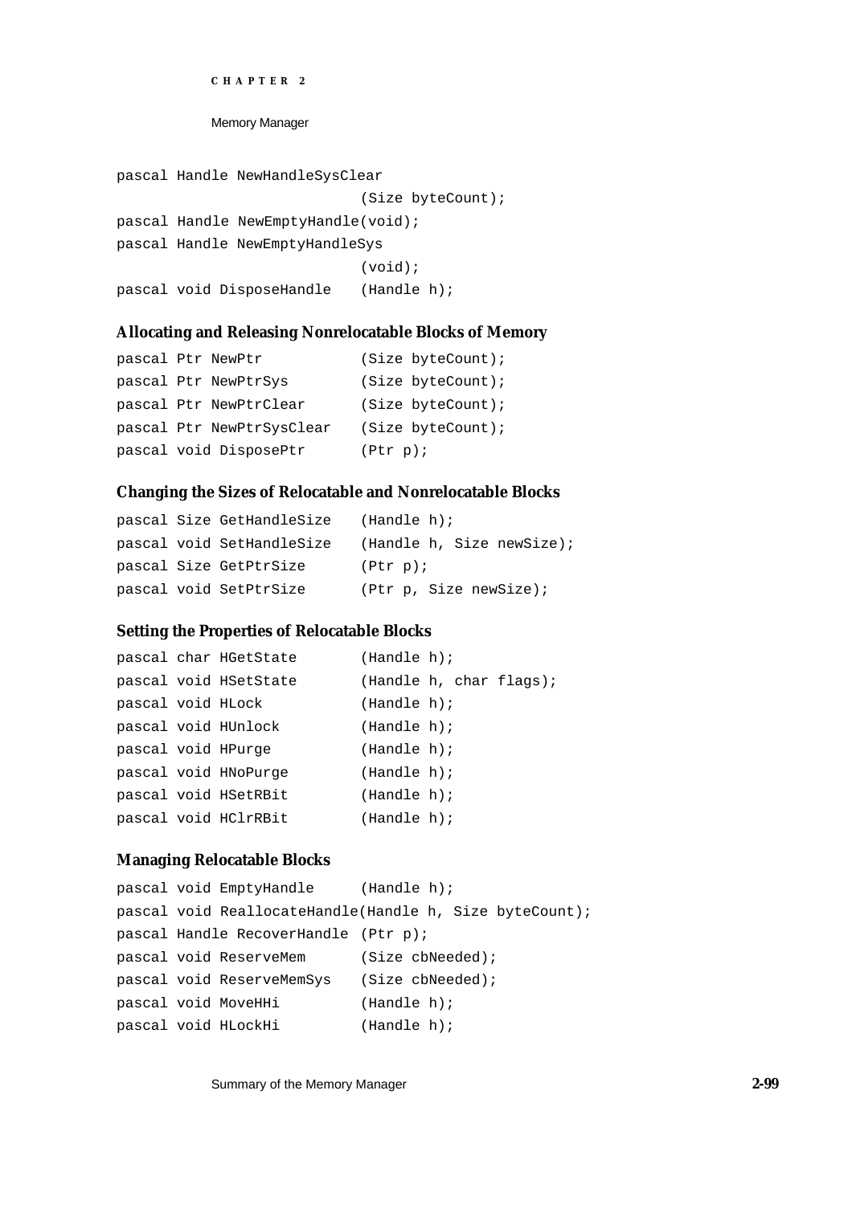```
pascal Handle NewHandleSysClear
                            (Size byteCount);
pascal Handle NewEmptyHandle(void);
pascal Handle NewEmptyHandleSys
                            (void);
pascal void DisposeHandle   (Handle h);
```

### Allocating and Releasing Nonrelocatable Blocks of Memory

```
pascal Ptr NewPtr           (Size byteCount);
pascal Ptr NewPtrSys        (Size byteCount);
pascal Ptr NewPtrClear      (Size byteCount);
pascal Ptr NewPtrSysClear   (Size byteCount);
pascal void DisposePtr      (Ptr p);
```

### Changing the Sizes of Relocatable and Nonrelocatable Blocks

```
pascal Size GetHandleSize   (Handle h);
pascal void SetHandleSize   (Handle h, Size newSize);
pascal Size GetPtrSize      (Ptr p);
pascal void SetPtrSize      (Ptr p, Size newSize);
```

### Setting the Properties of Relocatable Blocks

```
pascal char HGetState       (Handle h);
pascal void HSetState       (Handle h, char flags);
pascal void HLock           (Handle h);
pascal void HUnlock         (Handle h);
pascal void HPurge          (Handle h);
pascal void HNoPurge        (Handle h);
pascal void HSetRBit        (Handle h);
pascal void HClrRBit        (Handle h);
```

### Managing Relocatable Blocks

```
pascal void EmptyHandle     (Handle h);
pascal void ReallocateHandle(Handle h, Size byteCount);
pascal Handle RecoverHandle (Ptr p);
pascal void ReserveMem      (Size cbNeeded);
pascal void ReserveMemSys   (Size cbNeeded);
pascal void MoveHHi         (Handle h);
pascal void HLockHi         (Handle h);
```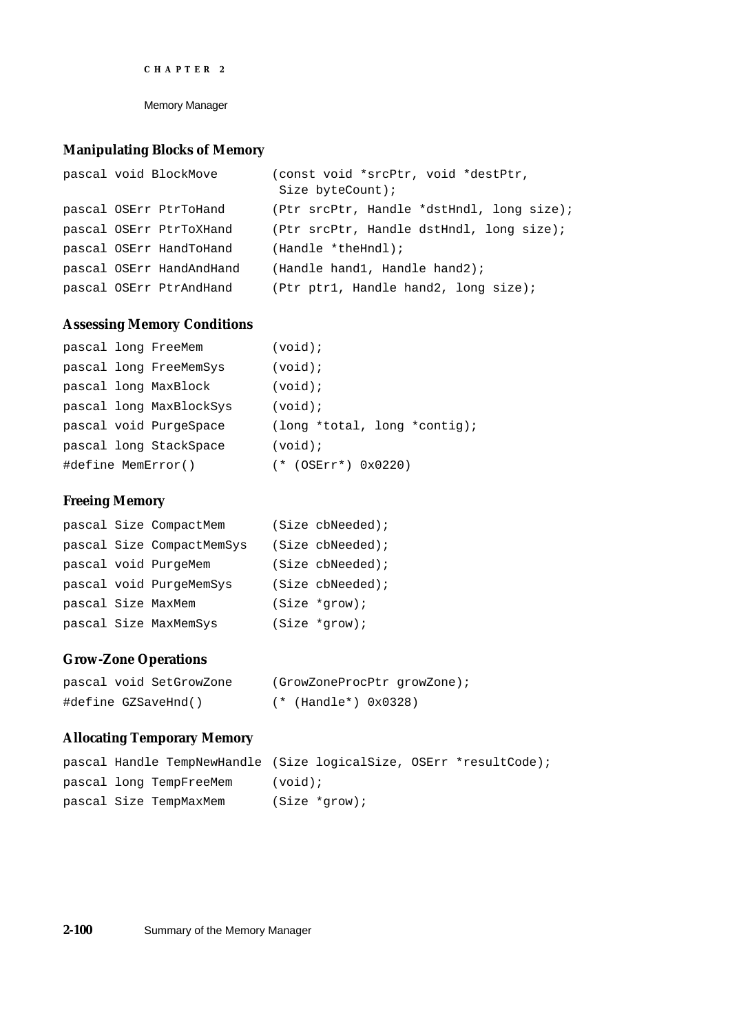### Manipulating Blocks of Memory

```
pascal void BlockMove        (const void *srcPtr, void *destPtr,
                              Size byteCount);
pascal OSErr PtrToHand       (Ptr srcPtr, Handle *dstHndl, long size);
pascal OSErr PtrToXHand      (Ptr srcPtr, Handle dstHndl, long size);
pascal OSErr HandToHand      (Handle *theHndl);
pascal OSErr HandAndHand     (Handle hand1, Handle hand2);
pascal OSErr PtrAndHand      (Ptr ptr1, Handle hand2, long size);
```

### Assessing Memory Conditions

```
pascal long FreeMem          (void);
pascal long FreeMemSys       (void);
pascal long MaxBlock         (void);
pascal long MaxBlockSys      (void);
pascal void PurgeSpace       (long *total, long *contig);
pascal long StackSpace       (void);
#define MemError()           (* (OSErr*) 0x0220)
```

### Freeing Memory

```
pascal Size CompactMem       (Size cbNeeded);
pascal Size CompactMemSys    (Size cbNeeded);
pascal void PurgeMem         (Size cbNeeded);
pascal void PurgeMemSys      (Size cbNeeded);
pascal Size MaxMem           (Size *grow);
pascal Size MaxMemSys        (Size *grow);
```

### Grow-Zone Operations

```
pascal void SetGrowZone      (GrowZoneProcPtr growZone);
#define GZSaveHnd()          (* (Handle*) 0x0328)
```

### Allocating Temporary Memory

```
pascal Handle TempNewHandle (Size logicalSize, OSErr *resultCode);
pascal long TempFreeMem      (void);
pascal Size TempMaxMem       (Size *grow);
```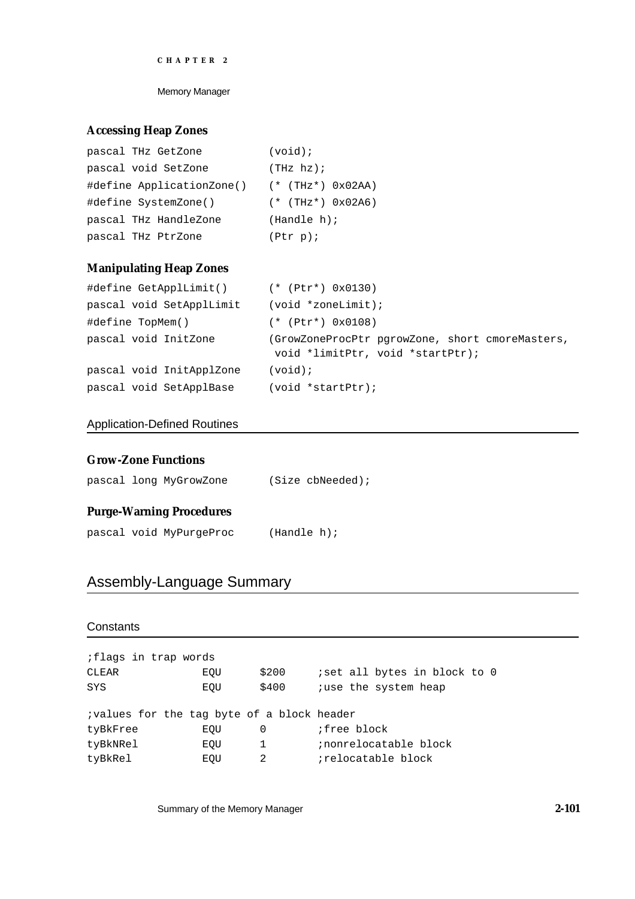### Accessing Heap Zones

```
pascal THz GetZone          (void);
pascal void SetZone         (THz hz);
#define ApplicationZone()   (* (THz*) 0x02AA)
#define SystemZone()        (* (THz*) 0x02A6)
pascal THz HandleZone       (Handle h);
pascal THz PtrZone          (Ptr p);
```

### Manipulating Heap Zones

```
#define GetApplLimit()      (* (Ptr*) 0x0130)
pascal void SetApplLimit    (void *zoneLimit);
#define TopMem()            (* (Ptr*) 0x0108)
pascal void InitZone        (GrowZoneProcPtr pgrowZone, short cmoreMasters,
                             void *limitPtr, void *startPtr);
pascal void InitApplZone    (void);
pascal void SetApplBase     (void *startPtr);
```

## Application-Defined Routines

### Grow-Zone Functions

```
pascal long MyGrowZone      (Size cbNeeded);
```

### Purge-Warning Procedures

```
pascal void MyPurgeProc     (Handle h);
```

# Assembly-Language Summary

## Constants

```
;flags in trap words
CLEAR           EQU     $200     ;set all bytes in block to 0
SYS             EQU     $400     ;use the system heap

;values for the tag byte of a block header
tyBkFree        EQU     0        ;free block
tyBkNRel        EQU     1        ;nonrelocatable block
tyBkRel         EQU     2        ;relocatable block
```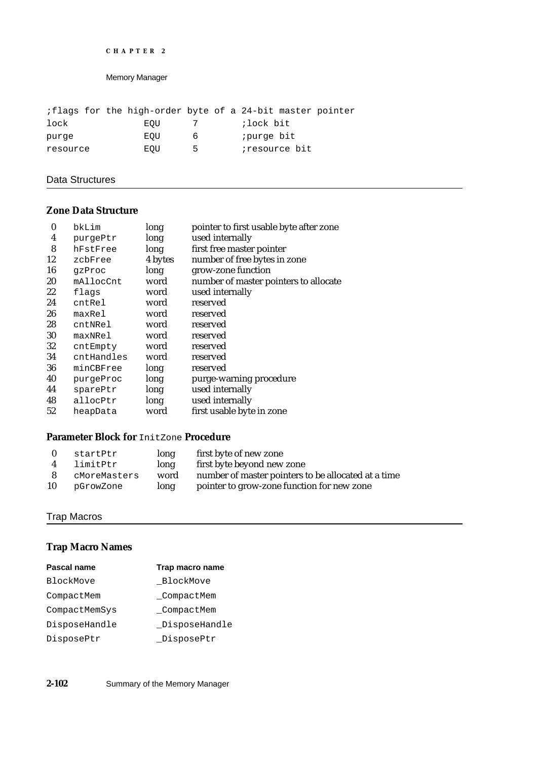```
;flags for the high-order byte of a 24-bit master pointer
lock            EQU     7       ;lock bit
purge           EQU     6       ;purge bit
resource        EQU     5       ;resource bit
```

## Data Structures

### Zone Data Structure

| | | | |
|---|---|---|---|
| 0 | bkLim | long | pointer to first usable byte after zone |
| 4 | purgePtr | long | used internally |
| 8 | hFstFree | long | first free master pointer |
| 12 | zcbFree | 4 bytes | number of free bytes in zone |
| 16 | gzProc | long | grow-zone function |
| 20 | mAllocCnt | word | number of master pointers to allocate |
| 22 | flags | word | used internally |
| 24 | cntRel | word | reserved |
| 26 | maxRel | word | reserved |
| 28 | cntNRel | word | reserved |
| 30 | maxNRel | word | reserved |
| 32 | cntEmpty | word | reserved |
| 34 | cntHandles | word | reserved |
| 36 | minCBFree | long | reserved |
| 40 | purgeProc | long | purge-warning procedure |
| 44 | sparePtr | long | used internally |
| 48 | allocPtr | long | used internally |
| 52 | heapData | word | first usable byte in zone |

### Parameter Block for `InitZone` Procedure

| | | | |
|---|---|---|---|
| 0 | startPtr | long | first byte of new zone |
| 4 | limitPtr | long | first byte beyond new zone |
| 8 | cMoreMasters | word | number of master pointers to be allocated at a time |
| 10 | pGrowZone | long | pointer to grow-zone function for new zone |

## Trap Macros

### Trap Macro Names

| Pascal name | Trap macro name |
|---|---|
| BlockMove | _BlockMove |
| CompactMem | _CompactMem |
| CompactMemSys | _CompactMem |
| DisposeHandle | _DisposeHandle |
| DisposePtr | _DisposePtr |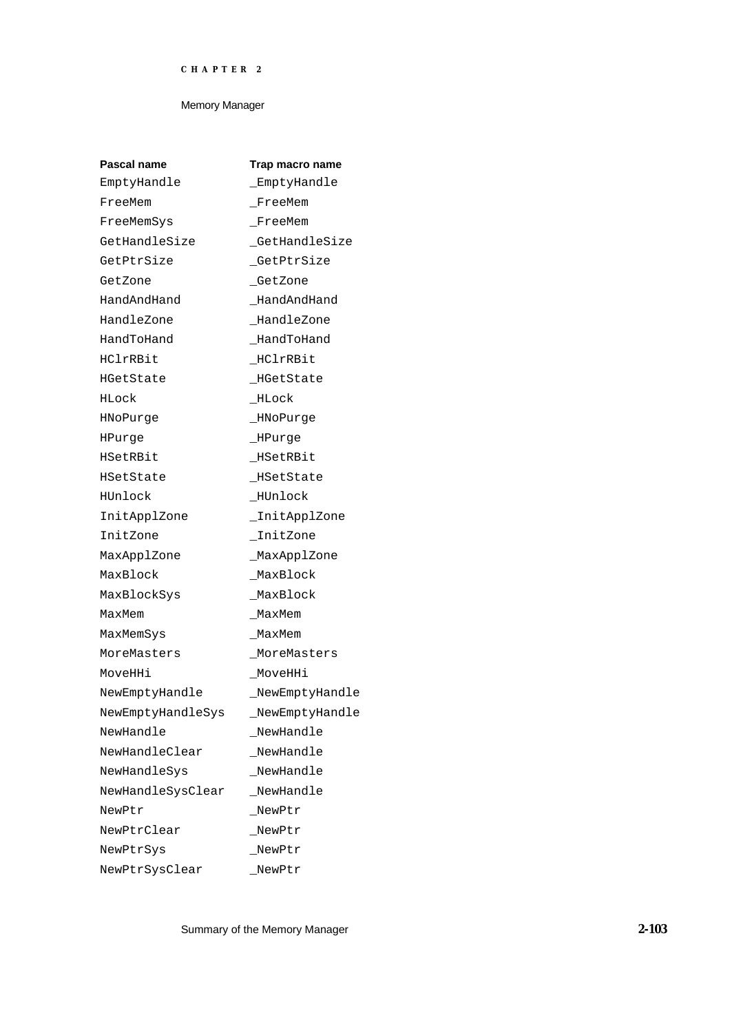| Pascal name | Trap macro name |
| --- | --- |
| EmptyHandle | _EmptyHandle |
| FreeMem | _FreeMem |
| FreeMemSys | _FreeMem |
| GetHandleSize | _GetHandleSize |
| GetPtrSize | _GetPtrSize |
| GetZone | _GetZone |
| HandAndHand | _HandAndHand |
| HandleZone | _HandleZone |
| HandToHand | _HandToHand |
| HClrRBit | _HClrRBit |
| HGetState | _HGetState |
| HLock | _HLock |
| HNoPurge | _HNoPurge |
| HPurge | _HPurge |
| HSetRBit | _HSetRBit |
| HSetState | _HSetState |
| HUnlock | _HUnlock |
| InitApplZone | _InitApplZone |
| InitZone | _InitZone |
| MaxApplZone | _MaxApplZone |
| MaxBlock | _MaxBlock |
| MaxBlockSys | _MaxBlock |
| MaxMem | _MaxMem |
| MaxMemSys | _MaxMem |
| MoreMasters | _MoreMasters |
| MoveHHi | _MoveHHi |
| NewEmptyHandle | _NewEmptyHandle |
| NewEmptyHandleSys | _NewEmptyHandle |
| NewHandle | _NewHandle |
| NewHandleClear | _NewHandle |
| NewHandleSys | _NewHandle |
| NewHandleSysClear | _NewHandle |
| NewPtr | _NewPtr |
| NewPtrClear | _NewPtr |
| NewPtrSys | _NewPtr |
| NewPtrSysClear | _NewPtr |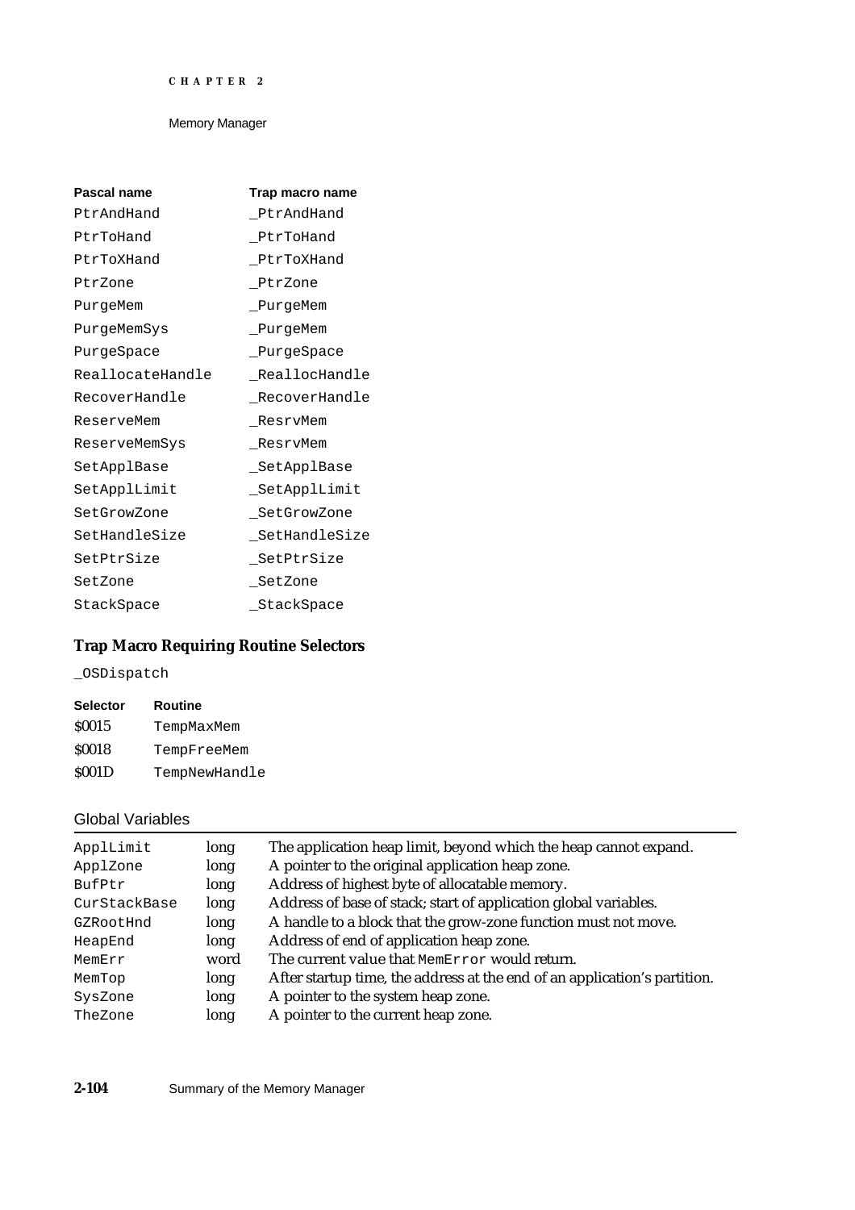| Pascal name | Trap macro name |
|---|---|
| PtrAndHand | _PtrAndHand |
| PtrToHand | _PtrToHand |
| PtrToXHand | _PtrToXHand |
| PtrZone | _PtrZone |
| PurgeMem | _PurgeMem |
| PurgeMemSys | _PurgeMem |
| PurgeSpace | _PurgeSpace |
| ReallocateHandle | _ReallocHandle |
| RecoverHandle | _RecoverHandle |
| ReserveMem | _ResrvMem |
| ReserveMemSys | _ResrvMem |
| SetApplBase | _SetApplBase |
| SetApplLimit | _SetApplLimit |
| SetGrowZone | _SetGrowZone |
| SetHandleSize | _SetHandleSize |
| SetPtrSize | _SetPtrSize |
| SetZone | _SetZone |
| StackSpace | _StackSpace |

### Trap Macro Requiring Routine Selectors

_OSDispatch

| Selector | Routine |
|---|---|
| $0015 | TempMaxMem |
| $0018 | TempFreeMem |
| $001D | TempNewHandle |

## Global Variables

| | | |
|---|---|---|
| ApplLimit | long | The application heap limit, beyond which the heap cannot expand. |
| ApplZone | long | A pointer to the original application heap zone. |
| BufPtr | long | Address of highest byte of allocatable memory. |
| CurStackBase | long | Address of base of stack; start of application global variables. |
| GZRootHnd | long | A handle to a block that the grow-zone function must not move. |
| HeapEnd | long | Address of end of application heap zone. |
| MemErr | word | The current value that MemError would return. |
| MemTop | long | After startup time, the address at the end of an application's partition. |
| SysZone | long | A pointer to the system heap zone. |
| TheZone | long | A pointer to the current heap zone. |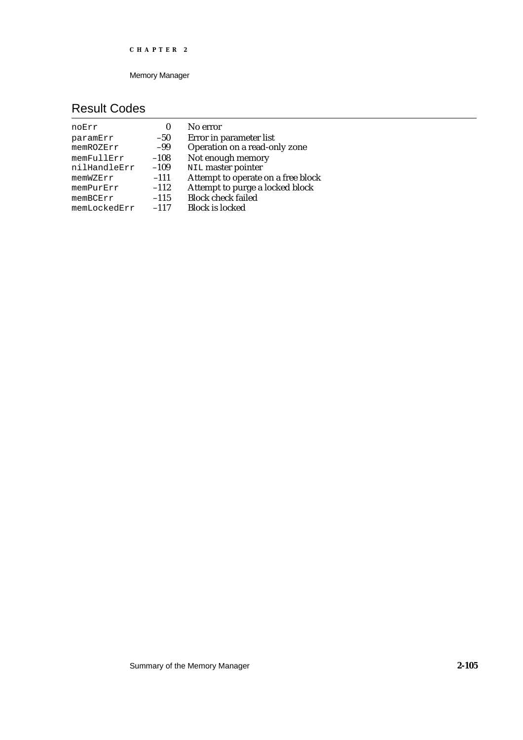## Result Codes

| | | |
|---|---|---|
| noErr | 0 | No error |
| paramErr | –50 | Error in parameter list |
| memROZErr | –99 | Operation on a read-only zone |
| memFullErr | –108 | Not enough memory |
| nilHandleErr | –109 | NIL master pointer |
| memWZErr | –111 | Attempt to operate on a free block |
| memPurErr | –112 | Attempt to purge a locked block |
| memBCErr | –115 | Block check failed |
| memLockedErr | –117 | Block is locked |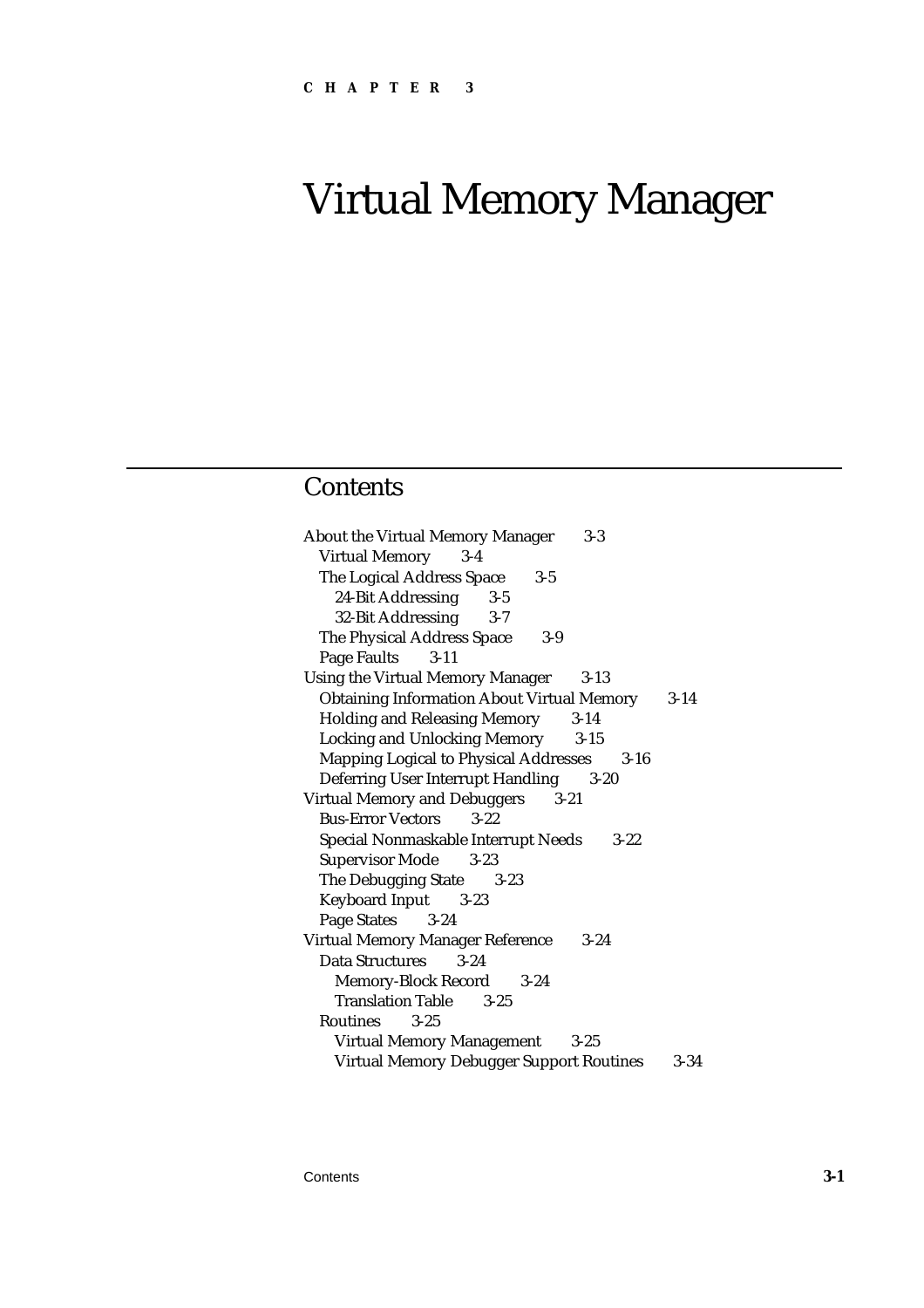CHAPTER 3

# Virtual Memory Manager

## Contents

- About the Virtual Memory Manager 3-3
  - Virtual Memory 3-4
  - The Logical Address Space 3-5
    - 24-Bit Addressing 3-5
    - 32-Bit Addressing 3-7
  - The Physical Address Space 3-9
  - Page Faults 3-11
- Using the Virtual Memory Manager 3-13
  - Obtaining Information About Virtual Memory 3-14
  - Holding and Releasing Memory 3-14
  - Locking and Unlocking Memory 3-15
  - Mapping Logical to Physical Addresses 3-16
  - Deferring User Interrupt Handling 3-20
- Virtual Memory and Debuggers 3-21
  - Bus-Error Vectors 3-22
  - Special Nonmaskable Interrupt Needs 3-22
  - Supervisor Mode 3-23
  - The Debugging State 3-23
  - Keyboard Input 3-23
  - Page States 3-24
- Virtual Memory Manager Reference 3-24
  - Data Structures 3-24
    - Memory-Block Record 3-24
    - Translation Table 3-25
  - Routines 3-25
    - Virtual Memory Management 3-25
    - Virtual Memory Debugger Support Routines 3-34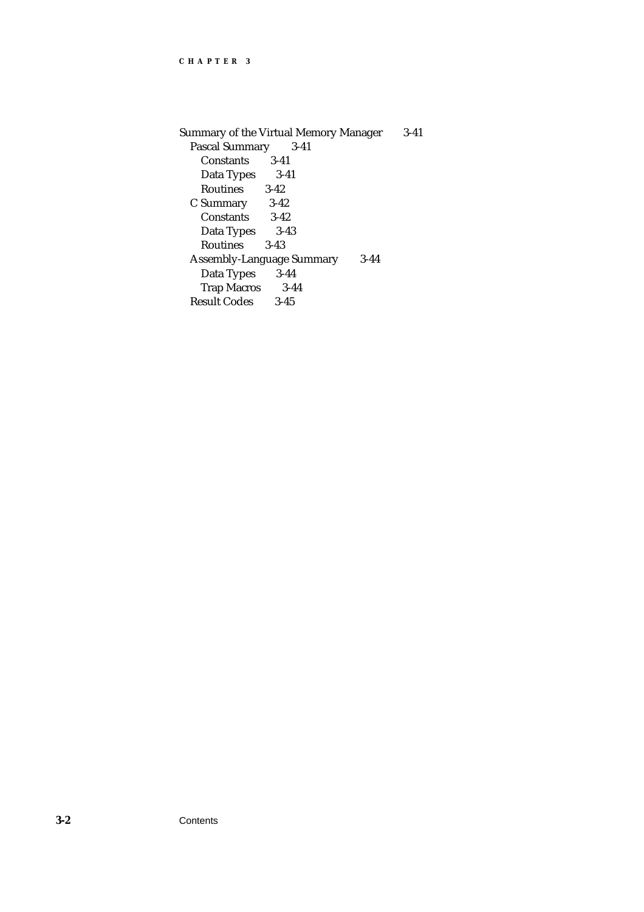Summary of the Virtual Memory Manager 3-41
- Pascal Summary 3-41
  - Constants 3-41
  - Data Types 3-41
  - Routines 3-42
- C Summary 3-42
  - Constants 3-42
  - Data Types 3-43
  - Routines 3-43
- Assembly-Language Summary 3-44
  - Data Types 3-44
  - Trap Macros 3-44
- Result Codes 3-45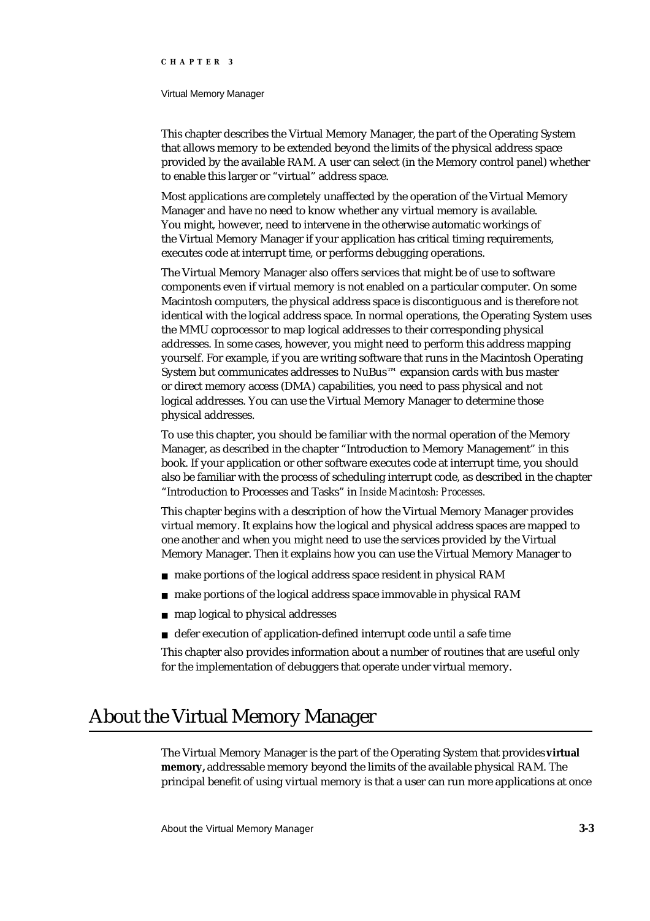This chapter describes the Virtual Memory Manager, the part of the Operating System that allows memory to be extended beyond the limits of the physical address space provided by the available RAM. A user can select (in the Memory control panel) whether to enable this larger or "virtual" address space.

Most applications are completely unaffected by the operation of the Virtual Memory Manager and have no need to know whether any virtual memory is available. You might, however, need to intervene in the otherwise automatic workings of the Virtual Memory Manager if your application has critical timing requirements, executes code at interrupt time, or performs debugging operations.

The Virtual Memory Manager also offers services that might be of use to software components even if virtual memory is not enabled on a particular computer. On some Macintosh computers, the physical address space is discontiguous and is therefore not identical with the logical address space. In normal operations, the Operating System uses the MMU coprocessor to map logical addresses to their corresponding physical addresses. In some cases, however, you might need to perform this address mapping yourself. For example, if you are writing software that runs in the Macintosh Operating System but communicates addresses to NuBus™ expansion cards with bus master or direct memory access (DMA) capabilities, you need to pass physical and not logical addresses. You can use the Virtual Memory Manager to determine those physical addresses.

To use this chapter, you should be familiar with the normal operation of the Memory Manager, as described in the chapter "Introduction to Memory Management" in this book. If your application or other software executes code at interrupt time, you should also be familiar with the process of scheduling interrupt code, as described in the chapter "Introduction to Processes and Tasks" in *Inside Macintosh: Processes.*

This chapter begins with a description of how the Virtual Memory Manager provides virtual memory. It explains how the logical and physical address spaces are mapped to one another and when you might need to use the services provided by the Virtual Memory Manager. Then it explains how you can use the Virtual Memory Manager to

- make portions of the logical address space resident in physical RAM
- make portions of the logical address space immovable in physical RAM
- map logical to physical addresses
- defer execution of application-defined interrupt code until a safe time

This chapter also provides information about a number of routines that are useful only for the implementation of debuggers that operate under virtual memory.

# About the Virtual Memory Manager

The Virtual Memory Manager is the part of the Operating System that provides **virtual memory,** addressable memory beyond the limits of the available physical RAM. The principal benefit of using virtual memory is that a user can run more applications at once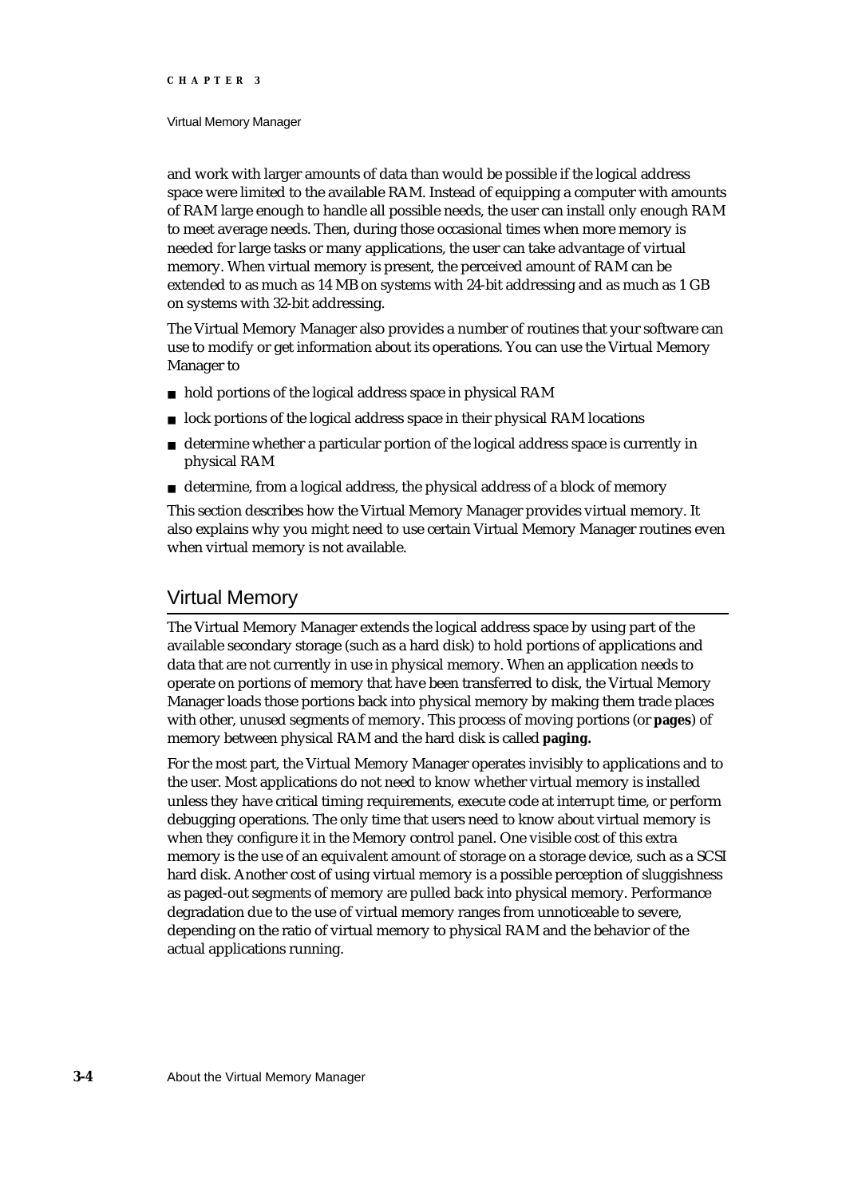and work with larger amounts of data than would be possible if the logical address space were limited to the available RAM. Instead of equipping a computer with amounts of RAM large enough to handle all possible needs, the user can install only enough RAM to meet average needs. Then, during those occasional times when more memory is needed for large tasks or many applications, the user can take advantage of virtual memory. When virtual memory is present, the perceived amount of RAM can be extended to as much as 14 MB on systems with 24-bit addressing and as much as 1 GB on systems with 32-bit addressing.

The Virtual Memory Manager also provides a number of routines that your software can use to modify or get information about its operations. You can use the Virtual Memory Manager to

- hold portions of the logical address space in physical RAM
- lock portions of the logical address space in their physical RAM locations
- determine whether a particular portion of the logical address space is currently in physical RAM
- determine, from a logical address, the physical address of a block of memory

This section describes how the Virtual Memory Manager provides virtual memory. It also explains why you might need to use certain Virtual Memory Manager routines even when virtual memory is not available.

## Virtual Memory

The Virtual Memory Manager extends the logical address space by using part of the available secondary storage (such as a hard disk) to hold portions of applications and data that are not currently in use in physical memory. When an application needs to operate on portions of memory that have been transferred to disk, the Virtual Memory Manager loads those portions back into physical memory by making them trade places with other, unused segments of memory. This process of moving portions (or **pages**) of memory between physical RAM and the hard disk is called **paging.**

For the most part, the Virtual Memory Manager operates invisibly to applications and to the user. Most applications do not need to know whether virtual memory is installed unless they have critical timing requirements, execute code at interrupt time, or perform debugging operations. The only time that users need to know about virtual memory is when they configure it in the Memory control panel. One visible cost of this extra memory is the use of an equivalent amount of storage on a storage device, such as a SCSI hard disk. Another cost of using virtual memory is a possible perception of sluggishness as paged-out segments of memory are pulled back into physical memory. Performance degradation due to the use of virtual memory ranges from unnoticeable to severe, depending on the ratio of virtual memory to physical RAM and the behavior of the actual applications running.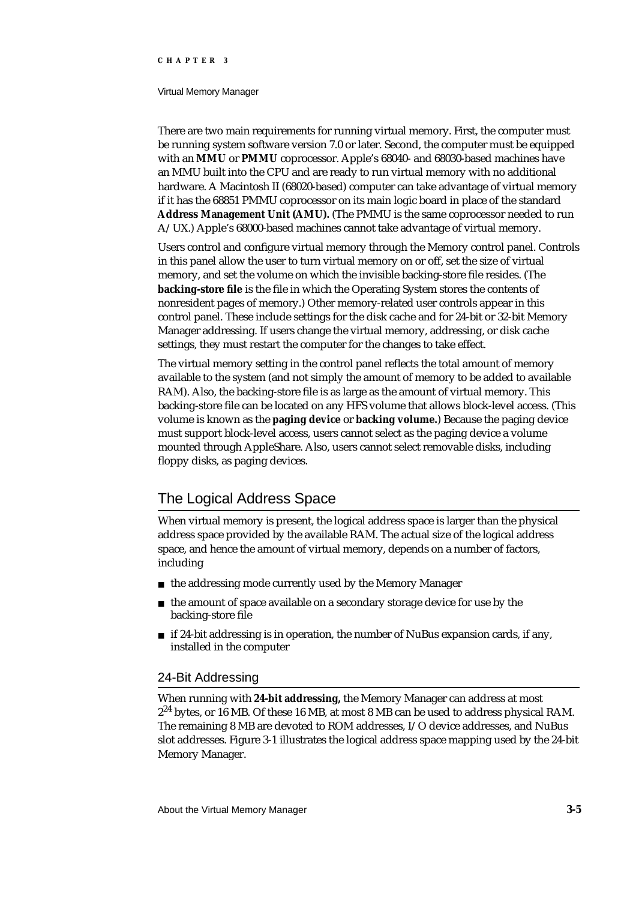There are two main requirements for running virtual memory. First, the computer must be running system software version 7.0 or later. Second, the computer must be equipped with an **MMU** or **PMMU** coprocessor. Apple's 68040- and 68030-based machines have an MMU built into the CPU and are ready to run virtual memory with no additional hardware. A Macintosh II (68020-based) computer can take advantage of virtual memory if it has the 68851 PMMU coprocessor on its main logic board in place of the standard **Address Management Unit (AMU).** (The PMMU is the same coprocessor needed to run A/UX.) Apple's 68000-based machines cannot take advantage of virtual memory.

Users control and configure virtual memory through the Memory control panel. Controls in this panel allow the user to turn virtual memory on or off, set the size of virtual memory, and set the volume on which the invisible backing-store file resides. (The **backing-store file** is the file in which the Operating System stores the contents of nonresident pages of memory.) Other memory-related user controls appear in this control panel. These include settings for the disk cache and for 24-bit or 32-bit Memory Manager addressing. If users change the virtual memory, addressing, or disk cache settings, they must restart the computer for the changes to take effect.

The virtual memory setting in the control panel reflects the total amount of memory available to the system (and not simply the amount of memory to be added to available RAM). Also, the backing-store file is as large as the amount of virtual memory. This backing-store file can be located on any HFS volume that allows block-level access. (This volume is known as the **paging device** or **backing volume.**) Because the paging device must support block-level access, users cannot select as the paging device a volume mounted through AppleShare. Also, users cannot select removable disks, including floppy disks, as paging devices.

## The Logical Address Space

When virtual memory is present, the logical address space is larger than the physical address space provided by the available RAM. The actual size of the logical address space, and hence the amount of virtual memory, depends on a number of factors, including

- the addressing mode currently used by the Memory Manager
- the amount of space available on a secondary storage device for use by the backing-store file
- if 24-bit addressing is in operation, the number of NuBus expansion cards, if any, installed in the computer

### 24-Bit Addressing

When running with **24-bit addressing,** the Memory Manager can address at most $2^{24}$ bytes, or 16 MB. Of these 16 MB, at most 8 MB can be used to address physical RAM. The remaining 8 MB are devoted to ROM addresses, I/O device addresses, and NuBus slot addresses. Figure 3-1 illustrates the logical address space mapping used by the 24-bit Memory Manager.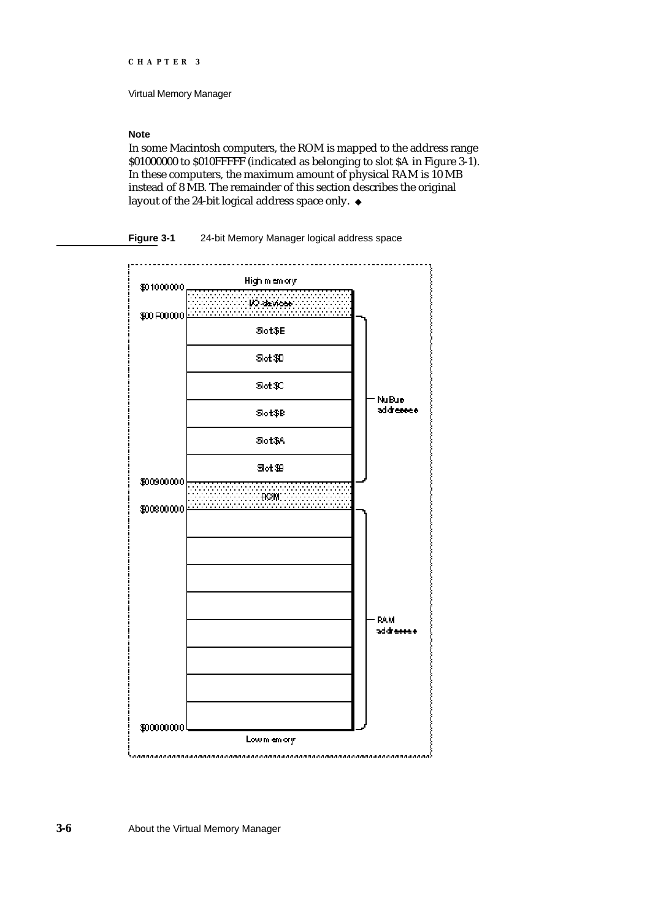**Note**

In some Macintosh computers, the ROM is mapped to the address range $01000000 to $010FFFFF (indicated as belonging to slot $A in Figure 3-1). In these computers, the maximum amount of physical RAM is 10 MB instead of 8 MB. The remainder of this section describes the original layout of the 24-bit logical address space only. ◆

**Figure 3-1** 24-bit Memory Manager logical address space

| Address | Region | Group |
|---|---|---|
| | High memory | |
| $01000000 | I/O devices | |
| $00F00000 | Slot $E | NuBus addresses |
| | Slot $D | NuBus addresses |
| | Slot $C | NuBus addresses |
| | Slot $B | NuBus addresses |
| | Slot $A | NuBus addresses |
| | Slot $9 | NuBus addresses |
| $00900000 | ROM | |
| $00800000 | | RAM addresses |
| $00000000 | Low memory | |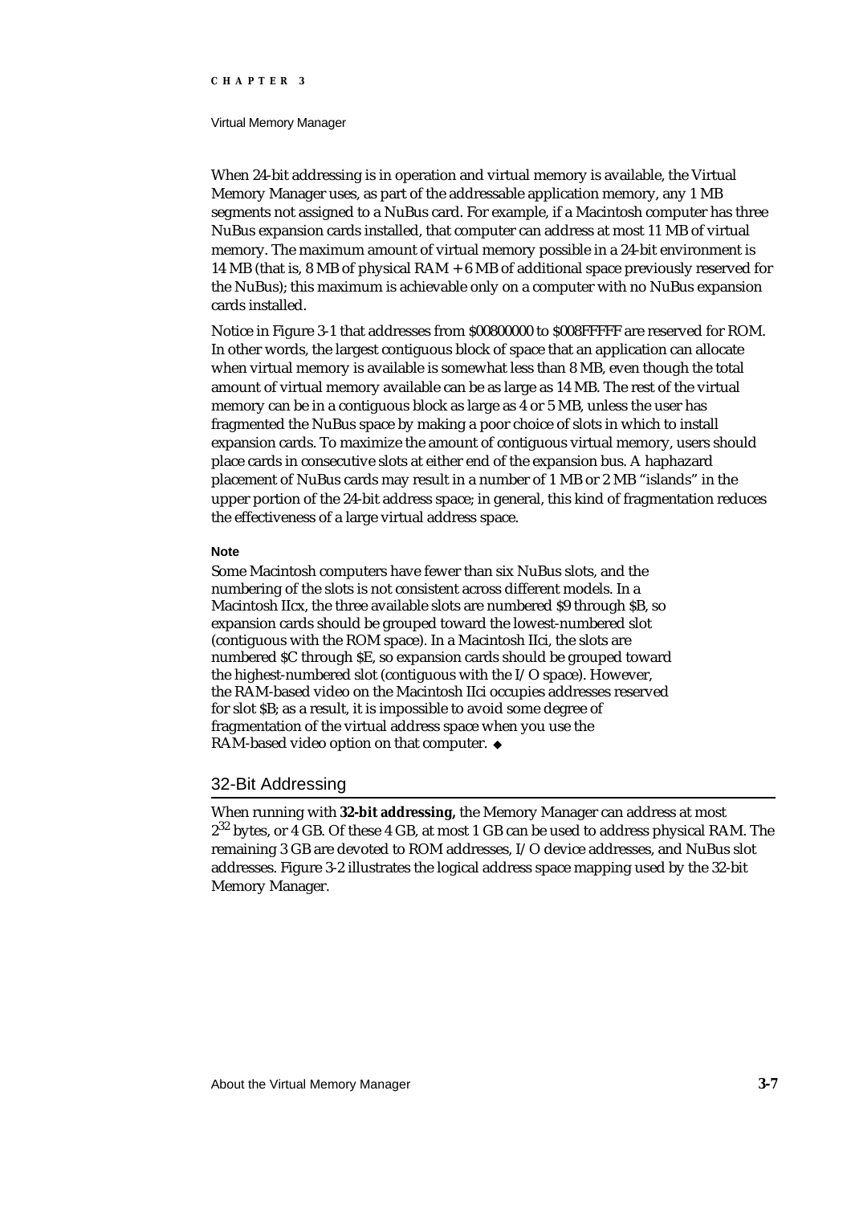When 24-bit addressing is in operation and virtual memory is available, the Virtual Memory Manager uses, as part of the addressable application memory, any 1 MB segments not assigned to a NuBus card. For example, if a Macintosh computer has three NuBus expansion cards installed, that computer can address at most 11 MB of virtual memory. The maximum amount of virtual memory possible in a 24-bit environment is 14 MB (that is, 8 MB of physical RAM + 6 MB of additional space previously reserved for the NuBus); this maximum is achievable only on a computer with no NuBus expansion cards installed.

Notice in Figure 3-1 that addresses from $00800000 to $008FFFFF are reserved for ROM. In other words, the largest contiguous block of space that an application can allocate when virtual memory is available is somewhat less than 8 MB, even though the total amount of virtual memory available can be as large as 14 MB. The rest of the virtual memory can be in a contiguous block as large as 4 or 5 MB, unless the user has fragmented the NuBus space by making a poor choice of slots in which to install expansion cards. To maximize the amount of contiguous virtual memory, users should place cards in consecutive slots at either end of the expansion bus. A haphazard placement of NuBus cards may result in a number of 1 MB or 2 MB "islands" in the upper portion of the 24-bit address space; in general, this kind of fragmentation reduces the effectiveness of a large virtual address space.

**Note**

Some Macintosh computers have fewer than six NuBus slots, and the numbering of the slots is not consistent across different models. In a Macintosh IIcx, the three available slots are numbered $9 through $B, so expansion cards should be grouped toward the lowest-numbered slot (contiguous with the ROM space). In a Macintosh IIci, the slots are numbered $C through $E, so expansion cards should be grouped toward the highest-numbered slot (contiguous with the I/O space). However, the RAM-based video on the Macintosh IIci occupies addresses reserved for slot $B; as a result, it is impossible to avoid some degree of fragmentation of the virtual address space when you use the RAM-based video option on that computer. ◆

## 32-Bit Addressing

When running with **32-bit addressing,** the Memory Manager can address at most $2^{32}$ bytes, or 4 GB. Of these 4 GB, at most 1 GB can be used to address physical RAM. The remaining 3 GB are devoted to ROM addresses, I/O device addresses, and NuBus slot addresses. Figure 3-2 illustrates the logical address space mapping used by the 32-bit Memory Manager.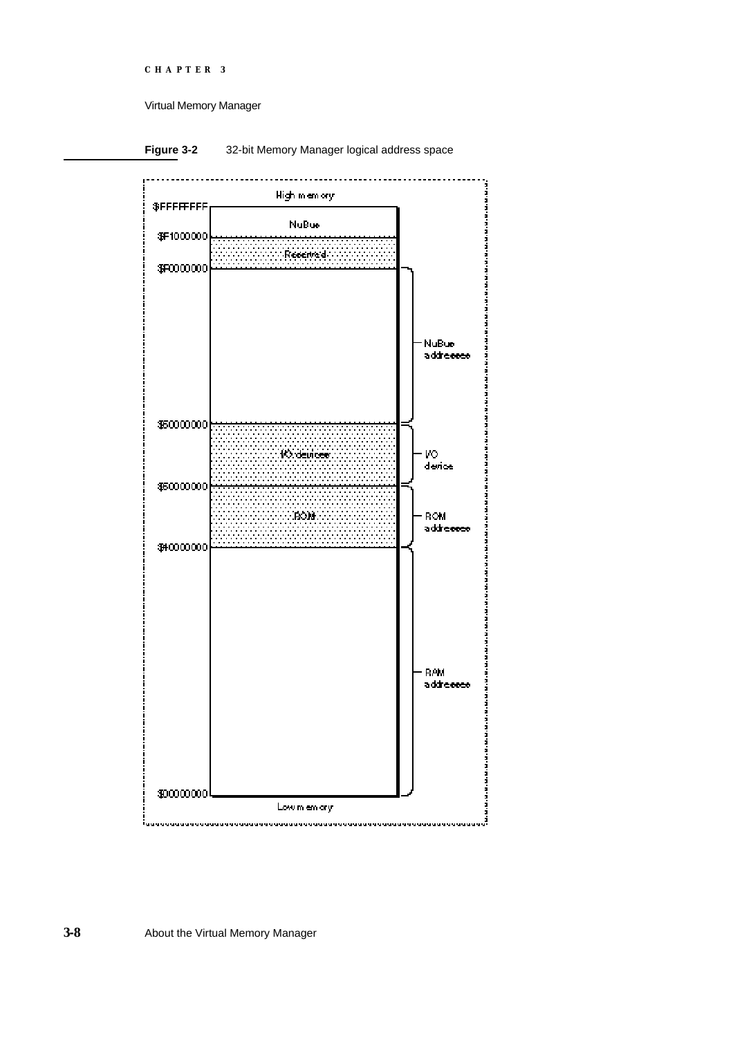**Figure 3-2** 32-bit Memory Manager logical address space

| Address | Region | Label |
|---|---|---|
| $FFFFFFFF – $F1000000 | NuBus | |
| $F1000000 – $F0000000 | Reserved | |
| $F0000000 – $60000000 | | NuBus addresses |
| $60000000 – $50000000 | I/O devices | I/O device |
| $50000000 – $40000000 | ROM | ROM addresses |
| $40000000 – $00000000 | | RAM addresses |

High memory (top) / Low memory (bottom)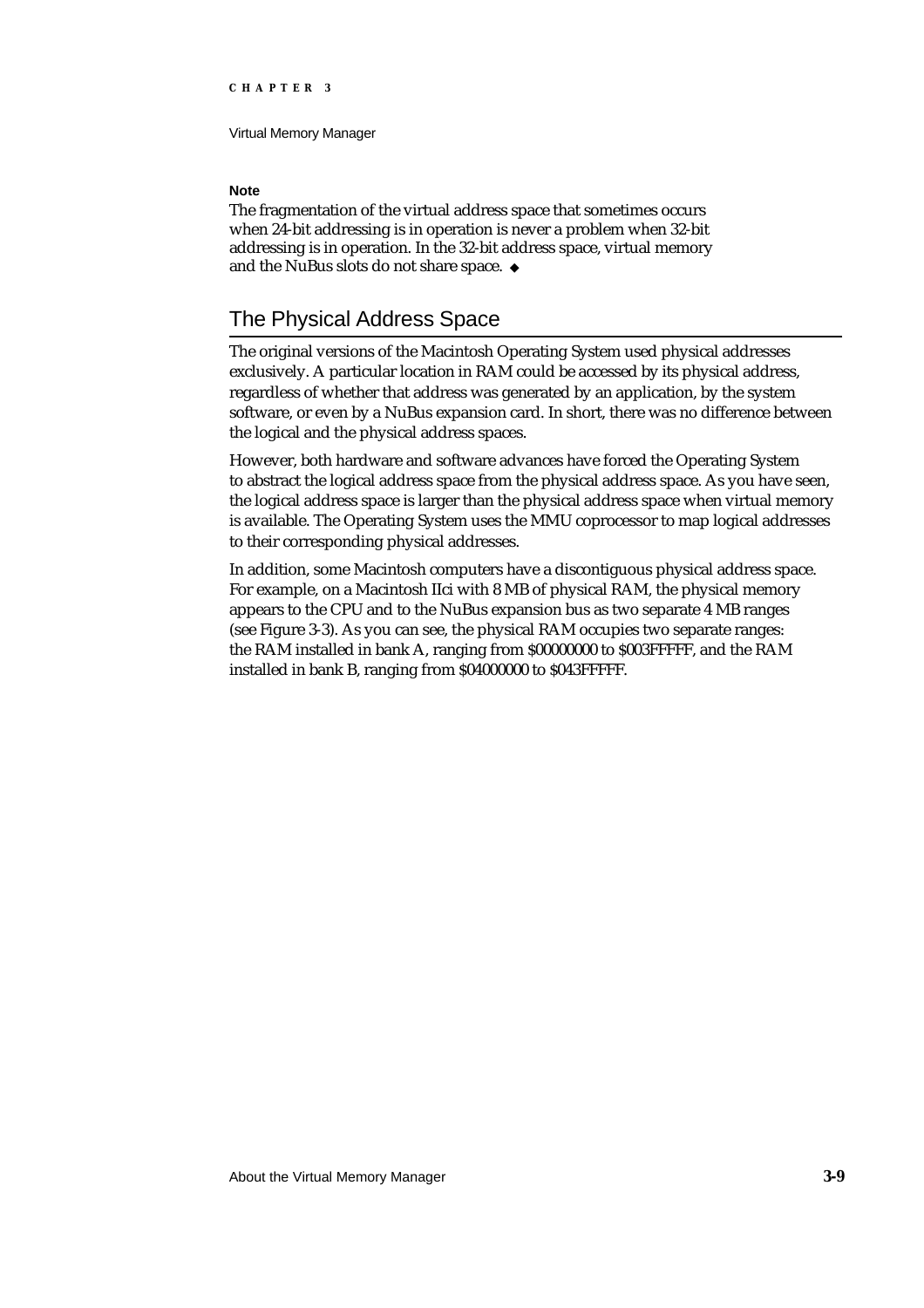**Note**

The fragmentation of the virtual address space that sometimes occurs when 24-bit addressing is in operation is never a problem when 32-bit addressing is in operation. In the 32-bit address space, virtual memory and the NuBus slots do not share space. ◆

## The Physical Address Space

The original versions of the Macintosh Operating System used physical addresses exclusively. A particular location in RAM could be accessed by its physical address, regardless of whether that address was generated by an application, by the system software, or even by a NuBus expansion card. In short, there was no difference between the logical and the physical address spaces.

However, both hardware and software advances have forced the Operating System to abstract the logical address space from the physical address space. As you have seen, the logical address space is larger than the physical address space when virtual memory is available. The Operating System uses the MMU coprocessor to map logical addresses to their corresponding physical addresses.

In addition, some Macintosh computers have a discontiguous physical address space. For example, on a Macintosh IIci with 8 MB of physical RAM, the physical memory appears to the CPU and to the NuBus expansion bus as two separate 4 MB ranges (see Figure 3-3). As you can see, the physical RAM occupies two separate ranges: the RAM installed in bank A, ranging from $00000000 to $003FFFFF, and the RAM installed in bank B, ranging from $04000000 to $043FFFFF.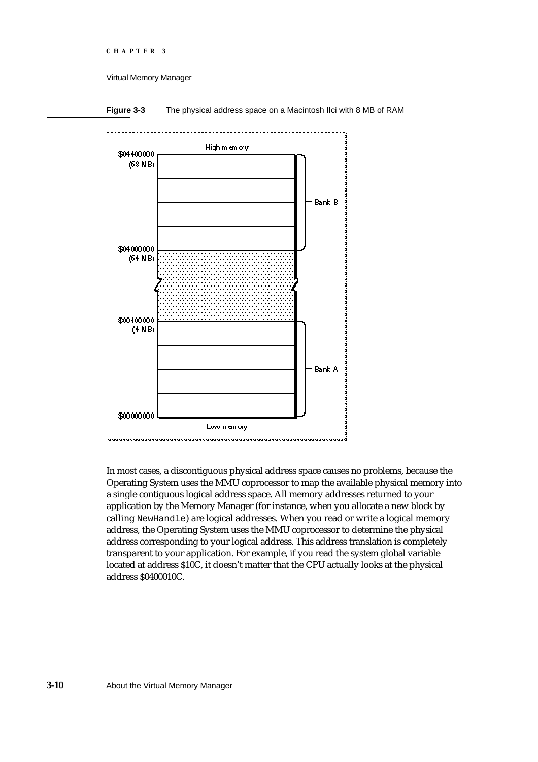**Figure 3-3** The physical address space on a Macintosh IIci with 8 MB of RAM

High memory

$04400000 (68 MB)

Bank B

$04000000 (64 MB)

$00400000 (4 MB)

Bank A

$00000000

Low memory

In most cases, a discontiguous physical address space causes no problems, because the Operating System uses the MMU coprocessor to map the available physical memory into a single contiguous logical address space. All memory addresses returned to your application by the Memory Manager (for instance, when you allocate a new block by calling `NewHandle`) are logical addresses. When you read or write a logical memory address, the Operating System uses the MMU coprocessor to determine the physical address corresponding to your logical address. This address translation is completely transparent to your application. For example, if you read the system global variable located at address $10C, it doesn't matter that the CPU actually looks at the physical address $0400010C.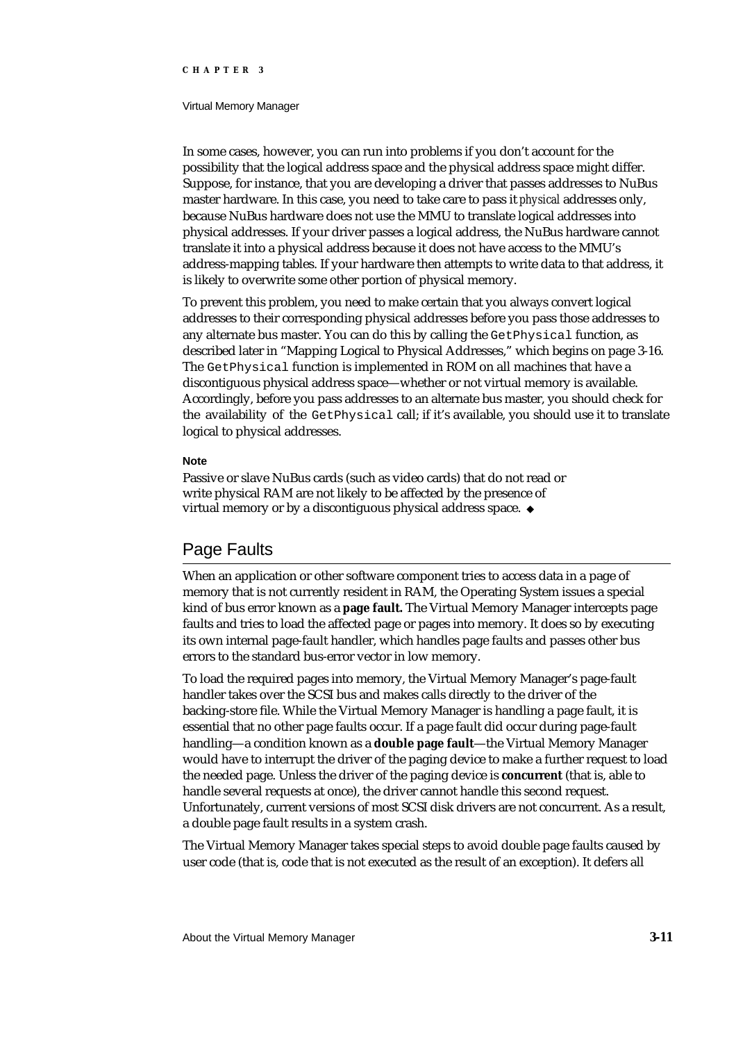In some cases, however, you can run into problems if you don't account for the possibility that the logical address space and the physical address space might differ. Suppose, for instance, that you are developing a driver that passes addresses to NuBus master hardware. In this case, you need to take care to pass it *physical* addresses only, because NuBus hardware does not use the MMU to translate logical addresses into physical addresses. If your driver passes a logical address, the NuBus hardware cannot translate it into a physical address because it does not have access to the MMU's address-mapping tables. If your hardware then attempts to write data to that address, it is likely to overwrite some other portion of physical memory.

To prevent this problem, you need to make certain that you always convert logical addresses to their corresponding physical addresses before you pass those addresses to any alternate bus master. You can do this by calling the `GetPhysical` function, as described later in "Mapping Logical to Physical Addresses," which begins on page 3-16. The `GetPhysical` function is implemented in ROM on all machines that have a discontiguous physical address space—whether or not virtual memory is available. Accordingly, before you pass addresses to an alternate bus master, you should check for the availability of the `GetPhysical` call; if it's available, you should use it to translate logical to physical addresses.

**Note**

Passive or slave NuBus cards (such as video cards) that do not read or write physical RAM are not likely to be affected by the presence of virtual memory or by a discontiguous physical address space. ◆

## Page Faults

When an application or other software component tries to access data in a page of memory that is not currently resident in RAM, the Operating System issues a special kind of bus error known as a **page fault.** The Virtual Memory Manager intercepts page faults and tries to load the affected page or pages into memory. It does so by executing its own internal page-fault handler, which handles page faults and passes other bus errors to the standard bus-error vector in low memory.

To load the required pages into memory, the Virtual Memory Manager's page-fault handler takes over the SCSI bus and makes calls directly to the driver of the backing-store file. While the Virtual Memory Manager is handling a page fault, it is essential that no other page faults occur. If a page fault did occur during page-fault handling—a condition known as a **double page fault**—the Virtual Memory Manager would have to interrupt the driver of the paging device to make a further request to load the needed page. Unless the driver of the paging device is **concurrent** (that is, able to handle several requests at once), the driver cannot handle this second request. Unfortunately, current versions of most SCSI disk drivers are not concurrent. As a result, a double page fault results in a system crash.

The Virtual Memory Manager takes special steps to avoid double page faults caused by user code (that is, code that is not executed as the result of an exception). It defers all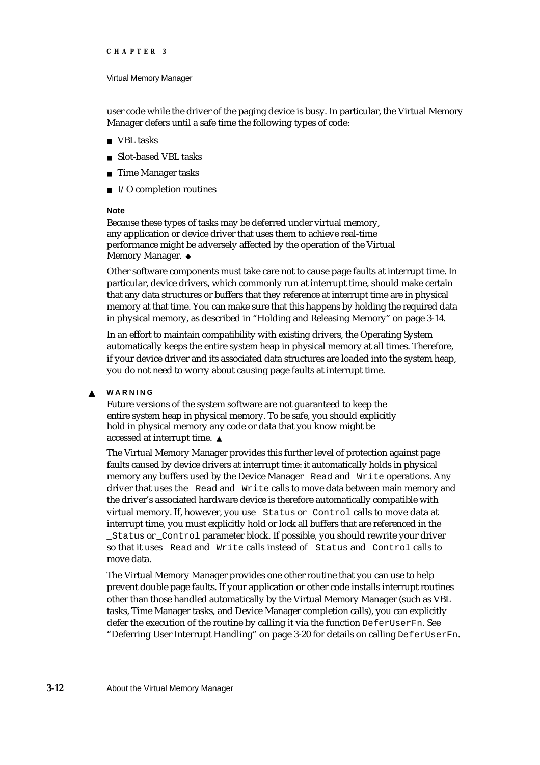user code while the driver of the paging device is busy. In particular, the Virtual Memory Manager defers until a safe time the following types of code:

- VBL tasks
- Slot-based VBL tasks
- Time Manager tasks
- I/O completion routines

**Note**

Because these types of tasks may be deferred under virtual memory, any application or device driver that uses them to achieve real-time performance might be adversely affected by the operation of the Virtual Memory Manager. ◆

Other software components must take care not to cause page faults at interrupt time. In particular, device drivers, which commonly run at interrupt time, should make certain that any data structures or buffers that they reference at interrupt time are in physical memory at that time. You can make sure that this happens by holding the required data in physical memory, as described in "Holding and Releasing Memory" on page 3-14.

In an effort to maintain compatibility with existing drivers, the Operating System automatically keeps the entire system heap in physical memory at all times. Therefore, if your device driver and its associated data structures are loaded into the system heap, you do not need to worry about causing page faults at interrupt time.

▲ **WARNING**

Future versions of the system software are not guaranteed to keep the entire system heap in physical memory. To be safe, you should explicitly hold in physical memory any code or data that you know might be accessed at interrupt time. ▲

The Virtual Memory Manager provides this further level of protection against page faults caused by device drivers at interrupt time: it automatically holds in physical memory any buffers used by the Device Manager `_Read` and `_Write` operations. Any driver that uses the `_Read` and `_Write` calls to move data between main memory and the driver's associated hardware device is therefore automatically compatible with virtual memory. If, however, you use `_Status` or `_Control` calls to move data at interrupt time, you must explicitly hold or lock all buffers that are referenced in the `_Status` or `_Control` parameter block. If possible, you should rewrite your driver so that it uses `_Read` and `_Write` calls instead of `_Status` and `_Control` calls to move data.

The Virtual Memory Manager provides one other routine that you can use to help prevent double page faults. If your application or other code installs interrupt routines other than those handled automatically by the Virtual Memory Manager (such as VBL tasks, Time Manager tasks, and Device Manager completion calls), you can explicitly defer the execution of the routine by calling it via the function `DeferUserFn`. See "Deferring User Interrupt Handling" on page 3-20 for details on calling `DeferUserFn`.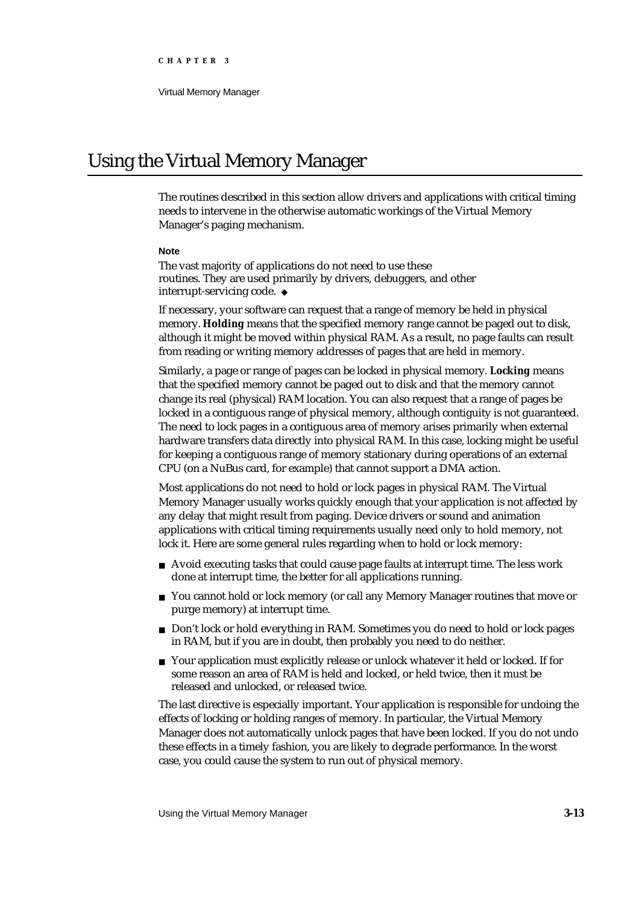# Using the Virtual Memory Manager

The routines described in this section allow drivers and applications with critical timing needs to intervene in the otherwise automatic workings of the Virtual Memory Manager's paging mechanism.

**Note**

The vast majority of applications do not need to use these routines. They are used primarily by drivers, debuggers, and other interrupt-servicing code. ◆

If necessary, your software can request that a range of memory be held in physical memory. **Holding** means that the specified memory range cannot be paged out to disk, although it might be moved within physical RAM. As a result, no page faults can result from reading or writing memory addresses of pages that are held in memory.

Similarly, a page or range of pages can be locked in physical memory. **Locking** means that the specified memory cannot be paged out to disk and that the memory cannot change its real (physical) RAM location. You can also request that a range of pages be locked in a contiguous range of physical memory, although contiguity is not guaranteed. The need to lock pages in a contiguous area of memory arises primarily when external hardware transfers data directly into physical RAM. In this case, locking might be useful for keeping a contiguous range of memory stationary during operations of an external CPU (on a NuBus card, for example) that cannot support a DMA action.

Most applications do not need to hold or lock pages in physical RAM. The Virtual Memory Manager usually works quickly enough that your application is not affected by any delay that might result from paging. Device drivers or sound and animation applications with critical timing requirements usually need only to hold memory, not lock it. Here are some general rules regarding when to hold or lock memory:

- Avoid executing tasks that could cause page faults at interrupt time. The less work done at interrupt time, the better for all applications running.
- You cannot hold or lock memory (or call any Memory Manager routines that move or purge memory) at interrupt time.
- Don't lock or hold everything in RAM. Sometimes you do need to hold or lock pages in RAM, but if you are in doubt, then probably you need to do neither.
- Your application must explicitly release or unlock whatever it held or locked. If for some reason an area of RAM is held and locked, or held twice, then it must be released and unlocked, or released twice.

The last directive is especially important. Your application is responsible for undoing the effects of locking or holding ranges of memory. In particular, the Virtual Memory Manager does not automatically unlock pages that have been locked. If you do not undo these effects in a timely fashion, you are likely to degrade performance. In the worst case, you could cause the system to run out of physical memory.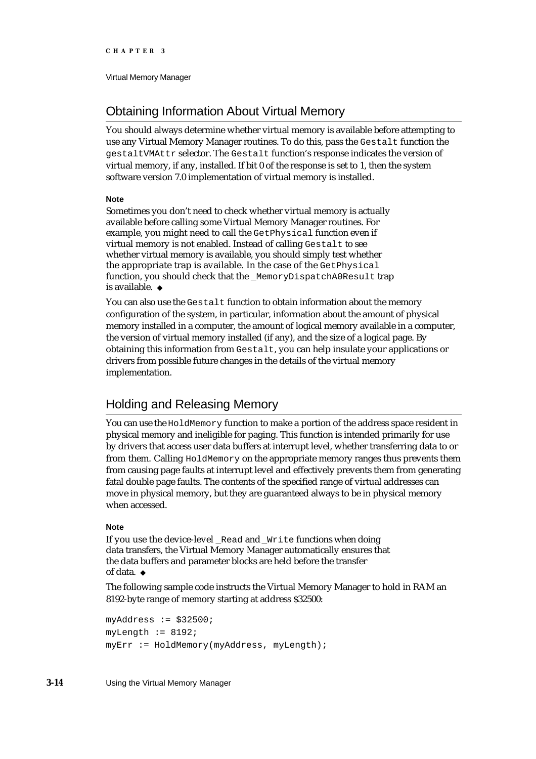## Obtaining Information About Virtual Memory

You should always determine whether virtual memory is available before attempting to use any Virtual Memory Manager routines. To do this, pass the `Gestalt` function the `gestaltVMAttr` selector. The `Gestalt` function's response indicates the version of virtual memory, if any, installed. If bit 0 of the response is set to 1, then the system software version 7.0 implementation of virtual memory is installed.

**Note**

Sometimes you don't need to check whether virtual memory is actually available before calling some Virtual Memory Manager routines. For example, you might need to call the `GetPhysical` function even if virtual memory is not enabled. Instead of calling `Gestalt` to see whether virtual memory is available, you should simply test whether the appropriate trap is available. In the case of the `GetPhysical` function, you should check that the `_MemoryDispatchA0Result` trap is available. ◆

You can also use the `Gestalt` function to obtain information about the memory configuration of the system, in particular, information about the amount of physical memory installed in a computer, the amount of logical memory available in a computer, the version of virtual memory installed (if any), and the size of a logical page. By obtaining this information from `Gestalt`, you can help insulate your applications or drivers from possible future changes in the details of the virtual memory implementation.

## Holding and Releasing Memory

You can use the `HoldMemory` function to make a portion of the address space resident in physical memory and ineligible for paging. This function is intended primarily for use by drivers that access user data buffers at interrupt level, whether transferring data to or from them. Calling `HoldMemory` on the appropriate memory ranges thus prevents them from causing page faults at interrupt level and effectively prevents them from generating fatal double page faults. The contents of the specified range of virtual addresses can move in physical memory, but they are guaranteed always to be in physical memory when accessed.

**Note**

If you use the device-level `_Read` and `_Write` functions when doing data transfers, the Virtual Memory Manager automatically ensures that the data buffers and parameter blocks are held before the transfer of data. ◆

The following sample code instructs the Virtual Memory Manager to hold in RAM an 8192-byte range of memory starting at address $32500:

```
myAddress := $32500;
myLength := 8192;
myErr := HoldMemory(myAddress, myLength);
```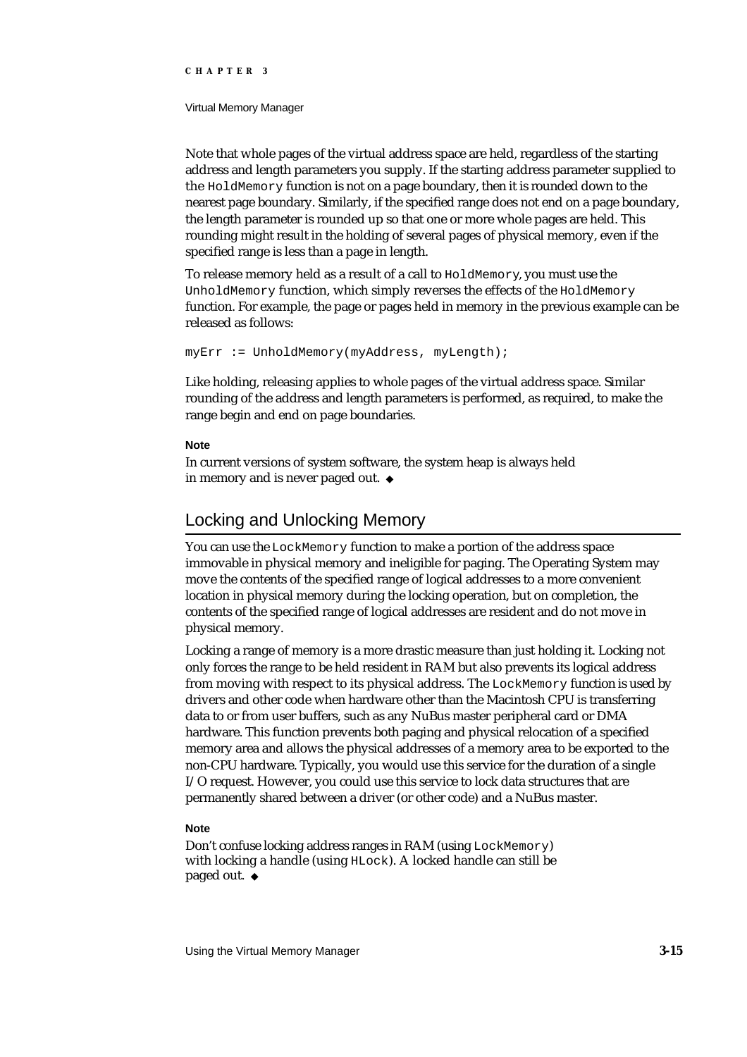Note that whole pages of the virtual address space are held, regardless of the starting address and length parameters you supply. If the starting address parameter supplied to the `HoldMemory` function is not on a page boundary, then it is rounded down to the nearest page boundary. Similarly, if the specified range does not end on a page boundary, the length parameter is rounded up so that one or more whole pages are held. This rounding might result in the holding of several pages of physical memory, even if the specified range is less than a page in length.

To release memory held as a result of a call to `HoldMemory`, you must use the `UnholdMemory` function, which simply reverses the effects of the `HoldMemory` function. For example, the page or pages held in memory in the previous example can be released as follows:

```
myErr := UnholdMemory(myAddress, myLength);
```

Like holding, releasing applies to whole pages of the virtual address space. Similar rounding of the address and length parameters is performed, as required, to make the range begin and end on page boundaries.

**Note**

In current versions of system software, the system heap is always held in memory and is never paged out. ◆

## Locking and Unlocking Memory

You can use the `LockMemory` function to make a portion of the address space immovable in physical memory and ineligible for paging. The Operating System may move the contents of the specified range of logical addresses to a more convenient location in physical memory during the locking operation, but on completion, the contents of the specified range of logical addresses are resident and do not move in physical memory.

Locking a range of memory is a more drastic measure than just holding it. Locking not only forces the range to be held resident in RAM but also prevents its logical address from moving with respect to its physical address. The `LockMemory` function is used by drivers and other code when hardware other than the Macintosh CPU is transferring data to or from user buffers, such as any NuBus master peripheral card or DMA hardware. This function prevents both paging and physical relocation of a specified memory area and allows the physical addresses of a memory area to be exported to the non-CPU hardware. Typically, you would use this service for the duration of a single I/O request. However, you could use this service to lock data structures that are permanently shared between a driver (or other code) and a NuBus master.

**Note**

Don't confuse locking address ranges in RAM (using `LockMemory`) with locking a handle (using `HLock`). A locked handle can still be paged out. ◆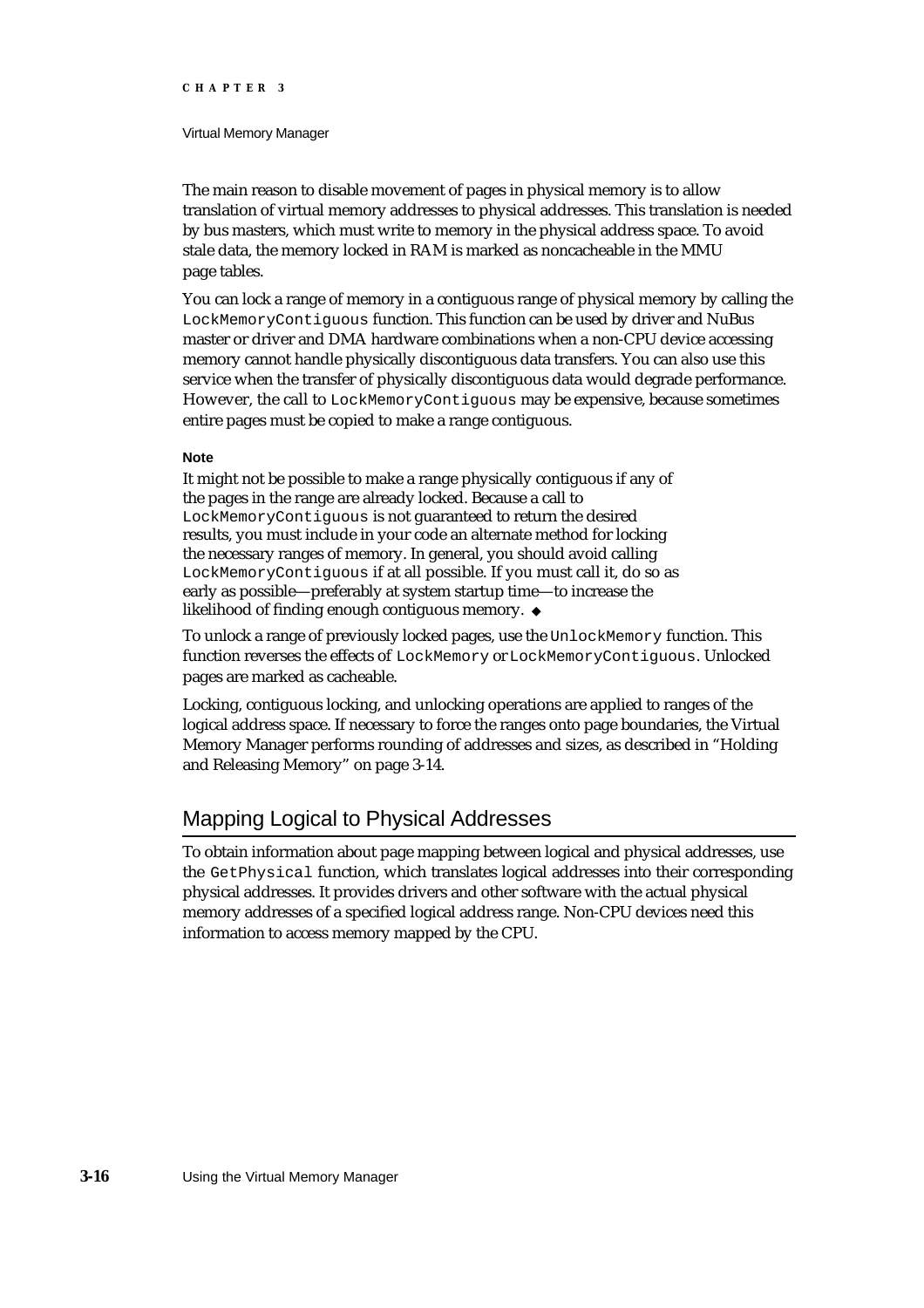The main reason to disable movement of pages in physical memory is to allow translation of virtual memory addresses to physical addresses. This translation is needed by bus masters, which must write to memory in the physical address space. To avoid stale data, the memory locked in RAM is marked as noncacheable in the MMU page tables.

You can lock a range of memory in a contiguous range of physical memory by calling the `LockMemoryContiguous` function. This function can be used by driver and NuBus master or driver and DMA hardware combinations when a non-CPU device accessing memory cannot handle physically discontiguous data transfers. You can also use this service when the transfer of physically discontiguous data would degrade performance. However, the call to `LockMemoryContiguous` may be expensive, because sometimes entire pages must be copied to make a range contiguous.

**Note**

It might not be possible to make a range physically contiguous if any of the pages in the range are already locked. Because a call to `LockMemoryContiguous` is not guaranteed to return the desired results, you must include in your code an alternate method for locking the necessary ranges of memory. In general, you should avoid calling `LockMemoryContiguous` if at all possible. If you must call it, do so as early as possible—preferably at system startup time—to increase the likelihood of finding enough contiguous memory. ◆

To unlock a range of previously locked pages, use the `UnlockMemory` function. This function reverses the effects of `LockMemory` or `LockMemoryContiguous`. Unlocked pages are marked as cacheable.

Locking, contiguous locking, and unlocking operations are applied to ranges of the logical address space. If necessary to force the ranges onto page boundaries, the Virtual Memory Manager performs rounding of addresses and sizes, as described in "Holding and Releasing Memory" on page 3-14.

## Mapping Logical to Physical Addresses

To obtain information about page mapping between logical and physical addresses, use the `GetPhysical` function, which translates logical addresses into their corresponding physical addresses. It provides drivers and other software with the actual physical memory addresses of a specified logical address range. Non-CPU devices need this information to access memory mapped by the CPU.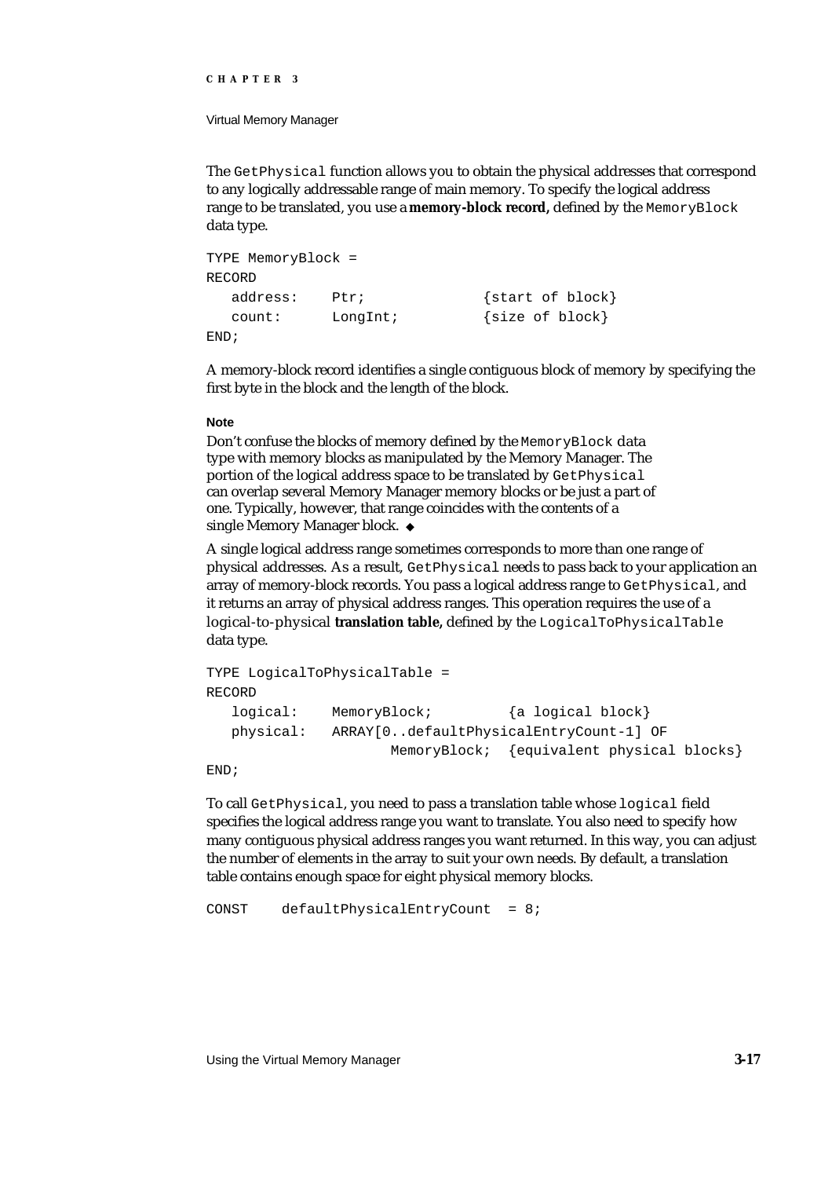The `GetPhysical` function allows you to obtain the physical addresses that correspond to any logically addressable range of main memory. To specify the logical address range to be translated, you use a **memory-block record,** defined by the `MemoryBlock` data type.

```
TYPE MemoryBlock =
RECORD
   address:    Ptr;              {start of block}
   count:      LongInt;          {size of block}
END;
```

A memory-block record identifies a single contiguous block of memory by specifying the first byte in the block and the length of the block.

**Note**

Don't confuse the blocks of memory defined by the `MemoryBlock` data type with memory blocks as manipulated by the Memory Manager. The portion of the logical address space to be translated by `GetPhysical` can overlap several Memory Manager memory blocks or be just a part of one. Typically, however, that range coincides with the contents of a single Memory Manager block. ◆

A single logical address range sometimes corresponds to more than one range of physical addresses. As a result, `GetPhysical` needs to pass back to your application an array of memory-block records. You pass a logical address range to `GetPhysical`, and it returns an array of physical address ranges. This operation requires the use of a logical-to-physical **translation table,** defined by the `LogicalToPhysicalTable` data type.

```
TYPE LogicalToPhysicalTable =
RECORD
   logical:    MemoryBlock;         {a logical block}
   physical:   ARRAY[0..defaultPhysicalEntryCount-1] OF
                     MemoryBlock;  {equivalent physical blocks}
END;
```

To call `GetPhysical`, you need to pass a translation table whose `logical` field specifies the logical address range you want to translate. You also need to specify how many contiguous physical address ranges you want returned. In this way, you can adjust the number of elements in the array to suit your own needs. By default, a translation table contains enough space for eight physical memory blocks.

```
CONST    defaultPhysicalEntryCount  = 8;
```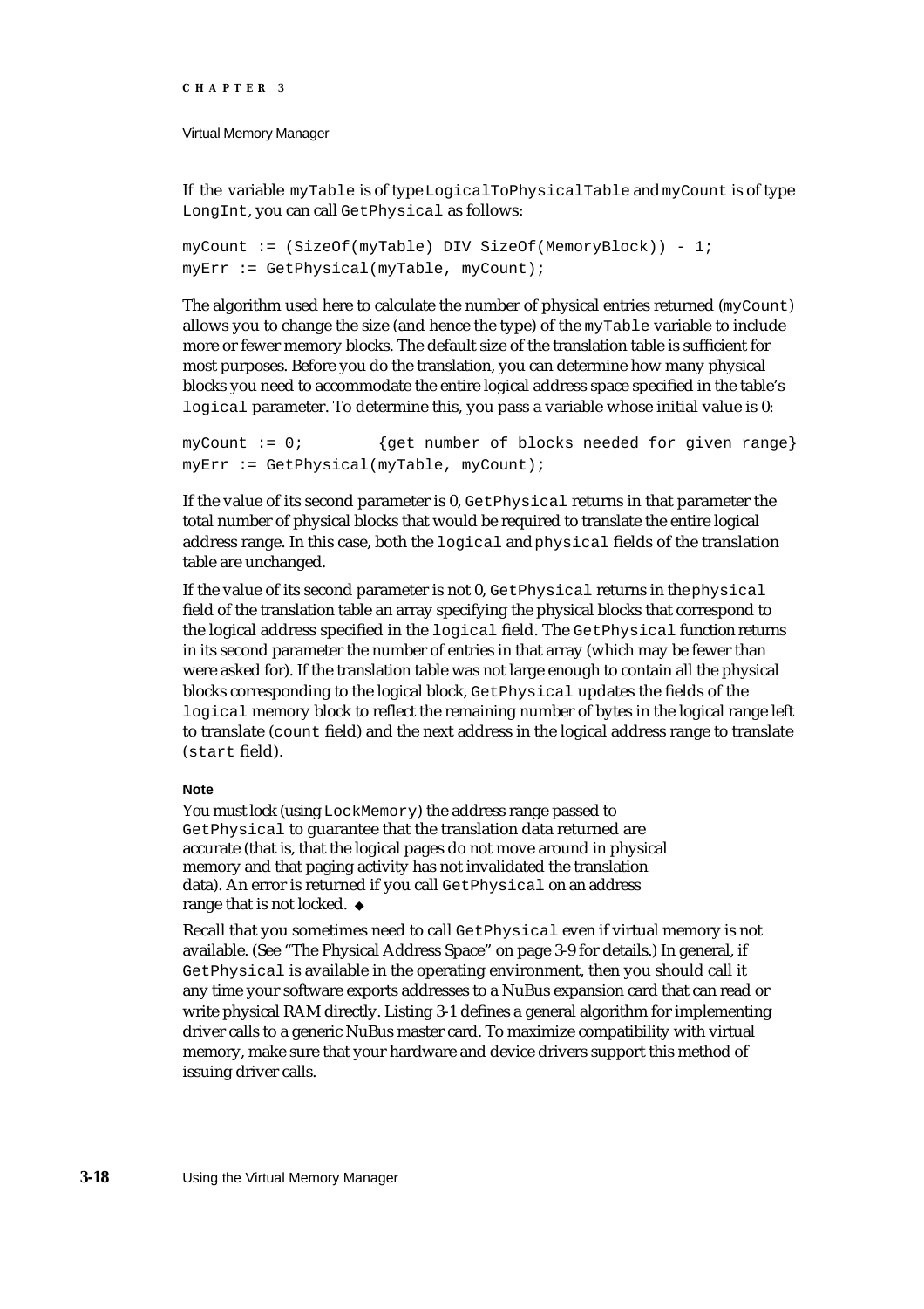If the variable `myTable` is of type `LogicalToPhysicalTable` and `myCount` is of type `LongInt`, you can call `GetPhysical` as follows:

```
myCount := (SizeOf(myTable) DIV SizeOf(MemoryBlock)) - 1;
myErr := GetPhysical(myTable, myCount);
```

The algorithm used here to calculate the number of physical entries returned (`myCount`) allows you to change the size (and hence the type) of the `myTable` variable to include more or fewer memory blocks. The default size of the translation table is sufficient for most purposes. Before you do the translation, you can determine how many physical blocks you need to accommodate the entire logical address space specified in the table's `logical` parameter. To determine this, you pass a variable whose initial value is 0:

```
myCount := 0;        {get number of blocks needed for given range}
myErr := GetPhysical(myTable, myCount);
```

If the value of its second parameter is 0, `GetPhysical` returns in that parameter the total number of physical blocks that would be required to translate the entire logical address range. In this case, both the `logical` and `physical` fields of the translation table are unchanged.

If the value of its second parameter is not 0, `GetPhysical` returns in the `physical` field of the translation table an array specifying the physical blocks that correspond to the logical address specified in the `logical` field. The `GetPhysical` function returns in its second parameter the number of entries in that array (which may be fewer than were asked for). If the translation table was not large enough to contain all the physical blocks corresponding to the logical block, `GetPhysical` updates the fields of the `logical` memory block to reflect the remaining number of bytes in the logical range left to translate (`count` field) and the next address in the logical address range to translate (`start` field).

**Note**

You must lock (using `LockMemory`) the address range passed to `GetPhysical` to guarantee that the translation data returned are accurate (that is, that the logical pages do not move around in physical memory and that paging activity has not invalidated the translation data). An error is returned if you call `GetPhysical` on an address range that is not locked. ◆

Recall that you sometimes need to call `GetPhysical` even if virtual memory is not available. (See "The Physical Address Space" on page 3-9 for details.) In general, if `GetPhysical` is available in the operating environment, then you should call it any time your software exports addresses to a NuBus expansion card that can read or write physical RAM directly. Listing 3-1 defines a general algorithm for implementing driver calls to a generic NuBus master card. To maximize compatibility with virtual memory, make sure that your hardware and device drivers support this method of issuing driver calls.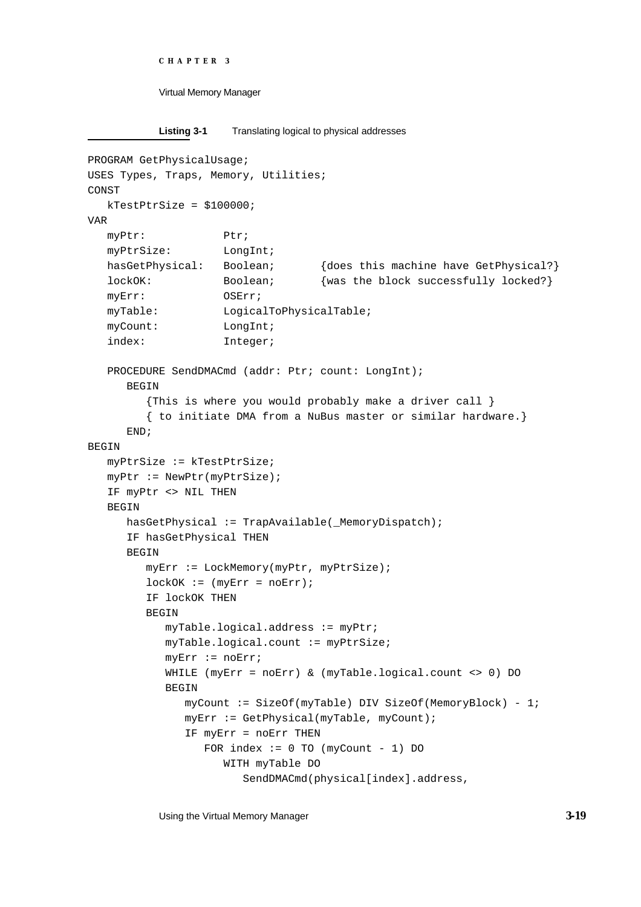**Listing 3-1** Translating logical to physical addresses

```
PROGRAM GetPhysicalUsage;
USES Types, Traps, Memory, Utilities;
CONST
   kTestPtrSize = $100000;
VAR
   myPtr:           Ptr;
   myPtrSize:       LongInt;
   hasGetPhysical:  Boolean;       {does this machine have GetPhysical?}
   lockOK:          Boolean;       {was the block successfully locked?}
   myErr:           OSErr;
   myTable:         LogicalToPhysicalTable;
   myCount:         LongInt;
   index:           Integer;

   PROCEDURE SendDMACmd (addr: Ptr; count: LongInt);
      BEGIN
         {This is where you would probably make a driver call }
         { to initiate DMA from a NuBus master or similar hardware.}
      END;
BEGIN
   myPtrSize := kTestPtrSize;
   myPtr := NewPtr(myPtrSize);
   IF myPtr <> NIL THEN
   BEGIN
      hasGetPhysical := TrapAvailable(_MemoryDispatch);
      IF hasGetPhysical THEN
      BEGIN
         myErr := LockMemory(myPtr, myPtrSize);
         lockOK := (myErr = noErr);
         IF lockOK THEN
         BEGIN
            myTable.logical.address := myPtr;
            myTable.logical.count := myPtrSize;
            myErr := noErr;
            WHILE (myErr = noErr) & (myTable.logical.count <> 0) DO
            BEGIN
               myCount := SizeOf(myTable) DIV SizeOf(MemoryBlock) - 1;
               myErr := GetPhysical(myTable, myCount);
               IF myErr = noErr THEN
                  FOR index := 0 TO (myCount - 1) DO
                     WITH myTable DO
                        SendDMACmd(physical[index].address,
```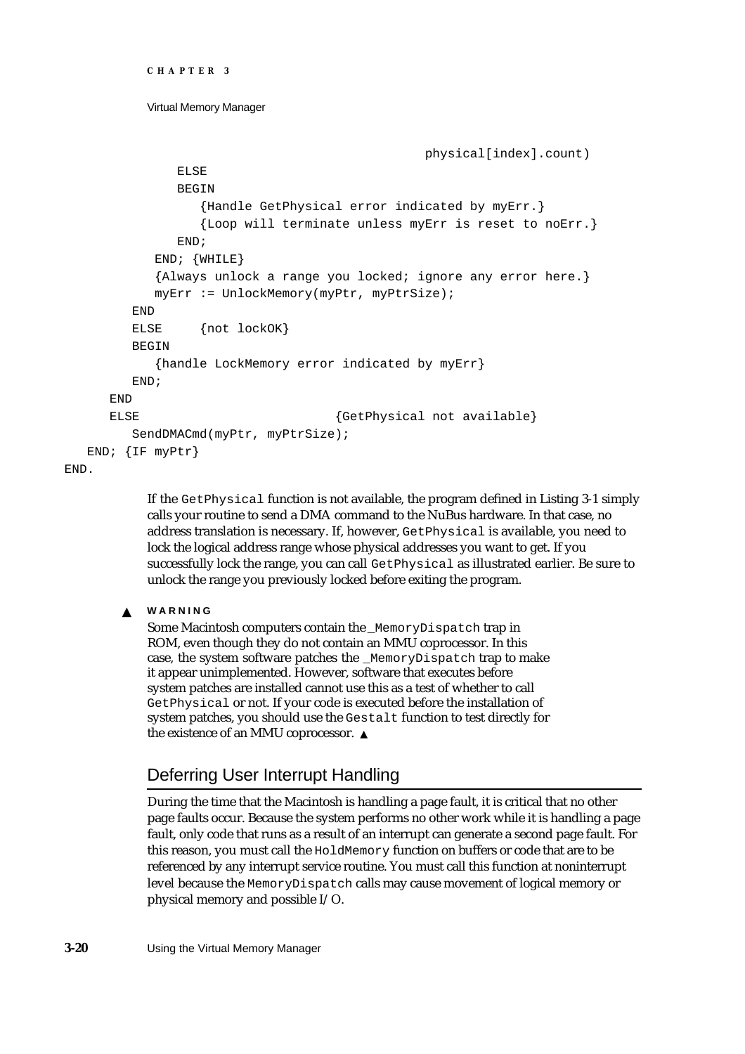```
                                                physical[index].count)
            ELSE
            BEGIN
               {Handle GetPhysical error indicated by myErr.}
               {Loop will terminate unless myErr is reset to noErr.}
            END;
         END; {WHILE}
         {Always unlock a range you locked; ignore any error here.}
         myErr := UnlockMemory(myPtr, myPtrSize);
      END
      ELSE     {not lockOK}
      BEGIN
         {handle LockMemory error indicated by myErr}
      END;
   END
   ELSE                          {GetPhysical not available}
      SendDMACmd(myPtr, myPtrSize);
END; {IF myPtr}
END.
```

If the `GetPhysical` function is not available, the program defined in Listing 3-1 simply calls your routine to send a DMA command to the NuBus hardware. In that case, no address translation is necessary. If, however, `GetPhysical` is available, you need to lock the logical address range whose physical addresses you want to get. If you successfully lock the range, you can call `GetPhysical` as illustrated earlier. Be sure to unlock the range you previously locked before exiting the program.

▲ **WARNING**

Some Macintosh computers contain the `_MemoryDispatch` trap in ROM, even though they do not contain an MMU coprocessor. In this case, the system software patches the `_MemoryDispatch` trap to make it appear unimplemented. However, software that executes before system patches are installed cannot use this as a test of whether to call `GetPhysical` or not. If your code is executed before the installation of system patches, you should use the `Gestalt` function to test directly for the existence of an MMU coprocessor. ▲

## Deferring User Interrupt Handling

During the time that the Macintosh is handling a page fault, it is critical that no other page faults occur. Because the system performs no other work while it is handling a page fault, only code that runs as a result of an interrupt can generate a second page fault. For this reason, you must call the `HoldMemory` function on buffers or code that are to be referenced by any interrupt service routine. You must call this function at noninterrupt level because the `MemoryDispatch` calls may cause movement of logical memory or physical memory and possible I/O.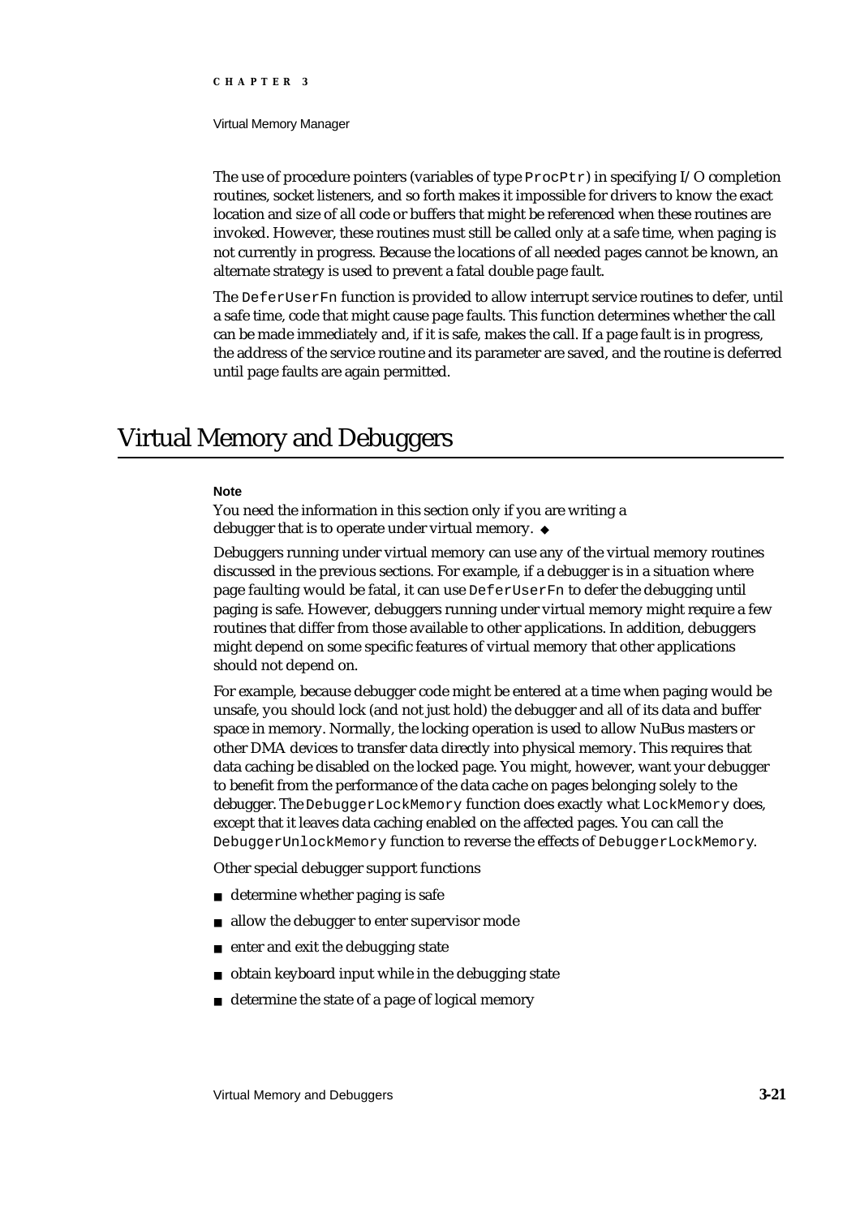The use of procedure pointers (variables of type `ProcPtr`) in specifying I/O completion routines, socket listeners, and so forth makes it impossible for drivers to know the exact location and size of all code or buffers that might be referenced when these routines are invoked. However, these routines must still be called only at a safe time, when paging is not currently in progress. Because the locations of all needed pages cannot be known, an alternate strategy is used to prevent a fatal double page fault.

The `DeferUserFn` function is provided to allow interrupt service routines to defer, until a safe time, code that might cause page faults. This function determines whether the call can be made immediately and, if it is safe, makes the call. If a page fault is in progress, the address of the service routine and its parameter are saved, and the routine is deferred until page faults are again permitted.

# Virtual Memory and Debuggers

**Note**

You need the information in this section only if you are writing a debugger that is to operate under virtual memory. ◆

Debuggers running under virtual memory can use any of the virtual memory routines discussed in the previous sections. For example, if a debugger is in a situation where page faulting would be fatal, it can use `DeferUserFn` to defer the debugging until paging is safe. However, debuggers running under virtual memory might require a few routines that differ from those available to other applications. In addition, debuggers might depend on some specific features of virtual memory that other applications should not depend on.

For example, because debugger code might be entered at a time when paging would be unsafe, you should lock (and not just hold) the debugger and all of its data and buffer space in memory. Normally, the locking operation is used to allow NuBus masters or other DMA devices to transfer data directly into physical memory. This requires that data caching be disabled on the locked page. You might, however, want your debugger to benefit from the performance of the data cache on pages belonging solely to the debugger. The `DebuggerLockMemory` function does exactly what `LockMemory` does, except that it leaves data caching enabled on the affected pages. You can call the `DebuggerUnlockMemory` function to reverse the effects of `DebuggerLockMemory`.

Other special debugger support functions

- determine whether paging is safe
- allow the debugger to enter supervisor mode
- enter and exit the debugging state
- obtain keyboard input while in the debugging state
- determine the state of a page of logical memory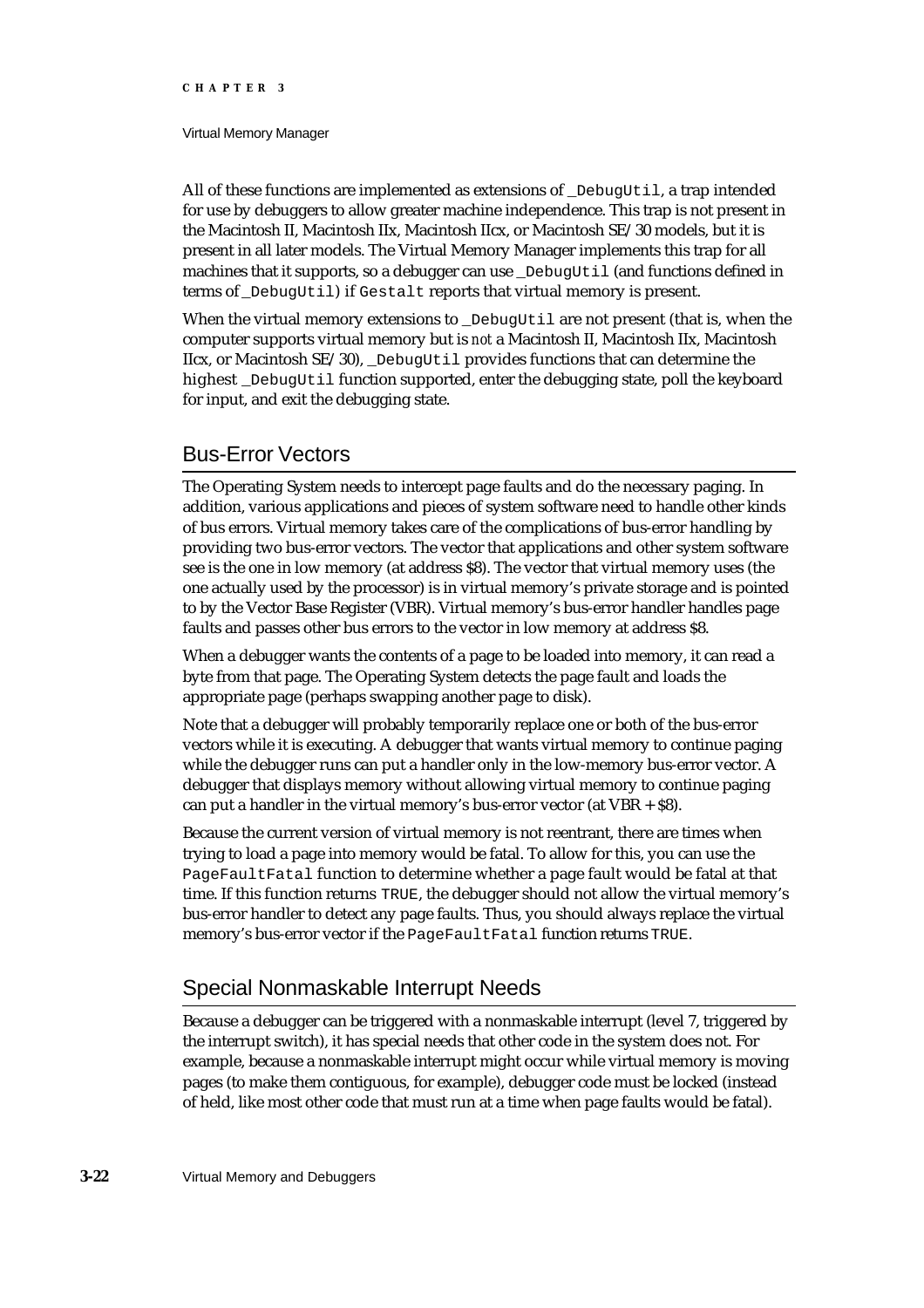All of these functions are implemented as extensions of _DebugUtil, a trap intended for use by debuggers to allow greater machine independence. This trap is not present in the Macintosh II, Macintosh IIx, Macintosh IIcx, or Macintosh SE/30 models, but it is present in all later models. The Virtual Memory Manager implements this trap for all machines that it supports, so a debugger can use _DebugUtil (and functions defined in terms of _DebugUtil) if Gestalt reports that virtual memory is present.

When the virtual memory extensions to _DebugUtil are not present (that is, when the computer supports virtual memory but is *not* a Macintosh II, Macintosh IIx, Macintosh IIcx, or Macintosh SE/30), _DebugUtil provides functions that can determine the highest _DebugUtil function supported, enter the debugging state, poll the keyboard for input, and exit the debugging state.

## Bus-Error Vectors

The Operating System needs to intercept page faults and do the necessary paging. In addition, various applications and pieces of system software need to handle other kinds of bus errors. Virtual memory takes care of the complications of bus-error handling by providing two bus-error vectors. The vector that applications and other system software see is the one in low memory (at address $8). The vector that virtual memory uses (the one actually used by the processor) is in virtual memory's private storage and is pointed to by the Vector Base Register (VBR). Virtual memory's bus-error handler handles page faults and passes other bus errors to the vector in low memory at address $8.

When a debugger wants the contents of a page to be loaded into memory, it can read a byte from that page. The Operating System detects the page fault and loads the appropriate page (perhaps swapping another page to disk).

Note that a debugger will probably temporarily replace one or both of the bus-error vectors while it is executing. A debugger that wants virtual memory to continue paging while the debugger runs can put a handler only in the low-memory bus-error vector. A debugger that displays memory without allowing virtual memory to continue paging can put a handler in the virtual memory's bus-error vector (at VBR + $8).

Because the current version of virtual memory is not reentrant, there are times when trying to load a page into memory would be fatal. To allow for this, you can use the PageFaultFatal function to determine whether a page fault would be fatal at that time. If this function returns TRUE, the debugger should not allow the virtual memory's bus-error handler to detect any page faults. Thus, you should always replace the virtual memory's bus-error vector if the PageFaultFatal function returns TRUE.

## Special Nonmaskable Interrupt Needs

Because a debugger can be triggered with a nonmaskable interrupt (level 7, triggered by the interrupt switch), it has special needs that other code in the system does not. For example, because a nonmaskable interrupt might occur while virtual memory is moving pages (to make them contiguous, for example), debugger code must be locked (instead of held, like most other code that must run at a time when page faults would be fatal).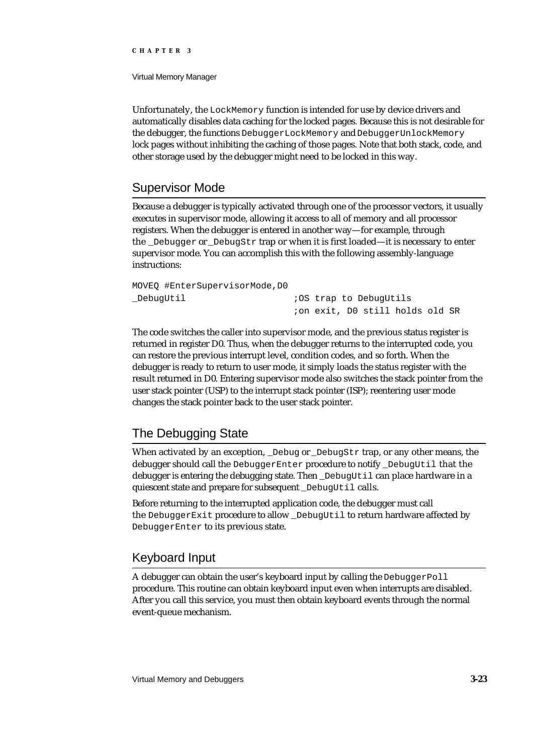Unfortunately, the `LockMemory` function is intended for use by device drivers and automatically disables data caching for the locked pages. Because this is not desirable for the debugger, the functions `DebuggerLockMemory` and `DebuggerUnlockMemory` lock pages without inhibiting the caching of those pages. Note that both stack, code, and other storage used by the debugger might need to be locked in this way.

## Supervisor Mode

Because a debugger is typically activated through one of the processor vectors, it usually executes in supervisor mode, allowing it access to all of memory and all processor registers. When the debugger is entered in another way—for example, through the `_Debugger` or `_DebugStr` trap or when it is first loaded—it is necessary to enter supervisor mode. You can accomplish this with the following assembly-language instructions:

```
MOVEQ #EnterSupervisorMode,D0
_DebugUtil                    ;OS trap to DebugUtils
                              ;on exit, D0 still holds old SR
```

The code switches the caller into supervisor mode, and the previous status register is returned in register D0. Thus, when the debugger returns to the interrupted code, you can restore the previous interrupt level, condition codes, and so forth. When the debugger is ready to return to user mode, it simply loads the status register with the result returned in D0. Entering supervisor mode also switches the stack pointer from the user stack pointer (USP) to the interrupt stack pointer (ISP); reentering user mode changes the stack pointer back to the user stack pointer.

## The Debugging State

When activated by an exception, `_Debug` or `_DebugStr` trap, or any other means, the debugger should call the `DebuggerEnter` procedure to notify `_DebugUtil` that the debugger is entering the debugging state. Then `_DebugUtil` can place hardware in a quiescent state and prepare for subsequent `_DebugUtil` calls.

Before returning to the interrupted application code, the debugger must call the `DebuggerExit` procedure to allow `_DebugUtil` to return hardware affected by `DebuggerEnter` to its previous state.

## Keyboard Input

A debugger can obtain the user's keyboard input by calling the `DebuggerPoll` procedure. This routine can obtain keyboard input even when interrupts are disabled. After you call this service, you must then obtain keyboard events through the normal event-queue mechanism.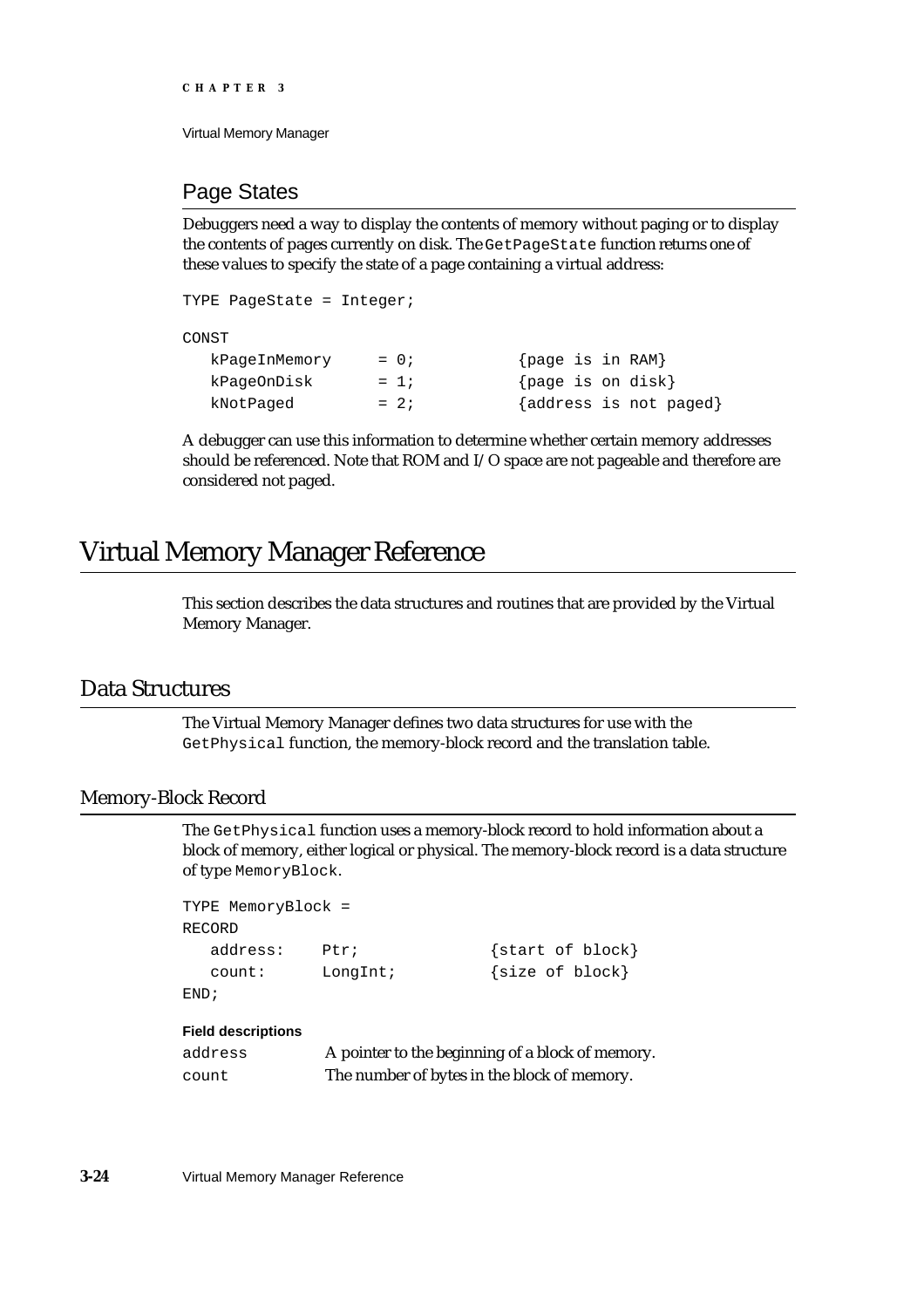## Page States

Debuggers need a way to display the contents of memory without paging or to display the contents of pages currently on disk. The `GetPageState` function returns one of these values to specify the state of a page containing a virtual address:

```
TYPE PageState = Integer;

CONST
   kPageInMemory     = 0;           {page is in RAM}
   kPageOnDisk       = 1;           {page is on disk}
   kNotPaged         = 2;           {address is not paged}
```

A debugger can use this information to determine whether certain memory addresses should be referenced. Note that ROM and I/O space are not pageable and therefore are considered not paged.

# Virtual Memory Manager Reference

This section describes the data structures and routines that are provided by the Virtual Memory Manager.

## Data Structures

The Virtual Memory Manager defines two data structures for use with the `GetPhysical` function, the memory-block record and the translation table.

### Memory-Block Record

The `GetPhysical` function uses a memory-block record to hold information about a block of memory, either logical or physical. The memory-block record is a data structure of type `MemoryBlock`.

```
TYPE MemoryBlock =
RECORD
   address:    Ptr;              {start of block}
   count:      LongInt;          {size of block}
END;
```

**Field descriptions**

`address` A pointer to the beginning of a block of memory.

`count` The number of bytes in the block of memory.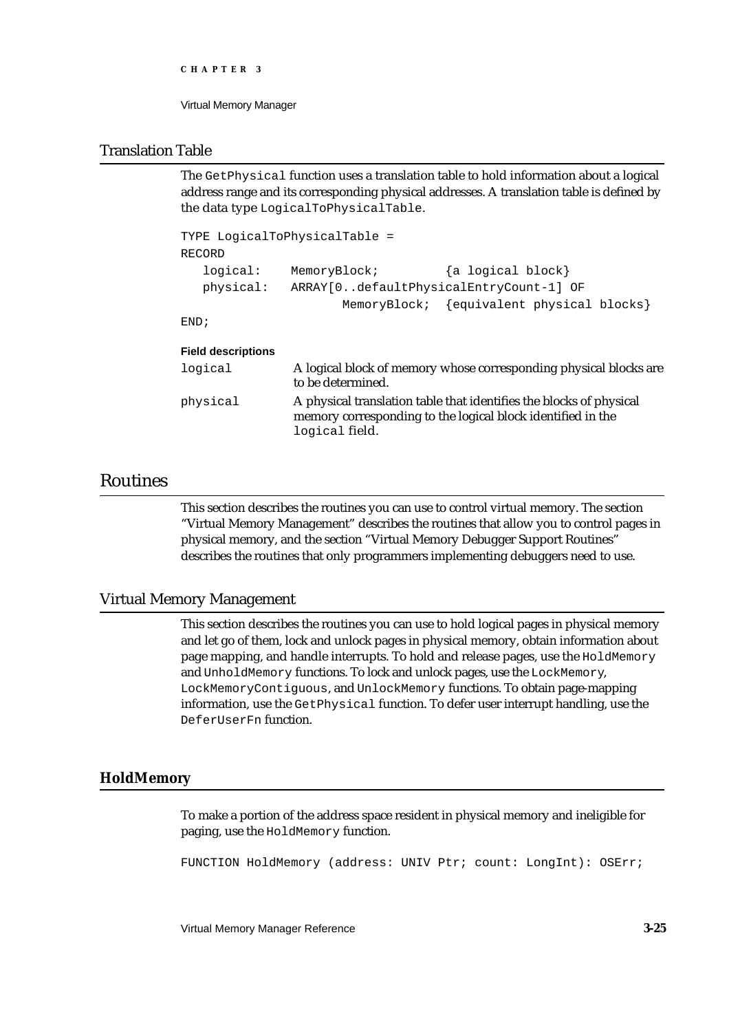## Translation Table

The `GetPhysical` function uses a translation table to hold information about a logical address range and its corresponding physical addresses. A translation table is defined by the data type `LogicalToPhysicalTable`.

```
TYPE LogicalToPhysicalTable =
RECORD
   logical:    MemoryBlock;         {a logical block}
   physical:   ARRAY[0..defaultPhysicalEntryCount-1] OF
                     MemoryBlock;  {equivalent physical blocks}
END;
```

**Field descriptions**

`logical` A logical block of memory whose corresponding physical blocks are to be determined.

`physical` A physical translation table that identifies the blocks of physical memory corresponding to the logical block identified in the `logical` field.

# Routines

This section describes the routines you can use to control virtual memory. The section "Virtual Memory Management" describes the routines that allow you to control pages in physical memory, and the section "Virtual Memory Debugger Support Routines" describes the routines that only programmers implementing debuggers need to use.

## Virtual Memory Management

This section describes the routines you can use to hold logical pages in physical memory and let go of them, lock and unlock pages in physical memory, obtain information about page mapping, and handle interrupts. To hold and release pages, use the `HoldMemory` and `UnholdMemory` functions. To lock and unlock pages, use the `LockMemory`, `LockMemoryContiguous`, and `UnlockMemory` functions. To obtain page-mapping information, use the `GetPhysical` function. To defer user interrupt handling, use the `DeferUserFn` function.

### HoldMemory

To make a portion of the address space resident in physical memory and ineligible for paging, use the `HoldMemory` function.

```
FUNCTION HoldMemory (address: UNIV Ptr; count: LongInt): OSErr;
```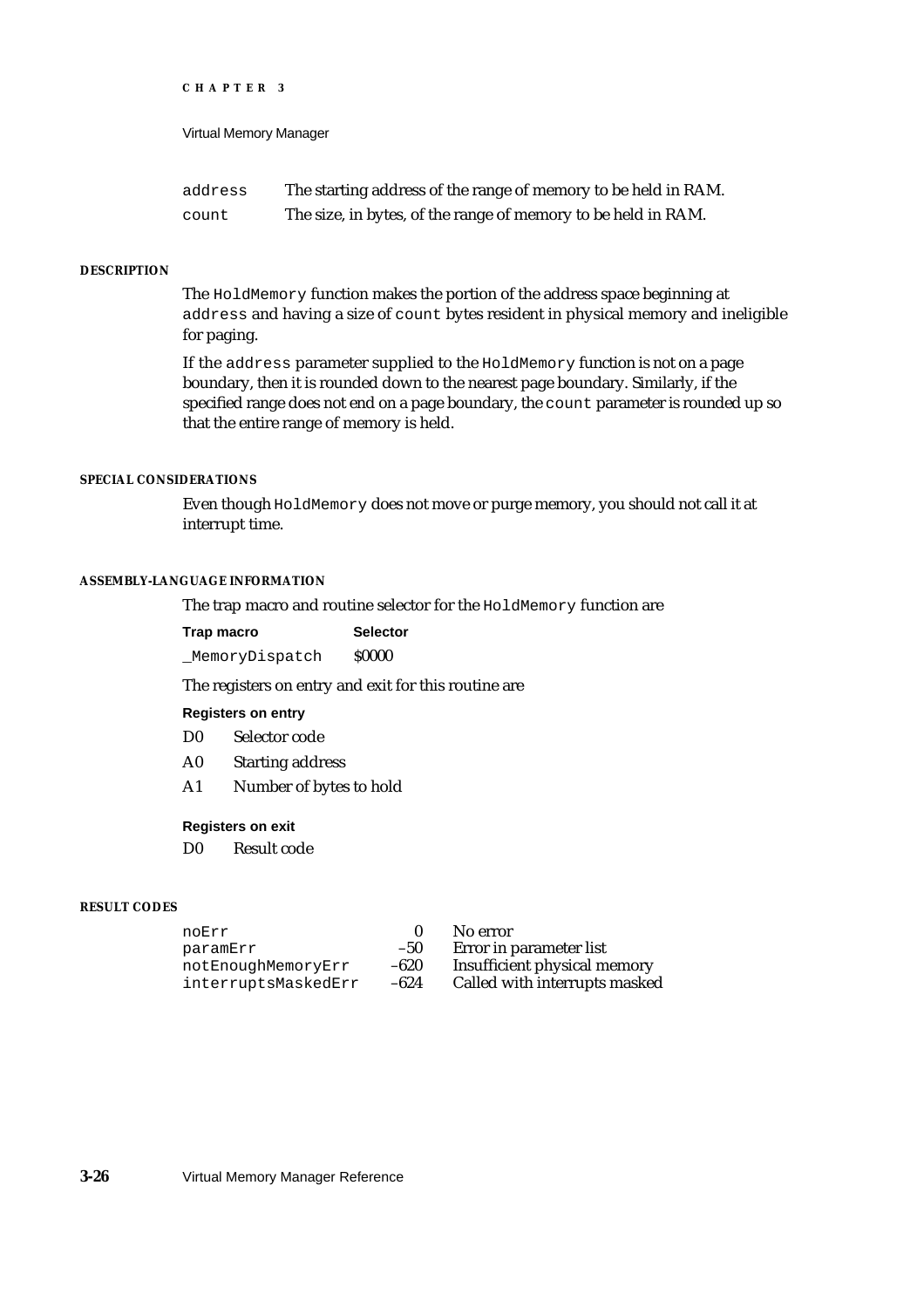| | |
|---|---|
| `address` | The starting address of the range of memory to be held in RAM. |
| `count` | The size, in bytes, of the range of memory to be held in RAM. |

#### DESCRIPTION

The `HoldMemory` function makes the portion of the address space beginning at `address` and having a size of `count` bytes resident in physical memory and ineligible for paging.

If the `address` parameter supplied to the `HoldMemory` function is not on a page boundary, then it is rounded down to the nearest page boundary. Similarly, if the specified range does not end on a page boundary, the `count` parameter is rounded up so that the entire range of memory is held.

#### SPECIAL CONSIDERATIONS

Even though `HoldMemory` does not move or purge memory, you should not call it at interrupt time.

#### ASSEMBLY-LANGUAGE INFORMATION

The trap macro and routine selector for the `HoldMemory` function are

| Trap macro | Selector |
|---|---|
| `_MemoryDispatch` | $0000 |

The registers on entry and exit for this routine are

**Registers on entry**

| | |
|---|---|
| D0 | Selector code |
| A0 | Starting address |
| A1 | Number of bytes to hold |

**Registers on exit**

| | |
|---|---|
| D0 | Result code |

#### RESULT CODES

| | | |
|---|---|---|
| `noErr` | 0 | No error |
| `paramErr` | –50 | Error in parameter list |
| `notEnoughMemoryErr` | –620 | Insufficient physical memory |
| `interruptsMaskedErr` | –624 | Called with interrupts masked |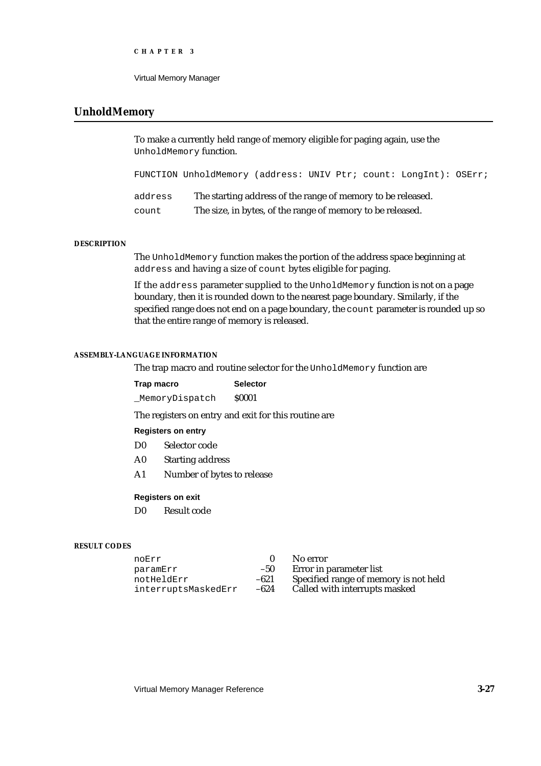## UnholdMemory

To make a currently held range of memory eligible for paging again, use the `UnholdMemory` function.

```
FUNCTION UnholdMemory (address: UNIV Ptr; count: LongInt): OSErr;
```

`address` The starting address of the range of memory to be released.

`count` The size, in bytes, of the range of memory to be released.

#### DESCRIPTION

The `UnholdMemory` function makes the portion of the address space beginning at `address` and having a size of `count` bytes eligible for paging.

If the `address` parameter supplied to the `UnholdMemory` function is not on a page boundary, then it is rounded down to the nearest page boundary. Similarly, if the specified range does not end on a page boundary, the `count` parameter is rounded up so that the entire range of memory is released.

#### ASSEMBLY-LANGUAGE INFORMATION

The trap macro and routine selector for the `UnholdMemory` function are

| Trap macro | Selector |
|---|---|
| `_MemoryDispatch` | $0001 |

The registers on entry and exit for this routine are

**Registers on entry**

| | |
|---|---|
| D0 | Selector code |
| A0 | Starting address |
| A1 | Number of bytes to release |

**Registers on exit**

| | |
|---|---|
| D0 | Result code |

#### RESULT CODES

| | | |
|---|---|---|
| `noErr` | 0 | No error |
| `paramErr` | –50 | Error in parameter list |
| `notHeldErr` | –621 | Specified range of memory is not held |
| `interruptsMaskedErr` | –624 | Called with interrupts masked |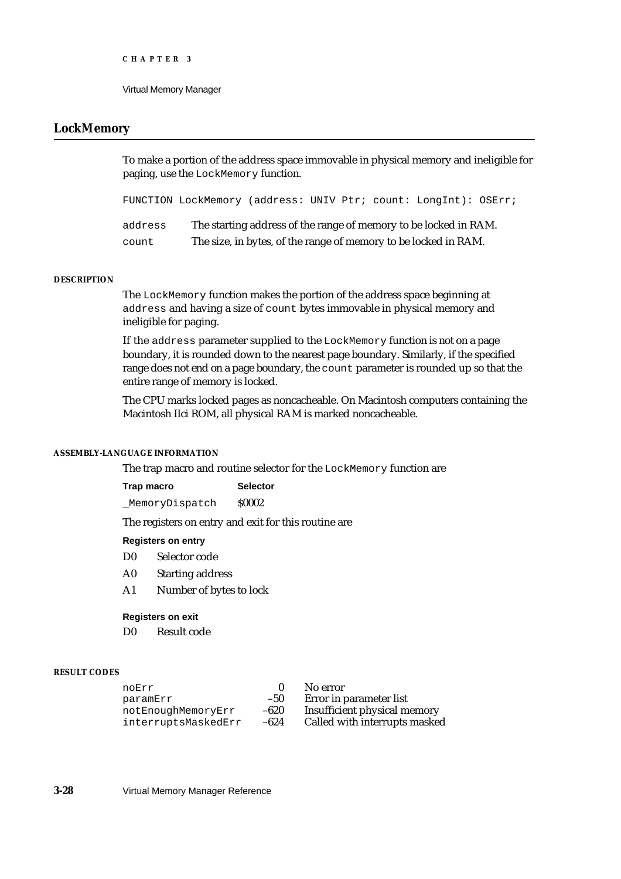## LockMemory

To make a portion of the address space immovable in physical memory and ineligible for paging, use the `LockMemory` function.

```
FUNCTION LockMemory (address: UNIV Ptr; count: LongInt): OSErr;
```

`address` The starting address of the range of memory to be locked in RAM.

`count` The size, in bytes, of the range of memory to be locked in RAM.

#### DESCRIPTION

The `LockMemory` function makes the portion of the address space beginning at `address` and having a size of `count` bytes immovable in physical memory and ineligible for paging.

If the `address` parameter supplied to the `LockMemory` function is not on a page boundary, it is rounded down to the nearest page boundary. Similarly, if the specified range does not end on a page boundary, the `count` parameter is rounded up so that the entire range of memory is locked.

The CPU marks locked pages as noncacheable. On Macintosh computers containing the Macintosh IIci ROM, all physical RAM is marked noncacheable.

#### ASSEMBLY-LANGUAGE INFORMATION

The trap macro and routine selector for the `LockMemory` function are

| Trap macro | Selector |
|---|---|
| `_MemoryDispatch` | $0002 |

The registers on entry and exit for this routine are

**Registers on entry**

| | |
|---|---|
| D0 | Selector code |
| A0 | Starting address |
| A1 | Number of bytes to lock |

**Registers on exit**

| | |
|---|---|
| D0 | Result code |

#### RESULT CODES

| | | |
|---|---|---|
| `noErr` | 0 | No error |
| `paramErr` | –50 | Error in parameter list |
| `notEnoughMemoryErr` | –620 | Insufficient physical memory |
| `interruptsMaskedErr` | –624 | Called with interrupts masked |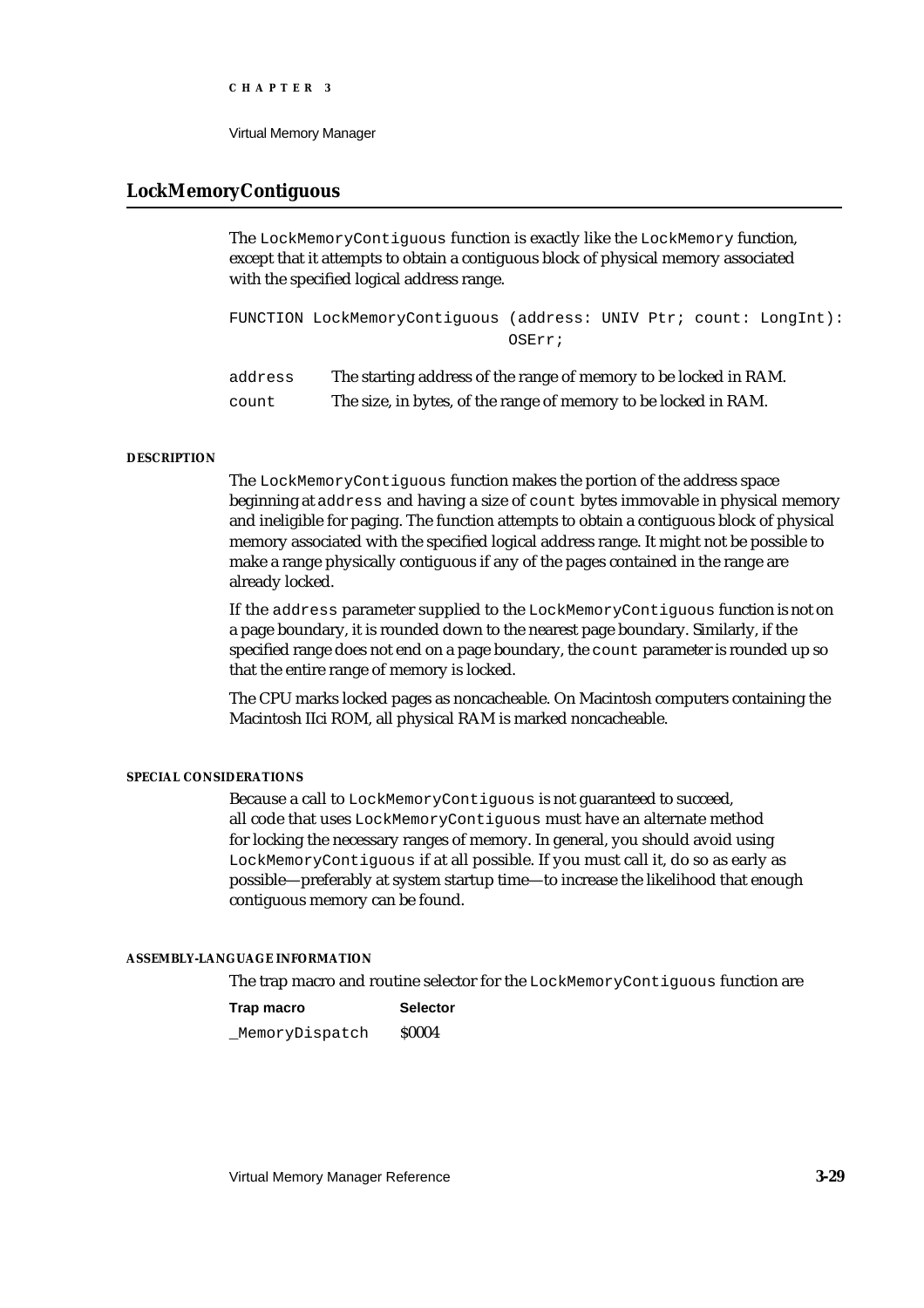## LockMemoryContiguous

The `LockMemoryContiguous` function is exactly like the `LockMemory` function, except that it attempts to obtain a contiguous block of physical memory associated with the specified logical address range.

```
FUNCTION LockMemoryContiguous (address: UNIV Ptr; count: LongInt):
                               OSErr;
```

| | |
|---|---|
| `address` | The starting address of the range of memory to be locked in RAM. |
| `count` | The size, in bytes, of the range of memory to be locked in RAM. |

#### DESCRIPTION

The `LockMemoryContiguous` function makes the portion of the address space beginning at `address` and having a size of `count` bytes immovable in physical memory and ineligible for paging. The function attempts to obtain a contiguous block of physical memory associated with the specified logical address range. It might not be possible to make a range physically contiguous if any of the pages contained in the range are already locked.

If the `address` parameter supplied to the `LockMemoryContiguous` function is not on a page boundary, it is rounded down to the nearest page boundary. Similarly, if the specified range does not end on a page boundary, the `count` parameter is rounded up so that the entire range of memory is locked.

The CPU marks locked pages as noncacheable. On Macintosh computers containing the Macintosh IIci ROM, all physical RAM is marked noncacheable.

#### SPECIAL CONSIDERATIONS

Because a call to `LockMemoryContiguous` is not guaranteed to succeed, all code that uses `LockMemoryContiguous` must have an alternate method for locking the necessary ranges of memory. In general, you should avoid using `LockMemoryContiguous` if at all possible. If you must call it, do so as early as possible—preferably at system startup time—to increase the likelihood that enough contiguous memory can be found.

#### ASSEMBLY-LANGUAGE INFORMATION

The trap macro and routine selector for the `LockMemoryContiguous` function are

| Trap macro | Selector |
|---|---|
| `_MemoryDispatch` | $0004 |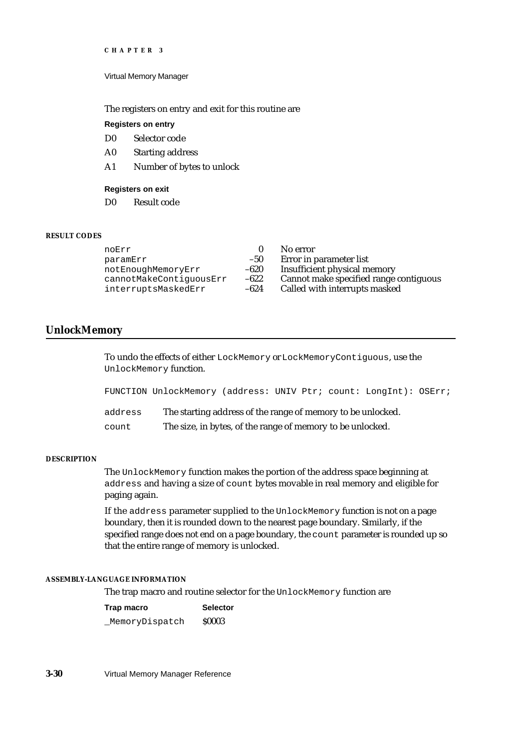The registers on entry and exit for this routine are

**Registers on entry**

| | |
|---|---|
| D0 | Selector code |
| A0 | Starting address |
| A1 | Number of bytes to unlock |

**Registers on exit**

| | |
|---|---|
| D0 | Result code |

**RESULT CODES**

| | | |
|---|---|---|
| `noErr` | 0 | No error |
| `paramErr` | –50 | Error in parameter list |
| `notEnoughMemoryErr` | –620 | Insufficient physical memory |
| `cannotMakeContiguousErr` | –622 | Cannot make specified range contiguous |
| `interruptsMaskedErr` | –624 | Called with interrupts masked |

## UnlockMemory

To undo the effects of either `LockMemory` or `LockMemoryContiguous`, use the `UnlockMemory` function.

```
FUNCTION UnlockMemory (address: UNIV Ptr; count: LongInt): OSErr;
```

| | |
|---|---|
| `address` | The starting address of the range of memory to be unlocked. |
| `count` | The size, in bytes, of the range of memory to be unlocked. |

**DESCRIPTION**

The `UnlockMemory` function makes the portion of the address space beginning at `address` and having a size of `count` bytes movable in real memory and eligible for paging again.

If the `address` parameter supplied to the `UnlockMemory` function is not on a page boundary, then it is rounded down to the nearest page boundary. Similarly, if the specified range does not end on a page boundary, the `count` parameter is rounded up so that the entire range of memory is unlocked.

**ASSEMBLY-LANGUAGE INFORMATION**

The trap macro and routine selector for the `UnlockMemory` function are

| Trap macro | Selector |
|---|---|
| `_MemoryDispatch` | $0003 |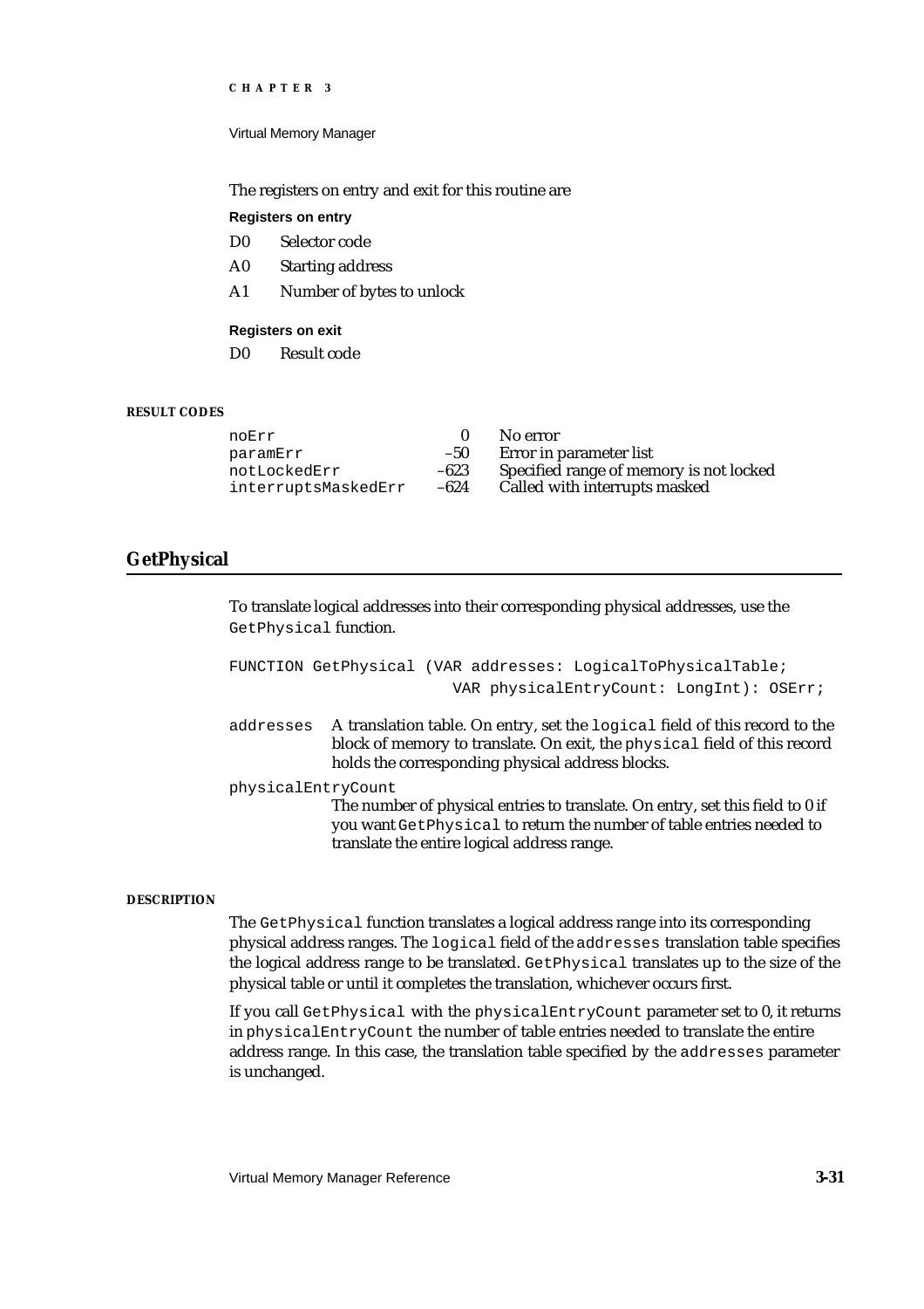The registers on entry and exit for this routine are

**Registers on entry**

| | |
|---|---|
| D0 | Selector code |
| A0 | Starting address |
| A1 | Number of bytes to unlock |

**Registers on exit**

| | |
|---|---|
| D0 | Result code |

**RESULT CODES**

| | | |
|---|---|---|
| `noErr` | 0 | No error |
| `paramErr` | –50 | Error in parameter list |
| `notLockedErr` | –623 | Specified range of memory is not locked |
| `interruptsMaskedErr` | –624 | Called with interrupts masked |

## GetPhysical

To translate logical addresses into their corresponding physical addresses, use the `GetPhysical` function.

```
FUNCTION GetPhysical (VAR addresses: LogicalToPhysicalTable;
                      VAR physicalEntryCount: LongInt): OSErr;
```

`addresses` A translation table. On entry, set the `logical` field of this record to the block of memory to translate. On exit, the `physical` field of this record holds the corresponding physical address blocks.

`physicalEntryCount`
The number of physical entries to translate. On entry, set this field to 0 if you want `GetPhysical` to return the number of table entries needed to translate the entire logical address range.

**DESCRIPTION**

The `GetPhysical` function translates a logical address range into its corresponding physical address ranges. The `logical` field of the `addresses` translation table specifies the logical address range to be translated. `GetPhysical` translates up to the size of the physical table or until it completes the translation, whichever occurs first.

If you call `GetPhysical` with the `physicalEntryCount` parameter set to 0, it returns in `physicalEntryCount` the number of table entries needed to translate the entire address range. In this case, the translation table specified by the `addresses` parameter is unchanged.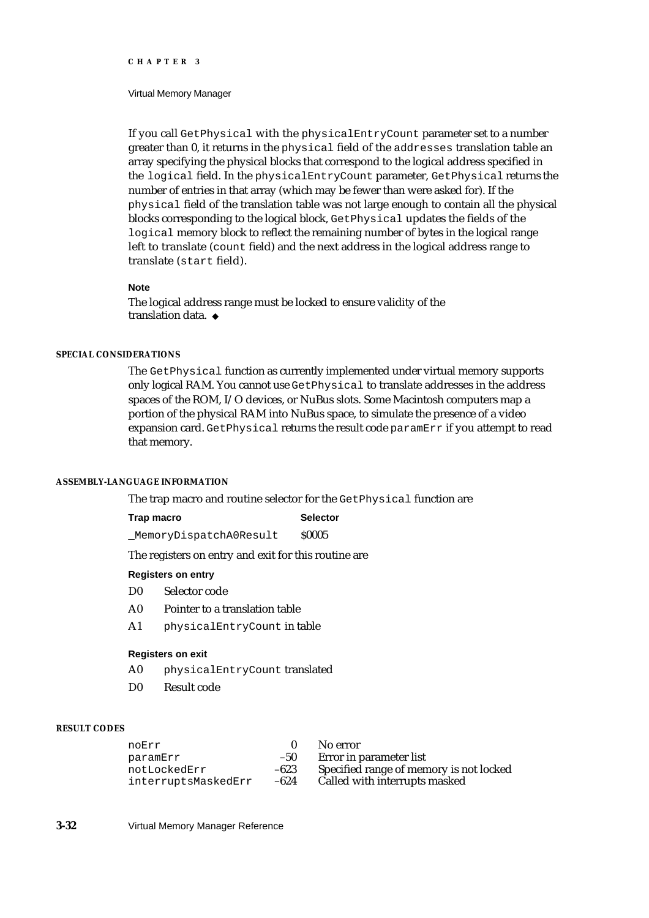If you call `GetPhysical` with the `physicalEntryCount` parameter set to a number greater than 0, it returns in the `physical` field of the `addresses` translation table an array specifying the physical blocks that correspond to the logical address specified in the `logical` field. In the `physicalEntryCount` parameter, `GetPhysical` returns the number of entries in that array (which may be fewer than were asked for). If the `physical` field of the translation table was not large enough to contain all the physical blocks corresponding to the logical block, `GetPhysical` updates the fields of the `logical` memory block to reflect the remaining number of bytes in the logical range left to translate (`count` field) and the next address in the logical address range to translate (`start` field).

**Note**

The logical address range must be locked to ensure validity of the translation data. ◆

#### SPECIAL CONSIDERATIONS

The `GetPhysical` function as currently implemented under virtual memory supports only logical RAM. You cannot use `GetPhysical` to translate addresses in the address spaces of the ROM, I/O devices, or NuBus slots. Some Macintosh computers map a portion of the physical RAM into NuBus space, to simulate the presence of a video expansion card. `GetPhysical` returns the result code `paramErr` if you attempt to read that memory.

#### ASSEMBLY-LANGUAGE INFORMATION

The trap macro and routine selector for the `GetPhysical` function are

| Trap macro | Selector |
|---|---|
| `_MemoryDispatchA0Result` | $0005 |

The registers on entry and exit for this routine are

**Registers on entry**

| | |
|---|---|
| D0 | Selector code |
| A0 | Pointer to a translation table |
| A1 | `physicalEntryCount` in table |

**Registers on exit**

| | |
|---|---|
| A0 | `physicalEntryCount` translated |
| D0 | Result code |

#### RESULT CODES

| | | |
|---|---|---|
| `noErr` | 0 | No error |
| `paramErr` | –50 | Error in parameter list |
| `notLockedErr` | –623 | Specified range of memory is not locked |
| `interruptsMaskedErr` | –624 | Called with interrupts masked |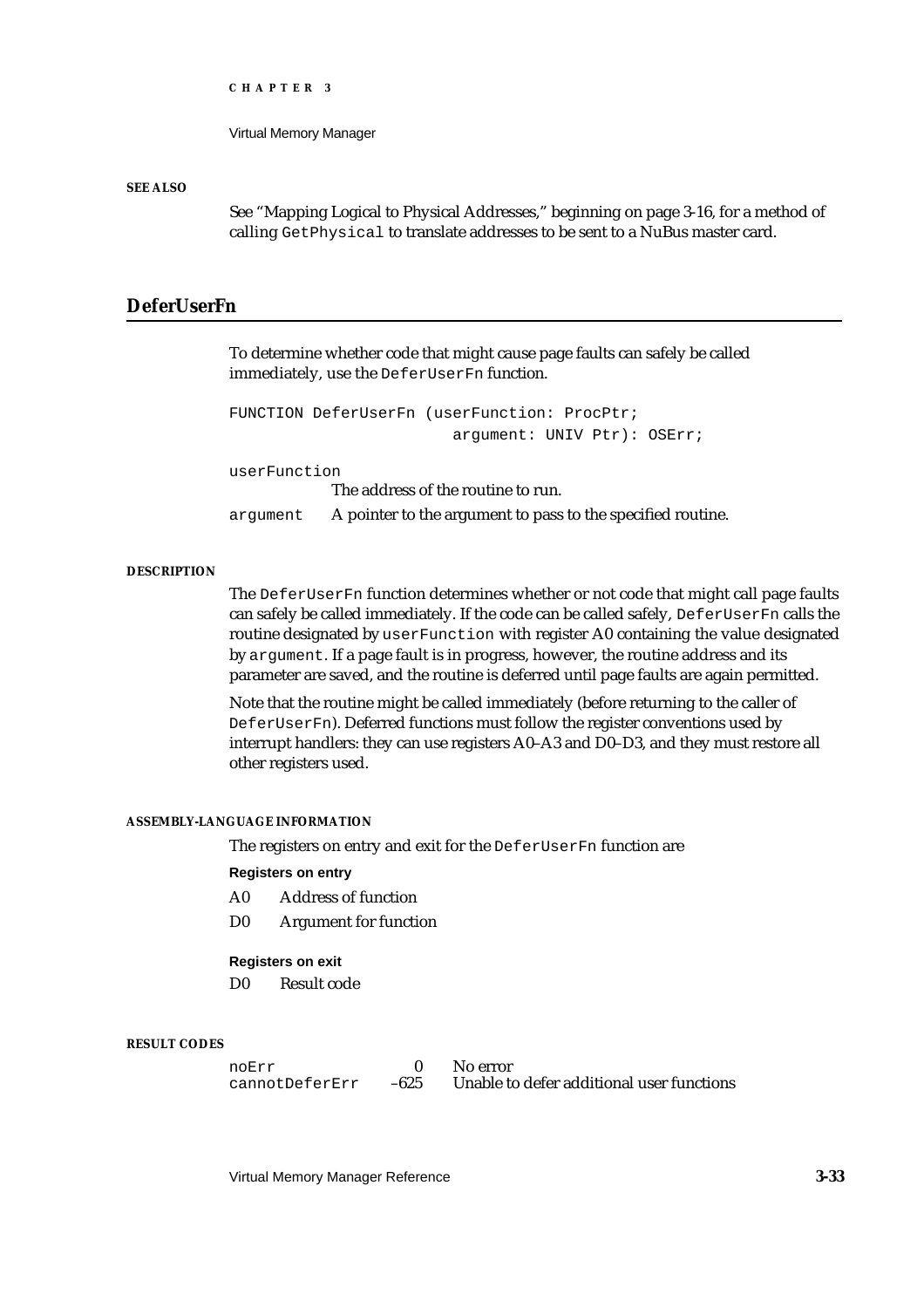**SEE ALSO**

See "Mapping Logical to Physical Addresses," beginning on page 3-16, for a method of calling `GetPhysical` to translate addresses to be sent to a NuBus master card.

## DeferUserFn

To determine whether code that might cause page faults can safely be called immediately, use the `DeferUserFn` function.

```
FUNCTION DeferUserFn (userFunction: ProcPtr;
                      argument: UNIV Ptr): OSErr;
```

`userFunction`
The address of the routine to run.

`argument` A pointer to the argument to pass to the specified routine.

**DESCRIPTION**

The `DeferUserFn` function determines whether or not code that might call page faults can safely be called immediately. If the code can be called safely, `DeferUserFn` calls the routine designated by `userFunction` with register A0 containing the value designated by `argument`. If a page fault is in progress, however, the routine address and its parameter are saved, and the routine is deferred until page faults are again permitted.

Note that the routine might be called immediately (before returning to the caller of `DeferUserFn`). Deferred functions must follow the register conventions used by interrupt handlers: they can use registers A0–A3 and D0–D3, and they must restore all other registers used.

**ASSEMBLY-LANGUAGE INFORMATION**

The registers on entry and exit for the `DeferUserFn` function are

**Registers on entry**

A0 Address of function

D0 Argument for function

**Registers on exit**

D0 Result code

**RESULT CODES**

| | | |
|---|---|---|
| `noErr` | 0 | No error |
| `cannotDeferErr` | –625 | Unable to defer additional user functions |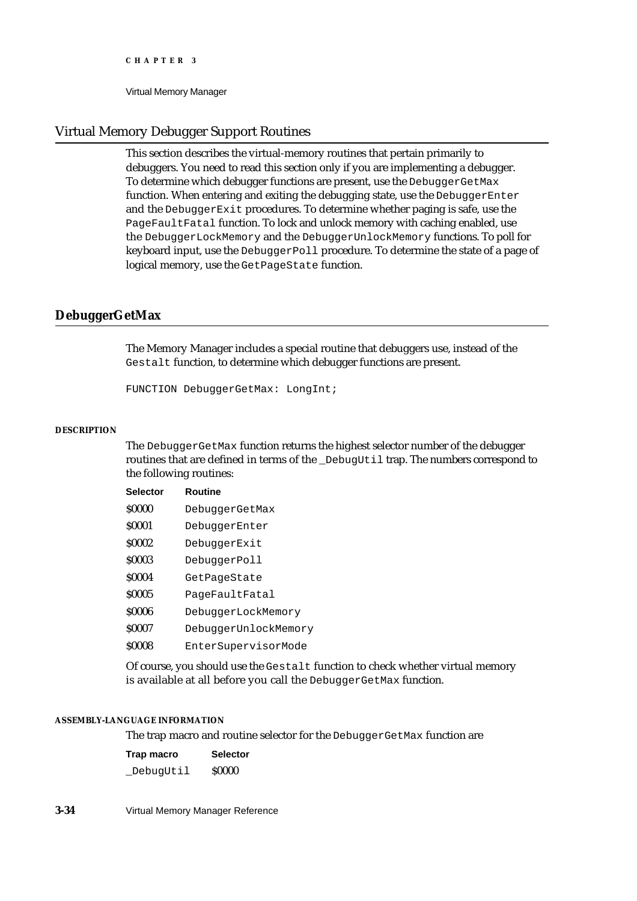## Virtual Memory Debugger Support Routines

This section describes the virtual-memory routines that pertain primarily to debuggers. You need to read this section only if you are implementing a debugger. To determine which debugger functions are present, use the `DebuggerGetMax` function. When entering and exiting the debugging state, use the `DebuggerEnter` and the `DebuggerExit` procedures. To determine whether paging is safe, use the `PageFaultFatal` function. To lock and unlock memory with caching enabled, use the `DebuggerLockMemory` and the `DebuggerUnlockMemory` functions. To poll for keyboard input, use the `DebuggerPoll` procedure. To determine the state of a page of logical memory, use the `GetPageState` function.

### DebuggerGetMax

The Memory Manager includes a special routine that debuggers use, instead of the `Gestalt` function, to determine which debugger functions are present.

```
FUNCTION DebuggerGetMax: LongInt;
```

**DESCRIPTION**

The `DebuggerGetMax` function returns the highest selector number of the debugger routines that are defined in terms of the `_DebugUtil` trap. The numbers correspond to the following routines:

| Selector | Routine |
| --- | --- |
| $0000 | `DebuggerGetMax` |
| $0001 | `DebuggerEnter` |
| $0002 | `DebuggerExit` |
| $0003 | `DebuggerPoll` |
| $0004 | `GetPageState` |
| $0005 | `PageFaultFatal` |
| $0006 | `DebuggerLockMemory` |
| $0007 | `DebuggerUnlockMemory` |
| $0008 | `EnterSupervisorMode` |

Of course, you should use the `Gestalt` function to check whether virtual memory is available at all before you call the `DebuggerGetMax` function.

**ASSEMBLY-LANGUAGE INFORMATION**

The trap macro and routine selector for the `DebuggerGetMax` function are

| Trap macro | Selector |
| --- | --- |
| `_DebugUtil` | $0000 |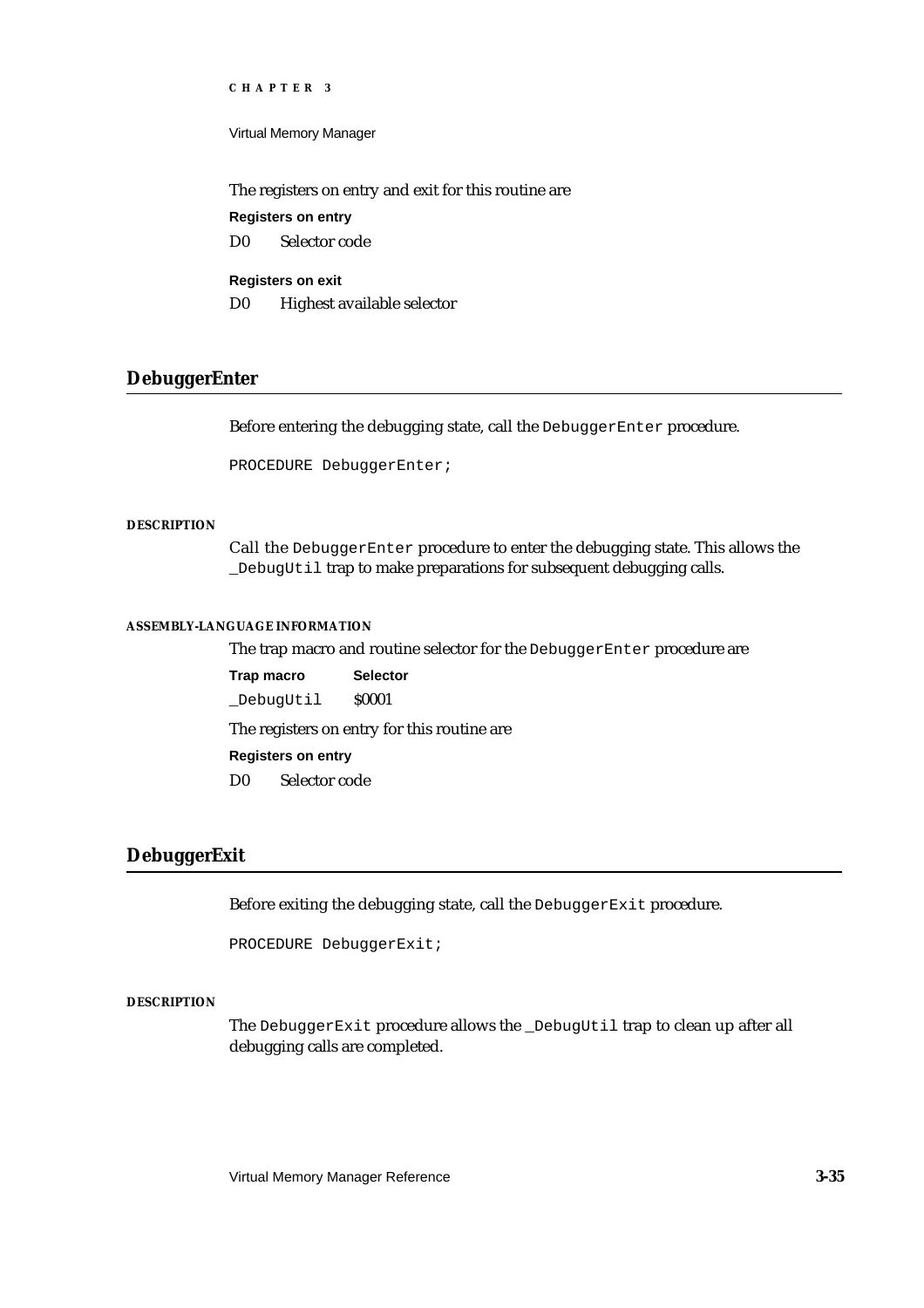The registers on entry and exit for this routine are

**Registers on entry**

D0 Selector code

**Registers on exit**

D0 Highest available selector

## DebuggerEnter

Before entering the debugging state, call the `DebuggerEnter` procedure.

```
PROCEDURE DebuggerEnter;
```

**DESCRIPTION**

Call the `DebuggerEnter` procedure to enter the debugging state. This allows the `_DebugUtil` trap to make preparations for subsequent debugging calls.

**ASSEMBLY-LANGUAGE INFORMATION**

The trap macro and routine selector for the `DebuggerEnter` procedure are

| Trap macro | Selector |
|---|---|
| `_DebugUtil` | $0001 |

The registers on entry for this routine are

**Registers on entry**

D0 Selector code

## DebuggerExit

Before exiting the debugging state, call the `DebuggerExit` procedure.

```
PROCEDURE DebuggerExit;
```

**DESCRIPTION**

The `DebuggerExit` procedure allows the `_DebugUtil` trap to clean up after all debugging calls are completed.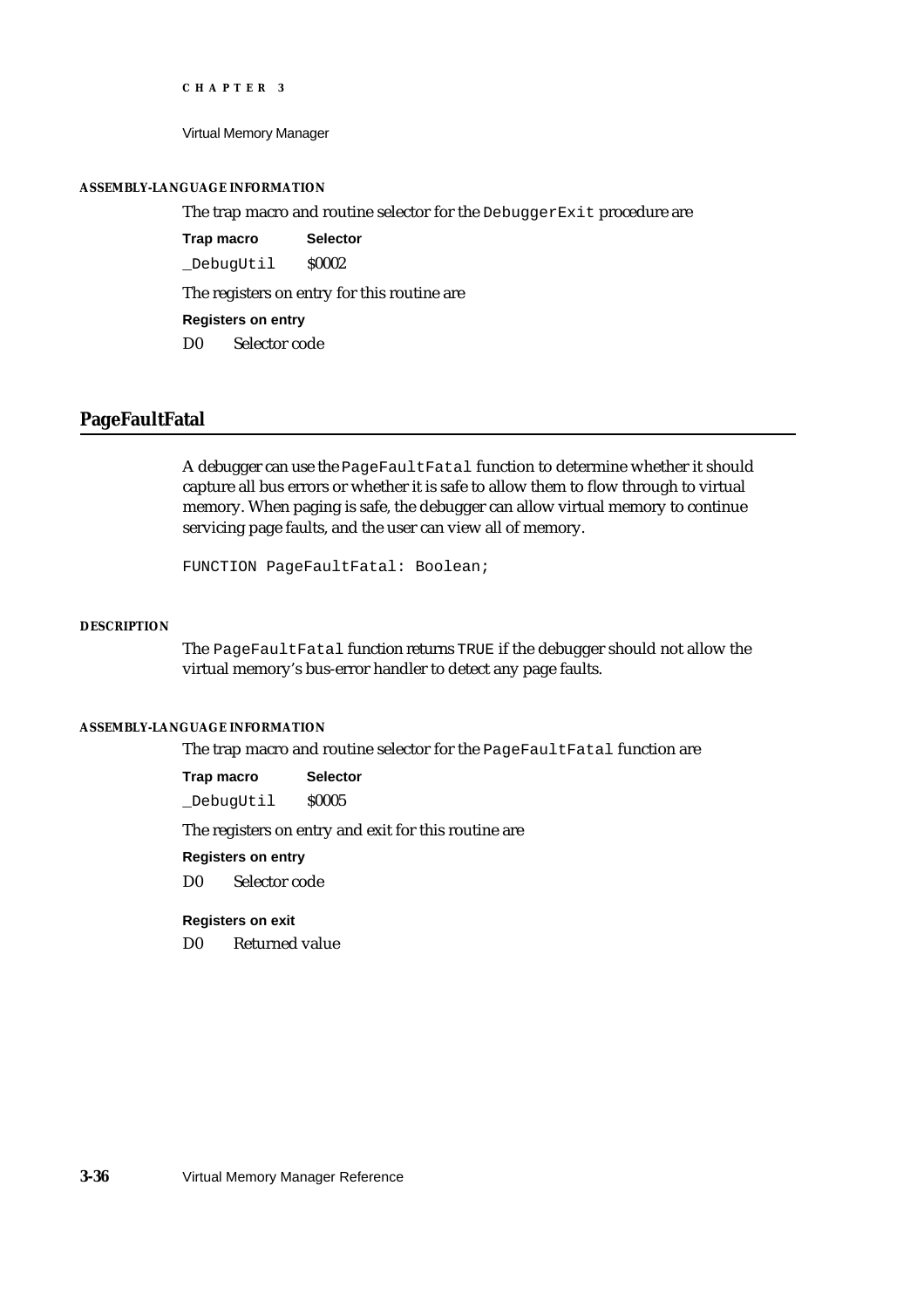#### ASSEMBLY-LANGUAGE INFORMATION

The trap macro and routine selector for the `DebuggerExit` procedure are

| Trap macro | Selector |
|---|---|
| `_DebugUtil` | $0002 |

The registers on entry for this routine are

**Registers on entry**

D0 Selector code

## PageFaultFatal

A debugger can use the `PageFaultFatal` function to determine whether it should capture all bus errors or whether it is safe to allow them to flow through to virtual memory. When paging is safe, the debugger can allow virtual memory to continue servicing page faults, and the user can view all of memory.

```
FUNCTION PageFaultFatal: Boolean;
```

#### DESCRIPTION

The `PageFaultFatal` function returns `TRUE` if the debugger should not allow the virtual memory's bus-error handler to detect any page faults.

#### ASSEMBLY-LANGUAGE INFORMATION

The trap macro and routine selector for the `PageFaultFatal` function are

| Trap macro | Selector |
|---|---|
| `_DebugUtil` | $0005 |

The registers on entry and exit for this routine are

**Registers on entry**

D0 Selector code

**Registers on exit**

D0 Returned value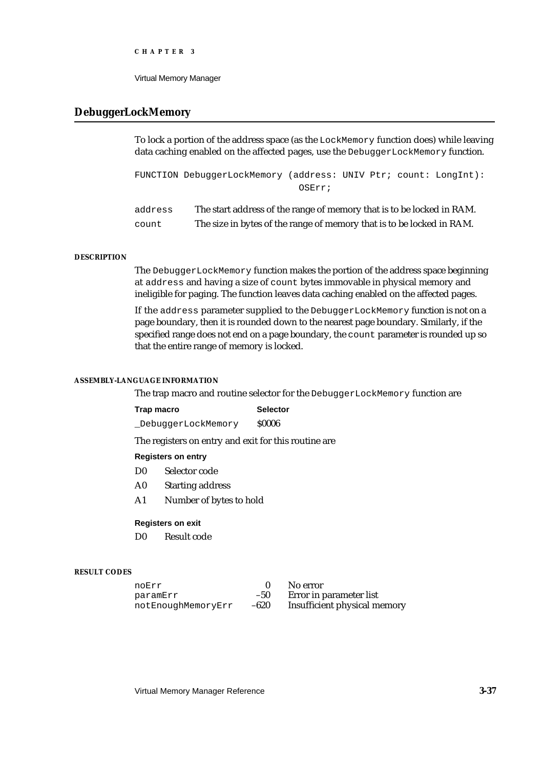## DebuggerLockMemory

To lock a portion of the address space (as the `LockMemory` function does) while leaving data caching enabled on the affected pages, use the `DebuggerLockMemory` function.

```
FUNCTION DebuggerLockMemory (address: UNIV Ptr; count: LongInt):
                            OSErr;
```

`address` The start address of the range of memory that is to be locked in RAM.

`count` The size in bytes of the range of memory that is to be locked in RAM.

#### DESCRIPTION

The `DebuggerLockMemory` function makes the portion of the address space beginning at `address` and having a size of `count` bytes immovable in physical memory and ineligible for paging. The function leaves data caching enabled on the affected pages.

If the `address` parameter supplied to the `DebuggerLockMemory` function is not on a page boundary, then it is rounded down to the nearest page boundary. Similarly, if the specified range does not end on a page boundary, the `count` parameter is rounded up so that the entire range of memory is locked.

#### ASSEMBLY-LANGUAGE INFORMATION

The trap macro and routine selector for the `DebuggerLockMemory` function are

| Trap macro | Selector |
|---|---|
| `_DebuggerLockMemory` | $0006 |

The registers on entry and exit for this routine are

**Registers on entry**

| | |
|---|---|
| D0 | Selector code |
| A0 | Starting address |
| A1 | Number of bytes to hold |

**Registers on exit**

| | |
|---|---|
| D0 | Result code |

#### RESULT CODES

| | | |
|---|---|---|
| `noErr` | 0 | No error |
| `paramErr` | –50 | Error in parameter list |
| `notEnoughMemoryErr` | –620 | Insufficient physical memory |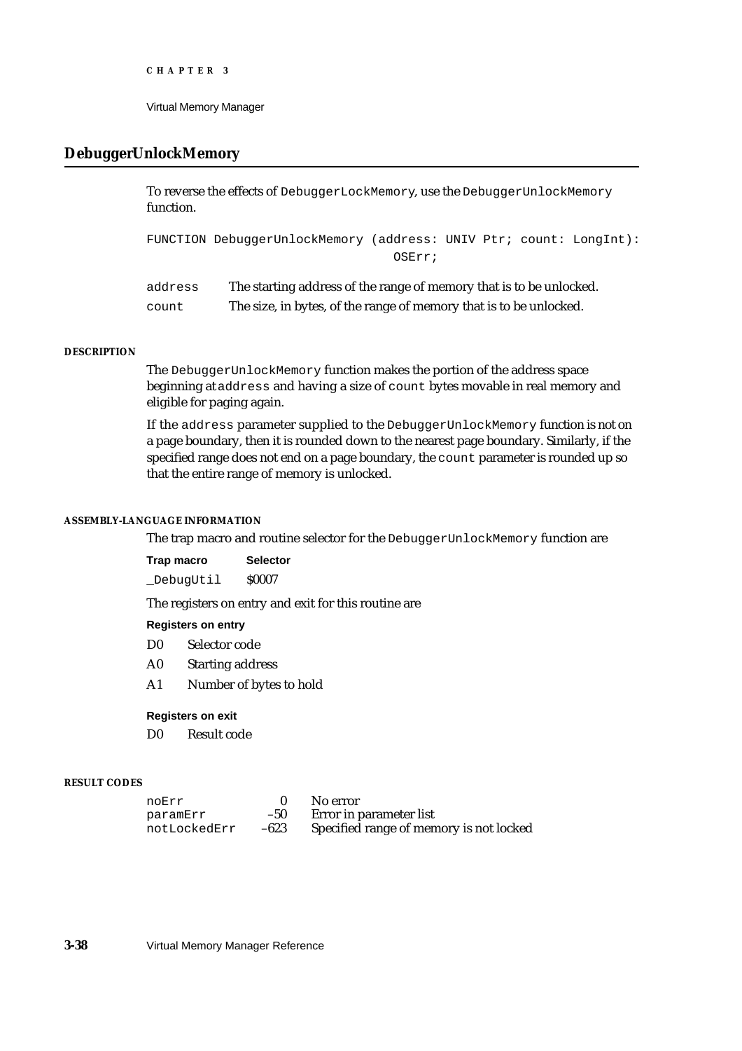## DebuggerUnlockMemory

To reverse the effects of `DebuggerLockMemory`, use the `DebuggerUnlockMemory` function.

```
FUNCTION DebuggerUnlockMemory (address: UNIV Ptr; count: LongInt):
                               OSErr;
```

| | |
|---|---|
| `address` | The starting address of the range of memory that is to be unlocked. |
| `count` | The size, in bytes, of the range of memory that is to be unlocked. |

#### DESCRIPTION

The `DebuggerUnlockMemory` function makes the portion of the address space beginning at `address` and having a size of `count` bytes movable in real memory and eligible for paging again.

If the `address` parameter supplied to the `DebuggerUnlockMemory` function is not on a page boundary, then it is rounded down to the nearest page boundary. Similarly, if the specified range does not end on a page boundary, the `count` parameter is rounded up so that the entire range of memory is unlocked.

#### ASSEMBLY-LANGUAGE INFORMATION

The trap macro and routine selector for the `DebuggerUnlockMemory` function are

| Trap macro | Selector |
|---|---|
| `_DebugUtil` | $0007 |

The registers on entry and exit for this routine are

**Registers on entry**

| | |
|---|---|
| D0 | Selector code |
| A0 | Starting address |
| A1 | Number of bytes to hold |

**Registers on exit**

| | |
|---|---|
| D0 | Result code |

#### RESULT CODES

| | | |
|---|---|---|
| `noErr` | 0 | No error |
| `paramErr` | –50 | Error in parameter list |
| `notLockedErr` | –623 | Specified range of memory is not locked |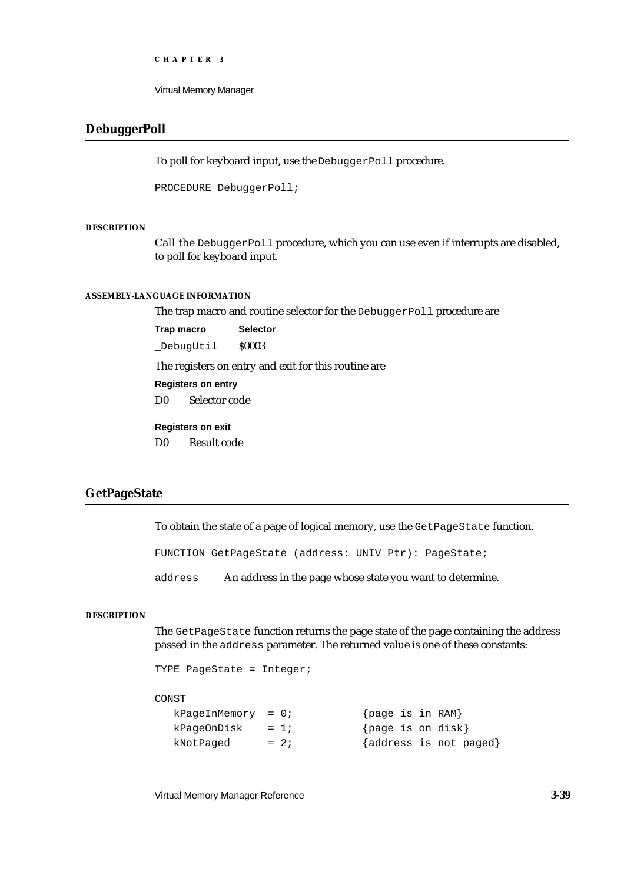## DebuggerPoll

To poll for keyboard input, use the `DebuggerPoll` procedure.

```
PROCEDURE DebuggerPoll;
```

#### DESCRIPTION

Call the `DebuggerPoll` procedure, which you can use even if interrupts are disabled, to poll for keyboard input.

#### ASSEMBLY-LANGUAGE INFORMATION

The trap macro and routine selector for the `DebuggerPoll` procedure are

| Trap macro | Selector |
|---|---|
| `_DebugUtil` | $0003 |

The registers on entry and exit for this routine are

**Registers on entry**

| | |
|---|---|
| D0 | Selector code |

**Registers on exit**

| | |
|---|---|
| D0 | Result code |

## GetPageState

To obtain the state of a page of logical memory, use the `GetPageState` function.

```
FUNCTION GetPageState (address: UNIV Ptr): PageState;
```

`address` An address in the page whose state you want to determine.

#### DESCRIPTION

The `GetPageState` function returns the page state of the page containing the address passed in the `address` parameter. The returned value is one of these constants:

```
TYPE PageState = Integer;

CONST
   kPageInMemory  = 0;           {page is in RAM}
   kPageOnDisk    = 1;           {page is on disk}
   kNotPaged      = 2;           {address is not paged}
```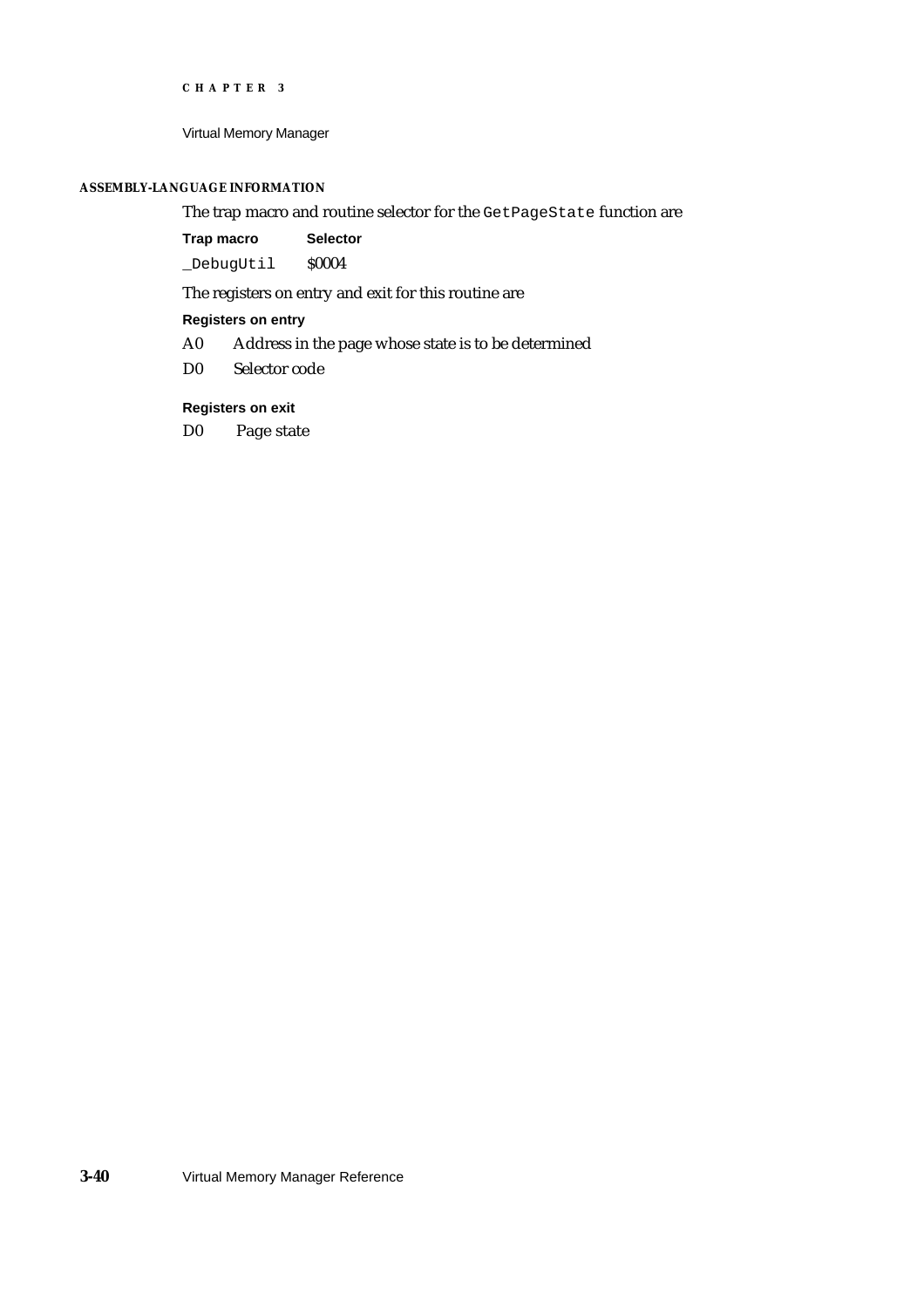#### ASSEMBLY-LANGUAGE INFORMATION

The trap macro and routine selector for the `GetPageState` function are

| Trap macro | Selector |
|---|---|
| `_DebugUtil` | $0004 |

The registers on entry and exit for this routine are

**Registers on entry**

| | |
|---|---|
| A0 | Address in the page whose state is to be determined |
| D0 | Selector code |

**Registers on exit**

| | |
|---|---|
| D0 | Page state |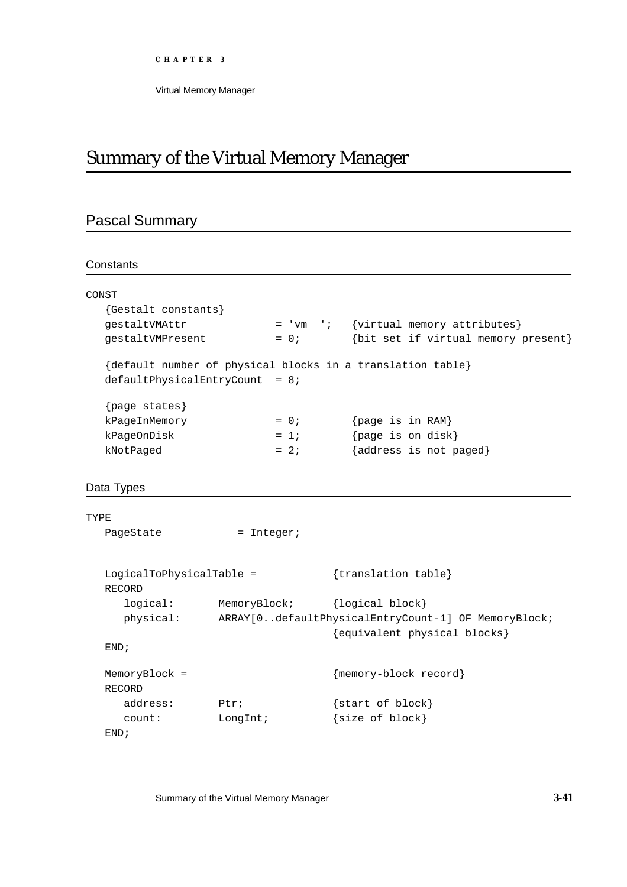# Summary of the Virtual Memory Manager

## Pascal Summary

### Constants

```
CONST
   {Gestalt constants}
   gestaltVMAttr              = 'vm  ';   {virtual memory attributes}
   gestaltVMPresent           = 0;        {bit set if virtual memory present}

   {default number of physical blocks in a translation table}
   defaultPhysicalEntryCount  = 8;

   {page states}
   kPageInMemory              = 0;        {page is in RAM}
   kPageOnDisk                = 1;        {page is on disk}
   kNotPaged                  = 2;        {address is not paged}
```

### Data Types

```
TYPE
   PageState            = Integer;


   LogicalToPhysicalTable =            {translation table}
   RECORD
      logical:       MemoryBlock;      {logical block}
      physical:      ARRAY[0..defaultPhysicalEntryCount-1] OF MemoryBlock;
                                       {equivalent physical blocks}
   END;

   MemoryBlock =                       {memory-block record}
   RECORD
      address:       Ptr;              {start of block}
      count:         LongInt;          {size of block}
   END;
```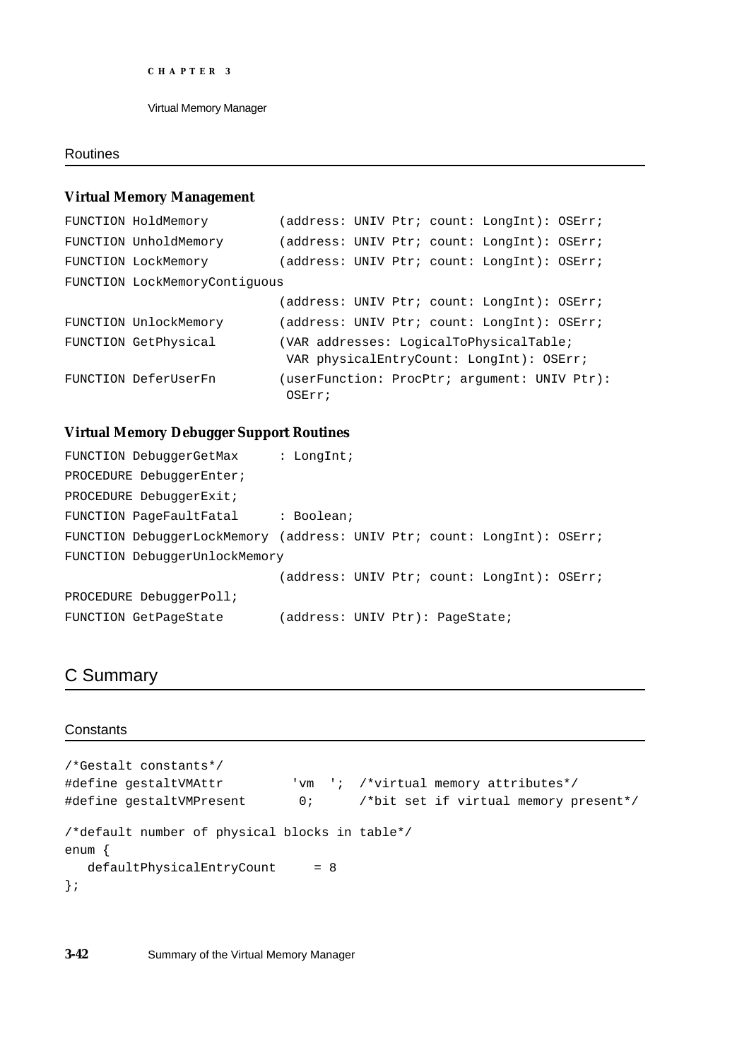## Routines

### Virtual Memory Management

```
FUNCTION HoldMemory          (address: UNIV Ptr; count: LongInt): OSErr;
FUNCTION UnholdMemory        (address: UNIV Ptr; count: LongInt): OSErr;
FUNCTION LockMemory          (address: UNIV Ptr; count: LongInt): OSErr;
FUNCTION LockMemoryContiguous
                             (address: UNIV Ptr; count: LongInt): OSErr;
FUNCTION UnlockMemory        (address: UNIV Ptr; count: LongInt): OSErr;
FUNCTION GetPhysical         (VAR addresses: LogicalToPhysicalTable;
                              VAR physicalEntryCount: LongInt): OSErr;
FUNCTION DeferUserFn         (userFunction: ProcPtr; argument: UNIV Ptr):
                              OSErr;
```

### Virtual Memory Debugger Support Routines

```
FUNCTION DebuggerGetMax      : LongInt;
PROCEDURE DebuggerEnter;
PROCEDURE DebuggerExit;
FUNCTION PageFaultFatal      : Boolean;
FUNCTION DebuggerLockMemory  (address: UNIV Ptr; count: LongInt): OSErr;
FUNCTION DebuggerUnlockMemory
                             (address: UNIV Ptr; count: LongInt): OSErr;
PROCEDURE DebuggerPoll;
FUNCTION GetPageState        (address: UNIV Ptr): PageState;
```

# C Summary

## Constants

```
/*Gestalt constants*/
#define gestaltVMAttr         'vm  '; /*virtual memory attributes*/
#define gestaltVMPresent       0;     /*bit set if virtual memory present*/

/*default number of physical blocks in table*/
enum {
   defaultPhysicalEntryCount     = 8
};
```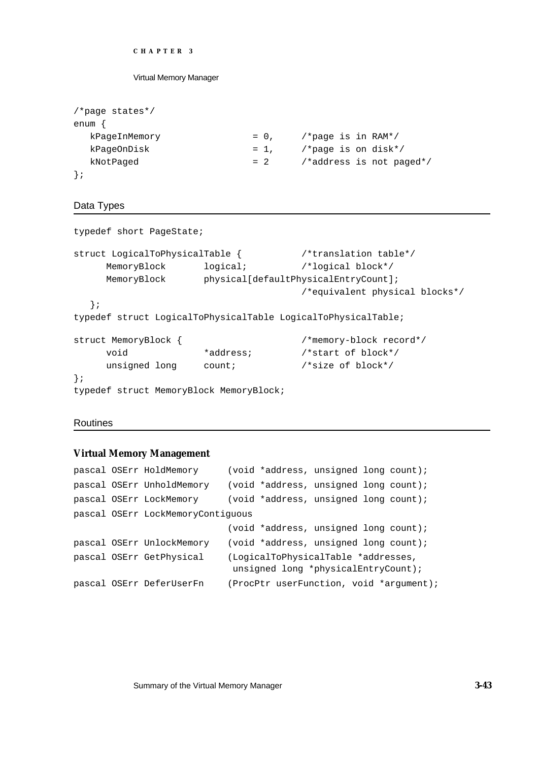```
/*page states*/
enum {
   kPageInMemory              = 0,     /*page is in RAM*/
   kPageOnDisk                = 1,     /*page is on disk*/
   kNotPaged                  = 2      /*address is not paged*/
};
```

### Data Types

```
typedef short PageState;

struct LogicalToPhysicalTable {            /*translation table*/
      MemoryBlock       logical;           /*logical block*/
      MemoryBlock       physical[defaultPhysicalEntryCount];
                                           /*equivalent physical blocks*/
   };
typedef struct LogicalToPhysicalTable LogicalToPhysicalTable;

struct MemoryBlock {                       /*memory-block record*/
      void              *address;          /*start of block*/
      unsigned long     count;             /*size of block*/
};
typedef struct MemoryBlock MemoryBlock;
```

### Routines

#### Virtual Memory Management

```
pascal OSErr HoldMemory       (void *address, unsigned long count);
pascal OSErr UnholdMemory     (void *address, unsigned long count);
pascal OSErr LockMemory       (void *address, unsigned long count);
pascal OSErr LockMemoryContiguous
                              (void *address, unsigned long count);
pascal OSErr UnlockMemory     (void *address, unsigned long count);
pascal OSErr GetPhysical      (LogicalToPhysicalTable *addresses,
                               unsigned long *physicalEntryCount);
pascal OSErr DeferUserFn      (ProcPtr userFunction, void *argument);
```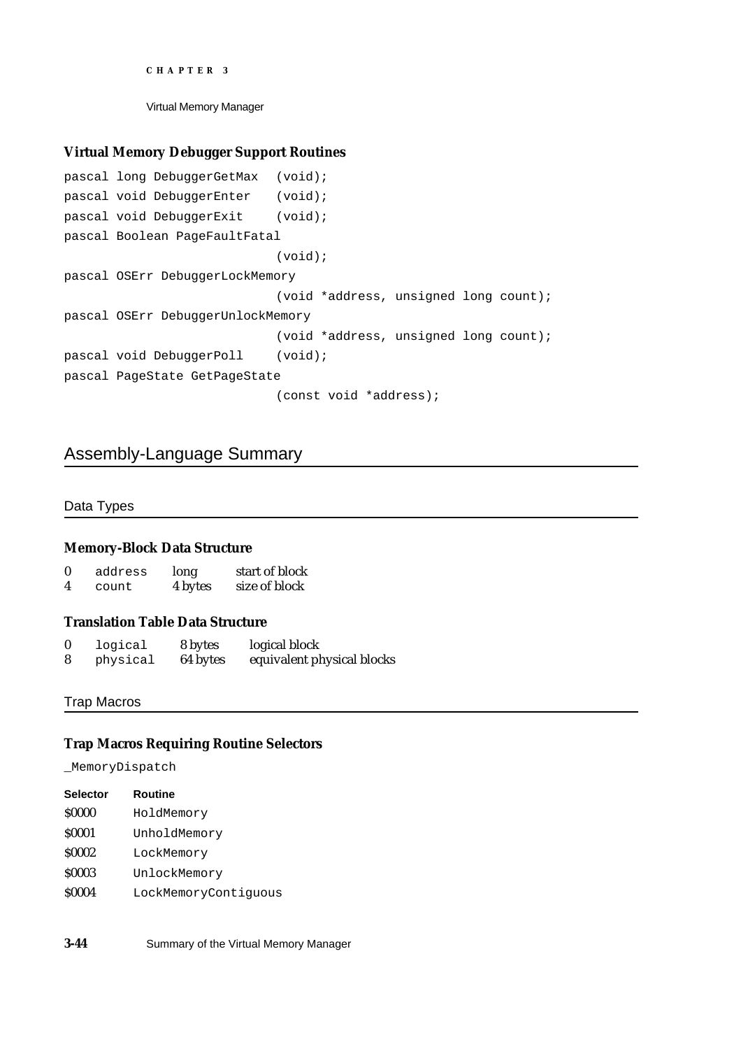### Virtual Memory Debugger Support Routines

```
pascal long DebuggerGetMax  (void);
pascal void DebuggerEnter   (void);
pascal void DebuggerExit    (void);
pascal Boolean PageFaultFatal
                            (void);
pascal OSErr DebuggerLockMemory
                            (void *address, unsigned long count);
pascal OSErr DebuggerUnlockMemory
                            (void *address, unsigned long count);
pascal void DebuggerPoll    (void);
pascal PageState GetPageState
                            (const void *address);
```

## Assembly-Language Summary

### Data Types

#### Memory-Block Data Structure

| | | | |
|---|---|---|---|
| 0 | `address` | long | start of block |
| 4 | `count` | 4 bytes | size of block |

#### Translation Table Data Structure

| | | | |
|---|---|---|---|
| 0 | `logical` | 8 bytes | logical block |
| 8 | `physical` | 64 bytes | equivalent physical blocks |

### Trap Macros

#### Trap Macros Requiring Routine Selectors

`_MemoryDispatch`

| Selector | Routine |
|---|---|
| $0000 | `HoldMemory` |
| $0001 | `UnholdMemory` |
| $0002 | `LockMemory` |
| $0003 | `UnlockMemory` |
| $0004 | `LockMemoryContiguous` |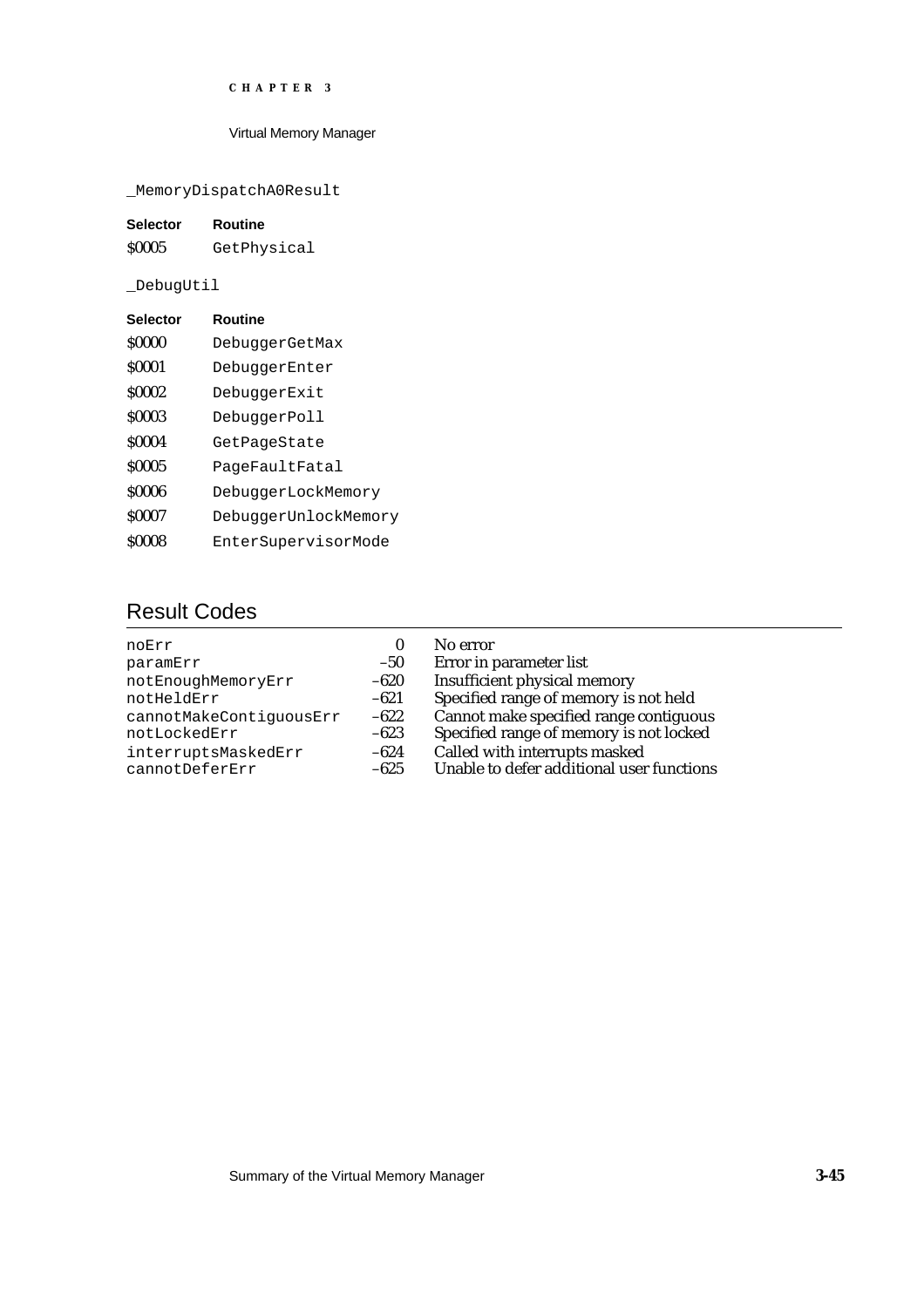_MemoryDispatchA0Result

| Selector | Routine |
|---|---|
| $0005 | GetPhysical |

_DebugUtil

| Selector | Routine |
|---|---|
| $0000 | DebuggerGetMax |
| $0001 | DebuggerEnter |
| $0002 | DebuggerExit |
| $0003 | DebuggerPoll |
| $0004 | GetPageState |
| $0005 | PageFaultFatal |
| $0006 | DebuggerLockMemory |
| $0007 | DebuggerUnlockMemory |
| $0008 | EnterSupervisorMode |

## Result Codes

| | | |
|---|---|---|
| noErr | 0 | No error |
| paramErr | –50 | Error in parameter list |
| notEnoughMemoryErr | –620 | Insufficient physical memory |
| notHeldErr | –621 | Specified range of memory is not held |
| cannotMakeContiguousErr | –622 | Cannot make specified range contiguous |
| notLockedErr | –623 | Specified range of memory is not locked |
| interruptsMaskedErr | –624 | Called with interrupts masked |
| cannotDeferErr | –625 | Unable to defer additional user functions |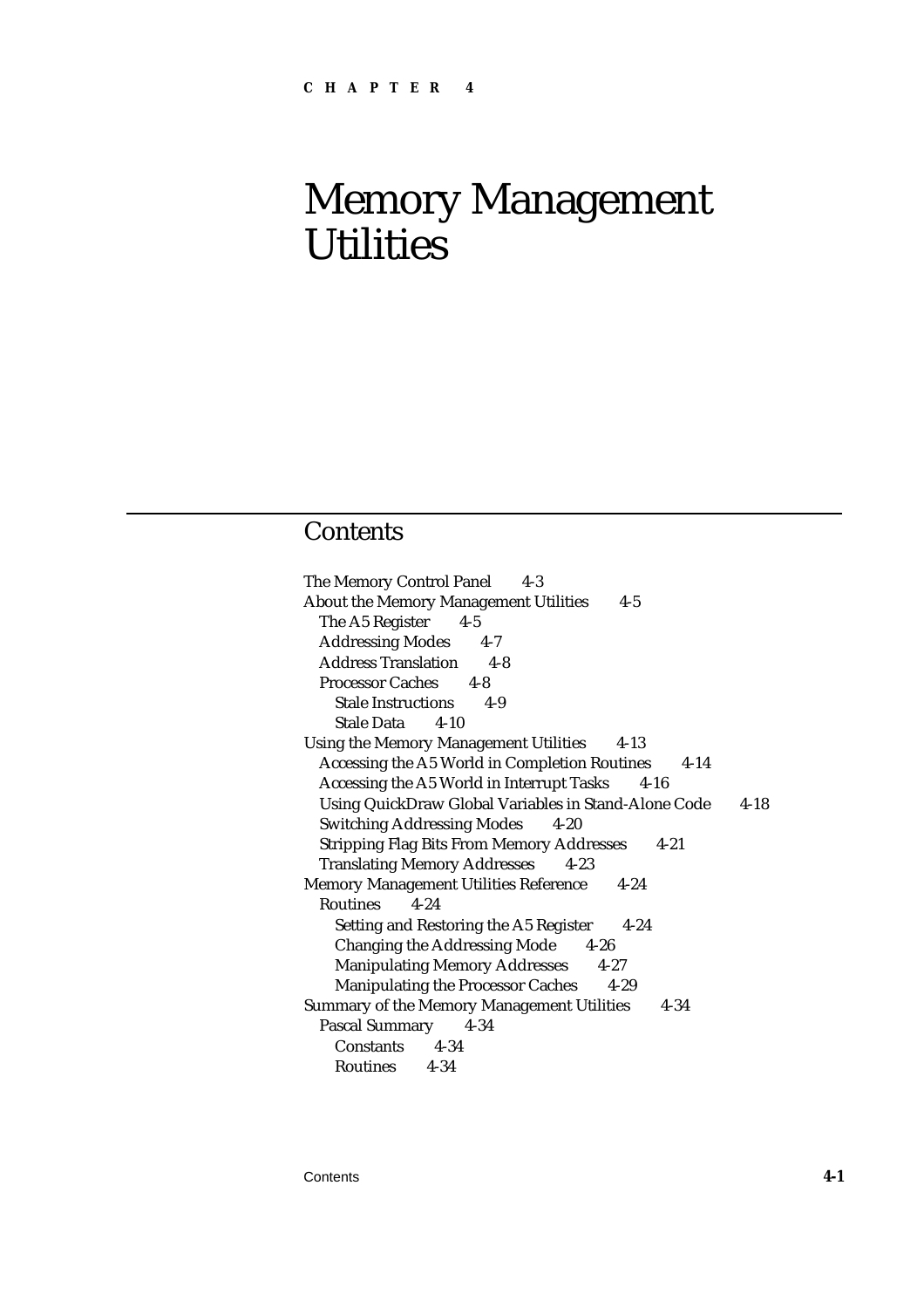CHAPTER 4

# Memory Management Utilities

## Contents

The Memory Control Panel 4-3
About the Memory Management Utilities 4-5
- The A5 Register 4-5
- Addressing Modes 4-7
- Address Translation 4-8
- Processor Caches 4-8
  - Stale Instructions 4-9
  - Stale Data 4-10

Using the Memory Management Utilities 4-13
- Accessing the A5 World in Completion Routines 4-14
- Accessing the A5 World in Interrupt Tasks 4-16
- Using QuickDraw Global Variables in Stand-Alone Code 4-18
- Switching Addressing Modes 4-20
- Stripping Flag Bits From Memory Addresses 4-21
- Translating Memory Addresses 4-23

Memory Management Utilities Reference 4-24
- Routines 4-24
  - Setting and Restoring the A5 Register 4-24
  - Changing the Addressing Mode 4-26
  - Manipulating Memory Addresses 4-27
  - Manipulating the Processor Caches 4-29

Summary of the Memory Management Utilities 4-34
- Pascal Summary 4-34
  - Constants 4-34
  - Routines 4-34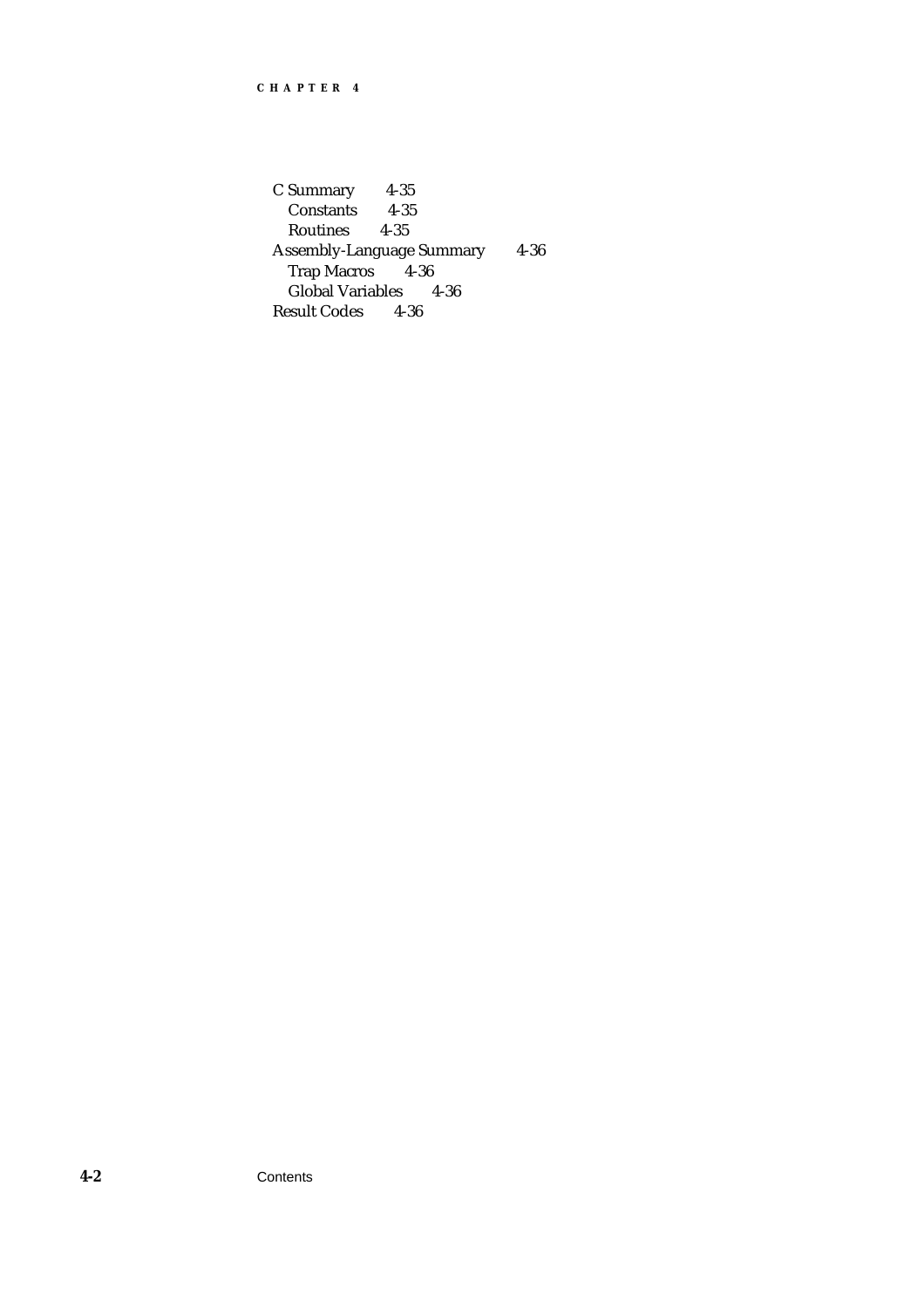C Summary 4-35
- Constants 4-35
- Routines 4-35

Assembly-Language Summary 4-36
- Trap Macros 4-36
- Global Variables 4-36

Result Codes 4-36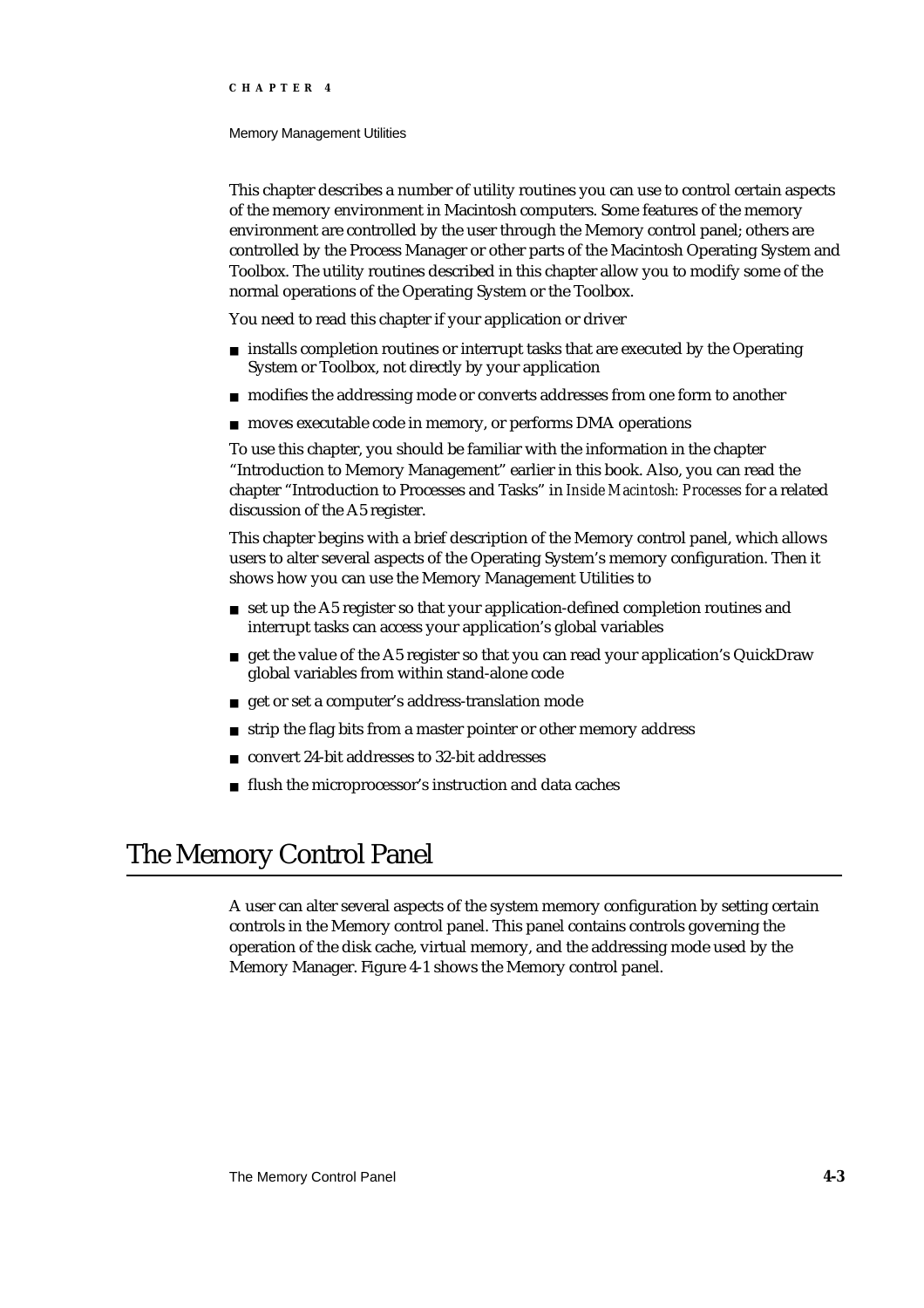This chapter describes a number of utility routines you can use to control certain aspects of the memory environment in Macintosh computers. Some features of the memory environment are controlled by the user through the Memory control panel; others are controlled by the Process Manager or other parts of the Macintosh Operating System and Toolbox. The utility routines described in this chapter allow you to modify some of the normal operations of the Operating System or the Toolbox.

You need to read this chapter if your application or driver

- installs completion routines or interrupt tasks that are executed by the Operating System or Toolbox, not directly by your application
- modifies the addressing mode or converts addresses from one form to another
- moves executable code in memory, or performs DMA operations

To use this chapter, you should be familiar with the information in the chapter "Introduction to Memory Management" earlier in this book. Also, you can read the chapter "Introduction to Processes and Tasks" in *Inside Macintosh: Processes* for a related discussion of the A5 register.

This chapter begins with a brief description of the Memory control panel, which allows users to alter several aspects of the Operating System's memory configuration. Then it shows how you can use the Memory Management Utilities to

- set up the A5 register so that your application-defined completion routines and interrupt tasks can access your application's global variables
- get the value of the A5 register so that you can read your application's QuickDraw global variables from within stand-alone code
- get or set a computer's address-translation mode
- strip the flag bits from a master pointer or other memory address
- convert 24-bit addresses to 32-bit addresses
- flush the microprocessor's instruction and data caches

# The Memory Control Panel

A user can alter several aspects of the system memory configuration by setting certain controls in the Memory control panel. This panel contains controls governing the operation of the disk cache, virtual memory, and the addressing mode used by the Memory Manager. Figure 4-1 shows the Memory control panel.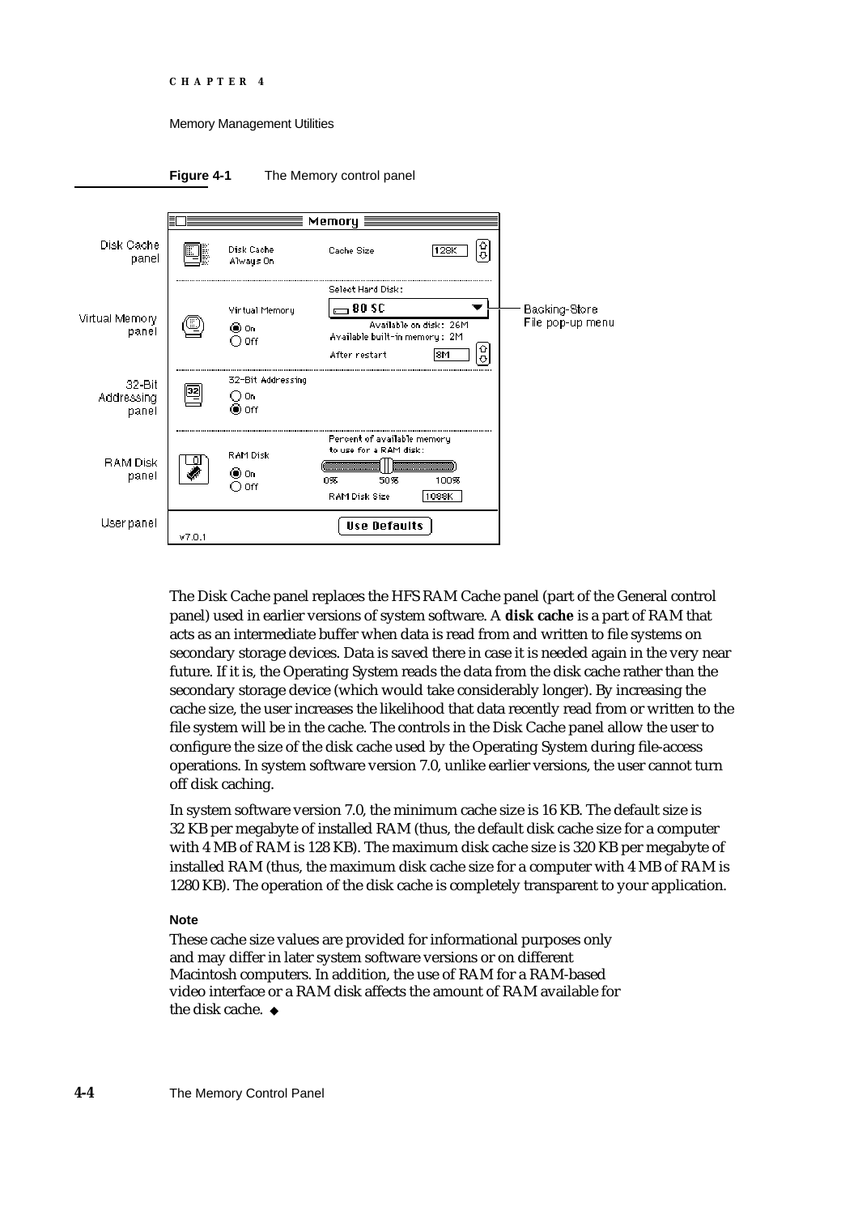**Figure 4-1** The Memory control panel

The Disk Cache panel replaces the HFS RAM Cache panel (part of the General control panel) used in earlier versions of system software. A **disk cache** is a part of RAM that acts as an intermediate buffer when data is read from and written to file systems on secondary storage devices. Data is saved there in case it is needed again in the very near future. If it is, the Operating System reads the data from the disk cache rather than the secondary storage device (which would take considerably longer). By increasing the cache size, the user increases the likelihood that data recently read from or written to the file system will be in the cache. The controls in the Disk Cache panel allow the user to configure the size of the disk cache used by the Operating System during file-access operations. In system software version 7.0, unlike earlier versions, the user cannot turn off disk caching.

In system software version 7.0, the minimum cache size is 16 KB. The default size is 32 KB per megabyte of installed RAM (thus, the default disk cache size for a computer with 4 MB of RAM is 128 KB). The maximum disk cache size is 320 KB per megabyte of installed RAM (thus, the maximum disk cache size for a computer with 4 MB of RAM is 1280 KB). The operation of the disk cache is completely transparent to your application.

**Note**

These cache size values are provided for informational purposes only and may differ in later system software versions or on different Macintosh computers. In addition, the use of RAM for a RAM-based video interface or a RAM disk affects the amount of RAM available for the disk cache. ◆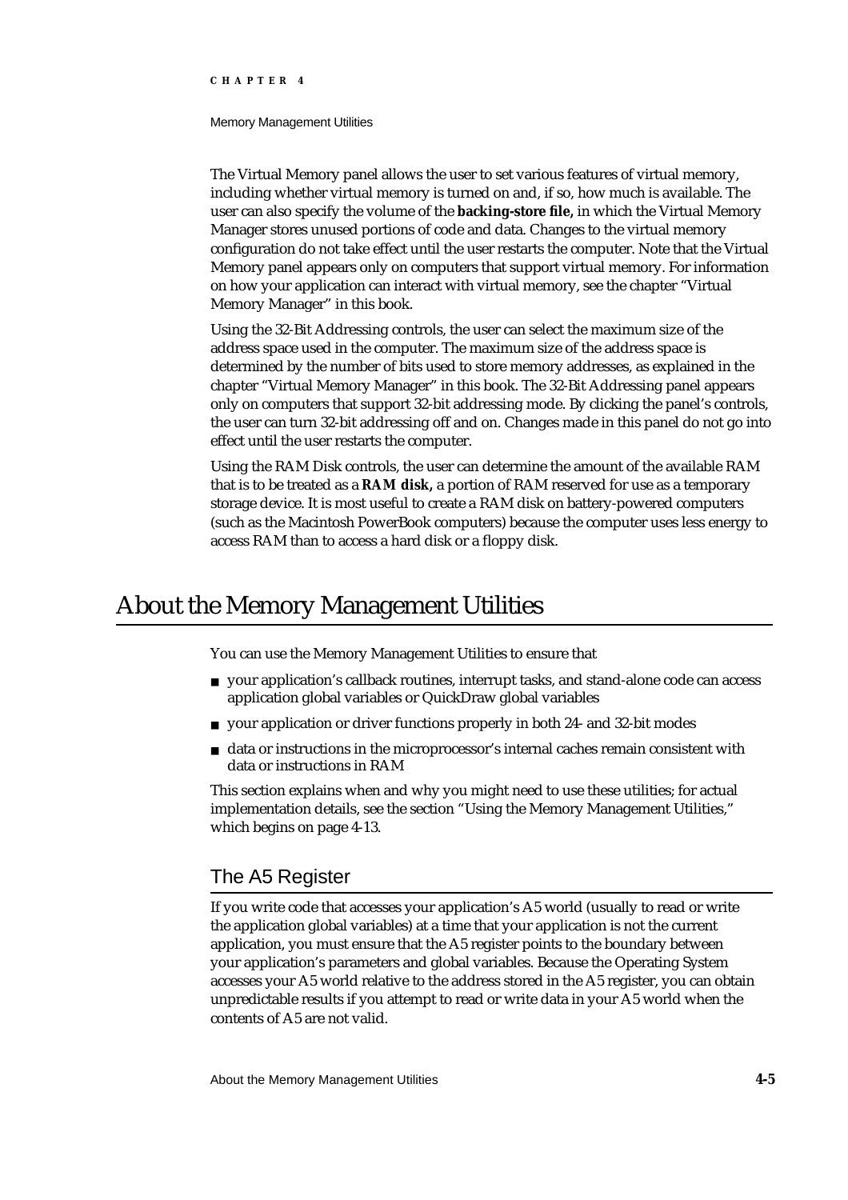The Virtual Memory panel allows the user to set various features of virtual memory, including whether virtual memory is turned on and, if so, how much is available. The user can also specify the volume of the **backing-store file,** in which the Virtual Memory Manager stores unused portions of code and data. Changes to the virtual memory configuration do not take effect until the user restarts the computer. Note that the Virtual Memory panel appears only on computers that support virtual memory. For information on how your application can interact with virtual memory, see the chapter "Virtual Memory Manager" in this book.

Using the 32-Bit Addressing controls, the user can select the maximum size of the address space used in the computer. The maximum size of the address space is determined by the number of bits used to store memory addresses, as explained in the chapter "Virtual Memory Manager" in this book. The 32-Bit Addressing panel appears only on computers that support 32-bit addressing mode. By clicking the panel's controls, the user can turn 32-bit addressing off and on. Changes made in this panel do not go into effect until the user restarts the computer.

Using the RAM Disk controls, the user can determine the amount of the available RAM that is to be treated as a **RAM disk,** a portion of RAM reserved for use as a temporary storage device. It is most useful to create a RAM disk on battery-powered computers (such as the Macintosh PowerBook computers) because the computer uses less energy to access RAM than to access a hard disk or a floppy disk.

# About the Memory Management Utilities

You can use the Memory Management Utilities to ensure that

- your application's callback routines, interrupt tasks, and stand-alone code can access application global variables or QuickDraw global variables
- your application or driver functions properly in both 24- and 32-bit modes
- data or instructions in the microprocessor's internal caches remain consistent with data or instructions in RAM

This section explains when and why you might need to use these utilities; for actual implementation details, see the section "Using the Memory Management Utilities," which begins on page 4-13.

## The A5 Register

If you write code that accesses your application's A5 world (usually to read or write the application global variables) at a time that your application is not the current application, you must ensure that the A5 register points to the boundary between your application's parameters and global variables. Because the Operating System accesses your A5 world relative to the address stored in the A5 register, you can obtain unpredictable results if you attempt to read or write data in your A5 world when the contents of A5 are not valid.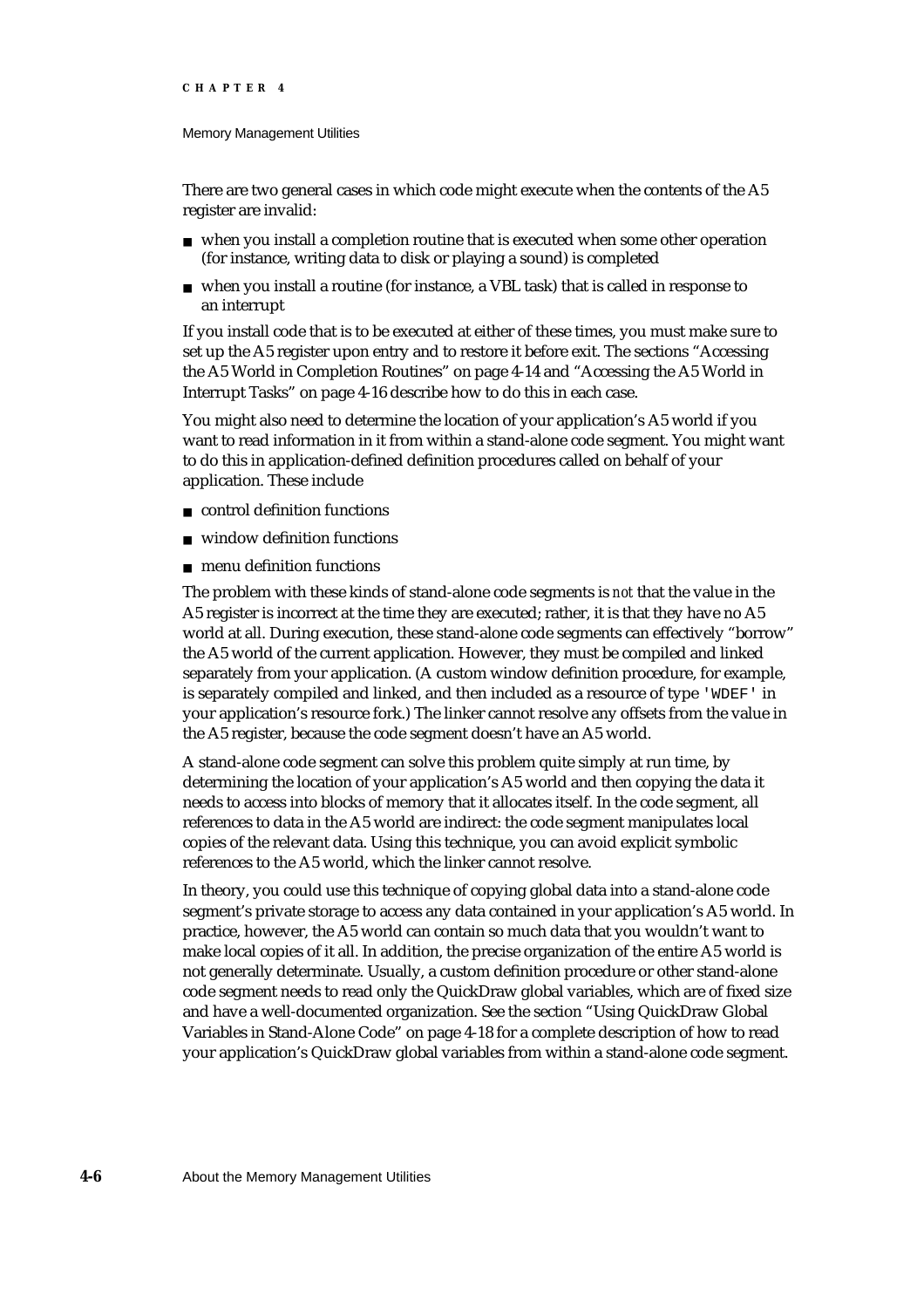There are two general cases in which code might execute when the contents of the A5 register are invalid:

- when you install a completion routine that is executed when some other operation (for instance, writing data to disk or playing a sound) is completed
- when you install a routine (for instance, a VBL task) that is called in response to an interrupt

If you install code that is to be executed at either of these times, you must make sure to set up the A5 register upon entry and to restore it before exit. The sections "Accessing the A5 World in Completion Routines" on page 4-14 and "Accessing the A5 World in Interrupt Tasks" on page 4-16 describe how to do this in each case.

You might also need to determine the location of your application's A5 world if you want to read information in it from within a stand-alone code segment. You might want to do this in application-defined definition procedures called on behalf of your application. These include

- control definition functions
- window definition functions
- menu definition functions

The problem with these kinds of stand-alone code segments is *not* that the value in the A5 register is incorrect at the time they are executed; rather, it is that they have no A5 world at all. During execution, these stand-alone code segments can effectively "borrow" the A5 world of the current application. However, they must be compiled and linked separately from your application. (A custom window definition procedure, for example, is separately compiled and linked, and then included as a resource of type `'WDEF'` in your application's resource fork.) The linker cannot resolve any offsets from the value in the A5 register, because the code segment doesn't have an A5 world.

A stand-alone code segment can solve this problem quite simply at run time, by determining the location of your application's A5 world and then copying the data it needs to access into blocks of memory that it allocates itself. In the code segment, all references to data in the A5 world are indirect: the code segment manipulates local copies of the relevant data. Using this technique, you can avoid explicit symbolic references to the A5 world, which the linker cannot resolve.

In theory, you could use this technique of copying global data into a stand-alone code segment's private storage to access any data contained in your application's A5 world. In practice, however, the A5 world can contain so much data that you wouldn't want to make local copies of it all. In addition, the precise organization of the entire A5 world is not generally determinate. Usually, a custom definition procedure or other stand-alone code segment needs to read only the QuickDraw global variables, which are of fixed size and have a well-documented organization. See the section "Using QuickDraw Global Variables in Stand-Alone Code" on page 4-18 for a complete description of how to read your application's QuickDraw global variables from within a stand-alone code segment.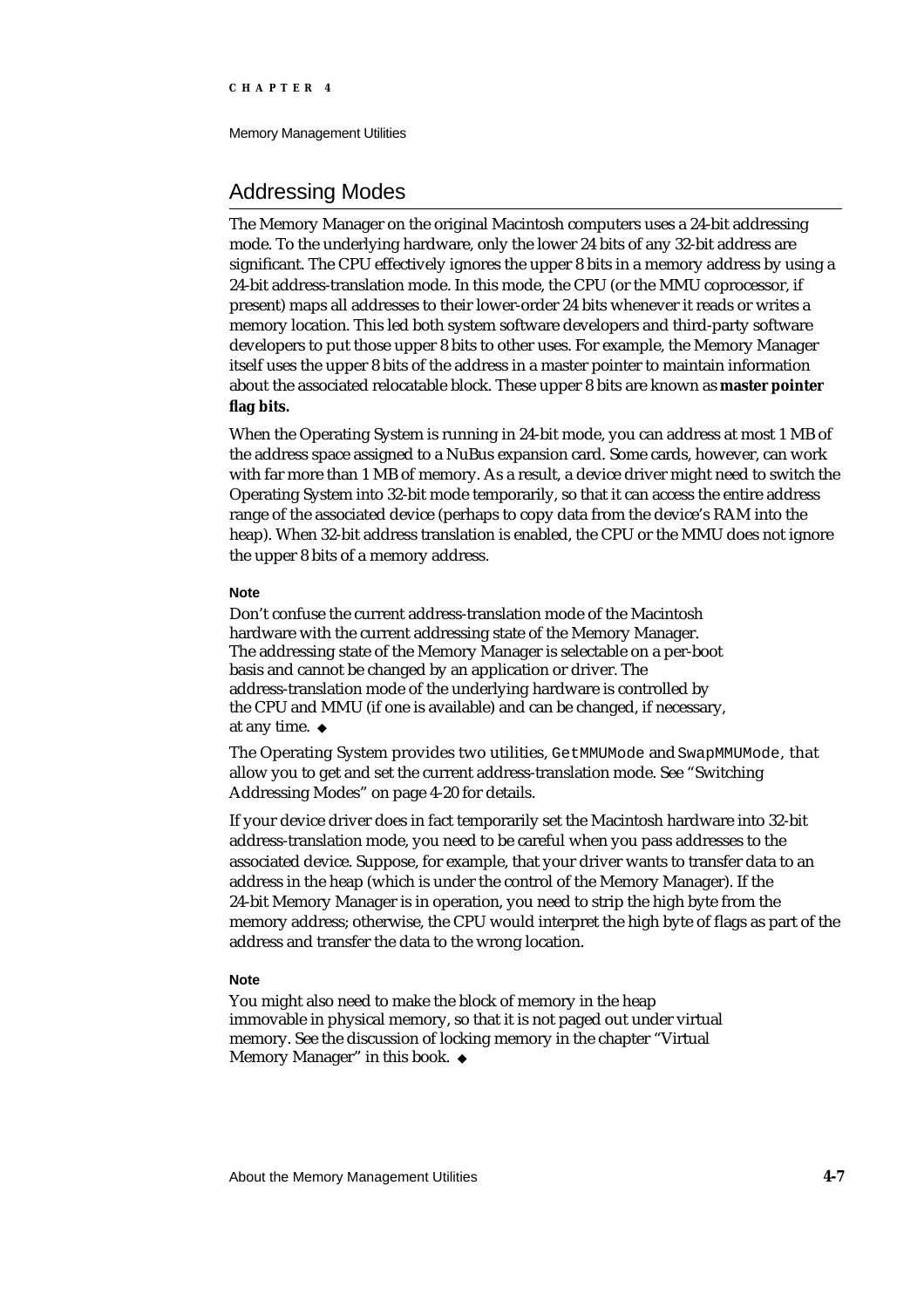## Addressing Modes

The Memory Manager on the original Macintosh computers uses a 24-bit addressing mode. To the underlying hardware, only the lower 24 bits of any 32-bit address are significant. The CPU effectively ignores the upper 8 bits in a memory address by using a 24-bit address-translation mode. In this mode, the CPU (or the MMU coprocessor, if present) maps all addresses to their lower-order 24 bits whenever it reads or writes a memory location. This led both system software developers and third-party software developers to put those upper 8 bits to other uses. For example, the Memory Manager itself uses the upper 8 bits of the address in a master pointer to maintain information about the associated relocatable block. These upper 8 bits are known as **master pointer flag bits.**

When the Operating System is running in 24-bit mode, you can address at most 1 MB of the address space assigned to a NuBus expansion card. Some cards, however, can work with far more than 1 MB of memory. As a result, a device driver might need to switch the Operating System into 32-bit mode temporarily, so that it can access the entire address range of the associated device (perhaps to copy data from the device's RAM into the heap). When 32-bit address translation is enabled, the CPU or the MMU does not ignore the upper 8 bits of a memory address.

**Note**

Don't confuse the current address-translation mode of the Macintosh hardware with the current addressing state of the Memory Manager. The addressing state of the Memory Manager is selectable on a per-boot basis and cannot be changed by an application or driver. The address-translation mode of the underlying hardware is controlled by the CPU and MMU (if one is available) and can be changed, if necessary, at any time. ◆

The Operating System provides two utilities, `GetMMUMode` and `SwapMMUMode`, that allow you to get and set the current address-translation mode. See "Switching Addressing Modes" on page 4-20 for details.

If your device driver does in fact temporarily set the Macintosh hardware into 32-bit address-translation mode, you need to be careful when you pass addresses to the associated device. Suppose, for example, that your driver wants to transfer data to an address in the heap (which is under the control of the Memory Manager). If the 24-bit Memory Manager is in operation, you need to strip the high byte from the memory address; otherwise, the CPU would interpret the high byte of flags as part of the address and transfer the data to the wrong location.

**Note**

You might also need to make the block of memory in the heap immovable in physical memory, so that it is not paged out under virtual memory. See the discussion of locking memory in the chapter "Virtual Memory Manager" in this book. ◆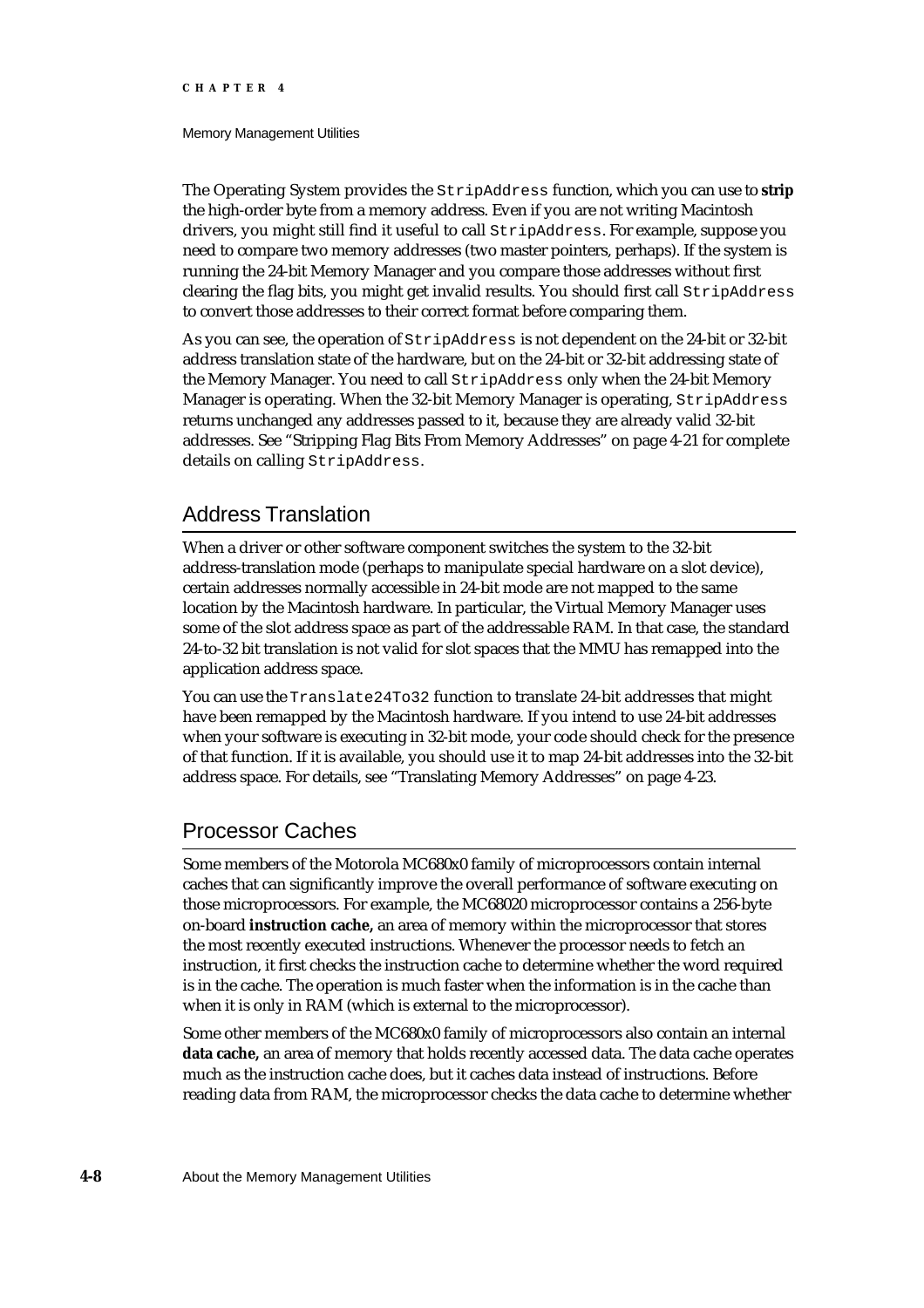The Operating System provides the `StripAddress` function, which you can use to **strip** the high-order byte from a memory address. Even if you are not writing Macintosh drivers, you might still find it useful to call `StripAddress`. For example, suppose you need to compare two memory addresses (two master pointers, perhaps). If the system is running the 24-bit Memory Manager and you compare those addresses without first clearing the flag bits, you might get invalid results. You should first call `StripAddress` to convert those addresses to their correct format before comparing them.

As you can see, the operation of `StripAddress` is not dependent on the 24-bit or 32-bit address translation state of the hardware, but on the 24-bit or 32-bit addressing state of the Memory Manager. You need to call `StripAddress` only when the 24-bit Memory Manager is operating. When the 32-bit Memory Manager is operating, `StripAddress` returns unchanged any addresses passed to it, because they are already valid 32-bit addresses. See "Stripping Flag Bits From Memory Addresses" on page 4-21 for complete details on calling `StripAddress`.

## Address Translation

When a driver or other software component switches the system to the 32-bit address-translation mode (perhaps to manipulate special hardware on a slot device), certain addresses normally accessible in 24-bit mode are not mapped to the same location by the Macintosh hardware. In particular, the Virtual Memory Manager uses some of the slot address space as part of the addressable RAM. In that case, the standard 24-to-32 bit translation is not valid for slot spaces that the MMU has remapped into the application address space.

You can use the `Translate24To32` function to translate 24-bit addresses that might have been remapped by the Macintosh hardware. If you intend to use 24-bit addresses when your software is executing in 32-bit mode, your code should check for the presence of that function. If it is available, you should use it to map 24-bit addresses into the 32-bit address space. For details, see "Translating Memory Addresses" on page 4-23.

## Processor Caches

Some members of the Motorola MC680x0 family of microprocessors contain internal caches that can significantly improve the overall performance of software executing on those microprocessors. For example, the MC68020 microprocessor contains a 256-byte on-board **instruction cache,** an area of memory within the microprocessor that stores the most recently executed instructions. Whenever the processor needs to fetch an instruction, it first checks the instruction cache to determine whether the word required is in the cache. The operation is much faster when the information is in the cache than when it is only in RAM (which is external to the microprocessor).

Some other members of the MC680x0 family of microprocessors also contain an internal **data cache,** an area of memory that holds recently accessed data. The data cache operates much as the instruction cache does, but it caches data instead of instructions. Before reading data from RAM, the microprocessor checks the data cache to determine whether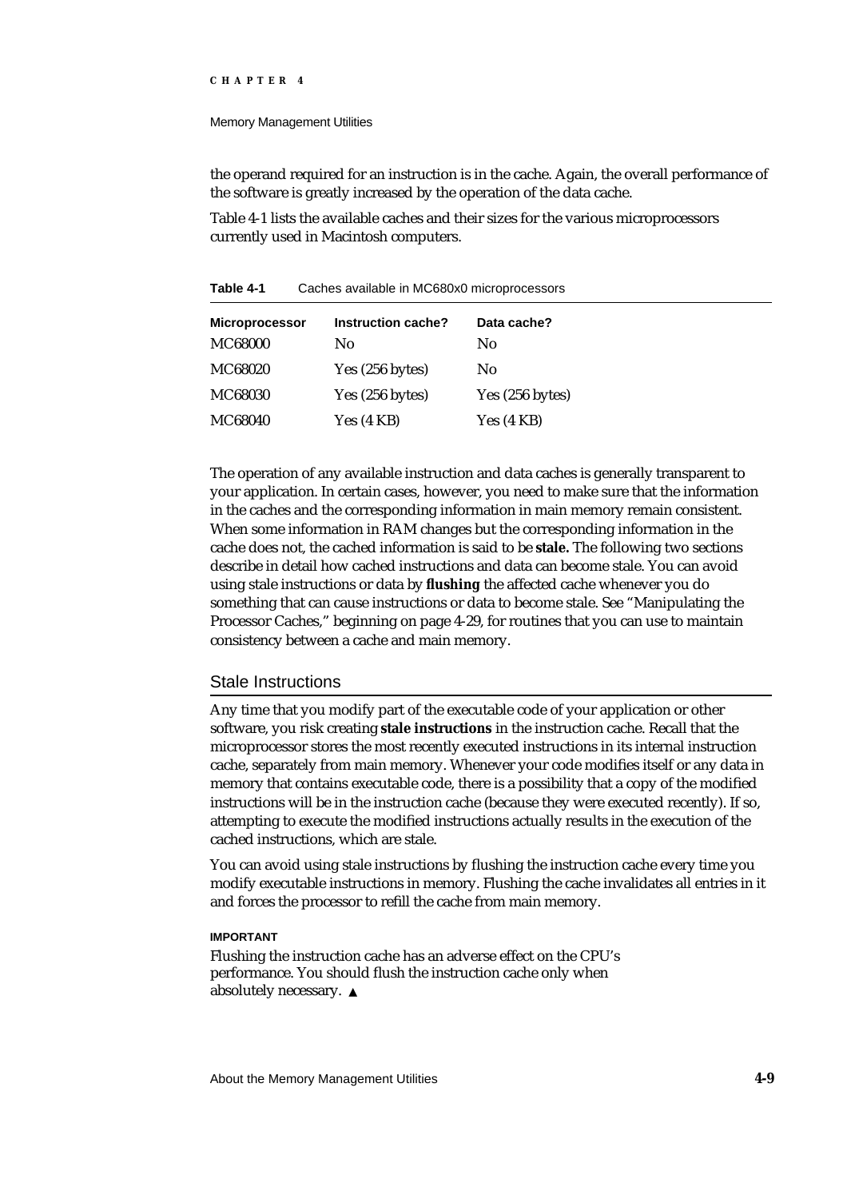the operand required for an instruction is in the cache. Again, the overall performance of the software is greatly increased by the operation of the data cache.

Table 4-1 lists the available caches and their sizes for the various microprocessors currently used in Macintosh computers.

**Table 4-1** Caches available in MC680x0 microprocessors

| Microprocessor | Instruction cache? | Data cache? |
|---|---|---|
| MC68000 | No | No |
| MC68020 | Yes (256 bytes) | No |
| MC68030 | Yes (256 bytes) | Yes (256 bytes) |
| MC68040 | Yes (4 KB) | Yes (4 KB) |

The operation of any available instruction and data caches is generally transparent to your application. In certain cases, however, you need to make sure that the information in the caches and the corresponding information in main memory remain consistent. When some information in RAM changes but the corresponding information in the cache does not, the cached information is said to be **stale.** The following two sections describe in detail how cached instructions and data can become stale. You can avoid using stale instructions or data by **flushing** the affected cache whenever you do something that can cause instructions or data to become stale. See "Manipulating the Processor Caches," beginning on page 4-29, for routines that you can use to maintain consistency between a cache and main memory.

## Stale Instructions

Any time that you modify part of the executable code of your application or other software, you risk creating **stale instructions** in the instruction cache. Recall that the microprocessor stores the most recently executed instructions in its internal instruction cache, separately from main memory. Whenever your code modifies itself or any data in memory that contains executable code, there is a possibility that a copy of the modified instructions will be in the instruction cache (because they were executed recently). If so, attempting to execute the modified instructions actually results in the execution of the cached instructions, which are stale.

You can avoid using stale instructions by flushing the instruction cache every time you modify executable instructions in memory. Flushing the cache invalidates all entries in it and forces the processor to refill the cache from main memory.

**IMPORTANT**

Flushing the instruction cache has an adverse effect on the CPU's performance. You should flush the instruction cache only when absolutely necessary. ▲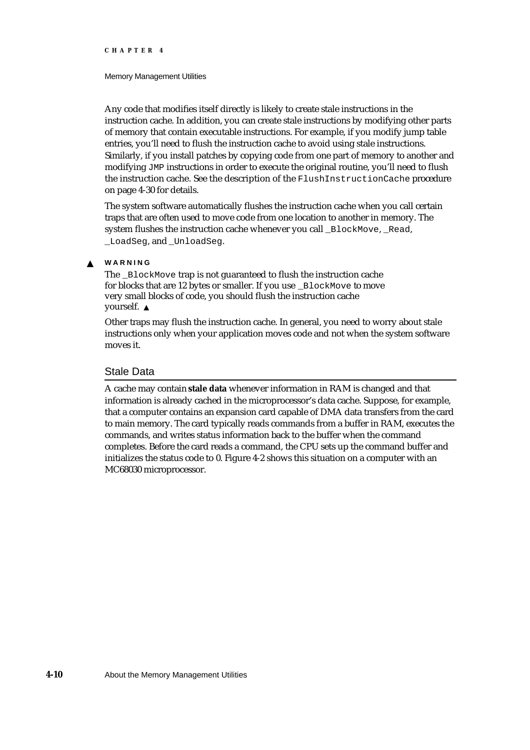Any code that modifies itself directly is likely to create stale instructions in the instruction cache. In addition, you can create stale instructions by modifying other parts of memory that contain executable instructions. For example, if you modify jump table entries, you'll need to flush the instruction cache to avoid using stale instructions. Similarly, if you install patches by copying code from one part of memory to another and modifying `JMP` instructions in order to execute the original routine, you'll need to flush the instruction cache. See the description of the `FlushInstructionCache` procedure on page 4-30 for details.

The system software automatically flushes the instruction cache when you call certain traps that are often used to move code from one location to another in memory. The system flushes the instruction cache whenever you call `_BlockMove`, `_Read`, `_LoadSeg`, and `_UnloadSeg`.

▲ **WARNING**

The `_BlockMove` trap is not guaranteed to flush the instruction cache for blocks that are 12 bytes or smaller. If you use `_BlockMove` to move very small blocks of code, you should flush the instruction cache yourself. ▲

Other traps may flush the instruction cache. In general, you need to worry about stale instructions only when your application moves code and not when the system software moves it.

## Stale Data

A cache may contain **stale data** whenever information in RAM is changed and that information is already cached in the microprocessor's data cache. Suppose, for example, that a computer contains an expansion card capable of DMA data transfers from the card to main memory. The card typically reads commands from a buffer in RAM, executes the commands, and writes status information back to the buffer when the command completes. Before the card reads a command, the CPU sets up the command buffer and initializes the status code to 0. Figure 4-2 shows this situation on a computer with an MC68030 microprocessor.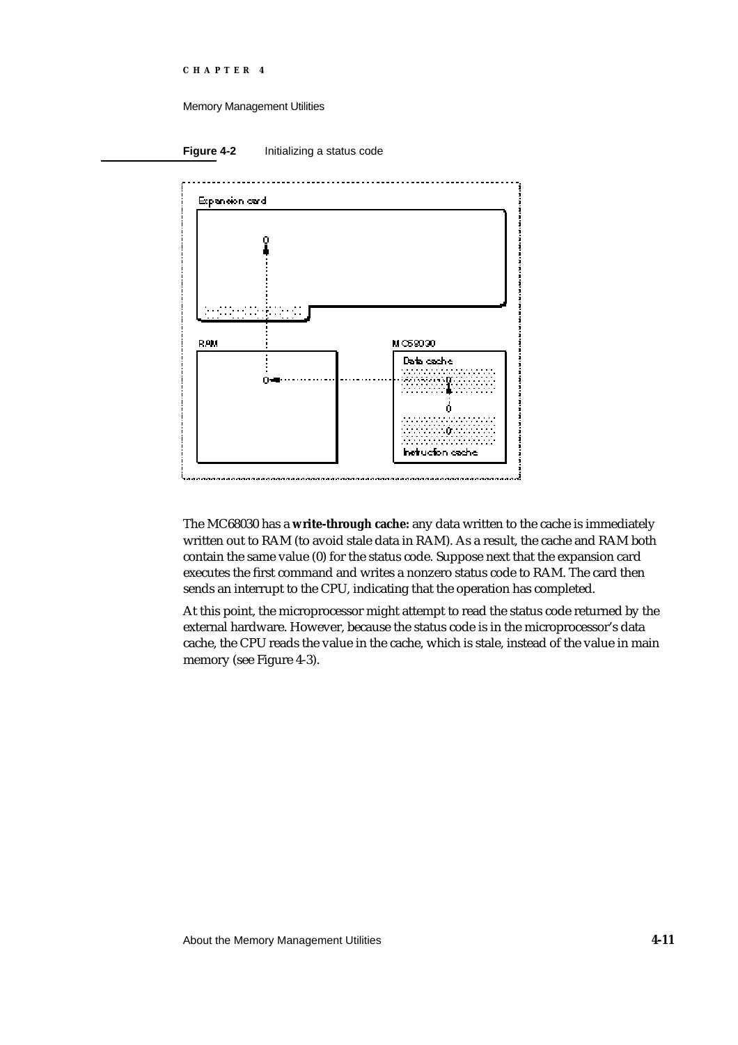**Figure 4-2** Initializing a status code

The MC68030 has a **write-through cache:** any data written to the cache is immediately written out to RAM (to avoid stale data in RAM). As a result, the cache and RAM both contain the same value (0) for the status code. Suppose next that the expansion card executes the first command and writes a nonzero status code to RAM. The card then sends an interrupt to the CPU, indicating that the operation has completed.

At this point, the microprocessor might attempt to read the status code returned by the external hardware. However, because the status code is in the microprocessor's data cache, the CPU reads the value in the cache, which is stale, instead of the value in main memory (see Figure 4-3).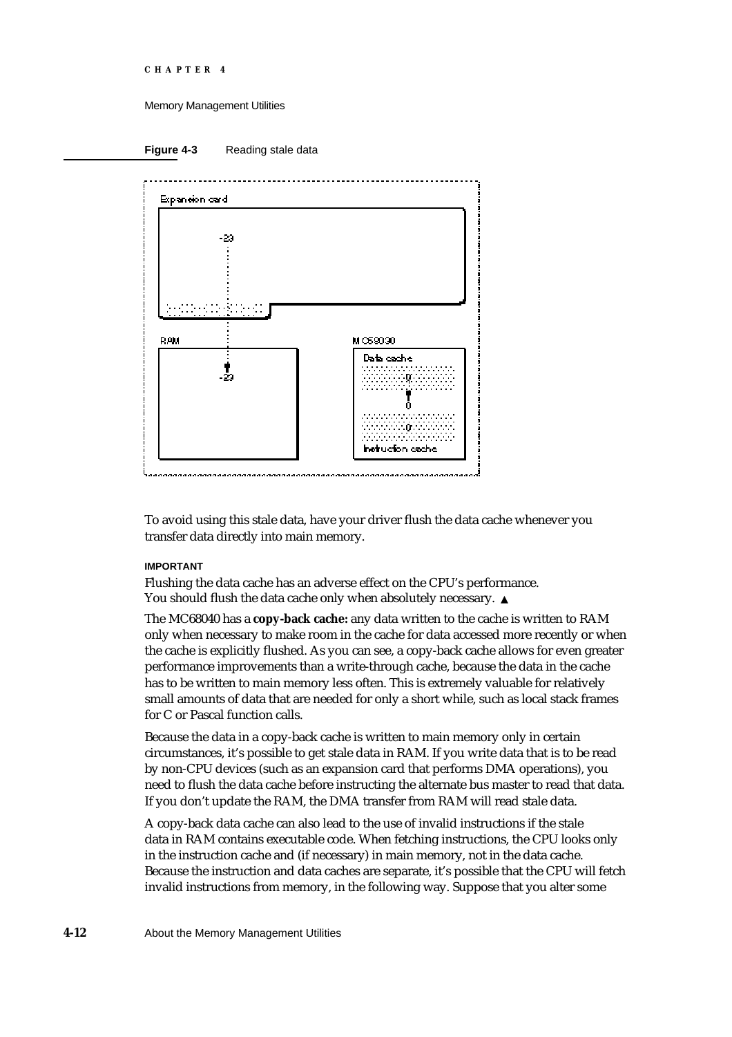**Figure 4-3** Reading stale data

To avoid using this stale data, have your driver flush the data cache whenever you transfer data directly into main memory.

**IMPORTANT**

Flushing the data cache has an adverse effect on the CPU's performance. You should flush the data cache only when absolutely necessary. ▲

The MC68040 has a **copy-back cache:** any data written to the cache is written to RAM only when necessary to make room in the cache for data accessed more recently or when the cache is explicitly flushed. As you can see, a copy-back cache allows for even greater performance improvements than a write-through cache, because the data in the cache has to be written to main memory less often. This is extremely valuable for relatively small amounts of data that are needed for only a short while, such as local stack frames for C or Pascal function calls.

Because the data in a copy-back cache is written to main memory only in certain circumstances, it's possible to get stale data in RAM. If you write data that is to be read by non-CPU devices (such as an expansion card that performs DMA operations), you need to flush the data cache before instructing the alternate bus master to read that data. If you don't update the RAM, the DMA transfer from RAM will read stale data.

A copy-back data cache can also lead to the use of invalid instructions if the stale data in RAM contains executable code. When fetching instructions, the CPU looks only in the instruction cache and (if necessary) in main memory, not in the data cache. Because the instruction and data caches are separate, it's possible that the CPU will fetch invalid instructions from memory, in the following way. Suppose that you alter some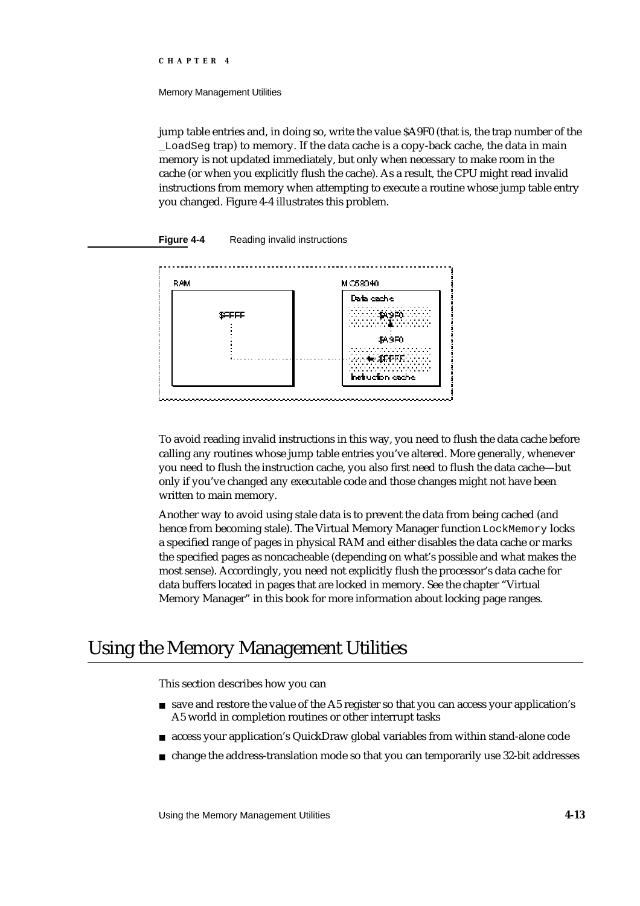jump table entries and, in doing so, write the value $A9F0 (that is, the trap number of the _LoadSeg trap) to memory. If the data cache is a copy-back cache, the data in main memory is not updated immediately, but only when necessary to make room in the cache (or when you explicitly flush the cache). As a result, the CPU might read invalid instructions from memory when attempting to execute a routine whose jump table entry you changed. Figure 4-4 illustrates this problem.

**Figure 4-4** Reading invalid instructions

To avoid reading invalid instructions in this way, you need to flush the data cache before calling any routines whose jump table entries you've altered. More generally, whenever you need to flush the instruction cache, you also first need to flush the data cache—but only if you've changed any executable code and those changes might not have been written to main memory.

Another way to avoid using stale data is to prevent the data from being cached (and hence from becoming stale). The Virtual Memory Manager function LockMemory locks a specified range of pages in physical RAM and either disables the data cache or marks the specified pages as noncacheable (depending on what's possible and what makes the most sense). Accordingly, you need not explicitly flush the processor's data cache for data buffers located in pages that are locked in memory. See the chapter "Virtual Memory Manager" in this book for more information about locking page ranges.

# Using the Memory Management Utilities

This section describes how you can

- save and restore the value of the A5 register so that you can access your application's A5 world in completion routines or other interrupt tasks
- access your application's QuickDraw global variables from within stand-alone code
- change the address-translation mode so that you can temporarily use 32-bit addresses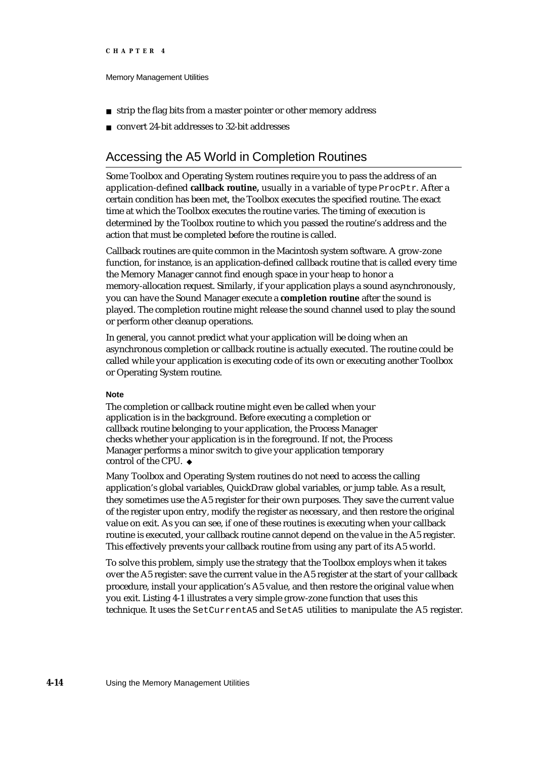- strip the flag bits from a master pointer or other memory address
- convert 24-bit addresses to 32-bit addresses

## Accessing the A5 World in Completion Routines

Some Toolbox and Operating System routines require you to pass the address of an application-defined **callback routine,** usually in a variable of type `ProcPtr`. After a certain condition has been met, the Toolbox executes the specified routine. The exact time at which the Toolbox executes the routine varies. The timing of execution is determined by the Toolbox routine to which you passed the routine's address and the action that must be completed before the routine is called.

Callback routines are quite common in the Macintosh system software. A grow-zone function, for instance, is an application-defined callback routine that is called every time the Memory Manager cannot find enough space in your heap to honor a memory-allocation request. Similarly, if your application plays a sound asynchronously, you can have the Sound Manager execute a **completion routine** after the sound is played. The completion routine might release the sound channel used to play the sound or perform other cleanup operations.

In general, you cannot predict what your application will be doing when an asynchronous completion or callback routine is actually executed. The routine could be called while your application is executing code of its own or executing another Toolbox or Operating System routine.

**Note**

The completion or callback routine might even be called when your application is in the background. Before executing a completion or callback routine belonging to your application, the Process Manager checks whether your application is in the foreground. If not, the Process Manager performs a minor switch to give your application temporary control of the CPU. ◆

Many Toolbox and Operating System routines do not need to access the calling application's global variables, QuickDraw global variables, or jump table. As a result, they sometimes use the A5 register for their own purposes. They save the current value of the register upon entry, modify the register as necessary, and then restore the original value on exit. As you can see, if one of these routines is executing when your callback routine is executed, your callback routine cannot depend on the value in the A5 register. This effectively prevents your callback routine from using any part of its A5 world.

To solve this problem, simply use the strategy that the Toolbox employs when it takes over the A5 register: save the current value in the A5 register at the start of your callback procedure, install your application's A5 value, and then restore the original value when you exit. Listing 4-1 illustrates a very simple grow-zone function that uses this technique. It uses the `SetCurrentA5` and `SetA5` utilities to manipulate the A5 register.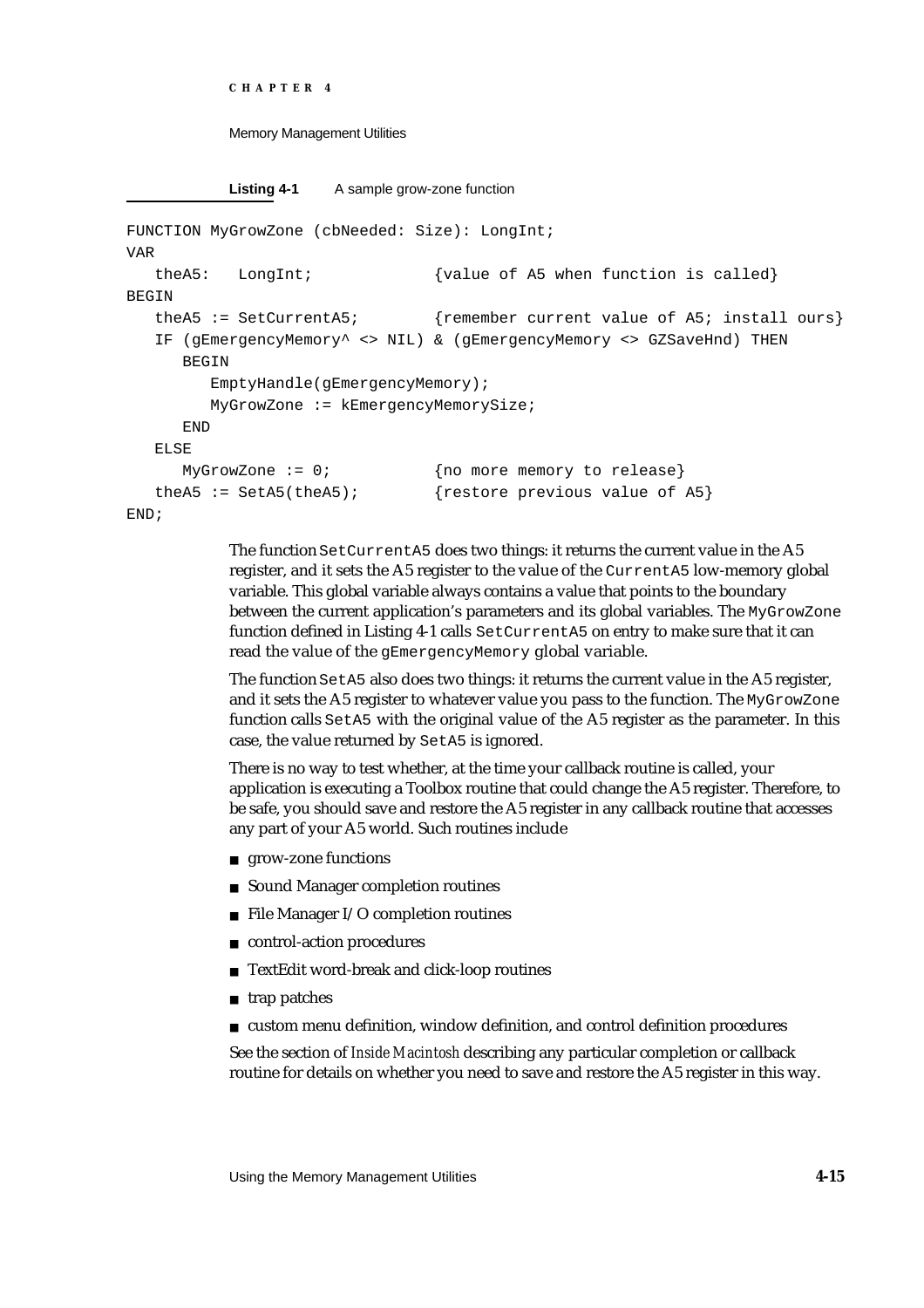**Listing 4-1** A sample grow-zone function

```
FUNCTION MyGrowZone (cbNeeded: Size): LongInt;
VAR
   theA5:   LongInt;              {value of A5 when function is called}
BEGIN
   theA5 := SetCurrentA5;         {remember current value of A5; install ours}
   IF (gEmergencyMemory^ <> NIL) & (gEmergencyMemory <> GZSaveHnd) THEN
      BEGIN
         EmptyHandle(gEmergencyMemory);
         MyGrowZone := kEmergencyMemorySize;
      END
   ELSE
      MyGrowZone := 0;            {no more memory to release}
   theA5 := SetA5(theA5);         {restore previous value of A5}
END;
```

The function `SetCurrentA5` does two things: it returns the current value in the A5 register, and it sets the A5 register to the value of the `CurrentA5` low-memory global variable. This global variable always contains a value that points to the boundary between the current application's parameters and its global variables. The `MyGrowZone` function defined in Listing 4-1 calls `SetCurrentA5` on entry to make sure that it can read the value of the `gEmergencyMemory` global variable.

The function `SetA5` also does two things: it returns the current value in the A5 register, and it sets the A5 register to whatever value you pass to the function. The `MyGrowZone` function calls `SetA5` with the original value of the A5 register as the parameter. In this case, the value returned by `SetA5` is ignored.

There is no way to test whether, at the time your callback routine is called, your application is executing a Toolbox routine that could change the A5 register. Therefore, to be safe, you should save and restore the A5 register in any callback routine that accesses any part of your A5 world. Such routines include

- grow-zone functions
- Sound Manager completion routines
- File Manager I/O completion routines
- control-action procedures
- TextEdit word-break and click-loop routines
- trap patches
- custom menu definition, window definition, and control definition procedures

See the section of *Inside Macintosh* describing any particular completion or callback routine for details on whether you need to save and restore the A5 register in this way.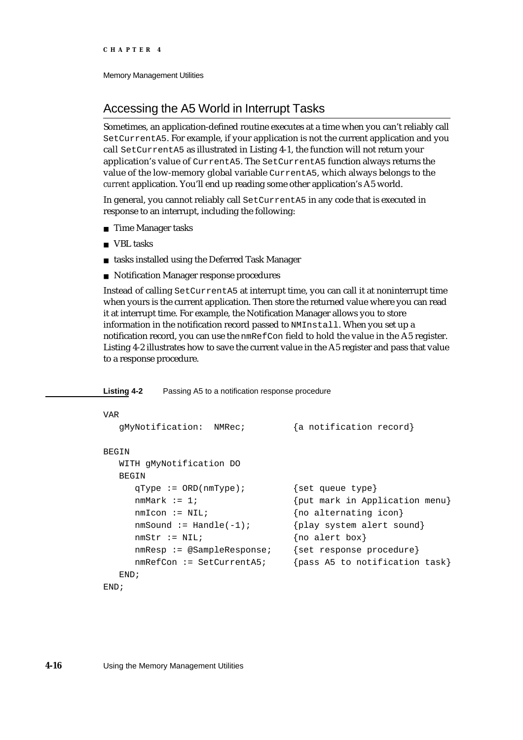## Accessing the A5 World in Interrupt Tasks

Sometimes, an application-defined routine executes at a time when you can't reliably call `SetCurrentA5`. For example, if your application is not the current application and you call `SetCurrentA5` as illustrated in Listing 4-1, the function will not return your application's value of `CurrentA5`. The `SetCurrentA5` function always returns the value of the low-memory global variable `CurrentA5`, which always belongs to the *current* application. You'll end up reading some other application's A5 world.

In general, you cannot reliably call `SetCurrentA5` in any code that is executed in response to an interrupt, including the following:

- Time Manager tasks
- VBL tasks
- tasks installed using the Deferred Task Manager
- Notification Manager response procedures

Instead of calling `SetCurrentA5` at interrupt time, you can call it at noninterrupt time when yours is the current application. Then store the returned value where you can read it at interrupt time. For example, the Notification Manager allows you to store information in the notification record passed to `NMInstall`. When you set up a notification record, you can use the `nmRefCon` field to hold the value in the A5 register. Listing 4-2 illustrates how to save the current value in the A5 register and pass that value to a response procedure.

**Listing 4-2** Passing A5 to a notification response procedure

```
VAR
   gMyNotification:  NMRec;         {a notification record}

BEGIN
   WITH gMyNotification DO
   BEGIN
      qType := ORD(nmType);         {set queue type}
      nmMark := 1;                  {put mark in Application menu}
      nmIcon := NIL;                {no alternating icon}
      nmSound := Handle(-1);        {play system alert sound}
      nmStr := NIL;                 {no alert box}
      nmResp := @SampleResponse;    {set response procedure}
      nmRefCon := SetCurrentA5;     {pass A5 to notification task}
   END;
END;
```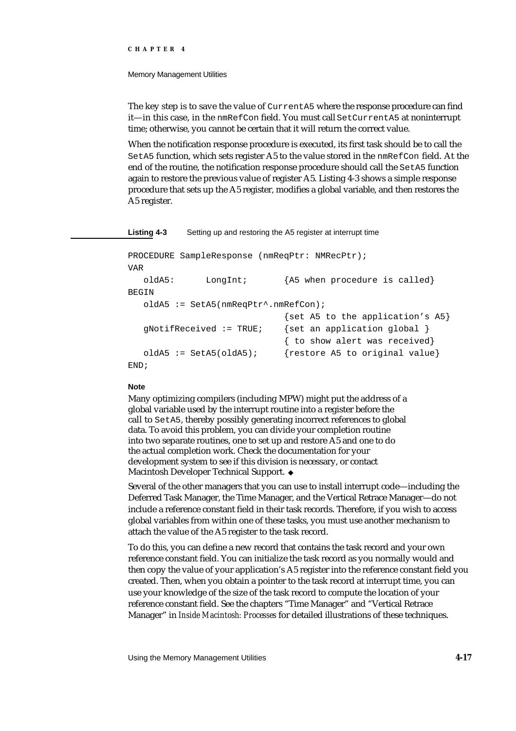The key step is to save the value of `CurrentA5` where the response procedure can find it—in this case, in the `nmRefCon` field. You must call `SetCurrentA5` at noninterrupt time; otherwise, you cannot be certain that it will return the correct value.

When the notification response procedure is executed, its first task should be to call the `SetA5` function, which sets register A5 to the value stored in the `nmRefCon` field. At the end of the routine, the notification response procedure should call the `SetA5` function again to restore the previous value of register A5. Listing 4-3 shows a simple response procedure that sets up the A5 register, modifies a global variable, and then restores the A5 register.

**Listing 4-3** Setting up and restoring the A5 register at interrupt time

```
PROCEDURE SampleResponse (nmReqPtr: NMRecPtr);
VAR
   oldA5:      LongInt;       {A5 when procedure is called}
BEGIN
   oldA5 := SetA5(nmReqPtr^.nmRefCon);
                              {set A5 to the application's A5}
   gNotifReceived := TRUE;    {set an application global }
                              { to show alert was received}
   oldA5 := SetA5(oldA5);     {restore A5 to original value}
END;
```

**Note**

Many optimizing compilers (including MPW) might put the address of a global variable used by the interrupt routine into a register before the call to `SetA5`, thereby possibly generating incorrect references to global data. To avoid this problem, you can divide your completion routine into two separate routines, one to set up and restore A5 and one to do the actual completion work. Check the documentation for your development system to see if this division is necessary, or contact Macintosh Developer Technical Support. ◆

Several of the other managers that you can use to install interrupt code—including the Deferred Task Manager, the Time Manager, and the Vertical Retrace Manager—do not include a reference constant field in their task records. Therefore, if you wish to access global variables from within one of these tasks, you must use another mechanism to attach the value of the A5 register to the task record.

To do this, you can define a new record that contains the task record and your own reference constant field. You can initialize the task record as you normally would and then copy the value of your application's A5 register into the reference constant field you created. Then, when you obtain a pointer to the task record at interrupt time, you can use your knowledge of the size of the task record to compute the location of your reference constant field. See the chapters "Time Manager" and "Vertical Retrace Manager" in *Inside Macintosh: Processes* for detailed illustrations of these techniques.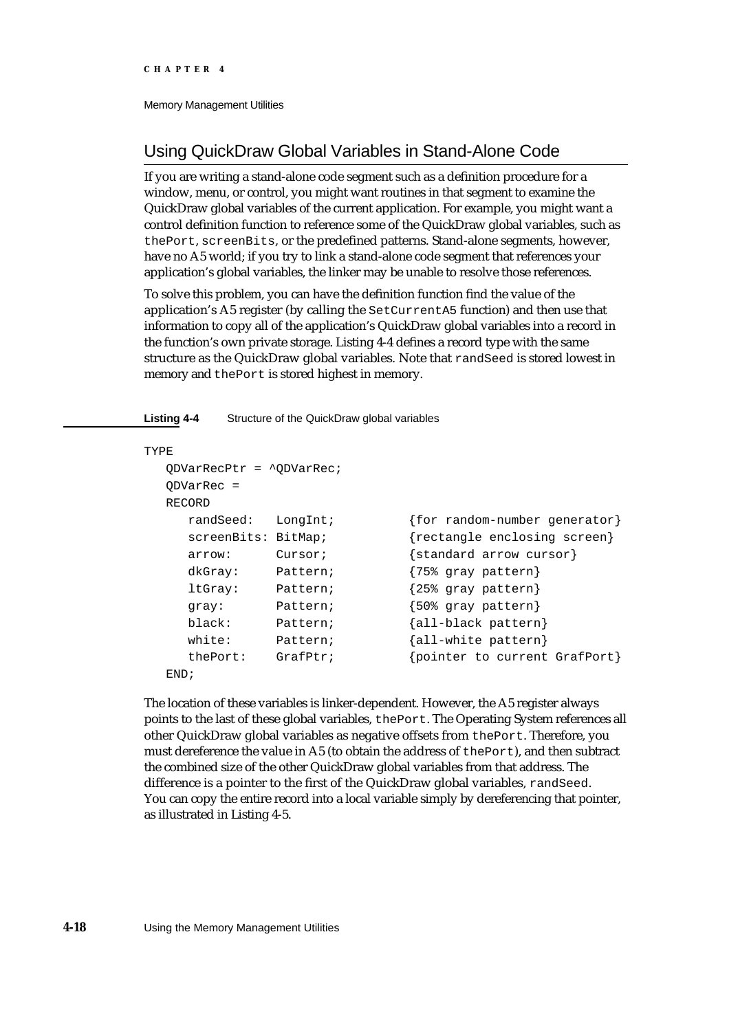## Using QuickDraw Global Variables in Stand-Alone Code

If you are writing a stand-alone code segment such as a definition procedure for a window, menu, or control, you might want routines in that segment to examine the QuickDraw global variables of the current application. For example, you might want a control definition function to reference some of the QuickDraw global variables, such as `thePort`, `screenBits`, or the predefined patterns. Stand-alone segments, however, have no A5 world; if you try to link a stand-alone code segment that references your application's global variables, the linker may be unable to resolve those references.

To solve this problem, you can have the definition function find the value of the application's A5 register (by calling the `SetCurrentA5` function) and then use that information to copy all of the application's QuickDraw global variables into a record in the function's own private storage. Listing 4-4 defines a record type with the same structure as the QuickDraw global variables. Note that `randSeed` is stored lowest in memory and `thePort` is stored highest in memory.

**Listing 4-4** Structure of the QuickDraw global variables

```
TYPE
   QDVarRecPtr = ^QDVarRec;
   QDVarRec =
   RECORD
      randSeed:   LongInt;          {for random-number generator}
      screenBits: BitMap;           {rectangle enclosing screen}
      arrow:      Cursor;           {standard arrow cursor}
      dkGray:     Pattern;          {75% gray pattern}
      ltGray:     Pattern;          {25% gray pattern}
      gray:       Pattern;          {50% gray pattern}
      black:      Pattern;          {all-black pattern}
      white:      Pattern;          {all-white pattern}
      thePort:    GrafPtr;          {pointer to current GrafPort}
   END;
```

The location of these variables is linker-dependent. However, the A5 register always points to the last of these global variables, `thePort`. The Operating System references all other QuickDraw global variables as negative offsets from `thePort`. Therefore, you must dereference the value in A5 (to obtain the address of `thePort`), and then subtract the combined size of the other QuickDraw global variables from that address. The difference is a pointer to the first of the QuickDraw global variables, `randSeed`. You can copy the entire record into a local variable simply by dereferencing that pointer, as illustrated in Listing 4-5.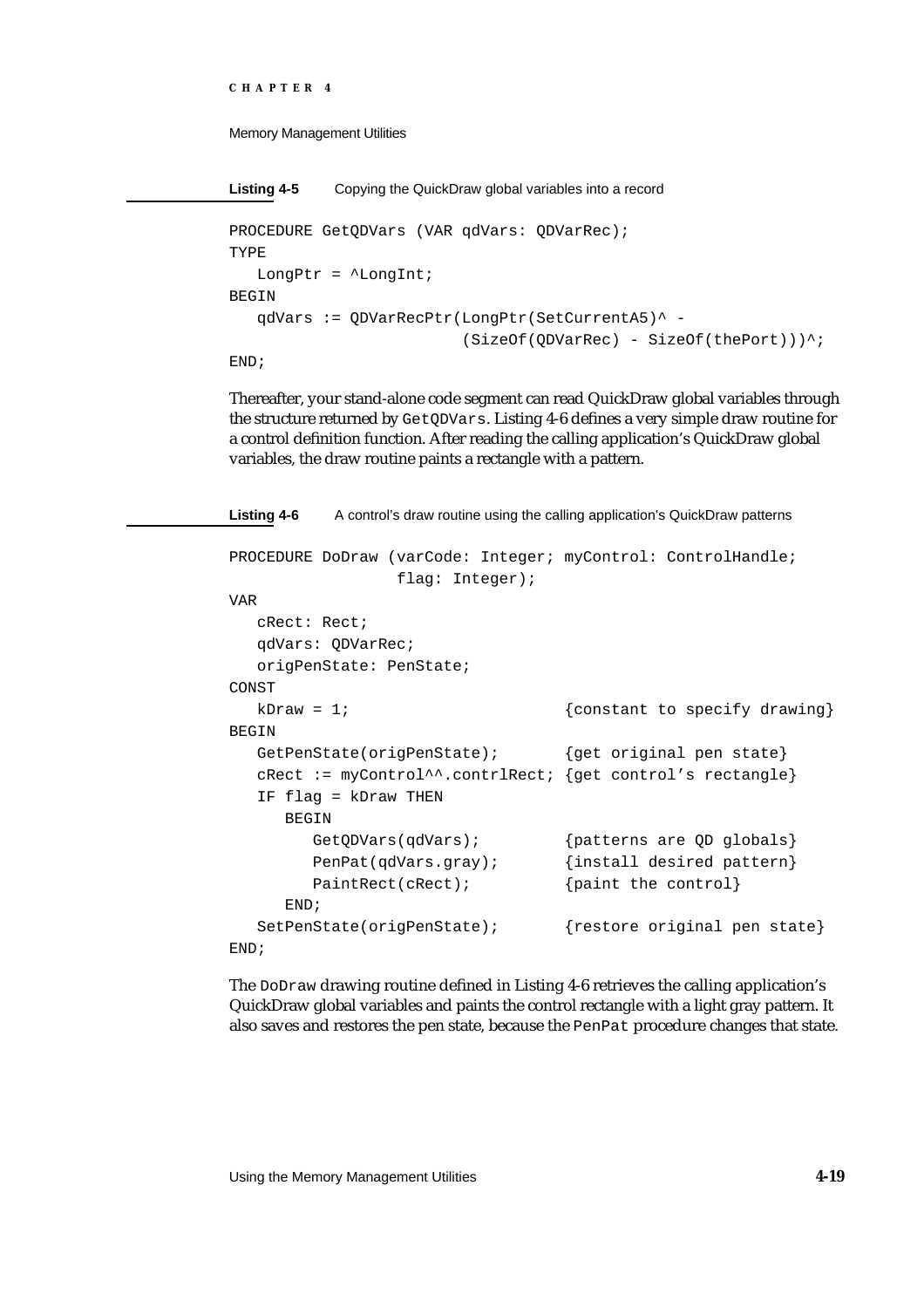**Listing 4-5** Copying the QuickDraw global variables into a record

```
PROCEDURE GetQDVars (VAR qdVars: QDVarRec);
TYPE
   LongPtr = ^LongInt;
BEGIN
   qdVars := QDVarRecPtr(LongPtr(SetCurrentA5)^ -
                        (SizeOf(QDVarRec) - SizeOf(thePort)))^;
END;
```

Thereafter, your stand-alone code segment can read QuickDraw global variables through the structure returned by `GetQDVars`. Listing 4-6 defines a very simple draw routine for a control definition function. After reading the calling application's QuickDraw global variables, the draw routine paints a rectangle with a pattern.

**Listing 4-6** A control's draw routine using the calling application's QuickDraw patterns

```
PROCEDURE DoDraw (varCode: Integer; myControl: ControlHandle;
                  flag: Integer);
VAR
   cRect: Rect;
   qdVars: QDVarRec;
   origPenState: PenState;
CONST
   kDraw = 1;                        {constant to specify drawing}
BEGIN
   GetPenState(origPenState);        {get original pen state}
   cRect := myControl^^.contrlRect; {get control's rectangle}
   IF flag = kDraw THEN
      BEGIN
         GetQDVars(qdVars);          {patterns are QD globals}
         PenPat(qdVars.gray);        {install desired pattern}
         PaintRect(cRect);           {paint the control}
      END;
   SetPenState(origPenState);        {restore original pen state}
END;
```

The `DoDraw` drawing routine defined in Listing 4-6 retrieves the calling application's QuickDraw global variables and paints the control rectangle with a light gray pattern. It also saves and restores the pen state, because the `PenPat` procedure changes that state.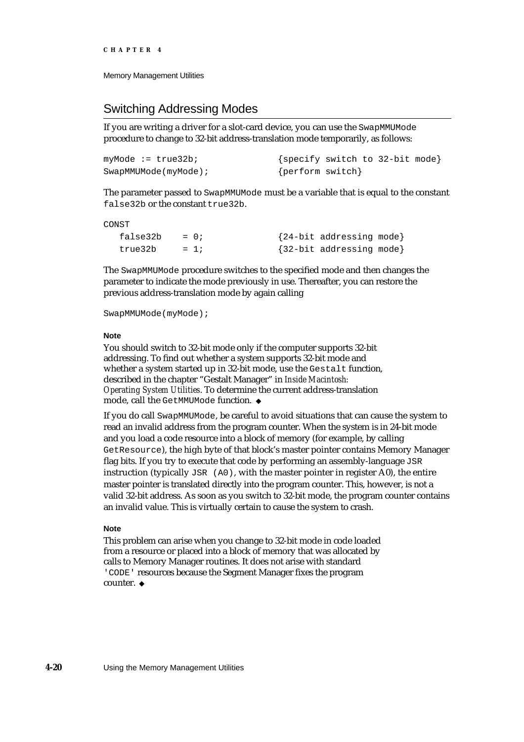## Switching Addressing Modes

If you are writing a driver for a slot-card device, you can use the `SwapMMUMode` procedure to change to 32-bit address-translation mode temporarily, as follows:

```
myMode := true32b;              {specify switch to 32-bit mode}
SwapMMUMode(myMode);            {perform switch}
```

The parameter passed to `SwapMMUMode` must be a variable that is equal to the constant `false32b` or the constant `true32b`.

```
CONST
   false32b    = 0;             {24-bit addressing mode}
   true32b     = 1;             {32-bit addressing mode}
```

The `SwapMMUMode` procedure switches to the specified mode and then changes the parameter to indicate the mode previously in use. Thereafter, you can restore the previous address-translation mode by again calling

```
SwapMMUMode(myMode);
```

**Note**

You should switch to 32-bit mode only if the computer supports 32-bit addressing. To find out whether a system supports 32-bit mode and whether a system started up in 32-bit mode, use the `Gestalt` function, described in the chapter "Gestalt Manager" in *Inside Macintosh: Operating System Utilities*. To determine the current address-translation mode, call the `GetMMUMode` function. ◆

If you do call `SwapMMUMode`, be careful to avoid situations that can cause the system to read an invalid address from the program counter. When the system is in 24-bit mode and you load a code resource into a block of memory (for example, by calling `GetResource`), the high byte of that block's master pointer contains Memory Manager flag bits. If you try to execute that code by performing an assembly-language `JSR` instruction (typically `JSR (A0)`, with the master pointer in register A0), the entire master pointer is translated directly into the program counter. This, however, is not a valid 32-bit address. As soon as you switch to 32-bit mode, the program counter contains an invalid value. This is virtually certain to cause the system to crash.

**Note**

This problem can arise when you change to 32-bit mode in code loaded from a resource or placed into a block of memory that was allocated by calls to Memory Manager routines. It does not arise with standard `'CODE'` resources because the Segment Manager fixes the program counter. ◆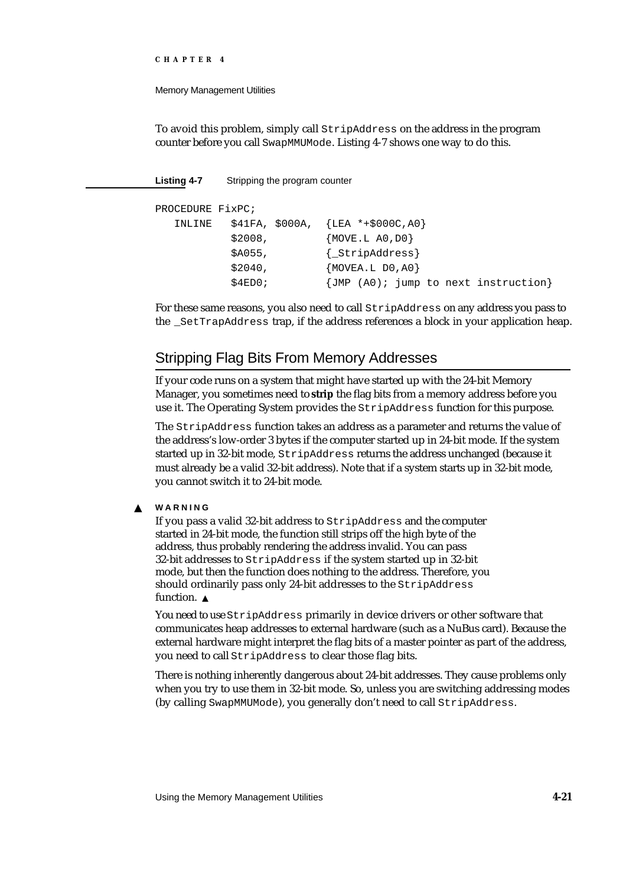To avoid this problem, simply call `StripAddress` on the address in the program counter before you call `SwapMMUMode`. Listing 4-7 shows one way to do this.

**Listing 4-7** Stripping the program counter

```
PROCEDURE FixPC;
   INLINE   $41FA, $000A,  {LEA *+$000C,A0}
            $2008,         {MOVE.L A0,D0}
            $A055,         {_StripAddress}
            $2040,         {MOVEA.L D0,A0}
            $4ED0;         {JMP (A0); jump to next instruction}
```

For these same reasons, you also need to call `StripAddress` on any address you pass to the `_SetTrapAddress` trap, if the address references a block in your application heap.

## Stripping Flag Bits From Memory Addresses

If your code runs on a system that might have started up with the 24-bit Memory Manager, you sometimes need to **strip** the flag bits from a memory address before you use it. The Operating System provides the `StripAddress` function for this purpose.

The `StripAddress` function takes an address as a parameter and returns the value of the address's low-order 3 bytes if the computer started up in 24-bit mode. If the system started up in 32-bit mode, `StripAddress` returns the address unchanged (because it must already be a valid 32-bit address). Note that if a system starts up in 32-bit mode, you cannot switch it to 24-bit mode.

▲ **WARNING**

If you pass a valid 32-bit address to `StripAddress` and the computer started in 24-bit mode, the function still strips off the high byte of the address, thus probably rendering the address invalid. You can pass 32-bit addresses to `StripAddress` if the system started up in 32-bit mode, but then the function does nothing to the address. Therefore, you should ordinarily pass only 24-bit addresses to the `StripAddress` function. ▲

You need to use `StripAddress` primarily in device drivers or other software that communicates heap addresses to external hardware (such as a NuBus card). Because the external hardware might interpret the flag bits of a master pointer as part of the address, you need to call `StripAddress` to clear those flag bits.

There is nothing inherently dangerous about 24-bit addresses. They cause problems only when you try to use them in 32-bit mode. So, unless you are switching addressing modes (by calling `SwapMMUMode`), you generally don't need to call `StripAddress`.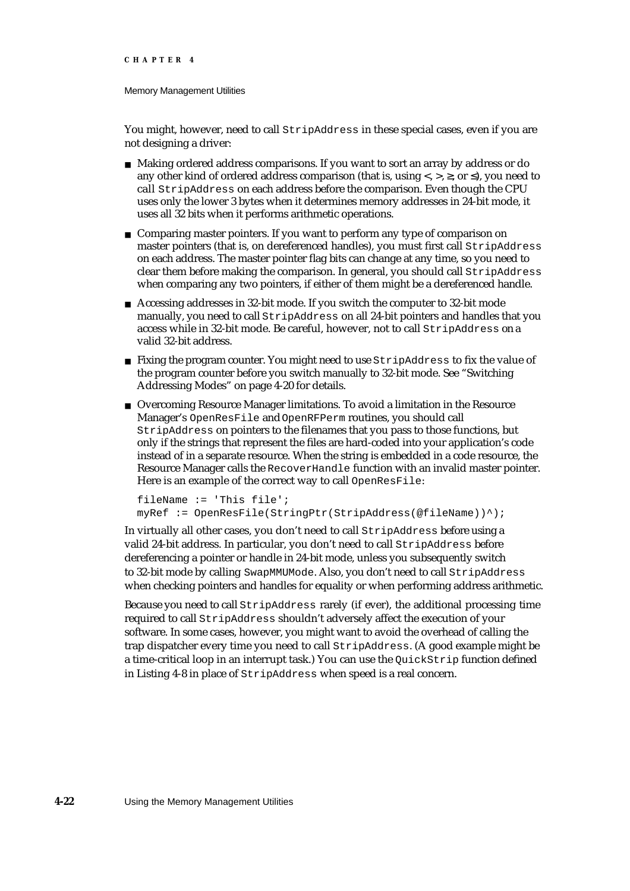You might, however, need to call `StripAddress` in these special cases, even if you are not designing a driver:

- Making ordered address comparisons. If you want to sort an array by address or do any other kind of ordered address comparison (that is, using <, >, ≥, or ≤), you need to call `StripAddress` on each address before the comparison. Even though the CPU uses only the lower 3 bytes when it determines memory addresses in 24-bit mode, it uses all 32 bits when it performs arithmetic operations.
- Comparing master pointers. If you want to perform any type of comparison on master pointers (that is, on dereferenced handles), you must first call `StripAddress` on each address. The master pointer flag bits can change at any time, so you need to clear them before making the comparison. In general, you should call `StripAddress` when comparing any two pointers, if either of them might be a dereferenced handle.
- Accessing addresses in 32-bit mode. If you switch the computer to 32-bit mode manually, you need to call `StripAddress` on all 24-bit pointers and handles that you access while in 32-bit mode. Be careful, however, not to call `StripAddress` on a valid 32-bit address.
- Fixing the program counter. You might need to use `StripAddress` to fix the value of the program counter before you switch manually to 32-bit mode. See "Switching Addressing Modes" on page 4-20 for details.
- Overcoming Resource Manager limitations. To avoid a limitation in the Resource Manager's `OpenResFile` and `OpenRFPerm` routines, you should call `StripAddress` on pointers to the filenames that you pass to those functions, but only if the strings that represent the files are hard-coded into your application's code instead of in a separate resource. When the string is embedded in a code resource, the Resource Manager calls the `RecoverHandle` function with an invalid master pointer. Here is an example of the correct way to call `OpenResFile`:

```
fileName := 'This file';
myRef := OpenResFile(StringPtr(StripAddress(@fileName))^);
```

In virtually all other cases, you don't need to call `StripAddress` before using a valid 24-bit address. In particular, you don't need to call `StripAddress` before dereferencing a pointer or handle in 24-bit mode, unless you subsequently switch to 32-bit mode by calling `SwapMMUMode`. Also, you don't need to call `StripAddress` when checking pointers and handles for equality or when performing address arithmetic.

Because you need to call `StripAddress` rarely (if ever), the additional processing time required to call `StripAddress` shouldn't adversely affect the execution of your software. In some cases, however, you might want to avoid the overhead of calling the trap dispatcher every time you need to call `StripAddress`. (A good example might be a time-critical loop in an interrupt task.) You can use the `QuickStrip` function defined in Listing 4-8 in place of `StripAddress` when speed is a real concern.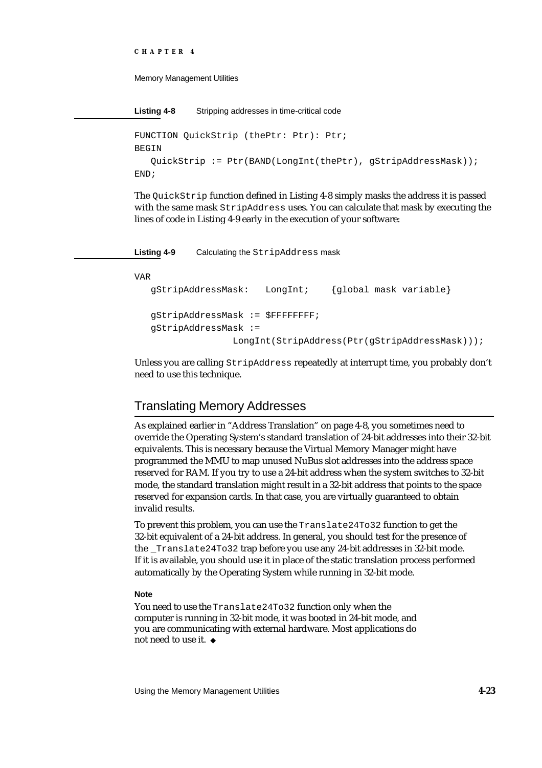**Listing 4-8** Stripping addresses in time-critical code

```
FUNCTION QuickStrip (thePtr: Ptr): Ptr;
BEGIN
   QuickStrip := Ptr(BAND(LongInt(thePtr), gStripAddressMask));
END;
```

The `QuickStrip` function defined in Listing 4-8 simply masks the address it is passed with the same mask `StripAddress` uses. You can calculate that mask by executing the lines of code in Listing 4-9 early in the execution of your software:

**Listing 4-9** Calculating the `StripAddress` mask

```
VAR
   gStripAddressMask:   LongInt;    {global mask variable}

   gStripAddressMask := $FFFFFFFF;
   gStripAddressMask :=
                  LongInt(StripAddress(Ptr(gStripAddressMask)));
```

Unless you are calling `StripAddress` repeatedly at interrupt time, you probably don't need to use this technique.

## Translating Memory Addresses

As explained earlier in "Address Translation" on page 4-8, you sometimes need to override the Operating System's standard translation of 24-bit addresses into their 32-bit equivalents. This is necessary because the Virtual Memory Manager might have programmed the MMU to map unused NuBus slot addresses into the address space reserved for RAM. If you try to use a 24-bit address when the system switches to 32-bit mode, the standard translation might result in a 32-bit address that points to the space reserved for expansion cards. In that case, you are virtually guaranteed to obtain invalid results.

To prevent this problem, you can use the `Translate24To32` function to get the 32-bit equivalent of a 24-bit address. In general, you should test for the presence of the `_Translate24To32` trap before you use any 24-bit addresses in 32-bit mode. If it is available, you should use it in place of the static translation process performed automatically by the Operating System while running in 32-bit mode.

**Note**

You need to use the `Translate24To32` function only when the computer is running in 32-bit mode, it was booted in 24-bit mode, and you are communicating with external hardware. Most applications do not need to use it. ◆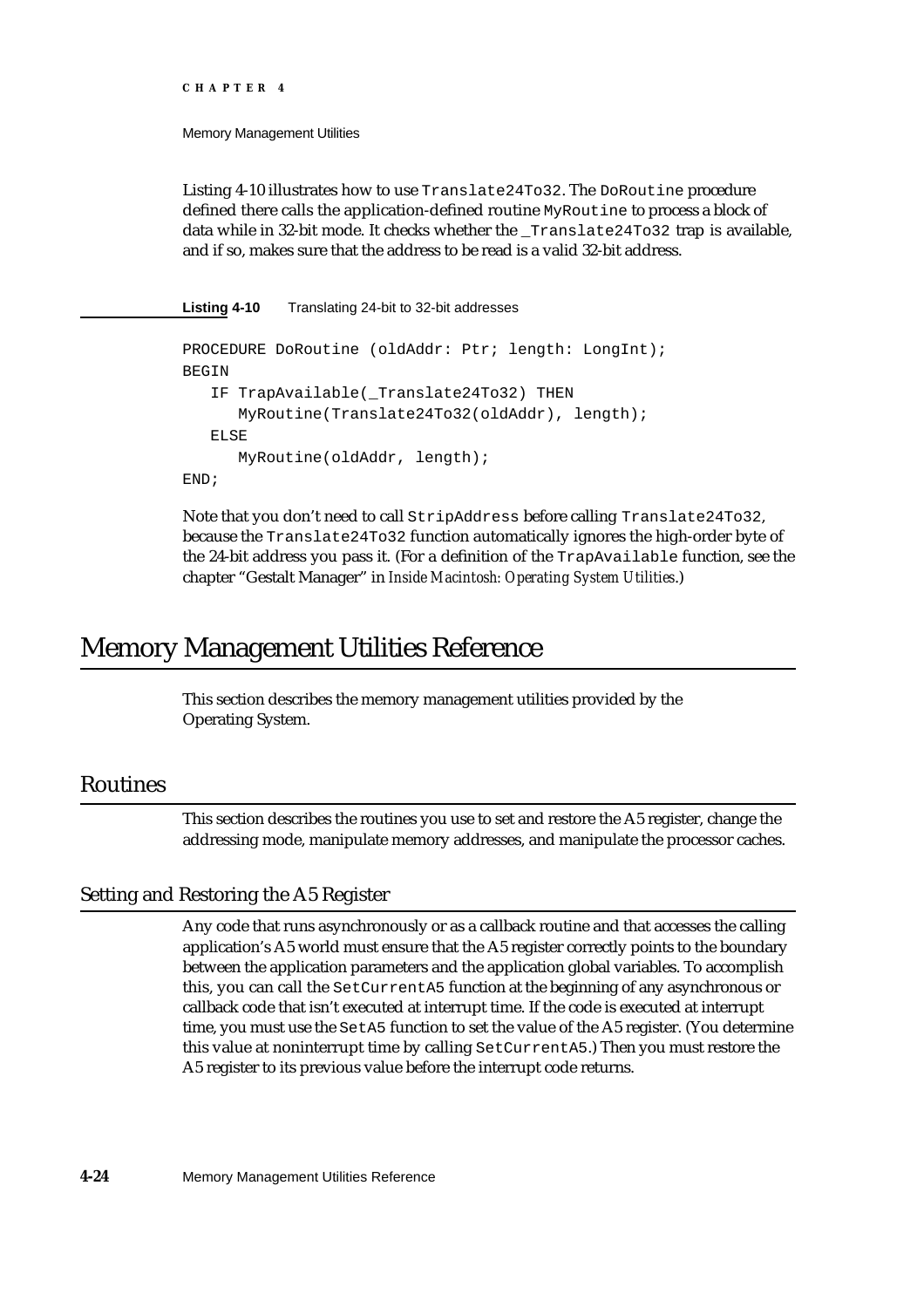Listing 4-10 illustrates how to use `Translate24To32`. The `DoRoutine` procedure defined there calls the application-defined routine `MyRoutine` to process a block of data while in 32-bit mode. It checks whether the `_Translate24To32` trap is available, and if so, makes sure that the address to be read is a valid 32-bit address.

**Listing 4-10** Translating 24-bit to 32-bit addresses

```
PROCEDURE DoRoutine (oldAddr: Ptr; length: LongInt);
BEGIN
   IF TrapAvailable(_Translate24To32) THEN
      MyRoutine(Translate24To32(oldAddr), length);
   ELSE
      MyRoutine(oldAddr, length);
END;
```

Note that you don't need to call `StripAddress` before calling `Translate24To32`, because the `Translate24To32` function automatically ignores the high-order byte of the 24-bit address you pass it. (For a definition of the `TrapAvailable` function, see the chapter "Gestalt Manager" in *Inside Macintosh: Operating System Utilities*.)

# Memory Management Utilities Reference

This section describes the memory management utilities provided by the Operating System.

## Routines

This section describes the routines you use to set and restore the A5 register, change the addressing mode, manipulate memory addresses, and manipulate the processor caches.

### Setting and Restoring the A5 Register

Any code that runs asynchronously or as a callback routine and that accesses the calling application's A5 world must ensure that the A5 register correctly points to the boundary between the application parameters and the application global variables. To accomplish this, you can call the `SetCurrentA5` function at the beginning of any asynchronous or callback code that isn't executed at interrupt time. If the code is executed at interrupt time, you must use the `SetA5` function to set the value of the A5 register. (You determine this value at noninterrupt time by calling `SetCurrentA5`.) Then you must restore the A5 register to its previous value before the interrupt code returns.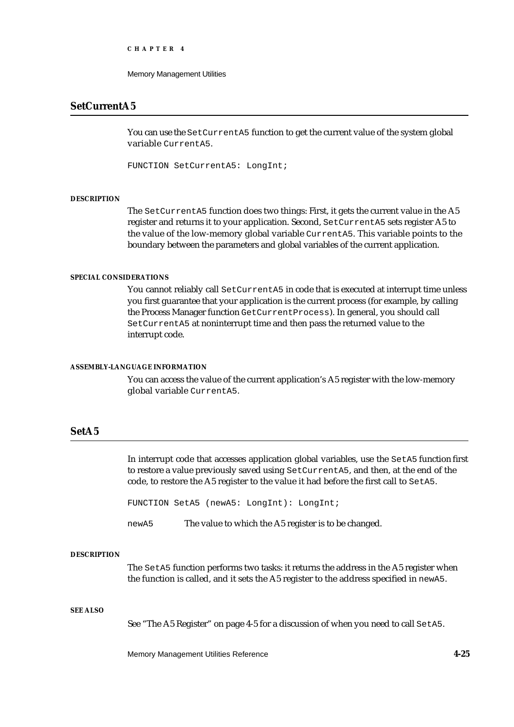## SetCurrentA5

You can use the `SetCurrentA5` function to get the current value of the system global variable `CurrentA5`.

```
FUNCTION SetCurrentA5: LongInt;
```

**DESCRIPTION**

The `SetCurrentA5` function does two things: First, it gets the current value in the A5 register and returns it to your application. Second, `SetCurrentA5` sets register A5 to the value of the low-memory global variable `CurrentA5`. This variable points to the boundary between the parameters and global variables of the current application.

**SPECIAL CONSIDERATIONS**

You cannot reliably call `SetCurrentA5` in code that is executed at interrupt time unless you first guarantee that your application is the current process (for example, by calling the Process Manager function `GetCurrentProcess`). In general, you should call `SetCurrentA5` at noninterrupt time and then pass the returned value to the interrupt code.

**ASSEMBLY-LANGUAGE INFORMATION**

You can access the value of the current application's A5 register with the low-memory global variable `CurrentA5`.

## SetA5

In interrupt code that accesses application global variables, use the `SetA5` function first to restore a value previously saved using `SetCurrentA5`, and then, at the end of the code, to restore the A5 register to the value it had before the first call to `SetA5`.

```
FUNCTION SetA5 (newA5: LongInt): LongInt;
```

`newA5` The value to which the A5 register is to be changed.

**DESCRIPTION**

The `SetA5` function performs two tasks: it returns the address in the A5 register when the function is called, and it sets the A5 register to the address specified in `newA5`.

**SEE ALSO**

See "The A5 Register" on page 4-5 for a discussion of when you need to call `SetA5`.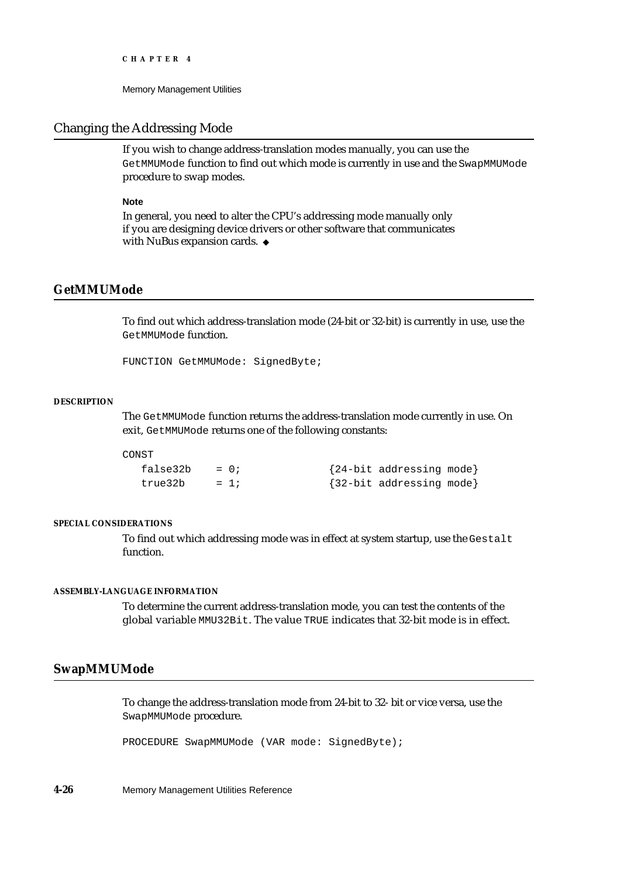## Changing the Addressing Mode

If you wish to change address-translation modes manually, you can use the `GetMMUMode` function to find out which mode is currently in use and the `SwapMMUMode` procedure to swap modes.

**Note**

In general, you need to alter the CPU's addressing mode manually only if you are designing device drivers or other software that communicates with NuBus expansion cards. ◆

## GetMMUMode

To find out which address-translation mode (24-bit or 32-bit) is currently in use, use the `GetMMUMode` function.

```
FUNCTION GetMMUMode: SignedByte;
```

#### DESCRIPTION

The `GetMMUMode` function returns the address-translation mode currently in use. On exit, `GetMMUMode` returns one of the following constants:

```
CONST
   false32b    = 0;              {24-bit addressing mode}
   true32b     = 1;              {32-bit addressing mode}
```

#### SPECIAL CONSIDERATIONS

To find out which addressing mode was in effect at system startup, use the `Gestalt` function.

#### ASSEMBLY-LANGUAGE INFORMATION

To determine the current address-translation mode, you can test the contents of the global variable `MMU32Bit`. The value `TRUE` indicates that 32-bit mode is in effect.

## SwapMMUMode

To change the address-translation mode from 24-bit to 32- bit or vice versa, use the `SwapMMUMode` procedure.

```
PROCEDURE SwapMMUMode (VAR mode: SignedByte);
```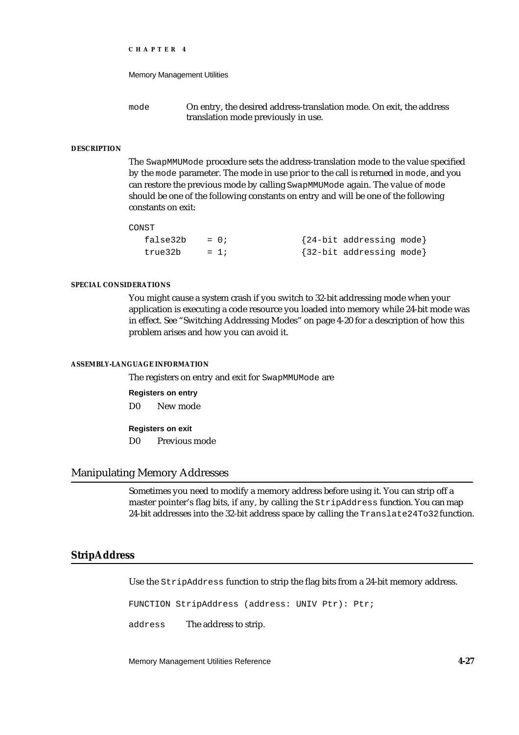mode On entry, the desired address-translation mode. On exit, the address translation mode previously in use.

**DESCRIPTION**

The `SwapMMUMode` procedure sets the address-translation mode to the value specified by the `mode` parameter. The mode in use prior to the call is returned in `mode`, and you can restore the previous mode by calling `SwapMMUMode` again. The value of `mode` should be one of the following constants on entry and will be one of the following constants on exit:

```
CONST
   false32b    = 0;             {24-bit addressing mode}
   true32b     = 1;             {32-bit addressing mode}
```

**SPECIAL CONSIDERATIONS**

You might cause a system crash if you switch to 32-bit addressing mode when your application is executing a code resource you loaded into memory while 24-bit mode was in effect. See "Switching Addressing Modes" on page 4-20 for a description of how this problem arises and how you can avoid it.

**ASSEMBLY-LANGUAGE INFORMATION**

The registers on entry and exit for `SwapMMUMode` are

**Registers on entry**

D0 New mode

**Registers on exit**

D0 Previous mode

## Manipulating Memory Addresses

Sometimes you need to modify a memory address before using it. You can strip off a master pointer's flag bits, if any, by calling the `StripAddress` function. You can map 24-bit addresses into the 32-bit address space by calling the `Translate24To32` function.

### StripAddress

Use the `StripAddress` function to strip the flag bits from a 24-bit memory address.

```
FUNCTION StripAddress (address: UNIV Ptr): Ptr;
```

address The address to strip.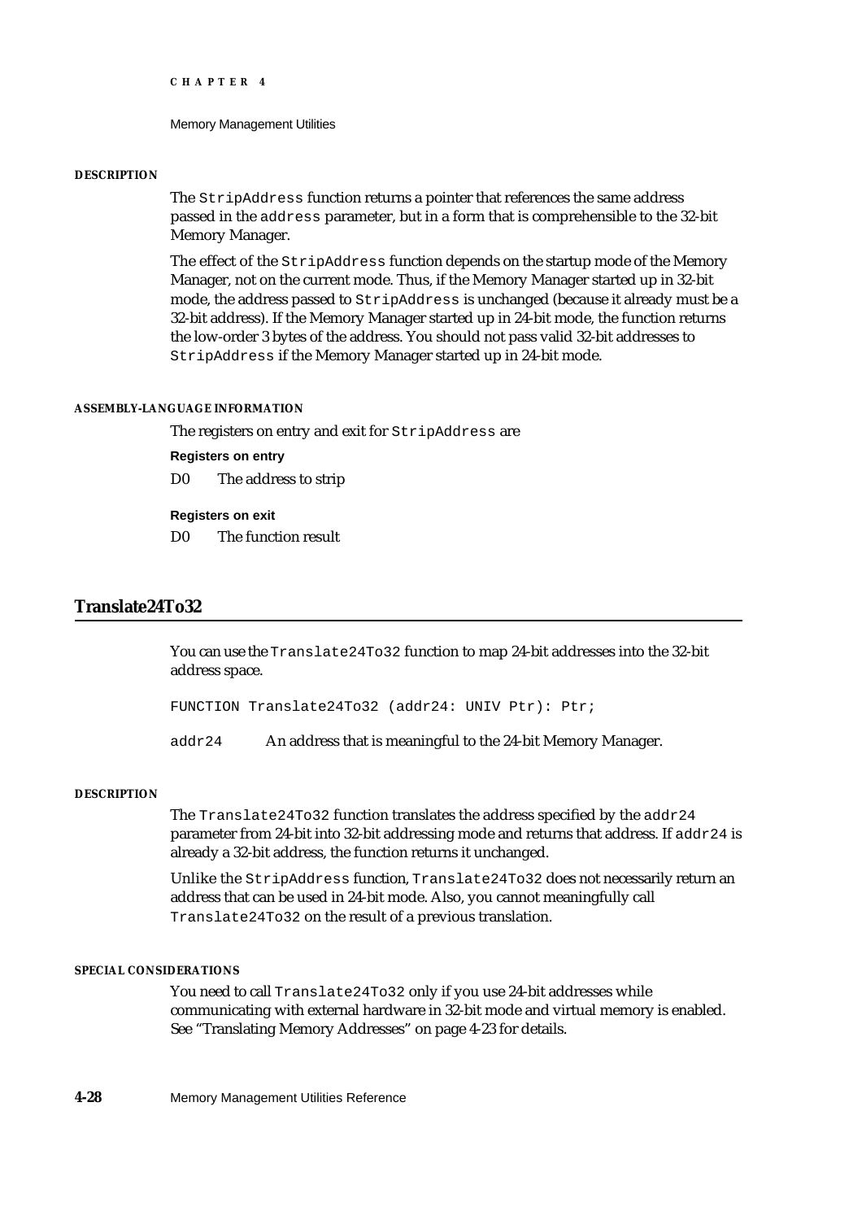#### DESCRIPTION

The `StripAddress` function returns a pointer that references the same address passed in the `address` parameter, but in a form that is comprehensible to the 32-bit Memory Manager.

The effect of the `StripAddress` function depends on the startup mode of the Memory Manager, not on the current mode. Thus, if the Memory Manager started up in 32-bit mode, the address passed to `StripAddress` is unchanged (because it already must be a 32-bit address). If the Memory Manager started up in 24-bit mode, the function returns the low-order 3 bytes of the address. You should not pass valid 32-bit addresses to `StripAddress` if the Memory Manager started up in 24-bit mode.

#### ASSEMBLY-LANGUAGE INFORMATION

The registers on entry and exit for `StripAddress` are

**Registers on entry**

D0 The address to strip

**Registers on exit**

D0 The function result

## Translate24To32

You can use the `Translate24To32` function to map 24-bit addresses into the 32-bit address space.

```
FUNCTION Translate24To32 (addr24: UNIV Ptr): Ptr;
```

`addr24` An address that is meaningful to the 24-bit Memory Manager.

#### DESCRIPTION

The `Translate24To32` function translates the address specified by the `addr24` parameter from 24-bit into 32-bit addressing mode and returns that address. If `addr24` is already a 32-bit address, the function returns it unchanged.

Unlike the `StripAddress` function, `Translate24To32` does not necessarily return an address that can be used in 24-bit mode. Also, you cannot meaningfully call `Translate24To32` on the result of a previous translation.

#### SPECIAL CONSIDERATIONS

You need to call `Translate24To32` only if you use 24-bit addresses while communicating with external hardware in 32-bit mode and virtual memory is enabled. See "Translating Memory Addresses" on page 4-23 for details.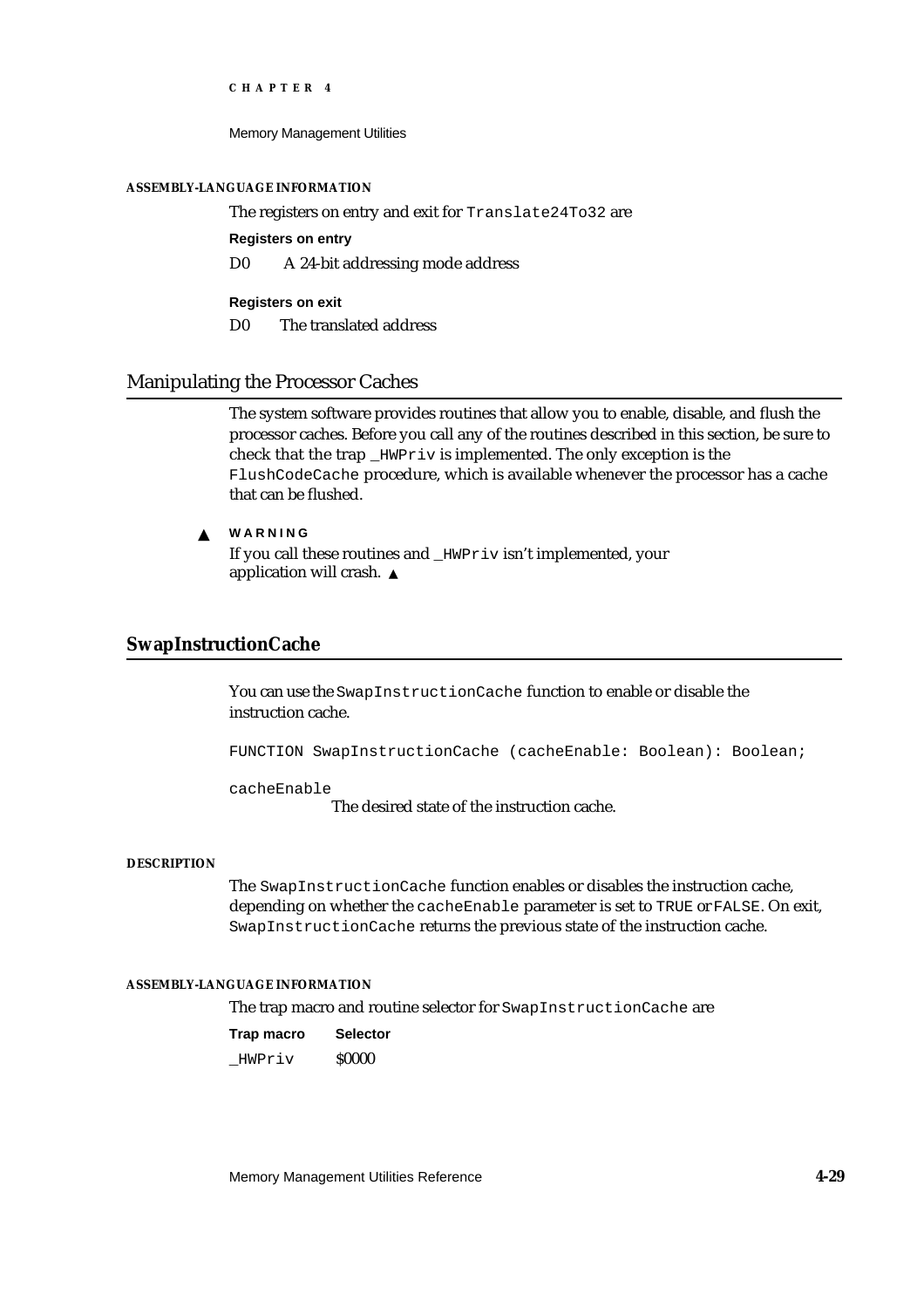**ASSEMBLY-LANGUAGE INFORMATION**

The registers on entry and exit for `Translate24To32` are

**Registers on entry**

D0 A 24-bit addressing mode address

**Registers on exit**

D0 The translated address

## Manipulating the Processor Caches

The system software provides routines that allow you to enable, disable, and flush the processor caches. Before you call any of the routines described in this section, be sure to check that the trap `_HWPriv` is implemented. The only exception is the `FlushCodeCache` procedure, which is available whenever the processor has a cache that can be flushed.

▲ **WARNING**

If you call these routines and `_HWPriv` isn't implemented, your application will crash. ▲

### SwapInstructionCache

You can use the `SwapInstructionCache` function to enable or disable the instruction cache.

```
FUNCTION SwapInstructionCache (cacheEnable: Boolean): Boolean;
```

`cacheEnable`
The desired state of the instruction cache.

**DESCRIPTION**

The `SwapInstructionCache` function enables or disables the instruction cache, depending on whether the `cacheEnable` parameter is set to `TRUE` or `FALSE`. On exit, `SwapInstructionCache` returns the previous state of the instruction cache.

**ASSEMBLY-LANGUAGE INFORMATION**

The trap macro and routine selector for `SwapInstructionCache` are

| Trap macro | Selector |
|---|---|
| `_HWPriv` | $0000 |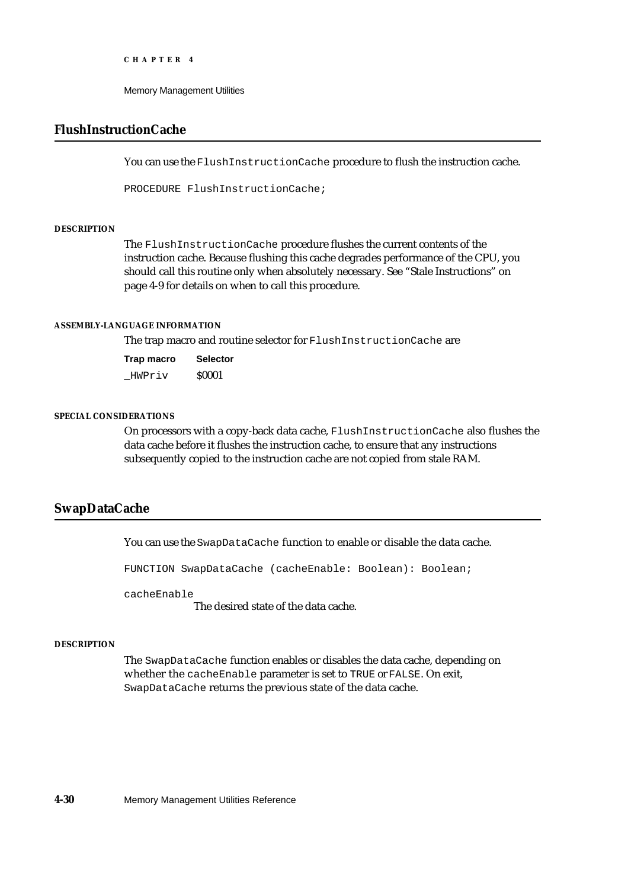## FlushInstructionCache

You can use the `FlushInstructionCache` procedure to flush the instruction cache.

```
PROCEDURE FlushInstructionCache;
```

#### DESCRIPTION

The `FlushInstructionCache` procedure flushes the current contents of the instruction cache. Because flushing this cache degrades performance of the CPU, you should call this routine only when absolutely necessary. See "Stale Instructions" on page 4-9 for details on when to call this procedure.

#### ASSEMBLY-LANGUAGE INFORMATION

The trap macro and routine selector for `FlushInstructionCache` are

| Trap macro | Selector |
| --- | --- |
| `_HWPriv` | $0001 |

#### SPECIAL CONSIDERATIONS

On processors with a copy-back data cache, `FlushInstructionCache` also flushes the data cache before it flushes the instruction cache, to ensure that any instructions subsequently copied to the instruction cache are not copied from stale RAM.

## SwapDataCache

You can use the `SwapDataCache` function to enable or disable the data cache.

```
FUNCTION SwapDataCache (cacheEnable: Boolean): Boolean;
```

`cacheEnable`
The desired state of the data cache.

#### DESCRIPTION

The `SwapDataCache` function enables or disables the data cache, depending on whether the `cacheEnable` parameter is set to `TRUE` or `FALSE`. On exit, `SwapDataCache` returns the previous state of the data cache.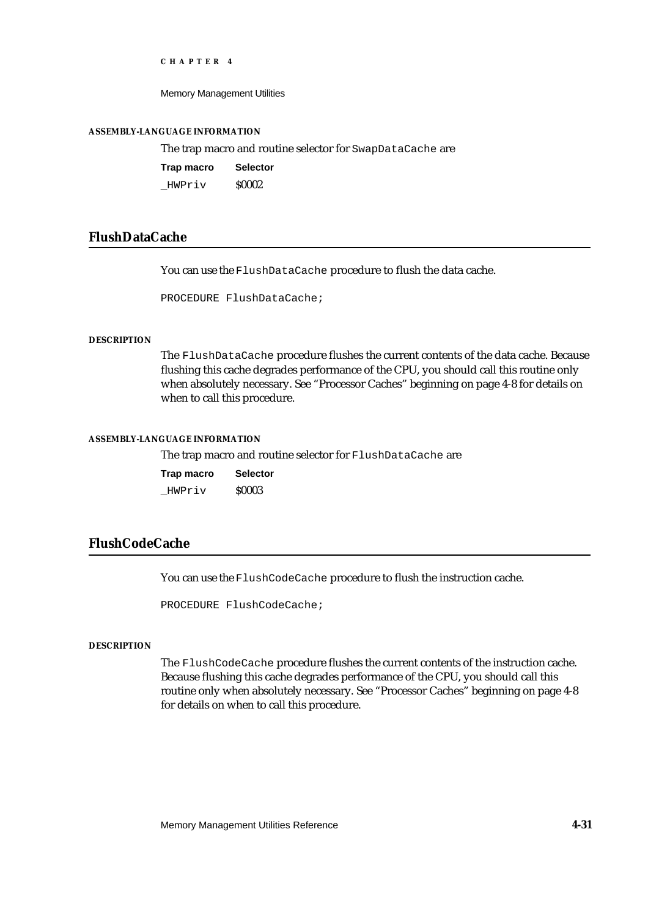#### ASSEMBLY-LANGUAGE INFORMATION

The trap macro and routine selector for `SwapDataCache` are

| Trap macro | Selector |
| --- | --- |
| `_HWPriv` | $0002 |

## FlushDataCache

You can use the `FlushDataCache` procedure to flush the data cache.

```
PROCEDURE FlushDataCache;
```

#### DESCRIPTION

The `FlushDataCache` procedure flushes the current contents of the data cache. Because flushing this cache degrades performance of the CPU, you should call this routine only when absolutely necessary. See "Processor Caches" beginning on page 4-8 for details on when to call this procedure.

#### ASSEMBLY-LANGUAGE INFORMATION

The trap macro and routine selector for `FlushDataCache` are

| Trap macro | Selector |
| --- | --- |
| `_HWPriv` | $0003 |

## FlushCodeCache

You can use the `FlushCodeCache` procedure to flush the instruction cache.

```
PROCEDURE FlushCodeCache;
```

#### DESCRIPTION

The `FlushCodeCache` procedure flushes the current contents of the instruction cache. Because flushing this cache degrades performance of the CPU, you should call this routine only when absolutely necessary. See "Processor Caches" beginning on page 4-8 for details on when to call this procedure.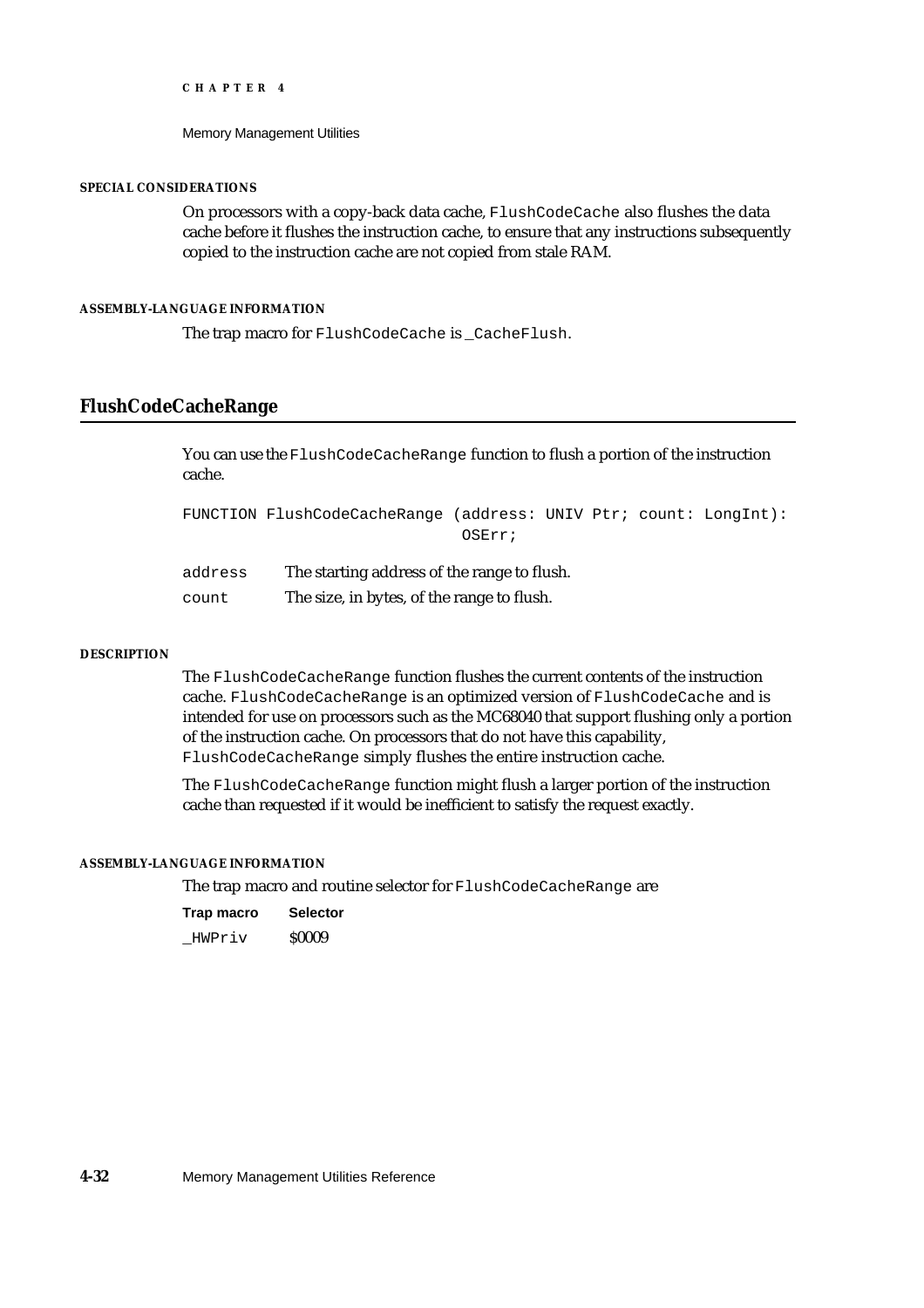#### SPECIAL CONSIDERATIONS

On processors with a copy-back data cache, `FlushCodeCache` also flushes the data cache before it flushes the instruction cache, to ensure that any instructions subsequently copied to the instruction cache are not copied from stale RAM.

#### ASSEMBLY-LANGUAGE INFORMATION

The trap macro for `FlushCodeCache` is `_CacheFlush`.

## FlushCodeCacheRange

You can use the `FlushCodeCacheRange` function to flush a portion of the instruction cache.

```
FUNCTION FlushCodeCacheRange (address: UNIV Ptr; count: LongInt):
                              OSErr;
```

| | |
|---|---|
| `address` | The starting address of the range to flush. |
| `count` | The size, in bytes, of the range to flush. |

#### DESCRIPTION

The `FlushCodeCacheRange` function flushes the current contents of the instruction cache. `FlushCodeCacheRange` is an optimized version of `FlushCodeCache` and is intended for use on processors such as the MC68040 that support flushing only a portion of the instruction cache. On processors that do not have this capability, `FlushCodeCacheRange` simply flushes the entire instruction cache.

The `FlushCodeCacheRange` function might flush a larger portion of the instruction cache than requested if it would be inefficient to satisfy the request exactly.

#### ASSEMBLY-LANGUAGE INFORMATION

The trap macro and routine selector for `FlushCodeCacheRange` are

| Trap macro | Selector |
|---|---|
| `_HWPriv` | $0009 |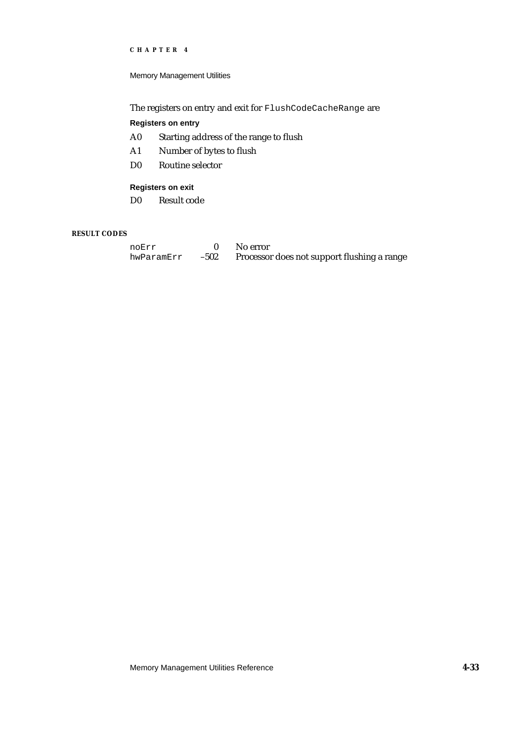The registers on entry and exit for `FlushCodeCacheRange` are

**Registers on entry**

| | |
|---|---|
| A0 | Starting address of the range to flush |
| A1 | Number of bytes to flush |
| D0 | Routine selector |

**Registers on exit**

| | |
|---|---|
| D0 | Result code |

**RESULT CODES**

| | | |
|---|---|---|
| `noErr` | 0 | No error |
| `hwParamErr` | –502 | Processor does not support flushing a range |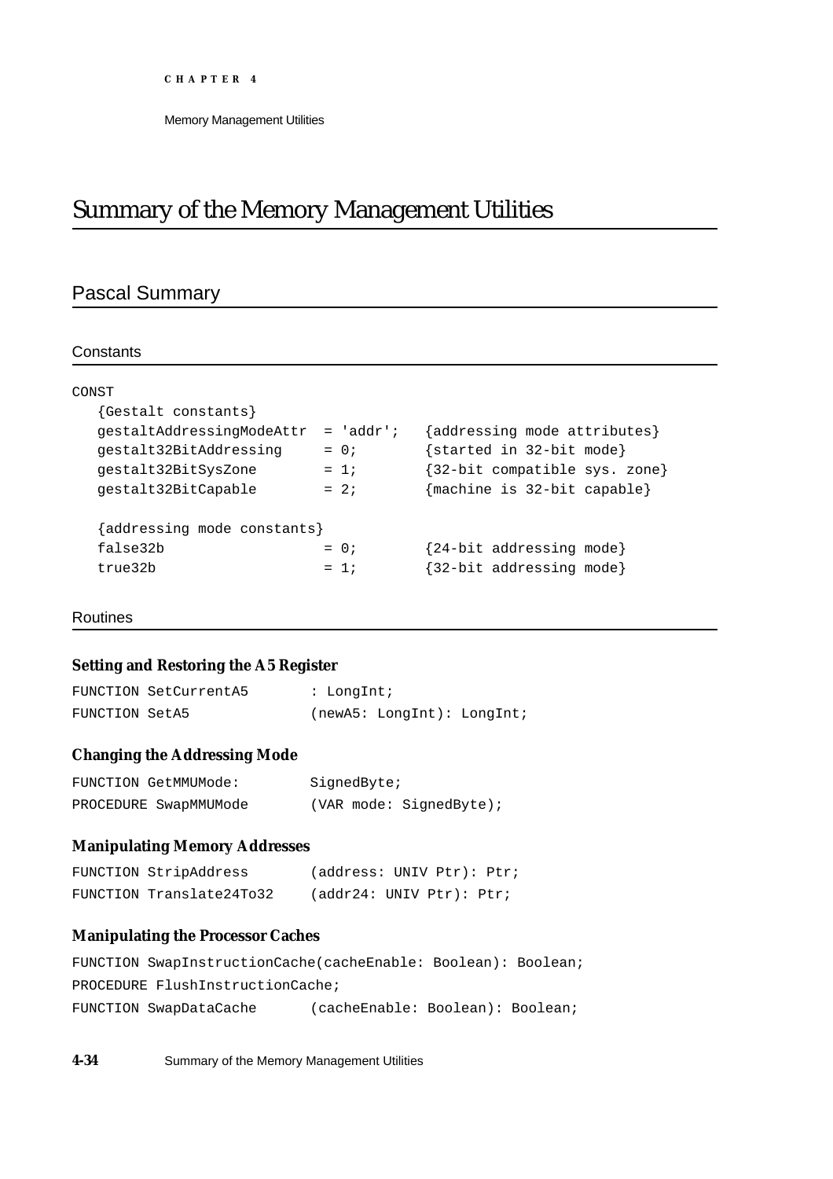# Summary of the Memory Management Utilities

## Pascal Summary

### Constants

```
CONST
   {Gestalt constants}
   gestaltAddressingModeAttr  = 'addr';   {addressing mode attributes}
   gestalt32BitAddressing     = 0;        {started in 32-bit mode}
   gestalt32BitSysZone        = 1;        {32-bit compatible sys. zone}
   gestalt32BitCapable        = 2;        {machine is 32-bit capable}

   {addressing mode constants}
   false32b                   = 0;        {24-bit addressing mode}
   true32b                    = 1;        {32-bit addressing mode}
```

### Routines

#### Setting and Restoring the A5 Register

```
FUNCTION SetCurrentA5        : LongInt;
FUNCTION SetA5               (newA5: LongInt): LongInt;
```

#### Changing the Addressing Mode

```
FUNCTION GetMMUMode:         SignedByte;
PROCEDURE SwapMMUMode        (VAR mode: SignedByte);
```

#### Manipulating Memory Addresses

```
FUNCTION StripAddress        (address: UNIV Ptr): Ptr;
FUNCTION Translate24To32     (addr24: UNIV Ptr): Ptr;
```

#### Manipulating the Processor Caches

```
FUNCTION SwapInstructionCache(cacheEnable: Boolean): Boolean;
PROCEDURE FlushInstructionCache;
FUNCTION SwapDataCache       (cacheEnable: Boolean): Boolean;
```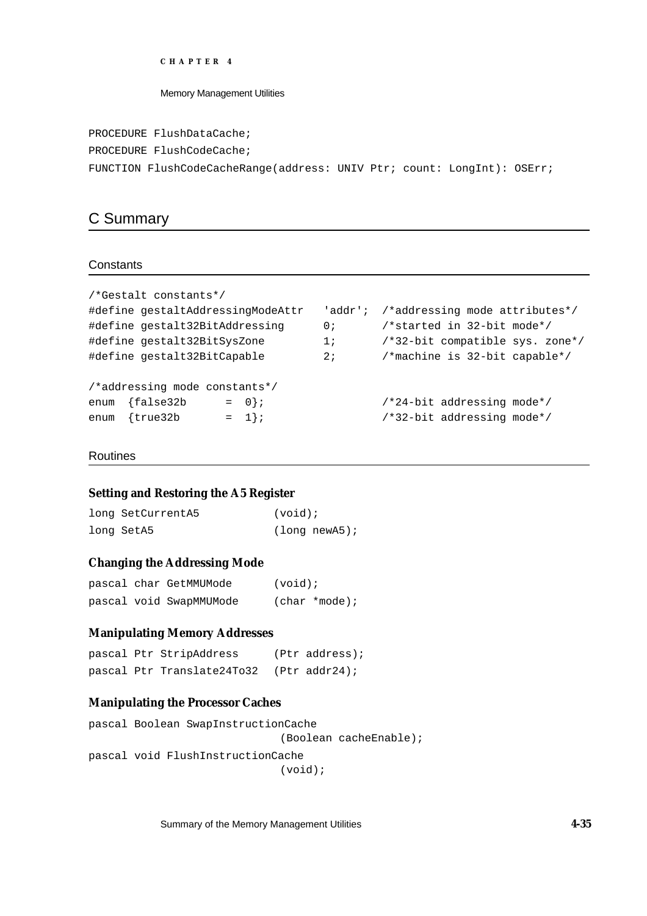```
PROCEDURE FlushDataCache;
PROCEDURE FlushCodeCache;
FUNCTION FlushCodeCacheRange(address: UNIV Ptr; count: LongInt): OSErr;
```

## C Summary

### Constants

```
/*Gestalt constants*/
#define gestaltAddressingModeAttr   'addr';  /*addressing mode attributes*/
#define gestalt32BitAddressing      0;       /*started in 32-bit mode*/
#define gestalt32BitSysZone         1;       /*32-bit compatible sys. zone*/
#define gestalt32BitCapable         2;       /*machine is 32-bit capable*/

/*addressing mode constants*/
enum  {false32b      = 0};                   /*24-bit addressing mode*/
enum  {true32b       = 1};                   /*32-bit addressing mode*/
```

### Routines

#### Setting and Restoring the A5 Register

```
long SetCurrentA5           (void);
long SetA5                  (long newA5);
```

#### Changing the Addressing Mode

```
pascal char GetMMUMode      (void);
pascal void SwapMMUMode     (char *mode);
```

#### Manipulating Memory Addresses

```
pascal Ptr StripAddress      (Ptr address);
pascal Ptr Translate24To32   (Ptr addr24);
```

#### Manipulating the Processor Caches

```
pascal Boolean SwapInstructionCache
                             (Boolean cacheEnable);
pascal void FlushInstructionCache
                             (void);
```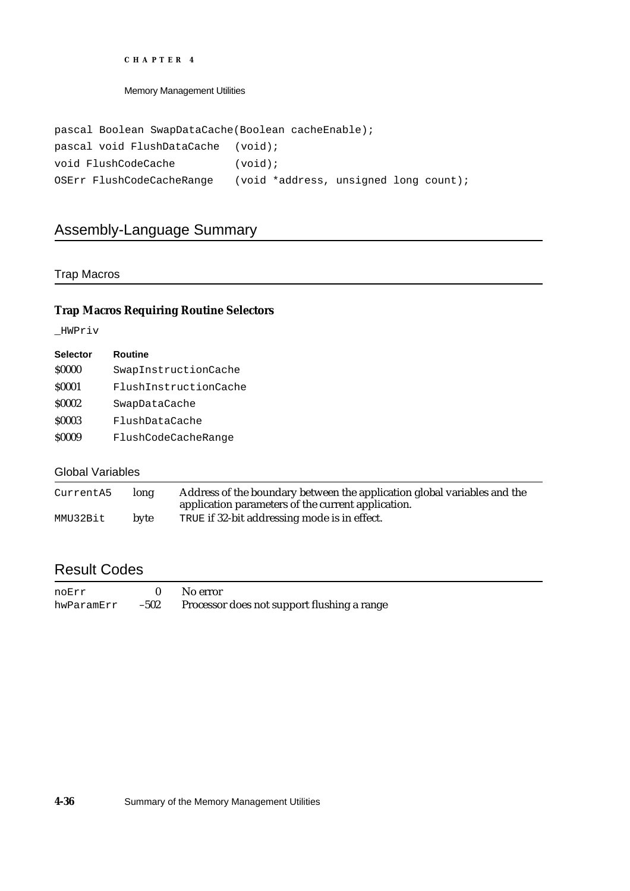```
pascal Boolean SwapDataCache(Boolean cacheEnable);
pascal void FlushDataCache  (void);
void FlushCodeCache         (void);
OSErr FlushCodeCacheRange   (void *address, unsigned long count);
```

## Assembly-Language Summary

### Trap Macros

#### Trap Macros Requiring Routine Selectors

`_HWPriv`

| Selector | Routine |
|---|---|
| $0000 | `SwapInstructionCache` |
| $0001 | `FlushInstructionCache` |
| $0002 | `SwapDataCache` |
| $0003 | `FlushDataCache` |
| $0009 | `FlushCodeCacheRange` |

### Global Variables

| | | |
|---|---|---|
| `CurrentA5` | long | Address of the boundary between the application global variables and the application parameters of the current application. |
| `MMU32Bit` | byte | `TRUE` if 32-bit addressing mode is in effect. |

## Result Codes

| | | |
|---|---|---|
| `noErr` | 0 | No error |
| `hwParamErr` | –502 | Processor does not support flushing a range |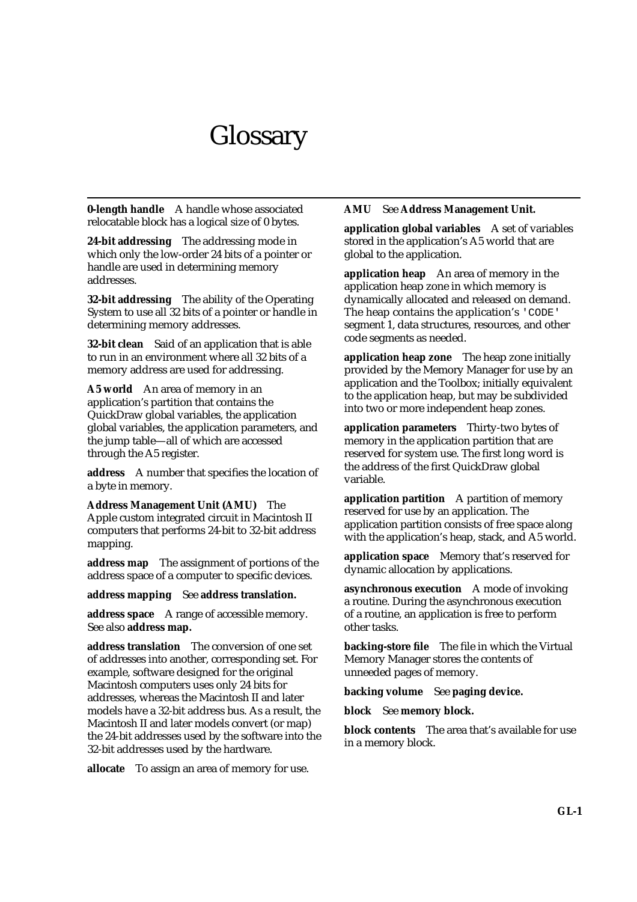# Glossary

**0-length handle** A handle whose associated relocatable block has a logical size of 0 bytes.

**24-bit addressing** The addressing mode in which only the low-order 24 bits of a pointer or handle are used in determining memory addresses.

**32-bit addressing** The ability of the Operating System to use all 32 bits of a pointer or handle in determining memory addresses.

**32-bit clean** Said of an application that is able to run in an environment where all 32 bits of a memory address are used for addressing.

**A5 world** An area of memory in an application's partition that contains the QuickDraw global variables, the application global variables, the application parameters, and the jump table—all of which are accessed through the A5 register.

**address** A number that specifies the location of a byte in memory.

**Address Management Unit (AMU)** The Apple custom integrated circuit in Macintosh II computers that performs 24-bit to 32-bit address mapping.

**address map** The assignment of portions of the address space of a computer to specific devices.

**address mapping** See **address translation.**

**address space** A range of accessible memory. See also **address map.**

**address translation** The conversion of one set of addresses into another, corresponding set. For example, software designed for the original Macintosh computers uses only 24 bits for addresses, whereas the Macintosh II and later models have a 32-bit address bus. As a result, the Macintosh II and later models convert (or map) the 24-bit addresses used by the software into the 32-bit addresses used by the hardware.

**allocate** To assign an area of memory for use.

**AMU** See **Address Management Unit.**

**application global variables** A set of variables stored in the application's A5 world that are global to the application.

**application heap** An area of memory in the application heap zone in which memory is dynamically allocated and released on demand. The heap contains the application's `'CODE'` segment 1, data structures, resources, and other code segments as needed.

**application heap zone** The heap zone initially provided by the Memory Manager for use by an application and the Toolbox; initially equivalent to the application heap, but may be subdivided into two or more independent heap zones.

**application parameters** Thirty-two bytes of memory in the application partition that are reserved for system use. The first long word is the address of the first QuickDraw global variable.

**application partition** A partition of memory reserved for use by an application. The application partition consists of free space along with the application's heap, stack, and A5 world.

**application space** Memory that's reserved for dynamic allocation by applications.

**asynchronous execution** A mode of invoking a routine. During the asynchronous execution of a routine, an application is free to perform other tasks.

**backing-store file** The file in which the Virtual Memory Manager stores the contents of unneeded pages of memory.

**backing volume** See **paging device.**

**block** See **memory block.**

**block contents** The area that's available for use in a memory block.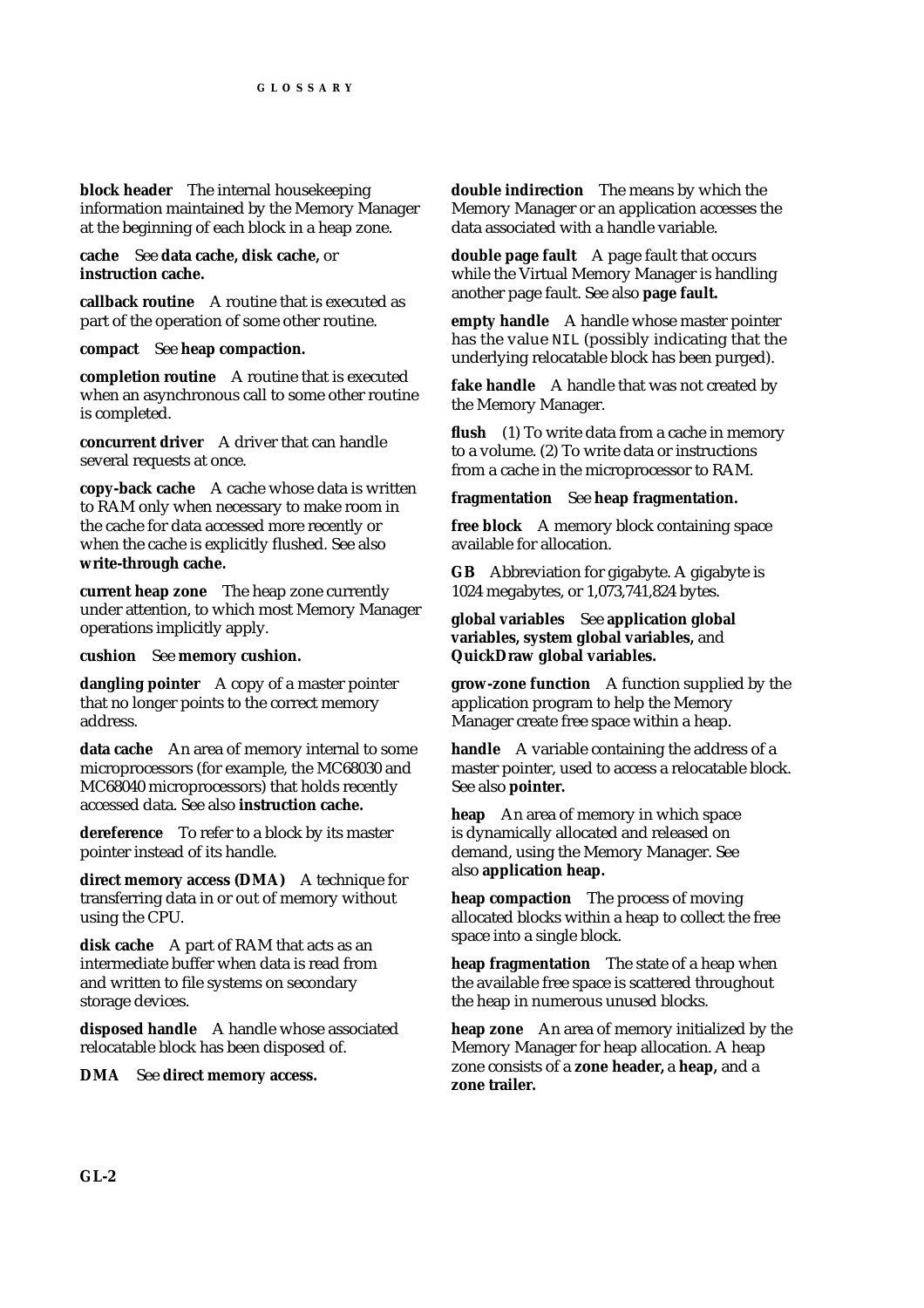**block header** The internal housekeeping information maintained by the Memory Manager at the beginning of each block in a heap zone.

**cache** See **data cache, disk cache,** or **instruction cache.**

**callback routine** A routine that is executed as part of the operation of some other routine.

**compact** See **heap compaction.**

**completion routine** A routine that is executed when an asynchronous call to some other routine is completed.

**concurrent driver** A driver that can handle several requests at once.

**copy-back cache** A cache whose data is written to RAM only when necessary to make room in the cache for data accessed more recently or when the cache is explicitly flushed. See also **write-through cache.**

**current heap zone** The heap zone currently under attention, to which most Memory Manager operations implicitly apply.

**cushion** See **memory cushion.**

**dangling pointer** A copy of a master pointer that no longer points to the correct memory address.

**data cache** An area of memory internal to some microprocessors (for example, the MC68030 and MC68040 microprocessors) that holds recently accessed data. See also **instruction cache.**

**dereference** To refer to a block by its master pointer instead of its handle.

**direct memory access (DMA)** A technique for transferring data in or out of memory without using the CPU.

**disk cache** A part of RAM that acts as an intermediate buffer when data is read from and written to file systems on secondary storage devices.

**disposed handle** A handle whose associated relocatable block has been disposed of.

**DMA** See **direct memory access.**

**double indirection** The means by which the Memory Manager or an application accesses the data associated with a handle variable.

**double page fault** A page fault that occurs while the Virtual Memory Manager is handling another page fault. See also **page fault.**

**empty handle** A handle whose master pointer has the value NIL (possibly indicating that the underlying relocatable block has been purged).

**fake handle** A handle that was not created by the Memory Manager.

**flush** (1) To write data from a cache in memory to a volume. (2) To write data or instructions from a cache in the microprocessor to RAM.

**fragmentation** See **heap fragmentation.**

**free block** A memory block containing space available for allocation.

**GB** Abbreviation for gigabyte. A gigabyte is 1024 megabytes, or 1,073,741,824 bytes.

**global variables** See **application global variables, system global variables,** and **QuickDraw global variables.**

**grow-zone function** A function supplied by the application program to help the Memory Manager create free space within a heap.

**handle** A variable containing the address of a master pointer, used to access a relocatable block. See also **pointer.**

**heap** An area of memory in which space is dynamically allocated and released on demand, using the Memory Manager. See also **application heap.**

**heap compaction** The process of moving allocated blocks within a heap to collect the free space into a single block.

**heap fragmentation** The state of a heap when the available free space is scattered throughout the heap in numerous unused blocks.

**heap zone** An area of memory initialized by the Memory Manager for heap allocation. A heap zone consists of a **zone header,** a **heap,** and a **zone trailer.**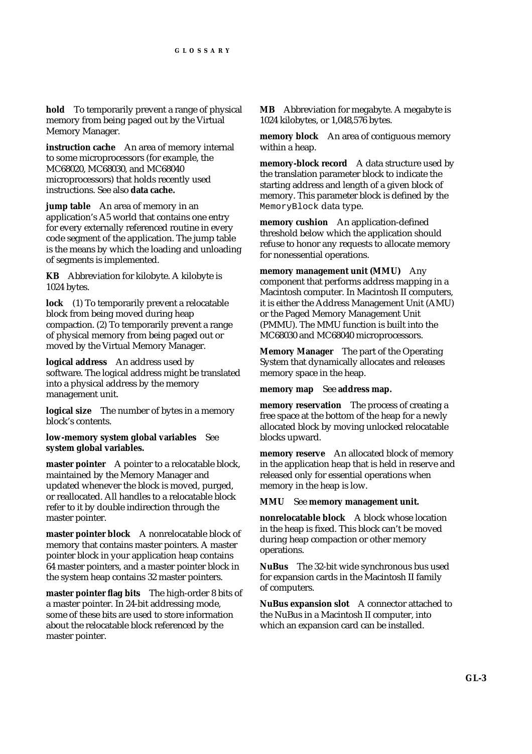**hold** To temporarily prevent a range of physical memory from being paged out by the Virtual Memory Manager.

**instruction cache** An area of memory internal to some microprocessors (for example, the MC68020, MC68030, and MC68040 microprocessors) that holds recently used instructions. See also **data cache.**

**jump table** An area of memory in an application's A5 world that contains one entry for every externally referenced routine in every code segment of the application. The jump table is the means by which the loading and unloading of segments is implemented.

**KB** Abbreviation for kilobyte. A kilobyte is 1024 bytes.

**lock** (1) To temporarily prevent a relocatable block from being moved during heap compaction. (2) To temporarily prevent a range of physical memory from being paged out or moved by the Virtual Memory Manager.

**logical address** An address used by software. The logical address might be translated into a physical address by the memory management unit.

**logical size** The number of bytes in a memory block's contents.

**low-memory system global variables** See **system global variables.**

**master pointer** A pointer to a relocatable block, maintained by the Memory Manager and updated whenever the block is moved, purged, or reallocated. All handles to a relocatable block refer to it by double indirection through the master pointer.

**master pointer block** A nonrelocatable block of memory that contains master pointers. A master pointer block in your application heap contains 64 master pointers, and a master pointer block in the system heap contains 32 master pointers.

**master pointer flag bits** The high-order 8 bits of a master pointer. In 24-bit addressing mode, some of these bits are used to store information about the relocatable block referenced by the master pointer.

**MB** Abbreviation for megabyte. A megabyte is 1024 kilobytes, or 1,048,576 bytes.

**memory block** An area of contiguous memory within a heap.

**memory-block record** A data structure used by the translation parameter block to indicate the starting address and length of a given block of memory. This parameter block is defined by the `MemoryBlock` data type.

**memory cushion** An application-defined threshold below which the application should refuse to honor any requests to allocate memory for nonessential operations.

**memory management unit (MMU)** Any component that performs address mapping in a Macintosh computer. In Macintosh II computers, it is either the Address Management Unit (AMU) or the Paged Memory Management Unit (PMMU). The MMU function is built into the MC68030 and MC68040 microprocessors.

**Memory Manager** The part of the Operating System that dynamically allocates and releases memory space in the heap.

**memory map** See **address map.**

**memory reservation** The process of creating a free space at the bottom of the heap for a newly allocated block by moving unlocked relocatable blocks upward.

**memory reserve** An allocated block of memory in the application heap that is held in reserve and released only for essential operations when memory in the heap is low.

**MMU** See **memory management unit.**

**nonrelocatable block** A block whose location in the heap is fixed. This block can't be moved during heap compaction or other memory operations.

**NuBus** The 32-bit wide synchronous bus used for expansion cards in the Macintosh II family of computers.

**NuBus expansion slot** A connector attached to the NuBus in a Macintosh II computer, into which an expansion card can be installed.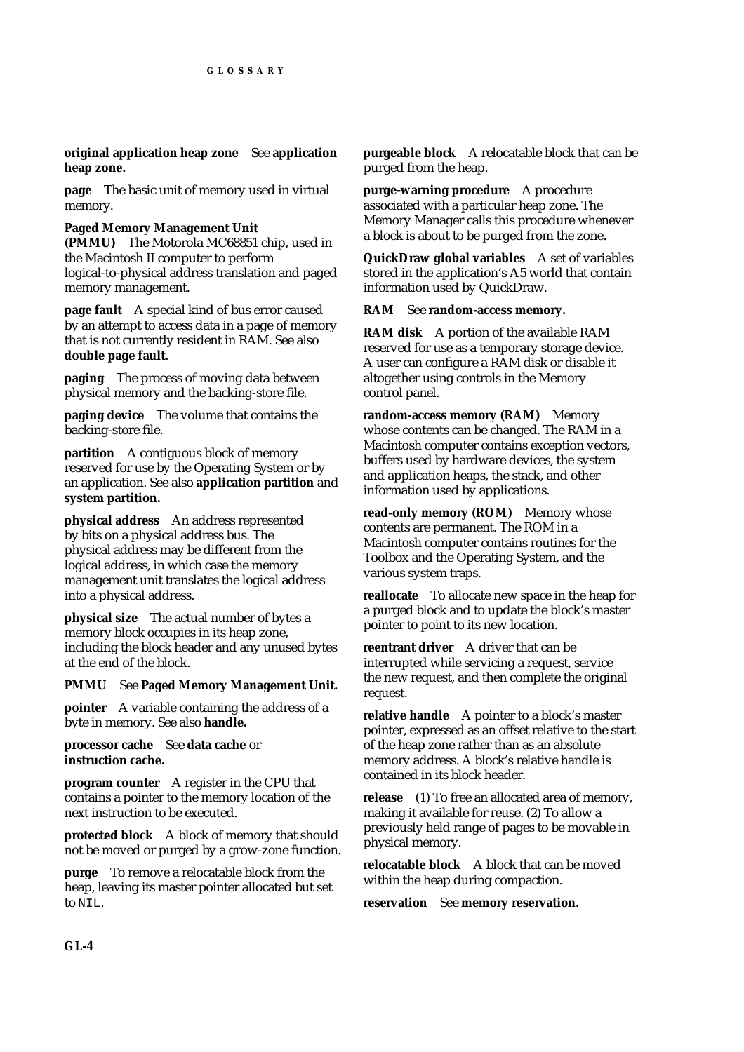**original application heap zone** See **application heap zone.**

**page** The basic unit of memory used in virtual memory.

**Paged Memory Management Unit (PMMU)** The Motorola MC68851 chip, used in the Macintosh II computer to perform logical-to-physical address translation and paged memory management.

**page fault** A special kind of bus error caused by an attempt to access data in a page of memory that is not currently resident in RAM. See also **double page fault.**

**paging** The process of moving data between physical memory and the backing-store file.

**paging device** The volume that contains the backing-store file.

**partition** A contiguous block of memory reserved for use by the Operating System or by an application. See also **application partition** and **system partition.**

**physical address** An address represented by bits on a physical address bus. The physical address may be different from the logical address, in which case the memory management unit translates the logical address into a physical address.

**physical size** The actual number of bytes a memory block occupies in its heap zone, including the block header and any unused bytes at the end of the block.

**PMMU** See **Paged Memory Management Unit.**

**pointer** A variable containing the address of a byte in memory. See also **handle.**

**processor cache** See **data cache** or **instruction cache.**

**program counter** A register in the CPU that contains a pointer to the memory location of the next instruction to be executed.

**protected block** A block of memory that should not be moved or purged by a grow-zone function.

**purge** To remove a relocatable block from the heap, leaving its master pointer allocated but set to `NIL`.

**purgeable block** A relocatable block that can be purged from the heap.

**purge-warning procedure** A procedure associated with a particular heap zone. The Memory Manager calls this procedure whenever a block is about to be purged from the zone.

**QuickDraw global variables** A set of variables stored in the application's A5 world that contain information used by QuickDraw.

**RAM** See **random-access memory.**

**RAM disk** A portion of the available RAM reserved for use as a temporary storage device. A user can configure a RAM disk or disable it altogether using controls in the Memory control panel.

**random-access memory (RAM)** Memory whose contents can be changed. The RAM in a Macintosh computer contains exception vectors, buffers used by hardware devices, the system and application heaps, the stack, and other information used by applications.

**read-only memory (ROM)** Memory whose contents are permanent. The ROM in a Macintosh computer contains routines for the Toolbox and the Operating System, and the various system traps.

**reallocate** To allocate new space in the heap for a purged block and to update the block's master pointer to point to its new location.

**reentrant driver** A driver that can be interrupted while servicing a request, service the new request, and then complete the original request.

**relative handle** A pointer to a block's master pointer, expressed as an offset relative to the start of the heap zone rather than as an absolute memory address. A block's relative handle is contained in its block header.

**release** (1) To free an allocated area of memory, making it available for reuse. (2) To allow a previously held range of pages to be movable in physical memory.

**relocatable block** A block that can be moved within the heap during compaction.

**reservation** See **memory reservation.**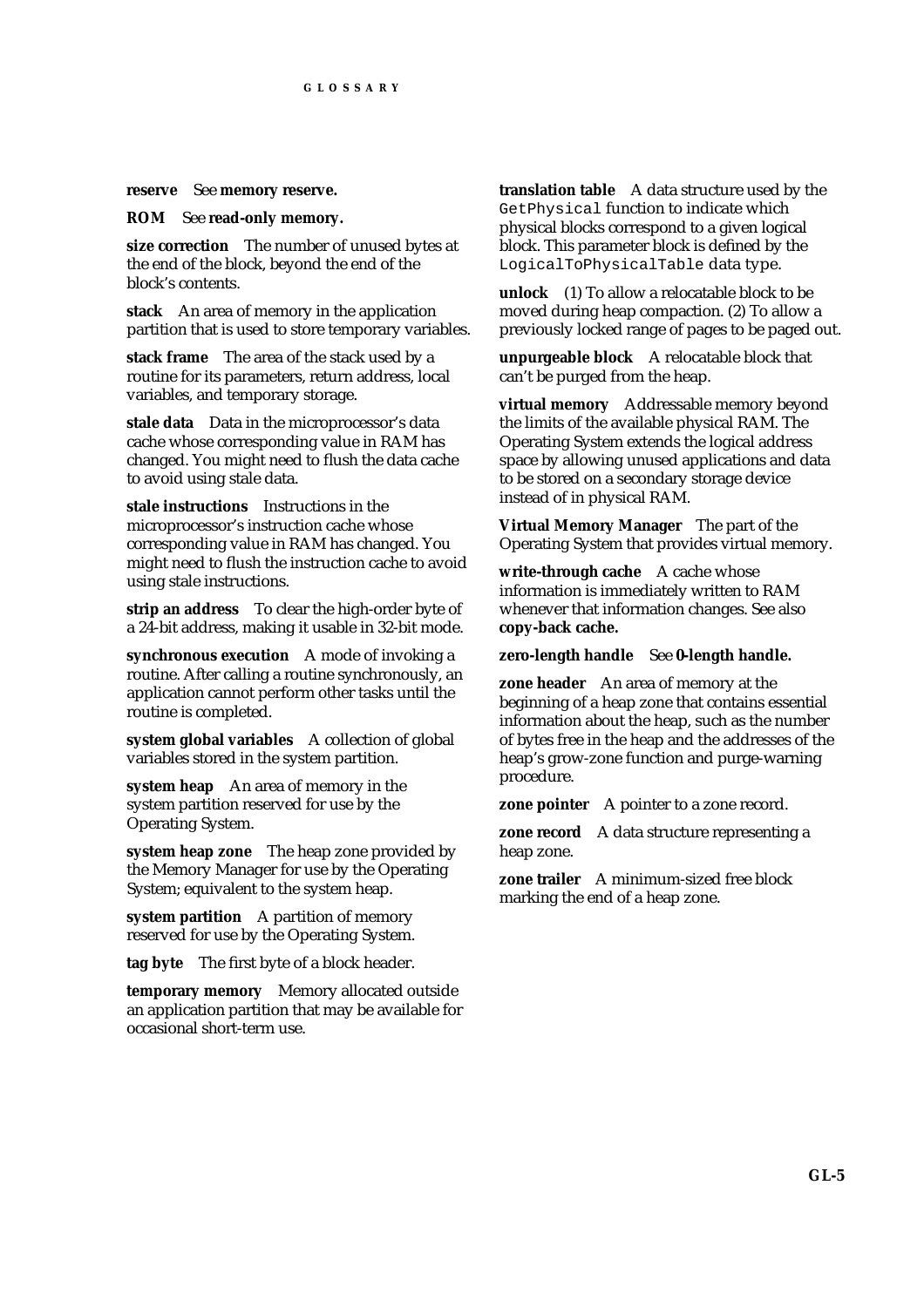**reserve** See **memory reserve.**

**ROM** See **read-only memory.**

**size correction** The number of unused bytes at the end of the block, beyond the end of the block's contents.

**stack** An area of memory in the application partition that is used to store temporary variables.

**stack frame** The area of the stack used by a routine for its parameters, return address, local variables, and temporary storage.

**stale data** Data in the microprocessor's data cache whose corresponding value in RAM has changed. You might need to flush the data cache to avoid using stale data.

**stale instructions** Instructions in the microprocessor's instruction cache whose corresponding value in RAM has changed. You might need to flush the instruction cache to avoid using stale instructions.

**strip an address** To clear the high-order byte of a 24-bit address, making it usable in 32-bit mode.

**synchronous execution** A mode of invoking a routine. After calling a routine synchronously, an application cannot perform other tasks until the routine is completed.

**system global variables** A collection of global variables stored in the system partition.

**system heap** An area of memory in the system partition reserved for use by the Operating System.

**system heap zone** The heap zone provided by the Memory Manager for use by the Operating System; equivalent to the system heap.

**system partition** A partition of memory reserved for use by the Operating System.

**tag byte** The first byte of a block header.

**temporary memory** Memory allocated outside an application partition that may be available for occasional short-term use.

**translation table** A data structure used by the `GetPhysical` function to indicate which physical blocks correspond to a given logical block. This parameter block is defined by the `LogicalToPhysicalTable` data type.

**unlock** (1) To allow a relocatable block to be moved during heap compaction. (2) To allow a previously locked range of pages to be paged out.

**unpurgeable block** A relocatable block that can't be purged from the heap.

**virtual memory** Addressable memory beyond the limits of the available physical RAM. The Operating System extends the logical address space by allowing unused applications and data to be stored on a secondary storage device instead of in physical RAM.

**Virtual Memory Manager** The part of the Operating System that provides virtual memory.

**write-through cache** A cache whose information is immediately written to RAM whenever that information changes. See also **copy-back cache.**

**zero-length handle** See **0-length handle.**

**zone header** An area of memory at the beginning of a heap zone that contains essential information about the heap, such as the number of bytes free in the heap and the addresses of the heap's grow-zone function and purge-warning procedure.

**zone pointer** A pointer to a zone record.

**zone record** A data structure representing a heap zone.

**zone trailer** A minimum-sized free block marking the end of a heap zone.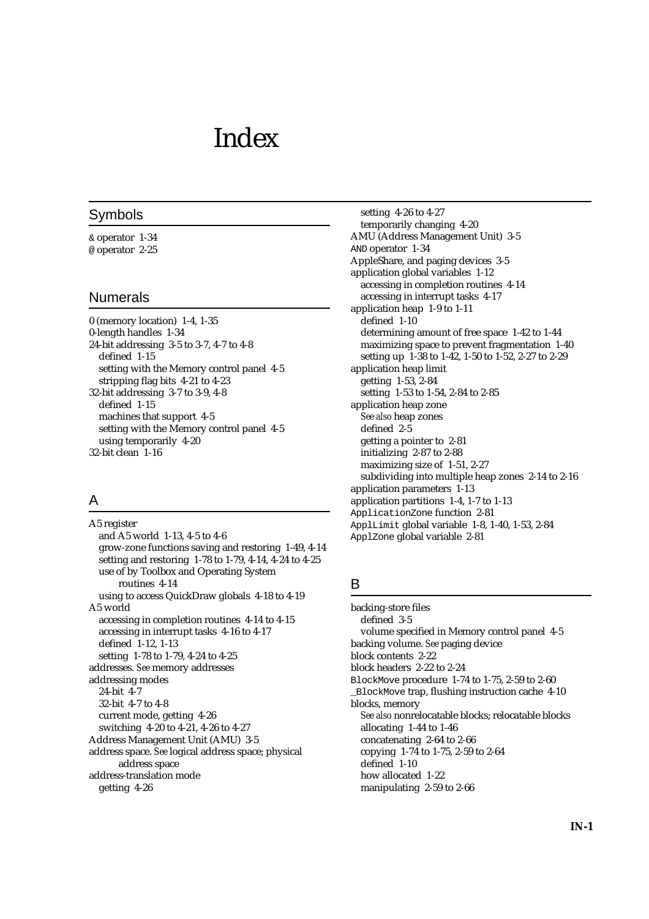# Index

## Symbols

& operator 1-34
@ operator 2-25

## Numerals

0 (memory location) 1-4, 1-35
0-length handles 1-34
24-bit addressing 3-5 to 3-7, 4-7 to 4-8
  defined 1-15
  setting with the Memory control panel 4-5
  stripping flag bits 4-21 to 4-23
32-bit addressing 3-7 to 3-9, 4-8
  defined 1-15
  machines that support 4-5
  setting with the Memory control panel 4-5
  using temporarily 4-20
32-bit clean 1-16

## A

A5 register
  and A5 world 1-13, 4-5 to 4-6
  grow-zone functions saving and restoring 1-49, 4-14
  setting and restoring 1-78 to 1-79, 4-14, 4-24 to 4-25
  use of by Toolbox and Operating System routines 4-14
  using to access QuickDraw globals 4-18 to 4-19
A5 world
  accessing in completion routines 4-14 to 4-15
  accessing in interrupt tasks 4-16 to 4-17
  defined 1-12, 1-13
  setting 1-78 to 1-79, 4-24 to 4-25
addresses. *See* memory addresses
addressing modes
  24-bit 4-7
  32-bit 4-7 to 4-8
  current mode, getting 4-26
  switching 4-20 to 4-21, 4-26 to 4-27
Address Management Unit (AMU) 3-5
address space. *See* logical address space; physical address space
address-translation mode
  getting 4-26
  setting 4-26 to 4-27
  temporarily changing 4-20
AMU (Address Management Unit) 3-5
AND operator 1-34
AppleShare, and paging devices 3-5
application global variables 1-12
  accessing in completion routines 4-14
  accessing in interrupt tasks 4-17
application heap 1-9 to 1-11
  defined 1-10
  determining amount of free space 1-42 to 1-44
  maximizing space to prevent fragmentation 1-40
  setting up 1-38 to 1-42, 1-50 to 1-52, 2-27 to 2-29
application heap limit
  getting 1-53, 2-84
  setting 1-53 to 1-54, 2-84 to 2-85
application heap zone
  *See also* heap zones
  defined 2-5
  getting a pointer to 2-81
  initializing 2-87 to 2-88
  maximizing size of 1-51, 2-27
  subdividing into multiple heap zones 2-14 to 2-16
application parameters 1-13
application partitions 1-4, 1-7 to 1-13
ApplicationZone function 2-81
ApplLimit global variable 1-8, 1-40, 1-53, 2-84
ApplZone global variable 2-81

## B

backing-store files
  defined 3-5
  volume specified in Memory control panel 4-5
backing volume. *See* paging device
block contents 2-22
block headers 2-22 to 2-24
BlockMove procedure 1-74 to 1-75, 2-59 to 2-60
_BlockMove trap, flushing instruction cache 4-10
blocks, memory
  *See also* nonrelocatable blocks; relocatable blocks
  allocating 1-44 to 1-46
  concatenating 2-64 to 2-66
  copying 1-74 to 1-75, 2-59 to 2-64
  defined 1-10
  how allocated 1-22
  manipulating 2-59 to 2-66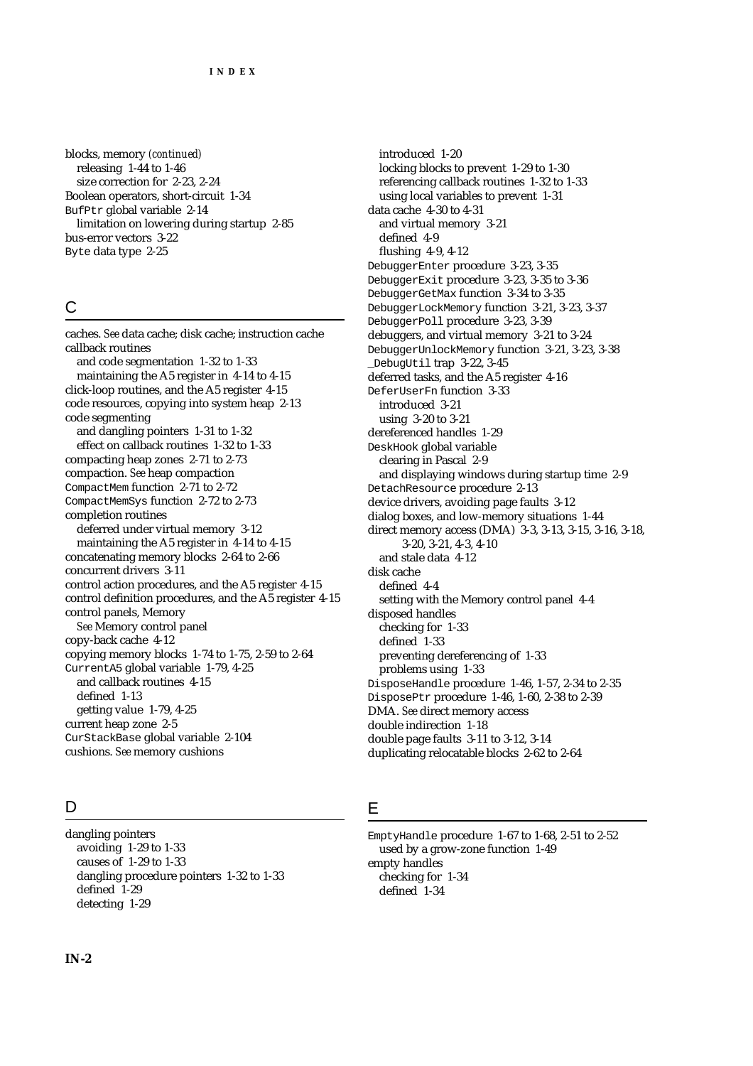blocks, memory *(continued)*
  releasing 1-44 to 1-46
  size correction for 2-23, 2-24
Boolean operators, short-circuit 1-34
`BufPtr` global variable 2-14
  limitation on lowering during startup 2-85
bus-error vectors 3-22
`Byte` data type 2-25

## C

caches. *See* data cache; disk cache; instruction cache
callback routines
  and code segmentation 1-32 to 1-33
  maintaining the A5 register in 4-14 to 4-15
click-loop routines, and the A5 register 4-15
code resources, copying into system heap 2-13
code segmenting
  and dangling pointers 1-31 to 1-32
  effect on callback routines 1-32 to 1-33
compacting heap zones 2-71 to 2-73
compaction. *See* heap compaction
`CompactMem` function 2-71 to 2-72
`CompactMemSys` function 2-72 to 2-73
completion routines
  deferred under virtual memory 3-12
  maintaining the A5 register in 4-14 to 4-15
concatenating memory blocks 2-64 to 2-66
concurrent drivers 3-11
control action procedures, and the A5 register 4-15
control definition procedures, and the A5 register 4-15
control panels, Memory
  *See* Memory control panel
copy-back cache 4-12
copying memory blocks 1-74 to 1-75, 2-59 to 2-64
`CurrentA5` global variable 1-79, 4-25
  and callback routines 4-15
  defined 1-13
  getting value 1-79, 4-25
current heap zone 2-5
`CurStackBase` global variable 2-104
cushions. *See* memory cushions

## D

dangling pointers
  avoiding 1-29 to 1-33
  causes of 1-29 to 1-33
  dangling procedure pointers 1-32 to 1-33
  defined 1-29
  detecting 1-29
  introduced 1-20
  locking blocks to prevent 1-29 to 1-30
  referencing callback routines 1-32 to 1-33
  using local variables to prevent 1-31
data cache 4-30 to 4-31
  and virtual memory 3-21
  defined 4-9
  flushing 4-9, 4-12
`DebuggerEnter` procedure 3-23, 3-35
`DebuggerExit` procedure 3-23, 3-35 to 3-36
`DebuggerGetMax` function 3-34 to 3-35
`DebuggerLockMemory` function 3-21, 3-23, 3-37
`DebuggerPoll` procedure 3-23, 3-39
debuggers, and virtual memory 3-21 to 3-24
`DebuggerUnlockMemory` function 3-21, 3-23, 3-38
`_DebugUtil` trap 3-22, 3-45
deferred tasks, and the A5 register 4-16
`DeferUserFn` function 3-33
  introduced 3-21
  using 3-20 to 3-21
dereferenced handles 1-29
`DeskHook` global variable
  clearing in Pascal 2-9
  and displaying windows during startup time 2-9
`DetachResource` procedure 2-13
device drivers, avoiding page faults 3-12
dialog boxes, and low-memory situations 1-44
direct memory access (DMA) 3-3, 3-13, 3-15, 3-16, 3-18, 3-20, 3-21, 4-3, 4-10
  and stale data 4-12
disk cache
  defined 4-4
  setting with the Memory control panel 4-4
disposed handles
  checking for 1-33
  defined 1-33
  preventing dereferencing of 1-33
  problems using 1-33
`DisposeHandle` procedure 1-46, 1-57, 2-34 to 2-35
`DisposePtr` procedure 1-46, 1-60, 2-38 to 2-39
DMA. *See* direct memory access
double indirection 1-18
double page faults 3-11 to 3-12, 3-14
duplicating relocatable blocks 2-62 to 2-64

## E

`EmptyHandle` procedure 1-67 to 1-68, 2-51 to 2-52
  used by a grow-zone function 1-49
empty handles
  checking for 1-34
  defined 1-34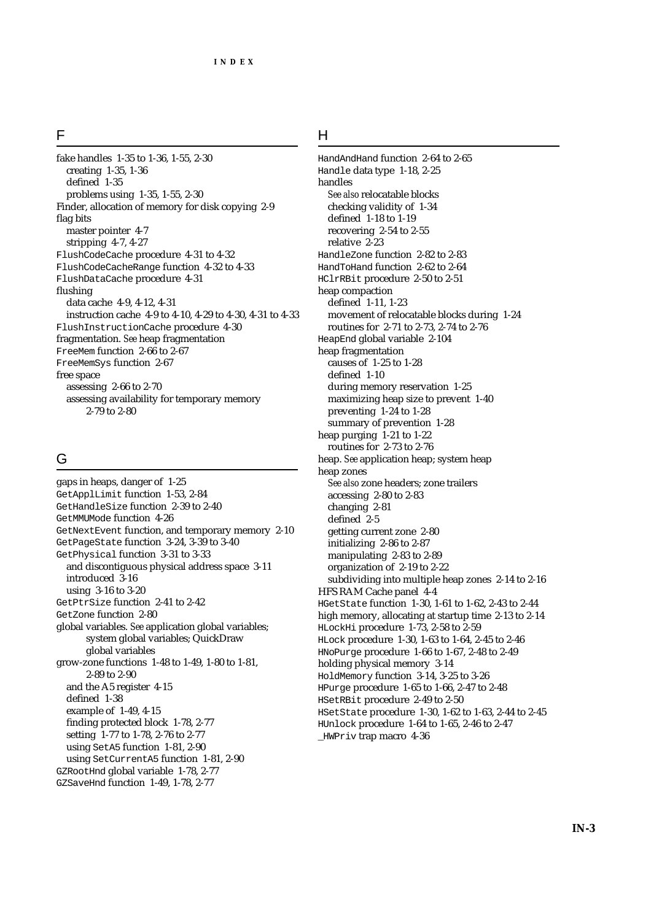## F

fake handles 1-35 to 1-36, 1-55, 2-30
  creating 1-35, 1-36
  defined 1-35
  problems using 1-35, 1-55, 2-30
Finder, allocation of memory for disk copying 2-9
flag bits
  master pointer 4-7
  stripping 4-7, 4-27
FlushCodeCache procedure 4-31 to 4-32
FlushCodeCacheRange function 4-32 to 4-33
FlushDataCache procedure 4-31
flushing
  data cache 4-9, 4-12, 4-31
  instruction cache 4-9 to 4-10, 4-29 to 4-30, 4-31 to 4-33
FlushInstructionCache procedure 4-30
fragmentation. *See* heap fragmentation
FreeMem function 2-66 to 2-67
FreeMemSys function 2-67
free space
  assessing 2-66 to 2-70
  assessing availability for temporary memory 2-79 to 2-80

## G

gaps in heaps, danger of 1-25
GetApplLimit function 1-53, 2-84
GetHandleSize function 2-39 to 2-40
GetMMUMode function 4-26
GetNextEvent function, and temporary memory 2-10
GetPageState function 3-24, 3-39 to 3-40
GetPhysical function 3-31 to 3-33
  and discontiguous physical address space 3-11
  introduced 3-16
  using 3-16 to 3-20
GetPtrSize function 2-41 to 2-42
GetZone function 2-80
global variables. *See* application global variables; system global variables; QuickDraw global variables
grow-zone functions 1-48 to 1-49, 1-80 to 1-81, 2-89 to 2-90
  and the A5 register 4-15
  defined 1-38
  example of 1-49, 4-15
  finding protected block 1-78, 2-77
  setting 1-77 to 1-78, 2-76 to 2-77
  using SetA5 function 1-81, 2-90
  using SetCurrentA5 function 1-81, 2-90
GZRootHnd global variable 1-78, 2-77
GZSaveHnd function 1-49, 1-78, 2-77

## H

HandAndHand function 2-64 to 2-65
Handle data type 1-18, 2-25
handles
  *See also* relocatable blocks
  checking validity of 1-34
  defined 1-18 to 1-19
  recovering 2-54 to 2-55
  relative 2-23
HandleZone function 2-82 to 2-83
HandToHand function 2-62 to 2-64
HClrRBit procedure 2-50 to 2-51
heap compaction
  defined 1-11, 1-23
  movement of relocatable blocks during 1-24
  routines for 2-71 to 2-73, 2-74 to 2-76
HeapEnd global variable 2-104
heap fragmentation
  causes of 1-25 to 1-28
  defined 1-10
  during memory reservation 1-25
  maximizing heap size to prevent 1-40
  preventing 1-24 to 1-28
  summary of prevention 1-28
heap purging 1-21 to 1-22
  routines for 2-73 to 2-76
heap. *See* application heap; system heap
heap zones
  *See also* zone headers; zone trailers
  accessing 2-80 to 2-83
  changing 2-81
  defined 2-5
  getting current zone 2-80
  initializing 2-86 to 2-87
  manipulating 2-83 to 2-89
  organization of 2-19 to 2-22
  subdividing into multiple heap zones 2-14 to 2-16
HFS RAM Cache panel 4-4
HGetState function 1-30, 1-61 to 1-62, 2-43 to 2-44
high memory, allocating at startup time 2-13 to 2-14
HLockHi procedure 1-73, 2-58 to 2-59
HLock procedure 1-30, 1-63 to 1-64, 2-45 to 2-46
HNoPurge procedure 1-66 to 1-67, 2-48 to 2-49
holding physical memory 3-14
HoldMemory function 3-14, 3-25 to 3-26
HPurge procedure 1-65 to 1-66, 2-47 to 2-48
HSetRBit procedure 2-49 to 2-50
HSetState procedure 1-30, 1-62 to 1-63, 2-44 to 2-45
HUnlock procedure 1-64 to 1-65, 2-46 to 2-47
_HWPriv trap macro 4-36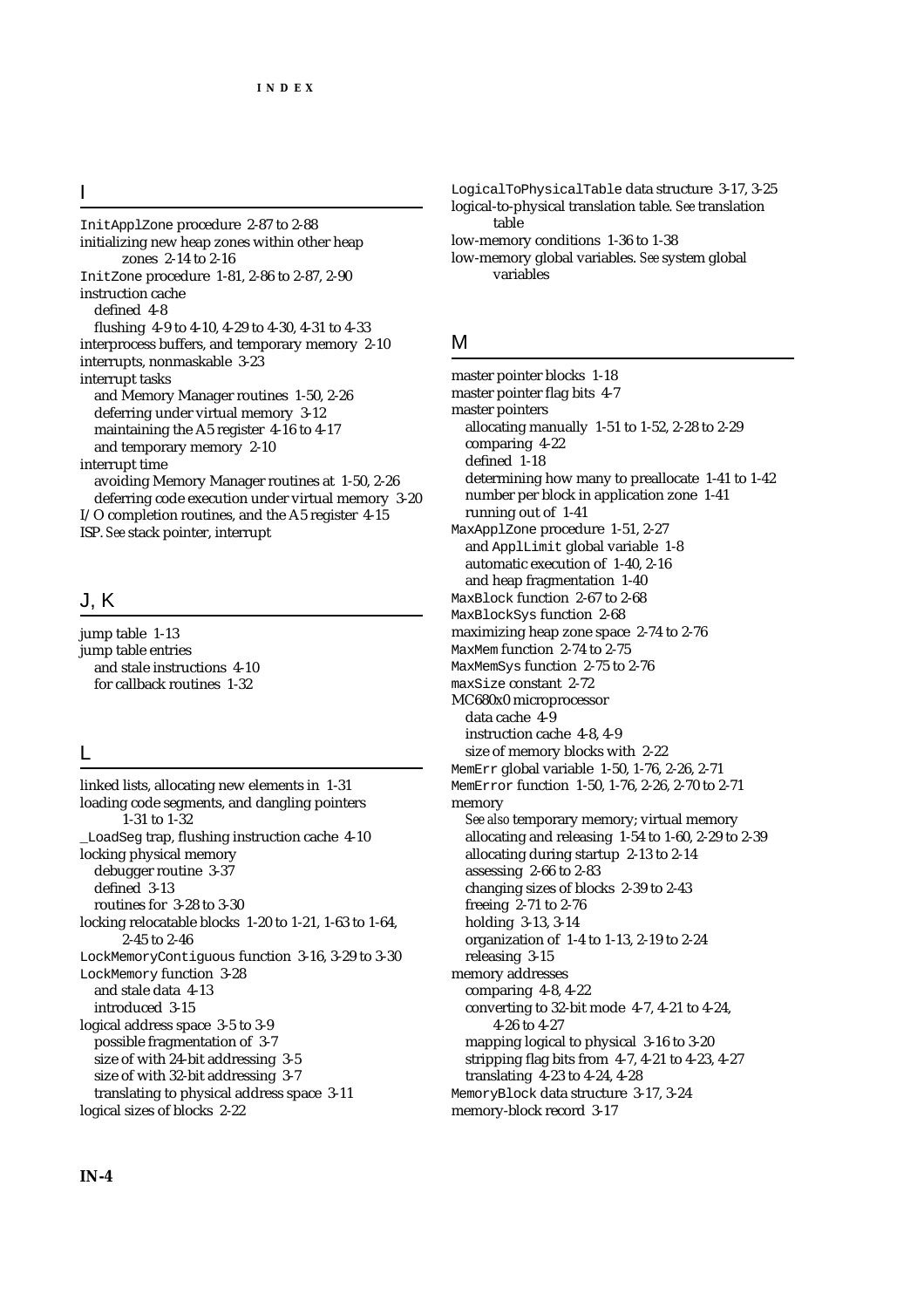## I

InitApplZone procedure 2-87 to 2-88
initializing new heap zones within other heap zones 2-14 to 2-16
InitZone procedure 1-81, 2-86 to 2-87, 2-90
instruction cache
  defined 4-8
  flushing 4-9 to 4-10, 4-29 to 4-30, 4-31 to 4-33
interprocess buffers, and temporary memory 2-10
interrupts, nonmaskable 3-23
interrupt tasks
  and Memory Manager routines 1-50, 2-26
  deferring under virtual memory 3-12
  maintaining the A5 register 4-16 to 4-17
  and temporary memory 2-10
interrupt time
  avoiding Memory Manager routines at 1-50, 2-26
  deferring code execution under virtual memory 3-20
I/O completion routines, and the A5 register 4-15
ISP. *See* stack pointer, interrupt

## J, K

jump table 1-13
jump table entries
  and stale instructions 4-10
  for callback routines 1-32

## L

linked lists, allocating new elements in 1-31
loading code segments, and dangling pointers 1-31 to 1-32
_LoadSeg trap, flushing instruction cache 4-10
locking physical memory
  debugger routine 3-37
  defined 3-13
  routines for 3-28 to 3-30
locking relocatable blocks 1-20 to 1-21, 1-63 to 1-64, 2-45 to 2-46
LockMemoryContiguous function 3-16, 3-29 to 3-30
LockMemory function 3-28
  and stale data 4-13
  introduced 3-15
logical address space 3-5 to 3-9
  possible fragmentation of 3-7
  size of with 24-bit addressing 3-5
  size of with 32-bit addressing 3-7
  translating to physical address space 3-11
logical sizes of blocks 2-22
LogicalToPhysicalTable data structure 3-17, 3-25
logical-to-physical translation table. *See* translation table
low-memory conditions 1-36 to 1-38
low-memory global variables. *See* system global variables

## M

master pointer blocks 1-18
master pointer flag bits 4-7
master pointers
  allocating manually 1-51 to 1-52, 2-28 to 2-29
  comparing 4-22
  defined 1-18
  determining how many to preallocate 1-41 to 1-42
  number per block in application zone 1-41
  running out of 1-41
MaxApplZone procedure 1-51, 2-27
  and ApplLimit global variable 1-8
  automatic execution of 1-40, 2-16
  and heap fragmentation 1-40
MaxBlock function 2-67 to 2-68
MaxBlockSys function 2-68
maximizing heap zone space 2-74 to 2-76
MaxMem function 2-74 to 2-75
MaxMemSys function 2-75 to 2-76
maxSize constant 2-72
MC680x0 microprocessor
  data cache 4-9
  instruction cache 4-8, 4-9
  size of memory blocks with 2-22
MemErr global variable 1-50, 1-76, 2-26, 2-71
MemError function 1-50, 1-76, 2-26, 2-70 to 2-71
memory
  *See also* temporary memory; virtual memory
  allocating and releasing 1-54 to 1-60, 2-29 to 2-39
  allocating during startup 2-13 to 2-14
  assessing 2-66 to 2-83
  changing sizes of blocks 2-39 to 2-43
  freeing 2-71 to 2-76
  holding 3-13, 3-14
  organization of 1-4 to 1-13, 2-19 to 2-24
  releasing 3-15
memory addresses
  comparing 4-8, 4-22
  converting to 32-bit mode 4-7, 4-21 to 4-24, 4-26 to 4-27
  mapping logical to physical 3-16 to 3-20
  stripping flag bits from 4-7, 4-21 to 4-23, 4-27
  translating 4-23 to 4-24, 4-28
MemoryBlock data structure 3-17, 3-24
memory-block record 3-17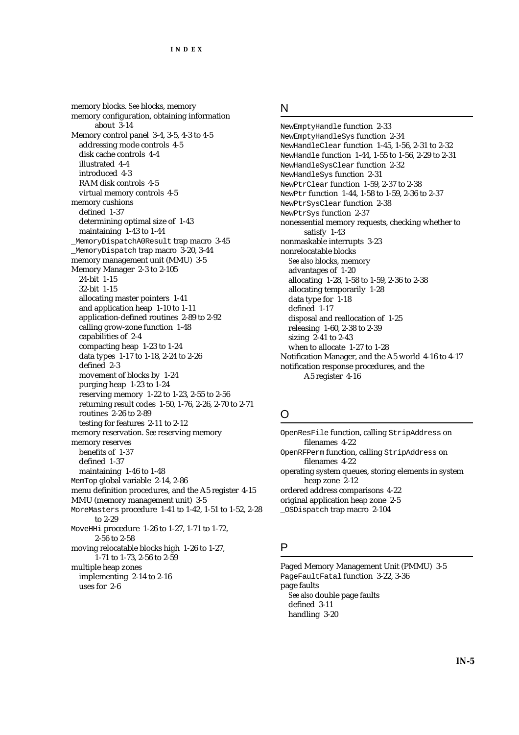memory blocks. *See* blocks, memory
memory configuration, obtaining information about 3-14
Memory control panel 3-4, 3-5, 4-3 to 4-5
- addressing mode controls 4-5
- disk cache controls 4-4
- illustrated 4-4
- introduced 4-3
- RAM disk controls 4-5
- virtual memory controls 4-5

memory cushions
- defined 1-37
- determining optimal size of 1-43
- maintaining 1-43 to 1-44

_MemoryDispatchA0Result trap macro 3-45
_MemoryDispatch trap macro 3-20, 3-44
memory management unit (MMU) 3-5
Memory Manager 2-3 to 2-105
- 24-bit 1-15
- 32-bit 1-15
- allocating master pointers 1-41
- and application heap 1-10 to 1-11
- application-defined routines 2-89 to 2-92
- calling grow-zone function 1-48
- capabilities of 2-4
- compacting heap 1-23 to 1-24
- data types 1-17 to 1-18, 2-24 to 2-26
- defined 2-3
- movement of blocks by 1-24
- purging heap 1-23 to 1-24
- reserving memory 1-22 to 1-23, 2-55 to 2-56
- returning result codes 1-50, 1-76, 2-26, 2-70 to 2-71
- routines 2-26 to 2-89
- testing for features 2-11 to 2-12

memory reservation. *See* reserving memory
memory reserves
- benefits of 1-37
- defined 1-37
- maintaining 1-46 to 1-48

MemTop global variable 2-14, 2-86
menu definition procedures, and the A5 register 4-15
MMU (memory management unit) 3-5
MoreMasters procedure 1-41 to 1-42, 1-51 to 1-52, 2-28 to 2-29
MoveHHi procedure 1-26 to 1-27, 1-71 to 1-72, 2-56 to 2-58
moving relocatable blocks high 1-26 to 1-27, 1-71 to 1-73, 2-56 to 2-59
multiple heap zones
- implementing 2-14 to 2-16
- uses for 2-6

## N

NewEmptyHandle function 2-33
NewEmptyHandleSys function 2-34
NewHandleClear function 1-45, 1-56, 2-31 to 2-32
NewHandle function 1-44, 1-55 to 1-56, 2-29 to 2-31
NewHandleSysClear function 2-32
NewHandleSys function 2-31
NewPtrClear function 1-59, 2-37 to 2-38
NewPtr function 1-44, 1-58 to 1-59, 2-36 to 2-37
NewPtrSysClear function 2-38
NewPtrSys function 2-37
nonessential memory requests, checking whether to satisfy 1-43
nonmaskable interrupts 3-23
nonrelocatable blocks
- *See also* blocks, memory
- advantages of 1-20
- allocating 1-28, 1-58 to 1-59, 2-36 to 2-38
- allocating temporarily 1-28
- data type for 1-18
- defined 1-17
- disposal and reallocation of 1-25
- releasing 1-60, 2-38 to 2-39
- sizing 2-41 to 2-43
- when to allocate 1-27 to 1-28

Notification Manager, and the A5 world 4-16 to 4-17
notification response procedures, and the A5 register 4-16

## O

OpenResFile function, calling StripAddress on filenames 4-22
OpenRFPerm function, calling StripAddress on filenames 4-22
operating system queues, storing elements in system heap zone 2-12
ordered address comparisons 4-22
original application heap zone 2-5
_OSDispatch trap macro 2-104

## P

Paged Memory Management Unit (PMMU) 3-5
PageFaultFatal function 3-22, 3-36
page faults
- *See also* double page faults
- defined 3-11
- handling 3-20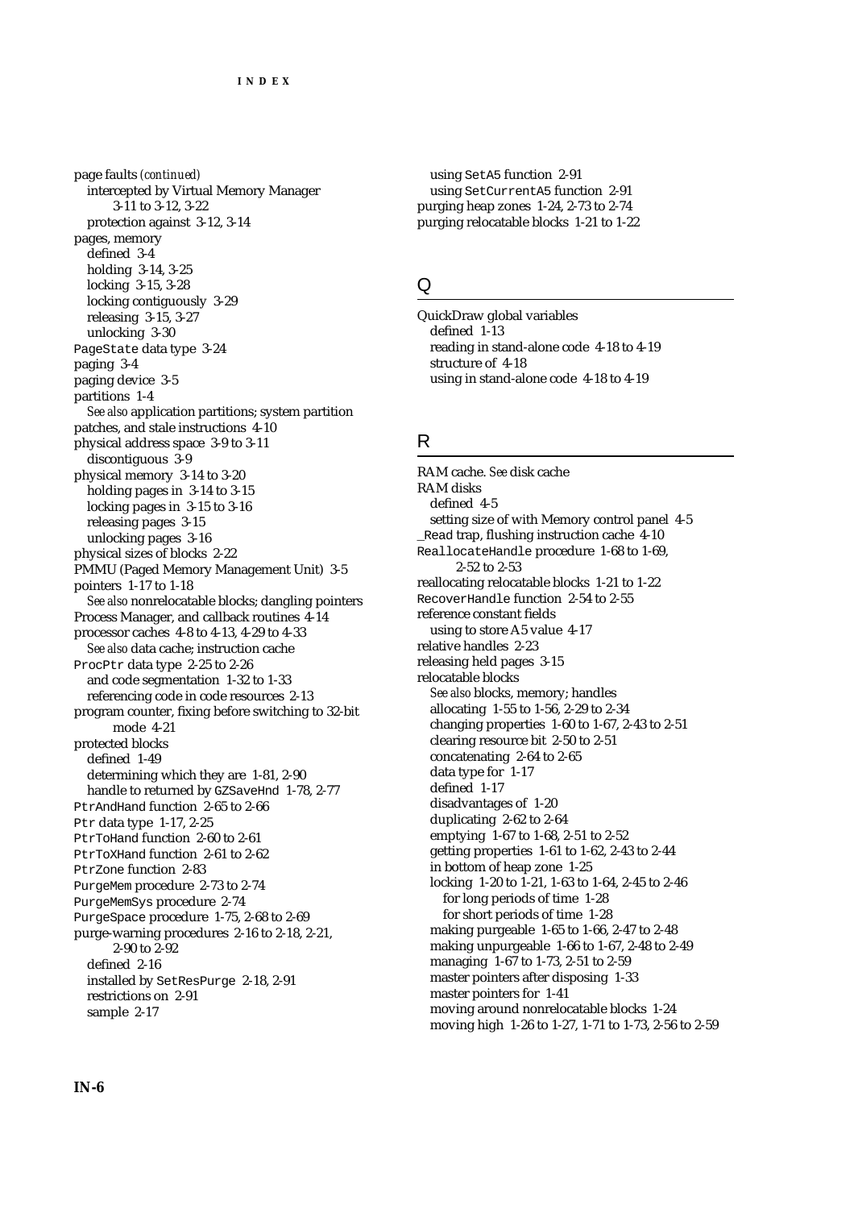page faults *(continued)*
- intercepted by Virtual Memory Manager 3-11 to 3-12, 3-22
- protection against 3-12, 3-14

pages, memory
- defined 3-4
- holding 3-14, 3-25
- locking 3-15, 3-28
- locking contiguously 3-29
- releasing 3-15, 3-27
- unlocking 3-30

`PageState` data type 3-24
paging 3-4
paging device 3-5
partitions 1-4
- *See also* application partitions; system partition

patches, and stale instructions 4-10
physical address space 3-9 to 3-11
- discontiguous 3-9

physical memory 3-14 to 3-20
- holding pages in 3-14 to 3-15
- locking pages in 3-15 to 3-16
- releasing pages 3-15
- unlocking pages 3-16

physical sizes of blocks 2-22
PMMU (Paged Memory Management Unit) 3-5
pointers 1-17 to 1-18
- *See also* nonrelocatable blocks; dangling pointers

Process Manager, and callback routines 4-14
processor caches 4-8 to 4-13, 4-29 to 4-33
- *See also* data cache; instruction cache

`ProcPtr` data type 2-25 to 2-26
- and code segmentation 1-32 to 1-33
- referencing code in code resources 2-13

program counter, fixing before switching to 32-bit mode 4-21
protected blocks
- defined 1-49
- determining which they are 1-81, 2-90
- handle to returned by `GZSaveHnd` 1-78, 2-77

`PtrAndHand` function 2-65 to 2-66
`Ptr` data type 1-17, 2-25
`PtrToHand` function 2-60 to 2-61
`PtrToXHand` function 2-61 to 2-62
`PtrZone` function 2-83
`PurgeMem` procedure 2-73 to 2-74
`PurgeMemSys` procedure 2-74
`PurgeSpace` procedure 1-75, 2-68 to 2-69
purge-warning procedures 2-16 to 2-18, 2-21, 2-90 to 2-92
- defined 2-16
- installed by `SetResPurge` 2-18, 2-91
- restrictions on 2-91
- sample 2-17
- using `SetA5` function 2-91
- using `SetCurrentA5` function 2-91

purging heap zones 1-24, 2-73 to 2-74
purging relocatable blocks 1-21 to 1-22

## Q

QuickDraw global variables
- defined 1-13
- reading in stand-alone code 4-18 to 4-19
- structure of 4-18
- using in stand-alone code 4-18 to 4-19

## R

RAM cache. *See* disk cache
RAM disks
- defined 4-5
- setting size of with Memory control panel 4-5

`_Read` trap, flushing instruction cache 4-10
`ReallocateHandle` procedure 1-68 to 1-69, 2-52 to 2-53
reallocating relocatable blocks 1-21 to 1-22
`RecoverHandle` function 2-54 to 2-55
reference constant fields
- using to store A5 value 4-17

relative handles 2-23
releasing held pages 3-15
relocatable blocks
- *See also* blocks, memory; handles
- allocating 1-55 to 1-56, 2-29 to 2-34
- changing properties 1-60 to 1-67, 2-43 to 2-51
- clearing resource bit 2-50 to 2-51
- concatenating 2-64 to 2-65
- data type for 1-17
- defined 1-17
- disadvantages of 1-20
- duplicating 2-62 to 2-64
- emptying 1-67 to 1-68, 2-51 to 2-52
- getting properties 1-61 to 1-62, 2-43 to 2-44
- in bottom of heap zone 1-25
- locking 1-20 to 1-21, 1-63 to 1-64, 2-45 to 2-46
  - for long periods of time 1-28
  - for short periods of time 1-28
- making purgeable 1-65 to 1-66, 2-47 to 2-48
- making unpurgeable 1-66 to 1-67, 2-48 to 2-49
- managing 1-67 to 1-73, 2-51 to 2-59
- master pointers after disposing 1-33
- master pointers for 1-41
- moving around nonrelocatable blocks 1-24
- moving high 1-26 to 1-27, 1-71 to 1-73, 2-56 to 2-59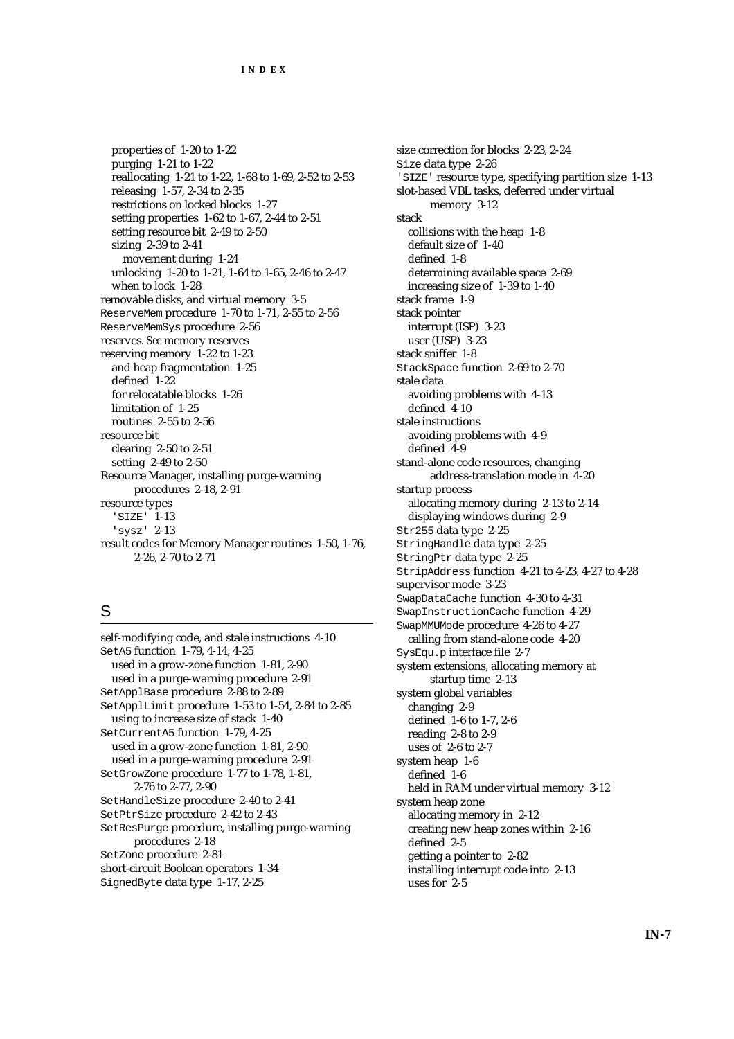properties of 1-20 to 1-22
purging 1-21 to 1-22
reallocating 1-21 to 1-22, 1-68 to 1-69, 2-52 to 2-53
releasing 1-57, 2-34 to 2-35
restrictions on locked blocks 1-27
setting properties 1-62 to 1-67, 2-44 to 2-51
setting resource bit 2-49 to 2-50
sizing 2-39 to 2-41
movement during 1-24
unlocking 1-20 to 1-21, 1-64 to 1-65, 2-46 to 2-47
when to lock 1-28
removable disks, and virtual memory 3-5
`ReserveMem` procedure 1-70 to 1-71, 2-55 to 2-56
`ReserveMemSys` procedure 2-56
reserves. *See* memory reserves
reserving memory 1-22 to 1-23
and heap fragmentation 1-25
defined 1-22
for relocatable blocks 1-26
limitation of 1-25
routines 2-55 to 2-56
resource bit
clearing 2-50 to 2-51
setting 2-49 to 2-50
Resource Manager, installing purge-warning procedures 2-18, 2-91
resource types
`'SIZE'` 1-13
`'sysz'` 2-13
result codes for Memory Manager routines 1-50, 1-76, 2-26, 2-70 to 2-71

## S

self-modifying code, and stale instructions 4-10
`SetA5` function 1-79, 4-14, 4-25
used in a grow-zone function 1-81, 2-90
used in a purge-warning procedure 2-91
`SetApplBase` procedure 2-88 to 2-89
`SetApplLimit` procedure 1-53 to 1-54, 2-84 to 2-85
using to increase size of stack 1-40
`SetCurrentA5` function 1-79, 4-25
used in a grow-zone function 1-81, 2-90
used in a purge-warning procedure 2-91
`SetGrowZone` procedure 1-77 to 1-78, 1-81, 2-76 to 2-77, 2-90
`SetHandleSize` procedure 2-40 to 2-41
`SetPtrSize` procedure 2-42 to 2-43
`SetResPurge` procedure, installing purge-warning procedures 2-18
`SetZone` procedure 2-81
short-circuit Boolean operators 1-34
`SignedByte` data type 1-17, 2-25
size correction for blocks 2-23, 2-24
`Size` data type 2-26
`'SIZE'` resource type, specifying partition size 1-13
slot-based VBL tasks, deferred under virtual memory 3-12
stack
collisions with the heap 1-8
default size of 1-40
defined 1-8
determining available space 2-69
increasing size of 1-39 to 1-40
stack frame 1-9
stack pointer
interrupt (ISP) 3-23
user (USP) 3-23
stack sniffer 1-8
`StackSpace` function 2-69 to 2-70
stale data
avoiding problems with 4-13
defined 4-10
stale instructions
avoiding problems with 4-9
defined 4-9
stand-alone code resources, changing address-translation mode in 4-20
startup process
allocating memory during 2-13 to 2-14
displaying windows during 2-9
`Str255` data type 2-25
`StringHandle` data type 2-25
`StringPtr` data type 2-25
`StripAddress` function 4-21 to 4-23, 4-27 to 4-28
supervisor mode 3-23
`SwapDataCache` function 4-30 to 4-31
`SwapInstructionCache` function 4-29
`SwapMMUMode` procedure 4-26 to 4-27
calling from stand-alone code 4-20
`SysEqu.p` interface file 2-7
system extensions, allocating memory at startup time 2-13
system global variables
changing 2-9
defined 1-6 to 1-7, 2-6
reading 2-8 to 2-9
uses of 2-6 to 2-7
system heap 1-6
defined 1-6
held in RAM under virtual memory 3-12
system heap zone
allocating memory in 2-12
creating new heap zones within 2-16
defined 2-5
getting a pointer to 2-82
installing interrupt code into 2-13
uses for 2-5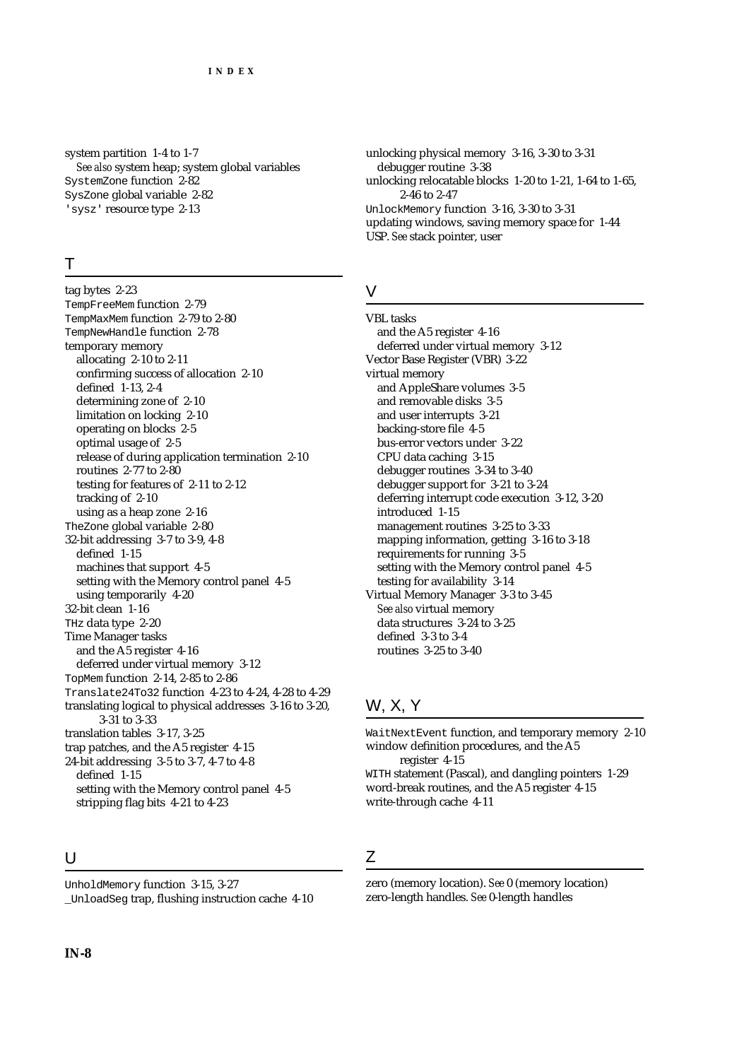system partition 1-4 to 1-7
*See also* system heap; system global variables
SystemZone function 2-82
SysZone global variable 2-82
'sysz' resource type 2-13

## T

tag bytes 2-23
TempFreeMem function 2-79
TempMaxMem function 2-79 to 2-80
TempNewHandle function 2-78
temporary memory
  allocating 2-10 to 2-11
  confirming success of allocation 2-10
  defined 1-13, 2-4
  determining zone of 2-10
  limitation on locking 2-10
  operating on blocks 2-5
  optimal usage of 2-5
  release of during application termination 2-10
  routines 2-77 to 2-80
  testing for features of 2-11 to 2-12
  tracking of 2-10
  using as a heap zone 2-16
TheZone global variable 2-80
32-bit addressing 3-7 to 3-9, 4-8
  defined 1-15
  machines that support 4-5
  setting with the Memory control panel 4-5
  using temporarily 4-20
32-bit clean 1-16
THz data type 2-20
Time Manager tasks
  and the A5 register 4-16
  deferred under virtual memory 3-12
TopMem function 2-14, 2-85 to 2-86
Translate24To32 function 4-23 to 4-24, 4-28 to 4-29
translating logical to physical addresses 3-16 to 3-20, 3-31 to 3-33
translation tables 3-17, 3-25
trap patches, and the A5 register 4-15
24-bit addressing 3-5 to 3-7, 4-7 to 4-8
  defined 1-15
  setting with the Memory control panel 4-5
  stripping flag bits 4-21 to 4-23

## U

UnholdMemory function 3-15, 3-27
_UnloadSeg trap, flushing instruction cache 4-10
unlocking physical memory 3-16, 3-30 to 3-31
  debugger routine 3-38
unlocking relocatable blocks 1-20 to 1-21, 1-64 to 1-65, 2-46 to 2-47
UnlockMemory function 3-16, 3-30 to 3-31
updating windows, saving memory space for 1-44
USP. *See* stack pointer, user

## V

VBL tasks
  and the A5 register 4-16
  deferred under virtual memory 3-12
Vector Base Register (VBR) 3-22
virtual memory
  and AppleShare volumes 3-5
  and removable disks 3-5
  and user interrupts 3-21
  backing-store file 4-5
  bus-error vectors under 3-22
  CPU data caching 3-15
  debugger routines 3-34 to 3-40
  debugger support for 3-21 to 3-24
  deferring interrupt code execution 3-12, 3-20
  introduced 1-15
  management routines 3-25 to 3-33
  mapping information, getting 3-16 to 3-18
  requirements for running 3-5
  setting with the Memory control panel 4-5
  testing for availability 3-14
Virtual Memory Manager 3-3 to 3-45
*See also* virtual memory
  data structures 3-24 to 3-25
  defined 3-3 to 3-4
  routines 3-25 to 3-40

## W, X, Y

WaitNextEvent function, and temporary memory 2-10
window definition procedures, and the A5 register 4-15
WITH statement (Pascal), and dangling pointers 1-29
word-break routines, and the A5 register 4-15
write-through cache 4-11

## Z

zero (memory location). *See* 0 (memory location)
zero-length handles. *See* 0-length handles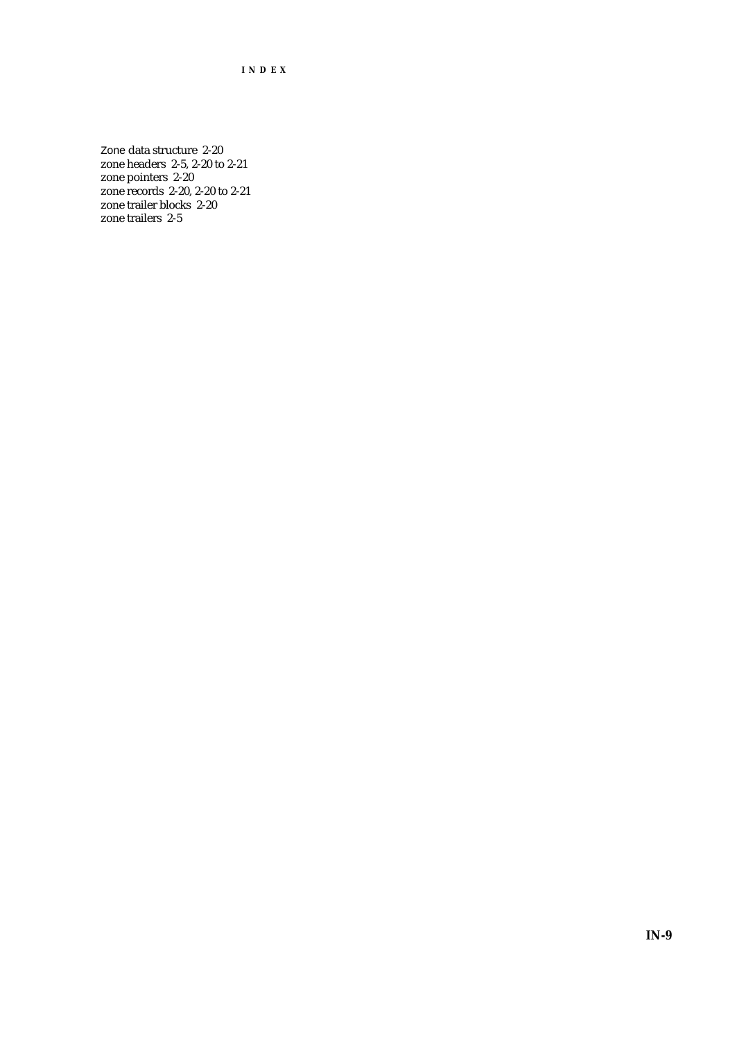Zone data structure 2-20
zone headers 2-5, 2-20 to 2-21
zone pointers 2-20
zone records 2-20, 2-20 to 2-21
zone trailer blocks 2-20
zone trailers 2-5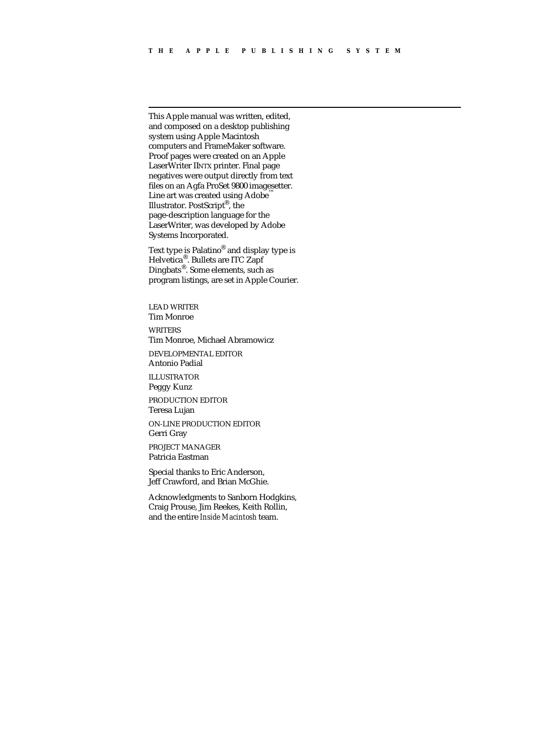# THE APPLE PUBLISHING SYSTEM

This Apple manual was written, edited, and composed on a desktop publishing system using Apple Macintosh computers and FrameMaker software. Proof pages were created on an Apple LaserWriter IINTX printer. Final page negatives were output directly from text files on an Agfa ProSet 9800 imagesetter. Line art was created using Adobe™ Illustrator. PostScript®, the page-description language for the LaserWriter, was developed by Adobe Systems Incorporated.

Text type is Palatino® and display type is Helvetica®. Bullets are ITC Zapf Dingbats®. Some elements, such as program listings, are set in Apple Courier.

LEAD WRITER
Tim Monroe

WRITERS
Tim Monroe, Michael Abramowicz

DEVELOPMENTAL EDITOR
Antonio Padial

ILLUSTRATOR
Peggy Kunz

PRODUCTION EDITOR
Teresa Lujan

ON-LINE PRODUCTION EDITOR
Gerri Gray

PROJECT MANAGER
Patricia Eastman

Special thanks to Eric Anderson, Jeff Crawford, and Brian McGhie.

Acknowledgments to Sanborn Hodgkins, Craig Prouse, Jim Reekes, Keith Rollin, and the entire *Inside Macintosh* team.